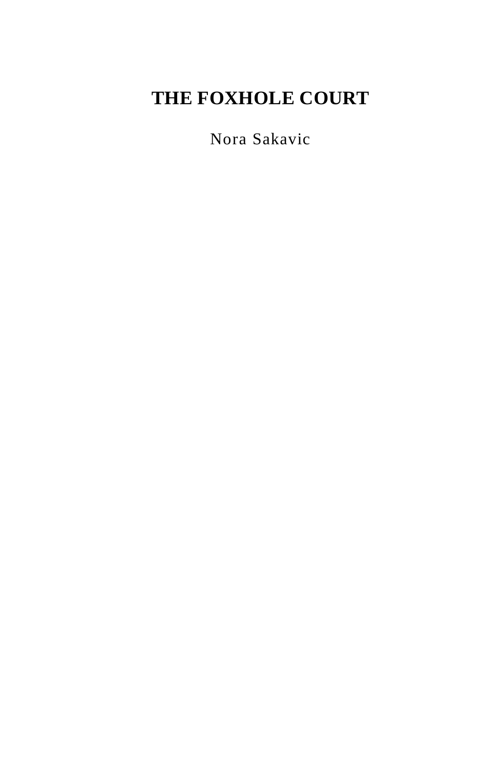# THE FOXHOLE COURT

Nora Sakavic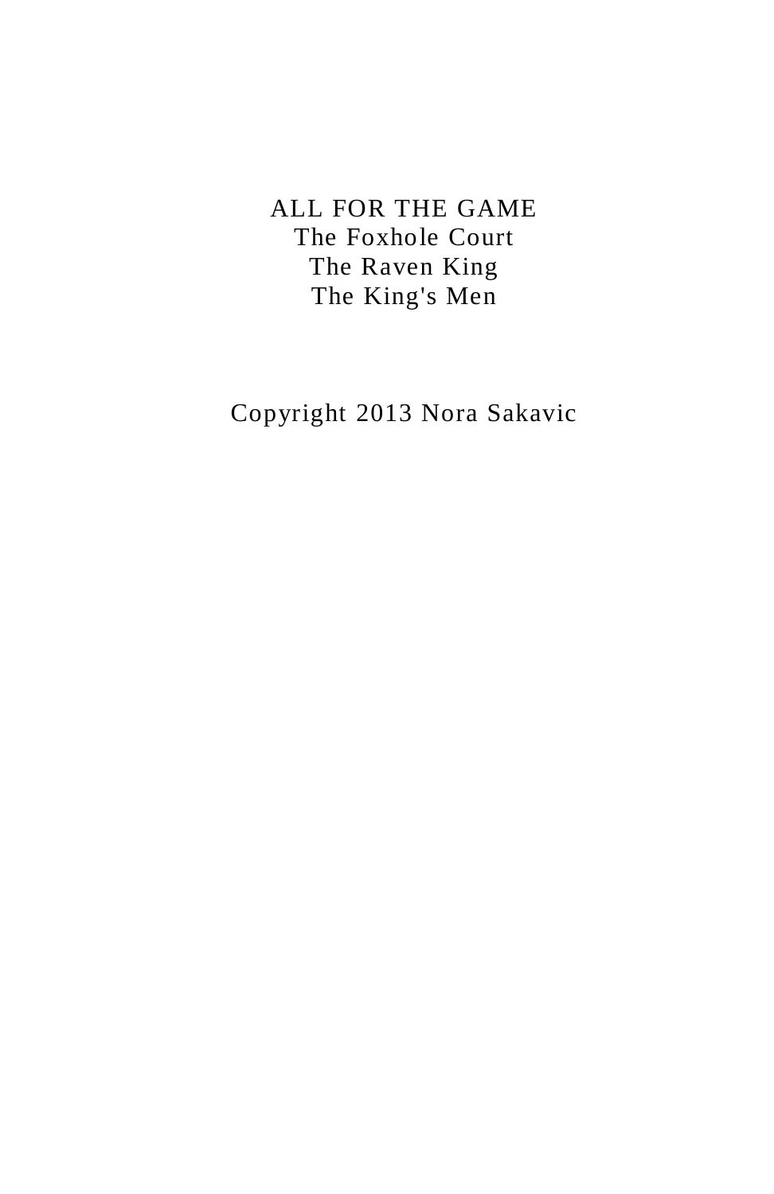ALL FOR THE GAME

The Foxhole Court

The Raven King

The King's Men

Copyright 2013 Nora Sakavic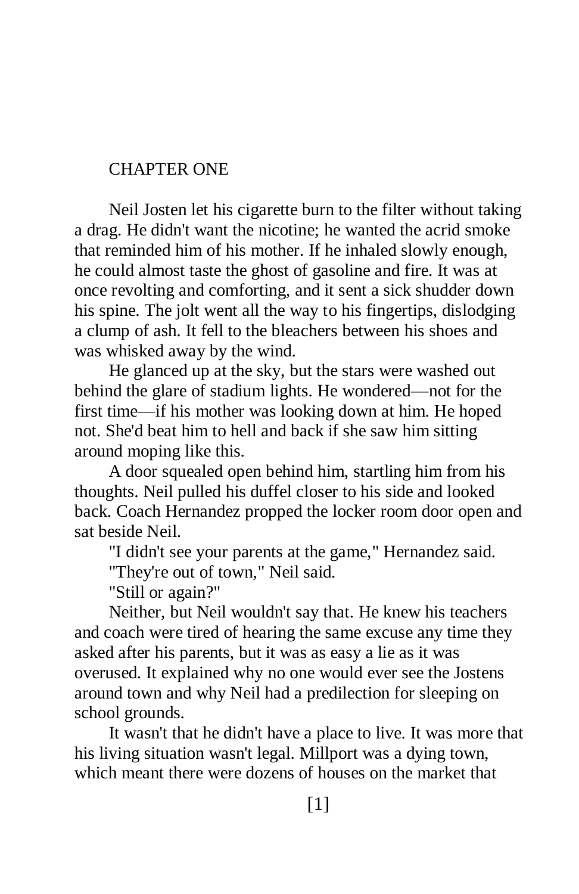# CHAPTER ONE

Neil Josten let his cigarette burn to the filter without taking a drag. He didn't want the nicotine; he wanted the acrid smoke that reminded him of his mother. If he inhaled slowly enough, he could almost taste the ghost of gasoline and fire. It was at once revolting and comforting, and it sent a sick shudder down his spine. The jolt went all the way to his fingertips, dislodging a clump of ash. It fell to the bleachers between his shoes and was whisked away by the wind.

He glanced up at the sky, but the stars were washed out behind the glare of stadium lights. He wondered—not for the first time—if his mother was looking down at him. He hoped not. She'd beat him to hell and back if she saw him sitting around moping like this.

A door squealed open behind him, startling him from his thoughts. Neil pulled his duffel closer to his side and looked back. Coach Hernandez propped the locker room door open and sat beside Neil.

"I didn't see your parents at the game," Hernandez said.

"They're out of town," Neil said.

"Still or again?"

Neither, but Neil wouldn't say that. He knew his teachers and coach were tired of hearing the same excuse any time they asked after his parents, but it was as easy a lie as it was overused. It explained why no one would ever see the Jostens around town and why Neil had a predilection for sleeping on school grounds.

It wasn't that he didn't have a place to live. It was more that his living situation wasn't legal. Millport was a dying town, which meant there were dozens of houses on the market that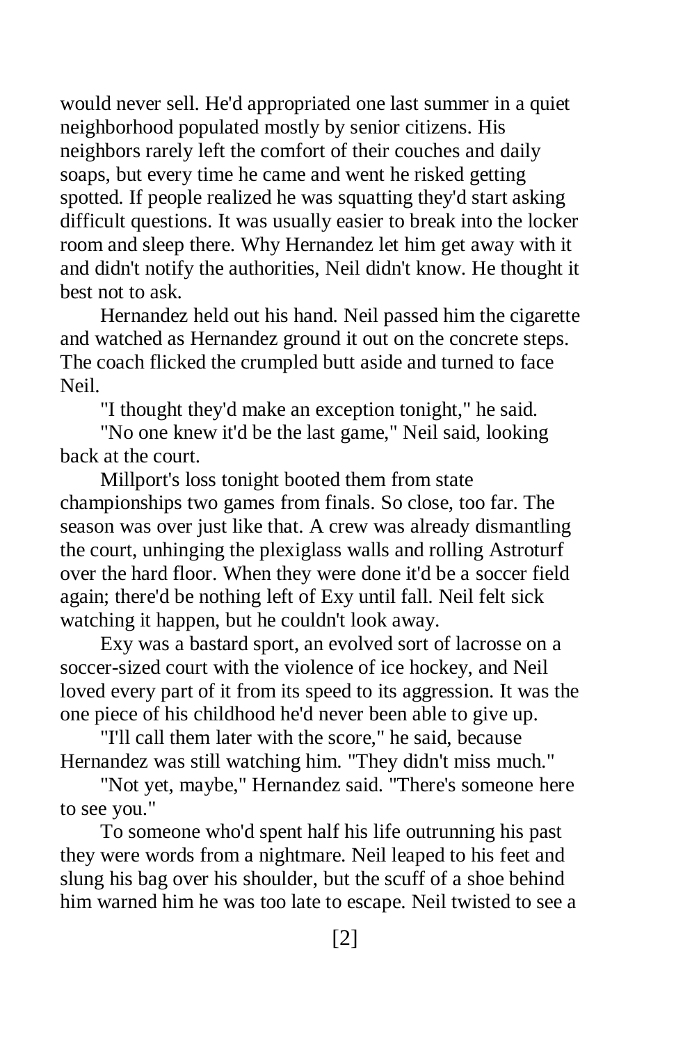would never sell. He'd appropriated one last summer in a quiet neighborhood populated mostly by senior citizens. His neighbors rarely left the comfort of their couches and daily soaps, but every time he came and went he risked getting spotted. If people realized he was squatting they'd start asking difficult questions. It was usually easier to break into the locker room and sleep there. Why Hernandez let him get away with it and didn't notify the authorities, Neil didn't know. He thought it best not to ask.

Hernandez held out his hand. Neil passed him the cigarette and watched as Hernandez ground it out on the concrete steps. The coach flicked the crumpled butt aside and turned to face Neil.

"I thought they'd make an exception tonight," he said.

"No one knew it'd be the last game," Neil said, looking back at the court.

Millport's loss tonight booted them from state championships two games from finals. So close, too far. The season was over just like that. A crew was already dismantling the court, unhinging the plexiglass walls and rolling Astroturf over the hard floor. When they were done it'd be a soccer field again; there'd be nothing left of Exy until fall. Neil felt sick watching it happen, but he couldn't look away.

Exy was a bastard sport, an evolved sort of lacrosse on a soccer-sized court with the violence of ice hockey, and Neil loved every part of it from its speed to its aggression. It was the one piece of his childhood he'd never been able to give up.

"I'll call them later with the score," he said, because Hernandez was still watching him. "They didn't miss much."

"Not yet, maybe," Hernandez said. "There's someone here to see you."

To someone who'd spent half his life outrunning his past they were words from a nightmare. Neil leaped to his feet and slung his bag over his shoulder, but the scuff of a shoe behind him warned him he was too late to escape. Neil twisted to see a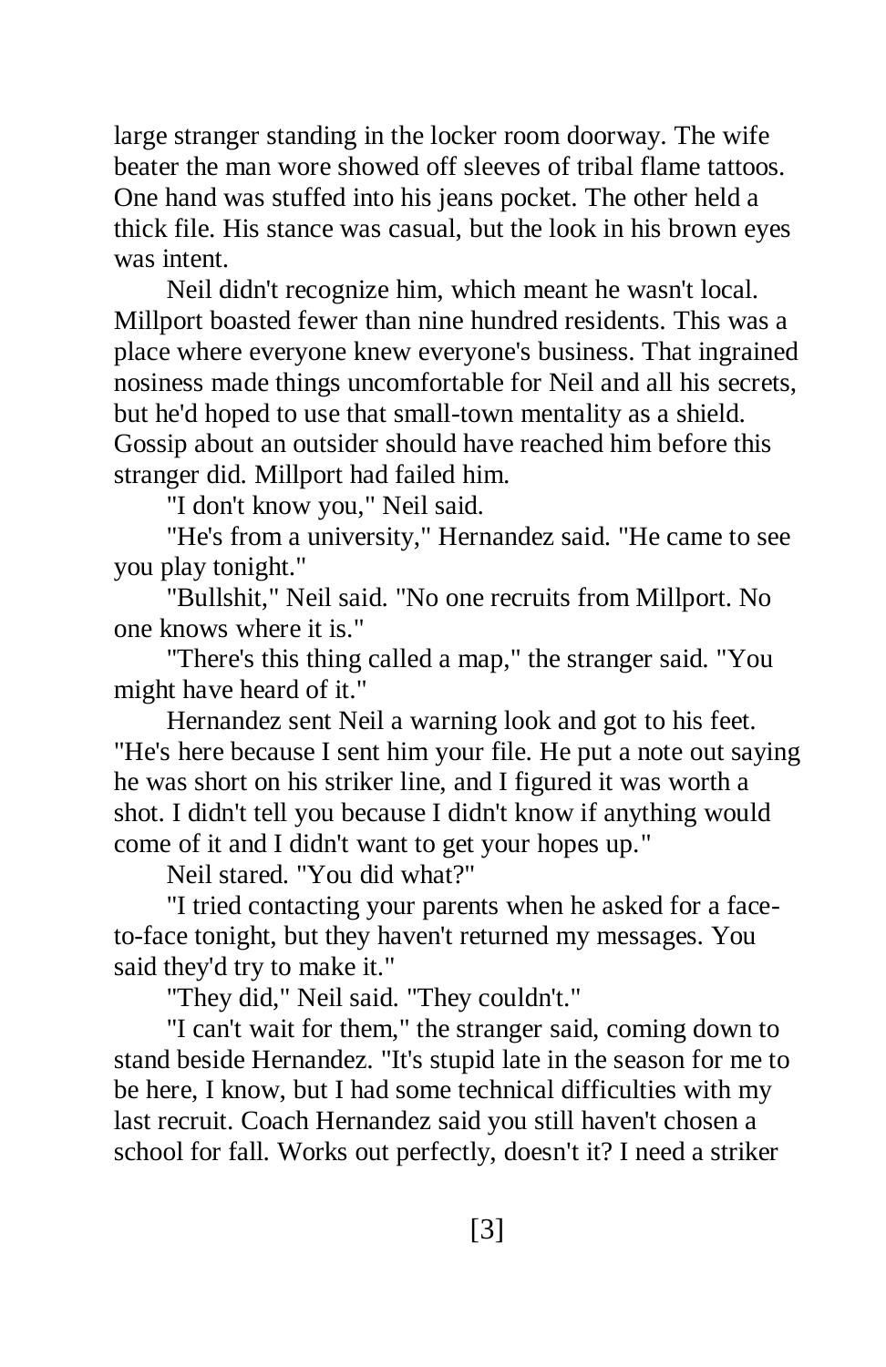large stranger standing in the locker room doorway. The wife beater the man wore showed off sleeves of tribal flame tattoos. One hand was stuffed into his jeans pocket. The other held a thick file. His stance was casual, but the look in his brown eyes was intent.

Neil didn't recognize him, which meant he wasn't local. Millport boasted fewer than nine hundred residents. This was a place where everyone knew everyone's business. That ingrained nosiness made things uncomfortable for Neil and all his secrets, but he'd hoped to use that small-town mentality as a shield. Gossip about an outsider should have reached him before this stranger did. Millport had failed him.

"I don't know you," Neil said.

"He's from a university," Hernandez said. "He came to see you play tonight."

"Bullshit," Neil said. "No one recruits from Millport. No one knows where it is."

"There's this thing called a map," the stranger said. "You might have heard of it."

Hernandez sent Neil a warning look and got to his feet. "He's here because I sent him your file. He put a note out saying he was short on his striker line, and I figured it was worth a shot. I didn't tell you because I didn't know if anything would come of it and I didn't want to get your hopes up."

Neil stared. "You did what?"

"I tried contacting your parents when he asked for a face-to-face tonight, but they haven't returned my messages. You said they'd try to make it."

"They did," Neil said. "They couldn't."

"I can't wait for them," the stranger said, coming down to stand beside Hernandez. "It's stupid late in the season for me to be here, I know, but I had some technical difficulties with my last recruit. Coach Hernandez said you still haven't chosen a school for fall. Works out perfectly, doesn't it? I need a striker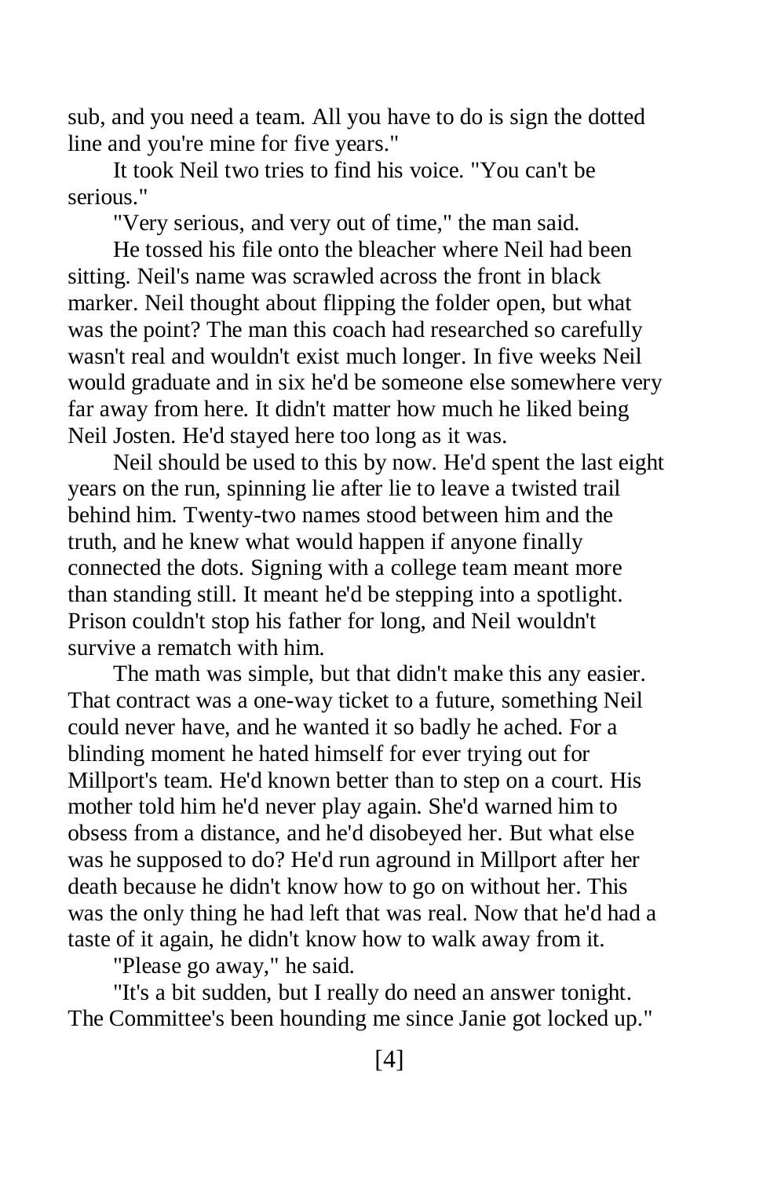sub, and you need a team. All you have to do is sign the dotted line and you're mine for five years."

It took Neil two tries to find his voice. "You can't be serious."

"Very serious, and very out of time," the man said.

He tossed his file onto the bleacher where Neil had been sitting. Neil's name was scrawled across the front in black marker. Neil thought about flipping the folder open, but what was the point? The man this coach had researched so carefully wasn't real and wouldn't exist much longer. In five weeks Neil would graduate and in six he'd be someone else somewhere very far away from here. It didn't matter how much he liked being Neil Josten. He'd stayed here too long as it was.

Neil should be used to this by now. He'd spent the last eight years on the run, spinning lie after lie to leave a twisted trail behind him. Twenty-two names stood between him and the truth, and he knew what would happen if anyone finally connected the dots. Signing with a college team meant more than standing still. It meant he'd be stepping into a spotlight. Prison couldn't stop his father for long, and Neil wouldn't survive a rematch with him.

The math was simple, but that didn't make this any easier. That contract was a one-way ticket to a future, something Neil could never have, and he wanted it so badly he ached. For a blinding moment he hated himself for ever trying out for Millport's team. He'd known better than to step on a court. His mother told him he'd never play again. She'd warned him to obsess from a distance, and he'd disobeyed her. But what else was he supposed to do? He'd run aground in Millport after her death because he didn't know how to go on without her. This was the only thing he had left that was real. Now that he'd had a taste of it again, he didn't know how to walk away from it.

"Please go away," he said.

"It's a bit sudden, but I really do need an answer tonight. The Committee's been hounding me since Janie got locked up."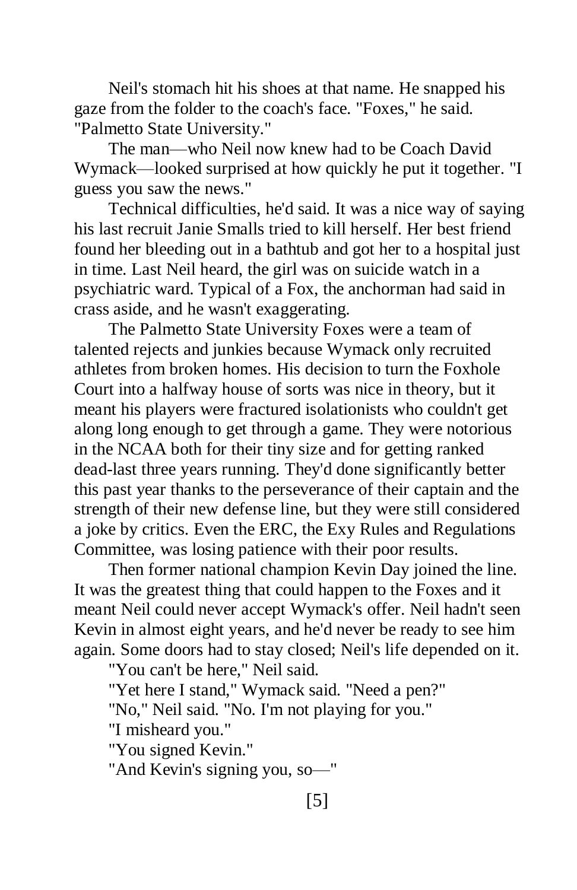Neil's stomach hit his shoes at that name. He snapped his gaze from the folder to the coach's face. "Foxes," he said. "Palmetto State University."

The man—who Neil now knew had to be Coach David Wymack—looked surprised at how quickly he put it together. "I guess you saw the news."

Technical difficulties, he'd said. It was a nice way of saying his last recruit Janie Smalls tried to kill herself. Her best friend found her bleeding out in a bathtub and got her to a hospital just in time. Last Neil heard, the girl was on suicide watch in a psychiatric ward. Typical of a Fox, the anchorman had said in crass aside, and he wasn't exaggerating.

The Palmetto State University Foxes were a team of talented rejects and junkies because Wymack only recruited athletes from broken homes. His decision to turn the Foxhole Court into a halfway house of sorts was nice in theory, but it meant his players were fractured isolationists who couldn't get along long enough to get through a game. They were notorious in the NCAA both for their tiny size and for getting ranked dead-last three years running. They'd done significantly better this past year thanks to the perseverance of their captain and the strength of their new defense line, but they were still considered a joke by critics. Even the ERC, the Exy Rules and Regulations Committee, was losing patience with their poor results.

Then former national champion Kevin Day joined the line. It was the greatest thing that could happen to the Foxes and it meant Neil could never accept Wymack's offer. Neil hadn't seen Kevin in almost eight years, and he'd never be ready to see him again. Some doors had to stay closed; Neil's life depended on it.

"You can't be here," Neil said.

"Yet here I stand," Wymack said. "Need a pen?"

"No," Neil said. "No. I'm not playing for you."

"I misheard you."

"You signed Kevin."

"And Kevin's signing you, so—"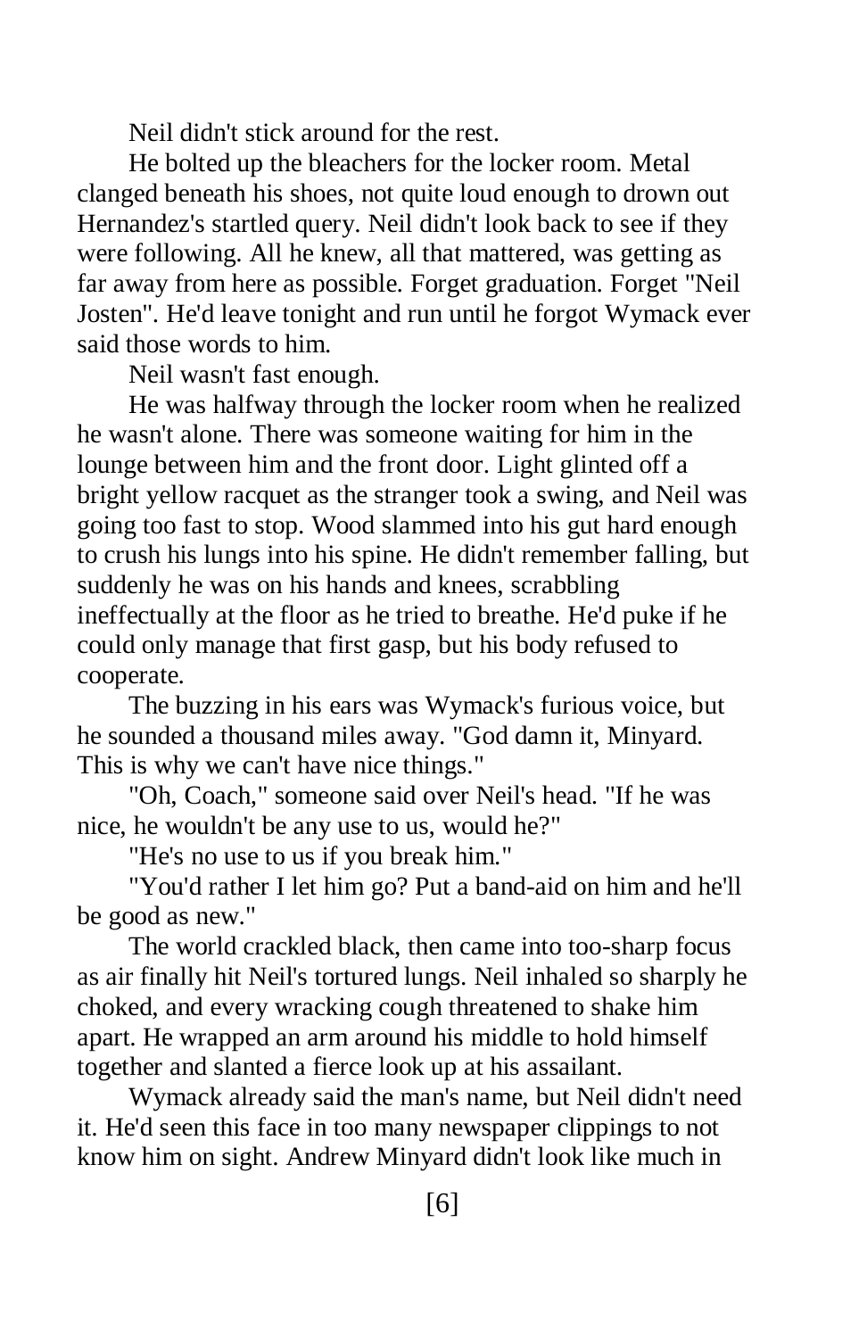Neil didn't stick around for the rest.

He bolted up the bleachers for the locker room. Metal clanged beneath his shoes, not quite loud enough to drown out Hernandez's startled query. Neil didn't look back to see if they were following. All he knew, all that mattered, was getting as far away from here as possible. Forget graduation. Forget "Neil Josten". He'd leave tonight and run until he forgot Wymack ever said those words to him.

Neil wasn't fast enough.

He was halfway through the locker room when he realized he wasn't alone. There was someone waiting for him in the lounge between him and the front door. Light glinted off a bright yellow racquet as the stranger took a swing, and Neil was going too fast to stop. Wood slammed into his gut hard enough to crush his lungs into his spine. He didn't remember falling, but suddenly he was on his hands and knees, scrabbling ineffectually at the floor as he tried to breathe. He'd puke if he could only manage that first gasp, but his body refused to cooperate.

The buzzing in his ears was Wymack's furious voice, but he sounded a thousand miles away. "God damn it, Minyard. This is why we can't have nice things."

"Oh, Coach," someone said over Neil's head. "If he was nice, he wouldn't be any use to us, would he?"

"He's no use to us if you break him."

"You'd rather I let him go? Put a band-aid on him and he'll be good as new."

The world crackled black, then came into too-sharp focus as air finally hit Neil's tortured lungs. Neil inhaled so sharply he choked, and every wracking cough threatened to shake him apart. He wrapped an arm around his middle to hold himself together and slanted a fierce look up at his assailant.

Wymack already said the man's name, but Neil didn't need it. He'd seen this face in too many newspaper clippings to not know him on sight. Andrew Minyard didn't look like much in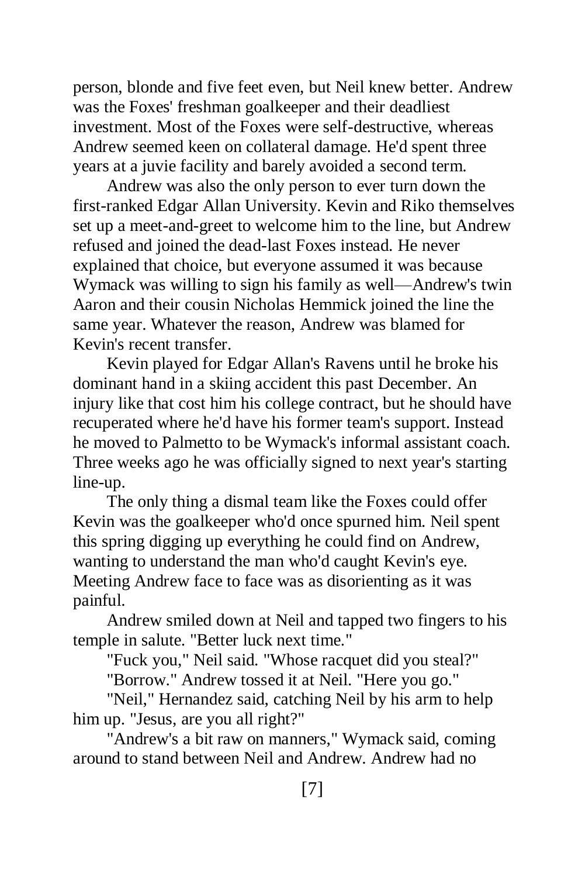person, blonde and five feet even, but Neil knew better. Andrew was the Foxes' freshman goalkeeper and their deadliest investment. Most of the Foxes were self-destructive, whereas Andrew seemed keen on collateral damage. He'd spent three years at a juvie facility and barely avoided a second term.

Andrew was also the only person to ever turn down the first-ranked Edgar Allan University. Kevin and Riko themselves set up a meet-and-greet to welcome him to the line, but Andrew refused and joined the dead-last Foxes instead. He never explained that choice, but everyone assumed it was because Wymack was willing to sign his family as well—Andrew's twin Aaron and their cousin Nicholas Hemmick joined the line the same year. Whatever the reason, Andrew was blamed for Kevin's recent transfer.

Kevin played for Edgar Allan's Ravens until he broke his dominant hand in a skiing accident this past December. An injury like that cost him his college contract, but he should have recuperated where he'd have his former team's support. Instead he moved to Palmetto to be Wymack's informal assistant coach. Three weeks ago he was officially signed to next year's starting line-up.

The only thing a dismal team like the Foxes could offer Kevin was the goalkeeper who'd once spurned him. Neil spent this spring digging up everything he could find on Andrew, wanting to understand the man who'd caught Kevin's eye. Meeting Andrew face to face was as disorienting as it was painful.

Andrew smiled down at Neil and tapped two fingers to his temple in salute. "Better luck next time."

"Fuck you," Neil said. "Whose racquet did you steal?"

"Borrow." Andrew tossed it at Neil. "Here you go."

"Neil," Hernandez said, catching Neil by his arm to help him up. "Jesus, are you all right?"

"Andrew's a bit raw on manners," Wymack said, coming around to stand between Neil and Andrew. Andrew had no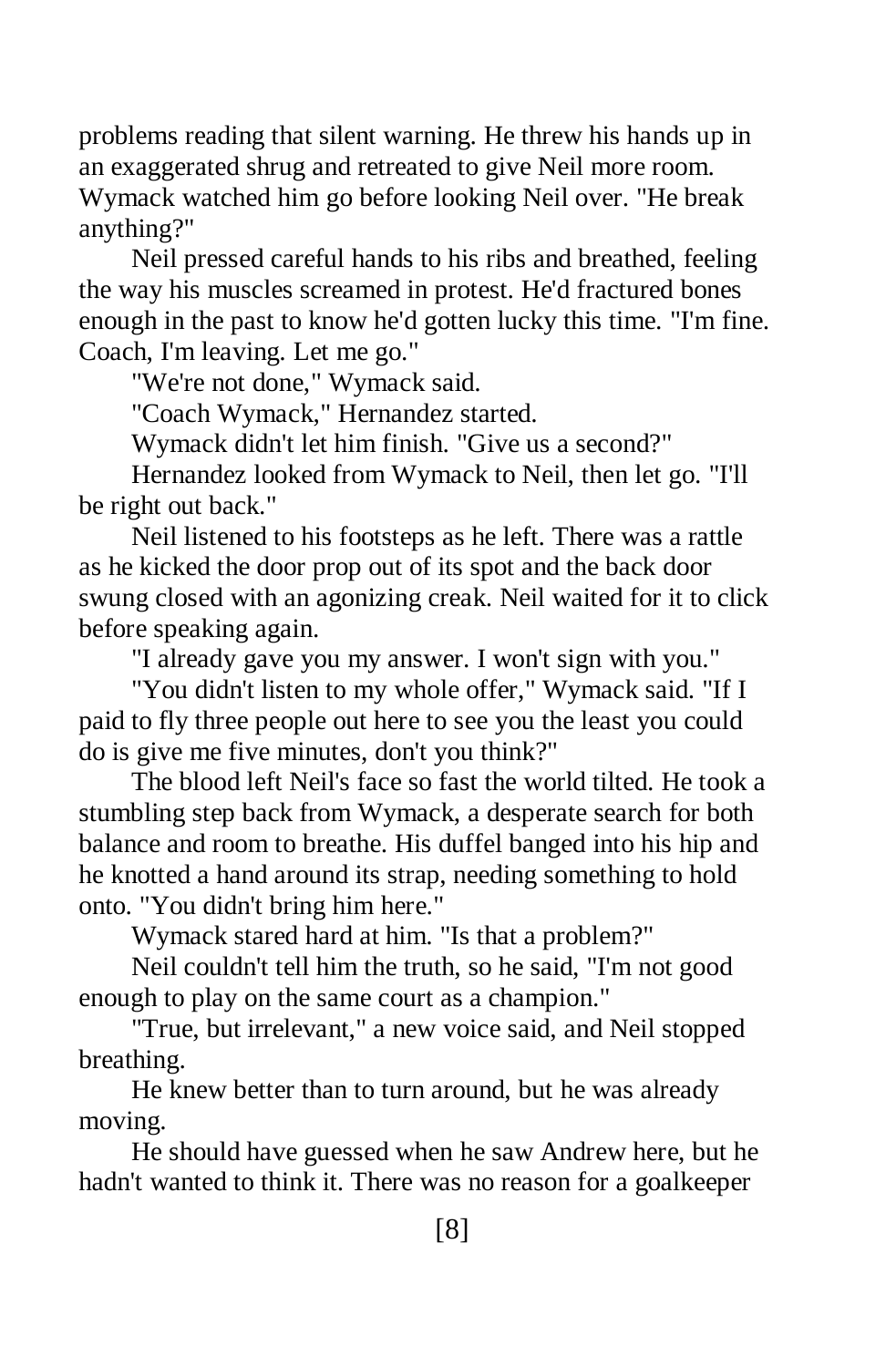problems reading that silent warning. He threw his hands up in an exaggerated shrug and retreated to give Neil more room. Wymack watched him go before looking Neil over. "He break anything?"

Neil pressed careful hands to his ribs and breathed, feeling the way his muscles screamed in protest. He'd fractured bones enough in the past to know he'd gotten lucky this time. "I'm fine. Coach, I'm leaving. Let me go."

"We're not done," Wymack said.

"Coach Wymack," Hernandez started.

Wymack didn't let him finish. "Give us a second?"

Hernandez looked from Wymack to Neil, then let go. "I'll be right out back."

Neil listened to his footsteps as he left. There was a rattle as he kicked the door prop out of its spot and the back door swung closed with an agonizing creak. Neil waited for it to click before speaking again.

"I already gave you my answer. I won't sign with you."

"You didn't listen to my whole offer," Wymack said. "If I paid to fly three people out here to see you the least you could do is give me five minutes, don't you think?"

The blood left Neil's face so fast the world tilted. He took a stumbling step back from Wymack, a desperate search for both balance and room to breathe. His duffel banged into his hip and he knotted a hand around its strap, needing something to hold onto. "You didn't bring him here."

Wymack stared hard at him. "Is that a problem?"

Neil couldn't tell him the truth, so he said, "I'm not good enough to play on the same court as a champion."

"True, but irrelevant," a new voice said, and Neil stopped breathing.

He knew better than to turn around, but he was already moving.

He should have guessed when he saw Andrew here, but he hadn't wanted to think it. There was no reason for a goalkeeper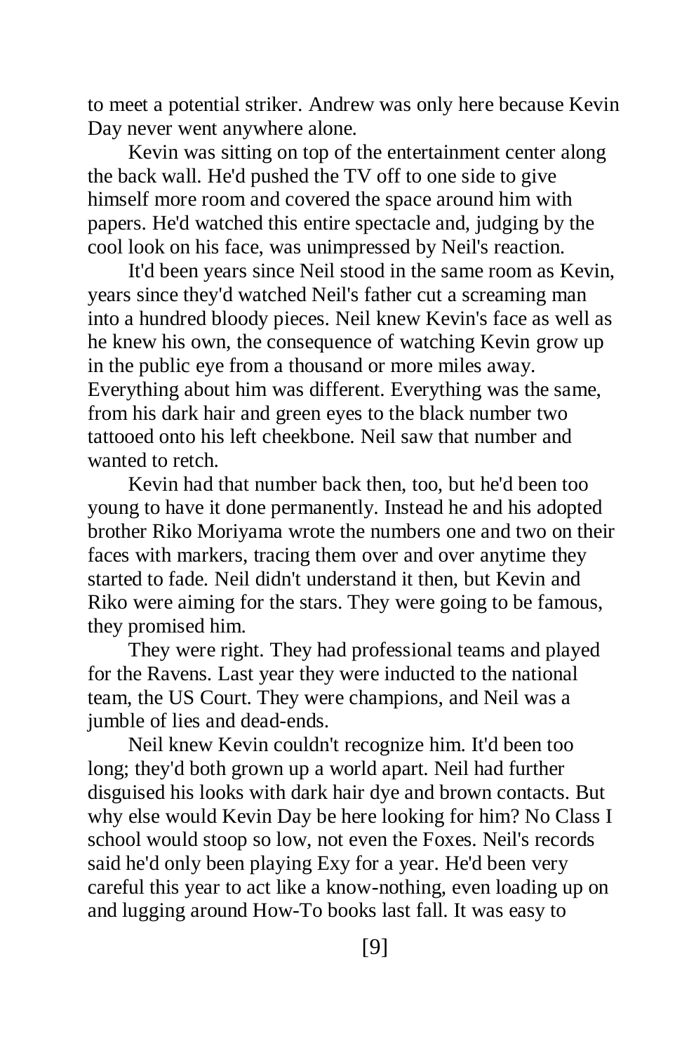to meet a potential striker. Andrew was only here because Kevin Day never went anywhere alone.

Kevin was sitting on top of the entertainment center along the back wall. He'd pushed the TV off to one side to give himself more room and covered the space around him with papers. He'd watched this entire spectacle and, judging by the cool look on his face, was unimpressed by Neil's reaction.

It'd been years since Neil stood in the same room as Kevin, years since they'd watched Neil's father cut a screaming man into a hundred bloody pieces. Neil knew Kevin's face as well as he knew his own, the consequence of watching Kevin grow up in the public eye from a thousand or more miles away. Everything about him was different. Everything was the same, from his dark hair and green eyes to the black number two tattooed onto his left cheekbone. Neil saw that number and wanted to retch.

Kevin had that number back then, too, but he'd been too young to have it done permanently. Instead he and his adopted brother Riko Moriyama wrote the numbers one and two on their faces with markers, tracing them over and over anytime they started to fade. Neil didn't understand it then, but Kevin and Riko were aiming for the stars. They were going to be famous, they promised him.

They were right. They had professional teams and played for the Ravens. Last year they were inducted to the national team, the US Court. They were champions, and Neil was a jumble of lies and dead-ends.

Neil knew Kevin couldn't recognize him. It'd been too long; they'd both grown up a world apart. Neil had further disguised his looks with dark hair dye and brown contacts. But why else would Kevin Day be here looking for him? No Class I school would stoop so low, not even the Foxes. Neil's records said he'd only been playing Exy for a year. He'd been very careful this year to act like a know-nothing, even loading up on and lugging around How-To books last fall. It was easy to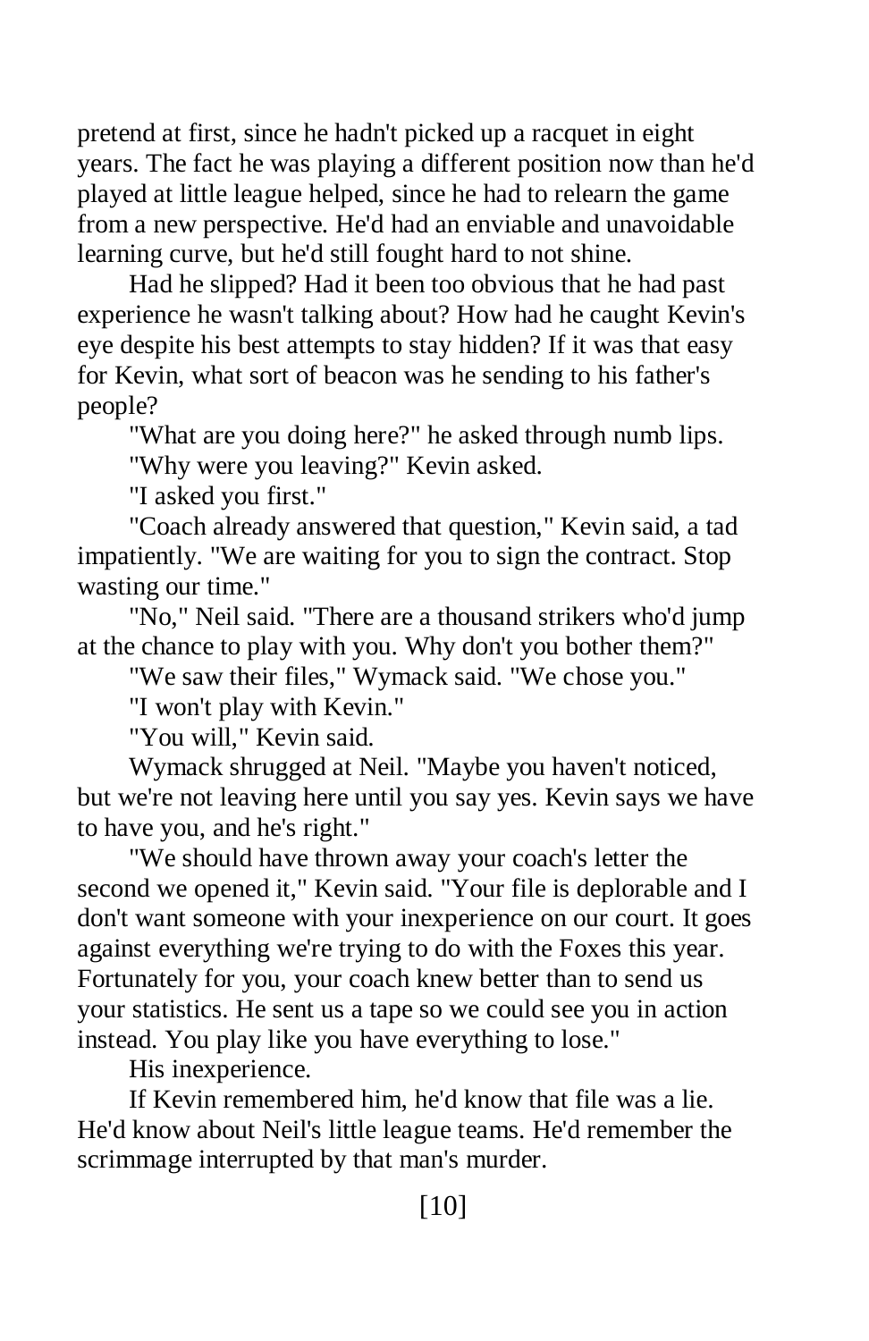pretend at first, since he hadn't picked up a racquet in eight years. The fact he was playing a different position now than he'd played at little league helped, since he had to relearn the game from a new perspective. He'd had an enviable and unavoidable learning curve, but he'd still fought hard to not shine.

Had he slipped? Had it been too obvious that he had past experience he wasn't talking about? How had he caught Kevin's eye despite his best attempts to stay hidden? If it was that easy for Kevin, what sort of beacon was he sending to his father's people?

"What are you doing here?" he asked through numb lips.

"Why were you leaving?" Kevin asked.

"I asked you first."

"Coach already answered that question," Kevin said, a tad impatiently. "We are waiting for you to sign the contract. Stop wasting our time."

"No," Neil said. "There are a thousand strikers who'd jump at the chance to play with you. Why don't you bother them?"

"We saw their files," Wymack said. "We chose you."

"I won't play with Kevin."

"You will," Kevin said.

Wymack shrugged at Neil. "Maybe you haven't noticed, but we're not leaving here until you say yes. Kevin says we have to have you, and he's right."

"We should have thrown away your coach's letter the second we opened it," Kevin said. "Your file is deplorable and I don't want someone with your inexperience on our court. It goes against everything we're trying to do with the Foxes this year. Fortunately for you, your coach knew better than to send us your statistics. He sent us a tape so we could see you in action instead. You play like you have everything to lose."

His inexperience.

If Kevin remembered him, he'd know that file was a lie. He'd know about Neil's little league teams. He'd remember the scrimmage interrupted by that man's murder.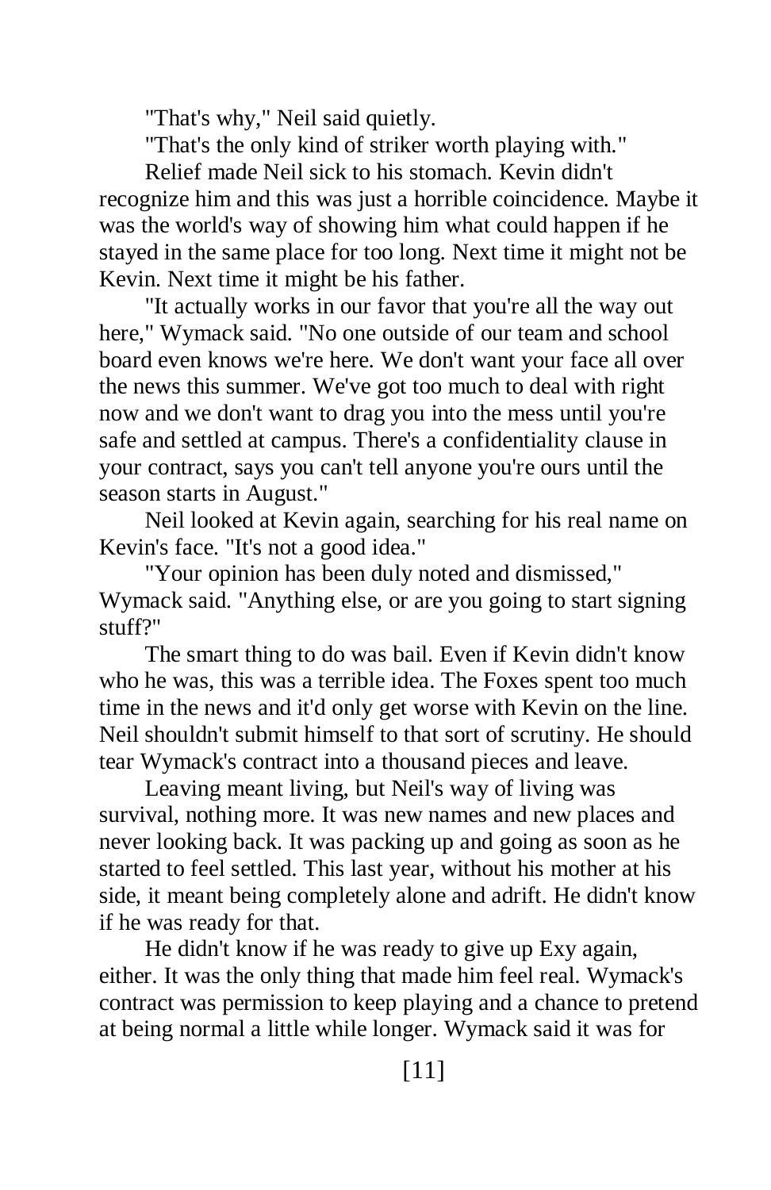"That's why," Neil said quietly.

"That's the only kind of striker worth playing with."

Relief made Neil sick to his stomach. Kevin didn't recognize him and this was just a horrible coincidence. Maybe it was the world's way of showing him what could happen if he stayed in the same place for too long. Next time it might not be Kevin. Next time it might be his father.

"It actually works in our favor that you're all the way out here," Wymack said. "No one outside of our team and school board even knows we're here. We don't want your face all over the news this summer. We've got too much to deal with right now and we don't want to drag you into the mess until you're safe and settled at campus. There's a confidentiality clause in your contract, says you can't tell anyone you're ours until the season starts in August."

Neil looked at Kevin again, searching for his real name on Kevin's face. "It's not a good idea."

"Your opinion has been duly noted and dismissed," Wymack said. "Anything else, or are you going to start signing stuff?"

The smart thing to do was bail. Even if Kevin didn't know who he was, this was a terrible idea. The Foxes spent too much time in the news and it'd only get worse with Kevin on the line. Neil shouldn't submit himself to that sort of scrutiny. He should tear Wymack's contract into a thousand pieces and leave.

Leaving meant living, but Neil's way of living was survival, nothing more. It was new names and new places and never looking back. It was packing up and going as soon as he started to feel settled. This last year, without his mother at his side, it meant being completely alone and adrift. He didn't know if he was ready for that.

He didn't know if he was ready to give up Exy again, either. It was the only thing that made him feel real. Wymack's contract was permission to keep playing and a chance to pretend at being normal a little while longer. Wymack said it was for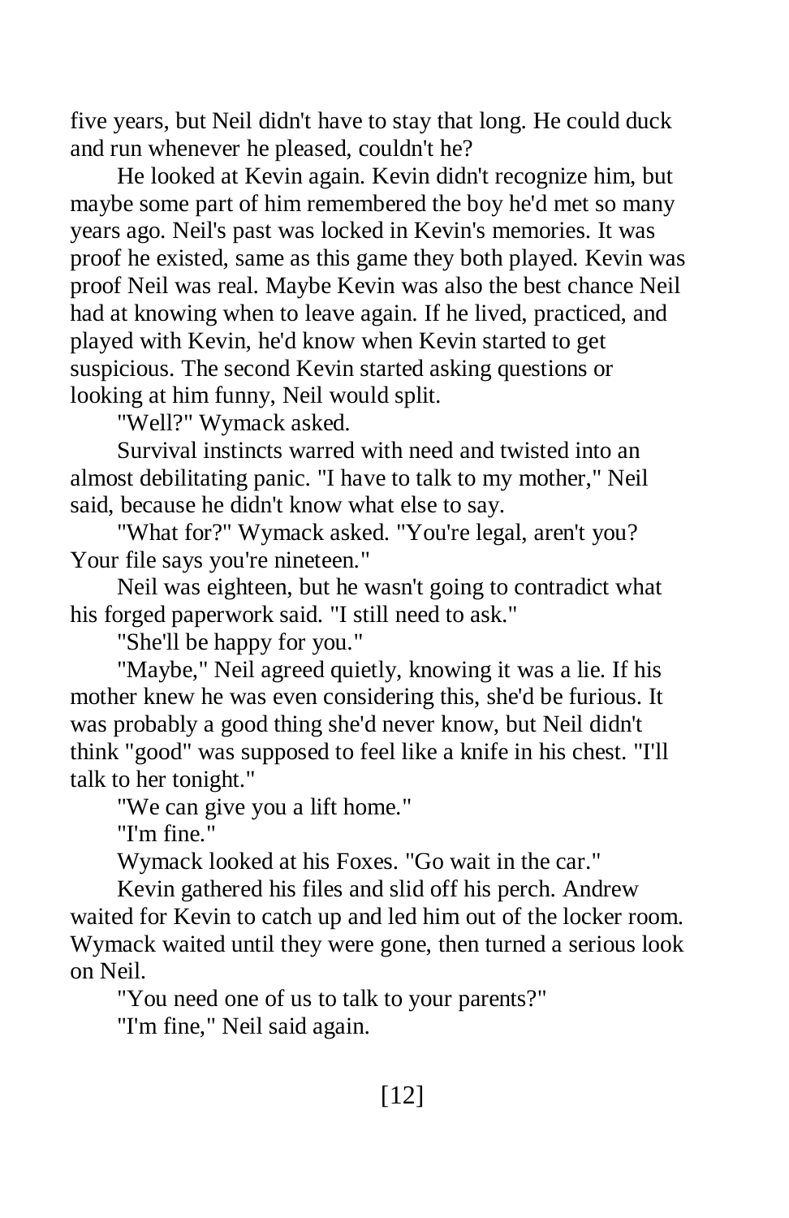five years, but Neil didn't have to stay that long. He could duck and run whenever he pleased, couldn't he?

He looked at Kevin again. Kevin didn't recognize him, but maybe some part of him remembered the boy he'd met so many years ago. Neil's past was locked in Kevin's memories. It was proof he existed, same as this game they both played. Kevin was proof Neil was real. Maybe Kevin was also the best chance Neil had at knowing when to leave again. If he lived, practiced, and played with Kevin, he'd know when Kevin started to get suspicious. The second Kevin started asking questions or looking at him funny, Neil would split.

"Well?" Wymack asked.

Survival instincts warred with need and twisted into an almost debilitating panic. "I have to talk to my mother," Neil said, because he didn't know what else to say.

"What for?" Wymack asked. "You're legal, aren't you? Your file says you're nineteen."

Neil was eighteen, but he wasn't going to contradict what his forged paperwork said. "I still need to ask."

"She'll be happy for you."

"Maybe," Neil agreed quietly, knowing it was a lie. If his mother knew he was even considering this, she'd be furious. It was probably a good thing she'd never know, but Neil didn't think "good" was supposed to feel like a knife in his chest. "I'll talk to her tonight."

"We can give you a lift home."

"I'm fine."

Wymack looked at his Foxes. "Go wait in the car."

Kevin gathered his files and slid off his perch. Andrew waited for Kevin to catch up and led him out of the locker room. Wymack waited until they were gone, then turned a serious look on Neil.

"You need one of us to talk to your parents?"

"I'm fine," Neil said again.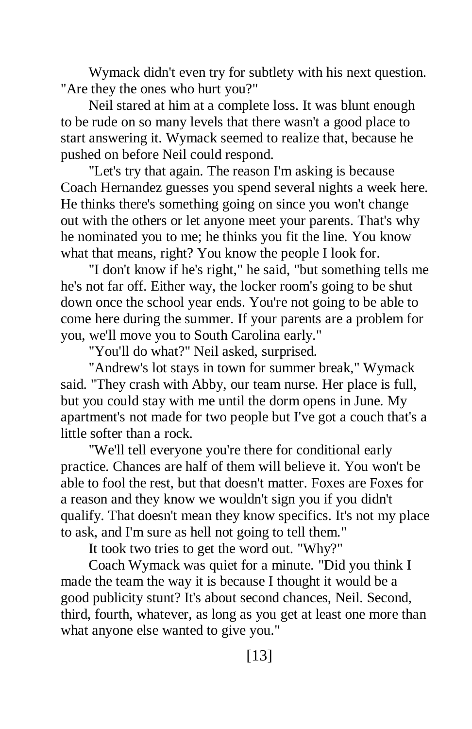Wymack didn't even try for subtlety with his next question. "Are they the ones who hurt you?"

Neil stared at him at a complete loss. It was blunt enough to be rude on so many levels that there wasn't a good place to start answering it. Wymack seemed to realize that, because he pushed on before Neil could respond.

"Let's try that again. The reason I'm asking is because Coach Hernandez guesses you spend several nights a week here. He thinks there's something going on since you won't change out with the others or let anyone meet your parents. That's why he nominated you to me; he thinks you fit the line. You know what that means, right? You know the people I look for.

"I don't know if he's right," he said, "but something tells me he's not far off. Either way, the locker room's going to be shut down once the school year ends. You're not going to be able to come here during the summer. If your parents are a problem for you, we'll move you to South Carolina early."

"You'll do what?" Neil asked, surprised.

"Andrew's lot stays in town for summer break," Wymack said. "They crash with Abby, our team nurse. Her place is full, but you could stay with me until the dorm opens in June. My apartment's not made for two people but I've got a couch that's a little softer than a rock.

"We'll tell everyone you're there for conditional early practice. Chances are half of them will believe it. You won't be able to fool the rest, but that doesn't matter. Foxes are Foxes for a reason and they know we wouldn't sign you if you didn't qualify. That doesn't mean they know specifics. It's not my place to ask, and I'm sure as hell not going to tell them."

It took two tries to get the word out. "Why?"

Coach Wymack was quiet for a minute. "Did you think I made the team the way it is because I thought it would be a good publicity stunt? It's about second chances, Neil. Second, third, fourth, whatever, as long as you get at least one more than what anyone else wanted to give you."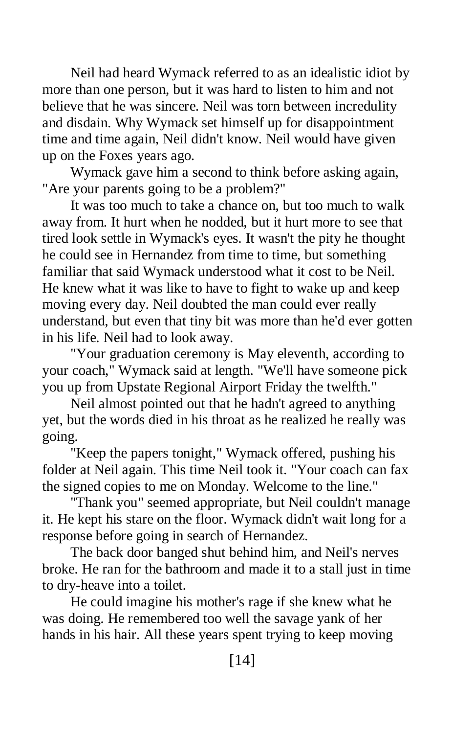Neil had heard Wymack referred to as an idealistic idiot by more than one person, but it was hard to listen to him and not believe that he was sincere. Neil was torn between incredulity and disdain. Why Wymack set himself up for disappointment time and time again, Neil didn't know. Neil would have given up on the Foxes years ago.

Wymack gave him a second to think before asking again, "Are your parents going to be a problem?"

It was too much to take a chance on, but too much to walk away from. It hurt when he nodded, but it hurt more to see that tired look settle in Wymack's eyes. It wasn't the pity he thought he could see in Hernandez from time to time, but something familiar that said Wymack understood what it cost to be Neil. He knew what it was like to have to fight to wake up and keep moving every day. Neil doubted the man could ever really understand, but even that tiny bit was more than he'd ever gotten in his life. Neil had to look away.

"Your graduation ceremony is May eleventh, according to your coach," Wymack said at length. "We'll have someone pick you up from Upstate Regional Airport Friday the twelfth."

Neil almost pointed out that he hadn't agreed to anything yet, but the words died in his throat as he realized he really was going.

"Keep the papers tonight," Wymack offered, pushing his folder at Neil again. This time Neil took it. "Your coach can fax the signed copies to me on Monday. Welcome to the line."

"Thank you" seemed appropriate, but Neil couldn't manage it. He kept his stare on the floor. Wymack didn't wait long for a response before going in search of Hernandez.

The back door banged shut behind him, and Neil's nerves broke. He ran for the bathroom and made it to a stall just in time to dry-heave into a toilet.

He could imagine his mother's rage if she knew what he was doing. He remembered too well the savage yank of her hands in his hair. All these years spent trying to keep moving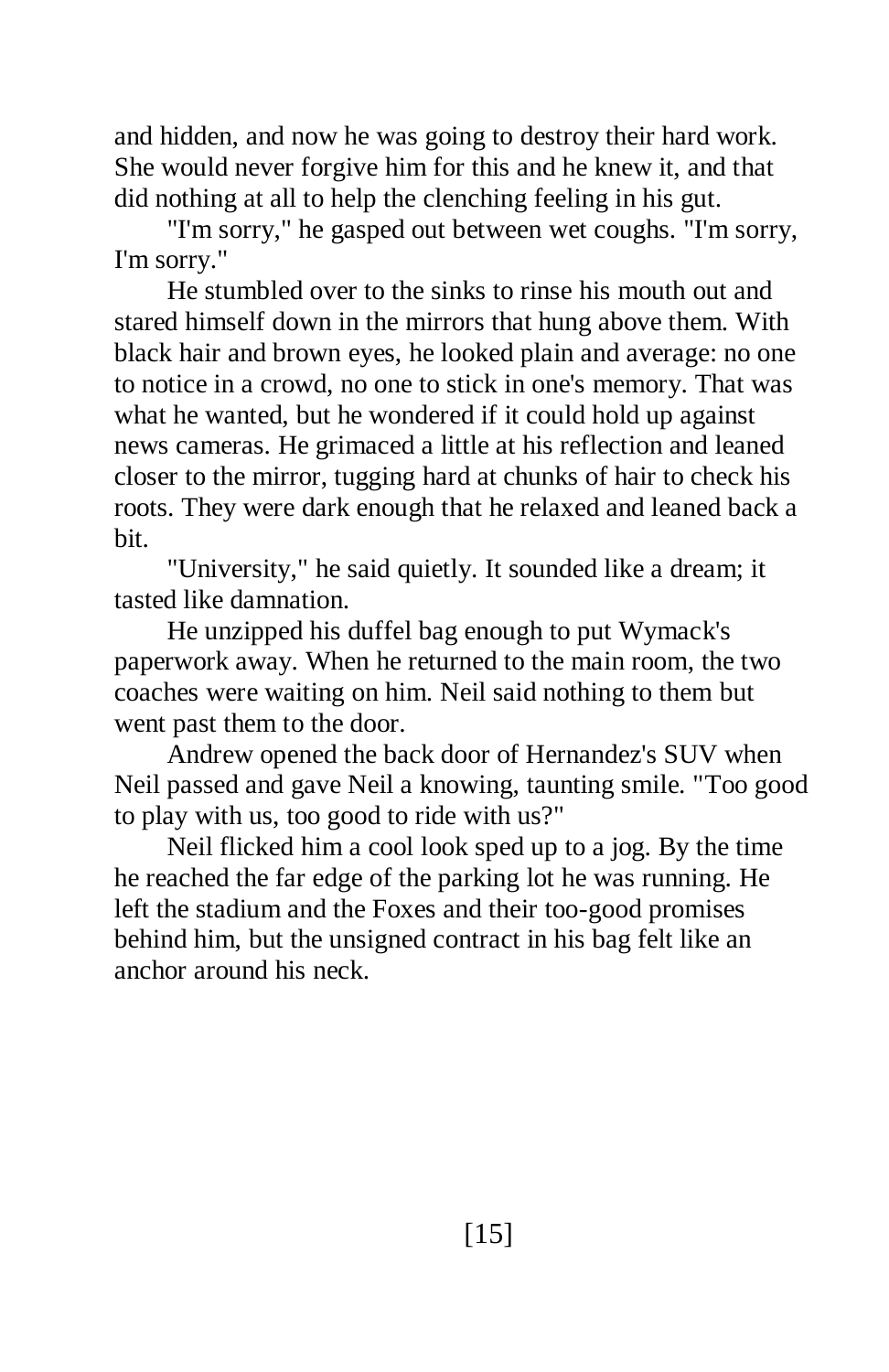and hidden, and now he was going to destroy their hard work. She would never forgive him for this and he knew it, and that did nothing at all to help the clenching feeling in his gut.

"I'm sorry," he gasped out between wet coughs. "I'm sorry, I'm sorry."

He stumbled over to the sinks to rinse his mouth out and stared himself down in the mirrors that hung above them. With black hair and brown eyes, he looked plain and average: no one to notice in a crowd, no one to stick in one's memory. That was what he wanted, but he wondered if it could hold up against news cameras. He grimaced a little at his reflection and leaned closer to the mirror, tugging hard at chunks of hair to check his roots. They were dark enough that he relaxed and leaned back a bit.

"University," he said quietly. It sounded like a dream; it tasted like damnation.

He unzipped his duffel bag enough to put Wymack's paperwork away. When he returned to the main room, the two coaches were waiting on him. Neil said nothing to them but went past them to the door.

Andrew opened the back door of Hernandez's SUV when Neil passed and gave Neil a knowing, taunting smile. "Too good to play with us, too good to ride with us?"

Neil flicked him a cool look sped up to a jog. By the time he reached the far edge of the parking lot he was running. He left the stadium and the Foxes and their too-good promises behind him, but the unsigned contract in his bag felt like an anchor around his neck.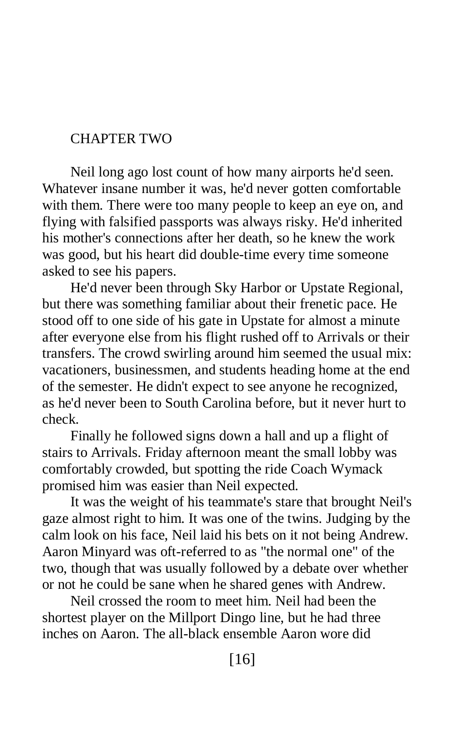## CHAPTER TWO

Neil long ago lost count of how many airports he'd seen. Whatever insane number it was, he'd never gotten comfortable with them. There were too many people to keep an eye on, and flying with falsified passports was always risky. He'd inherited his mother's connections after her death, so he knew the work was good, but his heart did double-time every time someone asked to see his papers.

He'd never been through Sky Harbor or Upstate Regional, but there was something familiar about their frenetic pace. He stood off to one side of his gate in Upstate for almost a minute after everyone else from his flight rushed off to Arrivals or their transfers. The crowd swirling around him seemed the usual mix: vacationers, businessmen, and students heading home at the end of the semester. He didn't expect to see anyone he recognized, as he'd never been to South Carolina before, but it never hurt to check.

Finally he followed signs down a hall and up a flight of stairs to Arrivals. Friday afternoon meant the small lobby was comfortably crowded, but spotting the ride Coach Wymack promised him was easier than Neil expected.

It was the weight of his teammate's stare that brought Neil's gaze almost right to him. It was one of the twins. Judging by the calm look on his face, Neil laid his bets on it not being Andrew. Aaron Minyard was oft-referred to as "the normal one" of the two, though that was usually followed by a debate over whether or not he could be sane when he shared genes with Andrew.

Neil crossed the room to meet him. Neil had been the shortest player on the Millport Dingo line, but he had three inches on Aaron. The all-black ensemble Aaron wore did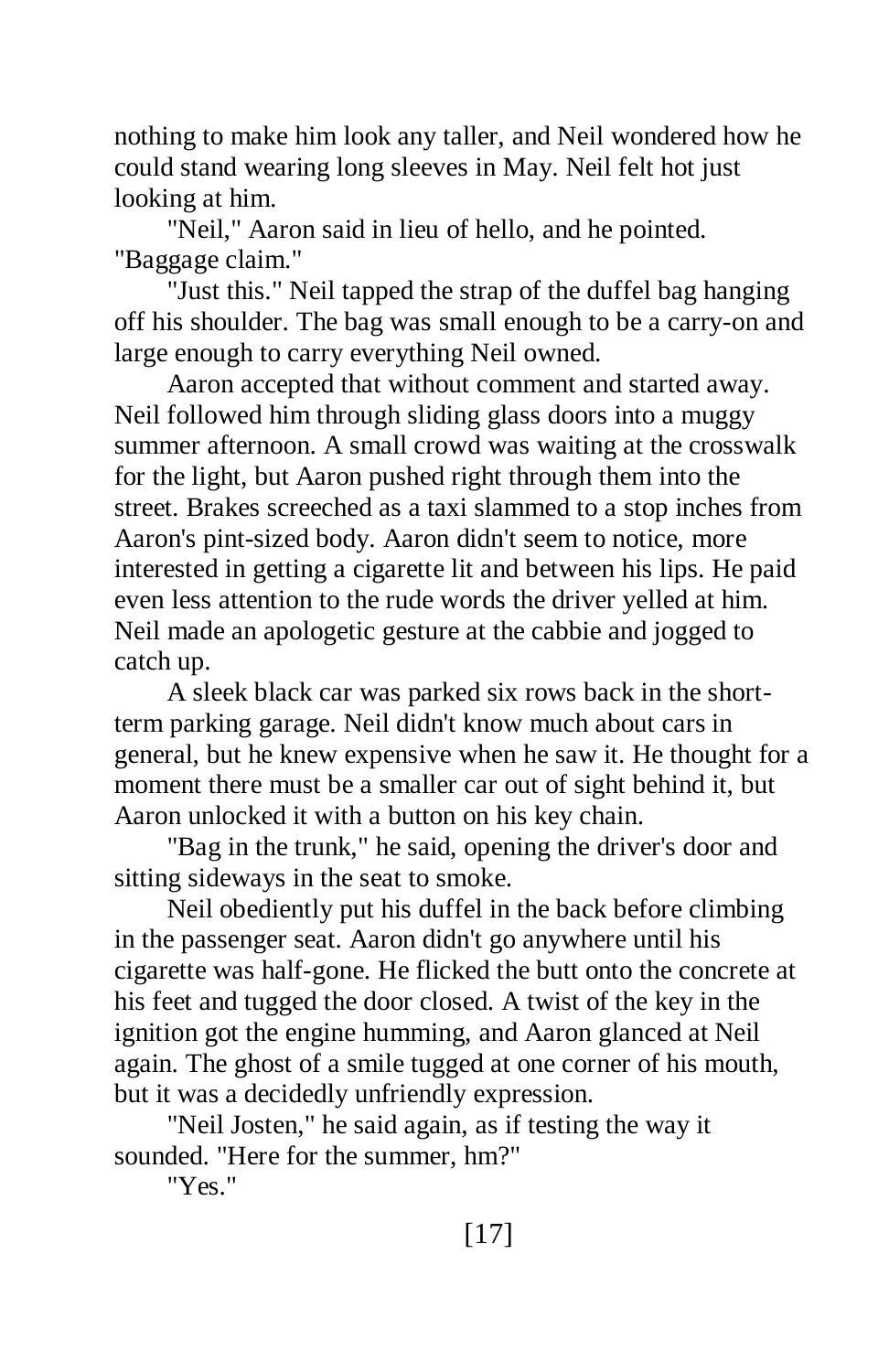nothing to make him look any taller, and Neil wondered how he could stand wearing long sleeves in May. Neil felt hot just looking at him.

"Neil," Aaron said in lieu of hello, and he pointed. "Baggage claim."

"Just this." Neil tapped the strap of the duffel bag hanging off his shoulder. The bag was small enough to be a carry-on and large enough to carry everything Neil owned.

Aaron accepted that without comment and started away. Neil followed him through sliding glass doors into a muggy summer afternoon. A small crowd was waiting at the crosswalk for the light, but Aaron pushed right through them into the street. Brakes screeched as a taxi slammed to a stop inches from Aaron's pint-sized body. Aaron didn't seem to notice, more interested in getting a cigarette lit and between his lips. He paid even less attention to the rude words the driver yelled at him. Neil made an apologetic gesture at the cabbie and jogged to catch up.

A sleek black car was parked six rows back in the short-term parking garage. Neil didn't know much about cars in general, but he knew expensive when he saw it. He thought for a moment there must be a smaller car out of sight behind it, but Aaron unlocked it with a button on his key chain.

"Bag in the trunk," he said, opening the driver's door and sitting sideways in the seat to smoke.

Neil obediently put his duffel in the back before climbing in the passenger seat. Aaron didn't go anywhere until his cigarette was half-gone. He flicked the butt onto the concrete at his feet and tugged the door closed. A twist of the key in the ignition got the engine humming, and Aaron glanced at Neil again. The ghost of a smile tugged at one corner of his mouth, but it was a decidedly unfriendly expression.

"Neil Josten," he said again, as if testing the way it sounded. "Here for the summer, hm?"

"Yes."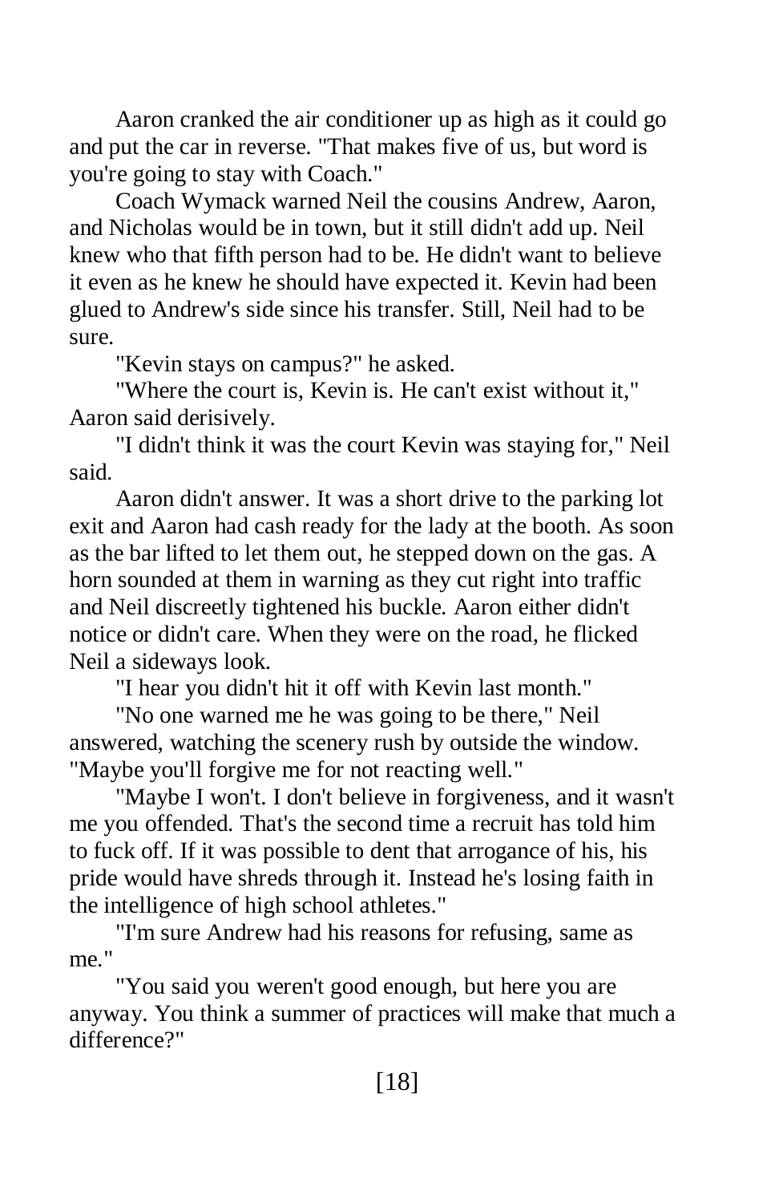Aaron cranked the air conditioner up as high as it could go and put the car in reverse. "That makes five of us, but word is you're going to stay with Coach."

Coach Wymack warned Neil the cousins Andrew, Aaron, and Nicholas would be in town, but it still didn't add up. Neil knew who that fifth person had to be. He didn't want to believe it even as he knew he should have expected it. Kevin had been glued to Andrew's side since his transfer. Still, Neil had to be sure.

"Kevin stays on campus?" he asked.

"Where the court is, Kevin is. He can't exist without it," Aaron said derisively.

"I didn't think it was the court Kevin was staying for," Neil said.

Aaron didn't answer. It was a short drive to the parking lot exit and Aaron had cash ready for the lady at the booth. As soon as the bar lifted to let them out, he stepped down on the gas. A horn sounded at them in warning as they cut right into traffic and Neil discreetly tightened his buckle. Aaron either didn't notice or didn't care. When they were on the road, he flicked Neil a sideways look.

"I hear you didn't hit it off with Kevin last month."

"No one warned me he was going to be there," Neil answered, watching the scenery rush by outside the window. "Maybe you'll forgive me for not reacting well."

"Maybe I won't. I don't believe in forgiveness, and it wasn't me you offended. That's the second time a recruit has told him to fuck off. If it was possible to dent that arrogance of his, his pride would have shreds through it. Instead he's losing faith in the intelligence of high school athletes."

"I'm sure Andrew had his reasons for refusing, same as me."

"You said you weren't good enough, but here you are anyway. You think a summer of practices will make that much a difference?"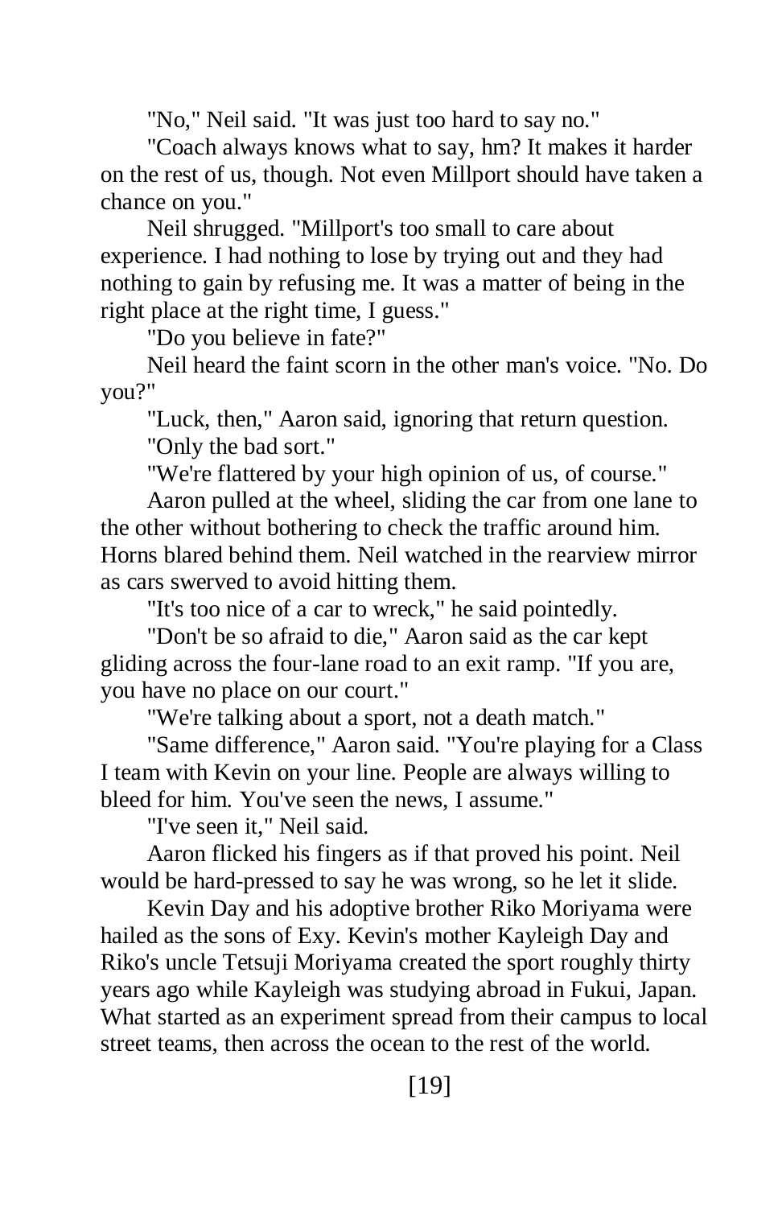"No," Neil said. "It was just too hard to say no."

"Coach always knows what to say, hm? It makes it harder on the rest of us, though. Not even Millport should have taken a chance on you."

Neil shrugged. "Millport's too small to care about experience. I had nothing to lose by trying out and they had nothing to gain by refusing me. It was a matter of being in the right place at the right time, I guess."

"Do you believe in fate?"

Neil heard the faint scorn in the other man's voice. "No. Do you?"

"Luck, then," Aaron said, ignoring that return question.

"Only the bad sort."

"We're flattered by your high opinion of us, of course."

Aaron pulled at the wheel, sliding the car from one lane to the other without bothering to check the traffic around him. Horns blared behind them. Neil watched in the rearview mirror as cars swerved to avoid hitting them.

"It's too nice of a car to wreck," he said pointedly.

"Don't be so afraid to die," Aaron said as the car kept gliding across the four-lane road to an exit ramp. "If you are, you have no place on our court."

"We're talking about a sport, not a death match."

"Same difference," Aaron said. "You're playing for a Class I team with Kevin on your line. People are always willing to bleed for him. You've seen the news, I assume."

"I've seen it," Neil said.

Aaron flicked his fingers as if that proved his point. Neil would be hard-pressed to say he was wrong, so he let it slide.

Kevin Day and his adoptive brother Riko Moriyama were hailed as the sons of Exy. Kevin's mother Kayleigh Day and Riko's uncle Tetsuji Moriyama created the sport roughly thirty years ago while Kayleigh was studying abroad in Fukui, Japan. What started as an experiment spread from their campus to local street teams, then across the ocean to the rest of the world.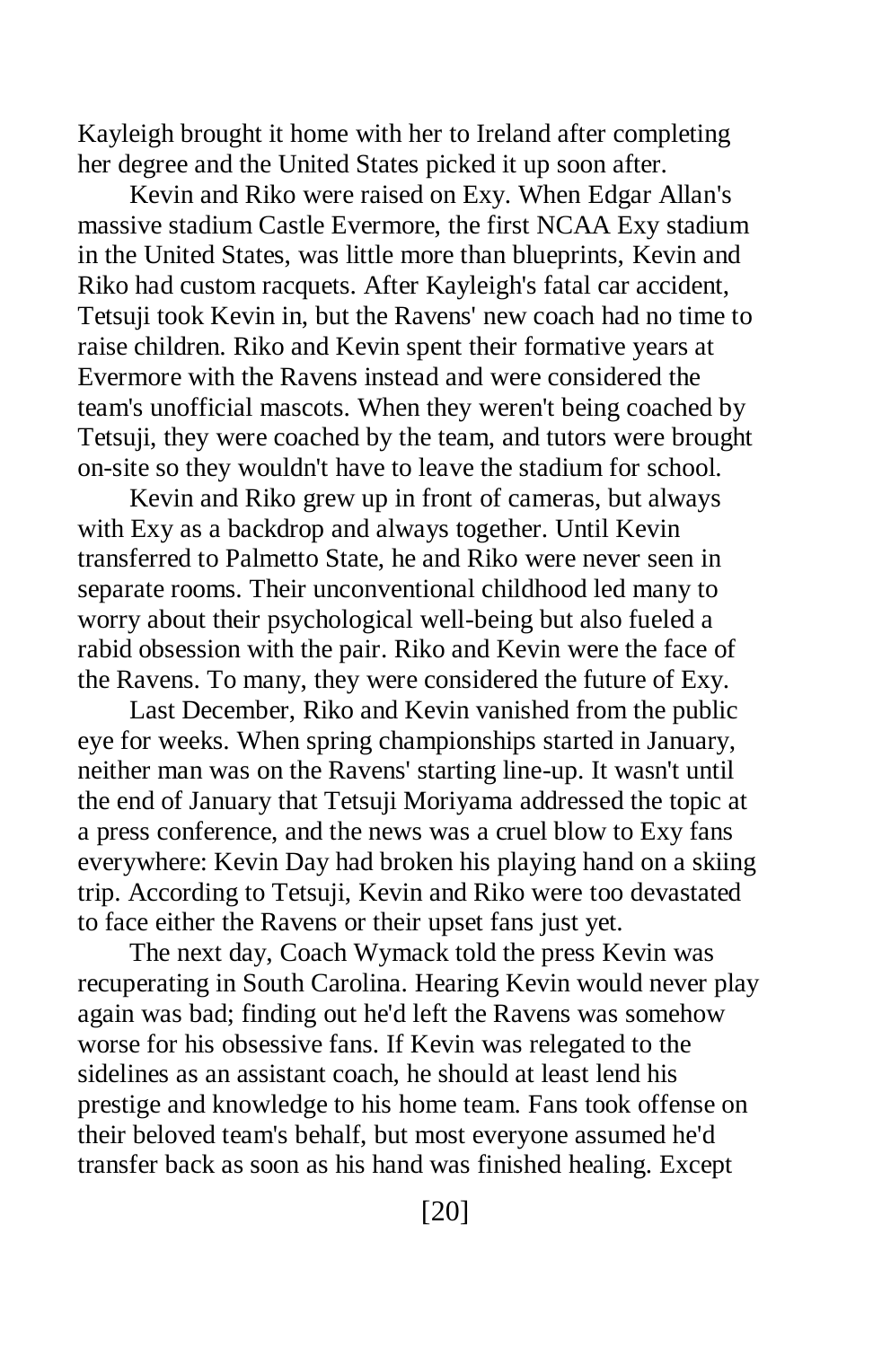Kayleigh brought it home with her to Ireland after completing her degree and the United States picked it up soon after.

Kevin and Riko were raised on Exy. When Edgar Allan's massive stadium Castle Evermore, the first NCAA Exy stadium in the United States, was little more than blueprints, Kevin and Riko had custom racquets. After Kayleigh's fatal car accident, Tetsuji took Kevin in, but the Ravens' new coach had no time to raise children. Riko and Kevin spent their formative years at Evermore with the Ravens instead and were considered the team's unofficial mascots. When they weren't being coached by Tetsuji, they were coached by the team, and tutors were brought on-site so they wouldn't have to leave the stadium for school.

Kevin and Riko grew up in front of cameras, but always with Exy as a backdrop and always together. Until Kevin transferred to Palmetto State, he and Riko were never seen in separate rooms. Their unconventional childhood led many to worry about their psychological well-being but also fueled a rabid obsession with the pair. Riko and Kevin were the face of the Ravens. To many, they were considered the future of Exy.

Last December, Riko and Kevin vanished from the public eye for weeks. When spring championships started in January, neither man was on the Ravens' starting line-up. It wasn't until the end of January that Tetsuji Moriyama addressed the topic at a press conference, and the news was a cruel blow to Exy fans everywhere: Kevin Day had broken his playing hand on a skiing trip. According to Tetsuji, Kevin and Riko were too devastated to face either the Ravens or their upset fans just yet.

The next day, Coach Wymack told the press Kevin was recuperating in South Carolina. Hearing Kevin would never play again was bad; finding out he'd left the Ravens was somehow worse for his obsessive fans. If Kevin was relegated to the sidelines as an assistant coach, he should at least lend his prestige and knowledge to his home team. Fans took offense on their beloved team's behalf, but most everyone assumed he'd transfer back as soon as his hand was finished healing. Except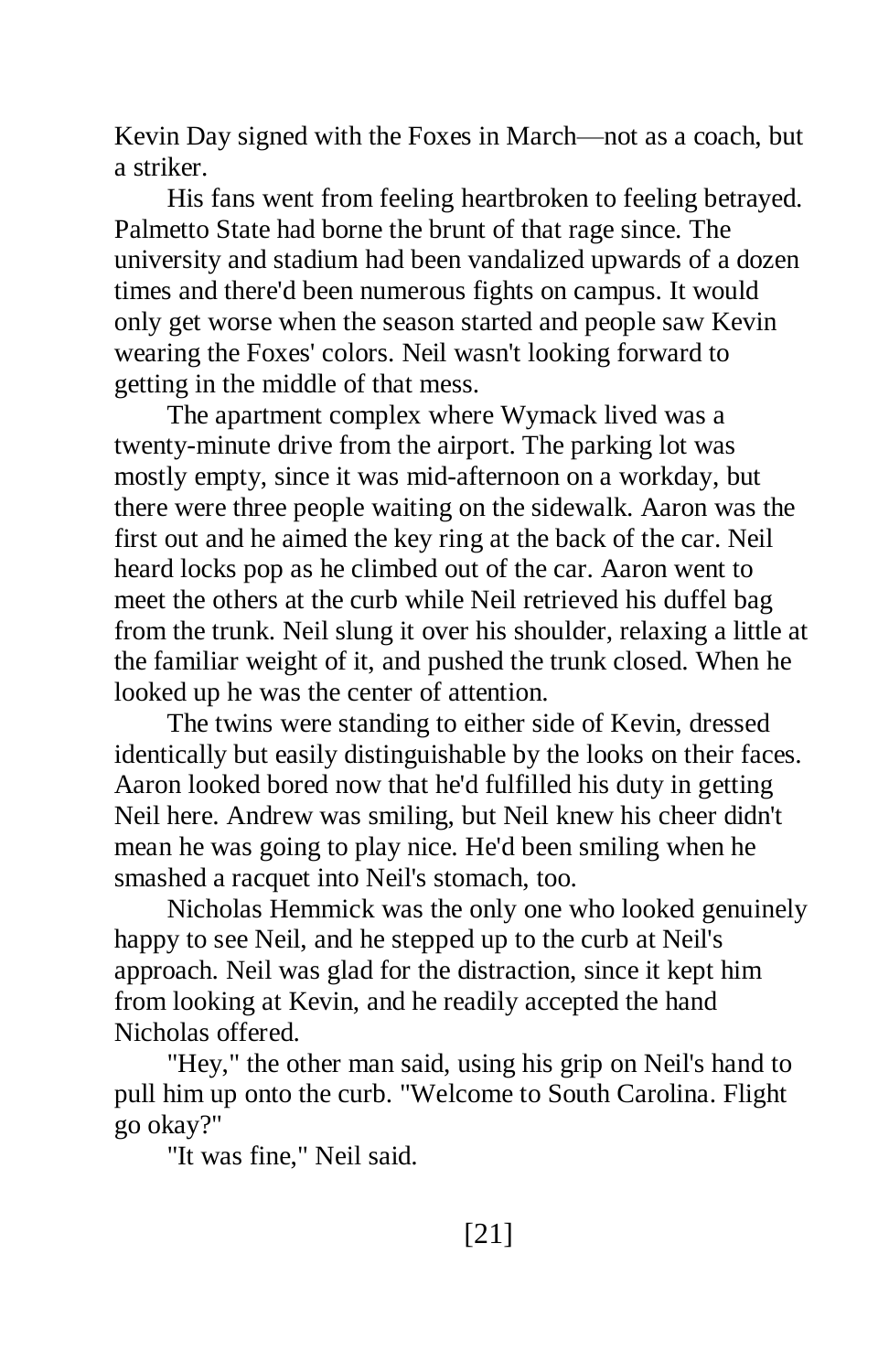Kevin Day signed with the Foxes in March—not as a coach, but a striker.

His fans went from feeling heartbroken to feeling betrayed. Palmetto State had borne the brunt of that rage since. The university and stadium had been vandalized upwards of a dozen times and there'd been numerous fights on campus. It would only get worse when the season started and people saw Kevin wearing the Foxes' colors. Neil wasn't looking forward to getting in the middle of that mess.

The apartment complex where Wymack lived was a twenty-minute drive from the airport. The parking lot was mostly empty, since it was mid-afternoon on a workday, but there were three people waiting on the sidewalk. Aaron was the first out and he aimed the key ring at the back of the car. Neil heard locks pop as he climbed out of the car. Aaron went to meet the others at the curb while Neil retrieved his duffel bag from the trunk. Neil slung it over his shoulder, relaxing a little at the familiar weight of it, and pushed the trunk closed. When he looked up he was the center of attention.

The twins were standing to either side of Kevin, dressed identically but easily distinguishable by the looks on their faces. Aaron looked bored now that he'd fulfilled his duty in getting Neil here. Andrew was smiling, but Neil knew his cheer didn't mean he was going to play nice. He'd been smiling when he smashed a racquet into Neil's stomach, too.

Nicholas Hemmick was the only one who looked genuinely happy to see Neil, and he stepped up to the curb at Neil's approach. Neil was glad for the distraction, since it kept him from looking at Kevin, and he readily accepted the hand Nicholas offered.

"Hey," the other man said, using his grip on Neil's hand to pull him up onto the curb. "Welcome to South Carolina. Flight go okay?"

"It was fine," Neil said.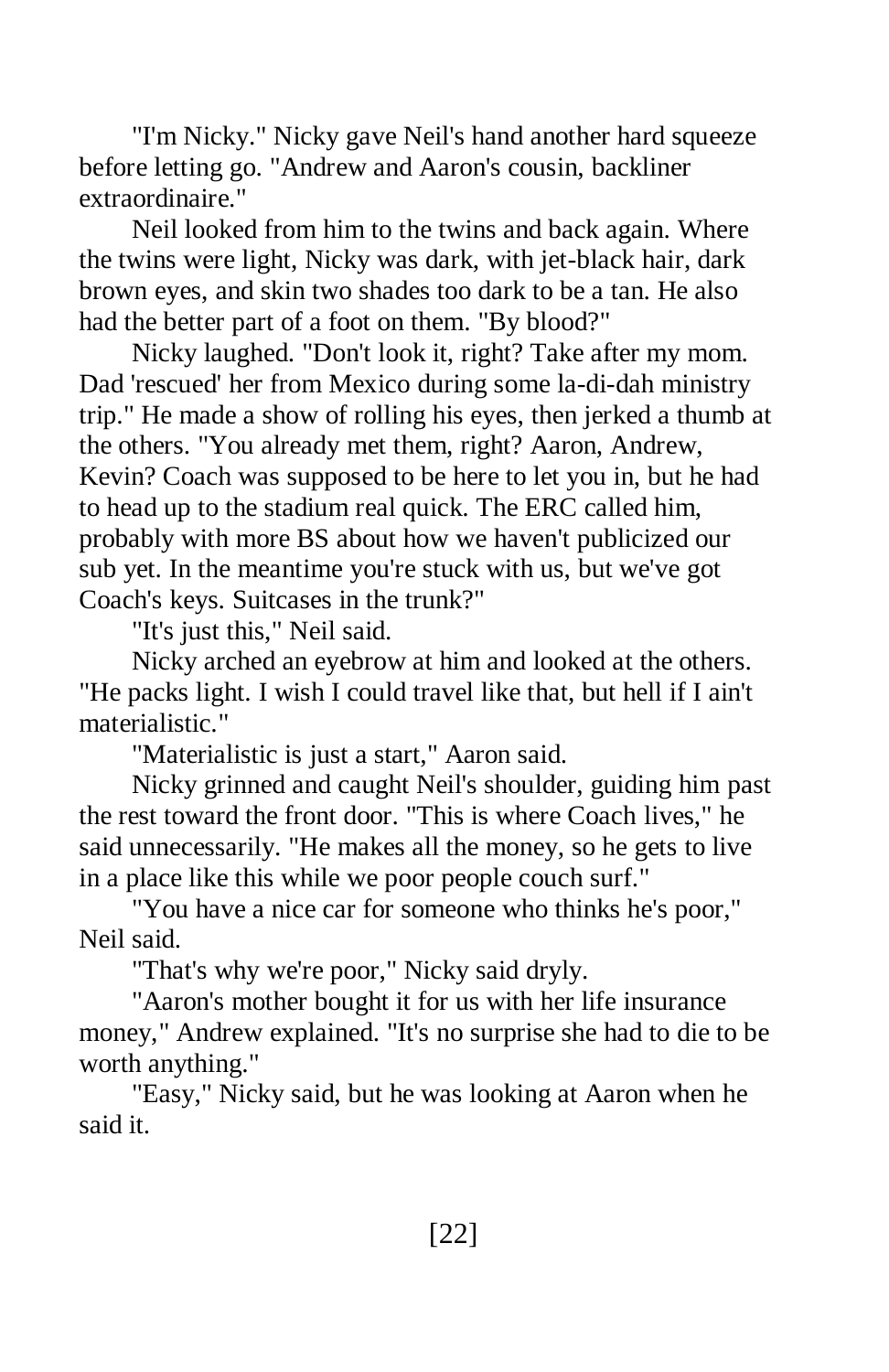"I'm Nicky." Nicky gave Neil's hand another hard squeeze before letting go. "Andrew and Aaron's cousin, backliner extraordinaire."

Neil looked from him to the twins and back again. Where the twins were light, Nicky was dark, with jet-black hair, dark brown eyes, and skin two shades too dark to be a tan. He also had the better part of a foot on them. "By blood?"

Nicky laughed. "Don't look it, right? Take after my mom. Dad 'rescued' her from Mexico during some la-di-dah ministry trip." He made a show of rolling his eyes, then jerked a thumb at the others. "You already met them, right? Aaron, Andrew, Kevin? Coach was supposed to be here to let you in, but he had to head up to the stadium real quick. The ERC called him, probably with more BS about how we haven't publicized our sub yet. In the meantime you're stuck with us, but we've got Coach's keys. Suitcases in the trunk?"

"It's just this," Neil said.

Nicky arched an eyebrow at him and looked at the others. "He packs light. I wish I could travel like that, but hell if I ain't materialistic."

"Materialistic is just a start," Aaron said.

Nicky grinned and caught Neil's shoulder, guiding him past the rest toward the front door. "This is where Coach lives," he said unnecessarily. "He makes all the money, so he gets to live in a place like this while we poor people couch surf."

"You have a nice car for someone who thinks he's poor," Neil said.

"That's why we're poor," Nicky said dryly.

"Aaron's mother bought it for us with her life insurance money," Andrew explained. "It's no surprise she had to die to be worth anything."

"Easy," Nicky said, but he was looking at Aaron when he said it.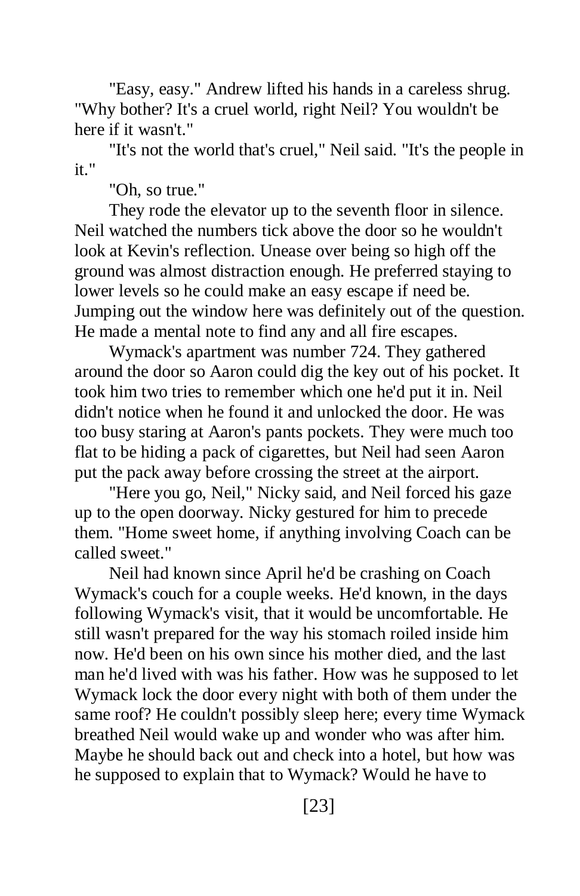"Easy, easy." Andrew lifted his hands in a careless shrug. "Why bother? It's a cruel world, right Neil? You wouldn't be here if it wasn't."

"It's not the world that's cruel," Neil said. "It's the people in it."

"Oh, so true."

They rode the elevator up to the seventh floor in silence. Neil watched the numbers tick above the door so he wouldn't look at Kevin's reflection. Unease over being so high off the ground was almost distraction enough. He preferred staying to lower levels so he could make an easy escape if need be. Jumping out the window here was definitely out of the question. He made a mental note to find any and all fire escapes.

Wymack's apartment was number 724. They gathered around the door so Aaron could dig the key out of his pocket. It took him two tries to remember which one he'd put it in. Neil didn't notice when he found it and unlocked the door. He was too busy staring at Aaron's pants pockets. They were much too flat to be hiding a pack of cigarettes, but Neil had seen Aaron put the pack away before crossing the street at the airport.

"Here you go, Neil," Nicky said, and Neil forced his gaze up to the open doorway. Nicky gestured for him to precede them. "Home sweet home, if anything involving Coach can be called sweet."

Neil had known since April he'd be crashing on Coach Wymack's couch for a couple weeks. He'd known, in the days following Wymack's visit, that it would be uncomfortable. He still wasn't prepared for the way his stomach roiled inside him now. He'd been on his own since his mother died, and the last man he'd lived with was his father. How was he supposed to let Wymack lock the door every night with both of them under the same roof? He couldn't possibly sleep here; every time Wymack breathed Neil would wake up and wonder who was after him. Maybe he should back out and check into a hotel, but how was he supposed to explain that to Wymack? Would he have to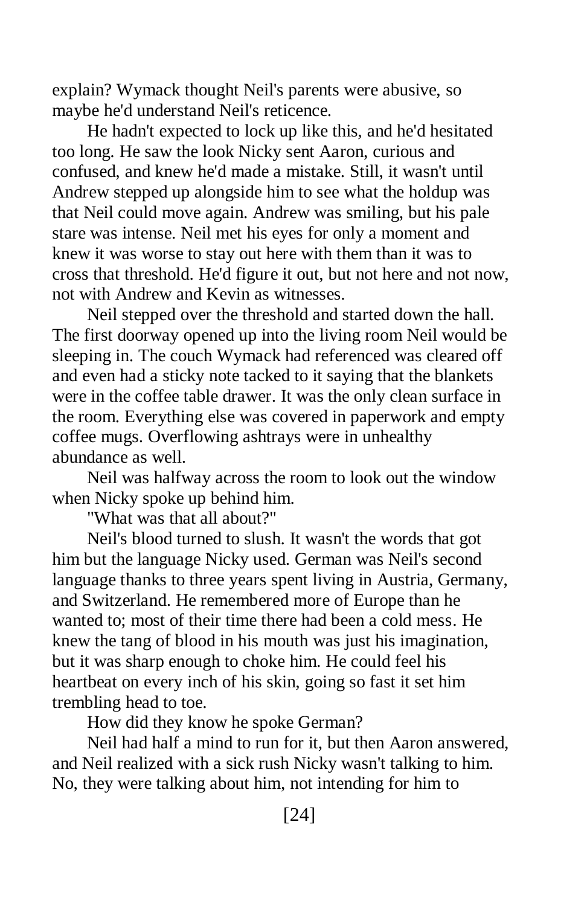explain? Wymack thought Neil's parents were abusive, so maybe he'd understand Neil's reticence.

He hadn't expected to lock up like this, and he'd hesitated too long. He saw the look Nicky sent Aaron, curious and confused, and knew he'd made a mistake. Still, it wasn't until Andrew stepped up alongside him to see what the holdup was that Neil could move again. Andrew was smiling, but his pale stare was intense. Neil met his eyes for only a moment and knew it was worse to stay out here with them than it was to cross that threshold. He'd figure it out, but not here and not now, not with Andrew and Kevin as witnesses.

Neil stepped over the threshold and started down the hall. The first doorway opened up into the living room Neil would be sleeping in. The couch Wymack had referenced was cleared off and even had a sticky note tacked to it saying that the blankets were in the coffee table drawer. It was the only clean surface in the room. Everything else was covered in paperwork and empty coffee mugs. Overflowing ashtrays were in unhealthy abundance as well.

Neil was halfway across the room to look out the window when Nicky spoke up behind him.

"What was that all about?"

Neil's blood turned to slush. It wasn't the words that got him but the language Nicky used. German was Neil's second language thanks to three years spent living in Austria, Germany, and Switzerland. He remembered more of Europe than he wanted to; most of their time there had been a cold mess. He knew the tang of blood in his mouth was just his imagination, but it was sharp enough to choke him. He could feel his heartbeat on every inch of his skin, going so fast it set him trembling head to toe.

How did they know he spoke German?

Neil had half a mind to run for it, but then Aaron answered, and Neil realized with a sick rush Nicky wasn't talking to him. No, they were talking about him, not intending for him to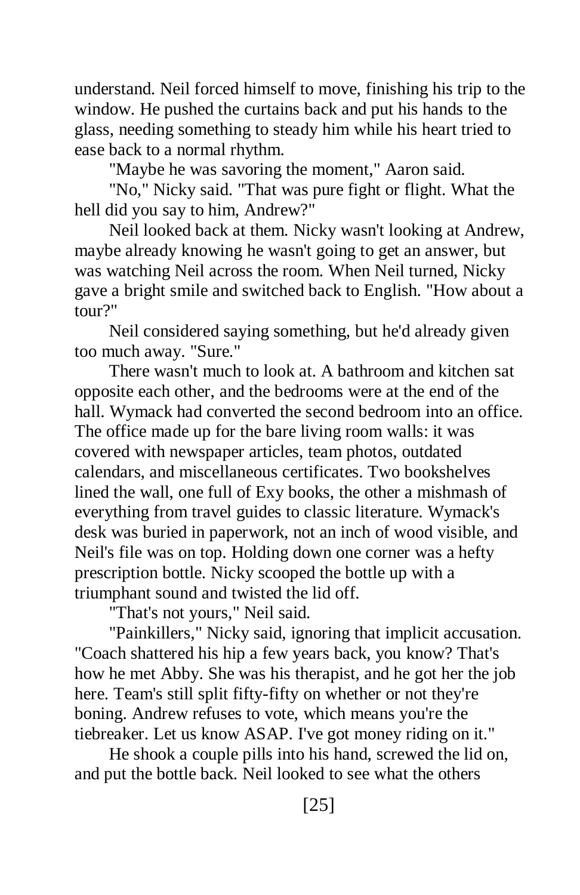understand. Neil forced himself to move, finishing his trip to the window. He pushed the curtains back and put his hands to the glass, needing something to steady him while his heart tried to ease back to a normal rhythm.

"Maybe he was savoring the moment," Aaron said.

"No," Nicky said. "That was pure fight or flight. What the hell did you say to him, Andrew?"

Neil looked back at them. Nicky wasn't looking at Andrew, maybe already knowing he wasn't going to get an answer, but was watching Neil across the room. When Neil turned, Nicky gave a bright smile and switched back to English. "How about a tour?"

Neil considered saying something, but he'd already given too much away. "Sure."

There wasn't much to look at. A bathroom and kitchen sat opposite each other, and the bedrooms were at the end of the hall. Wymack had converted the second bedroom into an office. The office made up for the bare living room walls: it was covered with newspaper articles, team photos, outdated calendars, and miscellaneous certificates. Two bookshelves lined the wall, one full of Exy books, the other a mishmash of everything from travel guides to classic literature. Wymack's desk was buried in paperwork, not an inch of wood visible, and Neil's file was on top. Holding down one corner was a hefty prescription bottle. Nicky scooped the bottle up with a triumphant sound and twisted the lid off.

"That's not yours," Neil said.

"Painkillers," Nicky said, ignoring that implicit accusation. "Coach shattered his hip a few years back, you know? That's how he met Abby. She was his therapist, and he got her the job here. Team's still split fifty-fifty on whether or not they're boning. Andrew refuses to vote, which means you're the tiebreaker. Let us know ASAP. I've got money riding on it."

He shook a couple pills into his hand, screwed the lid on, and put the bottle back. Neil looked to see what the others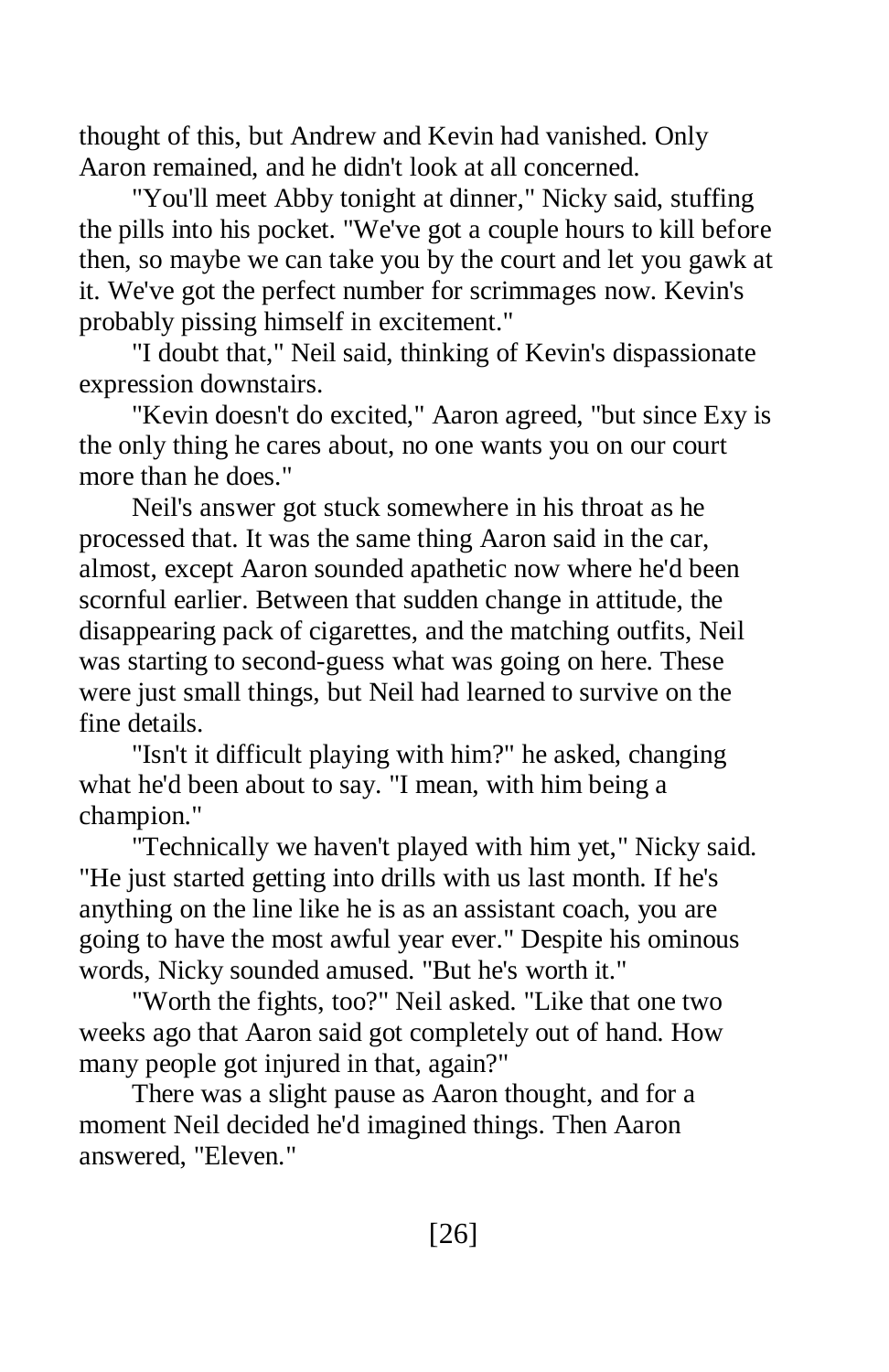thought of this, but Andrew and Kevin had vanished. Only Aaron remained, and he didn't look at all concerned.

"You'll meet Abby tonight at dinner," Nicky said, stuffing the pills into his pocket. "We've got a couple hours to kill before then, so maybe we can take you by the court and let you gawk at it. We've got the perfect number for scrimmages now. Kevin's probably pissing himself in excitement."

"I doubt that," Neil said, thinking of Kevin's dispassionate expression downstairs.

"Kevin doesn't do excited," Aaron agreed, "but since Exy is the only thing he cares about, no one wants you on our court more than he does."

Neil's answer got stuck somewhere in his throat as he processed that. It was the same thing Aaron said in the car, almost, except Aaron sounded apathetic now where he'd been scornful earlier. Between that sudden change in attitude, the disappearing pack of cigarettes, and the matching outfits, Neil was starting to second-guess what was going on here. These were just small things, but Neil had learned to survive on the fine details.

"Isn't it difficult playing with him?" he asked, changing what he'd been about to say. "I mean, with him being a champion."

"Technically we haven't played with him yet," Nicky said. "He just started getting into drills with us last month. If he's anything on the line like he is as an assistant coach, you are going to have the most awful year ever." Despite his ominous words, Nicky sounded amused. "But he's worth it."

"Worth the fights, too?" Neil asked. "Like that one two weeks ago that Aaron said got completely out of hand. How many people got injured in that, again?"

There was a slight pause as Aaron thought, and for a moment Neil decided he'd imagined things. Then Aaron answered, "Eleven."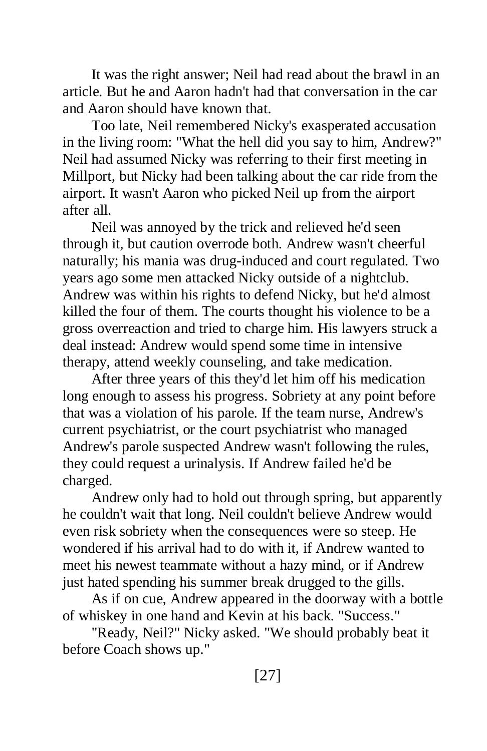It was the right answer; Neil had read about the brawl in an article. But he and Aaron hadn't had that conversation in the car and Aaron should have known that.

Too late, Neil remembered Nicky's exasperated accusation in the living room: "What the hell did you say to him, Andrew?" Neil had assumed Nicky was referring to their first meeting in Millport, but Nicky had been talking about the car ride from the airport. It wasn't Aaron who picked Neil up from the airport after all.

Neil was annoyed by the trick and relieved he'd seen through it, but caution overrode both. Andrew wasn't cheerful naturally; his mania was drug-induced and court regulated. Two years ago some men attacked Nicky outside of a nightclub. Andrew was within his rights to defend Nicky, but he'd almost killed the four of them. The courts thought his violence to be a gross overreaction and tried to charge him. His lawyers struck a deal instead: Andrew would spend some time in intensive therapy, attend weekly counseling, and take medication.

After three years of this they'd let him off his medication long enough to assess his progress. Sobriety at any point before that was a violation of his parole. If the team nurse, Andrew's current psychiatrist, or the court psychiatrist who managed Andrew's parole suspected Andrew wasn't following the rules, they could request a urinalysis. If Andrew failed he'd be charged.

Andrew only had to hold out through spring, but apparently he couldn't wait that long. Neil couldn't believe Andrew would even risk sobriety when the consequences were so steep. He wondered if his arrival had to do with it, if Andrew wanted to meet his newest teammate without a hazy mind, or if Andrew just hated spending his summer break drugged to the gills.

As if on cue, Andrew appeared in the doorway with a bottle of whiskey in one hand and Kevin at his back. "Success."

"Ready, Neil?" Nicky asked. "We should probably beat it before Coach shows up."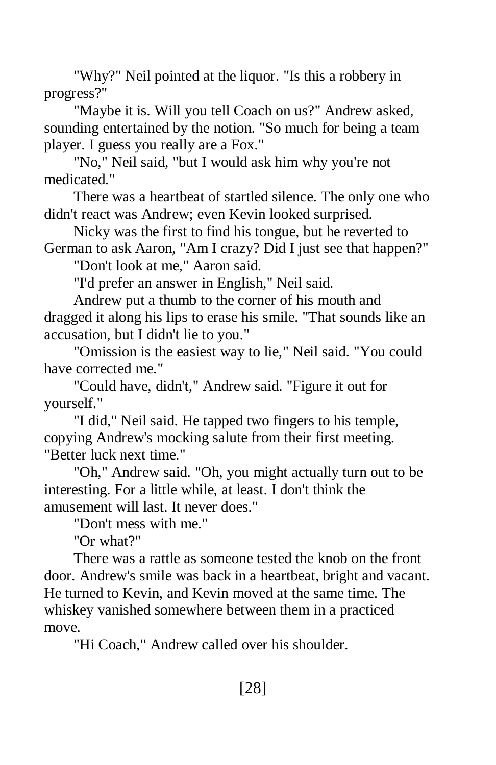"Why?" Neil pointed at the liquor. "Is this a robbery in progress?"

"Maybe it is. Will you tell Coach on us?" Andrew asked, sounding entertained by the notion. "So much for being a team player. I guess you really are a Fox."

"No," Neil said, "but I would ask him why you're not medicated."

There was a heartbeat of startled silence. The only one who didn't react was Andrew; even Kevin looked surprised.

Nicky was the first to find his tongue, but he reverted to German to ask Aaron, "Am I crazy? Did I just see that happen?"

"Don't look at me," Aaron said.

"I'd prefer an answer in English," Neil said.

Andrew put a thumb to the corner of his mouth and dragged it along his lips to erase his smile. "That sounds like an accusation, but I didn't lie to you."

"Omission is the easiest way to lie," Neil said. "You could have corrected me."

"Could have, didn't," Andrew said. "Figure it out for yourself."

"I did," Neil said. He tapped two fingers to his temple, copying Andrew's mocking salute from their first meeting. "Better luck next time."

"Oh," Andrew said. "Oh, you might actually turn out to be interesting. For a little while, at least. I don't think the amusement will last. It never does."

"Don't mess with me."

"Or what?"

There was a rattle as someone tested the knob on the front door. Andrew's smile was back in a heartbeat, bright and vacant. He turned to Kevin, and Kevin moved at the same time. The whiskey vanished somewhere between them in a practiced move.

"Hi Coach," Andrew called over his shoulder.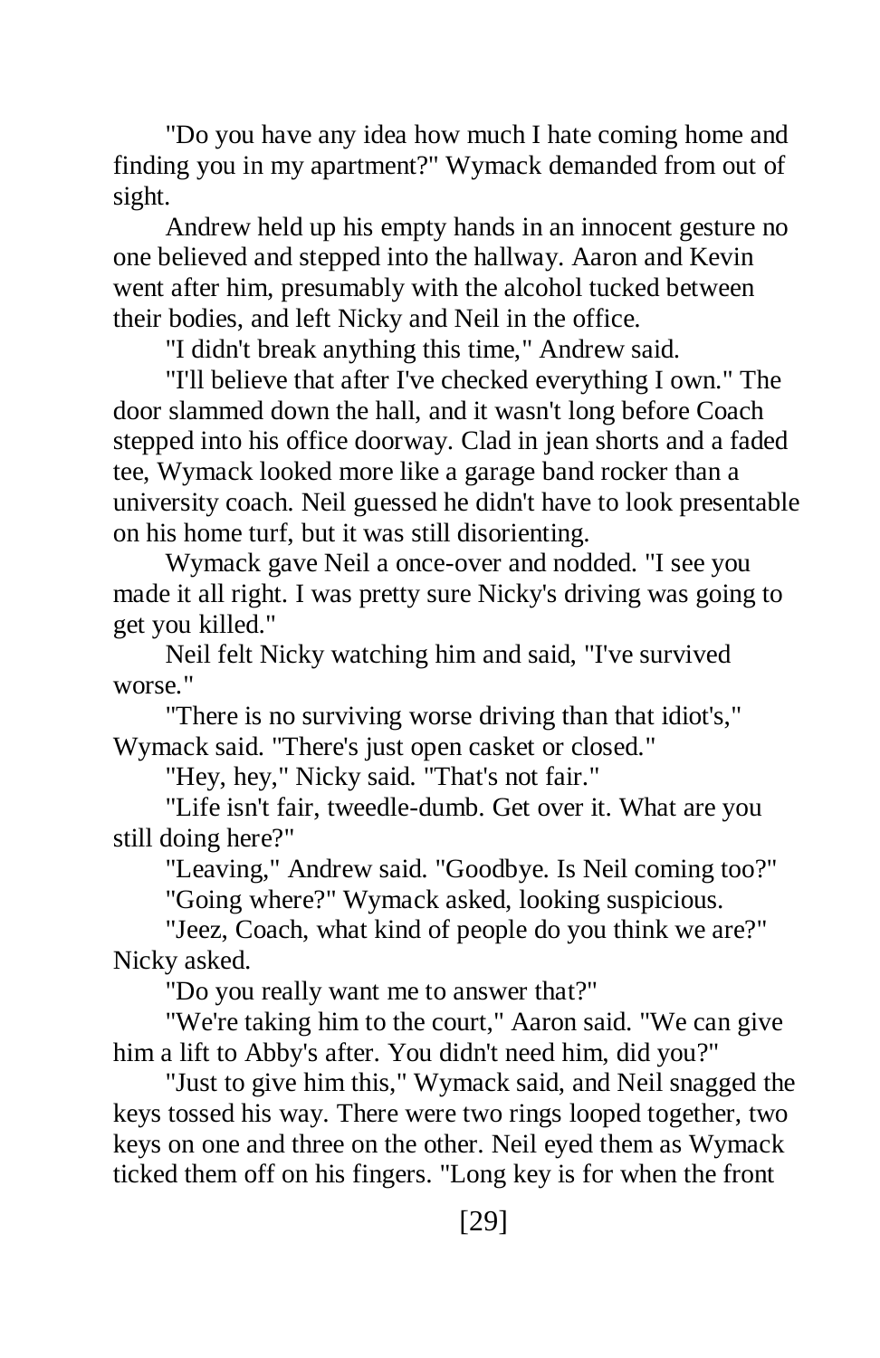"Do you have any idea how much I hate coming home and finding you in my apartment?" Wymack demanded from out of sight.

Andrew held up his empty hands in an innocent gesture no one believed and stepped into the hallway. Aaron and Kevin went after him, presumably with the alcohol tucked between their bodies, and left Nicky and Neil in the office.

"I didn't break anything this time," Andrew said.

"I'll believe that after I've checked everything I own." The door slammed down the hall, and it wasn't long before Coach stepped into his office doorway. Clad in jean shorts and a faded tee, Wymack looked more like a garage band rocker than a university coach. Neil guessed he didn't have to look presentable on his home turf, but it was still disorienting.

Wymack gave Neil a once-over and nodded. "I see you made it all right. I was pretty sure Nicky's driving was going to get you killed."

Neil felt Nicky watching him and said, "I've survived worse."

"There is no surviving worse driving than that idiot's," Wymack said. "There's just open casket or closed."

"Hey, hey," Nicky said. "That's not fair."

"Life isn't fair, tweedle-dumb. Get over it. What are you still doing here?"

"Leaving," Andrew said. "Goodbye. Is Neil coming too?"

"Going where?" Wymack asked, looking suspicious.

"Jeez, Coach, what kind of people do you think we are?" Nicky asked.

"Do you really want me to answer that?"

"We're taking him to the court," Aaron said. "We can give him a lift to Abby's after. You didn't need him, did you?"

"Just to give him this," Wymack said, and Neil snagged the keys tossed his way. There were two rings looped together, two keys on one and three on the other. Neil eyed them as Wymack ticked them off on his fingers. "Long key is for when the front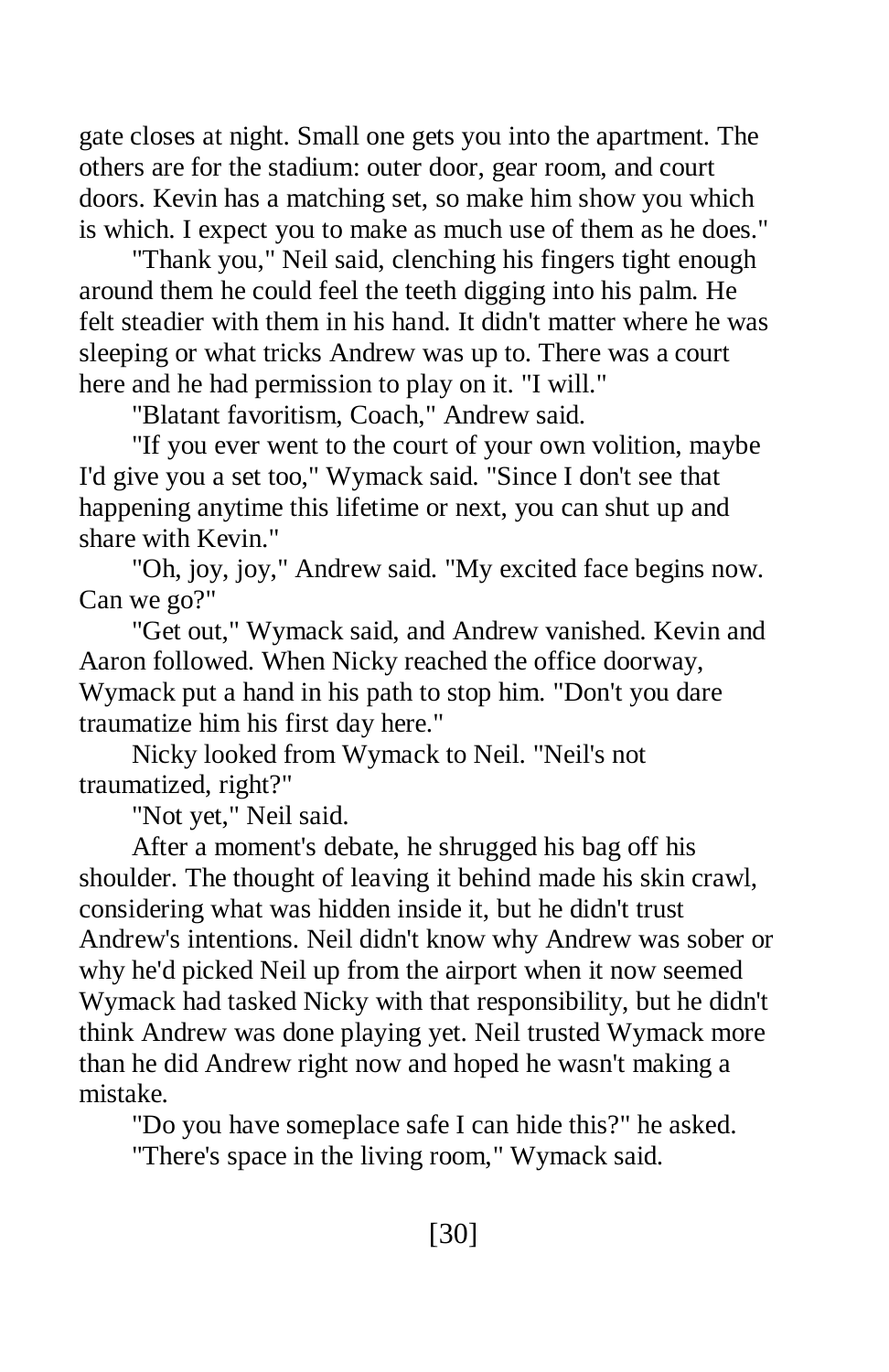gate closes at night. Small one gets you into the apartment. The others are for the stadium: outer door, gear room, and court doors. Kevin has a matching set, so make him show you which is which. I expect you to make as much use of them as he does."

"Thank you," Neil said, clenching his fingers tight enough around them he could feel the teeth digging into his palm. He felt steadier with them in his hand. It didn't matter where he was sleeping or what tricks Andrew was up to. There was a court here and he had permission to play on it. "I will."

"Blatant favoritism, Coach," Andrew said.

"If you ever went to the court of your own volition, maybe I'd give you a set too," Wymack said. "Since I don't see that happening anytime this lifetime or next, you can shut up and share with Kevin."

"Oh, joy, joy," Andrew said. "My excited face begins now. Can we go?"

"Get out," Wymack said, and Andrew vanished. Kevin and Aaron followed. When Nicky reached the office doorway, Wymack put a hand in his path to stop him. "Don't you dare traumatize him his first day here."

Nicky looked from Wymack to Neil. "Neil's not traumatized, right?"

"Not yet," Neil said.

After a moment's debate, he shrugged his bag off his shoulder. The thought of leaving it behind made his skin crawl, considering what was hidden inside it, but he didn't trust Andrew's intentions. Neil didn't know why Andrew was sober or why he'd picked Neil up from the airport when it now seemed Wymack had tasked Nicky with that responsibility, but he didn't think Andrew was done playing yet. Neil trusted Wymack more than he did Andrew right now and hoped he wasn't making a mistake.

"Do you have someplace safe I can hide this?" he asked.

"There's space in the living room," Wymack said.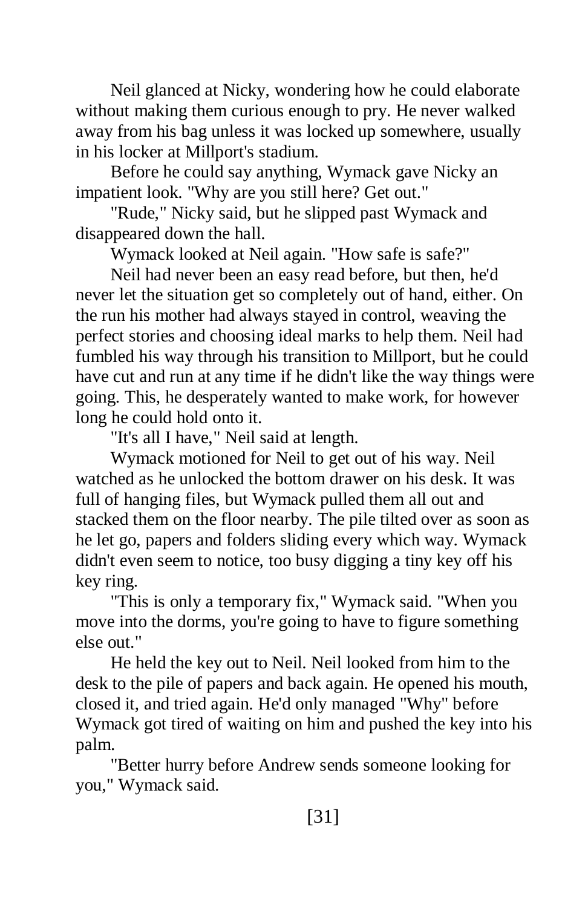Neil glanced at Nicky, wondering how he could elaborate without making them curious enough to pry. He never walked away from his bag unless it was locked up somewhere, usually in his locker at Millport's stadium.

Before he could say anything, Wymack gave Nicky an impatient look. "Why are you still here? Get out."

"Rude," Nicky said, but he slipped past Wymack and disappeared down the hall.

Wymack looked at Neil again. "How safe is safe?"

Neil had never been an easy read before, but then, he'd never let the situation get so completely out of hand, either. On the run his mother had always stayed in control, weaving the perfect stories and choosing ideal marks to help them. Neil had fumbled his way through his transition to Millport, but he could have cut and run at any time if he didn't like the way things were going. This, he desperately wanted to make work, for however long he could hold onto it.

"It's all I have," Neil said at length.

Wymack motioned for Neil to get out of his way. Neil watched as he unlocked the bottom drawer on his desk. It was full of hanging files, but Wymack pulled them all out and stacked them on the floor nearby. The pile tilted over as soon as he let go, papers and folders sliding every which way. Wymack didn't even seem to notice, too busy digging a tiny key off his key ring.

"This is only a temporary fix," Wymack said. "When you move into the dorms, you're going to have to figure something else out."

He held the key out to Neil. Neil looked from him to the desk to the pile of papers and back again. He opened his mouth, closed it, and tried again. He'd only managed "Why" before Wymack got tired of waiting on him and pushed the key into his palm.

"Better hurry before Andrew sends someone looking for you," Wymack said.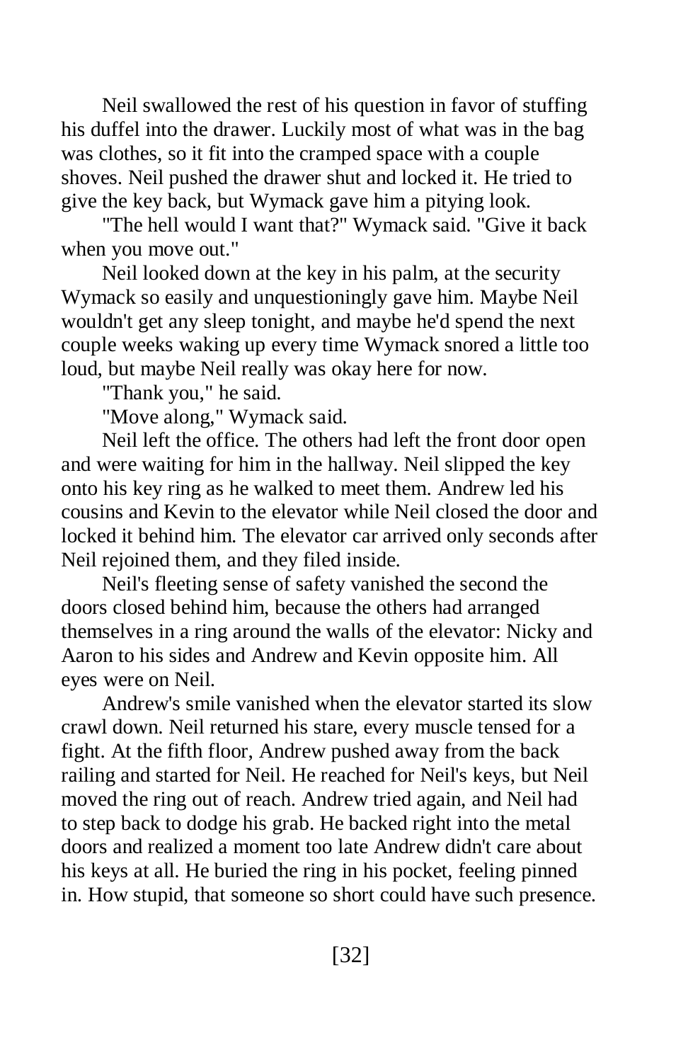Neil swallowed the rest of his question in favor of stuffing his duffel into the drawer. Luckily most of what was in the bag was clothes, so it fit into the cramped space with a couple shoves. Neil pushed the drawer shut and locked it. He tried to give the key back, but Wymack gave him a pitying look.

"The hell would I want that?" Wymack said. "Give it back when you move out."

Neil looked down at the key in his palm, at the security Wymack so easily and unquestioningly gave him. Maybe Neil wouldn't get any sleep tonight, and maybe he'd spend the next couple weeks waking up every time Wymack snored a little too loud, but maybe Neil really was okay here for now.

"Thank you," he said.

"Move along," Wymack said.

Neil left the office. The others had left the front door open and were waiting for him in the hallway. Neil slipped the key onto his key ring as he walked to meet them. Andrew led his cousins and Kevin to the elevator while Neil closed the door and locked it behind him. The elevator car arrived only seconds after Neil rejoined them, and they filed inside.

Neil's fleeting sense of safety vanished the second the doors closed behind him, because the others had arranged themselves in a ring around the walls of the elevator: Nicky and Aaron to his sides and Andrew and Kevin opposite him. All eyes were on Neil.

Andrew's smile vanished when the elevator started its slow crawl down. Neil returned his stare, every muscle tensed for a fight. At the fifth floor, Andrew pushed away from the back railing and started for Neil. He reached for Neil's keys, but Neil moved the ring out of reach. Andrew tried again, and Neil had to step back to dodge his grab. He backed right into the metal doors and realized a moment too late Andrew didn't care about his keys at all. He buried the ring in his pocket, feeling pinned in. How stupid, that someone so short could have such presence.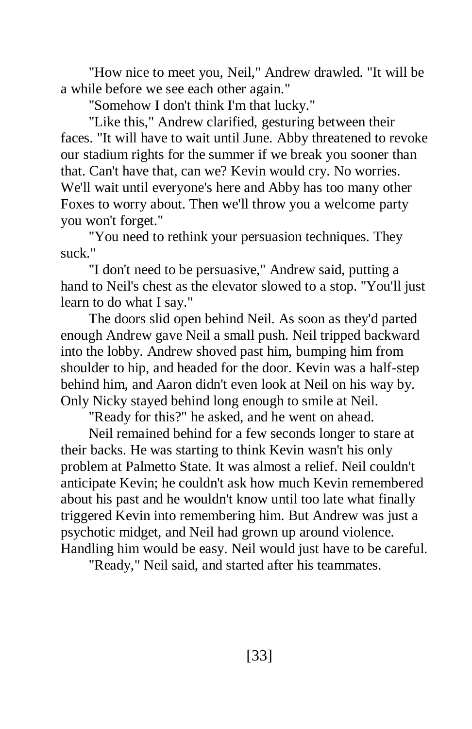"How nice to meet you, Neil," Andrew drawled. "It will be a while before we see each other again."

"Somehow I don't think I'm that lucky."

"Like this," Andrew clarified, gesturing between their faces. "It will have to wait until June. Abby threatened to revoke our stadium rights for the summer if we break you sooner than that. Can't have that, can we? Kevin would cry. No worries. We'll wait until everyone's here and Abby has too many other Foxes to worry about. Then we'll throw you a welcome party you won't forget."

"You need to rethink your persuasion techniques. They suck."

"I don't need to be persuasive," Andrew said, putting a hand to Neil's chest as the elevator slowed to a stop. "You'll just learn to do what I say."

The doors slid open behind Neil. As soon as they'd parted enough Andrew gave Neil a small push. Neil tripped backward into the lobby. Andrew shoved past him, bumping him from shoulder to hip, and headed for the door. Kevin was a half-step behind him, and Aaron didn't even look at Neil on his way by. Only Nicky stayed behind long enough to smile at Neil.

"Ready for this?" he asked, and he went on ahead.

Neil remained behind for a few seconds longer to stare at their backs. He was starting to think Kevin wasn't his only problem at Palmetto State. It was almost a relief. Neil couldn't anticipate Kevin; he couldn't ask how much Kevin remembered about his past and he wouldn't know until too late what finally triggered Kevin into remembering him. But Andrew was just a psychotic midget, and Neil had grown up around violence. Handling him would be easy. Neil would just have to be careful.

"Ready," Neil said, and started after his teammates.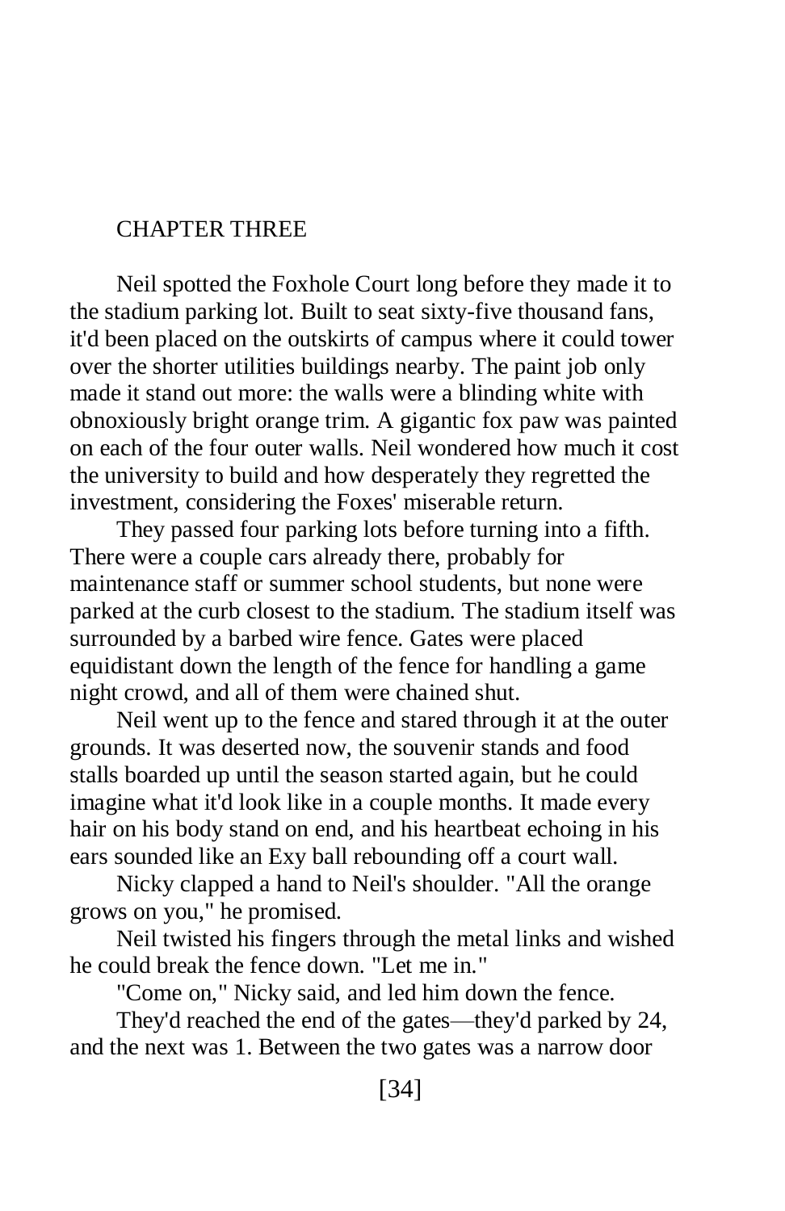# CHAPTER THREE

Neil spotted the Foxhole Court long before they made it to the stadium parking lot. Built to seat sixty-five thousand fans, it'd been placed on the outskirts of campus where it could tower over the shorter utilities buildings nearby. The paint job only made it stand out more: the walls were a blinding white with obnoxiously bright orange trim. A gigantic fox paw was painted on each of the four outer walls. Neil wondered how much it cost the university to build and how desperately they regretted the investment, considering the Foxes' miserable return.

They passed four parking lots before turning into a fifth. There were a couple cars already there, probably for maintenance staff or summer school students, but none were parked at the curb closest to the stadium. The stadium itself was surrounded by a barbed wire fence. Gates were placed equidistant down the length of the fence for handling a game night crowd, and all of them were chained shut.

Neil went up to the fence and stared through it at the outer grounds. It was deserted now, the souvenir stands and food stalls boarded up until the season started again, but he could imagine what it'd look like in a couple months. It made every hair on his body stand on end, and his heartbeat echoing in his ears sounded like an Exy ball rebounding off a court wall.

Nicky clapped a hand to Neil's shoulder. "All the orange grows on you," he promised.

Neil twisted his fingers through the metal links and wished he could break the fence down. "Let me in."

"Come on," Nicky said, and led him down the fence.

They'd reached the end of the gates—they'd parked by 24, and the next was 1. Between the two gates was a narrow door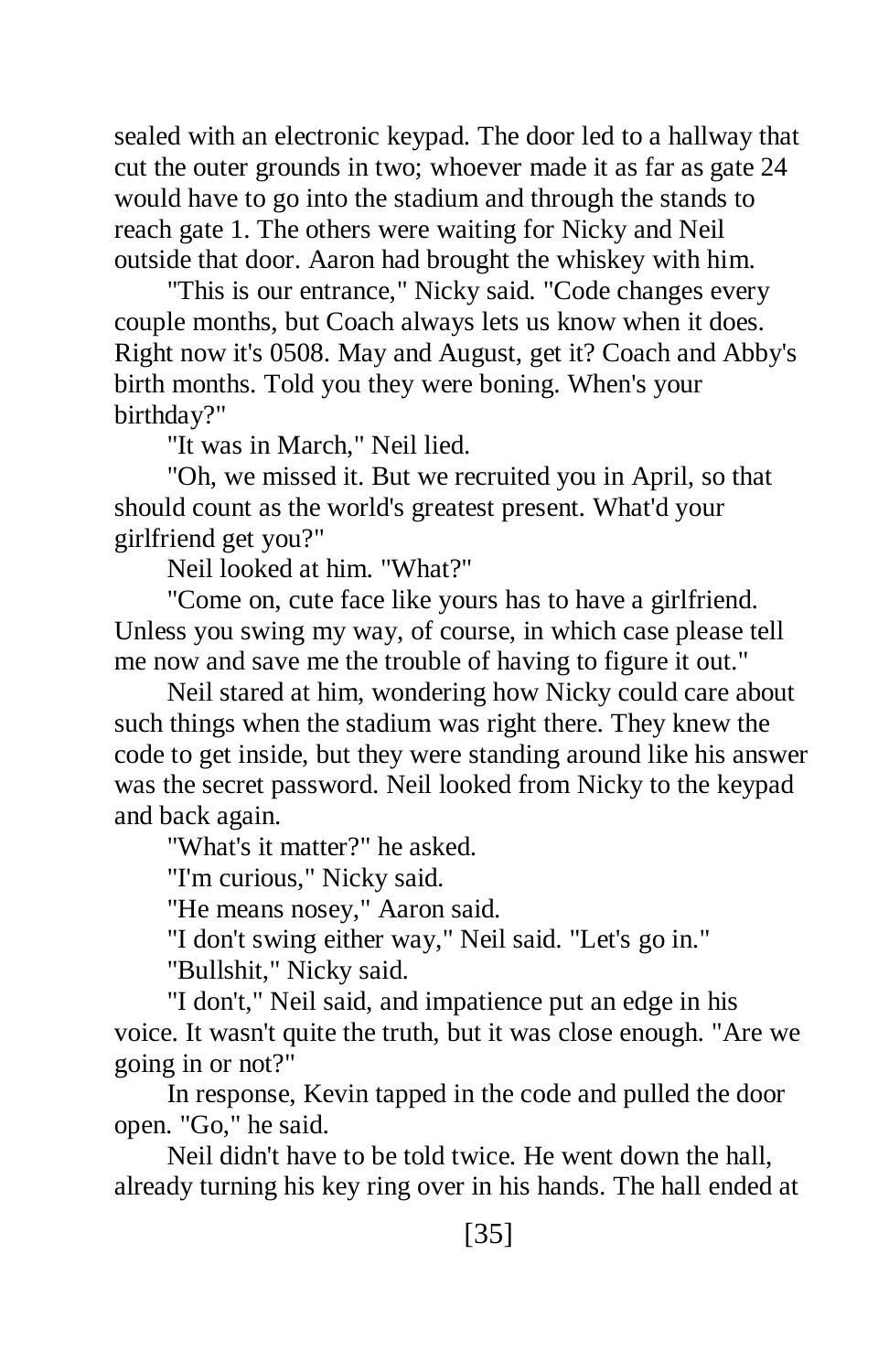sealed with an electronic keypad. The door led to a hallway that cut the outer grounds in two; whoever made it as far as gate 24 would have to go into the stadium and through the stands to reach gate 1. The others were waiting for Nicky and Neil outside that door. Aaron had brought the whiskey with him.

"This is our entrance," Nicky said. "Code changes every couple months, but Coach always lets us know when it does. Right now it's 0508. May and August, get it? Coach and Abby's birth months. Told you they were boning. When's your birthday?"

"It was in March," Neil lied.

"Oh, we missed it. But we recruited you in April, so that should count as the world's greatest present. What'd your girlfriend get you?"

Neil looked at him. "What?"

"Come on, cute face like yours has to have a girlfriend. Unless you swing my way, of course, in which case please tell me now and save me the trouble of having to figure it out."

Neil stared at him, wondering how Nicky could care about such things when the stadium was right there. They knew the code to get inside, but they were standing around like his answer was the secret password. Neil looked from Nicky to the keypad and back again.

"What's it matter?" he asked.

"I'm curious," Nicky said.

"He means nosey," Aaron said.

"I don't swing either way," Neil said. "Let's go in."

"Bullshit," Nicky said.

"I don't," Neil said, and impatience put an edge in his voice. It wasn't quite the truth, but it was close enough. "Are we going in or not?"

In response, Kevin tapped in the code and pulled the door open. "Go," he said.

Neil didn't have to be told twice. He went down the hall, already turning his key ring over in his hands. The hall ended at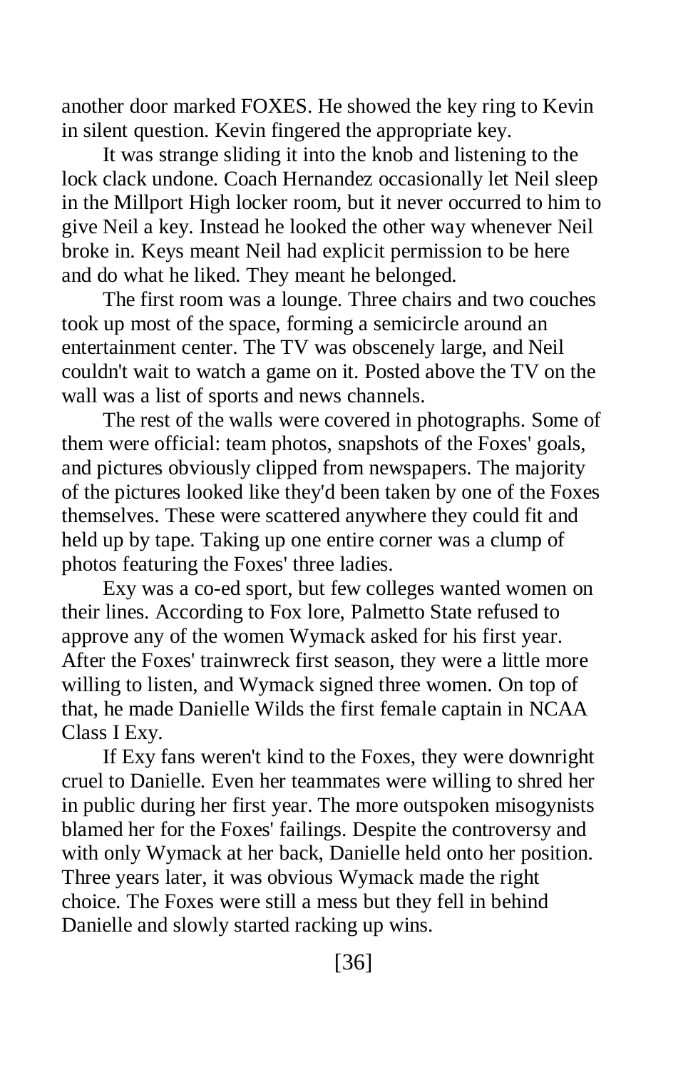another door marked FOXES. He showed the key ring to Kevin in silent question. Kevin fingered the appropriate key.

It was strange sliding it into the knob and listening to the lock clack undone. Coach Hernandez occasionally let Neil sleep in the Millport High locker room, but it never occurred to him to give Neil a key. Instead he looked the other way whenever Neil broke in. Keys meant Neil had explicit permission to be here and do what he liked. They meant he belonged.

The first room was a lounge. Three chairs and two couches took up most of the space, forming a semicircle around an entertainment center. The TV was obscenely large, and Neil couldn't wait to watch a game on it. Posted above the TV on the wall was a list of sports and news channels.

The rest of the walls were covered in photographs. Some of them were official: team photos, snapshots of the Foxes' goals, and pictures obviously clipped from newspapers. The majority of the pictures looked like they'd been taken by one of the Foxes themselves. These were scattered anywhere they could fit and held up by tape. Taking up one entire corner was a clump of photos featuring the Foxes' three ladies.

Exy was a co-ed sport, but few colleges wanted women on their lines. According to Fox lore, Palmetto State refused to approve any of the women Wymack asked for his first year. After the Foxes' trainwreck first season, they were a little more willing to listen, and Wymack signed three women. On top of that, he made Danielle Wilds the first female captain in NCAA Class I Exy.

If Exy fans weren't kind to the Foxes, they were downright cruel to Danielle. Even her teammates were willing to shred her in public during her first year. The more outspoken misogynists blamed her for the Foxes' failings. Despite the controversy and with only Wymack at her back, Danielle held onto her position. Three years later, it was obvious Wymack made the right choice. The Foxes were still a mess but they fell in behind Danielle and slowly started racking up wins.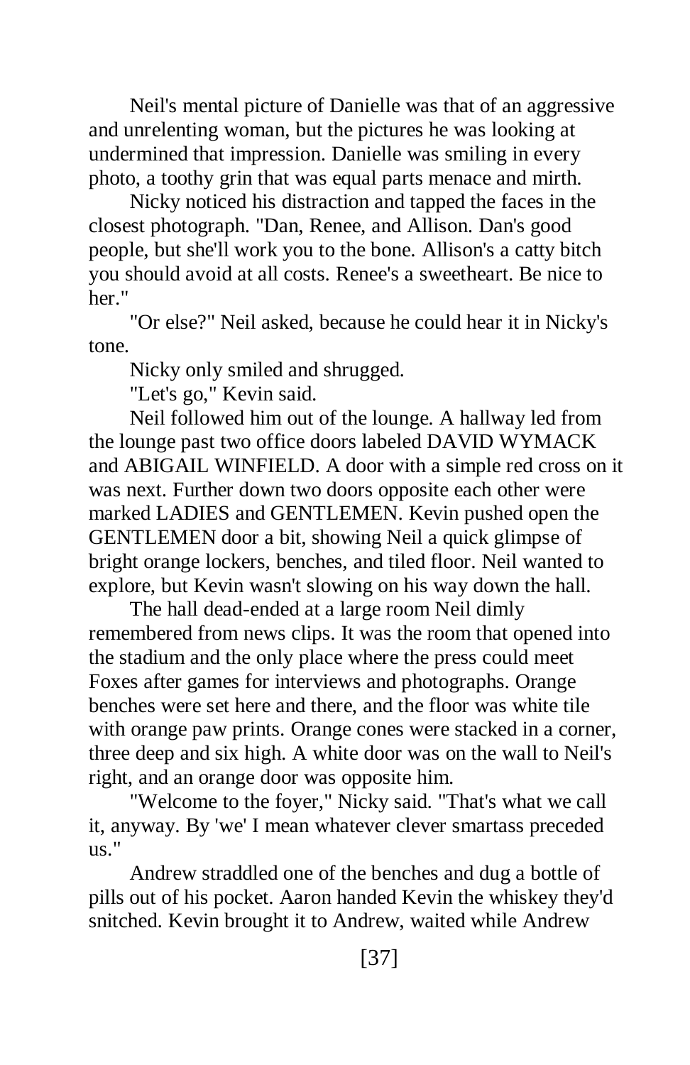Neil's mental picture of Danielle was that of an aggressive and unrelenting woman, but the pictures he was looking at undermined that impression. Danielle was smiling in every photo, a toothy grin that was equal parts menace and mirth.

Nicky noticed his distraction and tapped the faces in the closest photograph. "Dan, Renee, and Allison. Dan's good people, but she'll work you to the bone. Allison's a catty bitch you should avoid at all costs. Renee's a sweetheart. Be nice to her."

"Or else?" Neil asked, because he could hear it in Nicky's tone.

Nicky only smiled and shrugged.

"Let's go," Kevin said.

Neil followed him out of the lounge. A hallway led from the lounge past two office doors labeled DAVID WYMACK and ABIGAIL WINFIELD. A door with a simple red cross on it was next. Further down two doors opposite each other were marked LADIES and GENTLEMEN. Kevin pushed open the GENTLEMEN door a bit, showing Neil a quick glimpse of bright orange lockers, benches, and tiled floor. Neil wanted to explore, but Kevin wasn't slowing on his way down the hall.

The hall dead-ended at a large room Neil dimly remembered from news clips. It was the room that opened into the stadium and the only place where the press could meet Foxes after games for interviews and photographs. Orange benches were set here and there, and the floor was white tile with orange paw prints. Orange cones were stacked in a corner, three deep and six high. A white door was on the wall to Neil's right, and an orange door was opposite him.

"Welcome to the foyer," Nicky said. "That's what we call it, anyway. By 'we' I mean whatever clever smartass preceded us."

Andrew straddled one of the benches and dug a bottle of pills out of his pocket. Aaron handed Kevin the whiskey they'd snitched. Kevin brought it to Andrew, waited while Andrew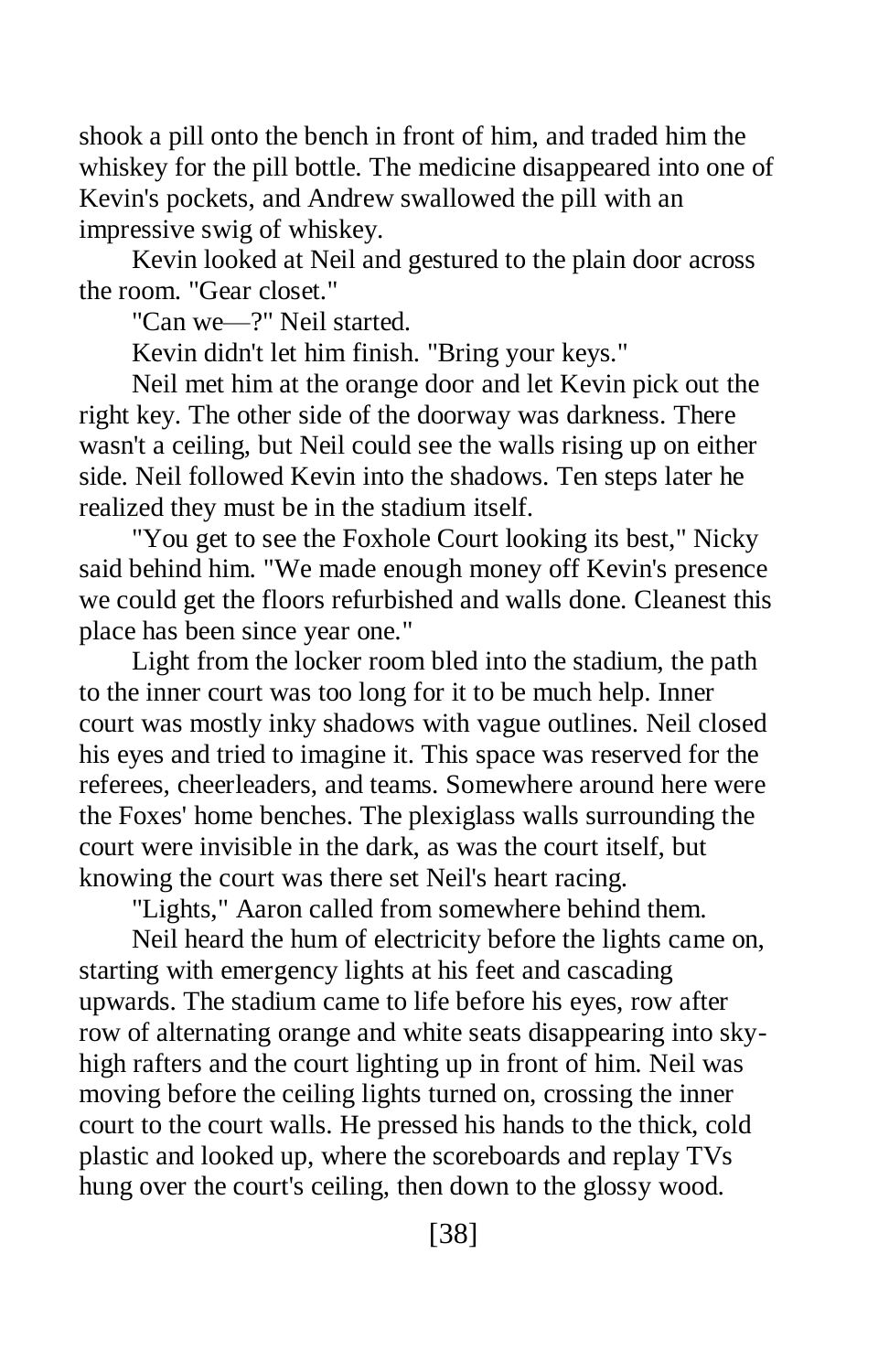shook a pill onto the bench in front of him, and traded him the whiskey for the pill bottle. The medicine disappeared into one of Kevin's pockets, and Andrew swallowed the pill with an impressive swig of whiskey.

Kevin looked at Neil and gestured to the plain door across the room. "Gear closet."

"Can we—?" Neil started.

Kevin didn't let him finish. "Bring your keys."

Neil met him at the orange door and let Kevin pick out the right key. The other side of the doorway was darkness. There wasn't a ceiling, but Neil could see the walls rising up on either side. Neil followed Kevin into the shadows. Ten steps later he realized they must be in the stadium itself.

"You get to see the Foxhole Court looking its best," Nicky said behind him. "We made enough money off Kevin's presence we could get the floors refurbished and walls done. Cleanest this place has been since year one."

Light from the locker room bled into the stadium, the path to the inner court was too long for it to be much help. Inner court was mostly inky shadows with vague outlines. Neil closed his eyes and tried to imagine it. This space was reserved for the referees, cheerleaders, and teams. Somewhere around here were the Foxes' home benches. The plexiglass walls surrounding the court were invisible in the dark, as was the court itself, but knowing the court was there set Neil's heart racing.

"Lights," Aaron called from somewhere behind them.

Neil heard the hum of electricity before the lights came on, starting with emergency lights at his feet and cascading upwards. The stadium came to life before his eyes, row after row of alternating orange and white seats disappearing into sky-high rafters and the court lighting up in front of him. Neil was moving before the ceiling lights turned on, crossing the inner court to the court walls. He pressed his hands to the thick, cold plastic and looked up, where the scoreboards and replay TVs hung over the court's ceiling, then down to the glossy wood.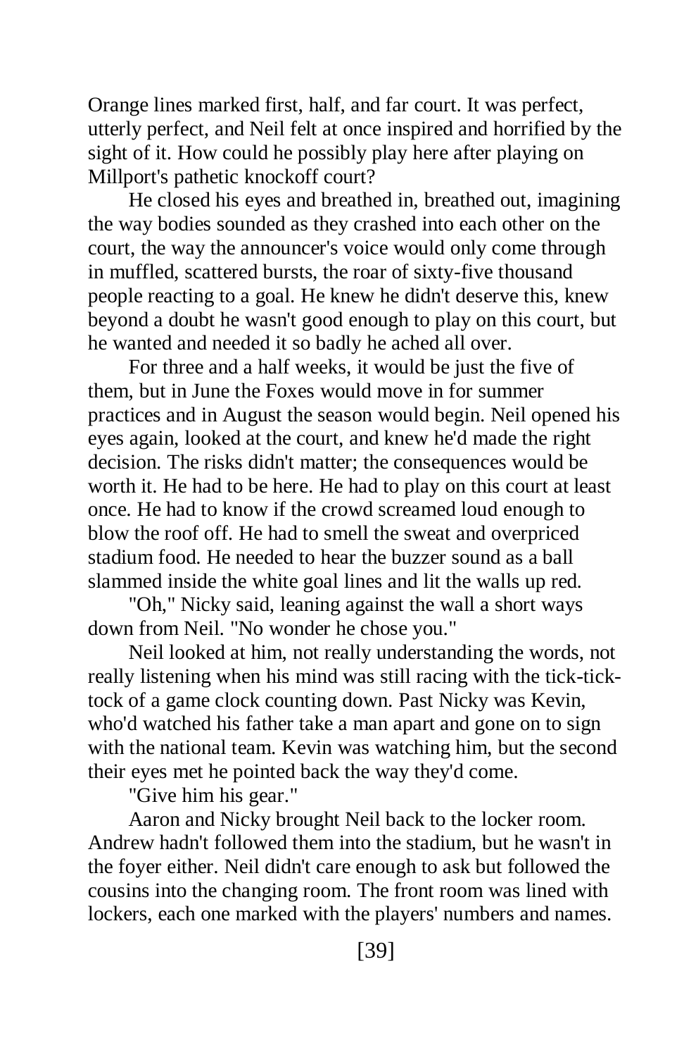Orange lines marked first, half, and far court. It was perfect, utterly perfect, and Neil felt at once inspired and horrified by the sight of it. How could he possibly play here after playing on Millport's pathetic knockoff court?

He closed his eyes and breathed in, breathed out, imagining the way bodies sounded as they crashed into each other on the court, the way the announcer's voice would only come through in muffled, scattered bursts, the roar of sixty-five thousand people reacting to a goal. He knew he didn't deserve this, knew beyond a doubt he wasn't good enough to play on this court, but he wanted and needed it so badly he ached all over.

For three and a half weeks, it would be just the five of them, but in June the Foxes would move in for summer practices and in August the season would begin. Neil opened his eyes again, looked at the court, and knew he'd made the right decision. The risks didn't matter; the consequences would be worth it. He had to be here. He had to play on this court at least once. He had to know if the crowd screamed loud enough to blow the roof off. He had to smell the sweat and overpriced stadium food. He needed to hear the buzzer sound as a ball slammed inside the white goal lines and lit the walls up red.

"Oh," Nicky said, leaning against the wall a short ways down from Neil. "No wonder he chose you."

Neil looked at him, not really understanding the words, not really listening when his mind was still racing with the tick-tick-tock of a game clock counting down. Past Nicky was Kevin, who'd watched his father take a man apart and gone on to sign with the national team. Kevin was watching him, but the second their eyes met he pointed back the way they'd come.

"Give him his gear."

Aaron and Nicky brought Neil back to the locker room. Andrew hadn't followed them into the stadium, but he wasn't in the foyer either. Neil didn't care enough to ask but followed the cousins into the changing room. The front room was lined with lockers, each one marked with the players' numbers and names.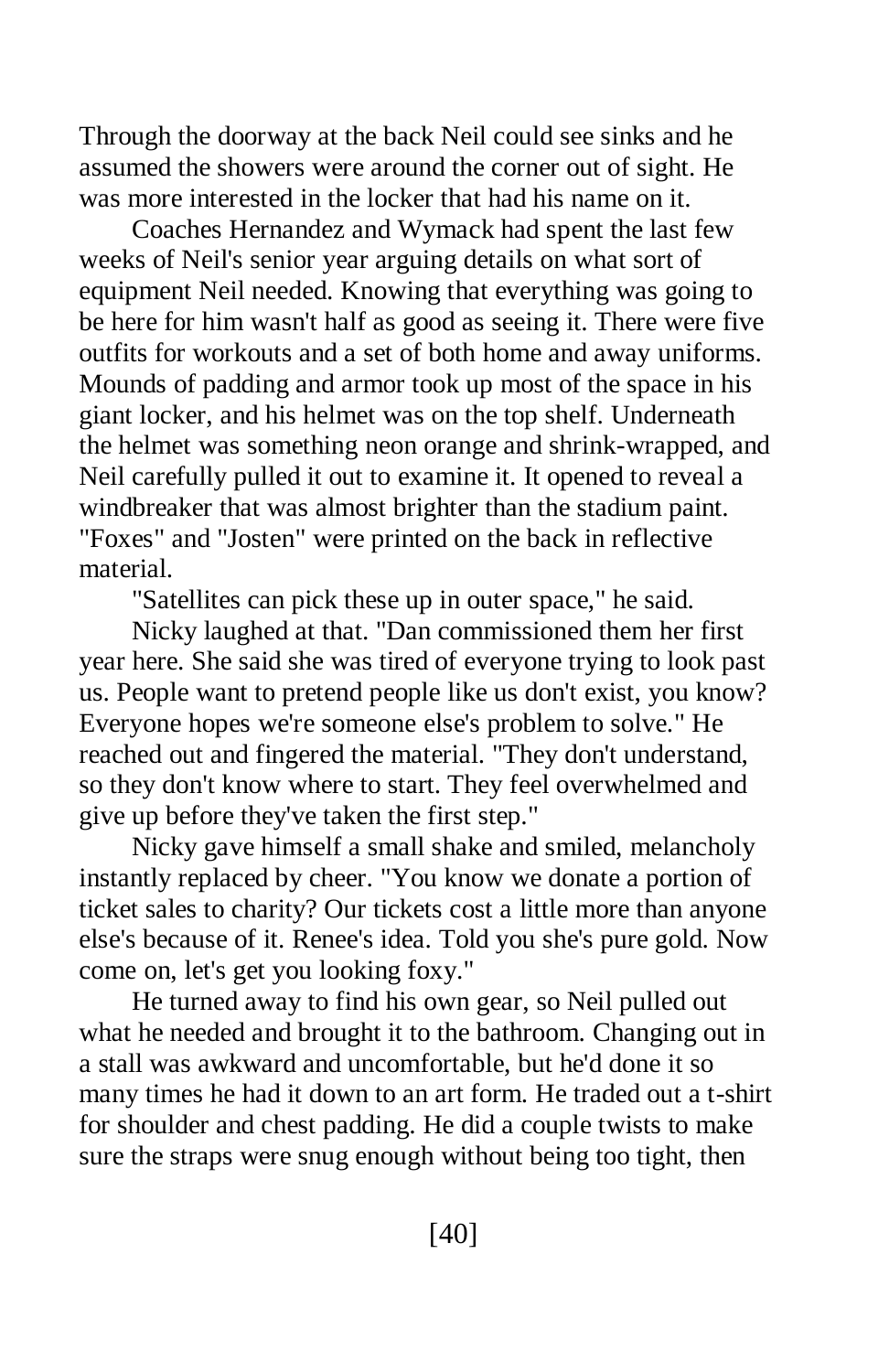Through the doorway at the back Neil could see sinks and he assumed the showers were around the corner out of sight. He was more interested in the locker that had his name on it.

Coaches Hernandez and Wymack had spent the last few weeks of Neil's senior year arguing details on what sort of equipment Neil needed. Knowing that everything was going to be here for him wasn't half as good as seeing it. There were five outfits for workouts and a set of both home and away uniforms. Mounds of padding and armor took up most of the space in his giant locker, and his helmet was on the top shelf. Underneath the helmet was something neon orange and shrink-wrapped, and Neil carefully pulled it out to examine it. It opened to reveal a windbreaker that was almost brighter than the stadium paint. "Foxes" and "Josten" were printed on the back in reflective material.

"Satellites can pick these up in outer space," he said.

Nicky laughed at that. "Dan commissioned them her first year here. She said she was tired of everyone trying to look past us. People want to pretend people like us don't exist, you know? Everyone hopes we're someone else's problem to solve." He reached out and fingered the material. "They don't understand, so they don't know where to start. They feel overwhelmed and give up before they've taken the first step."

Nicky gave himself a small shake and smiled, melancholy instantly replaced by cheer. "You know we donate a portion of ticket sales to charity? Our tickets cost a little more than anyone else's because of it. Renee's idea. Told you she's pure gold. Now come on, let's get you looking foxy."

He turned away to find his own gear, so Neil pulled out what he needed and brought it to the bathroom. Changing out in a stall was awkward and uncomfortable, but he'd done it so many times he had it down to an art form. He traded out a t-shirt for shoulder and chest padding. He did a couple twists to make sure the straps were snug enough without being too tight, then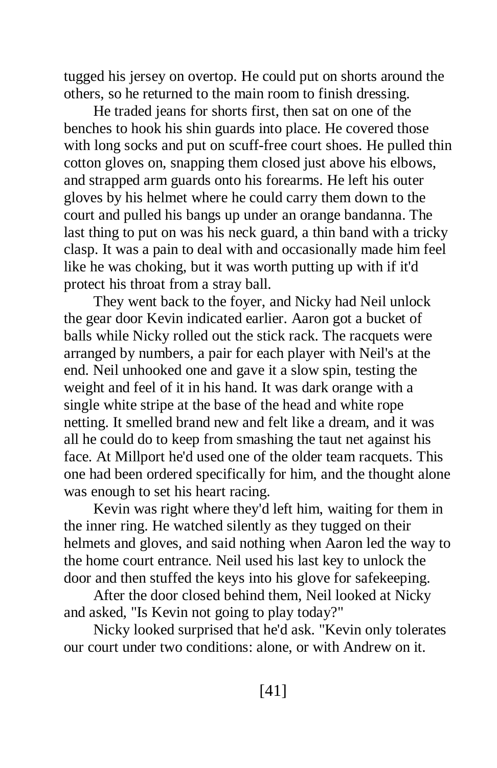tugged his jersey on overtop. He could put on shorts around the others, so he returned to the main room to finish dressing.

He traded jeans for shorts first, then sat on one of the benches to hook his shin guards into place. He covered those with long socks and put on scuff-free court shoes. He pulled thin cotton gloves on, snapping them closed just above his elbows, and strapped arm guards onto his forearms. He left his outer gloves by his helmet where he could carry them down to the court and pulled his bangs up under an orange bandanna. The last thing to put on was his neck guard, a thin band with a tricky clasp. It was a pain to deal with and occasionally made him feel like he was choking, but it was worth putting up with if it'd protect his throat from a stray ball.

They went back to the foyer, and Nicky had Neil unlock the gear door Kevin indicated earlier. Aaron got a bucket of balls while Nicky rolled out the stick rack. The racquets were arranged by numbers, a pair for each player with Neil's at the end. Neil unhooked one and gave it a slow spin, testing the weight and feel of it in his hand. It was dark orange with a single white stripe at the base of the head and white rope netting. It smelled brand new and felt like a dream, and it was all he could do to keep from smashing the taut net against his face. At Millport he'd used one of the older team racquets. This one had been ordered specifically for him, and the thought alone was enough to set his heart racing.

Kevin was right where they'd left him, waiting for them in the inner ring. He watched silently as they tugged on their helmets and gloves, and said nothing when Aaron led the way to the home court entrance. Neil used his last key to unlock the door and then stuffed the keys into his glove for safekeeping.

After the door closed behind them, Neil looked at Nicky and asked, "Is Kevin not going to play today?"

Nicky looked surprised that he'd ask. "Kevin only tolerates our court under two conditions: alone, or with Andrew on it.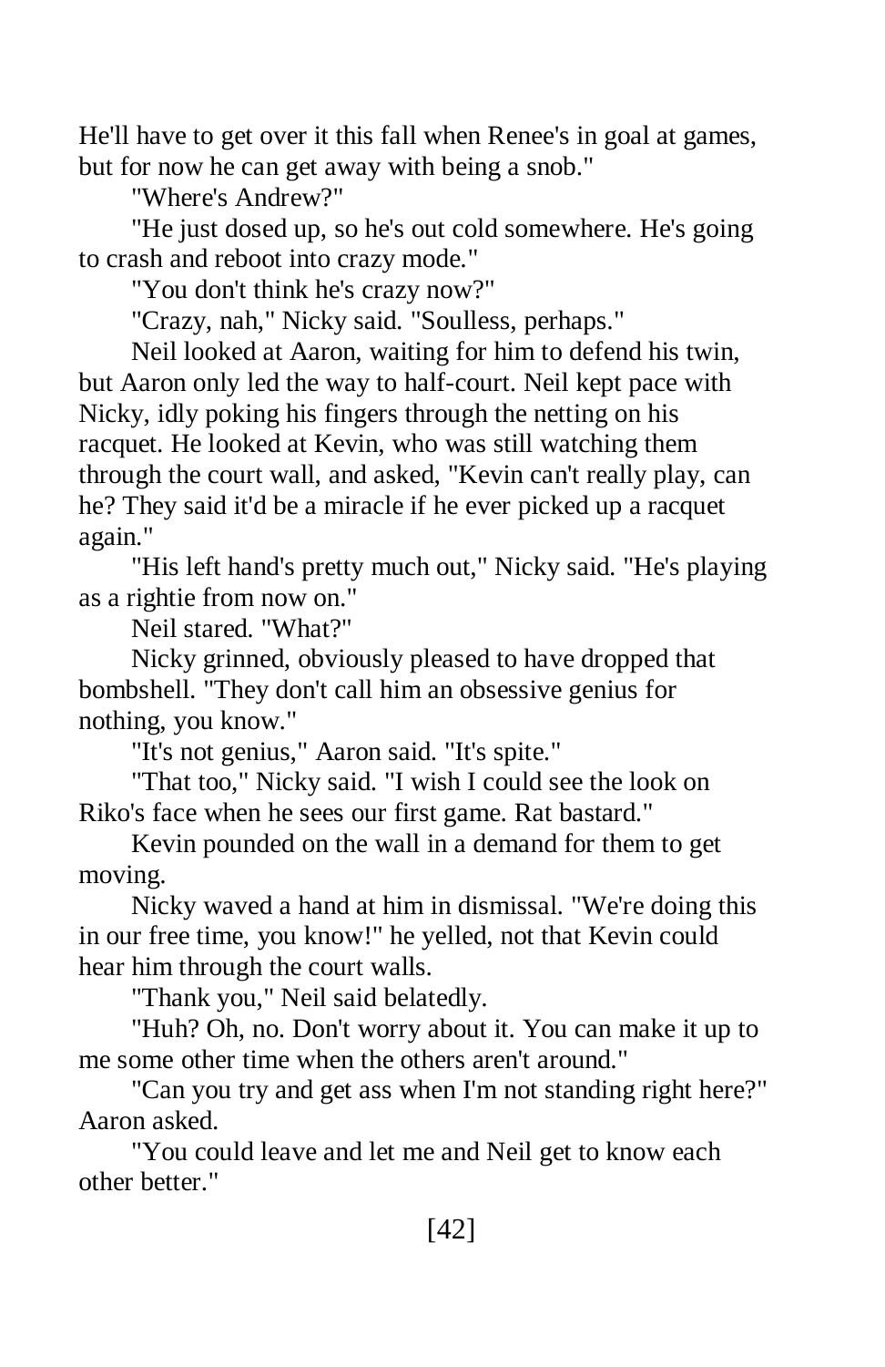He'll have to get over it this fall when Renee's in goal at games, but for now he can get away with being a snob."

"Where's Andrew?"

"He just dosed up, so he's out cold somewhere. He's going to crash and reboot into crazy mode."

"You don't think he's crazy now?"

"Crazy, nah," Nicky said. "Soulless, perhaps."

Neil looked at Aaron, waiting for him to defend his twin, but Aaron only led the way to half-court. Neil kept pace with Nicky, idly poking his fingers through the netting on his racquet. He looked at Kevin, who was still watching them through the court wall, and asked, "Kevin can't really play, can he? They said it'd be a miracle if he ever picked up a racquet again."

"His left hand's pretty much out," Nicky said. "He's playing as a rightie from now on."

Neil stared. "What?"

Nicky grinned, obviously pleased to have dropped that bombshell. "They don't call him an obsessive genius for nothing, you know."

"It's not genius," Aaron said. "It's spite."

"That too," Nicky said. "I wish I could see the look on Riko's face when he sees our first game. Rat bastard."

Kevin pounded on the wall in a demand for them to get moving.

Nicky waved a hand at him in dismissal. "We're doing this in our free time, you know!" he yelled, not that Kevin could hear him through the court walls.

"Thank you," Neil said belatedly.

"Huh? Oh, no. Don't worry about it. You can make it up to me some other time when the others aren't around."

"Can you try and get ass when I'm not standing right here?" Aaron asked.

"You could leave and let me and Neil get to know each other better."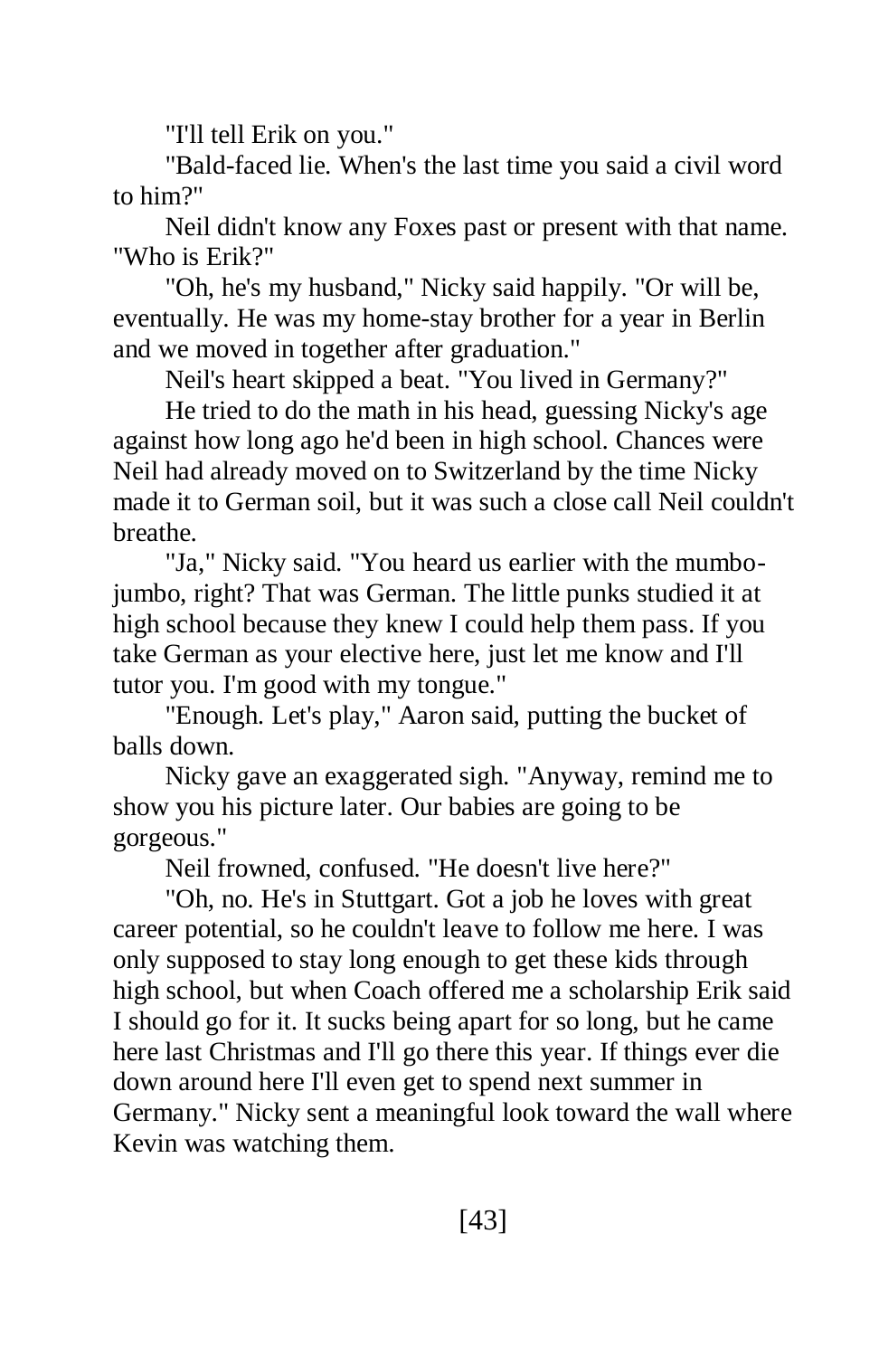"I'll tell Erik on you."

"Bald-faced lie. When's the last time you said a civil word to him?"

Neil didn't know any Foxes past or present with that name. "Who is Erik?"

"Oh, he's my husband," Nicky said happily. "Or will be, eventually. He was my home-stay brother for a year in Berlin and we moved in together after graduation."

Neil's heart skipped a beat. "You lived in Germany?"

He tried to do the math in his head, guessing Nicky's age against how long ago he'd been in high school. Chances were Neil had already moved on to Switzerland by the time Nicky made it to German soil, but it was such a close call Neil couldn't breathe.

"Ja," Nicky said. "You heard us earlier with the mumbo-jumbo, right? That was German. The little punks studied it at high school because they knew I could help them pass. If you take German as your elective here, just let me know and I'll tutor you. I'm good with my tongue."

"Enough. Let's play," Aaron said, putting the bucket of balls down.

Nicky gave an exaggerated sigh. "Anyway, remind me to show you his picture later. Our babies are going to be gorgeous."

Neil frowned, confused. "He doesn't live here?"

"Oh, no. He's in Stuttgart. Got a job he loves with great career potential, so he couldn't leave to follow me here. I was only supposed to stay long enough to get these kids through high school, but when Coach offered me a scholarship Erik said I should go for it. It sucks being apart for so long, but he came here last Christmas and I'll go there this year. If things ever die down around here I'll even get to spend next summer in Germany." Nicky sent a meaningful look toward the wall where Kevin was watching them.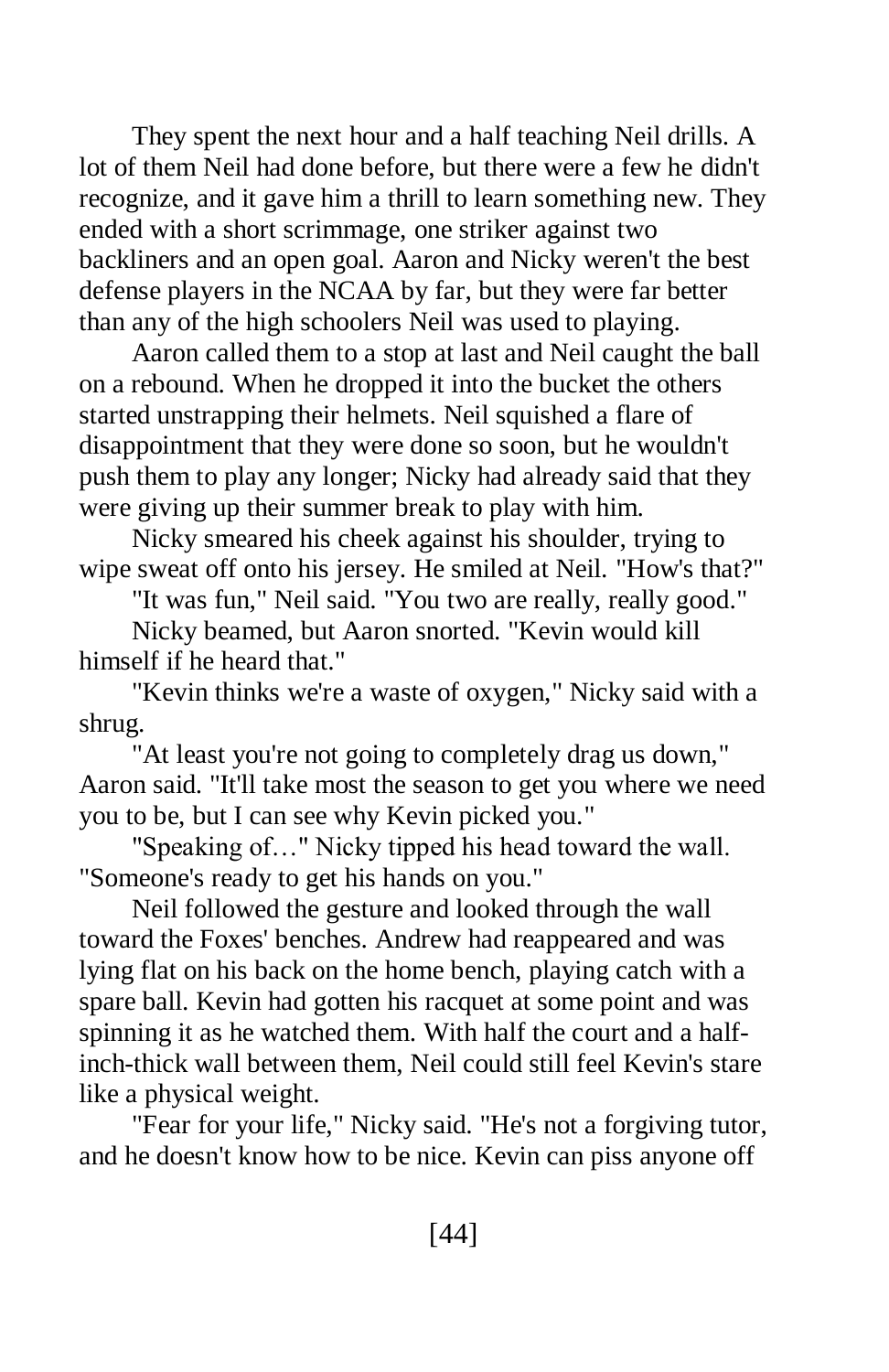They spent the next hour and a half teaching Neil drills. A lot of them Neil had done before, but there were a few he didn't recognize, and it gave him a thrill to learn something new. They ended with a short scrimmage, one striker against two backliners and an open goal. Aaron and Nicky weren't the best defense players in the NCAA by far, but they were far better than any of the high schoolers Neil was used to playing.

Aaron called them to a stop at last and Neil caught the ball on a rebound. When he dropped it into the bucket the others started unstrapping their helmets. Neil squished a flare of disappointment that they were done so soon, but he wouldn't push them to play any longer; Nicky had already said that they were giving up their summer break to play with him.

Nicky smeared his cheek against his shoulder, trying to wipe sweat off onto his jersey. He smiled at Neil. "How's that?"

"It was fun," Neil said. "You two are really, really good."

Nicky beamed, but Aaron snorted. "Kevin would kill himself if he heard that."

"Kevin thinks we're a waste of oxygen," Nicky said with a shrug.

"At least you're not going to completely drag us down," Aaron said. "It'll take most the season to get you where we need you to be, but I can see why Kevin picked you."

"Speaking of…" Nicky tipped his head toward the wall. "Someone's ready to get his hands on you."

Neil followed the gesture and looked through the wall toward the Foxes' benches. Andrew had reappeared and was lying flat on his back on the home bench, playing catch with a spare ball. Kevin had gotten his racquet at some point and was spinning it as he watched them. With half the court and a half-inch-thick wall between them, Neil could still feel Kevin's stare like a physical weight.

"Fear for your life," Nicky said. "He's not a forgiving tutor, and he doesn't know how to be nice. Kevin can piss anyone off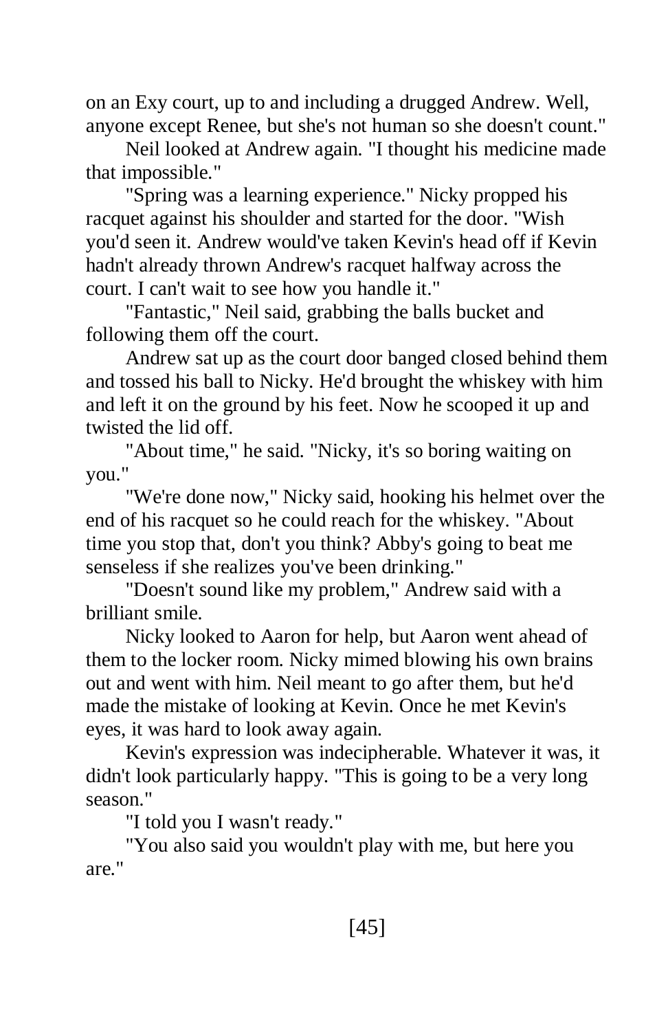on an Exy court, up to and including a drugged Andrew. Well, anyone except Renee, but she's not human so she doesn't count."

Neil looked at Andrew again. "I thought his medicine made that impossible."

"Spring was a learning experience." Nicky propped his racquet against his shoulder and started for the door. "Wish you'd seen it. Andrew would've taken Kevin's head off if Kevin hadn't already thrown Andrew's racquet halfway across the court. I can't wait to see how you handle it."

"Fantastic," Neil said, grabbing the balls bucket and following them off the court.

Andrew sat up as the court door banged closed behind them and tossed his ball to Nicky. He'd brought the whiskey with him and left it on the ground by his feet. Now he scooped it up and twisted the lid off.

"About time," he said. "Nicky, it's so boring waiting on you."

"We're done now," Nicky said, hooking his helmet over the end of his racquet so he could reach for the whiskey. "About time you stop that, don't you think? Abby's going to beat me senseless if she realizes you've been drinking."

"Doesn't sound like my problem," Andrew said with a brilliant smile.

Nicky looked to Aaron for help, but Aaron went ahead of them to the locker room. Nicky mimed blowing his own brains out and went with him. Neil meant to go after them, but he'd made the mistake of looking at Kevin. Once he met Kevin's eyes, it was hard to look away again.

Kevin's expression was indecipherable. Whatever it was, it didn't look particularly happy. "This is going to be a very long season."

"I told you I wasn't ready."

"You also said you wouldn't play with me, but here you are."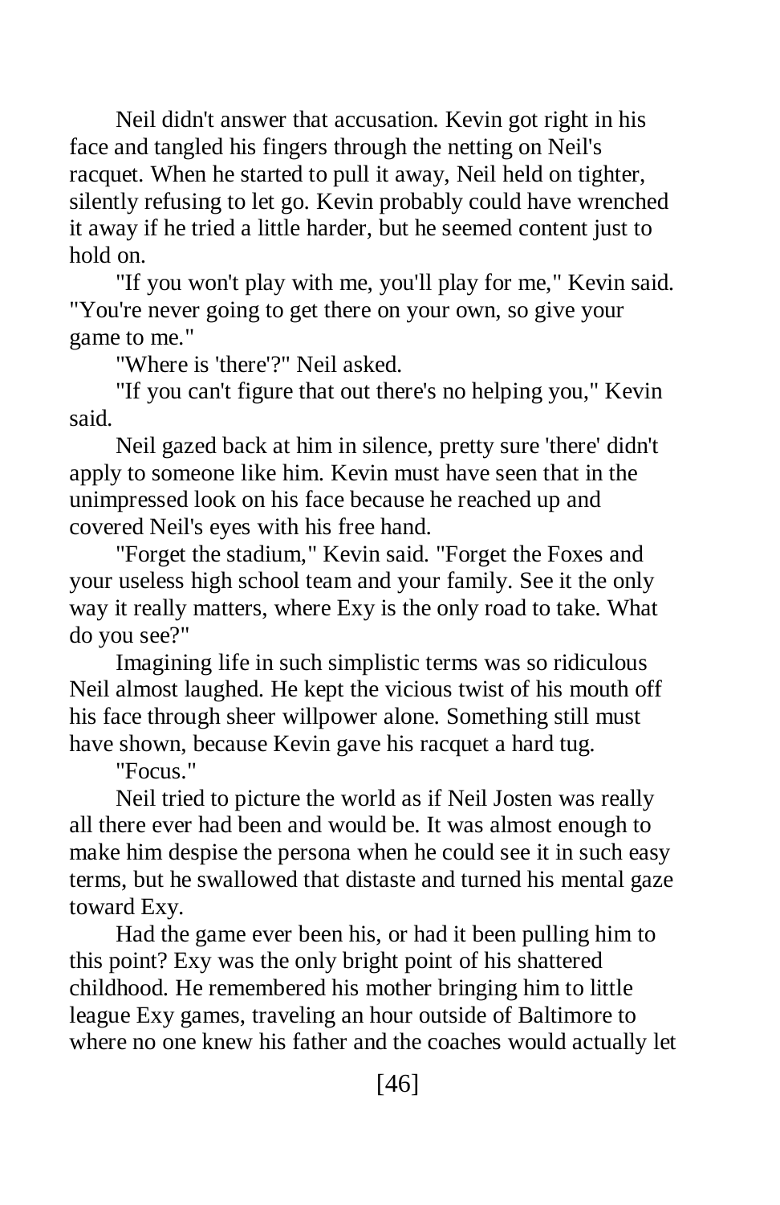Neil didn't answer that accusation. Kevin got right in his face and tangled his fingers through the netting on Neil's racquet. When he started to pull it away, Neil held on tighter, silently refusing to let go. Kevin probably could have wrenched it away if he tried a little harder, but he seemed content just to hold on.

"If you won't play with me, you'll play for me," Kevin said. "You're never going to get there on your own, so give your game to me."

"Where is 'there'?" Neil asked.

"If you can't figure that out there's no helping you," Kevin said.

Neil gazed back at him in silence, pretty sure 'there' didn't apply to someone like him. Kevin must have seen that in the unimpressed look on his face because he reached up and covered Neil's eyes with his free hand.

"Forget the stadium," Kevin said. "Forget the Foxes and your useless high school team and your family. See it the only way it really matters, where Exy is the only road to take. What do you see?"

Imagining life in such simplistic terms was so ridiculous Neil almost laughed. He kept the vicious twist of his mouth off his face through sheer willpower alone. Something still must have shown, because Kevin gave his racquet a hard tug.

"Focus."

Neil tried to picture the world as if Neil Josten was really all there ever had been and would be. It was almost enough to make him despise the persona when he could see it in such easy terms, but he swallowed that distaste and turned his mental gaze toward Exy.

Had the game ever been his, or had it been pulling him to this point? Exy was the only bright point of his shattered childhood. He remembered his mother bringing him to little league Exy games, traveling an hour outside of Baltimore to where no one knew his father and the coaches would actually let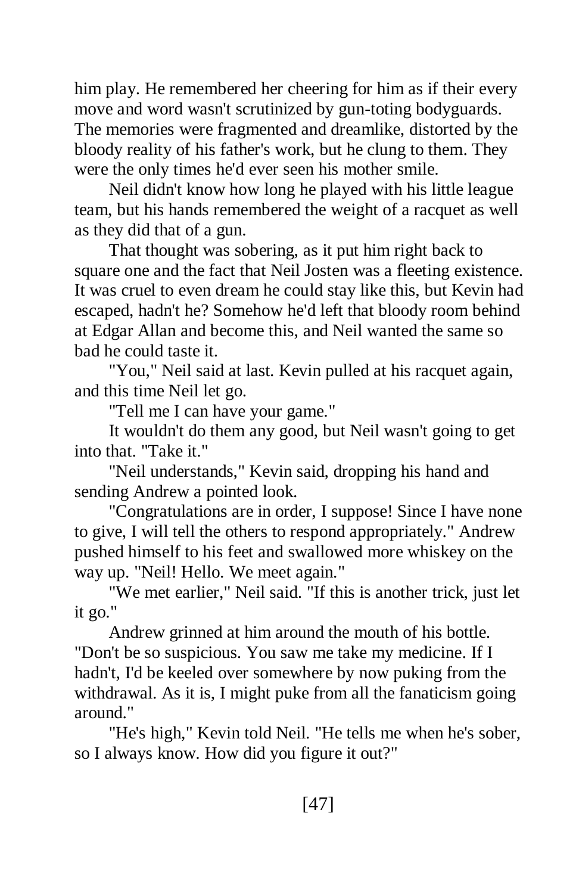him play. He remembered her cheering for him as if their every move and word wasn't scrutinized by gun-toting bodyguards. The memories were fragmented and dreamlike, distorted by the bloody reality of his father's work, but he clung to them. They were the only times he'd ever seen his mother smile.

Neil didn't know how long he played with his little league team, but his hands remembered the weight of a racquet as well as they did that of a gun.

That thought was sobering, as it put him right back to square one and the fact that Neil Josten was a fleeting existence. It was cruel to even dream he could stay like this, but Kevin had escaped, hadn't he? Somehow he'd left that bloody room behind at Edgar Allan and become this, and Neil wanted the same so bad he could taste it.

"You," Neil said at last. Kevin pulled at his racquet again, and this time Neil let go.

"Tell me I can have your game."

It wouldn't do them any good, but Neil wasn't going to get into that. "Take it."

"Neil understands," Kevin said, dropping his hand and sending Andrew a pointed look.

"Congratulations are in order, I suppose! Since I have none to give, I will tell the others to respond appropriately." Andrew pushed himself to his feet and swallowed more whiskey on the way up. "Neil! Hello. We meet again."

"We met earlier," Neil said. "If this is another trick, just let it go."

Andrew grinned at him around the mouth of his bottle. "Don't be so suspicious. You saw me take my medicine. If I hadn't, I'd be keeled over somewhere by now puking from the withdrawal. As it is, I might puke from all the fanaticism going around."

"He's high," Kevin told Neil. "He tells me when he's sober, so I always know. How did you figure it out?"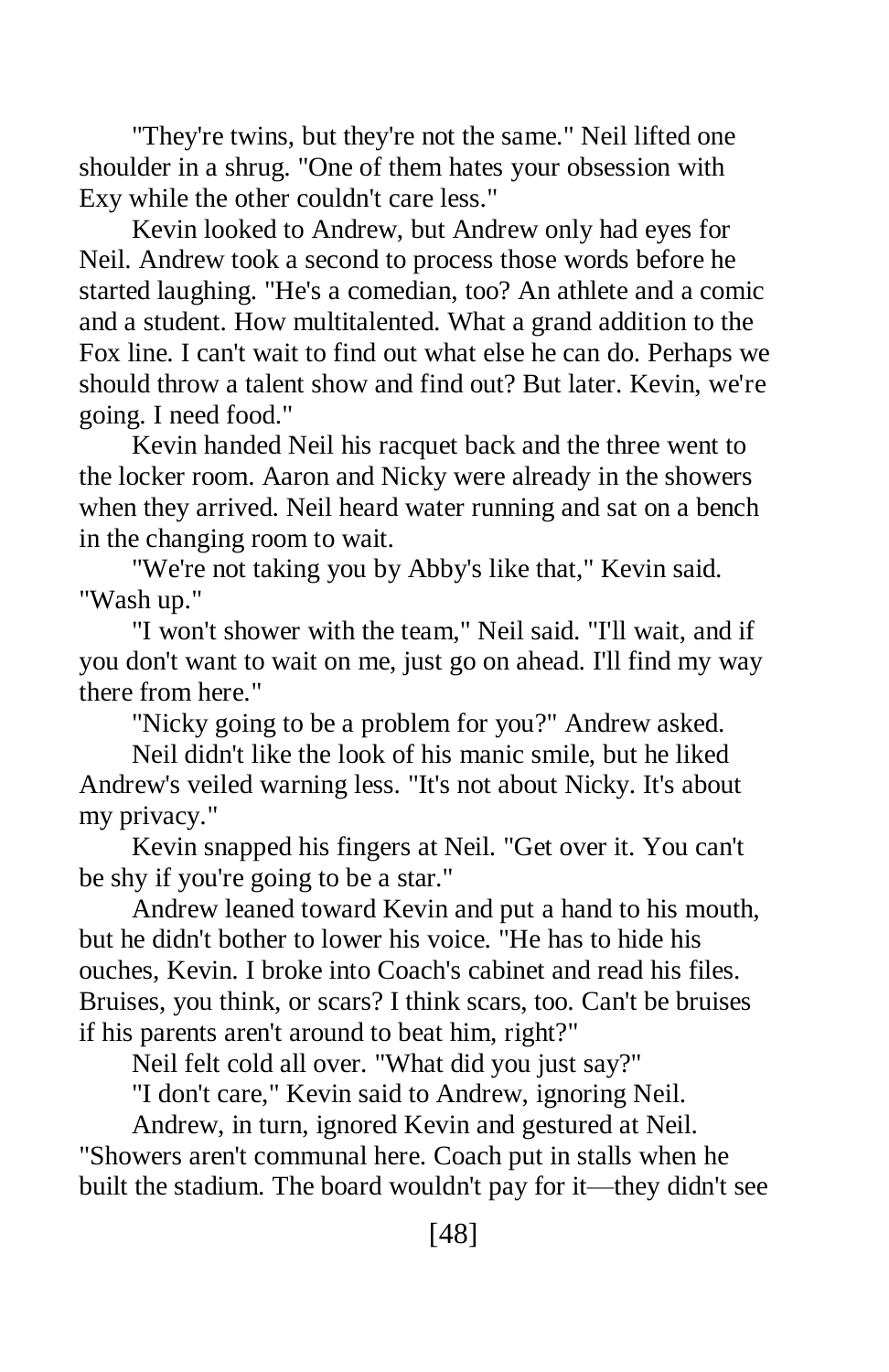"They're twins, but they're not the same." Neil lifted one shoulder in a shrug. "One of them hates your obsession with Exy while the other couldn't care less."

Kevin looked to Andrew, but Andrew only had eyes for Neil. Andrew took a second to process those words before he started laughing. "He's a comedian, too? An athlete and a comic and a student. How multitalented. What a grand addition to the Fox line. I can't wait to find out what else he can do. Perhaps we should throw a talent show and find out? But later. Kevin, we're going. I need food."

Kevin handed Neil his racquet back and the three went to the locker room. Aaron and Nicky were already in the showers when they arrived. Neil heard water running and sat on a bench in the changing room to wait.

"We're not taking you by Abby's like that," Kevin said. "Wash up."

"I won't shower with the team," Neil said. "I'll wait, and if you don't want to wait on me, just go on ahead. I'll find my way there from here."

"Nicky going to be a problem for you?" Andrew asked.

Neil didn't like the look of his manic smile, but he liked Andrew's veiled warning less. "It's not about Nicky. It's about my privacy."

Kevin snapped his fingers at Neil. "Get over it. You can't be shy if you're going to be a star."

Andrew leaned toward Kevin and put a hand to his mouth, but he didn't bother to lower his voice. "He has to hide his ouches, Kevin. I broke into Coach's cabinet and read his files. Bruises, you think, or scars? I think scars, too. Can't be bruises if his parents aren't around to beat him, right?"

Neil felt cold all over. "What did you just say?"

"I don't care," Kevin said to Andrew, ignoring Neil.

Andrew, in turn, ignored Kevin and gestured at Neil. "Showers aren't communal here. Coach put in stalls when he built the stadium. The board wouldn't pay for it—they didn't see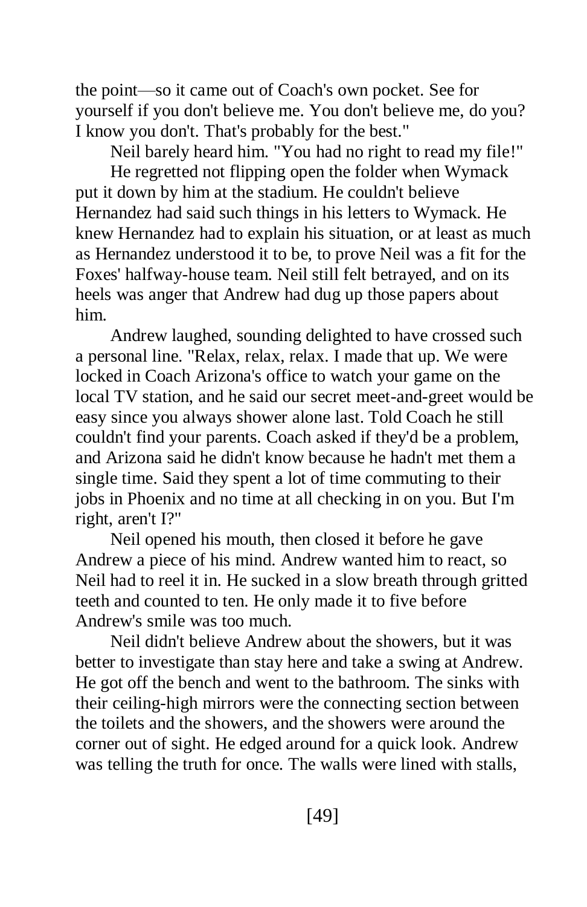the point—so it came out of Coach's own pocket. See for yourself if you don't believe me. You don't believe me, do you? I know you don't. That's probably for the best."

Neil barely heard him. "You had no right to read my file!"

He regretted not flipping open the folder when Wymack put it down by him at the stadium. He couldn't believe Hernandez had said such things in his letters to Wymack. He knew Hernandez had to explain his situation, or at least as much as Hernandez understood it to be, to prove Neil was a fit for the Foxes' halfway-house team. Neil still felt betrayed, and on its heels was anger that Andrew had dug up those papers about him.

Andrew laughed, sounding delighted to have crossed such a personal line. "Relax, relax, relax. I made that up. We were locked in Coach Arizona's office to watch your game on the local TV station, and he said our secret meet-and-greet would be easy since you always shower alone last. Told Coach he still couldn't find your parents. Coach asked if they'd be a problem, and Arizona said he didn't know because he hadn't met them a single time. Said they spent a lot of time commuting to their jobs in Phoenix and no time at all checking in on you. But I'm right, aren't I?"

Neil opened his mouth, then closed it before he gave Andrew a piece of his mind. Andrew wanted him to react, so Neil had to reel it in. He sucked in a slow breath through gritted teeth and counted to ten. He only made it to five before Andrew's smile was too much.

Neil didn't believe Andrew about the showers, but it was better to investigate than stay here and take a swing at Andrew. He got off the bench and went to the bathroom. The sinks with their ceiling-high mirrors were the connecting section between the toilets and the showers, and the showers were around the corner out of sight. He edged around for a quick look. Andrew was telling the truth for once. The walls were lined with stalls,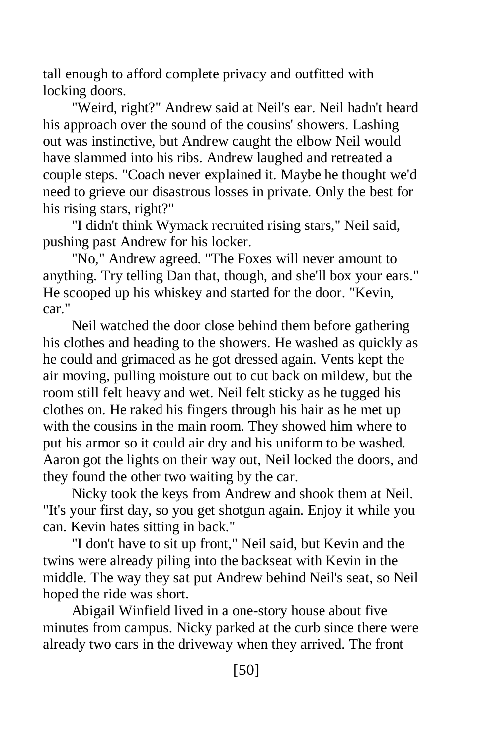tall enough to afford complete privacy and outfitted with locking doors.

"Weird, right?" Andrew said at Neil's ear. Neil hadn't heard his approach over the sound of the cousins' showers. Lashing out was instinctive, but Andrew caught the elbow Neil would have slammed into his ribs. Andrew laughed and retreated a couple steps. "Coach never explained it. Maybe he thought we'd need to grieve our disastrous losses in private. Only the best for his rising stars, right?"

"I didn't think Wymack recruited rising stars," Neil said, pushing past Andrew for his locker.

"No," Andrew agreed. "The Foxes will never amount to anything. Try telling Dan that, though, and she'll box your ears." He scooped up his whiskey and started for the door. "Kevin, car."

Neil watched the door close behind them before gathering his clothes and heading to the showers. He washed as quickly as he could and grimaced as he got dressed again. Vents kept the air moving, pulling moisture out to cut back on mildew, but the room still felt heavy and wet. Neil felt sticky as he tugged his clothes on. He raked his fingers through his hair as he met up with the cousins in the main room. They showed him where to put his armor so it could air dry and his uniform to be washed. Aaron got the lights on their way out, Neil locked the doors, and they found the other two waiting by the car.

Nicky took the keys from Andrew and shook them at Neil. "It's your first day, so you get shotgun again. Enjoy it while you can. Kevin hates sitting in back."

"I don't have to sit up front," Neil said, but Kevin and the twins were already piling into the backseat with Kevin in the middle. The way they sat put Andrew behind Neil's seat, so Neil hoped the ride was short.

Abigail Winfield lived in a one-story house about five minutes from campus. Nicky parked at the curb since there were already two cars in the driveway when they arrived. The front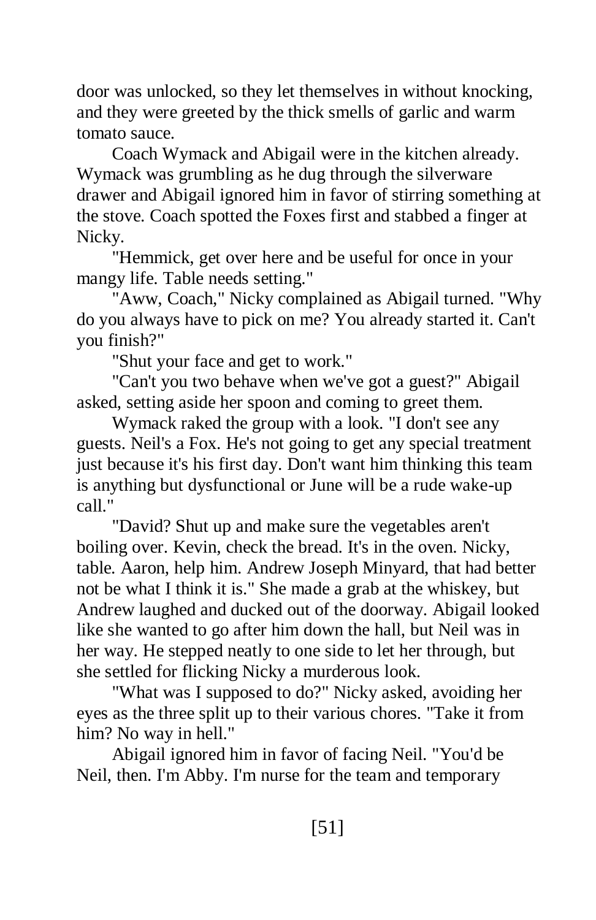door was unlocked, so they let themselves in without knocking, and they were greeted by the thick smells of garlic and warm tomato sauce.

Coach Wymack and Abigail were in the kitchen already. Wymack was grumbling as he dug through the silverware drawer and Abigail ignored him in favor of stirring something at the stove. Coach spotted the Foxes first and stabbed a finger at Nicky.

"Hemmick, get over here and be useful for once in your mangy life. Table needs setting."

"Aww, Coach," Nicky complained as Abigail turned. "Why do you always have to pick on me? You already started it. Can't you finish?"

"Shut your face and get to work."

"Can't you two behave when we've got a guest?" Abigail asked, setting aside her spoon and coming to greet them.

Wymack raked the group with a look. "I don't see any guests. Neil's a Fox. He's not going to get any special treatment just because it's his first day. Don't want him thinking this team is anything but dysfunctional or June will be a rude wake-up call."

"David? Shut up and make sure the vegetables aren't boiling over. Kevin, check the bread. It's in the oven. Nicky, table. Aaron, help him. Andrew Joseph Minyard, that had better not be what I think it is." She made a grab at the whiskey, but Andrew laughed and ducked out of the doorway. Abigail looked like she wanted to go after him down the hall, but Neil was in her way. He stepped neatly to one side to let her through, but she settled for flicking Nicky a murderous look.

"What was I supposed to do?" Nicky asked, avoiding her eyes as the three split up to their various chores. "Take it from him? No way in hell."

Abigail ignored him in favor of facing Neil. "You'd be Neil, then. I'm Abby. I'm nurse for the team and temporary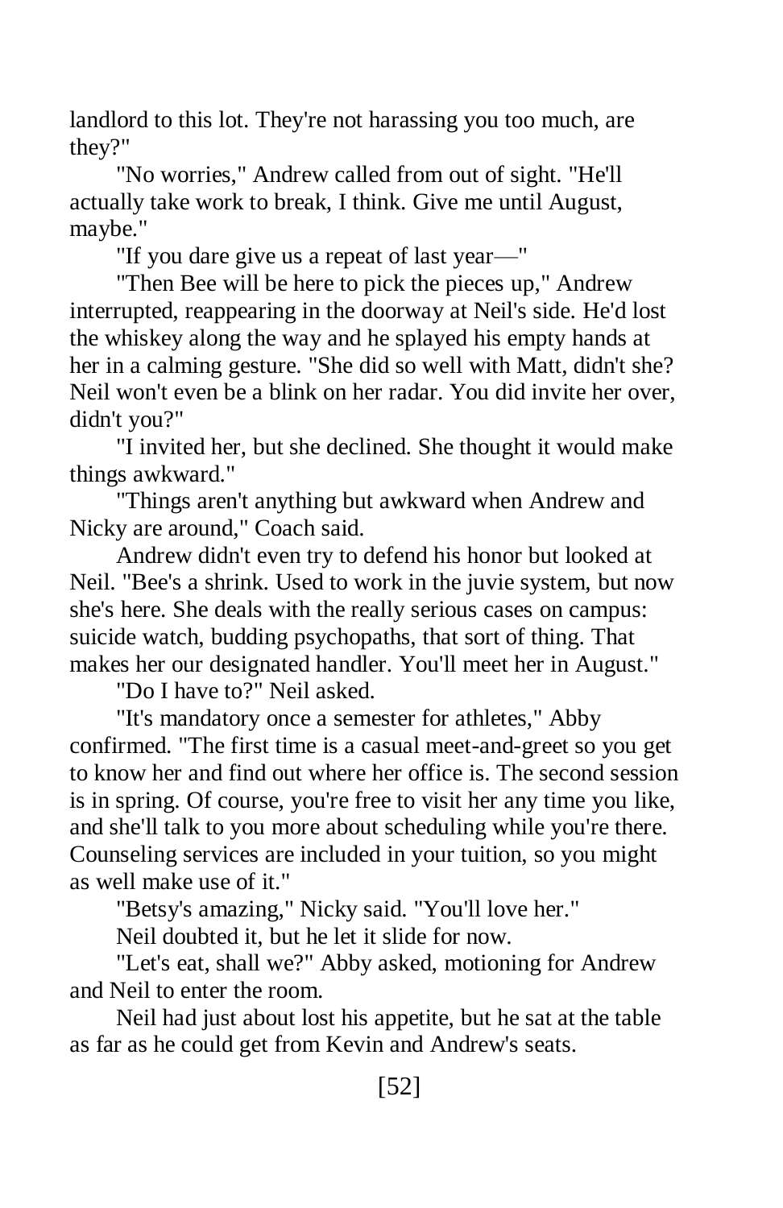landlord to this lot. They're not harassing you too much, are they?"

"No worries," Andrew called from out of sight. "He'll actually take work to break, I think. Give me until August, maybe."

"If you dare give us a repeat of last year—"

"Then Bee will be here to pick the pieces up," Andrew interrupted, reappearing in the doorway at Neil's side. He'd lost the whiskey along the way and he splayed his empty hands at her in a calming gesture. "She did so well with Matt, didn't she? Neil won't even be a blink on her radar. You did invite her over, didn't you?"

"I invited her, but she declined. She thought it would make things awkward."

"Things aren't anything but awkward when Andrew and Nicky are around," Coach said.

Andrew didn't even try to defend his honor but looked at Neil. "Bee's a shrink. Used to work in the juvie system, but now she's here. She deals with the really serious cases on campus: suicide watch, budding psychopaths, that sort of thing. That makes her our designated handler. You'll meet her in August."

"Do I have to?" Neil asked.

"It's mandatory once a semester for athletes," Abby confirmed. "The first time is a casual meet-and-greet so you get to know her and find out where her office is. The second session is in spring. Of course, you're free to visit her any time you like, and she'll talk to you more about scheduling while you're there. Counseling services are included in your tuition, so you might as well make use of it."

"Betsy's amazing," Nicky said. "You'll love her."

Neil doubted it, but he let it slide for now.

"Let's eat, shall we?" Abby asked, motioning for Andrew and Neil to enter the room.

Neil had just about lost his appetite, but he sat at the table as far as he could get from Kevin and Andrew's seats.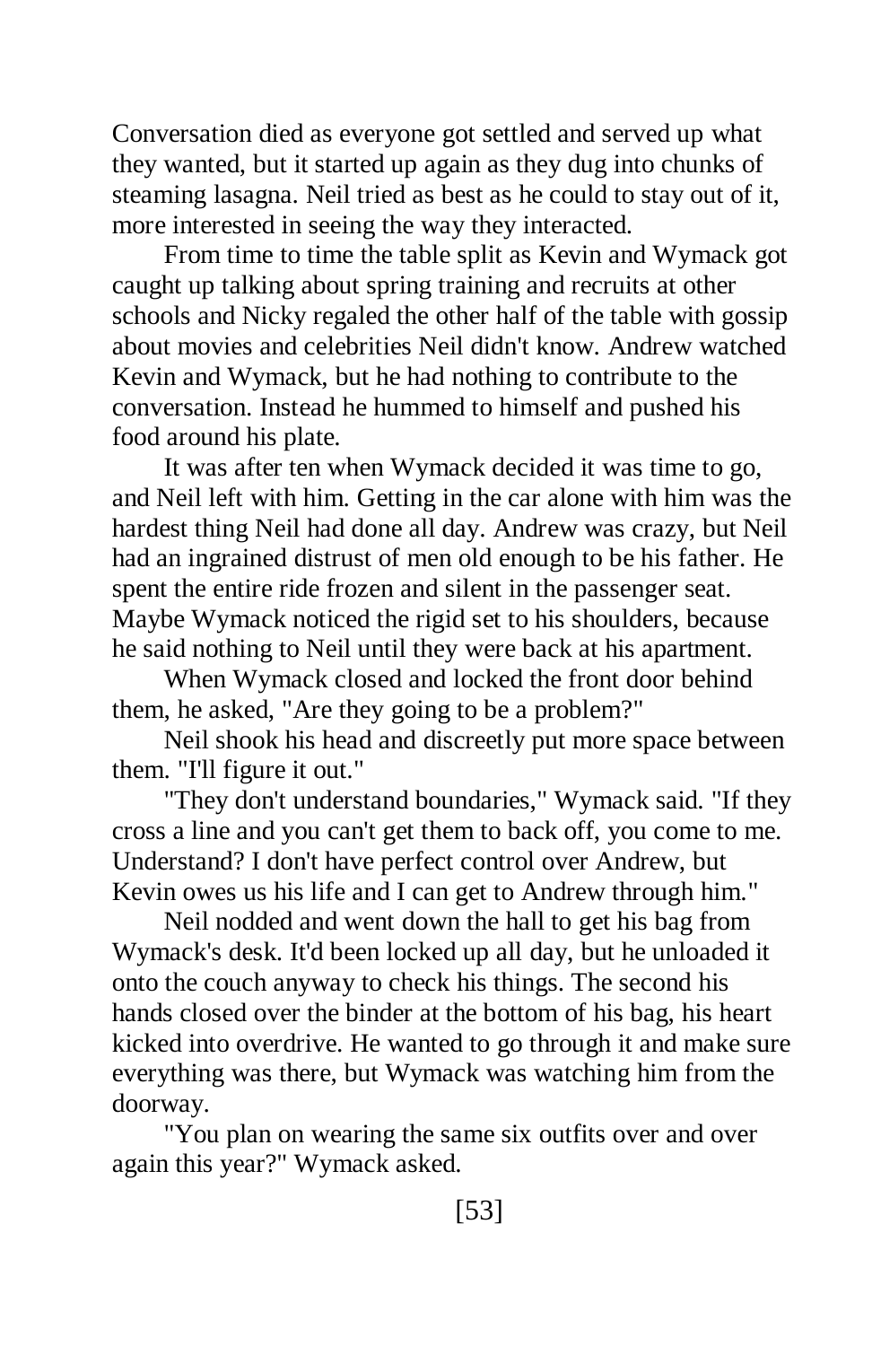Conversation died as everyone got settled and served up what they wanted, but it started up again as they dug into chunks of steaming lasagna. Neil tried as best as he could to stay out of it, more interested in seeing the way they interacted.

From time to time the table split as Kevin and Wymack got caught up talking about spring training and recruits at other schools and Nicky regaled the other half of the table with gossip about movies and celebrities Neil didn't know. Andrew watched Kevin and Wymack, but he had nothing to contribute to the conversation. Instead he hummed to himself and pushed his food around his plate.

It was after ten when Wymack decided it was time to go, and Neil left with him. Getting in the car alone with him was the hardest thing Neil had done all day. Andrew was crazy, but Neil had an ingrained distrust of men old enough to be his father. He spent the entire ride frozen and silent in the passenger seat. Maybe Wymack noticed the rigid set to his shoulders, because he said nothing to Neil until they were back at his apartment.

When Wymack closed and locked the front door behind them, he asked, "Are they going to be a problem?"

Neil shook his head and discreetly put more space between them. "I'll figure it out."

"They don't understand boundaries," Wymack said. "If they cross a line and you can't get them to back off, you come to me. Understand? I don't have perfect control over Andrew, but Kevin owes us his life and I can get to Andrew through him."

Neil nodded and went down the hall to get his bag from Wymack's desk. It'd been locked up all day, but he unloaded it onto the couch anyway to check his things. The second his hands closed over the binder at the bottom of his bag, his heart kicked into overdrive. He wanted to go through it and make sure everything was there, but Wymack was watching him from the doorway.

"You plan on wearing the same six outfits over and over again this year?" Wymack asked.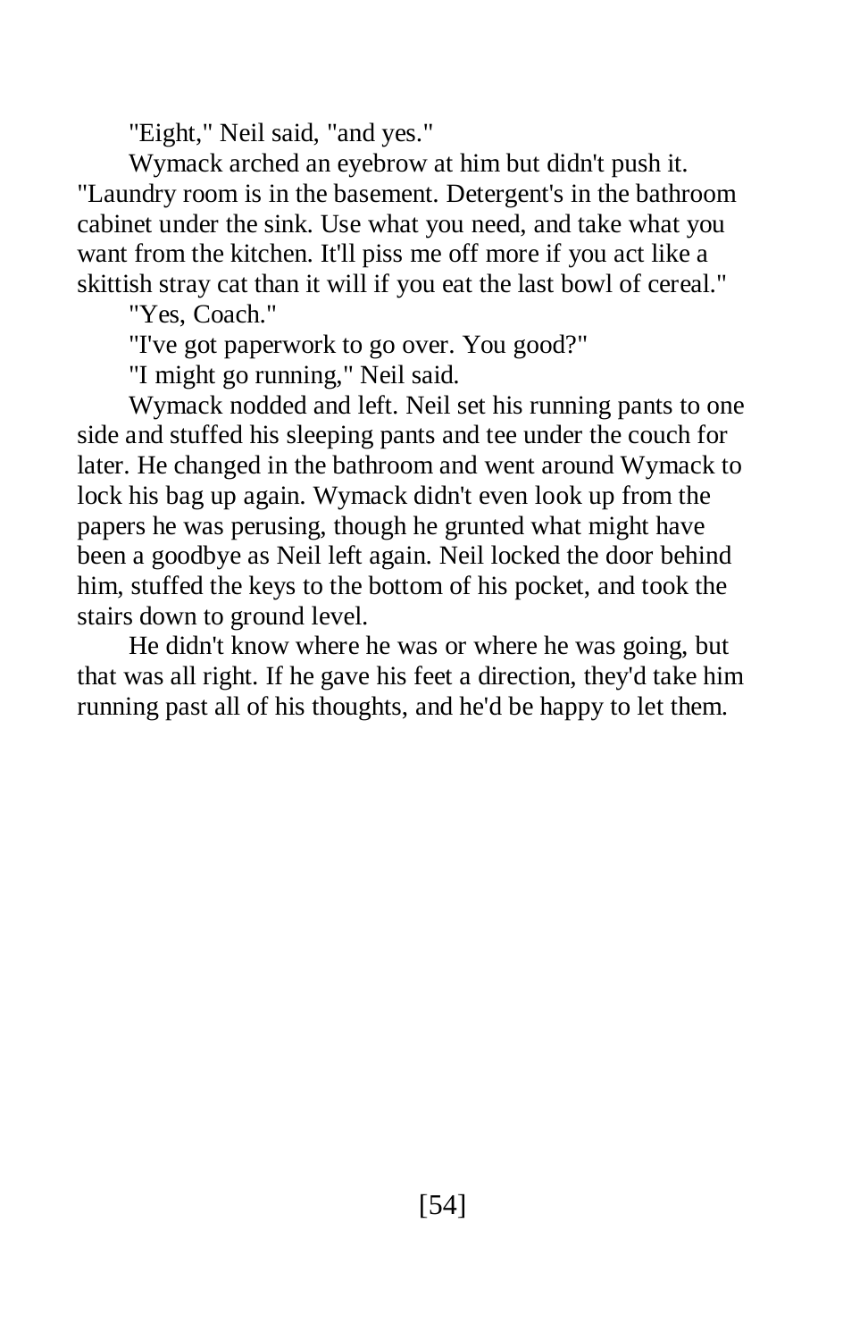"Eight," Neil said, "and yes."

Wymack arched an eyebrow at him but didn't push it. "Laundry room is in the basement. Detergent's in the bathroom cabinet under the sink. Use what you need, and take what you want from the kitchen. It'll piss me off more if you act like a skittish stray cat than it will if you eat the last bowl of cereal."

"Yes, Coach."

"I've got paperwork to go over. You good?"

"I might go running," Neil said.

Wymack nodded and left. Neil set his running pants to one side and stuffed his sleeping pants and tee under the couch for later. He changed in the bathroom and went around Wymack to lock his bag up again. Wymack didn't even look up from the papers he was perusing, though he grunted what might have been a goodbye as Neil left again. Neil locked the door behind him, stuffed the keys to the bottom of his pocket, and took the stairs down to ground level.

He didn't know where he was or where he was going, but that was all right. If he gave his feet a direction, they'd take him running past all of his thoughts, and he'd be happy to let them.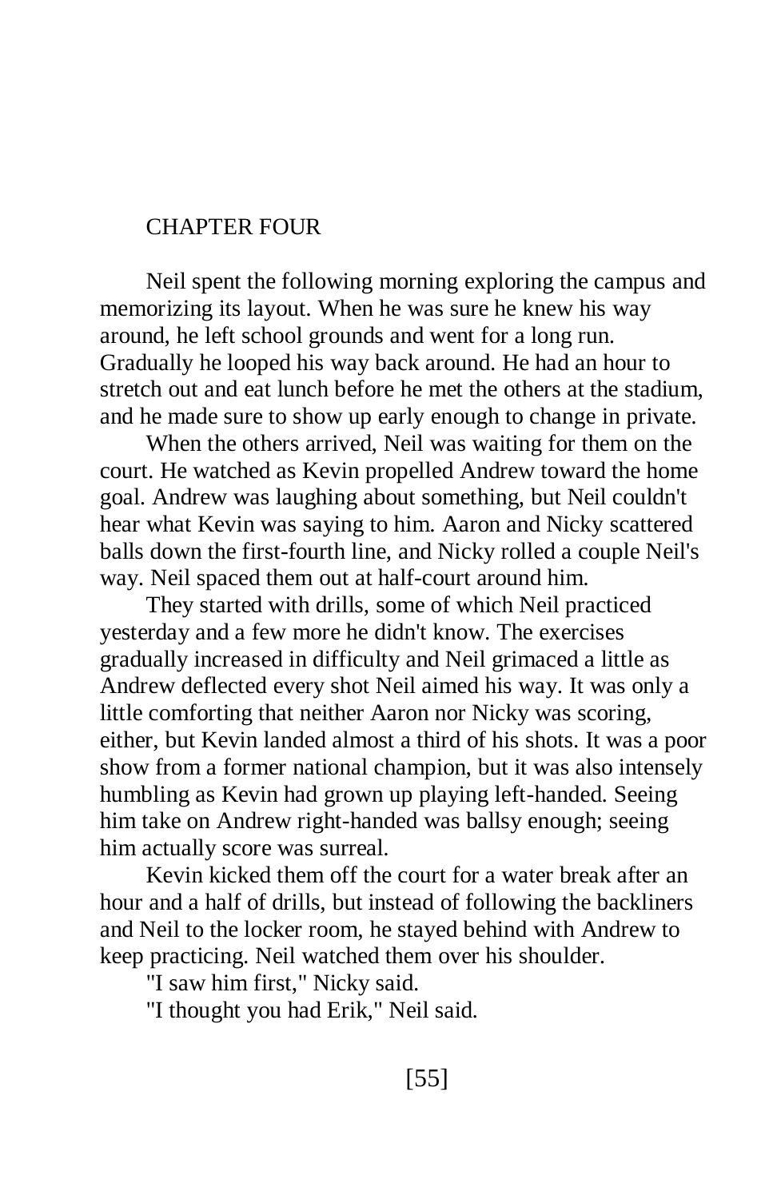## CHAPTER FOUR

Neil spent the following morning exploring the campus and memorizing its layout. When he was sure he knew his way around, he left school grounds and went for a long run. Gradually he looped his way back around. He had an hour to stretch out and eat lunch before he met the others at the stadium, and he made sure to show up early enough to change in private.

When the others arrived, Neil was waiting for them on the court. He watched as Kevin propelled Andrew toward the home goal. Andrew was laughing about something, but Neil couldn't hear what Kevin was saying to him. Aaron and Nicky scattered balls down the first-fourth line, and Nicky rolled a couple Neil's way. Neil spaced them out at half-court around him.

They started with drills, some of which Neil practiced yesterday and a few more he didn't know. The exercises gradually increased in difficulty and Neil grimaced a little as Andrew deflected every shot Neil aimed his way. It was only a little comforting that neither Aaron nor Nicky was scoring, either, but Kevin landed almost a third of his shots. It was a poor show from a former national champion, but it was also intensely humbling as Kevin had grown up playing left-handed. Seeing him take on Andrew right-handed was ballsy enough; seeing him actually score was surreal.

Kevin kicked them off the court for a water break after an hour and a half of drills, but instead of following the backliners and Neil to the locker room, he stayed behind with Andrew to keep practicing. Neil watched them over his shoulder.

"I saw him first," Nicky said.

"I thought you had Erik," Neil said.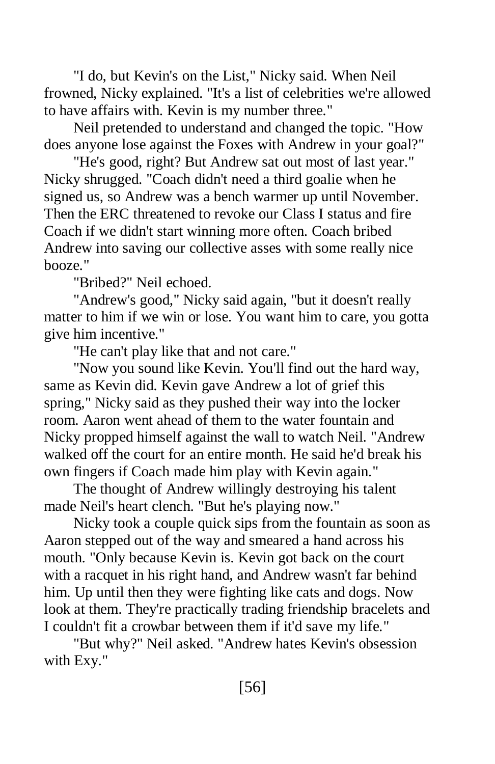"I do, but Kevin's on the List," Nicky said. When Neil frowned, Nicky explained. "It's a list of celebrities we're allowed to have affairs with. Kevin is my number three."

Neil pretended to understand and changed the topic. "How does anyone lose against the Foxes with Andrew in your goal?"

"He's good, right? But Andrew sat out most of last year." Nicky shrugged. "Coach didn't need a third goalie when he signed us, so Andrew was a bench warmer up until November. Then the ERC threatened to revoke our Class I status and fire Coach if we didn't start winning more often. Coach bribed Andrew into saving our collective asses with some really nice booze."

"Bribed?" Neil echoed.

"Andrew's good," Nicky said again, "but it doesn't really matter to him if we win or lose. You want him to care, you gotta give him incentive."

"He can't play like that and not care."

"Now you sound like Kevin. You'll find out the hard way, same as Kevin did. Kevin gave Andrew a lot of grief this spring," Nicky said as they pushed their way into the locker room. Aaron went ahead of them to the water fountain and Nicky propped himself against the wall to watch Neil. "Andrew walked off the court for an entire month. He said he'd break his own fingers if Coach made him play with Kevin again."

The thought of Andrew willingly destroying his talent made Neil's heart clench. "But he's playing now."

Nicky took a couple quick sips from the fountain as soon as Aaron stepped out of the way and smeared a hand across his mouth. "Only because Kevin is. Kevin got back on the court with a racquet in his right hand, and Andrew wasn't far behind him. Up until then they were fighting like cats and dogs. Now look at them. They're practically trading friendship bracelets and I couldn't fit a crowbar between them if it'd save my life."

"But why?" Neil asked. "Andrew hates Kevin's obsession with Exy."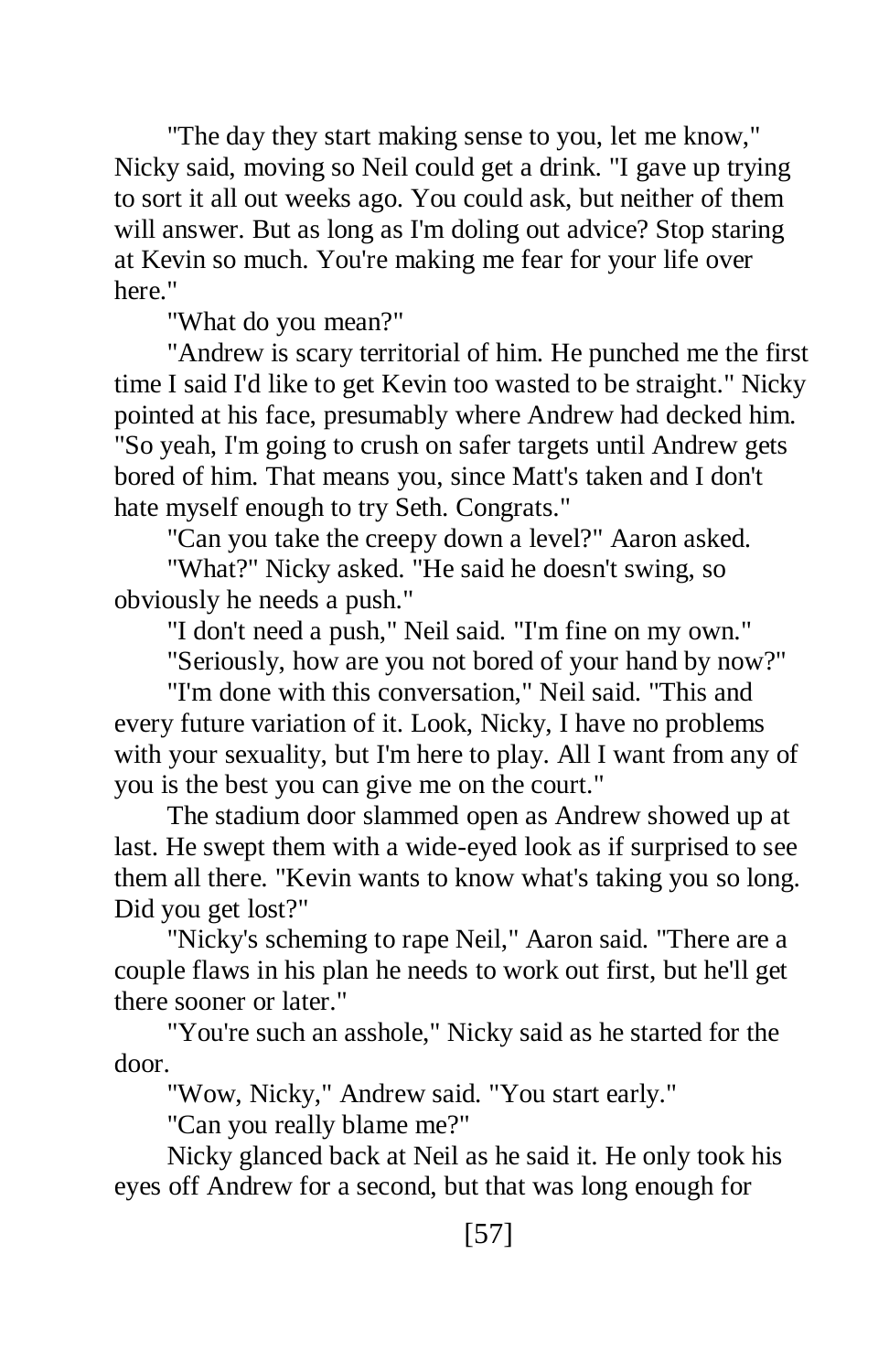"The day they start making sense to you, let me know," Nicky said, moving so Neil could get a drink. "I gave up trying to sort it all out weeks ago. You could ask, but neither of them will answer. But as long as I'm doling out advice? Stop staring at Kevin so much. You're making me fear for your life over here."

"What do you mean?"

"Andrew is scary territorial of him. He punched me the first time I said I'd like to get Kevin too wasted to be straight." Nicky pointed at his face, presumably where Andrew had decked him. "So yeah, I'm going to crush on safer targets until Andrew gets bored of him. That means you, since Matt's taken and I don't hate myself enough to try Seth. Congrats."

"Can you take the creepy down a level?" Aaron asked.

"What?" Nicky asked. "He said he doesn't swing, so obviously he needs a push."

"I don't need a push," Neil said. "I'm fine on my own."

"Seriously, how are you not bored of your hand by now?"

"I'm done with this conversation," Neil said. "This and every future variation of it. Look, Nicky, I have no problems with your sexuality, but I'm here to play. All I want from any of you is the best you can give me on the court."

The stadium door slammed open as Andrew showed up at last. He swept them with a wide-eyed look as if surprised to see them all there. "Kevin wants to know what's taking you so long. Did you get lost?"

"Nicky's scheming to rape Neil," Aaron said. "There are a couple flaws in his plan he needs to work out first, but he'll get there sooner or later."

"You're such an asshole," Nicky said as he started for the door.

"Wow, Nicky," Andrew said. "You start early."

"Can you really blame me?"

Nicky glanced back at Neil as he said it. He only took his eyes off Andrew for a second, but that was long enough for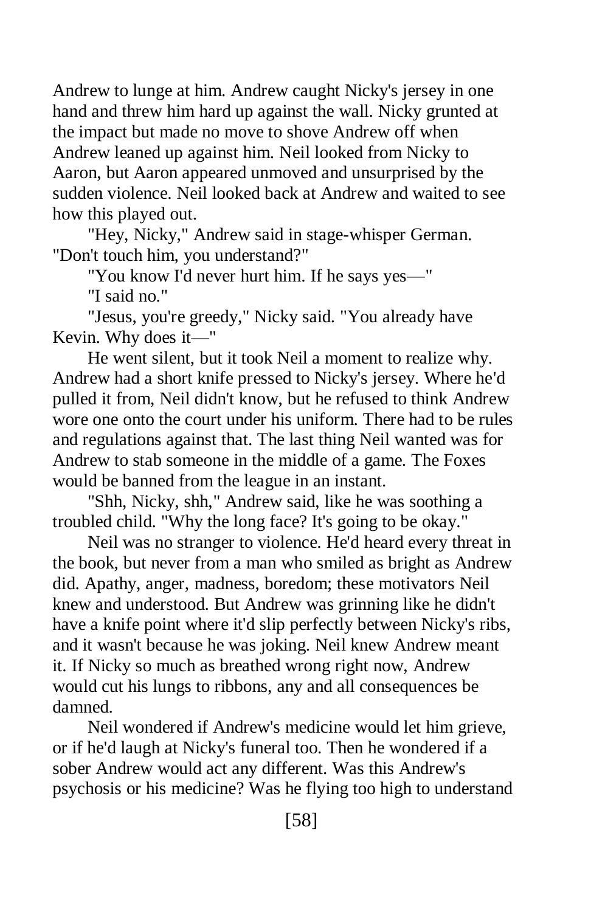Andrew to lunge at him. Andrew caught Nicky's jersey in one hand and threw him hard up against the wall. Nicky grunted at the impact but made no move to shove Andrew off when Andrew leaned up against him. Neil looked from Nicky to Aaron, but Aaron appeared unmoved and unsurprised by the sudden violence. Neil looked back at Andrew and waited to see how this played out.

"Hey, Nicky," Andrew said in stage-whisper German. "Don't touch him, you understand?"

"You know I'd never hurt him. If he says yes—"

"I said no."

"Jesus, you're greedy," Nicky said. "You already have Kevin. Why does it—"

He went silent, but it took Neil a moment to realize why. Andrew had a short knife pressed to Nicky's jersey. Where he'd pulled it from, Neil didn't know, but he refused to think Andrew wore one onto the court under his uniform. There had to be rules and regulations against that. The last thing Neil wanted was for Andrew to stab someone in the middle of a game. The Foxes would be banned from the league in an instant.

"Shh, Nicky, shh," Andrew said, like he was soothing a troubled child. "Why the long face? It's going to be okay."

Neil was no stranger to violence. He'd heard every threat in the book, but never from a man who smiled as bright as Andrew did. Apathy, anger, madness, boredom; these motivators Neil knew and understood. But Andrew was grinning like he didn't have a knife point where it'd slip perfectly between Nicky's ribs, and it wasn't because he was joking. Neil knew Andrew meant it. If Nicky so much as breathed wrong right now, Andrew would cut his lungs to ribbons, any and all consequences be damned.

Neil wondered if Andrew's medicine would let him grieve, or if he'd laugh at Nicky's funeral too. Then he wondered if a sober Andrew would act any different. Was this Andrew's psychosis or his medicine? Was he flying too high to understand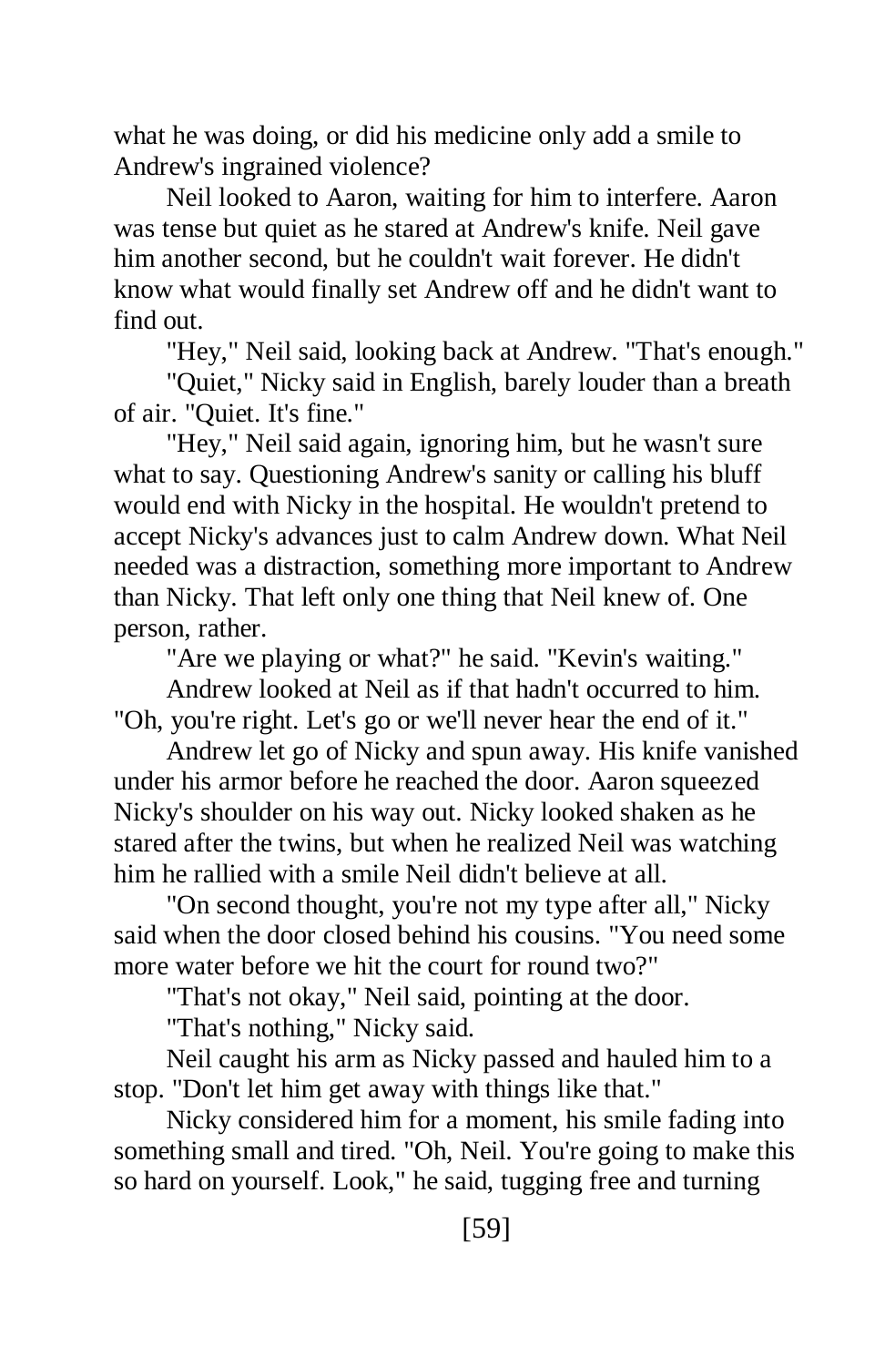what he was doing, or did his medicine only add a smile to Andrew's ingrained violence?

Neil looked to Aaron, waiting for him to interfere. Aaron was tense but quiet as he stared at Andrew's knife. Neil gave him another second, but he couldn't wait forever. He didn't know what would finally set Andrew off and he didn't want to find out.

"Hey," Neil said, looking back at Andrew. "That's enough."

"Quiet," Nicky said in English, barely louder than a breath of air. "Quiet. It's fine."

"Hey," Neil said again, ignoring him, but he wasn't sure what to say. Questioning Andrew's sanity or calling his bluff would end with Nicky in the hospital. He wouldn't pretend to accept Nicky's advances just to calm Andrew down. What Neil needed was a distraction, something more important to Andrew than Nicky. That left only one thing that Neil knew of. One person, rather.

"Are we playing or what?" he said. "Kevin's waiting."

Andrew looked at Neil as if that hadn't occurred to him. "Oh, you're right. Let's go or we'll never hear the end of it."

Andrew let go of Nicky and spun away. His knife vanished under his armor before he reached the door. Aaron squeezed Nicky's shoulder on his way out. Nicky looked shaken as he stared after the twins, but when he realized Neil was watching him he rallied with a smile Neil didn't believe at all.

"On second thought, you're not my type after all," Nicky said when the door closed behind his cousins. "You need some more water before we hit the court for round two?"

"That's not okay," Neil said, pointing at the door.

"That's nothing," Nicky said.

Neil caught his arm as Nicky passed and hauled him to a stop. "Don't let him get away with things like that."

Nicky considered him for a moment, his smile fading into something small and tired. "Oh, Neil. You're going to make this so hard on yourself. Look," he said, tugging free and turning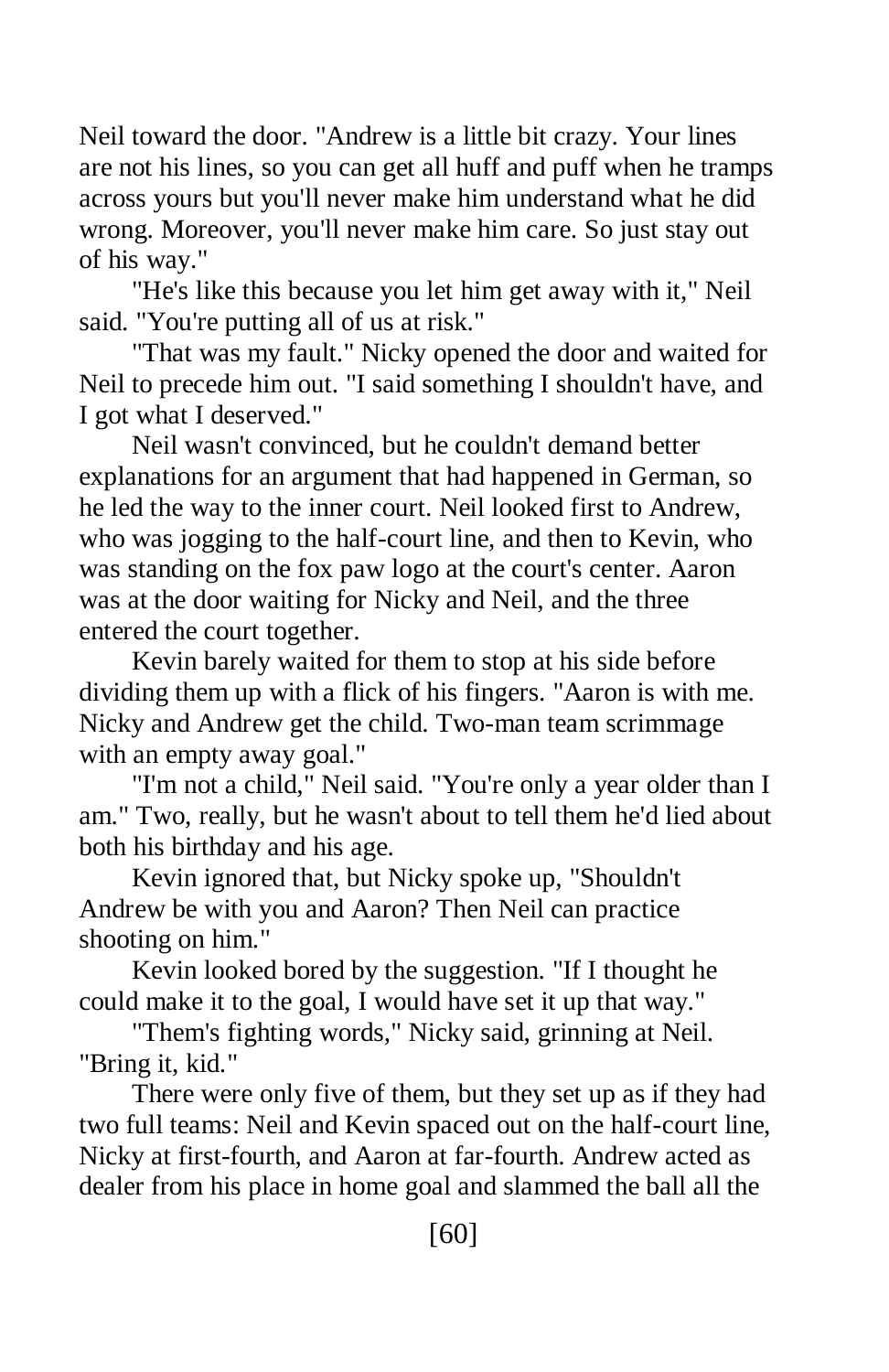Neil toward the door. "Andrew is a little bit crazy. Your lines are not his lines, so you can get all huff and puff when he tramps across yours but you'll never make him understand what he did wrong. Moreover, you'll never make him care. So just stay out of his way."

"He's like this because you let him get away with it," Neil said. "You're putting all of us at risk."

"That was my fault." Nicky opened the door and waited for Neil to precede him out. "I said something I shouldn't have, and I got what I deserved."

Neil wasn't convinced, but he couldn't demand better explanations for an argument that had happened in German, so he led the way to the inner court. Neil looked first to Andrew, who was jogging to the half-court line, and then to Kevin, who was standing on the fox paw logo at the court's center. Aaron was at the door waiting for Nicky and Neil, and the three entered the court together.

Kevin barely waited for them to stop at his side before dividing them up with a flick of his fingers. "Aaron is with me. Nicky and Andrew get the child. Two-man team scrimmage with an empty away goal."

"I'm not a child," Neil said. "You're only a year older than I am." Two, really, but he wasn't about to tell them he'd lied about both his birthday and his age.

Kevin ignored that, but Nicky spoke up, "Shouldn't Andrew be with you and Aaron? Then Neil can practice shooting on him."

Kevin looked bored by the suggestion. "If I thought he could make it to the goal, I would have set it up that way."

"Them's fighting words," Nicky said, grinning at Neil. "Bring it, kid."

There were only five of them, but they set up as if they had two full teams: Neil and Kevin spaced out on the half-court line, Nicky at first-fourth, and Aaron at far-fourth. Andrew acted as dealer from his place in home goal and slammed the ball all the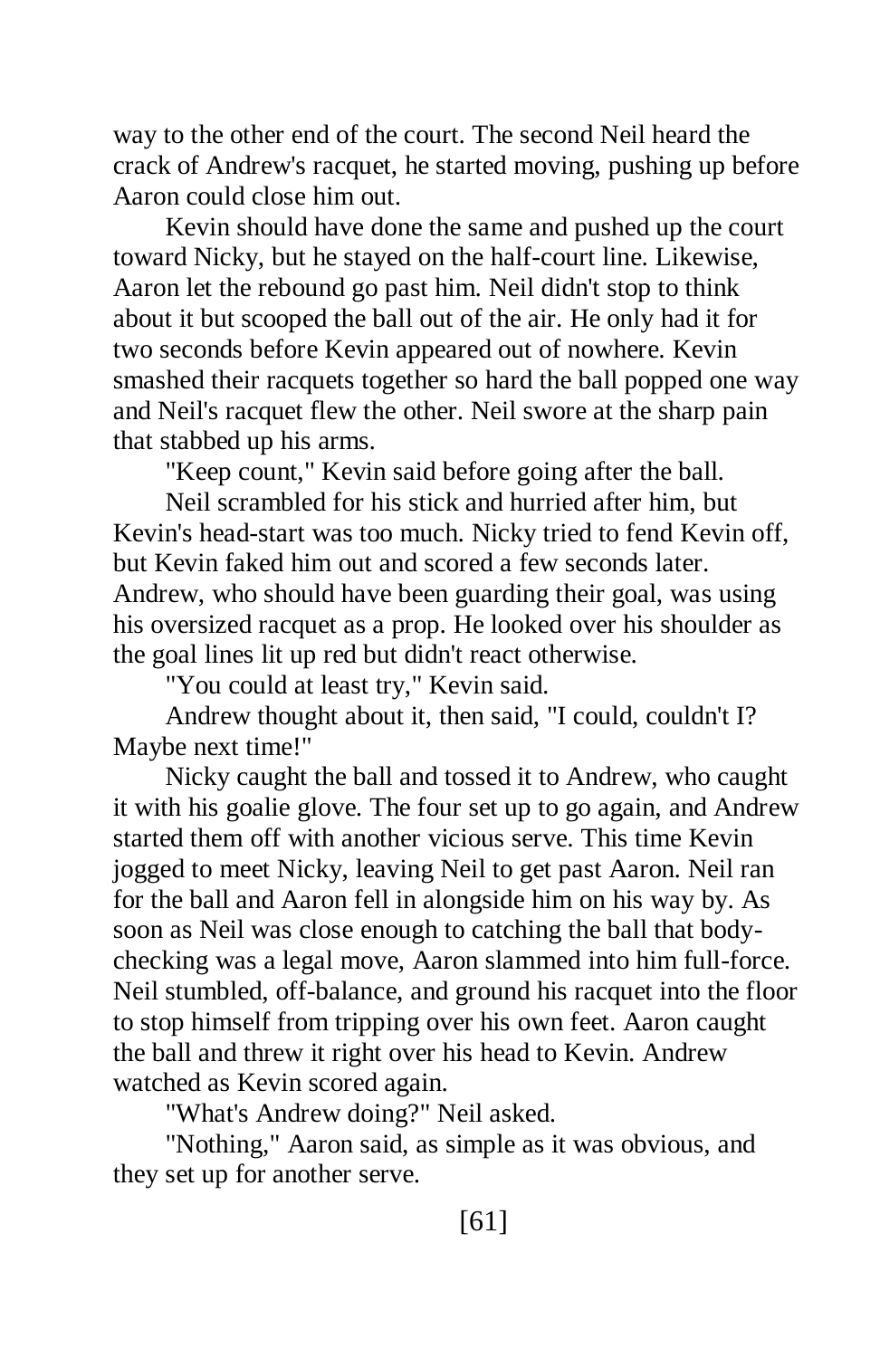way to the other end of the court. The second Neil heard the crack of Andrew's racquet, he started moving, pushing up before Aaron could close him out.

Kevin should have done the same and pushed up the court toward Nicky, but he stayed on the half-court line. Likewise, Aaron let the rebound go past him. Neil didn't stop to think about it but scooped the ball out of the air. He only had it for two seconds before Kevin appeared out of nowhere. Kevin smashed their racquets together so hard the ball popped one way and Neil's racquet flew the other. Neil swore at the sharp pain that stabbed up his arms.

"Keep count," Kevin said before going after the ball.

Neil scrambled for his stick and hurried after him, but Kevin's head-start was too much. Nicky tried to fend Kevin off, but Kevin faked him out and scored a few seconds later. Andrew, who should have been guarding their goal, was using his oversized racquet as a prop. He looked over his shoulder as the goal lines lit up red but didn't react otherwise.

"You could at least try," Kevin said.

Andrew thought about it, then said, "I could, couldn't I? Maybe next time!"

Nicky caught the ball and tossed it to Andrew, who caught it with his goalie glove. The four set up to go again, and Andrew started them off with another vicious serve. This time Kevin jogged to meet Nicky, leaving Neil to get past Aaron. Neil ran for the ball and Aaron fell in alongside him on his way by. As soon as Neil was close enough to catching the ball that body-checking was a legal move, Aaron slammed into him full-force. Neil stumbled, off-balance, and ground his racquet into the floor to stop himself from tripping over his own feet. Aaron caught the ball and threw it right over his head to Kevin. Andrew watched as Kevin scored again.

"What's Andrew doing?" Neil asked.

"Nothing," Aaron said, as simple as it was obvious, and they set up for another serve.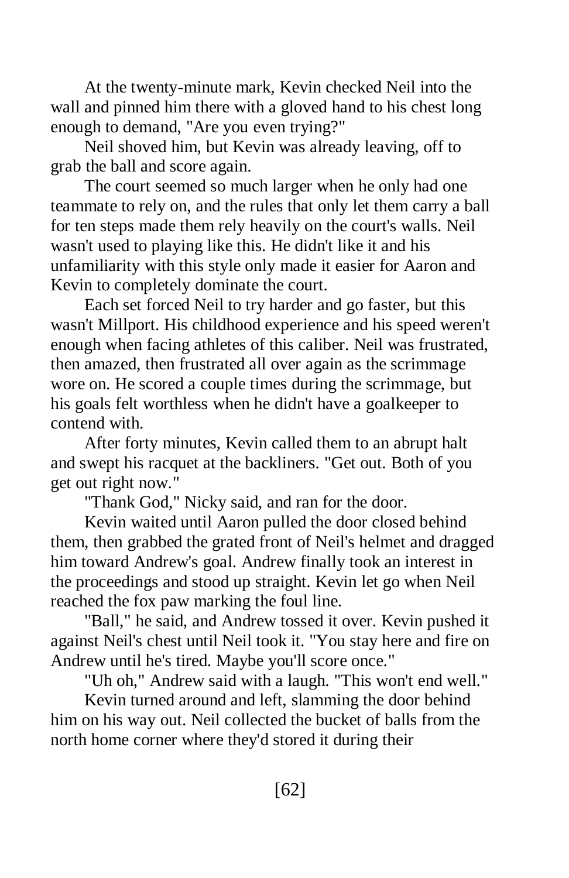At the twenty-minute mark, Kevin checked Neil into the wall and pinned him there with a gloved hand to his chest long enough to demand, "Are you even trying?"

Neil shoved him, but Kevin was already leaving, off to grab the ball and score again.

The court seemed so much larger when he only had one teammate to rely on, and the rules that only let them carry a ball for ten steps made them rely heavily on the court's walls. Neil wasn't used to playing like this. He didn't like it and his unfamiliarity with this style only made it easier for Aaron and Kevin to completely dominate the court.

Each set forced Neil to try harder and go faster, but this wasn't Millport. His childhood experience and his speed weren't enough when facing athletes of this caliber. Neil was frustrated, then amazed, then frustrated all over again as the scrimmage wore on. He scored a couple times during the scrimmage, but his goals felt worthless when he didn't have a goalkeeper to contend with.

After forty minutes, Kevin called them to an abrupt halt and swept his racquet at the backliners. "Get out. Both of you get out right now."

"Thank God," Nicky said, and ran for the door.

Kevin waited until Aaron pulled the door closed behind them, then grabbed the grated front of Neil's helmet and dragged him toward Andrew's goal. Andrew finally took an interest in the proceedings and stood up straight. Kevin let go when Neil reached the fox paw marking the foul line.

"Ball," he said, and Andrew tossed it over. Kevin pushed it against Neil's chest until Neil took it. "You stay here and fire on Andrew until he's tired. Maybe you'll score once."

"Uh oh," Andrew said with a laugh. "This won't end well."

Kevin turned around and left, slamming the door behind him on his way out. Neil collected the bucket of balls from the north home corner where they'd stored it during their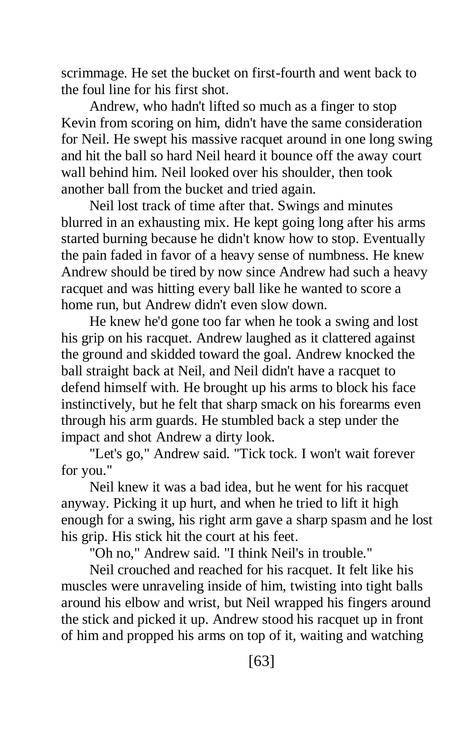scrimmage. He set the bucket on first-fourth and went back to the foul line for his first shot.

Andrew, who hadn't lifted so much as a finger to stop Kevin from scoring on him, didn't have the same consideration for Neil. He swept his massive racquet around in one long swing and hit the ball so hard Neil heard it bounce off the away court wall behind him. Neil looked over his shoulder, then took another ball from the bucket and tried again.

Neil lost track of time after that. Swings and minutes blurred in an exhausting mix. He kept going long after his arms started burning because he didn't know how to stop. Eventually the pain faded in favor of a heavy sense of numbness. He knew Andrew should be tired by now since Andrew had such a heavy racquet and was hitting every ball like he wanted to score a home run, but Andrew didn't even slow down.

He knew he'd gone too far when he took a swing and lost his grip on his racquet. Andrew laughed as it clattered against the ground and skidded toward the goal. Andrew knocked the ball straight back at Neil, and Neil didn't have a racquet to defend himself with. He brought up his arms to block his face instinctively, but he felt that sharp smack on his forearms even through his arm guards. He stumbled back a step under the impact and shot Andrew a dirty look.

"Let's go," Andrew said. "Tick tock. I won't wait forever for you."

Neil knew it was a bad idea, but he went for his racquet anyway. Picking it up hurt, and when he tried to lift it high enough for a swing, his right arm gave a sharp spasm and he lost his grip. His stick hit the court at his feet.

"Oh no," Andrew said. "I think Neil's in trouble."

Neil crouched and reached for his racquet. It felt like his muscles were unraveling inside of him, twisting into tight balls around his elbow and wrist, but Neil wrapped his fingers around the stick and picked it up. Andrew stood his racquet up in front of him and propped his arms on top of it, waiting and watching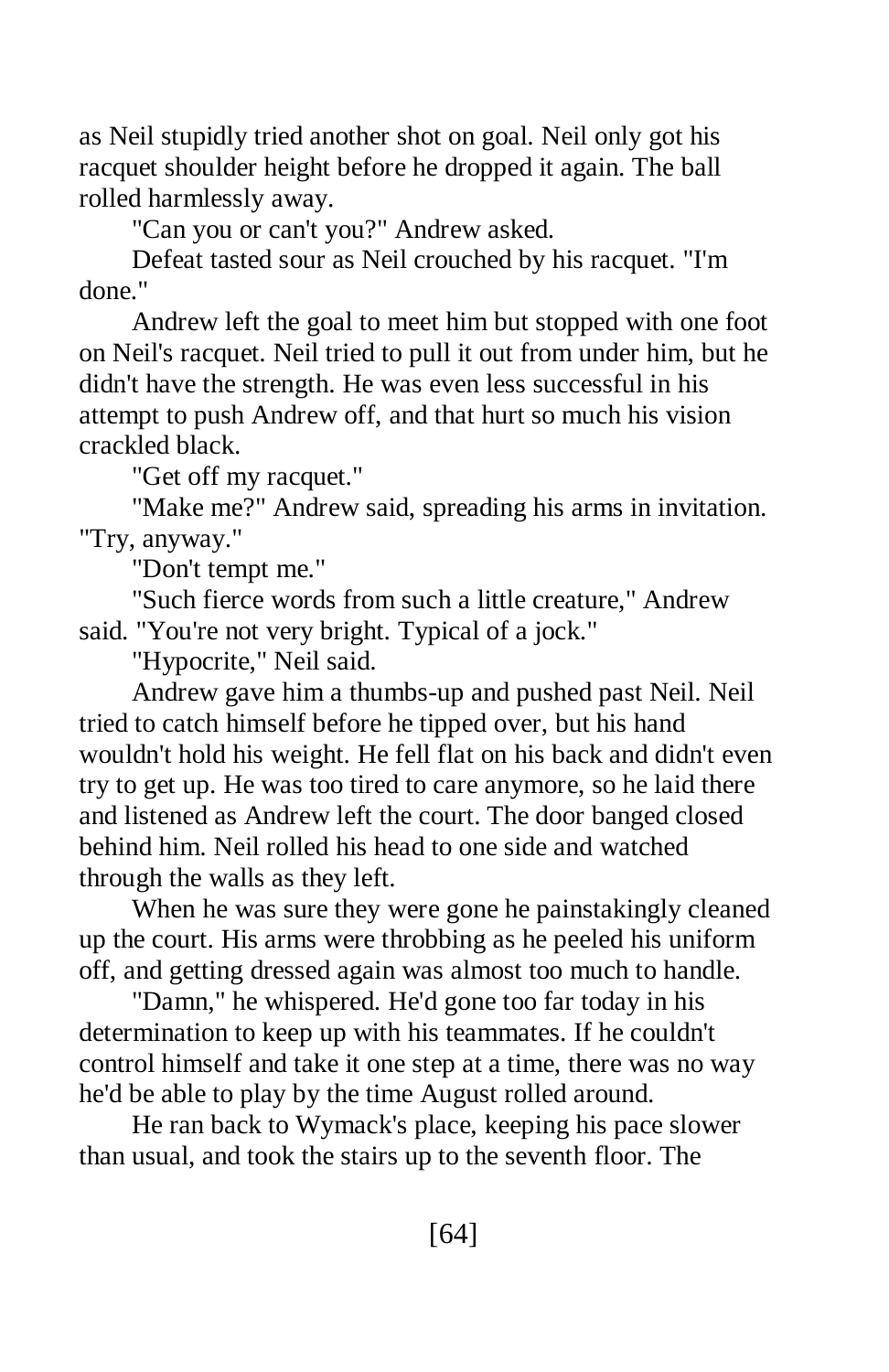as Neil stupidly tried another shot on goal. Neil only got his racquet shoulder height before he dropped it again. The ball rolled harmlessly away.

"Can you or can't you?" Andrew asked.

Defeat tasted sour as Neil crouched by his racquet. "I'm done."

Andrew left the goal to meet him but stopped with one foot on Neil's racquet. Neil tried to pull it out from under him, but he didn't have the strength. He was even less successful in his attempt to push Andrew off, and that hurt so much his vision crackled black.

"Get off my racquet."

"Make me?" Andrew said, spreading his arms in invitation. "Try, anyway."

"Don't tempt me."

"Such fierce words from such a little creature," Andrew said. "You're not very bright. Typical of a jock."

"Hypocrite," Neil said.

Andrew gave him a thumbs-up and pushed past Neil. Neil tried to catch himself before he tipped over, but his hand wouldn't hold his weight. He fell flat on his back and didn't even try to get up. He was too tired to care anymore, so he laid there and listened as Andrew left the court. The door banged closed behind him. Neil rolled his head to one side and watched through the walls as they left.

When he was sure they were gone he painstakingly cleaned up the court. His arms were throbbing as he peeled his uniform off, and getting dressed again was almost too much to handle.

"Damn," he whispered. He'd gone too far today in his determination to keep up with his teammates. If he couldn't control himself and take it one step at a time, there was no way he'd be able to play by the time August rolled around.

He ran back to Wymack's place, keeping his pace slower than usual, and took the stairs up to the seventh floor. The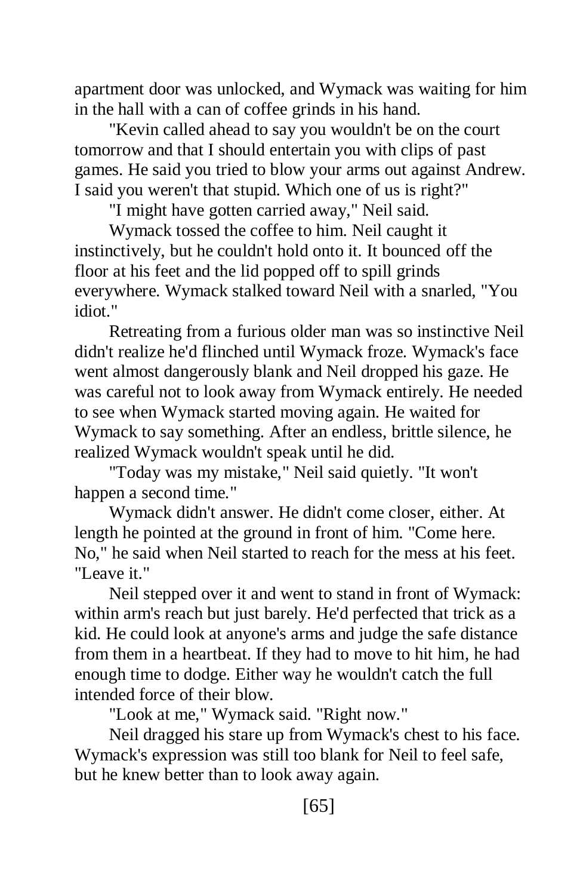apartment door was unlocked, and Wymack was waiting for him in the hall with a can of coffee grinds in his hand.

"Kevin called ahead to say you wouldn't be on the court tomorrow and that I should entertain you with clips of past games. He said you tried to blow your arms out against Andrew. I said you weren't that stupid. Which one of us is right?"

"I might have gotten carried away," Neil said.

Wymack tossed the coffee to him. Neil caught it instinctively, but he couldn't hold onto it. It bounced off the floor at his feet and the lid popped off to spill grinds everywhere. Wymack stalked toward Neil with a snarled, "You idiot."

Retreating from a furious older man was so instinctive Neil didn't realize he'd flinched until Wymack froze. Wymack's face went almost dangerously blank and Neil dropped his gaze. He was careful not to look away from Wymack entirely. He needed to see when Wymack started moving again. He waited for Wymack to say something. After an endless, brittle silence, he realized Wymack wouldn't speak until he did.

"Today was my mistake," Neil said quietly. "It won't happen a second time."

Wymack didn't answer. He didn't come closer, either. At length he pointed at the ground in front of him. "Come here. No," he said when Neil started to reach for the mess at his feet. "Leave it."

Neil stepped over it and went to stand in front of Wymack: within arm's reach but just barely. He'd perfected that trick as a kid. He could look at anyone's arms and judge the safe distance from them in a heartbeat. If they had to move to hit him, he had enough time to dodge. Either way he wouldn't catch the full intended force of their blow.

"Look at me," Wymack said. "Right now."

Neil dragged his stare up from Wymack's chest to his face. Wymack's expression was still too blank for Neil to feel safe, but he knew better than to look away again.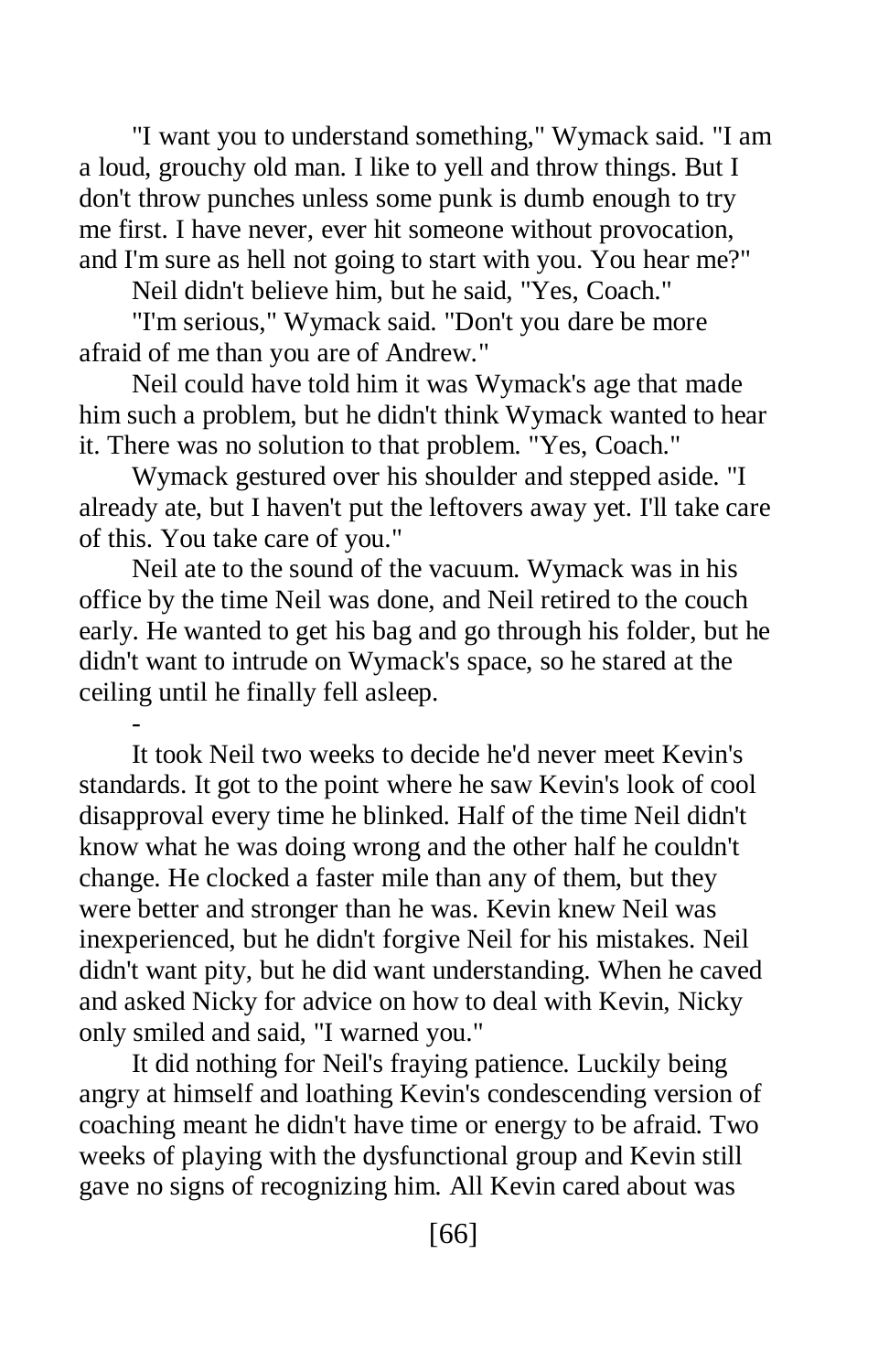"I want you to understand something," Wymack said. "I am a loud, grouchy old man. I like to yell and throw things. But I don't throw punches unless some punk is dumb enough to try me first. I have never, ever hit someone without provocation, and I'm sure as hell not going to start with you. You hear me?"

Neil didn't believe him, but he said, "Yes, Coach."

"I'm serious," Wymack said. "Don't you dare be more afraid of me than you are of Andrew."

Neil could have told him it was Wymack's age that made him such a problem, but he didn't think Wymack wanted to hear it. There was no solution to that problem. "Yes, Coach."

Wymack gestured over his shoulder and stepped aside. "I already ate, but I haven't put the leftovers away yet. I'll take care of this. You take care of you."

Neil ate to the sound of the vacuum. Wymack was in his office by the time Neil was done, and Neil retired to the couch early. He wanted to get his bag and go through his folder, but he didn't want to intrude on Wymack's space, so he stared at the ceiling until he finally fell asleep.

-

It took Neil two weeks to decide he'd never meet Kevin's standards. It got to the point where he saw Kevin's look of cool disapproval every time he blinked. Half of the time Neil didn't know what he was doing wrong and the other half he couldn't change. He clocked a faster mile than any of them, but they were better and stronger than he was. Kevin knew Neil was inexperienced, but he didn't forgive Neil for his mistakes. Neil didn't want pity, but he did want understanding. When he caved and asked Nicky for advice on how to deal with Kevin, Nicky only smiled and said, "I warned you."

It did nothing for Neil's fraying patience. Luckily being angry at himself and loathing Kevin's condescending version of coaching meant he didn't have time or energy to be afraid. Two weeks of playing with the dysfunctional group and Kevin still gave no signs of recognizing him. All Kevin cared about was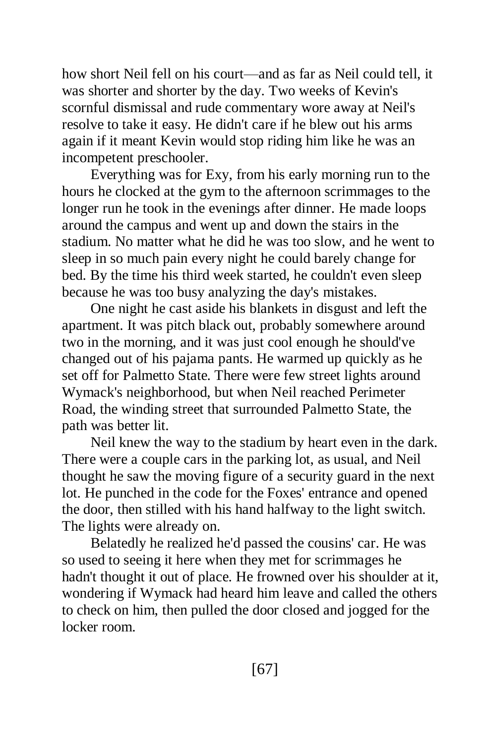how short Neil fell on his court—and as far as Neil could tell, it was shorter and shorter by the day. Two weeks of Kevin's scornful dismissal and rude commentary wore away at Neil's resolve to take it easy. He didn't care if he blew out his arms again if it meant Kevin would stop riding him like he was an incompetent preschooler.

Everything was for Exy, from his early morning run to the hours he clocked at the gym to the afternoon scrimmages to the longer run he took in the evenings after dinner. He made loops around the campus and went up and down the stairs in the stadium. No matter what he did he was too slow, and he went to sleep in so much pain every night he could barely change for bed. By the time his third week started, he couldn't even sleep because he was too busy analyzing the day's mistakes.

One night he cast aside his blankets in disgust and left the apartment. It was pitch black out, probably somewhere around two in the morning, and it was just cool enough he should've changed out of his pajama pants. He warmed up quickly as he set off for Palmetto State. There were few street lights around Wymack's neighborhood, but when Neil reached Perimeter Road, the winding street that surrounded Palmetto State, the path was better lit.

Neil knew the way to the stadium by heart even in the dark. There were a couple cars in the parking lot, as usual, and Neil thought he saw the moving figure of a security guard in the next lot. He punched in the code for the Foxes' entrance and opened the door, then stilled with his hand halfway to the light switch. The lights were already on.

Belatedly he realized he'd passed the cousins' car. He was so used to seeing it here when they met for scrimmages he hadn't thought it out of place. He frowned over his shoulder at it, wondering if Wymack had heard him leave and called the others to check on him, then pulled the door closed and jogged for the locker room.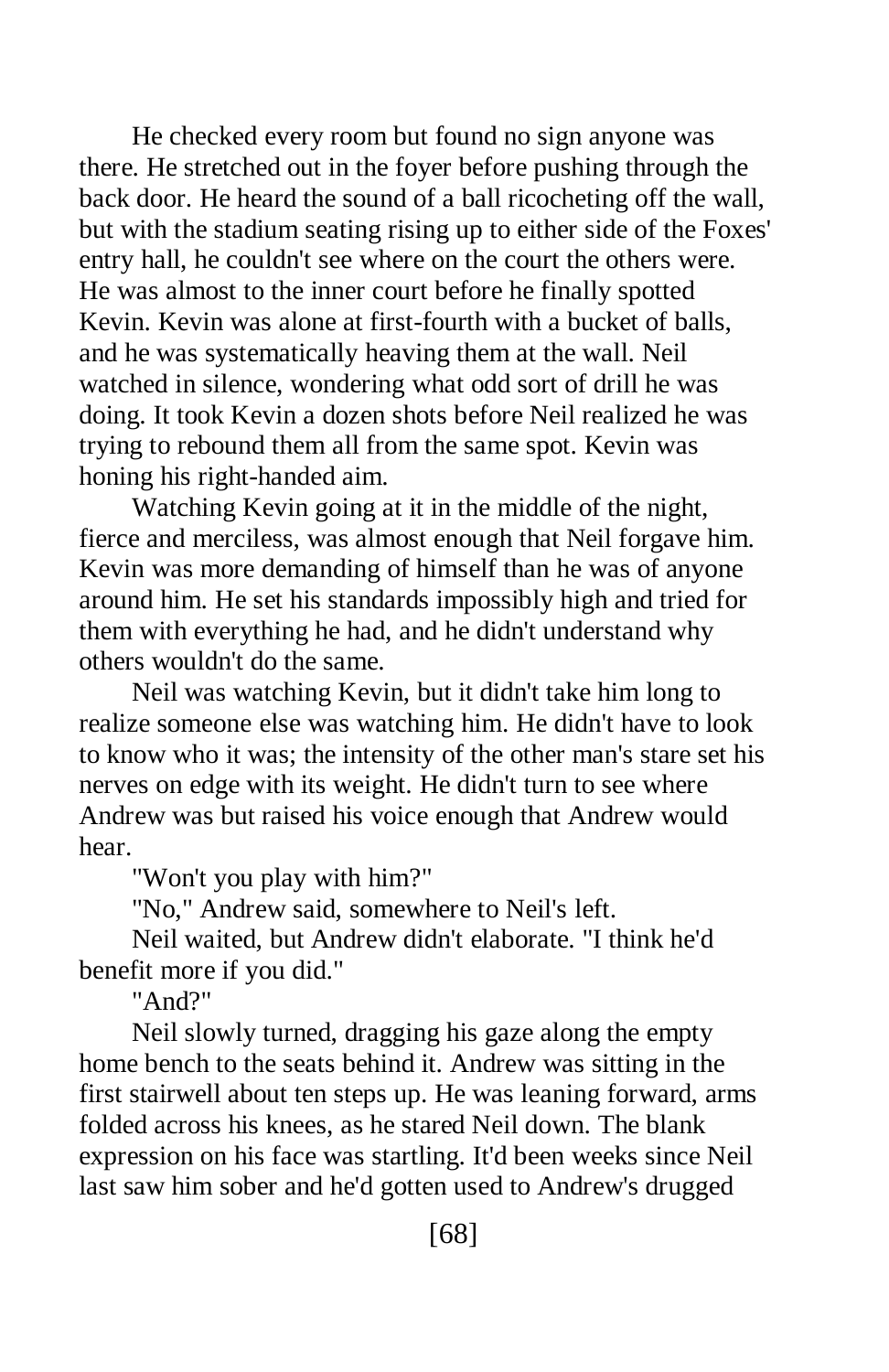He checked every room but found no sign anyone was there. He stretched out in the foyer before pushing through the back door. He heard the sound of a ball ricocheting off the wall, but with the stadium seating rising up to either side of the Foxes' entry hall, he couldn't see where on the court the others were. He was almost to the inner court before he finally spotted Kevin. Kevin was alone at first-fourth with a bucket of balls, and he was systematically heaving them at the wall. Neil watched in silence, wondering what odd sort of drill he was doing. It took Kevin a dozen shots before Neil realized he was trying to rebound them all from the same spot. Kevin was honing his right-handed aim.

Watching Kevin going at it in the middle of the night, fierce and merciless, was almost enough that Neil forgave him. Kevin was more demanding of himself than he was of anyone around him. He set his standards impossibly high and tried for them with everything he had, and he didn't understand why others wouldn't do the same.

Neil was watching Kevin, but it didn't take him long to realize someone else was watching him. He didn't have to look to know who it was; the intensity of the other man's stare set his nerves on edge with its weight. He didn't turn to see where Andrew was but raised his voice enough that Andrew would hear.

"Won't you play with him?"

"No," Andrew said, somewhere to Neil's left.

Neil waited, but Andrew didn't elaborate. "I think he'd benefit more if you did."

"And?"

Neil slowly turned, dragging his gaze along the empty home bench to the seats behind it. Andrew was sitting in the first stairwell about ten steps up. He was leaning forward, arms folded across his knees, as he stared Neil down. The blank expression on his face was startling. It'd been weeks since Neil last saw him sober and he'd gotten used to Andrew's drugged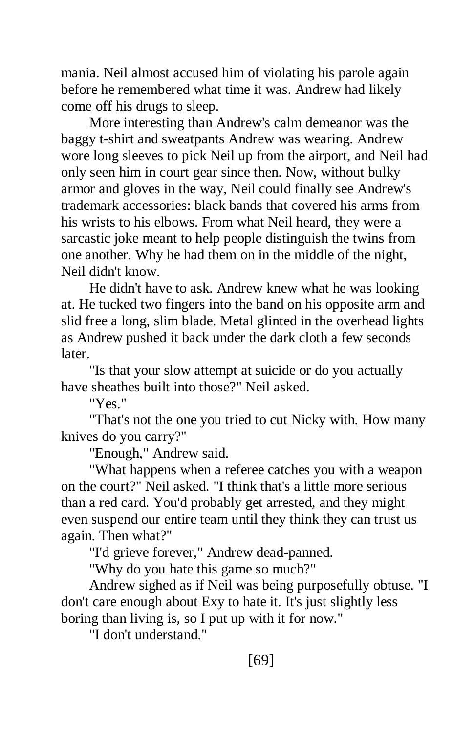mania. Neil almost accused him of violating his parole again before he remembered what time it was. Andrew had likely come off his drugs to sleep.

More interesting than Andrew's calm demeanor was the baggy t-shirt and sweatpants Andrew was wearing. Andrew wore long sleeves to pick Neil up from the airport, and Neil had only seen him in court gear since then. Now, without bulky armor and gloves in the way, Neil could finally see Andrew's trademark accessories: black bands that covered his arms from his wrists to his elbows. From what Neil heard, they were a sarcastic joke meant to help people distinguish the twins from one another. Why he had them on in the middle of the night, Neil didn't know.

He didn't have to ask. Andrew knew what he was looking at. He tucked two fingers into the band on his opposite arm and slid free a long, slim blade. Metal glinted in the overhead lights as Andrew pushed it back under the dark cloth a few seconds later.

"Is that your slow attempt at suicide or do you actually have sheathes built into those?" Neil asked.

"Yes."

"That's not the one you tried to cut Nicky with. How many knives do you carry?"

"Enough," Andrew said.

"What happens when a referee catches you with a weapon on the court?" Neil asked. "I think that's a little more serious than a red card. You'd probably get arrested, and they might even suspend our entire team until they think they can trust us again. Then what?"

"I'd grieve forever," Andrew dead-panned.

"Why do you hate this game so much?"

Andrew sighed as if Neil was being purposefully obtuse. "I don't care enough about Exy to hate it. It's just slightly less boring than living is, so I put up with it for now."

"I don't understand."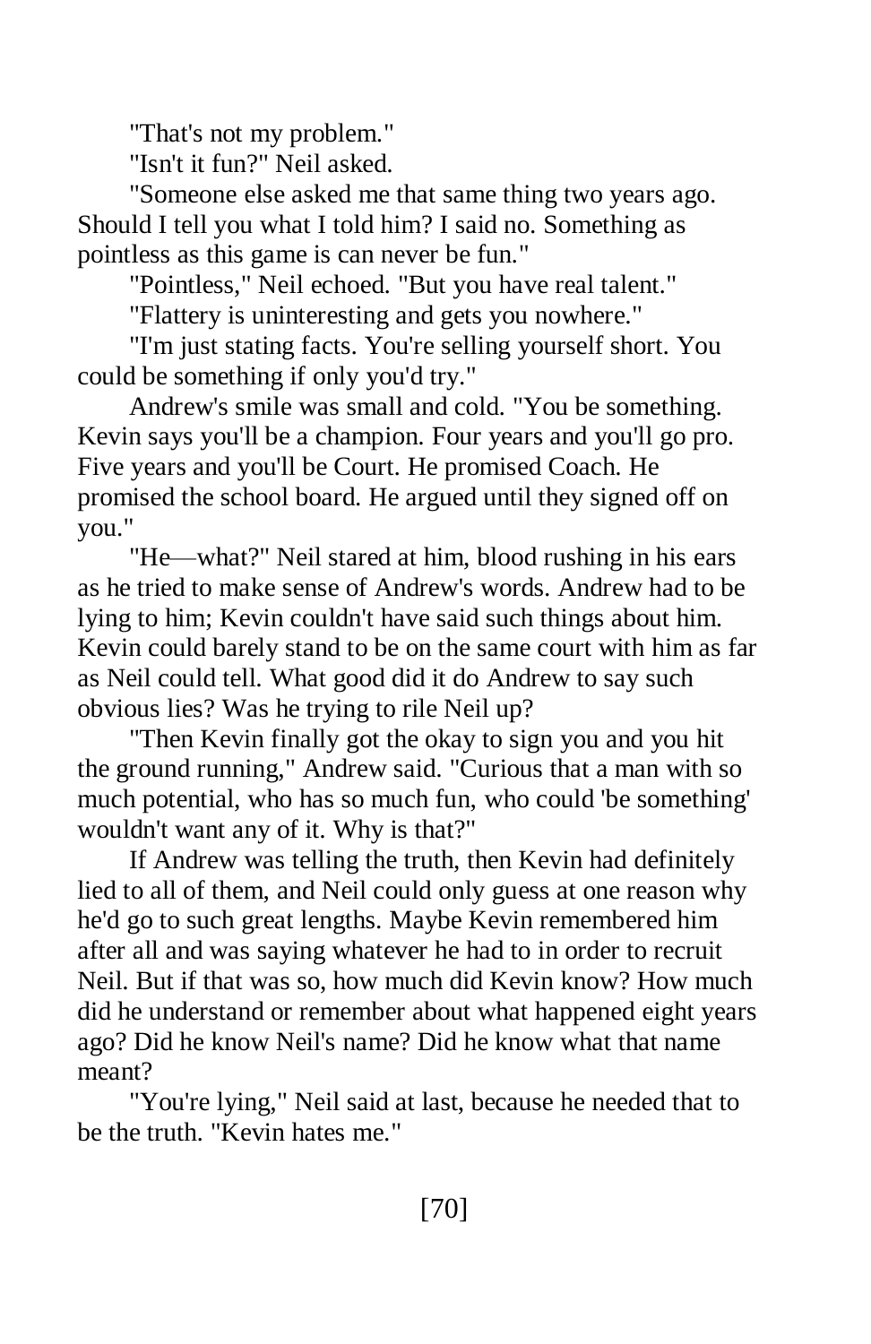"That's not my problem."

"Isn't it fun?" Neil asked.

"Someone else asked me that same thing two years ago. Should I tell you what I told him? I said no. Something as pointless as this game is can never be fun."

"Pointless," Neil echoed. "But you have real talent."

"Flattery is uninteresting and gets you nowhere."

"I'm just stating facts. You're selling yourself short. You could be something if only you'd try."

Andrew's smile was small and cold. "You be something. Kevin says you'll be a champion. Four years and you'll go pro. Five years and you'll be Court. He promised Coach. He promised the school board. He argued until they signed off on you."

"He—what?" Neil stared at him, blood rushing in his ears as he tried to make sense of Andrew's words. Andrew had to be lying to him; Kevin couldn't have said such things about him. Kevin could barely stand to be on the same court with him as far as Neil could tell. What good did it do Andrew to say such obvious lies? Was he trying to rile Neil up?

"Then Kevin finally got the okay to sign you and you hit the ground running," Andrew said. "Curious that a man with so much potential, who has so much fun, who could 'be something' wouldn't want any of it. Why is that?"

If Andrew was telling the truth, then Kevin had definitely lied to all of them, and Neil could only guess at one reason why he'd go to such great lengths. Maybe Kevin remembered him after all and was saying whatever he had to in order to recruit Neil. But if that was so, how much did Kevin know? How much did he understand or remember about what happened eight years ago? Did he know Neil's name? Did he know what that name meant?

"You're lying," Neil said at last, because he needed that to be the truth. "Kevin hates me."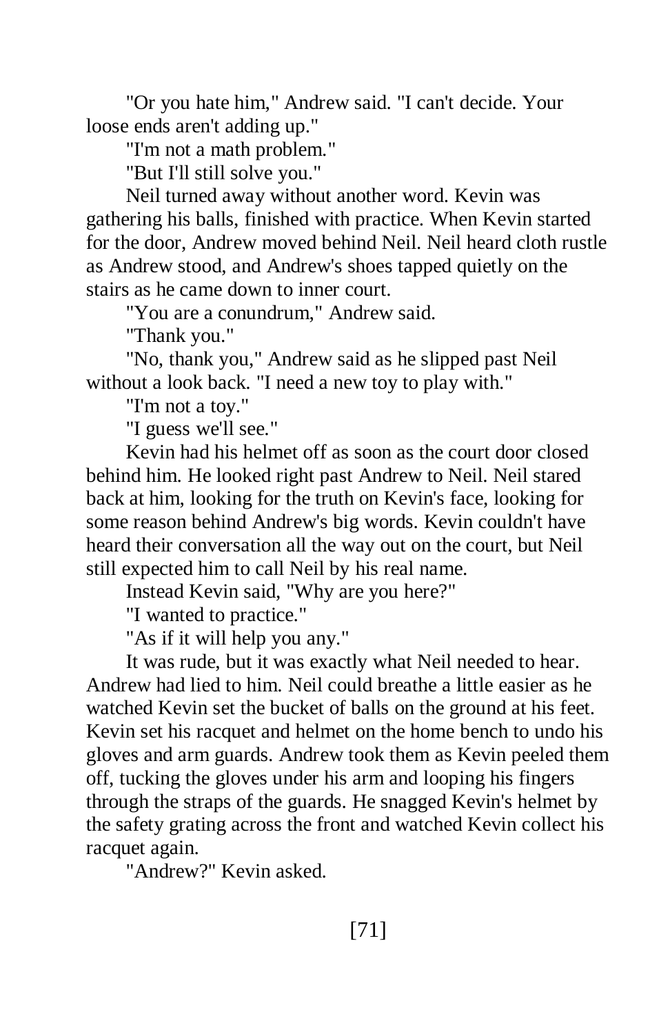"Or you hate him," Andrew said. "I can't decide. Your loose ends aren't adding up."

"I'm not a math problem."

"But I'll still solve you."

Neil turned away without another word. Kevin was gathering his balls, finished with practice. When Kevin started for the door, Andrew moved behind Neil. Neil heard cloth rustle as Andrew stood, and Andrew's shoes tapped quietly on the stairs as he came down to inner court.

"You are a conundrum," Andrew said.

"Thank you."

"No, thank you," Andrew said as he slipped past Neil without a look back. "I need a new toy to play with."

"I'm not a toy."

"I guess we'll see."

Kevin had his helmet off as soon as the court door closed behind him. He looked right past Andrew to Neil. Neil stared back at him, looking for the truth on Kevin's face, looking for some reason behind Andrew's big words. Kevin couldn't have heard their conversation all the way out on the court, but Neil still expected him to call Neil by his real name.

Instead Kevin said, "Why are you here?"

"I wanted to practice."

"As if it will help you any."

It was rude, but it was exactly what Neil needed to hear. Andrew had lied to him. Neil could breathe a little easier as he watched Kevin set the bucket of balls on the ground at his feet. Kevin set his racquet and helmet on the home bench to undo his gloves and arm guards. Andrew took them as Kevin peeled them off, tucking the gloves under his arm and looping his fingers through the straps of the guards. He snagged Kevin's helmet by the safety grating across the front and watched Kevin collect his racquet again.

"Andrew?" Kevin asked.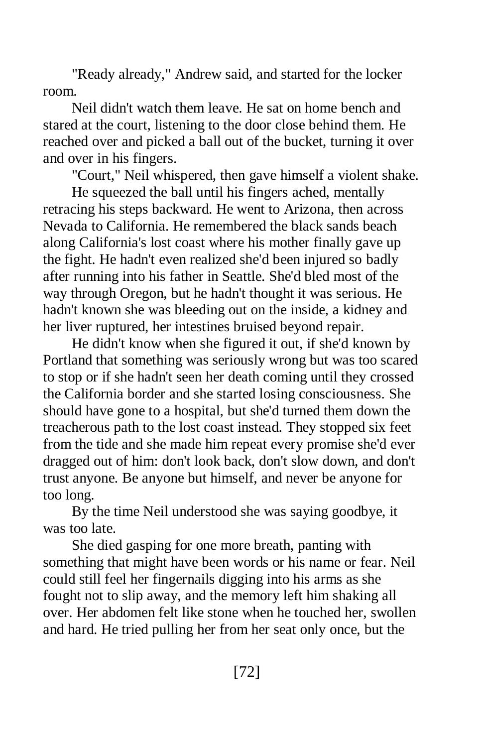"Ready already," Andrew said, and started for the locker room.

Neil didn't watch them leave. He sat on home bench and stared at the court, listening to the door close behind them. He reached over and picked a ball out of the bucket, turning it over and over in his fingers.

"Court," Neil whispered, then gave himself a violent shake.

He squeezed the ball until his fingers ached, mentally retracing his steps backward. He went to Arizona, then across Nevada to California. He remembered the black sands beach along California's lost coast where his mother finally gave up the fight. He hadn't even realized she'd been injured so badly after running into his father in Seattle. She'd bled most of the way through Oregon, but he hadn't thought it was serious. He hadn't known she was bleeding out on the inside, a kidney and her liver ruptured, her intestines bruised beyond repair.

He didn't know when she figured it out, if she'd known by Portland that something was seriously wrong but was too scared to stop or if she hadn't seen her death coming until they crossed the California border and she started losing consciousness. She should have gone to a hospital, but she'd turned them down the treacherous path to the lost coast instead. They stopped six feet from the tide and she made him repeat every promise she'd ever dragged out of him: don't look back, don't slow down, and don't trust anyone. Be anyone but himself, and never be anyone for too long.

By the time Neil understood she was saying goodbye, it was too late.

She died gasping for one more breath, panting with something that might have been words or his name or fear. Neil could still feel her fingernails digging into his arms as she fought not to slip away, and the memory left him shaking all over. Her abdomen felt like stone when he touched her, swollen and hard. He tried pulling her from her seat only once, but the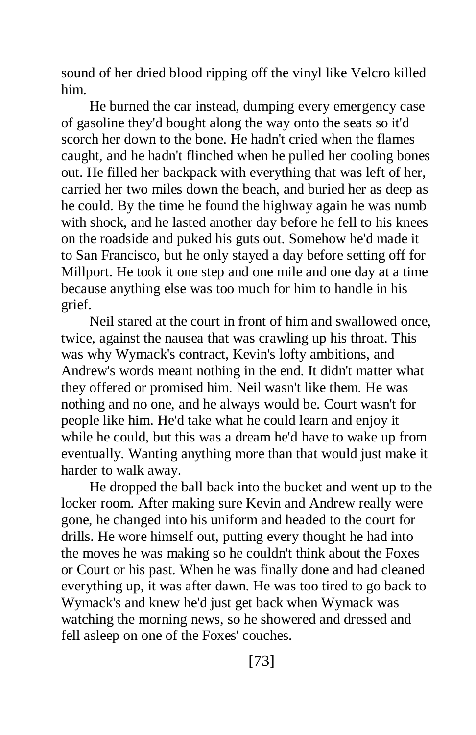sound of her dried blood ripping off the vinyl like Velcro killed him.

He burned the car instead, dumping every emergency case of gasoline they'd bought along the way onto the seats so it'd scorch her down to the bone. He hadn't cried when the flames caught, and he hadn't flinched when he pulled her cooling bones out. He filled her backpack with everything that was left of her, carried her two miles down the beach, and buried her as deep as he could. By the time he found the highway again he was numb with shock, and he lasted another day before he fell to his knees on the roadside and puked his guts out. Somehow he'd made it to San Francisco, but he only stayed a day before setting off for Millport. He took it one step and one mile and one day at a time because anything else was too much for him to handle in his grief.

Neil stared at the court in front of him and swallowed once, twice, against the nausea that was crawling up his throat. This was why Wymack's contract, Kevin's lofty ambitions, and Andrew's words meant nothing in the end. It didn't matter what they offered or promised him. Neil wasn't like them. He was nothing and no one, and he always would be. Court wasn't for people like him. He'd take what he could learn and enjoy it while he could, but this was a dream he'd have to wake up from eventually. Wanting anything more than that would just make it harder to walk away.

He dropped the ball back into the bucket and went up to the locker room. After making sure Kevin and Andrew really were gone, he changed into his uniform and headed to the court for drills. He wore himself out, putting every thought he had into the moves he was making so he couldn't think about the Foxes or Court or his past. When he was finally done and had cleaned everything up, it was after dawn. He was too tired to go back to Wymack's and knew he'd just get back when Wymack was watching the morning news, so he showered and dressed and fell asleep on one of the Foxes' couches.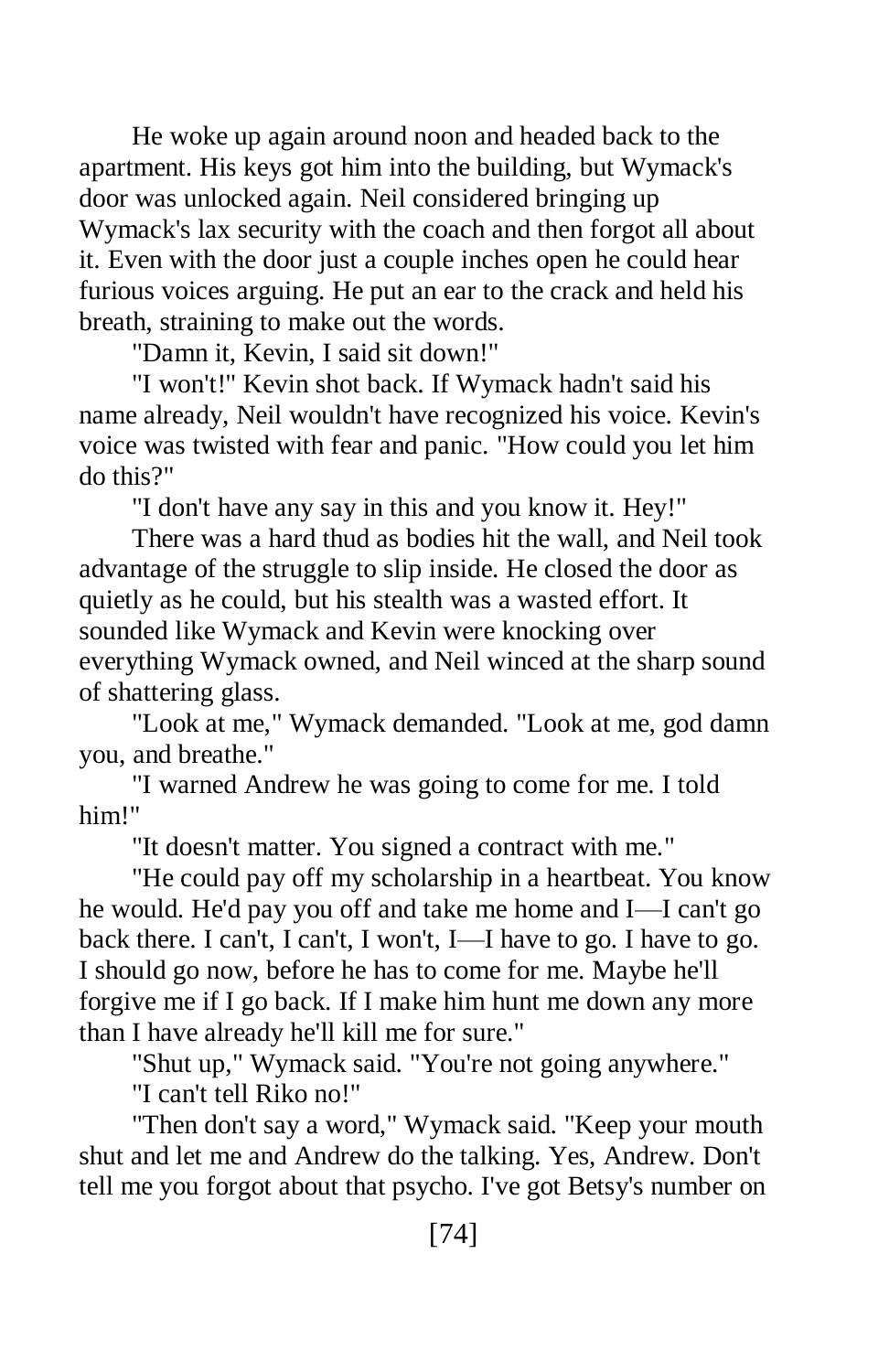He woke up again around noon and headed back to the apartment. His keys got him into the building, but Wymack's door was unlocked again. Neil considered bringing up Wymack's lax security with the coach and then forgot all about it. Even with the door just a couple inches open he could hear furious voices arguing. He put an ear to the crack and held his breath, straining to make out the words.

"Damn it, Kevin, I said sit down!"

"I won't!" Kevin shot back. If Wymack hadn't said his name already, Neil wouldn't have recognized his voice. Kevin's voice was twisted with fear and panic. "How could you let him do this?"

"I don't have any say in this and you know it. Hey!"

There was a hard thud as bodies hit the wall, and Neil took advantage of the struggle to slip inside. He closed the door as quietly as he could, but his stealth was a wasted effort. It sounded like Wymack and Kevin were knocking over everything Wymack owned, and Neil winced at the sharp sound of shattering glass.

"Look at me," Wymack demanded. "Look at me, god damn you, and breathe."

"I warned Andrew he was going to come for me. I told him!"

"It doesn't matter. You signed a contract with me."

"He could pay off my scholarship in a heartbeat. You know he would. He'd pay you off and take me home and I—I can't go back there. I can't, I can't, I won't, I—I have to go. I have to go. I should go now, before he has to come for me. Maybe he'll forgive me if I go back. If I make him hunt me down any more than I have already he'll kill me for sure."

"Shut up," Wymack said. "You're not going anywhere."

"I can't tell Riko no!"

"Then don't say a word," Wymack said. "Keep your mouth shut and let me and Andrew do the talking. Yes, Andrew. Don't tell me you forgot about that psycho. I've got Betsy's number on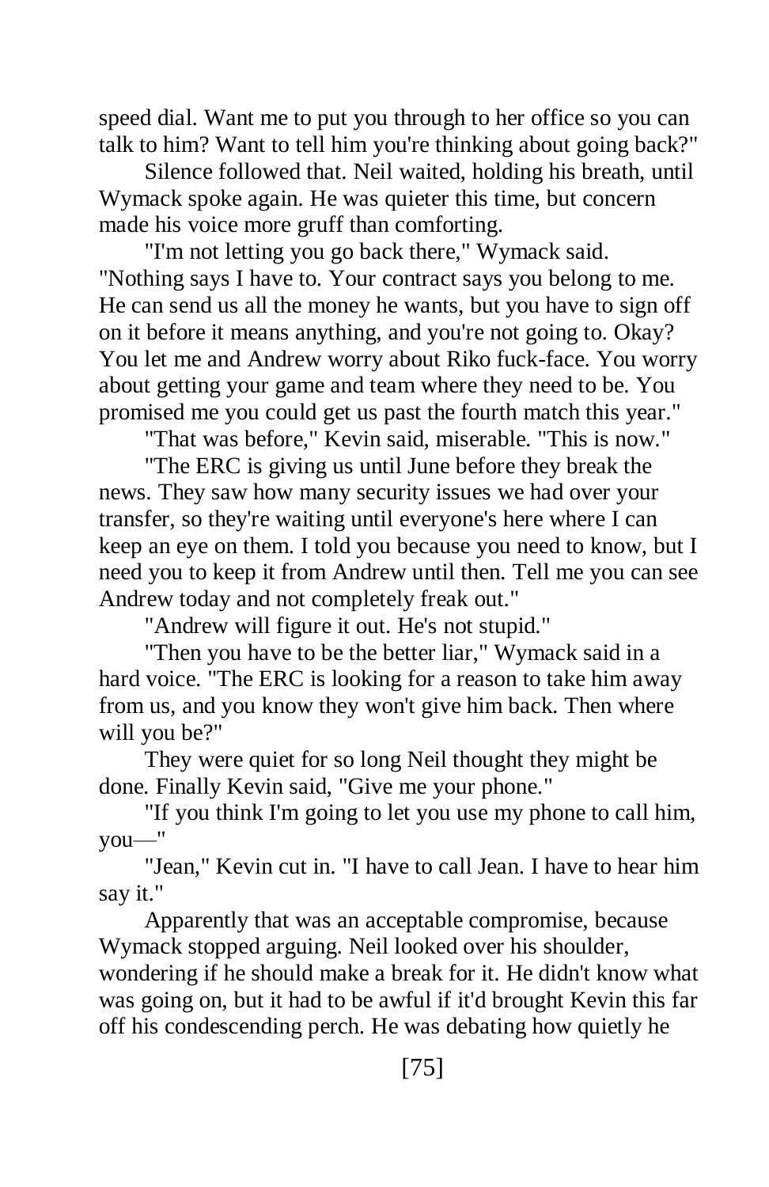speed dial. Want me to put you through to her office so you can talk to him? Want to tell him you're thinking about going back?"

Silence followed that. Neil waited, holding his breath, until Wymack spoke again. He was quieter this time, but concern made his voice more gruff than comforting.

"I'm not letting you go back there," Wymack said. "Nothing says I have to. Your contract says you belong to me. He can send us all the money he wants, but you have to sign off on it before it means anything, and you're not going to. Okay? You let me and Andrew worry about Riko fuck-face. You worry about getting your game and team where they need to be. You promised me you could get us past the fourth match this year."

"That was before," Kevin said, miserable. "This is now."

"The ERC is giving us until June before they break the news. They saw how many security issues we had over your transfer, so they're waiting until everyone's here where I can keep an eye on them. I told you because you need to know, but I need you to keep it from Andrew until then. Tell me you can see Andrew today and not completely freak out."

"Andrew will figure it out. He's not stupid."

"Then you have to be the better liar," Wymack said in a hard voice. "The ERC is looking for a reason to take him away from us, and you know they won't give him back. Then where will you be?"

They were quiet for so long Neil thought they might be done. Finally Kevin said, "Give me your phone."

"If you think I'm going to let you use my phone to call him, you—"

"Jean," Kevin cut in. "I have to call Jean. I have to hear him say it."

Apparently that was an acceptable compromise, because Wymack stopped arguing. Neil looked over his shoulder, wondering if he should make a break for it. He didn't know what was going on, but it had to be awful if it'd brought Kevin this far off his condescending perch. He was debating how quietly he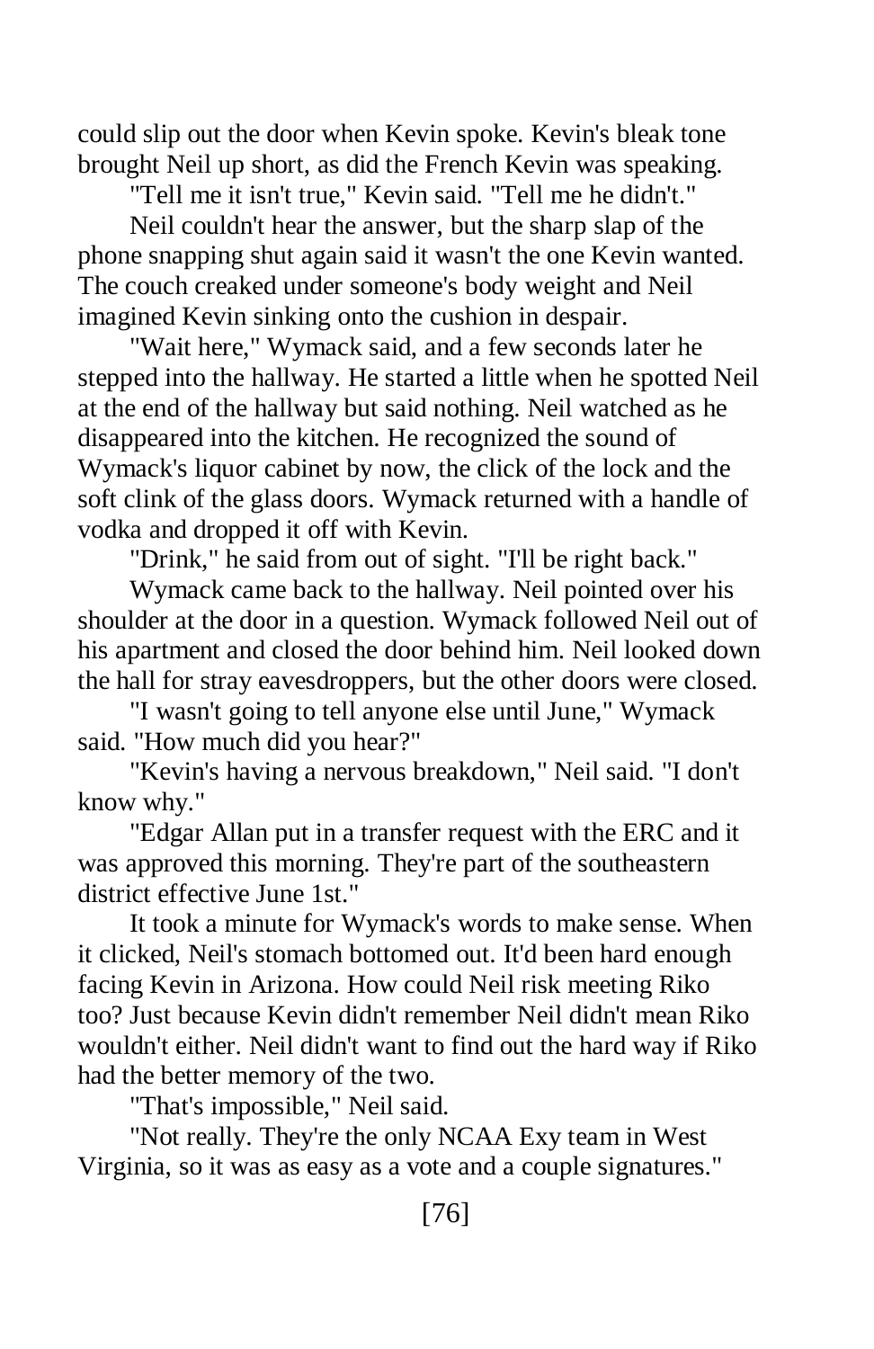could slip out the door when Kevin spoke. Kevin's bleak tone brought Neil up short, as did the French Kevin was speaking.

"Tell me it isn't true," Kevin said. "Tell me he didn't."

Neil couldn't hear the answer, but the sharp slap of the phone snapping shut again said it wasn't the one Kevin wanted. The couch creaked under someone's body weight and Neil imagined Kevin sinking onto the cushion in despair.

"Wait here," Wymack said, and a few seconds later he stepped into the hallway. He started a little when he spotted Neil at the end of the hallway but said nothing. Neil watched as he disappeared into the kitchen. He recognized the sound of Wymack's liquor cabinet by now, the click of the lock and the soft clink of the glass doors. Wymack returned with a handle of vodka and dropped it off with Kevin.

"Drink," he said from out of sight. "I'll be right back."

Wymack came back to the hallway. Neil pointed over his shoulder at the door in a question. Wymack followed Neil out of his apartment and closed the door behind him. Neil looked down the hall for stray eavesdroppers, but the other doors were closed.

"I wasn't going to tell anyone else until June," Wymack said. "How much did you hear?"

"Kevin's having a nervous breakdown," Neil said. "I don't know why."

"Edgar Allan put in a transfer request with the ERC and it was approved this morning. They're part of the southeastern district effective June 1st."

It took a minute for Wymack's words to make sense. When it clicked, Neil's stomach bottomed out. It'd been hard enough facing Kevin in Arizona. How could Neil risk meeting Riko too? Just because Kevin didn't remember Neil didn't mean Riko wouldn't either. Neil didn't want to find out the hard way if Riko had the better memory of the two.

"That's impossible," Neil said.

"Not really. They're the only NCAA Exy team in West Virginia, so it was as easy as a vote and a couple signatures."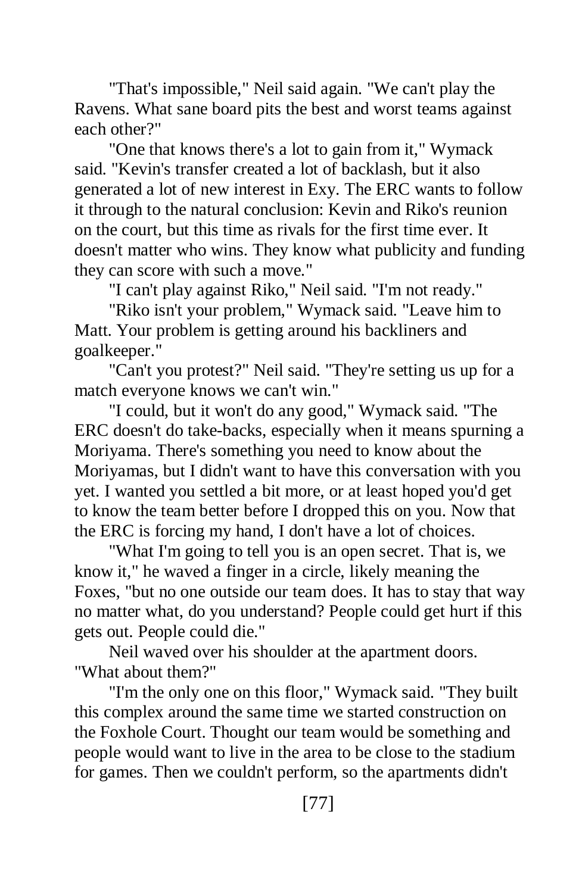"That's impossible," Neil said again. "We can't play the Ravens. What sane board pits the best and worst teams against each other?"

"One that knows there's a lot to gain from it," Wymack said. "Kevin's transfer created a lot of backlash, but it also generated a lot of new interest in Exy. The ERC wants to follow it through to the natural conclusion: Kevin and Riko's reunion on the court, but this time as rivals for the first time ever. It doesn't matter who wins. They know what publicity and funding they can score with such a move."

"I can't play against Riko," Neil said. "I'm not ready."

"Riko isn't your problem," Wymack said. "Leave him to Matt. Your problem is getting around his backliners and goalkeeper."

"Can't you protest?" Neil said. "They're setting us up for a match everyone knows we can't win."

"I could, but it won't do any good," Wymack said. "The ERC doesn't do take-backs, especially when it means spurning a Moriyama. There's something you need to know about the Moriyamas, but I didn't want to have this conversation with you yet. I wanted you settled a bit more, or at least hoped you'd get to know the team better before I dropped this on you. Now that the ERC is forcing my hand, I don't have a lot of choices.

"What I'm going to tell you is an open secret. That is, we know it," he waved a finger in a circle, likely meaning the Foxes, "but no one outside our team does. It has to stay that way no matter what, do you understand? People could get hurt if this gets out. People could die."

Neil waved over his shoulder at the apartment doors. "What about them?"

"I'm the only one on this floor," Wymack said. "They built this complex around the same time we started construction on the Foxhole Court. Thought our team would be something and people would want to live in the area to be close to the stadium for games. Then we couldn't perform, so the apartments didn't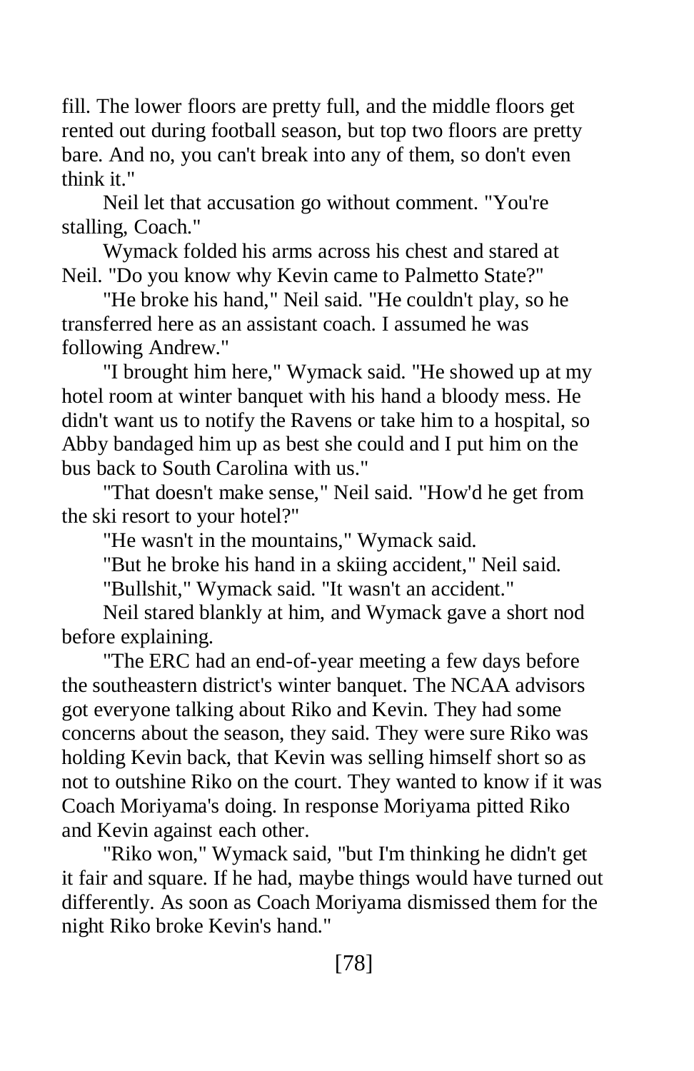fill. The lower floors are pretty full, and the middle floors get rented out during football season, but top two floors are pretty bare. And no, you can't break into any of them, so don't even think it."

Neil let that accusation go without comment. "You're stalling, Coach."

Wymack folded his arms across his chest and stared at Neil. "Do you know why Kevin came to Palmetto State?"

"He broke his hand," Neil said. "He couldn't play, so he transferred here as an assistant coach. I assumed he was following Andrew."

"I brought him here," Wymack said. "He showed up at my hotel room at winter banquet with his hand a bloody mess. He didn't want us to notify the Ravens or take him to a hospital, so Abby bandaged him up as best she could and I put him on the bus back to South Carolina with us."

"That doesn't make sense," Neil said. "How'd he get from the ski resort to your hotel?"

"He wasn't in the mountains," Wymack said.

"But he broke his hand in a skiing accident," Neil said.

"Bullshit," Wymack said. "It wasn't an accident."

Neil stared blankly at him, and Wymack gave a short nod before explaining.

"The ERC had an end-of-year meeting a few days before the southeastern district's winter banquet. The NCAA advisors got everyone talking about Riko and Kevin. They had some concerns about the season, they said. They were sure Riko was holding Kevin back, that Kevin was selling himself short so as not to outshine Riko on the court. They wanted to know if it was Coach Moriyama's doing. In response Moriyama pitted Riko and Kevin against each other.

"Riko won," Wymack said, "but I'm thinking he didn't get it fair and square. If he had, maybe things would have turned out differently. As soon as Coach Moriyama dismissed them for the night Riko broke Kevin's hand."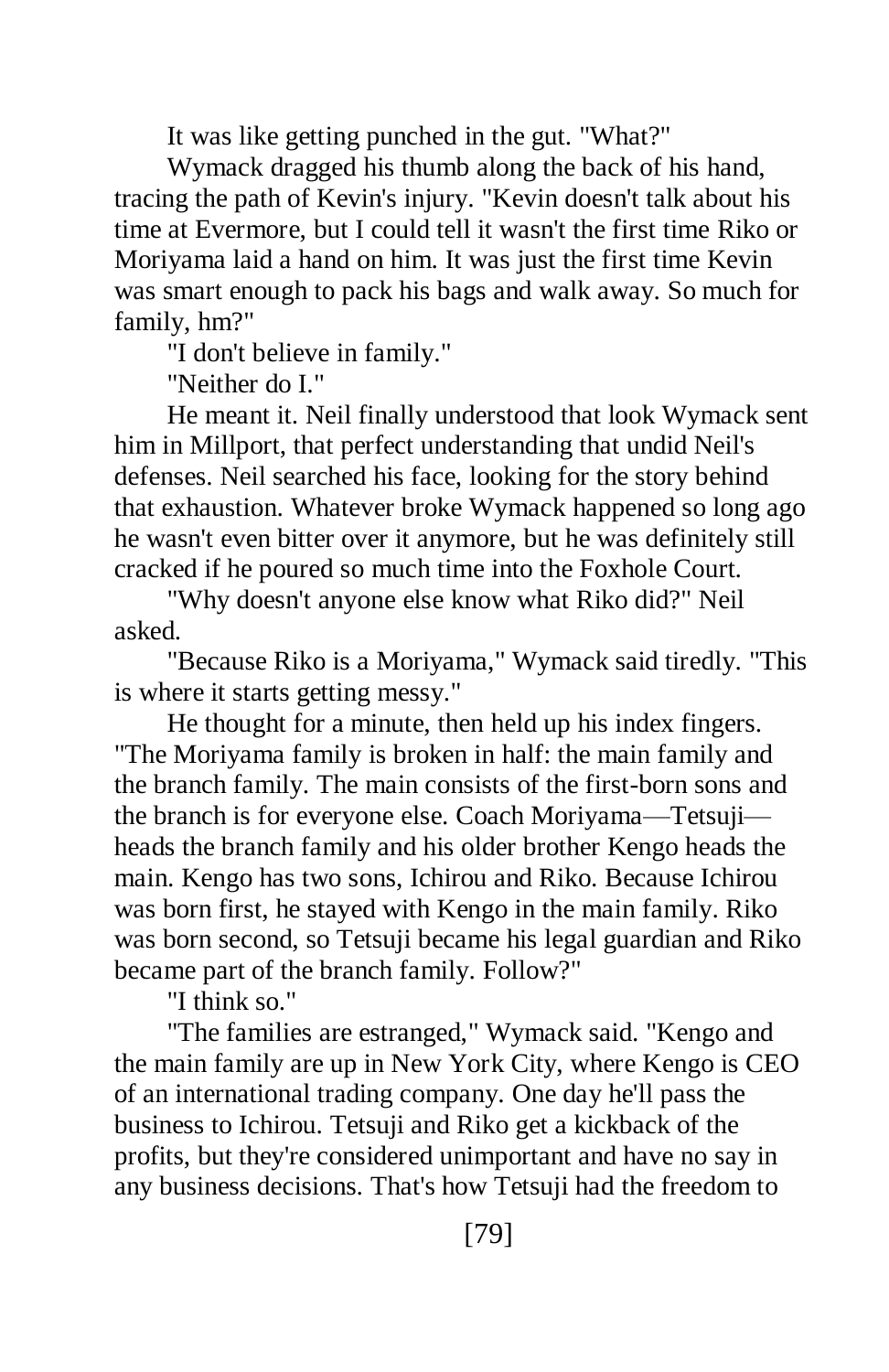It was like getting punched in the gut. "What?"

Wymack dragged his thumb along the back of his hand, tracing the path of Kevin's injury. "Kevin doesn't talk about his time at Evermore, but I could tell it wasn't the first time Riko or Moriyama laid a hand on him. It was just the first time Kevin was smart enough to pack his bags and walk away. So much for family, hm?"

"I don't believe in family."

"Neither do I."

He meant it. Neil finally understood that look Wymack sent him in Millport, that perfect understanding that undid Neil's defenses. Neil searched his face, looking for the story behind that exhaustion. Whatever broke Wymack happened so long ago he wasn't even bitter over it anymore, but he was definitely still cracked if he poured so much time into the Foxhole Court.

"Why doesn't anyone else know what Riko did?" Neil asked.

"Because Riko is a Moriyama," Wymack said tiredly. "This is where it starts getting messy."

He thought for a minute, then held up his index fingers. "The Moriyama family is broken in half: the main family and the branch family. The main consists of the first-born sons and the branch is for everyone else. Coach Moriyama—Tetsuji—heads the branch family and his older brother Kengo heads the main. Kengo has two sons, Ichirou and Riko. Because Ichirou was born first, he stayed with Kengo in the main family. Riko was born second, so Tetsuji became his legal guardian and Riko became part of the branch family. Follow?"

"I think so."

"The families are estranged," Wymack said. "Kengo and the main family are up in New York City, where Kengo is CEO of an international trading company. One day he'll pass the business to Ichirou. Tetsuji and Riko get a kickback of the profits, but they're considered unimportant and have no say in any business decisions. That's how Tetsuji had the freedom to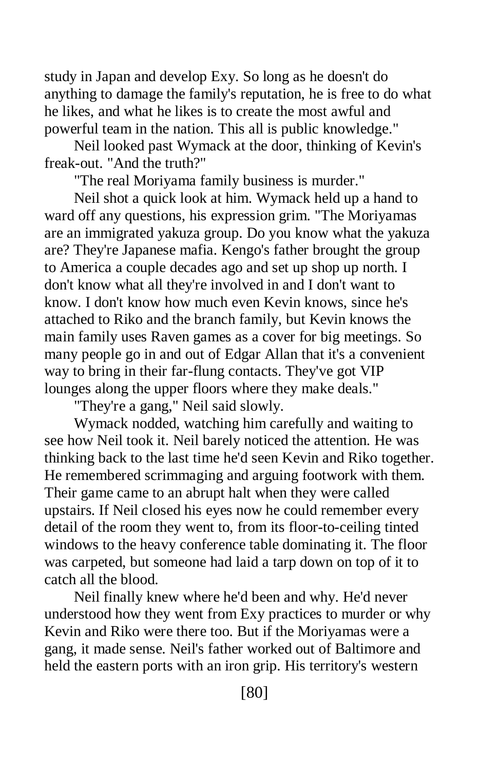study in Japan and develop Exy. So long as he doesn't do anything to damage the family's reputation, he is free to do what he likes, and what he likes is to create the most awful and powerful team in the nation. This all is public knowledge."

Neil looked past Wymack at the door, thinking of Kevin's freak-out. "And the truth?"

"The real Moriyama family business is murder."

Neil shot a quick look at him. Wymack held up a hand to ward off any questions, his expression grim. "The Moriyamas are an immigrated yakuza group. Do you know what the yakuza are? They're Japanese mafia. Kengo's father brought the group to America a couple decades ago and set up shop up north. I don't know what all they're involved in and I don't want to know. I don't know how much even Kevin knows, since he's attached to Riko and the branch family, but Kevin knows the main family uses Raven games as a cover for big meetings. So many people go in and out of Edgar Allan that it's a convenient way to bring in their far-flung contacts. They've got VIP lounges along the upper floors where they make deals."

"They're a gang," Neil said slowly.

Wymack nodded, watching him carefully and waiting to see how Neil took it. Neil barely noticed the attention. He was thinking back to the last time he'd seen Kevin and Riko together. He remembered scrimmaging and arguing footwork with them. Their game came to an abrupt halt when they were called upstairs. If Neil closed his eyes now he could remember every detail of the room they went to, from its floor-to-ceiling tinted windows to the heavy conference table dominating it. The floor was carpeted, but someone had laid a tarp down on top of it to catch all the blood.

Neil finally knew where he'd been and why. He'd never understood how they went from Exy practices to murder or why Kevin and Riko were there too. But if the Moriyamas were a gang, it made sense. Neil's father worked out of Baltimore and held the eastern ports with an iron grip. His territory's western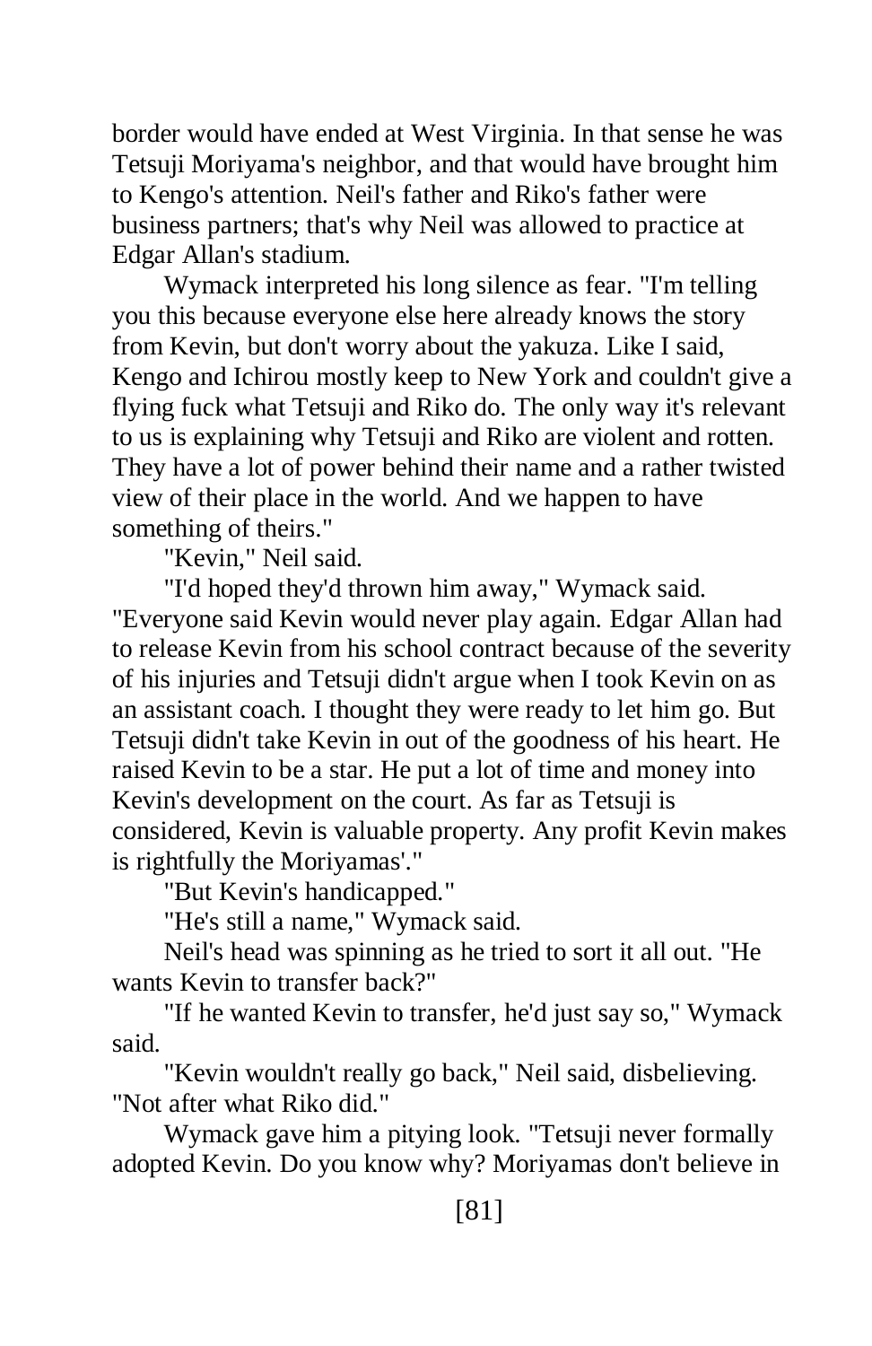border would have ended at West Virginia. In that sense he was Tetsuji Moriyama's neighbor, and that would have brought him to Kengo's attention. Neil's father and Riko's father were business partners; that's why Neil was allowed to practice at Edgar Allan's stadium.

Wymack interpreted his long silence as fear. "I'm telling you this because everyone else here already knows the story from Kevin, but don't worry about the yakuza. Like I said, Kengo and Ichirou mostly keep to New York and couldn't give a flying fuck what Tetsuji and Riko do. The only way it's relevant to us is explaining why Tetsuji and Riko are violent and rotten. They have a lot of power behind their name and a rather twisted view of their place in the world. And we happen to have something of theirs."

"Kevin," Neil said.

"I'd hoped they'd thrown him away," Wymack said. "Everyone said Kevin would never play again. Edgar Allan had to release Kevin from his school contract because of the severity of his injuries and Tetsuji didn't argue when I took Kevin on as an assistant coach. I thought they were ready to let him go. But Tetsuji didn't take Kevin in out of the goodness of his heart. He raised Kevin to be a star. He put a lot of time and money into Kevin's development on the court. As far as Tetsuji is considered, Kevin is valuable property. Any profit Kevin makes is rightfully the Moriyamas'."

"But Kevin's handicapped."

"He's still a name," Wymack said.

Neil's head was spinning as he tried to sort it all out. "He wants Kevin to transfer back?"

"If he wanted Kevin to transfer, he'd just say so," Wymack said.

"Kevin wouldn't really go back," Neil said, disbelieving. "Not after what Riko did."

Wymack gave him a pitying look. "Tetsuji never formally adopted Kevin. Do you know why? Moriyamas don't believe in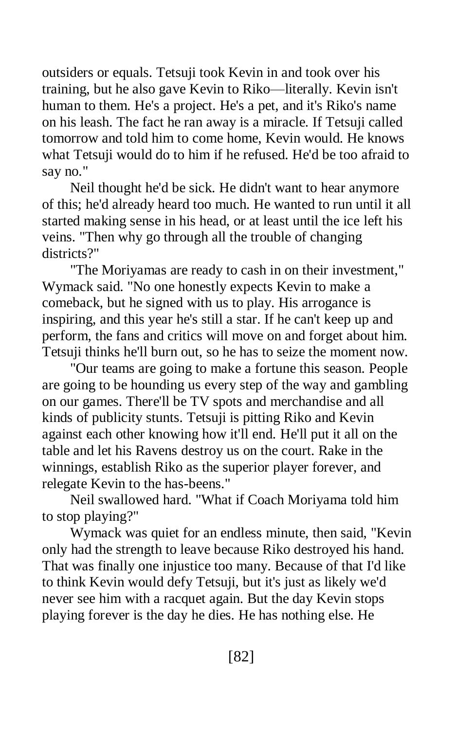outsiders or equals. Tetsuji took Kevin in and took over his training, but he also gave Kevin to Riko—literally. Kevin isn't human to them. He's a project. He's a pet, and it's Riko's name on his leash. The fact he ran away is a miracle. If Tetsuji called tomorrow and told him to come home, Kevin would. He knows what Tetsuji would do to him if he refused. He'd be too afraid to say no."

Neil thought he'd be sick. He didn't want to hear anymore of this; he'd already heard too much. He wanted to run until it all started making sense in his head, or at least until the ice left his veins. "Then why go through all the trouble of changing districts?"

"The Moriyamas are ready to cash in on their investment," Wymack said. "No one honestly expects Kevin to make a comeback, but he signed with us to play. His arrogance is inspiring, and this year he's still a star. If he can't keep up and perform, the fans and critics will move on and forget about him. Tetsuji thinks he'll burn out, so he has to seize the moment now.

"Our teams are going to make a fortune this season. People are going to be hounding us every step of the way and gambling on our games. There'll be TV spots and merchandise and all kinds of publicity stunts. Tetsuji is pitting Riko and Kevin against each other knowing how it'll end. He'll put it all on the table and let his Ravens destroy us on the court. Rake in the winnings, establish Riko as the superior player forever, and relegate Kevin to the has-beens."

Neil swallowed hard. "What if Coach Moriyama told him to stop playing?"

Wymack was quiet for an endless minute, then said, "Kevin only had the strength to leave because Riko destroyed his hand. That was finally one injustice too many. Because of that I'd like to think Kevin would defy Tetsuji, but it's just as likely we'd never see him with a racquet again. But the day Kevin stops playing forever is the day he dies. He has nothing else. He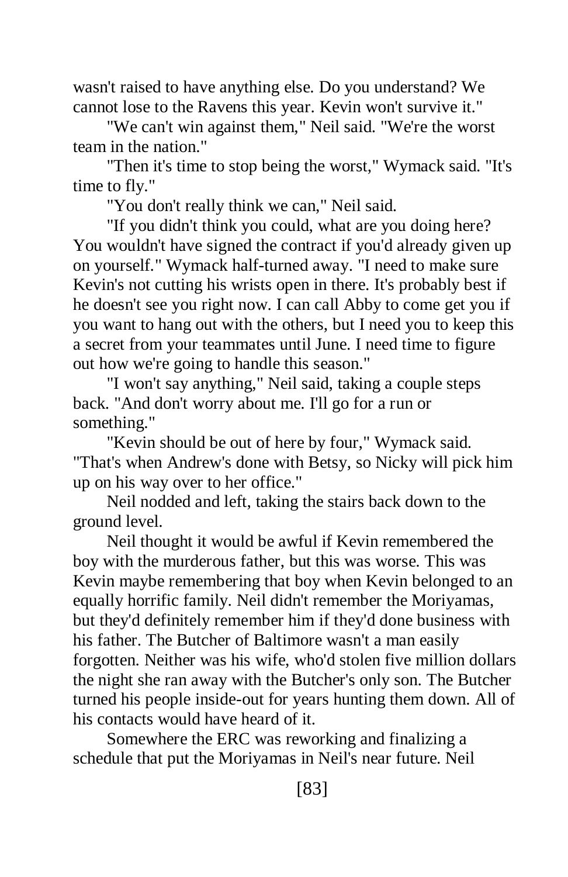wasn't raised to have anything else. Do you understand? We cannot lose to the Ravens this year. Kevin won't survive it."

"We can't win against them," Neil said. "We're the worst team in the nation."

"Then it's time to stop being the worst," Wymack said. "It's time to fly."

"You don't really think we can," Neil said.

"If you didn't think you could, what are you doing here? You wouldn't have signed the contract if you'd already given up on yourself." Wymack half-turned away. "I need to make sure Kevin's not cutting his wrists open in there. It's probably best if he doesn't see you right now. I can call Abby to come get you if you want to hang out with the others, but I need you to keep this a secret from your teammates until June. I need time to figure out how we're going to handle this season."

"I won't say anything," Neil said, taking a couple steps back. "And don't worry about me. I'll go for a run or something."

"Kevin should be out of here by four," Wymack said. "That's when Andrew's done with Betsy, so Nicky will pick him up on his way over to her office."

Neil nodded and left, taking the stairs back down to the ground level.

Neil thought it would be awful if Kevin remembered the boy with the murderous father, but this was worse. This was Kevin maybe remembering that boy when Kevin belonged to an equally horrific family. Neil didn't remember the Moriyamas, but they'd definitely remember him if they'd done business with his father. The Butcher of Baltimore wasn't a man easily forgotten. Neither was his wife, who'd stolen five million dollars the night she ran away with the Butcher's only son. The Butcher turned his people inside-out for years hunting them down. All of his contacts would have heard of it.

Somewhere the ERC was reworking and finalizing a schedule that put the Moriyamas in Neil's near future. Neil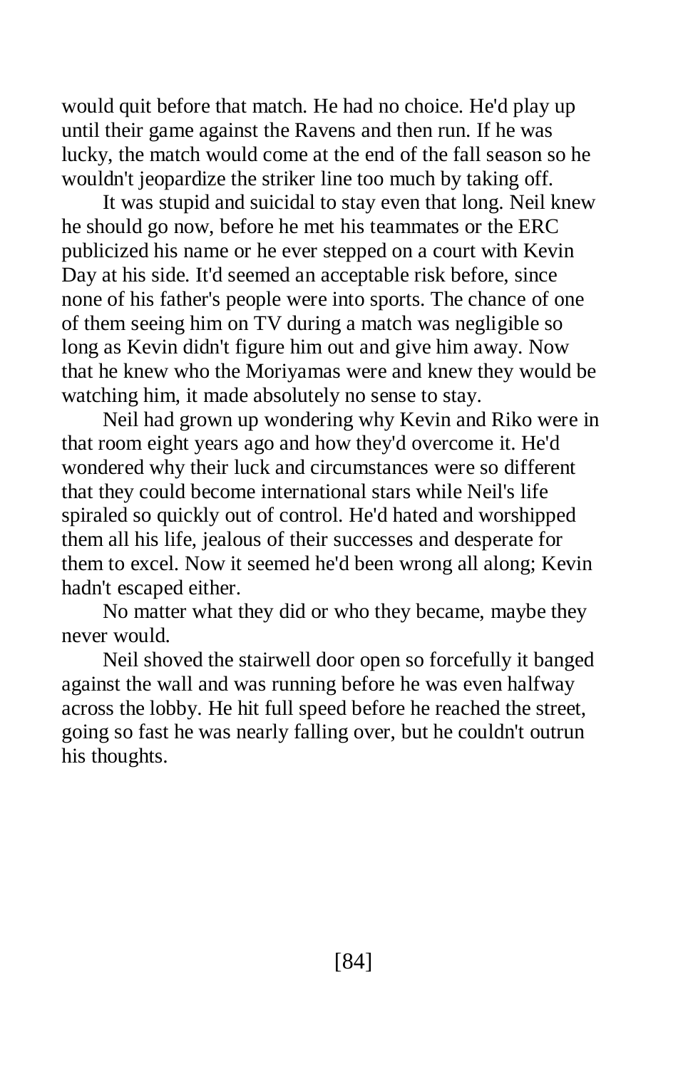would quit before that match. He had no choice. He'd play up until their game against the Ravens and then run. If he was lucky, the match would come at the end of the fall season so he wouldn't jeopardize the striker line too much by taking off.

It was stupid and suicidal to stay even that long. Neil knew he should go now, before he met his teammates or the ERC publicized his name or he ever stepped on a court with Kevin Day at his side. It'd seemed an acceptable risk before, since none of his father's people were into sports. The chance of one of them seeing him on TV during a match was negligible so long as Kevin didn't figure him out and give him away. Now that he knew who the Moriyamas were and knew they would be watching him, it made absolutely no sense to stay.

Neil had grown up wondering why Kevin and Riko were in that room eight years ago and how they'd overcome it. He'd wondered why their luck and circumstances were so different that they could become international stars while Neil's life spiraled so quickly out of control. He'd hated and worshipped them all his life, jealous of their successes and desperate for them to excel. Now it seemed he'd been wrong all along; Kevin hadn't escaped either.

No matter what they did or who they became, maybe they never would.

Neil shoved the stairwell door open so forcefully it banged against the wall and was running before he was even halfway across the lobby. He hit full speed before he reached the street, going so fast he was nearly falling over, but he couldn't outrun his thoughts.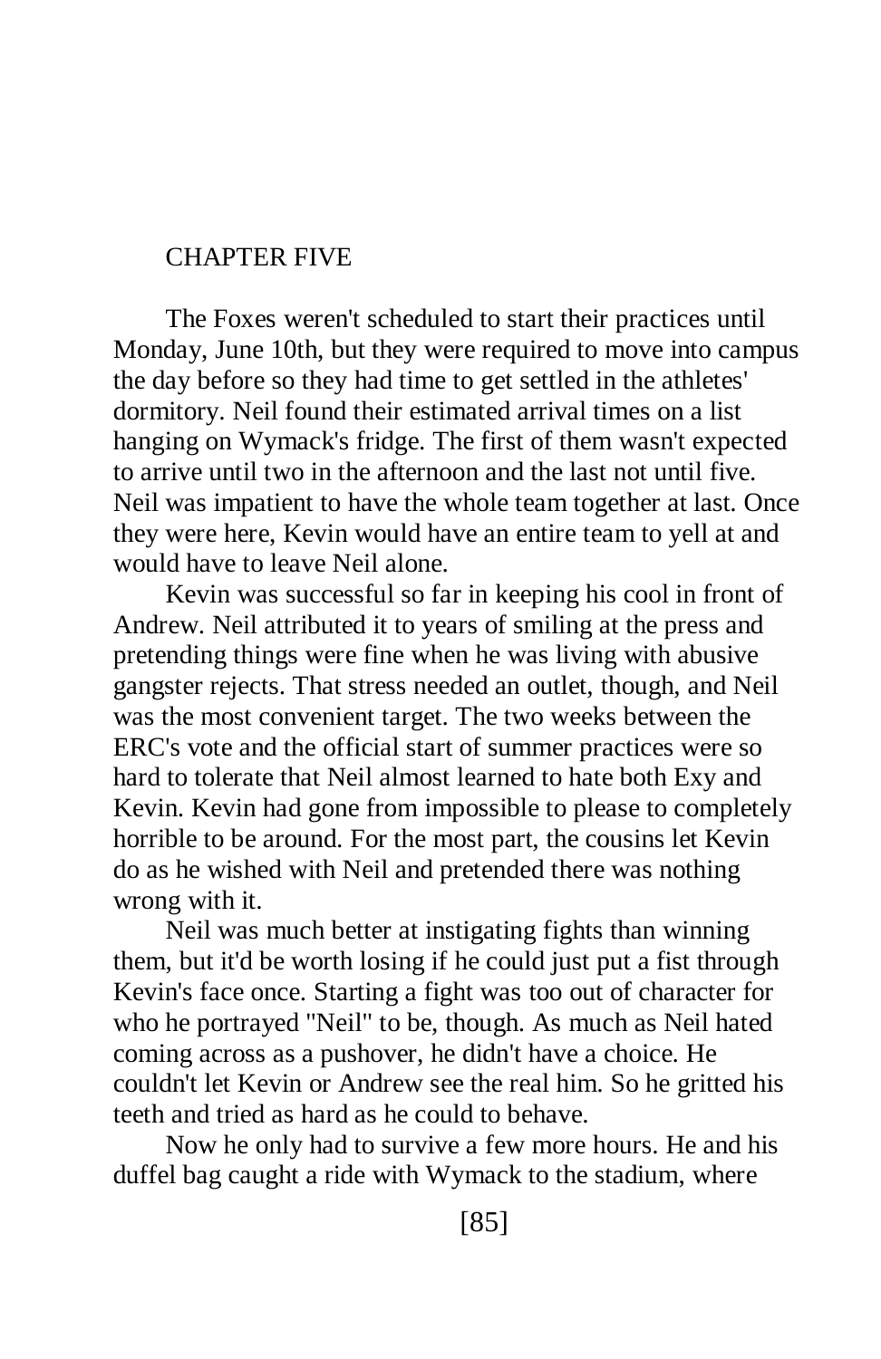# CHAPTER FIVE

The Foxes weren't scheduled to start their practices until Monday, June 10th, but they were required to move into campus the day before so they had time to get settled in the athletes' dormitory. Neil found their estimated arrival times on a list hanging on Wymack's fridge. The first of them wasn't expected to arrive until two in the afternoon and the last not until five. Neil was impatient to have the whole team together at last. Once they were here, Kevin would have an entire team to yell at and would have to leave Neil alone.

Kevin was successful so far in keeping his cool in front of Andrew. Neil attributed it to years of smiling at the press and pretending things were fine when he was living with abusive gangster rejects. That stress needed an outlet, though, and Neil was the most convenient target. The two weeks between the ERC's vote and the official start of summer practices were so hard to tolerate that Neil almost learned to hate both Exy and Kevin. Kevin had gone from impossible to please to completely horrible to be around. For the most part, the cousins let Kevin do as he wished with Neil and pretended there was nothing wrong with it.

Neil was much better at instigating fights than winning them, but it'd be worth losing if he could just put a fist through Kevin's face once. Starting a fight was too out of character for who he portrayed "Neil" to be, though. As much as Neil hated coming across as a pushover, he didn't have a choice. He couldn't let Kevin or Andrew see the real him. So he gritted his teeth and tried as hard as he could to behave.

Now he only had to survive a few more hours. He and his duffel bag caught a ride with Wymack to the stadium, where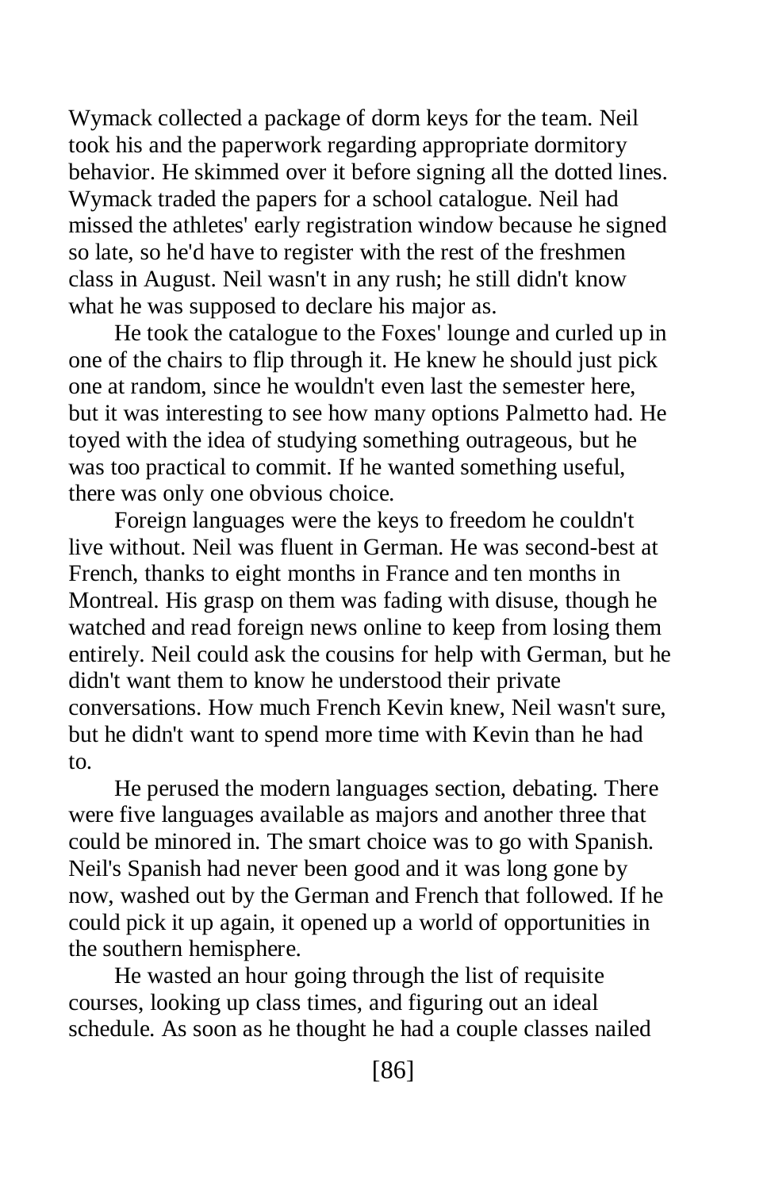Wymack collected a package of dorm keys for the team. Neil took his and the paperwork regarding appropriate dormitory behavior. He skimmed over it before signing all the dotted lines. Wymack traded the papers for a school catalogue. Neil had missed the athletes' early registration window because he signed so late, so he'd have to register with the rest of the freshmen class in August. Neil wasn't in any rush; he still didn't know what he was supposed to declare his major as.

He took the catalogue to the Foxes' lounge and curled up in one of the chairs to flip through it. He knew he should just pick one at random, since he wouldn't even last the semester here, but it was interesting to see how many options Palmetto had. He toyed with the idea of studying something outrageous, but he was too practical to commit. If he wanted something useful, there was only one obvious choice.

Foreign languages were the keys to freedom he couldn't live without. Neil was fluent in German. He was second-best at French, thanks to eight months in France and ten months in Montreal. His grasp on them was fading with disuse, though he watched and read foreign news online to keep from losing them entirely. Neil could ask the cousins for help with German, but he didn't want them to know he understood their private conversations. How much French Kevin knew, Neil wasn't sure, but he didn't want to spend more time with Kevin than he had to.

He perused the modern languages section, debating. There were five languages available as majors and another three that could be minored in. The smart choice was to go with Spanish. Neil's Spanish had never been good and it was long gone by now, washed out by the German and French that followed. If he could pick it up again, it opened up a world of opportunities in the southern hemisphere.

He wasted an hour going through the list of requisite courses, looking up class times, and figuring out an ideal schedule. As soon as he thought he had a couple classes nailed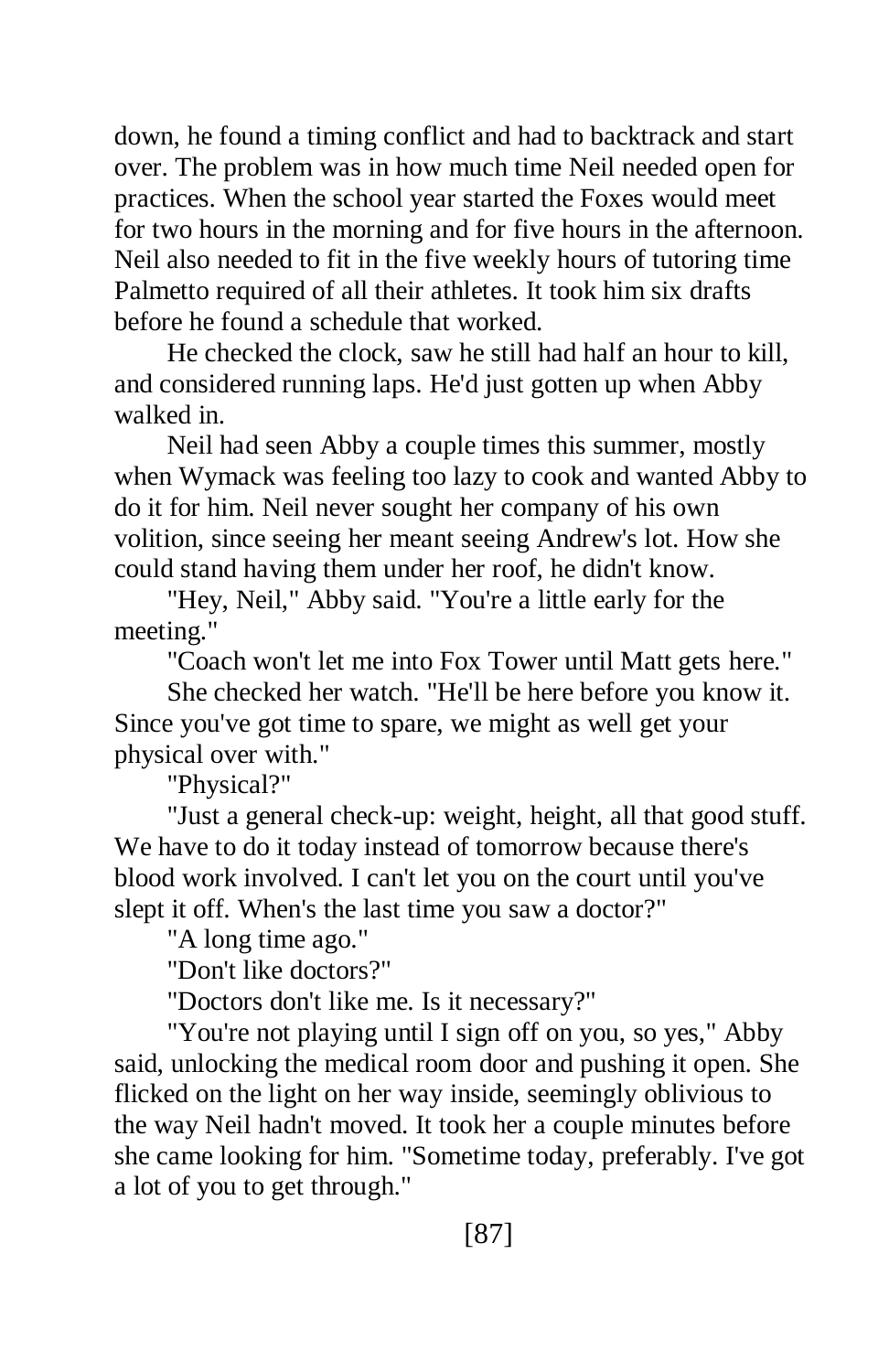down, he found a timing conflict and had to backtrack and start over. The problem was in how much time Neil needed open for practices. When the school year started the Foxes would meet for two hours in the morning and for five hours in the afternoon. Neil also needed to fit in the five weekly hours of tutoring time Palmetto required of all their athletes. It took him six drafts before he found a schedule that worked.

He checked the clock, saw he still had half an hour to kill, and considered running laps. He'd just gotten up when Abby walked in.

Neil had seen Abby a couple times this summer, mostly when Wymack was feeling too lazy to cook and wanted Abby to do it for him. Neil never sought her company of his own volition, since seeing her meant seeing Andrew's lot. How she could stand having them under her roof, he didn't know.

"Hey, Neil," Abby said. "You're a little early for the meeting."

"Coach won't let me into Fox Tower until Matt gets here."

She checked her watch. "He'll be here before you know it. Since you've got time to spare, we might as well get your physical over with."

"Physical?"

"Just a general check-up: weight, height, all that good stuff. We have to do it today instead of tomorrow because there's blood work involved. I can't let you on the court until you've slept it off. When's the last time you saw a doctor?"

"A long time ago."

"Don't like doctors?"

"Doctors don't like me. Is it necessary?"

"You're not playing until I sign off on you, so yes," Abby said, unlocking the medical room door and pushing it open. She flicked on the light on her way inside, seemingly oblivious to the way Neil hadn't moved. It took her a couple minutes before she came looking for him. "Sometime today, preferably. I've got a lot of you to get through."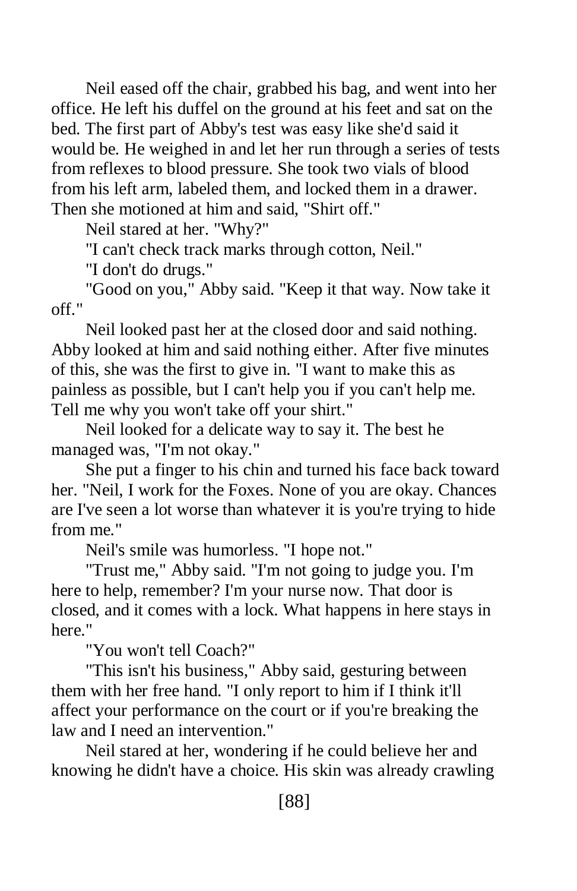Neil eased off the chair, grabbed his bag, and went into her office. He left his duffel on the ground at his feet and sat on the bed. The first part of Abby's test was easy like she'd said it would be. He weighed in and let her run through a series of tests from reflexes to blood pressure. She took two vials of blood from his left arm, labeled them, and locked them in a drawer. Then she motioned at him and said, "Shirt off."

Neil stared at her. "Why?"

"I can't check track marks through cotton, Neil."

"I don't do drugs."

"Good on you," Abby said. "Keep it that way. Now take it off."

Neil looked past her at the closed door and said nothing. Abby looked at him and said nothing either. After five minutes of this, she was the first to give in. "I want to make this as painless as possible, but I can't help you if you can't help me. Tell me why you won't take off your shirt."

Neil looked for a delicate way to say it. The best he managed was, "I'm not okay."

She put a finger to his chin and turned his face back toward her. "Neil, I work for the Foxes. None of you are okay. Chances are I've seen a lot worse than whatever it is you're trying to hide from me."

Neil's smile was humorless. "I hope not."

"Trust me," Abby said. "I'm not going to judge you. I'm here to help, remember? I'm your nurse now. That door is closed, and it comes with a lock. What happens in here stays in here."

"You won't tell Coach?"

"This isn't his business," Abby said, gesturing between them with her free hand. "I only report to him if I think it'll affect your performance on the court or if you're breaking the law and I need an intervention."

Neil stared at her, wondering if he could believe her and knowing he didn't have a choice. His skin was already crawling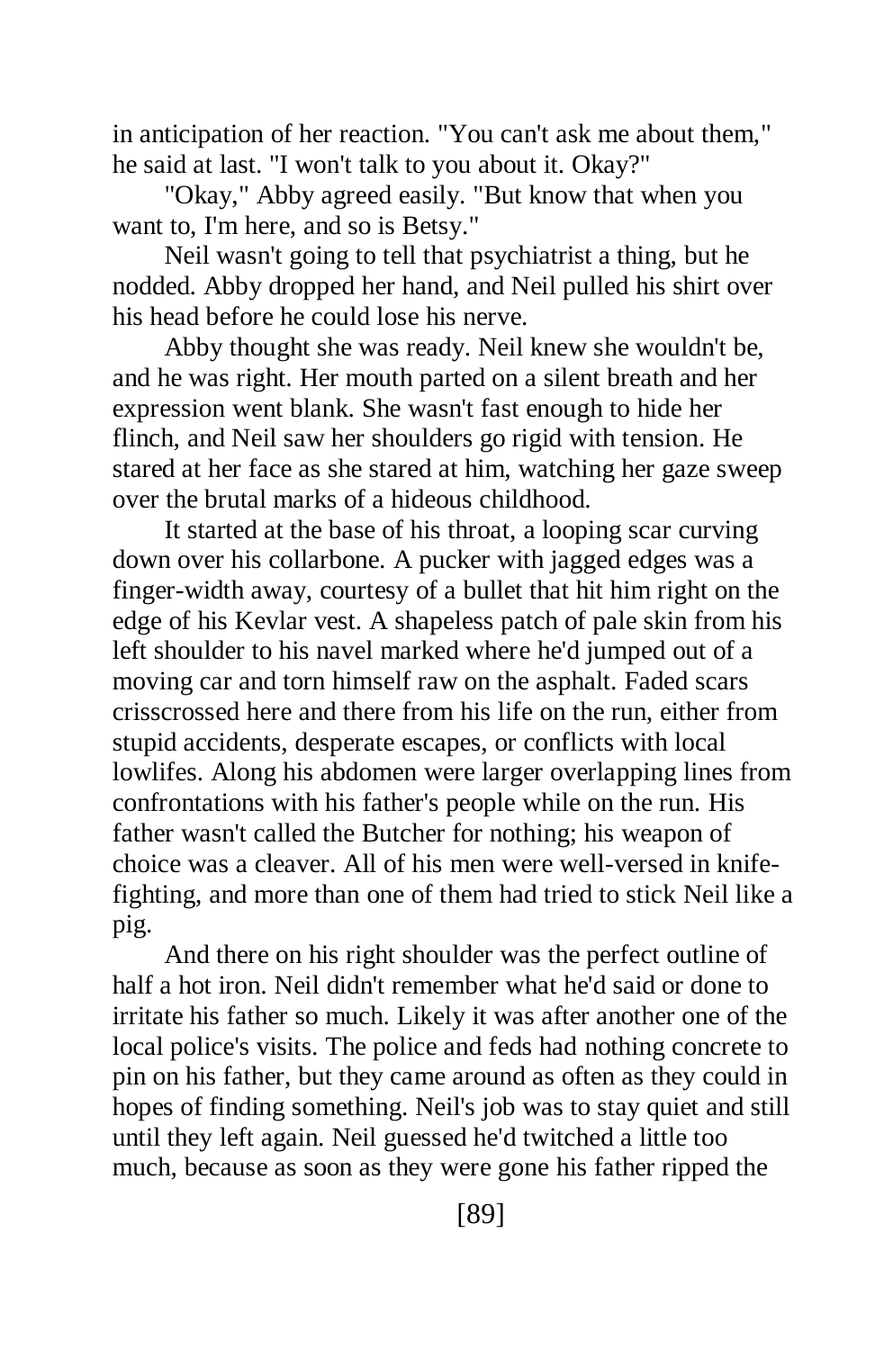in anticipation of her reaction. "You can't ask me about them," he said at last. "I won't talk to you about it. Okay?"

"Okay," Abby agreed easily. "But know that when you want to, I'm here, and so is Betsy."

Neil wasn't going to tell that psychiatrist a thing, but he nodded. Abby dropped her hand, and Neil pulled his shirt over his head before he could lose his nerve.

Abby thought she was ready. Neil knew she wouldn't be, and he was right. Her mouth parted on a silent breath and her expression went blank. She wasn't fast enough to hide her flinch, and Neil saw her shoulders go rigid with tension. He stared at her face as she stared at him, watching her gaze sweep over the brutal marks of a hideous childhood.

It started at the base of his throat, a looping scar curving down over his collarbone. A pucker with jagged edges was a finger-width away, courtesy of a bullet that hit him right on the edge of his Kevlar vest. A shapeless patch of pale skin from his left shoulder to his navel marked where he'd jumped out of a moving car and torn himself raw on the asphalt. Faded scars crisscrossed here and there from his life on the run, either from stupid accidents, desperate escapes, or conflicts with local lowlifes. Along his abdomen were larger overlapping lines from confrontations with his father's people while on the run. His father wasn't called the Butcher for nothing; his weapon of choice was a cleaver. All of his men were well-versed in knife-fighting, and more than one of them had tried to stick Neil like a pig.

And there on his right shoulder was the perfect outline of half a hot iron. Neil didn't remember what he'd said or done to irritate his father so much. Likely it was after another one of the local police's visits. The police and feds had nothing concrete to pin on his father, but they came around as often as they could in hopes of finding something. Neil's job was to stay quiet and still until they left again. Neil guessed he'd twitched a little too much, because as soon as they were gone his father ripped the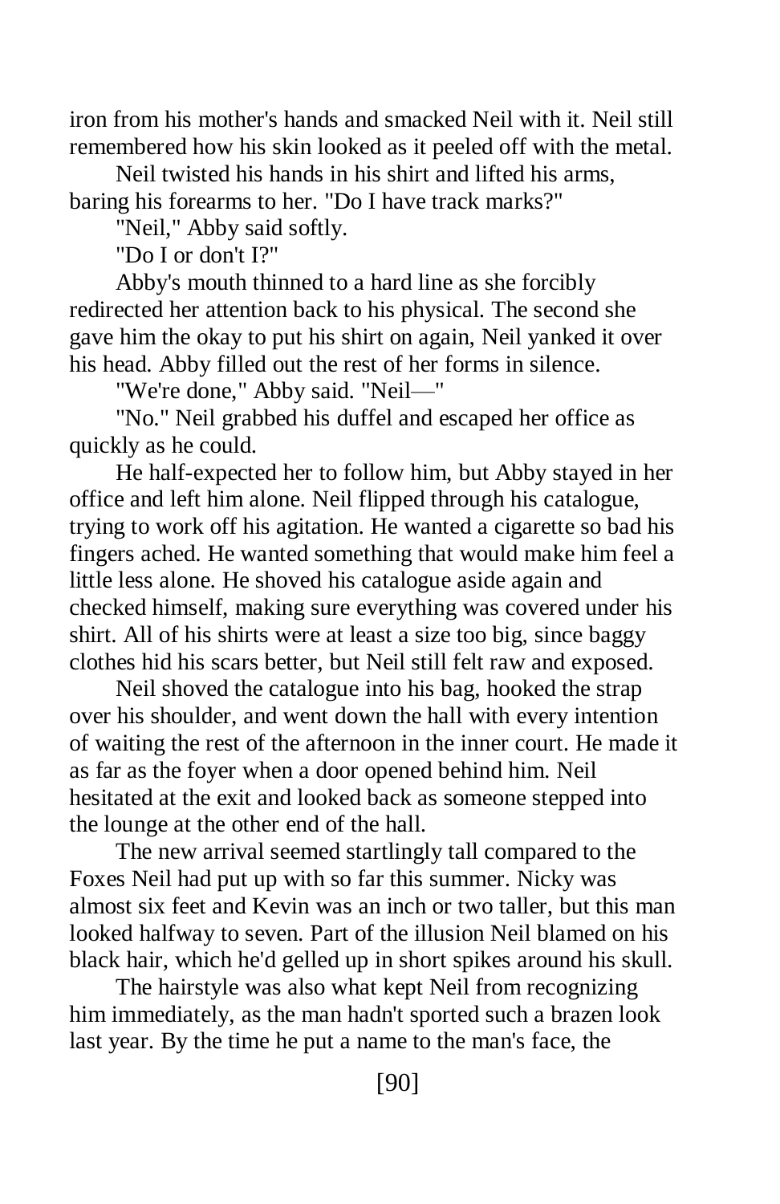iron from his mother's hands and smacked Neil with it. Neil still remembered how his skin looked as it peeled off with the metal.

Neil twisted his hands in his shirt and lifted his arms, baring his forearms to her. "Do I have track marks?"

"Neil," Abby said softly.

"Do I or don't I?"

Abby's mouth thinned to a hard line as she forcibly redirected her attention back to his physical. The second she gave him the okay to put his shirt on again, Neil yanked it over his head. Abby filled out the rest of her forms in silence.

"We're done," Abby said. "Neil—"

"No." Neil grabbed his duffel and escaped her office as quickly as he could.

He half-expected her to follow him, but Abby stayed in her office and left him alone. Neil flipped through his catalogue, trying to work off his agitation. He wanted a cigarette so bad his fingers ached. He wanted something that would make him feel a little less alone. He shoved his catalogue aside again and checked himself, making sure everything was covered under his shirt. All of his shirts were at least a size too big, since baggy clothes hid his scars better, but Neil still felt raw and exposed.

Neil shoved the catalogue into his bag, hooked the strap over his shoulder, and went down the hall with every intention of waiting the rest of the afternoon in the inner court. He made it as far as the foyer when a door opened behind him. Neil hesitated at the exit and looked back as someone stepped into the lounge at the other end of the hall.

The new arrival seemed startlingly tall compared to the Foxes Neil had put up with so far this summer. Nicky was almost six feet and Kevin was an inch or two taller, but this man looked halfway to seven. Part of the illusion Neil blamed on his black hair, which he'd gelled up in short spikes around his skull.

The hairstyle was also what kept Neil from recognizing him immediately, as the man hadn't sported such a brazen look last year. By the time he put a name to the man's face, the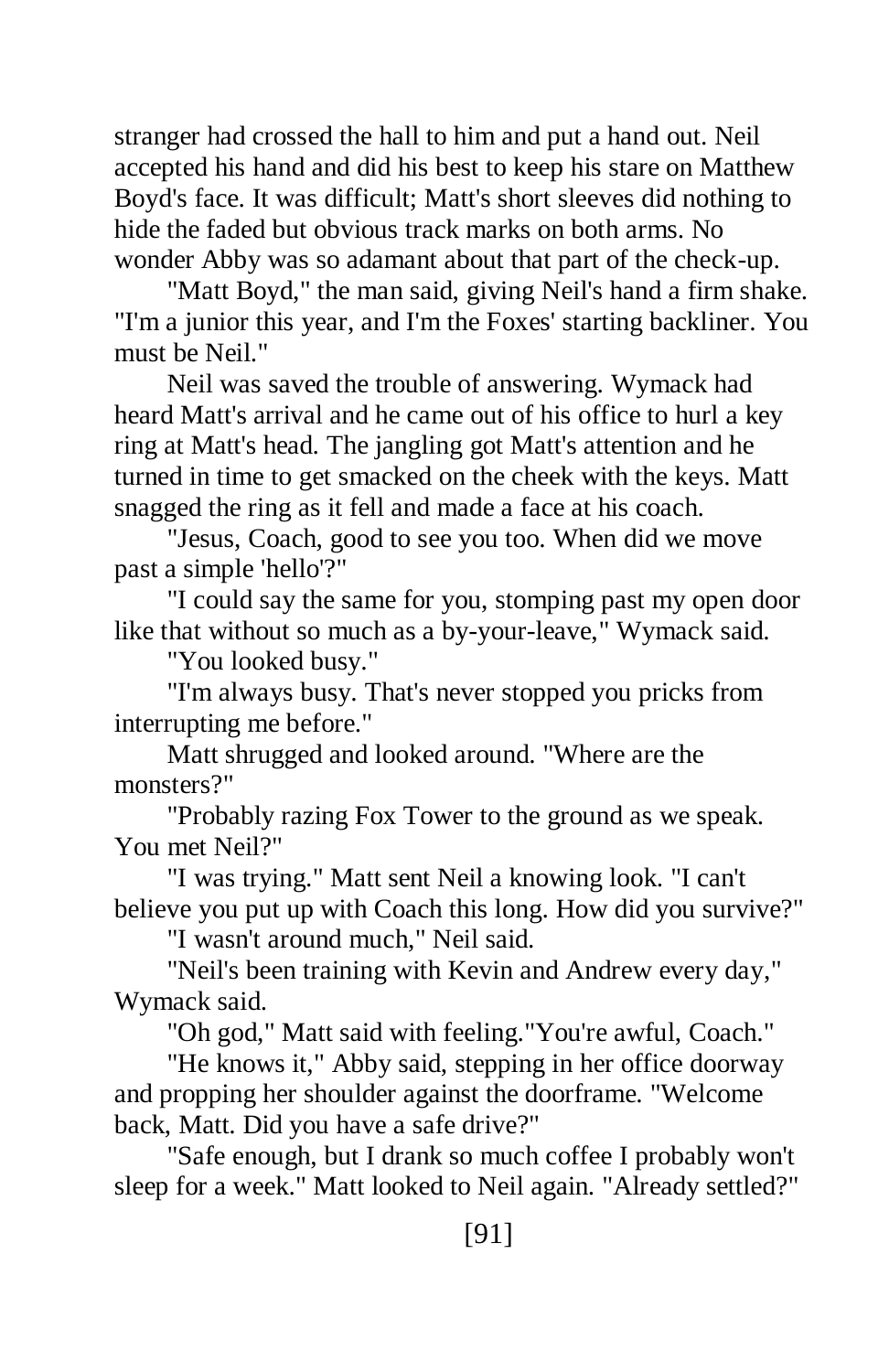stranger had crossed the hall to him and put a hand out. Neil accepted his hand and did his best to keep his stare on Matthew Boyd's face. It was difficult; Matt's short sleeves did nothing to hide the faded but obvious track marks on both arms. No wonder Abby was so adamant about that part of the check-up.

"Matt Boyd," the man said, giving Neil's hand a firm shake. "I'm a junior this year, and I'm the Foxes' starting backliner. You must be Neil."

Neil was saved the trouble of answering. Wymack had heard Matt's arrival and he came out of his office to hurl a key ring at Matt's head. The jangling got Matt's attention and he turned in time to get smacked on the cheek with the keys. Matt snagged the ring as it fell and made a face at his coach.

"Jesus, Coach, good to see you too. When did we move past a simple 'hello'?"

"I could say the same for you, stomping past my open door like that without so much as a by-your-leave," Wymack said.

"You looked busy."

"I'm always busy. That's never stopped you pricks from interrupting me before."

Matt shrugged and looked around. "Where are the monsters?"

"Probably razing Fox Tower to the ground as we speak. You met Neil?"

"I was trying." Matt sent Neil a knowing look. "I can't believe you put up with Coach this long. How did you survive?"

"I wasn't around much," Neil said.

"Neil's been training with Kevin and Andrew every day," Wymack said.

"Oh god," Matt said with feeling."You're awful, Coach."

"He knows it," Abby said, stepping in her office doorway and propping her shoulder against the doorframe. "Welcome back, Matt. Did you have a safe drive?"

"Safe enough, but I drank so much coffee I probably won't sleep for a week." Matt looked to Neil again. "Already settled?"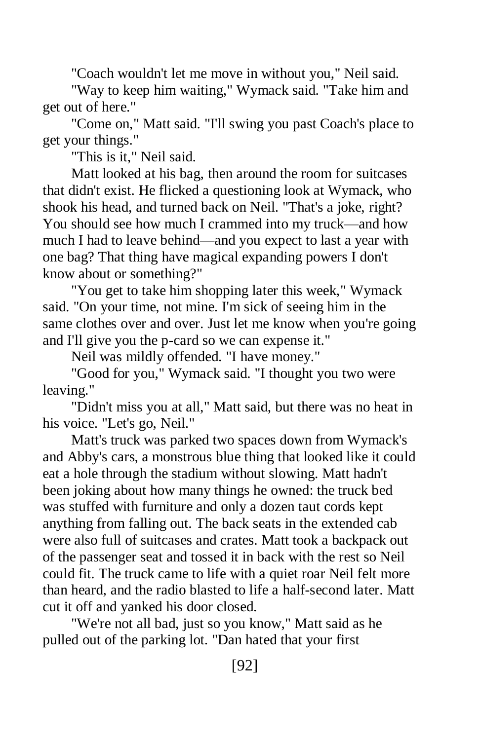"Coach wouldn't let me move in without you," Neil said.

"Way to keep him waiting," Wymack said. "Take him and get out of here."

"Come on," Matt said. "I'll swing you past Coach's place to get your things."

"This is it," Neil said.

Matt looked at his bag, then around the room for suitcases that didn't exist. He flicked a questioning look at Wymack, who shook his head, and turned back on Neil. "That's a joke, right? You should see how much I crammed into my truck—and how much I had to leave behind—and you expect to last a year with one bag? That thing have magical expanding powers I don't know about or something?"

"You get to take him shopping later this week," Wymack said. "On your time, not mine. I'm sick of seeing him in the same clothes over and over. Just let me know when you're going and I'll give you the p-card so we can expense it."

Neil was mildly offended. "I have money."

"Good for you," Wymack said. "I thought you two were leaving."

"Didn't miss you at all," Matt said, but there was no heat in his voice. "Let's go, Neil."

Matt's truck was parked two spaces down from Wymack's and Abby's cars, a monstrous blue thing that looked like it could eat a hole through the stadium without slowing. Matt hadn't been joking about how many things he owned: the truck bed was stuffed with furniture and only a dozen taut cords kept anything from falling out. The back seats in the extended cab were also full of suitcases and crates. Matt took a backpack out of the passenger seat and tossed it in back with the rest so Neil could fit. The truck came to life with a quiet roar Neil felt more than heard, and the radio blasted to life a half-second later. Matt cut it off and yanked his door closed.

"We're not all bad, just so you know," Matt said as he pulled out of the parking lot. "Dan hated that your first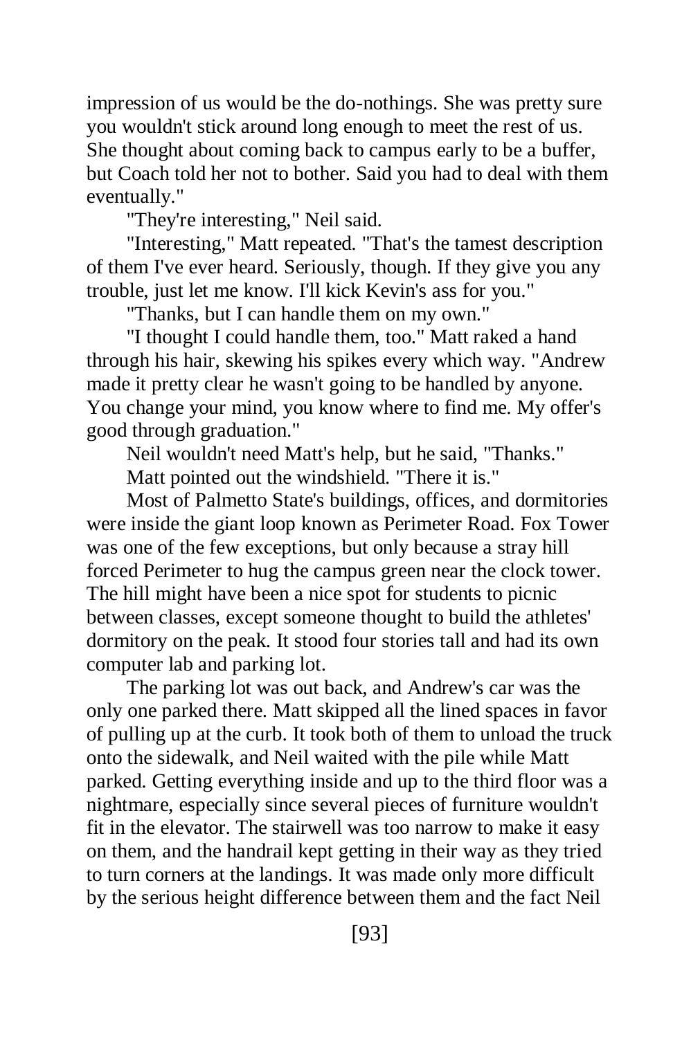impression of us would be the do-nothings. She was pretty sure you wouldn't stick around long enough to meet the rest of us. She thought about coming back to campus early to be a buffer, but Coach told her not to bother. Said you had to deal with them eventually."

"They're interesting," Neil said.

"Interesting," Matt repeated. "That's the tamest description of them I've ever heard. Seriously, though. If they give you any trouble, just let me know. I'll kick Kevin's ass for you."

"Thanks, but I can handle them on my own."

"I thought I could handle them, too." Matt raked a hand through his hair, skewing his spikes every which way. "Andrew made it pretty clear he wasn't going to be handled by anyone. You change your mind, you know where to find me. My offer's good through graduation."

Neil wouldn't need Matt's help, but he said, "Thanks."

Matt pointed out the windshield. "There it is."

Most of Palmetto State's buildings, offices, and dormitories were inside the giant loop known as Perimeter Road. Fox Tower was one of the few exceptions, but only because a stray hill forced Perimeter to hug the campus green near the clock tower. The hill might have been a nice spot for students to picnic between classes, except someone thought to build the athletes' dormitory on the peak. It stood four stories tall and had its own computer lab and parking lot.

The parking lot was out back, and Andrew's car was the only one parked there. Matt skipped all the lined spaces in favor of pulling up at the curb. It took both of them to unload the truck onto the sidewalk, and Neil waited with the pile while Matt parked. Getting everything inside and up to the third floor was a nightmare, especially since several pieces of furniture wouldn't fit in the elevator. The stairwell was too narrow to make it easy on them, and the handrail kept getting in their way as they tried to turn corners at the landings. It was made only more difficult by the serious height difference between them and the fact Neil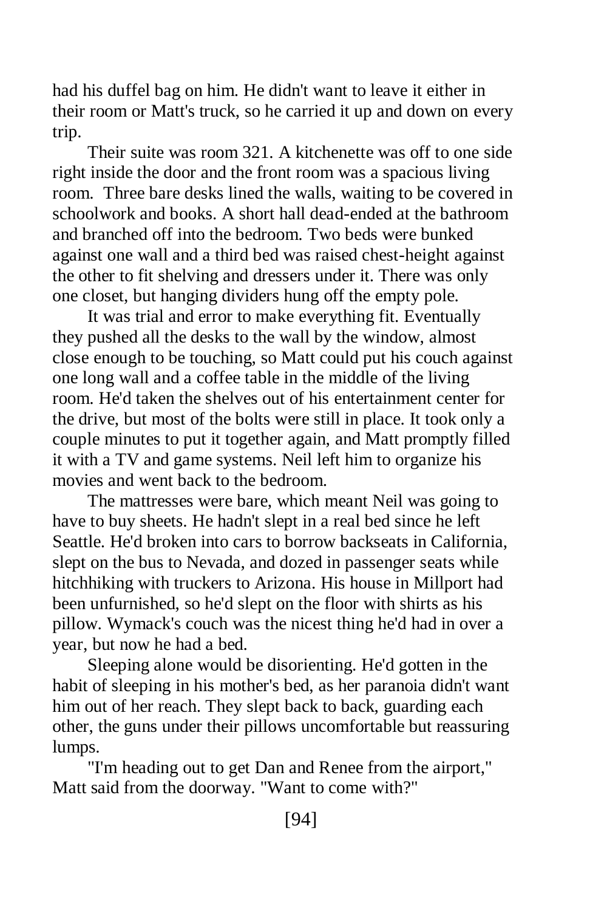had his duffel bag on him. He didn't want to leave it either in their room or Matt's truck, so he carried it up and down on every trip.

Their suite was room 321. A kitchenette was off to one side right inside the door and the front room was a spacious living room. Three bare desks lined the walls, waiting to be covered in schoolwork and books. A short hall dead-ended at the bathroom and branched off into the bedroom. Two beds were bunked against one wall and a third bed was raised chest-height against the other to fit shelving and dressers under it. There was only one closet, but hanging dividers hung off the empty pole.

It was trial and error to make everything fit. Eventually they pushed all the desks to the wall by the window, almost close enough to be touching, so Matt could put his couch against one long wall and a coffee table in the middle of the living room. He'd taken the shelves out of his entertainment center for the drive, but most of the bolts were still in place. It took only a couple minutes to put it together again, and Matt promptly filled it with a TV and game systems. Neil left him to organize his movies and went back to the bedroom.

The mattresses were bare, which meant Neil was going to have to buy sheets. He hadn't slept in a real bed since he left Seattle. He'd broken into cars to borrow backseats in California, slept on the bus to Nevada, and dozed in passenger seats while hitchhiking with truckers to Arizona. His house in Millport had been unfurnished, so he'd slept on the floor with shirts as his pillow. Wymack's couch was the nicest thing he'd had in over a year, but now he had a bed.

Sleeping alone would be disorienting. He'd gotten in the habit of sleeping in his mother's bed, as her paranoia didn't want him out of her reach. They slept back to back, guarding each other, the guns under their pillows uncomfortable but reassuring lumps.

"I'm heading out to get Dan and Renee from the airport," Matt said from the doorway. "Want to come with?"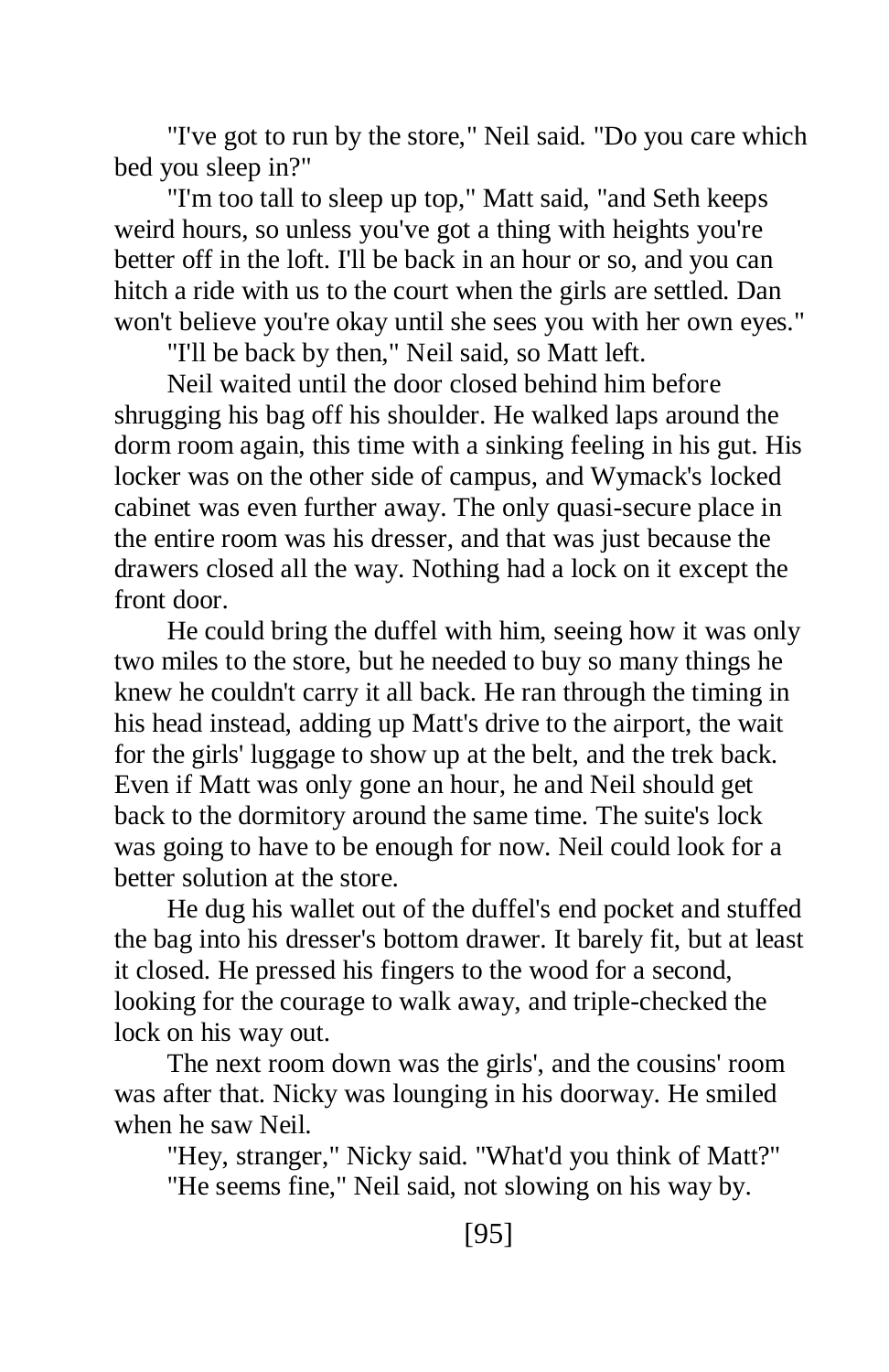"I've got to run by the store," Neil said. "Do you care which bed you sleep in?"

"I'm too tall to sleep up top," Matt said, "and Seth keeps weird hours, so unless you've got a thing with heights you're better off in the loft. I'll be back in an hour or so, and you can hitch a ride with us to the court when the girls are settled. Dan won't believe you're okay until she sees you with her own eyes."

"I'll be back by then," Neil said, so Matt left.

Neil waited until the door closed behind him before shrugging his bag off his shoulder. He walked laps around the dorm room again, this time with a sinking feeling in his gut. His locker was on the other side of campus, and Wymack's locked cabinet was even further away. The only quasi-secure place in the entire room was his dresser, and that was just because the drawers closed all the way. Nothing had a lock on it except the front door.

He could bring the duffel with him, seeing how it was only two miles to the store, but he needed to buy so many things he knew he couldn't carry it all back. He ran through the timing in his head instead, adding up Matt's drive to the airport, the wait for the girls' luggage to show up at the belt, and the trek back. Even if Matt was only gone an hour, he and Neil should get back to the dormitory around the same time. The suite's lock was going to have to be enough for now. Neil could look for a better solution at the store.

He dug his wallet out of the duffel's end pocket and stuffed the bag into his dresser's bottom drawer. It barely fit, but at least it closed. He pressed his fingers to the wood for a second, looking for the courage to walk away, and triple-checked the lock on his way out.

The next room down was the girls', and the cousins' room was after that. Nicky was lounging in his doorway. He smiled when he saw Neil.

"Hey, stranger," Nicky said. "What'd you think of Matt?"

"He seems fine," Neil said, not slowing on his way by.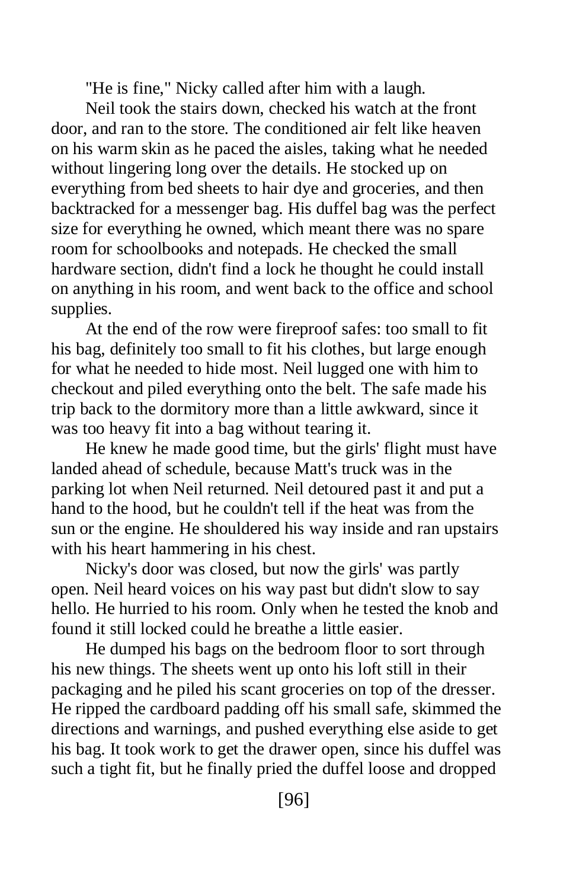"He is fine," Nicky called after him with a laugh.

Neil took the stairs down, checked his watch at the front door, and ran to the store. The conditioned air felt like heaven on his warm skin as he paced the aisles, taking what he needed without lingering long over the details. He stocked up on everything from bed sheets to hair dye and groceries, and then backtracked for a messenger bag. His duffel bag was the perfect size for everything he owned, which meant there was no spare room for schoolbooks and notepads. He checked the small hardware section, didn't find a lock he thought he could install on anything in his room, and went back to the office and school supplies.

At the end of the row were fireproof safes: too small to fit his bag, definitely too small to fit his clothes, but large enough for what he needed to hide most. Neil lugged one with him to checkout and piled everything onto the belt. The safe made his trip back to the dormitory more than a little awkward, since it was too heavy fit into a bag without tearing it.

He knew he made good time, but the girls' flight must have landed ahead of schedule, because Matt's truck was in the parking lot when Neil returned. Neil detoured past it and put a hand to the hood, but he couldn't tell if the heat was from the sun or the engine. He shouldered his way inside and ran upstairs with his heart hammering in his chest.

Nicky's door was closed, but now the girls' was partly open. Neil heard voices on his way past but didn't slow to say hello. He hurried to his room. Only when he tested the knob and found it still locked could he breathe a little easier.

He dumped his bags on the bedroom floor to sort through his new things. The sheets went up onto his loft still in their packaging and he piled his scant groceries on top of the dresser. He ripped the cardboard padding off his small safe, skimmed the directions and warnings, and pushed everything else aside to get his bag. It took work to get the drawer open, since his duffel was such a tight fit, but he finally pried the duffel loose and dropped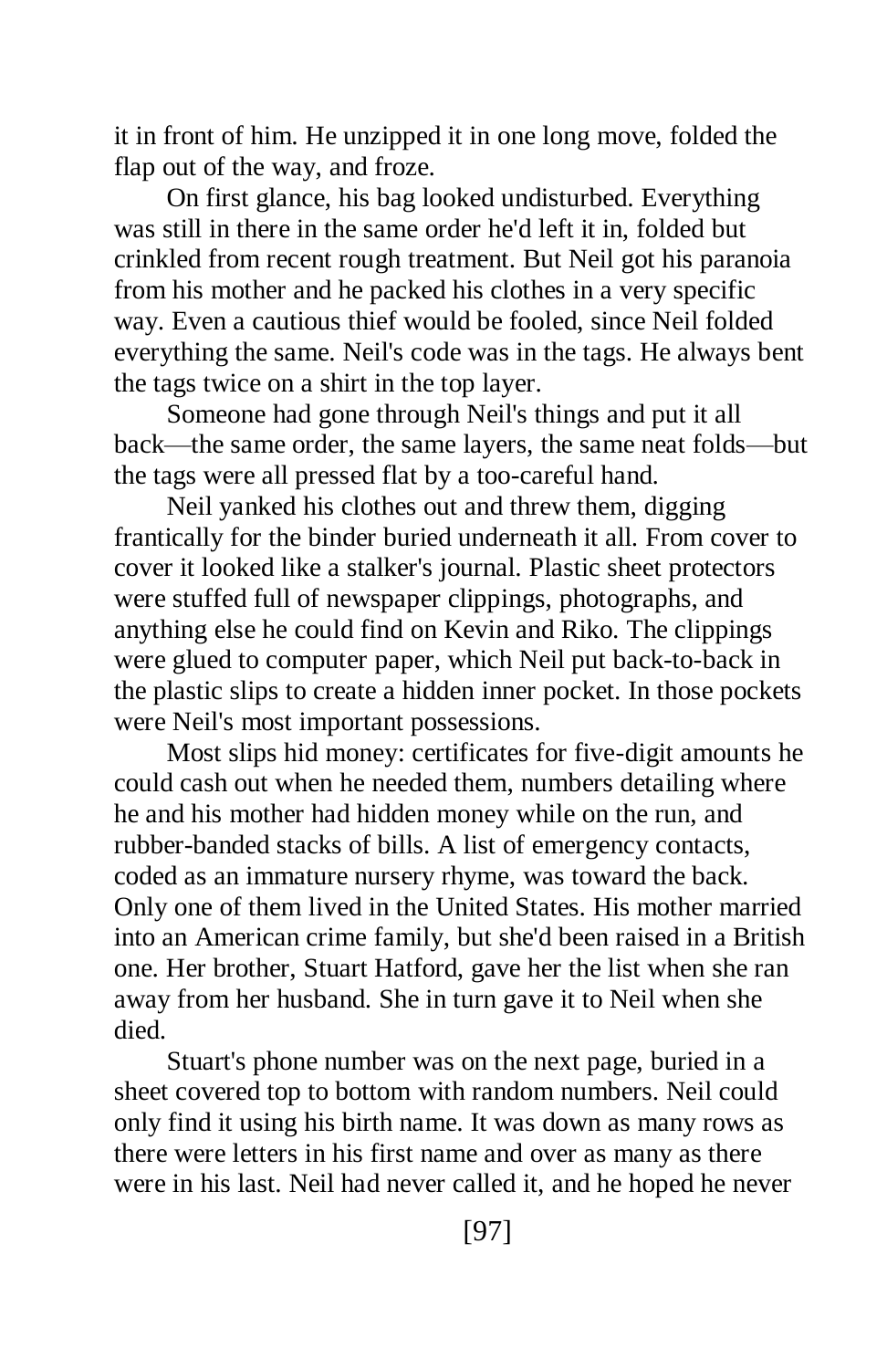it in front of him. He unzipped it in one long move, folded the flap out of the way, and froze.

On first glance, his bag looked undisturbed. Everything was still in there in the same order he'd left it in, folded but crinkled from recent rough treatment. But Neil got his paranoia from his mother and he packed his clothes in a very specific way. Even a cautious thief would be fooled, since Neil folded everything the same. Neil's code was in the tags. He always bent the tags twice on a shirt in the top layer.

Someone had gone through Neil's things and put it all back—the same order, the same layers, the same neat folds—but the tags were all pressed flat by a too-careful hand.

Neil yanked his clothes out and threw them, digging frantically for the binder buried underneath it all. From cover to cover it looked like a stalker's journal. Plastic sheet protectors were stuffed full of newspaper clippings, photographs, and anything else he could find on Kevin and Riko. The clippings were glued to computer paper, which Neil put back-to-back in the plastic slips to create a hidden inner pocket. In those pockets were Neil's most important possessions.

Most slips hid money: certificates for five-digit amounts he could cash out when he needed them, numbers detailing where he and his mother had hidden money while on the run, and rubber-banded stacks of bills. A list of emergency contacts, coded as an immature nursery rhyme, was toward the back. Only one of them lived in the United States. His mother married into an American crime family, but she'd been raised in a British one. Her brother, Stuart Hatford, gave her the list when she ran away from her husband. She in turn gave it to Neil when she died.

Stuart's phone number was on the next page, buried in a sheet covered top to bottom with random numbers. Neil could only find it using his birth name. It was down as many rows as there were letters in his first name and over as many as there were in his last. Neil had never called it, and he hoped he never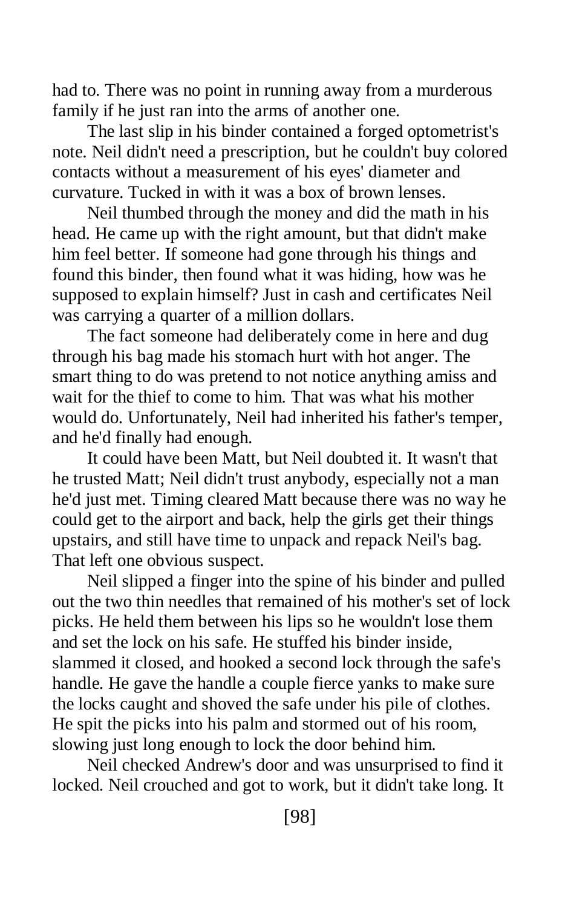had to. There was no point in running away from a murderous family if he just ran into the arms of another one.

The last slip in his binder contained a forged optometrist's note. Neil didn't need a prescription, but he couldn't buy colored contacts without a measurement of his eyes' diameter and curvature. Tucked in with it was a box of brown lenses.

Neil thumbed through the money and did the math in his head. He came up with the right amount, but that didn't make him feel better. If someone had gone through his things and found this binder, then found what it was hiding, how was he supposed to explain himself? Just in cash and certificates Neil was carrying a quarter of a million dollars.

The fact someone had deliberately come in here and dug through his bag made his stomach hurt with hot anger. The smart thing to do was pretend to not notice anything amiss and wait for the thief to come to him. That was what his mother would do. Unfortunately, Neil had inherited his father's temper, and he'd finally had enough.

It could have been Matt, but Neil doubted it. It wasn't that he trusted Matt; Neil didn't trust anybody, especially not a man he'd just met. Timing cleared Matt because there was no way he could get to the airport and back, help the girls get their things upstairs, and still have time to unpack and repack Neil's bag. That left one obvious suspect.

Neil slipped a finger into the spine of his binder and pulled out the two thin needles that remained of his mother's set of lock picks. He held them between his lips so he wouldn't lose them and set the lock on his safe. He stuffed his binder inside, slammed it closed, and hooked a second lock through the safe's handle. He gave the handle a couple fierce yanks to make sure the locks caught and shoved the safe under his pile of clothes. He spit the picks into his palm and stormed out of his room, slowing just long enough to lock the door behind him.

Neil checked Andrew's door and was unsurprised to find it locked. Neil crouched and got to work, but it didn't take long. It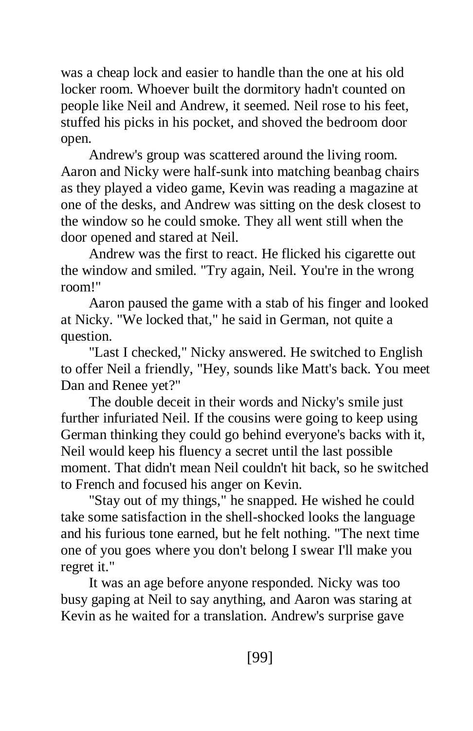was a cheap lock and easier to handle than the one at his old locker room. Whoever built the dormitory hadn't counted on people like Neil and Andrew, it seemed. Neil rose to his feet, stuffed his picks in his pocket, and shoved the bedroom door open.

Andrew's group was scattered around the living room. Aaron and Nicky were half-sunk into matching beanbag chairs as they played a video game, Kevin was reading a magazine at one of the desks, and Andrew was sitting on the desk closest to the window so he could smoke. They all went still when the door opened and stared at Neil.

Andrew was the first to react. He flicked his cigarette out the window and smiled. "Try again, Neil. You're in the wrong room!"

Aaron paused the game with a stab of his finger and looked at Nicky. "We locked that," he said in German, not quite a question.

"Last I checked," Nicky answered. He switched to English to offer Neil a friendly, "Hey, sounds like Matt's back. You meet Dan and Renee yet?"

The double deceit in their words and Nicky's smile just further infuriated Neil. If the cousins were going to keep using German thinking they could go behind everyone's backs with it, Neil would keep his fluency a secret until the last possible moment. That didn't mean Neil couldn't hit back, so he switched to French and focused his anger on Kevin.

"Stay out of my things," he snapped. He wished he could take some satisfaction in the shell-shocked looks the language and his furious tone earned, but he felt nothing. "The next time one of you goes where you don't belong I swear I'll make you regret it."

It was an age before anyone responded. Nicky was too busy gaping at Neil to say anything, and Aaron was staring at Kevin as he waited for a translation. Andrew's surprise gave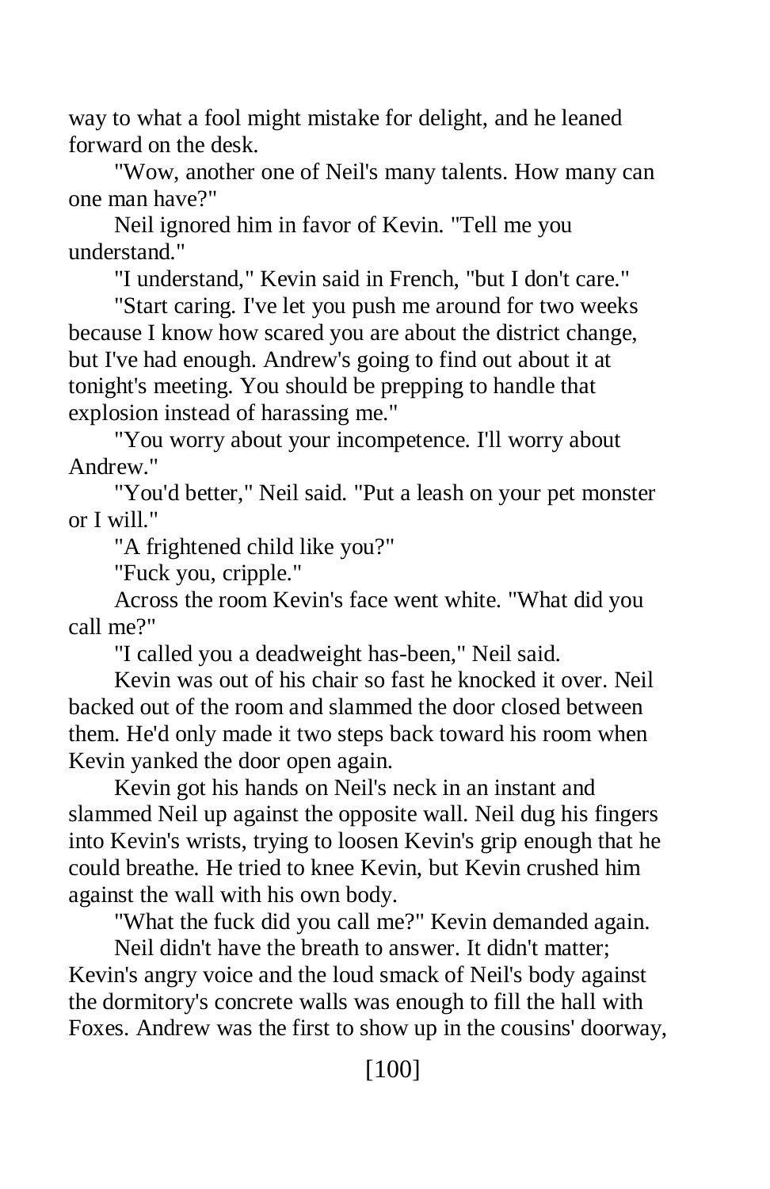way to what a fool might mistake for delight, and he leaned forward on the desk.

"Wow, another one of Neil's many talents. How many can one man have?"

Neil ignored him in favor of Kevin. "Tell me you understand."

"I understand," Kevin said in French, "but I don't care."

"Start caring. I've let you push me around for two weeks because I know how scared you are about the district change, but I've had enough. Andrew's going to find out about it at tonight's meeting. You should be prepping to handle that explosion instead of harassing me."

"You worry about your incompetence. I'll worry about Andrew."

"You'd better," Neil said. "Put a leash on your pet monster or I will."

"A frightened child like you?"

"Fuck you, cripple."

Across the room Kevin's face went white. "What did you call me?"

"I called you a deadweight has-been," Neil said.

Kevin was out of his chair so fast he knocked it over. Neil backed out of the room and slammed the door closed between them. He'd only made it two steps back toward his room when Kevin yanked the door open again.

Kevin got his hands on Neil's neck in an instant and slammed Neil up against the opposite wall. Neil dug his fingers into Kevin's wrists, trying to loosen Kevin's grip enough that he could breathe. He tried to knee Kevin, but Kevin crushed him against the wall with his own body.

"What the fuck did you call me?" Kevin demanded again.

Neil didn't have the breath to answer. It didn't matter; Kevin's angry voice and the loud smack of Neil's body against the dormitory's concrete walls was enough to fill the hall with Foxes. Andrew was the first to show up in the cousins' doorway,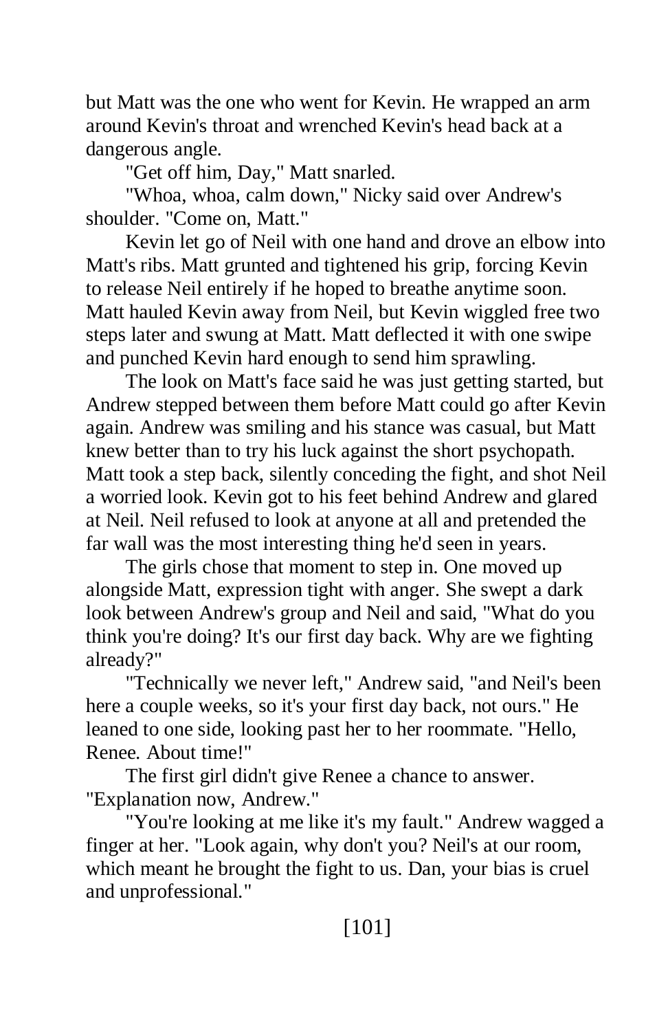but Matt was the one who went for Kevin. He wrapped an arm around Kevin's throat and wrenched Kevin's head back at a dangerous angle.

"Get off him, Day," Matt snarled.

"Whoa, whoa, calm down," Nicky said over Andrew's shoulder. "Come on, Matt."

Kevin let go of Neil with one hand and drove an elbow into Matt's ribs. Matt grunted and tightened his grip, forcing Kevin to release Neil entirely if he hoped to breathe anytime soon. Matt hauled Kevin away from Neil, but Kevin wiggled free two steps later and swung at Matt. Matt deflected it with one swipe and punched Kevin hard enough to send him sprawling.

The look on Matt's face said he was just getting started, but Andrew stepped between them before Matt could go after Kevin again. Andrew was smiling and his stance was casual, but Matt knew better than to try his luck against the short psychopath. Matt took a step back, silently conceding the fight, and shot Neil a worried look. Kevin got to his feet behind Andrew and glared at Neil. Neil refused to look at anyone at all and pretended the far wall was the most interesting thing he'd seen in years.

The girls chose that moment to step in. One moved up alongside Matt, expression tight with anger. She swept a dark look between Andrew's group and Neil and said, "What do you think you're doing? It's our first day back. Why are we fighting already?"

"Technically we never left," Andrew said, "and Neil's been here a couple weeks, so it's your first day back, not ours." He leaned to one side, looking past her to her roommate. "Hello, Renee. About time!"

The first girl didn't give Renee a chance to answer. "Explanation now, Andrew."

"You're looking at me like it's my fault." Andrew wagged a finger at her. "Look again, why don't you? Neil's at our room, which meant he brought the fight to us. Dan, your bias is cruel and unprofessional."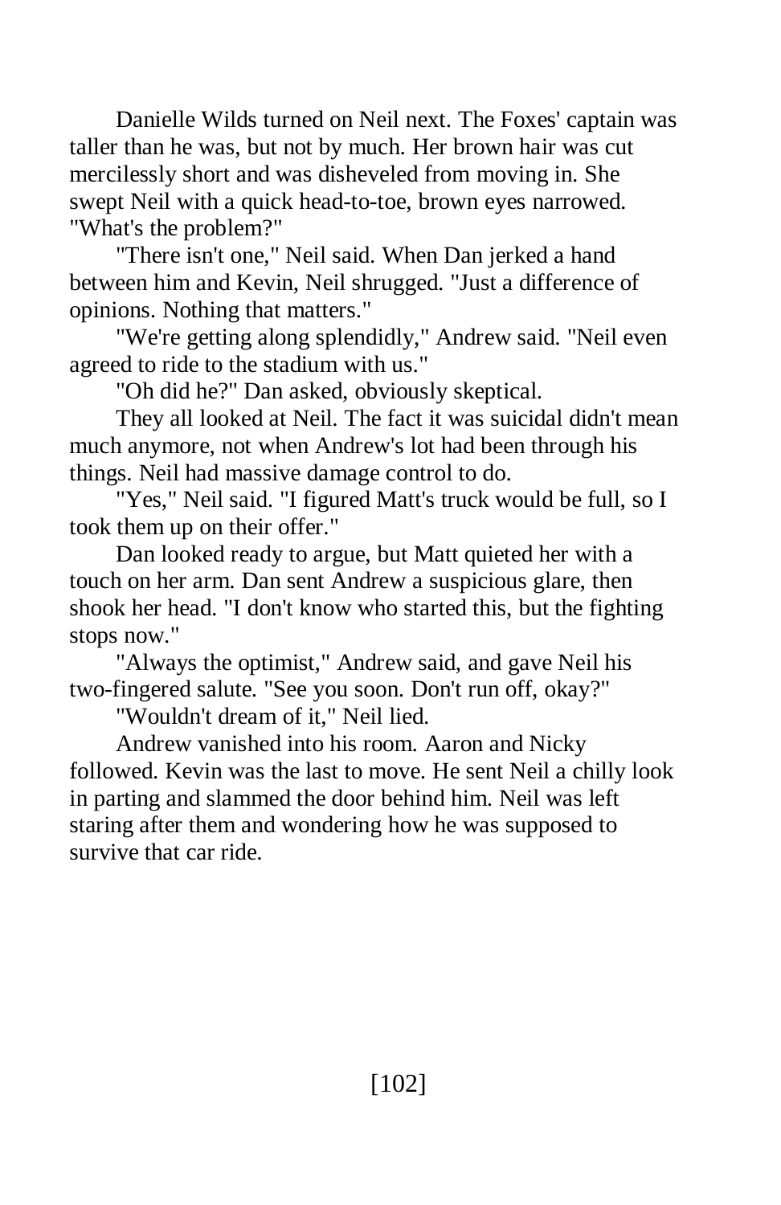Danielle Wilds turned on Neil next. The Foxes' captain was taller than he was, but not by much. Her brown hair was cut mercilessly short and was disheveled from moving in. She swept Neil with a quick head-to-toe, brown eyes narrowed. "What's the problem?"

"There isn't one," Neil said. When Dan jerked a hand between him and Kevin, Neil shrugged. "Just a difference of opinions. Nothing that matters."

"We're getting along splendidly," Andrew said. "Neil even agreed to ride to the stadium with us."

"Oh did he?" Dan asked, obviously skeptical.

They all looked at Neil. The fact it was suicidal didn't mean much anymore, not when Andrew's lot had been through his things. Neil had massive damage control to do.

"Yes," Neil said. "I figured Matt's truck would be full, so I took them up on their offer."

Dan looked ready to argue, but Matt quieted her with a touch on her arm. Dan sent Andrew a suspicious glare, then shook her head. "I don't know who started this, but the fighting stops now."

"Always the optimist," Andrew said, and gave Neil his two-fingered salute. "See you soon. Don't run off, okay?"

"Wouldn't dream of it," Neil lied.

Andrew vanished into his room. Aaron and Nicky followed. Kevin was the last to move. He sent Neil a chilly look in parting and slammed the door behind him. Neil was left staring after them and wondering how he was supposed to survive that car ride.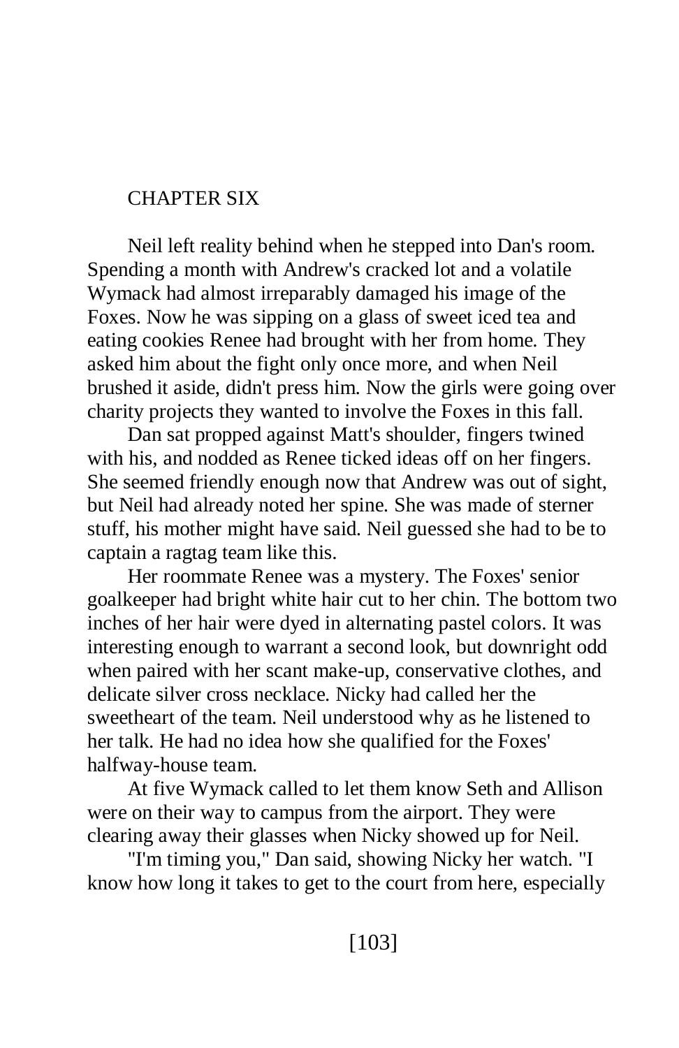# CHAPTER SIX

Neil left reality behind when he stepped into Dan's room. Spending a month with Andrew's cracked lot and a volatile Wymack had almost irreparably damaged his image of the Foxes. Now he was sipping on a glass of sweet iced tea and eating cookies Renee had brought with her from home. They asked him about the fight only once more, and when Neil brushed it aside, didn't press him. Now the girls were going over charity projects they wanted to involve the Foxes in this fall.

Dan sat propped against Matt's shoulder, fingers twined with his, and nodded as Renee ticked ideas off on her fingers. She seemed friendly enough now that Andrew was out of sight, but Neil had already noted her spine. She was made of sterner stuff, his mother might have said. Neil guessed she had to be to captain a ragtag team like this.

Her roommate Renee was a mystery. The Foxes' senior goalkeeper had bright white hair cut to her chin. The bottom two inches of her hair were dyed in alternating pastel colors. It was interesting enough to warrant a second look, but downright odd when paired with her scant make-up, conservative clothes, and delicate silver cross necklace. Nicky had called her the sweetheart of the team. Neil understood why as he listened to her talk. He had no idea how she qualified for the Foxes' halfway-house team.

At five Wymack called to let them know Seth and Allison were on their way to campus from the airport. They were clearing away their glasses when Nicky showed up for Neil.

"I'm timing you," Dan said, showing Nicky her watch. "I know how long it takes to get to the court from here, especially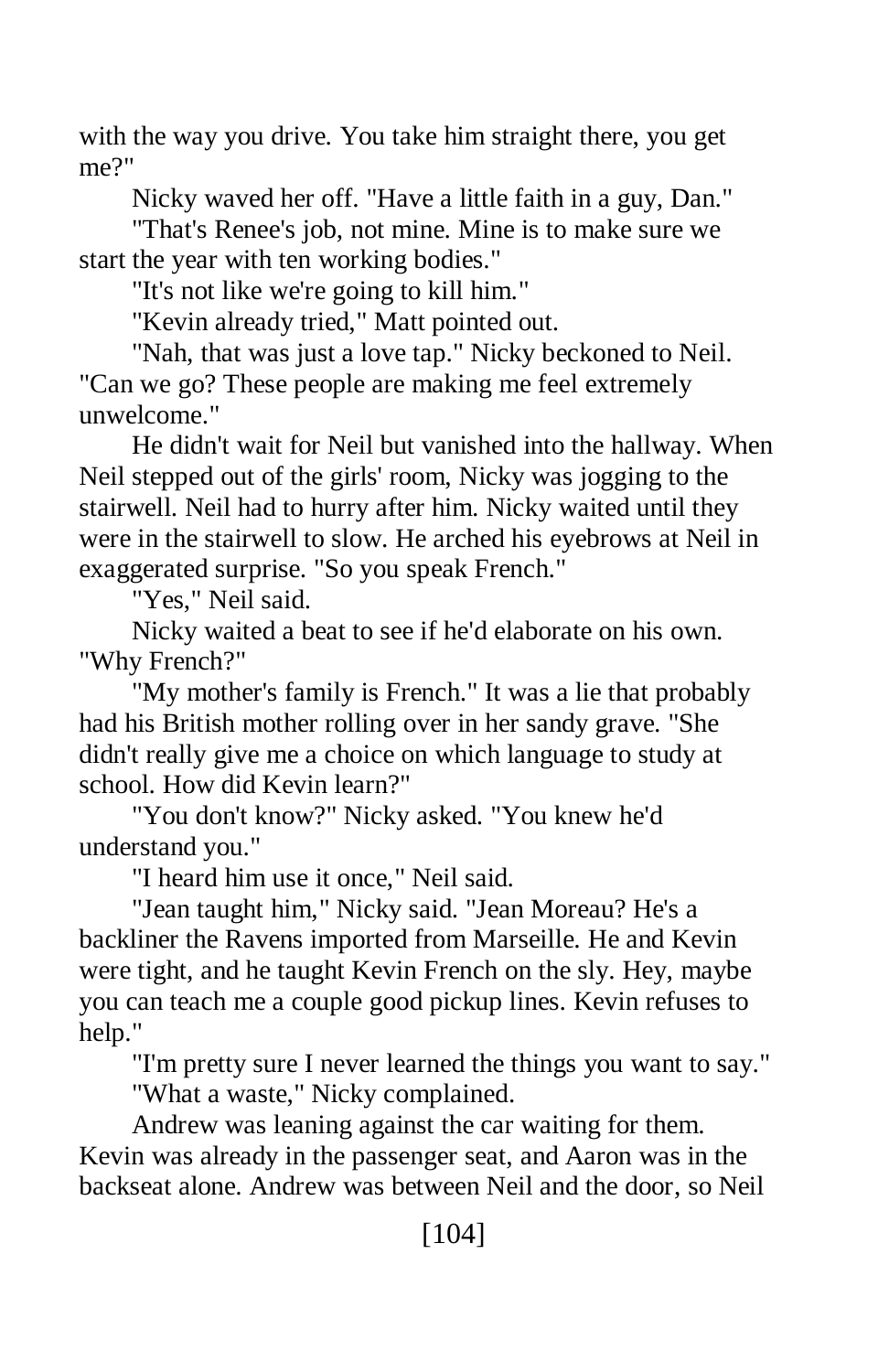with the way you drive. You take him straight there, you get me?"

Nicky waved her off. "Have a little faith in a guy, Dan."

"That's Renee's job, not mine. Mine is to make sure we start the year with ten working bodies."

"It's not like we're going to kill him."

"Kevin already tried," Matt pointed out.

"Nah, that was just a love tap." Nicky beckoned to Neil. "Can we go? These people are making me feel extremely unwelcome."

He didn't wait for Neil but vanished into the hallway. When Neil stepped out of the girls' room, Nicky was jogging to the stairwell. Neil had to hurry after him. Nicky waited until they were in the stairwell to slow. He arched his eyebrows at Neil in exaggerated surprise. "So you speak French."

"Yes," Neil said.

Nicky waited a beat to see if he'd elaborate on his own. "Why French?"

"My mother's family is French." It was a lie that probably had his British mother rolling over in her sandy grave. "She didn't really give me a choice on which language to study at school. How did Kevin learn?"

"You don't know?" Nicky asked. "You knew he'd understand you."

"I heard him use it once," Neil said.

"Jean taught him," Nicky said. "Jean Moreau? He's a backliner the Ravens imported from Marseille. He and Kevin were tight, and he taught Kevin French on the sly. Hey, maybe you can teach me a couple good pickup lines. Kevin refuses to help."

"I'm pretty sure I never learned the things you want to say."

"What a waste," Nicky complained.

Andrew was leaning against the car waiting for them. Kevin was already in the passenger seat, and Aaron was in the backseat alone. Andrew was between Neil and the door, so Neil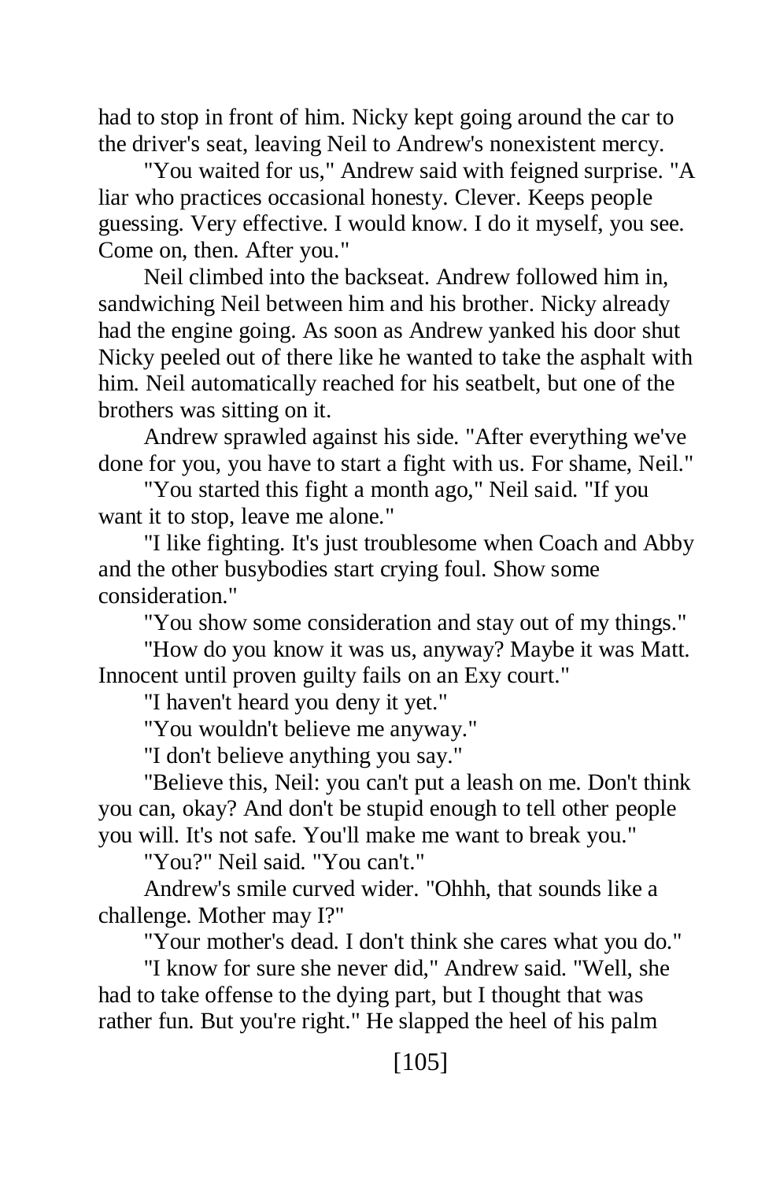had to stop in front of him. Nicky kept going around the car to the driver's seat, leaving Neil to Andrew's nonexistent mercy.

"You waited for us," Andrew said with feigned surprise. "A liar who practices occasional honesty. Clever. Keeps people guessing. Very effective. I would know. I do it myself, you see. Come on, then. After you."

Neil climbed into the backseat. Andrew followed him in, sandwiching Neil between him and his brother. Nicky already had the engine going. As soon as Andrew yanked his door shut Nicky peeled out of there like he wanted to take the asphalt with him. Neil automatically reached for his seatbelt, but one of the brothers was sitting on it.

Andrew sprawled against his side. "After everything we've done for you, you have to start a fight with us. For shame, Neil."

"You started this fight a month ago," Neil said. "If you want it to stop, leave me alone."

"I like fighting. It's just troublesome when Coach and Abby and the other busybodies start crying foul. Show some consideration."

"You show some consideration and stay out of my things."

"How do you know it was us, anyway? Maybe it was Matt. Innocent until proven guilty fails on an Exy court."

"I haven't heard you deny it yet."

"You wouldn't believe me anyway."

"I don't believe anything you say."

"Believe this, Neil: you can't put a leash on me. Don't think you can, okay? And don't be stupid enough to tell other people you will. It's not safe. You'll make me want to break you."

"You?" Neil said. "You can't."

Andrew's smile curved wider. "Ohhh, that sounds like a challenge. Mother may I?"

"Your mother's dead. I don't think she cares what you do."

"I know for sure she never did," Andrew said. "Well, she had to take offense to the dying part, but I thought that was rather fun. But you're right." He slapped the heel of his palm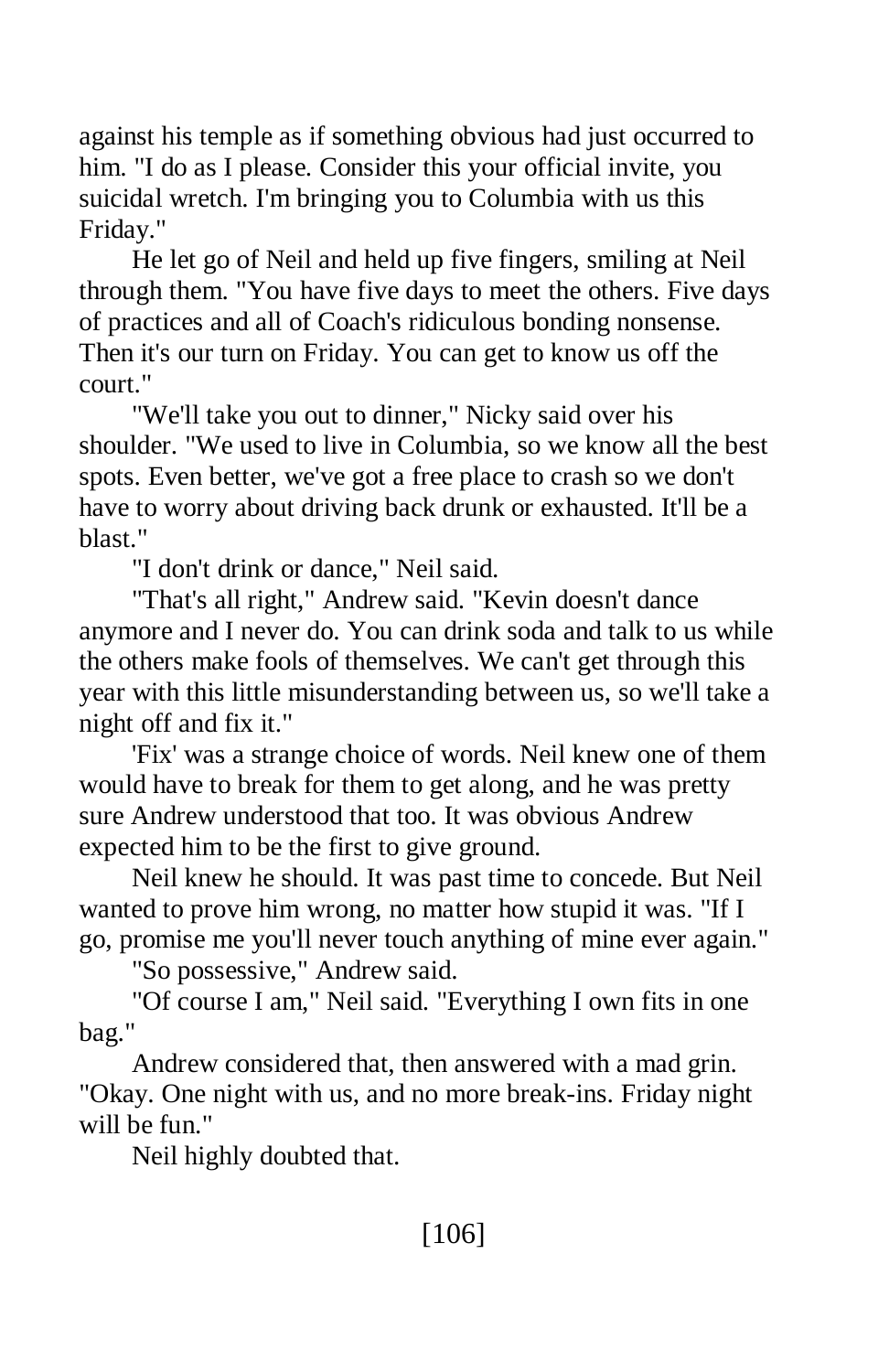against his temple as if something obvious had just occurred to him. "I do as I please. Consider this your official invite, you suicidal wretch. I'm bringing you to Columbia with us this Friday."

He let go of Neil and held up five fingers, smiling at Neil through them. "You have five days to meet the others. Five days of practices and all of Coach's ridiculous bonding nonsense. Then it's our turn on Friday. You can get to know us off the court."

"We'll take you out to dinner," Nicky said over his shoulder. "We used to live in Columbia, so we know all the best spots. Even better, we've got a free place to crash so we don't have to worry about driving back drunk or exhausted. It'll be a blast."

"I don't drink or dance," Neil said.

"That's all right," Andrew said. "Kevin doesn't dance anymore and I never do. You can drink soda and talk to us while the others make fools of themselves. We can't get through this year with this little misunderstanding between us, so we'll take a night off and fix it."

'Fix' was a strange choice of words. Neil knew one of them would have to break for them to get along, and he was pretty sure Andrew understood that too. It was obvious Andrew expected him to be the first to give ground.

Neil knew he should. It was past time to concede. But Neil wanted to prove him wrong, no matter how stupid it was. "If I go, promise me you'll never touch anything of mine ever again."

"So possessive," Andrew said.

"Of course I am," Neil said. "Everything I own fits in one bag."

Andrew considered that, then answered with a mad grin. "Okay. One night with us, and no more break-ins. Friday night will be fun."

Neil highly doubted that.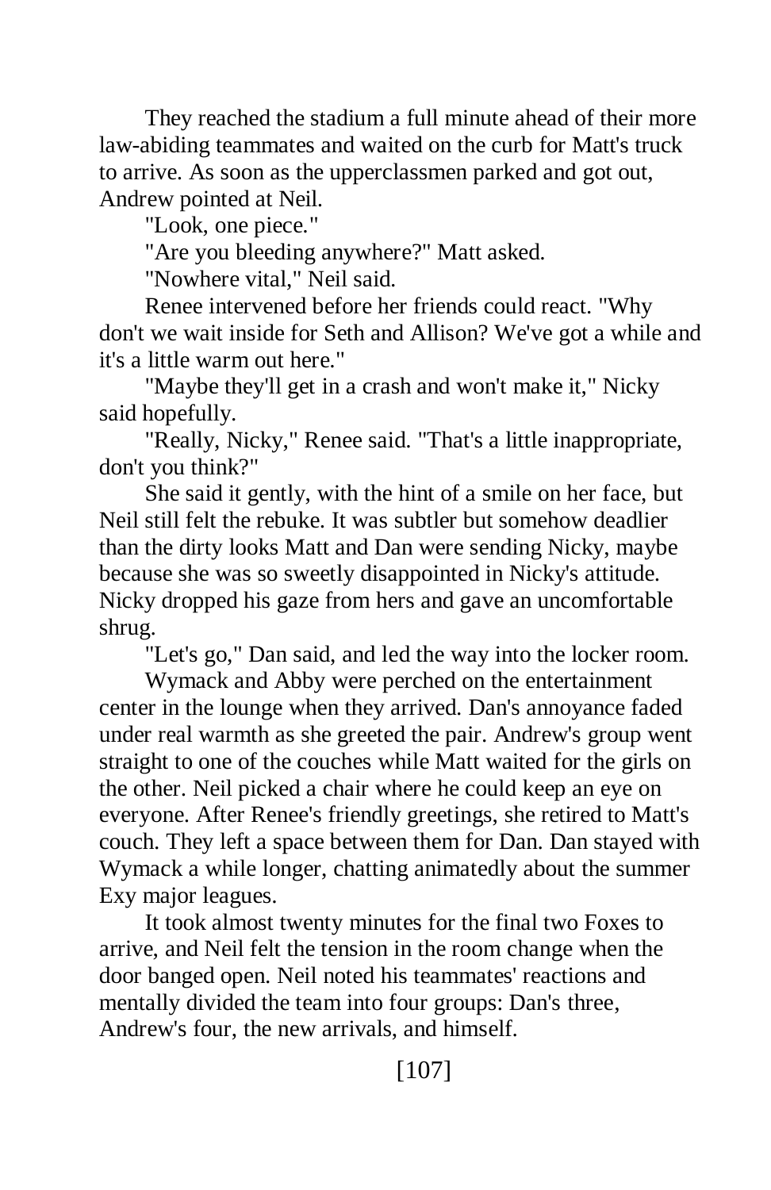They reached the stadium a full minute ahead of their more law-abiding teammates and waited on the curb for Matt's truck to arrive. As soon as the upperclassmen parked and got out, Andrew pointed at Neil.

"Look, one piece."

"Are you bleeding anywhere?" Matt asked.

"Nowhere vital," Neil said.

Renee intervened before her friends could react. "Why don't we wait inside for Seth and Allison? We've got a while and it's a little warm out here."

"Maybe they'll get in a crash and won't make it," Nicky said hopefully.

"Really, Nicky," Renee said. "That's a little inappropriate, don't you think?"

She said it gently, with the hint of a smile on her face, but Neil still felt the rebuke. It was subtler but somehow deadlier than the dirty looks Matt and Dan were sending Nicky, maybe because she was so sweetly disappointed in Nicky's attitude. Nicky dropped his gaze from hers and gave an uncomfortable shrug.

"Let's go," Dan said, and led the way into the locker room.

Wymack and Abby were perched on the entertainment center in the lounge when they arrived. Dan's annoyance faded under real warmth as she greeted the pair. Andrew's group went straight to one of the couches while Matt waited for the girls on the other. Neil picked a chair where he could keep an eye on everyone. After Renee's friendly greetings, she retired to Matt's couch. They left a space between them for Dan. Dan stayed with Wymack a while longer, chatting animatedly about the summer Exy major leagues.

It took almost twenty minutes for the final two Foxes to arrive, and Neil felt the tension in the room change when the door banged open. Neil noted his teammates' reactions and mentally divided the team into four groups: Dan's three, Andrew's four, the new arrivals, and himself.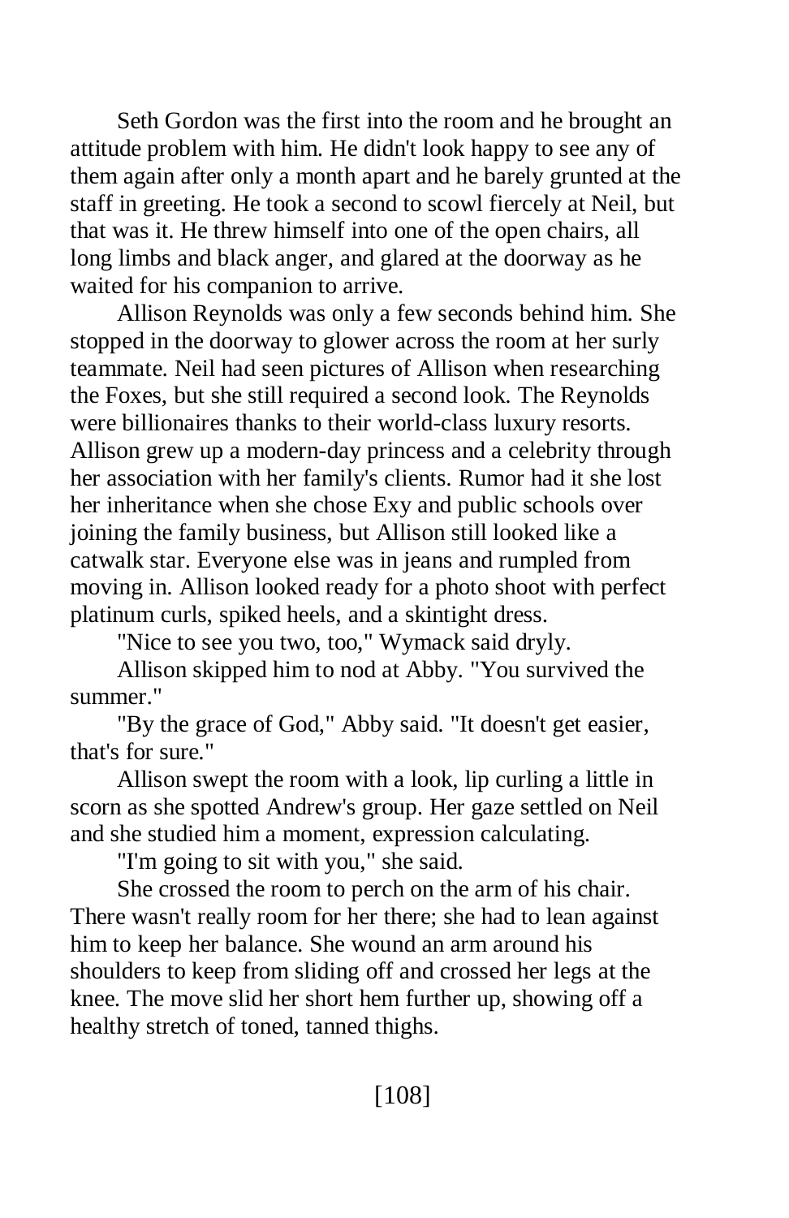Seth Gordon was the first into the room and he brought an attitude problem with him. He didn't look happy to see any of them again after only a month apart and he barely grunted at the staff in greeting. He took a second to scowl fiercely at Neil, but that was it. He threw himself into one of the open chairs, all long limbs and black anger, and glared at the doorway as he waited for his companion to arrive.

Allison Reynolds was only a few seconds behind him. She stopped in the doorway to glower across the room at her surly teammate. Neil had seen pictures of Allison when researching the Foxes, but she still required a second look. The Reynolds were billionaires thanks to their world-class luxury resorts. Allison grew up a modern-day princess and a celebrity through her association with her family's clients. Rumor had it she lost her inheritance when she chose Exy and public schools over joining the family business, but Allison still looked like a catwalk star. Everyone else was in jeans and rumpled from moving in. Allison looked ready for a photo shoot with perfect platinum curls, spiked heels, and a skintight dress.

"Nice to see you two, too," Wymack said dryly.

Allison skipped him to nod at Abby. "You survived the summer."

"By the grace of God," Abby said. "It doesn't get easier, that's for sure."

Allison swept the room with a look, lip curling a little in scorn as she spotted Andrew's group. Her gaze settled on Neil and she studied him a moment, expression calculating.

"I'm going to sit with you," she said.

She crossed the room to perch on the arm of his chair. There wasn't really room for her there; she had to lean against him to keep her balance. She wound an arm around his shoulders to keep from sliding off and crossed her legs at the knee. The move slid her short hem further up, showing off a healthy stretch of toned, tanned thighs.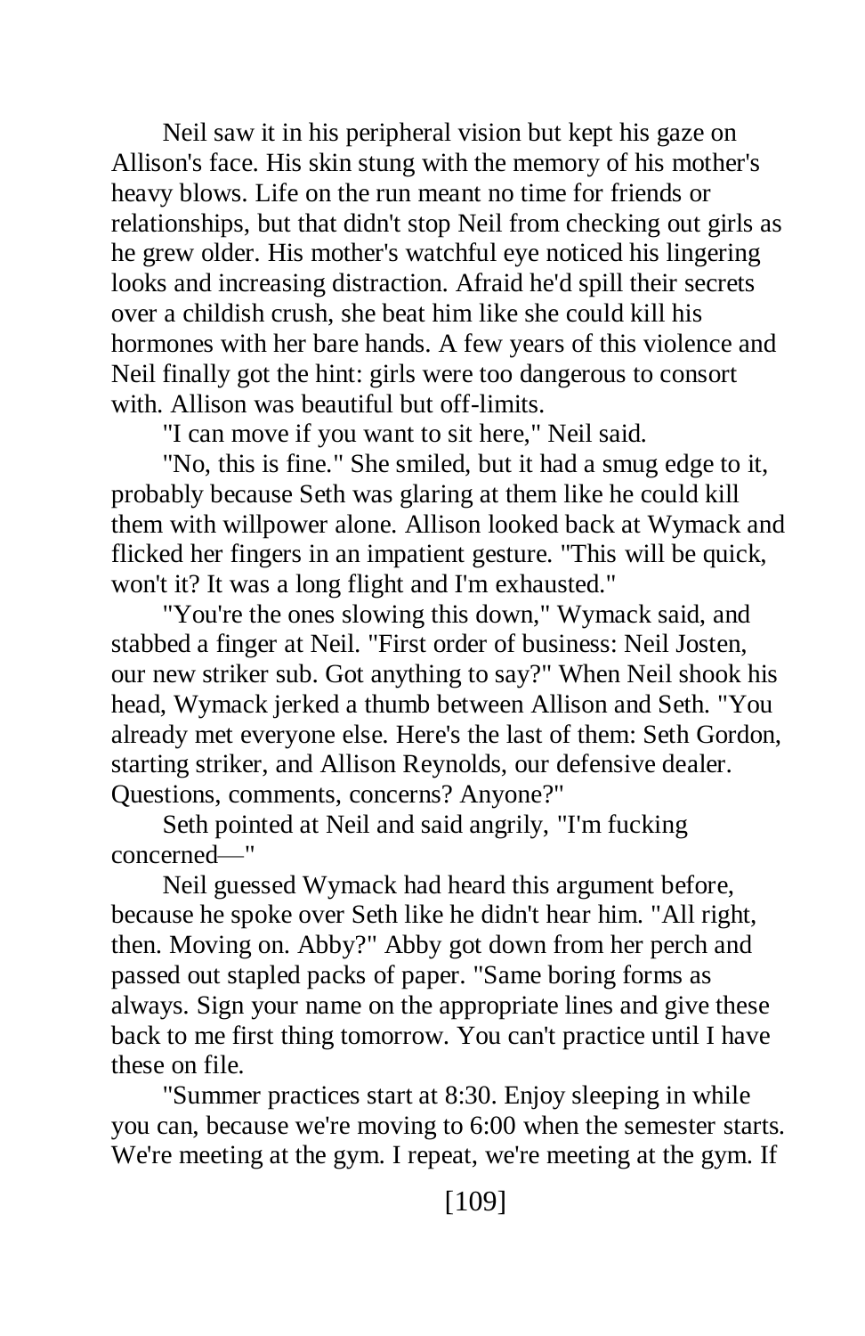Neil saw it in his peripheral vision but kept his gaze on Allison's face. His skin stung with the memory of his mother's heavy blows. Life on the run meant no time for friends or relationships, but that didn't stop Neil from checking out girls as he grew older. His mother's watchful eye noticed his lingering looks and increasing distraction. Afraid he'd spill their secrets over a childish crush, she beat him like she could kill his hormones with her bare hands. A few years of this violence and Neil finally got the hint: girls were too dangerous to consort with. Allison was beautiful but off-limits.

"I can move if you want to sit here," Neil said.

"No, this is fine." She smiled, but it had a smug edge to it, probably because Seth was glaring at them like he could kill them with willpower alone. Allison looked back at Wymack and flicked her fingers in an impatient gesture. "This will be quick, won't it? It was a long flight and I'm exhausted."

"You're the ones slowing this down," Wymack said, and stabbed a finger at Neil. "First order of business: Neil Josten, our new striker sub. Got anything to say?" When Neil shook his head, Wymack jerked a thumb between Allison and Seth. "You already met everyone else. Here's the last of them: Seth Gordon, starting striker, and Allison Reynolds, our defensive dealer. Questions, comments, concerns? Anyone?"

Seth pointed at Neil and said angrily, "I'm fucking concerned—"

Neil guessed Wymack had heard this argument before, because he spoke over Seth like he didn't hear him. "All right, then. Moving on. Abby?" Abby got down from her perch and passed out stapled packs of paper. "Same boring forms as always. Sign your name on the appropriate lines and give these back to me first thing tomorrow. You can't practice until I have these on file.

"Summer practices start at 8:30. Enjoy sleeping in while you can, because we're moving to 6:00 when the semester starts. We're meeting at the gym. I repeat, we're meeting at the gym. If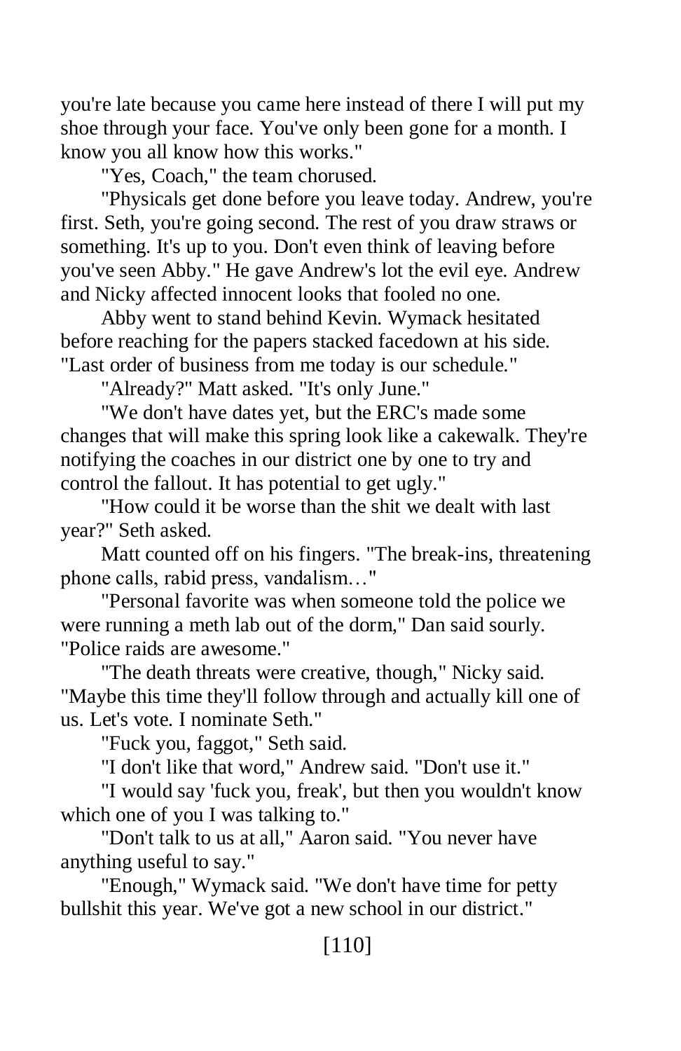you're late because you came here instead of there I will put my shoe through your face. You've only been gone for a month. I know you all know how this works."

"Yes, Coach," the team chorused.

"Physicals get done before you leave today. Andrew, you're first. Seth, you're going second. The rest of you draw straws or something. It's up to you. Don't even think of leaving before you've seen Abby." He gave Andrew's lot the evil eye. Andrew and Nicky affected innocent looks that fooled no one.

Abby went to stand behind Kevin. Wymack hesitated before reaching for the papers stacked facedown at his side. "Last order of business from me today is our schedule."

"Already?" Matt asked. "It's only June."

"We don't have dates yet, but the ERC's made some changes that will make this spring look like a cakewalk. They're notifying the coaches in our district one by one to try and control the fallout. It has potential to get ugly."

"How could it be worse than the shit we dealt with last year?" Seth asked.

Matt counted off on his fingers. "The break-ins, threatening phone calls, rabid press, vandalism…"

"Personal favorite was when someone told the police we were running a meth lab out of the dorm," Dan said sourly. "Police raids are awesome."

"The death threats were creative, though," Nicky said. "Maybe this time they'll follow through and actually kill one of us. Let's vote. I nominate Seth."

"Fuck you, faggot," Seth said.

"I don't like that word," Andrew said. "Don't use it."

"I would say 'fuck you, freak', but then you wouldn't know which one of you I was talking to."

"Don't talk to us at all," Aaron said. "You never have anything useful to say."

"Enough," Wymack said. "We don't have time for petty bullshit this year. We've got a new school in our district."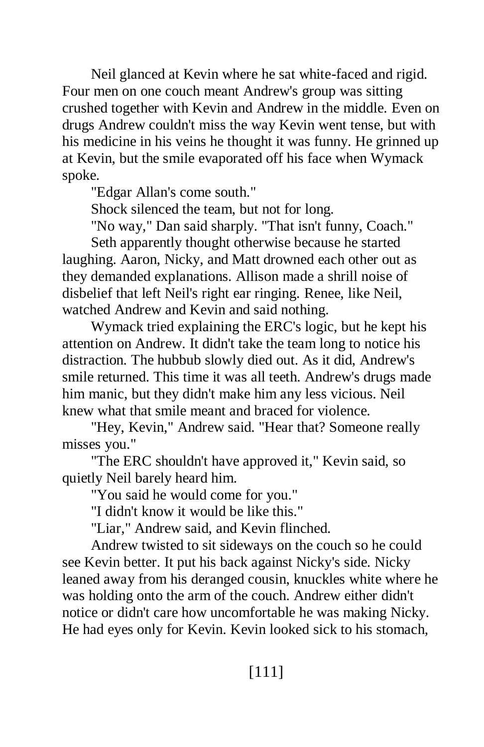Neil glanced at Kevin where he sat white-faced and rigid. Four men on one couch meant Andrew's group was sitting crushed together with Kevin and Andrew in the middle. Even on drugs Andrew couldn't miss the way Kevin went tense, but with his medicine in his veins he thought it was funny. He grinned up at Kevin, but the smile evaporated off his face when Wymack spoke.

"Edgar Allan's come south."

Shock silenced the team, but not for long.

"No way," Dan said sharply. "That isn't funny, Coach."

Seth apparently thought otherwise because he started laughing. Aaron, Nicky, and Matt drowned each other out as they demanded explanations. Allison made a shrill noise of disbelief that left Neil's right ear ringing. Renee, like Neil, watched Andrew and Kevin and said nothing.

Wymack tried explaining the ERC's logic, but he kept his attention on Andrew. It didn't take the team long to notice his distraction. The hubbub slowly died out. As it did, Andrew's smile returned. This time it was all teeth. Andrew's drugs made him manic, but they didn't make him any less vicious. Neil knew what that smile meant and braced for violence.

"Hey, Kevin," Andrew said. "Hear that? Someone really misses you."

"The ERC shouldn't have approved it," Kevin said, so quietly Neil barely heard him.

"You said he would come for you."

"I didn't know it would be like this."

"Liar," Andrew said, and Kevin flinched.

Andrew twisted to sit sideways on the couch so he could see Kevin better. It put his back against Nicky's side. Nicky leaned away from his deranged cousin, knuckles white where he was holding onto the arm of the couch. Andrew either didn't notice or didn't care how uncomfortable he was making Nicky. He had eyes only for Kevin. Kevin looked sick to his stomach,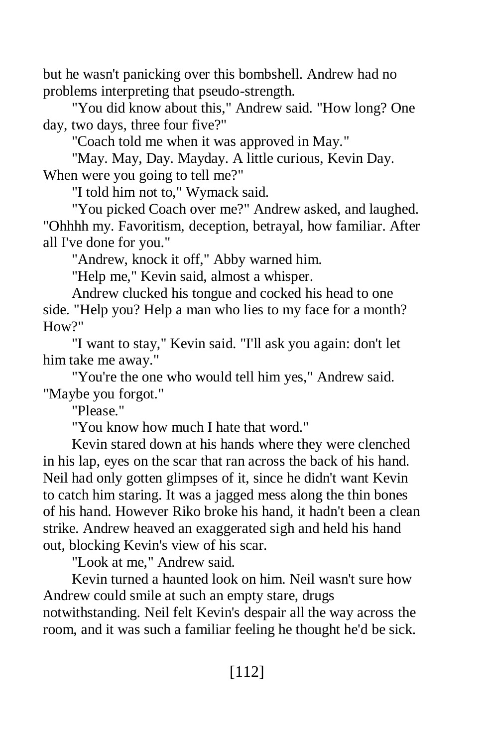but he wasn't panicking over this bombshell. Andrew had no problems interpreting that pseudo-strength.

"You did know about this," Andrew said. "How long? One day, two days, three four five?"

"Coach told me when it was approved in May."

"May. May, Day. Mayday. A little curious, Kevin Day. When were you going to tell me?"

"I told him not to," Wymack said.

"You picked Coach over me?" Andrew asked, and laughed. "Ohhhh my. Favoritism, deception, betrayal, how familiar. After all I've done for you."

"Andrew, knock it off," Abby warned him.

"Help me," Kevin said, almost a whisper.

Andrew clucked his tongue and cocked his head to one side. "Help you? Help a man who lies to my face for a month? How?"

"I want to stay," Kevin said. "I'll ask you again: don't let him take me away."

"You're the one who would tell him yes," Andrew said. "Maybe you forgot."

"Please."

"You know how much I hate that word."

Kevin stared down at his hands where they were clenched in his lap, eyes on the scar that ran across the back of his hand. Neil had only gotten glimpses of it, since he didn't want Kevin to catch him staring. It was a jagged mess along the thin bones of his hand. However Riko broke his hand, it hadn't been a clean strike. Andrew heaved an exaggerated sigh and held his hand out, blocking Kevin's view of his scar.

"Look at me," Andrew said.

Kevin turned a haunted look on him. Neil wasn't sure how Andrew could smile at such an empty stare, drugs notwithstanding. Neil felt Kevin's despair all the way across the room, and it was such a familiar feeling he thought he'd be sick.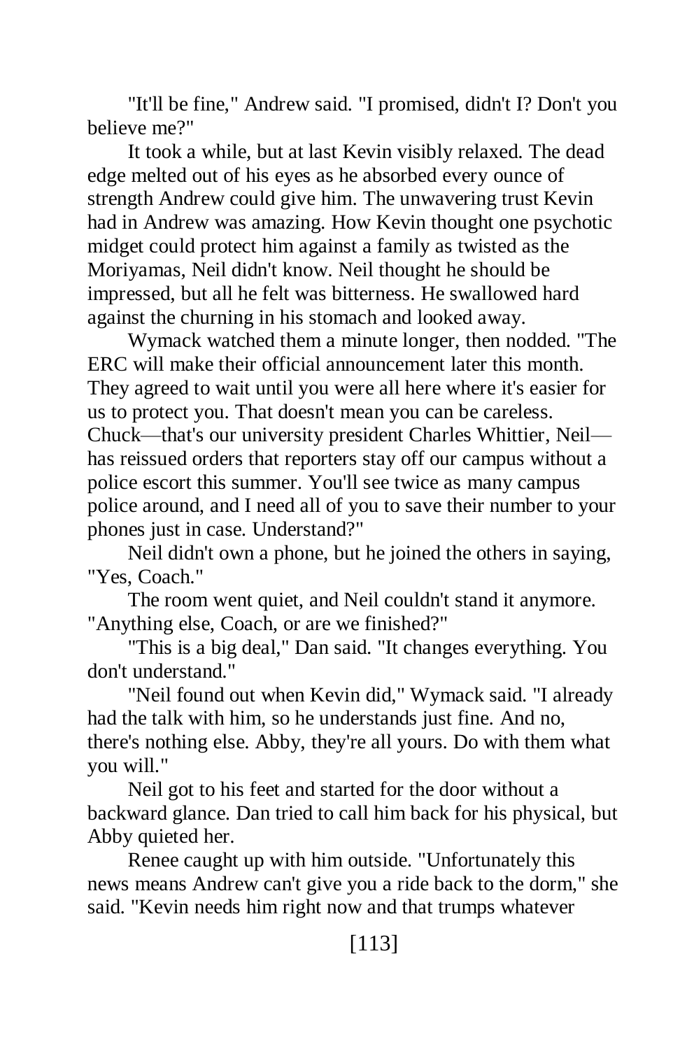"It'll be fine," Andrew said. "I promised, didn't I? Don't you believe me?"

It took a while, but at last Kevin visibly relaxed. The dead edge melted out of his eyes as he absorbed every ounce of strength Andrew could give him. The unwavering trust Kevin had in Andrew was amazing. How Kevin thought one psychotic midget could protect him against a family as twisted as the Moriyamas, Neil didn't know. Neil thought he should be impressed, but all he felt was bitterness. He swallowed hard against the churning in his stomach and looked away.

Wymack watched them a minute longer, then nodded. "The ERC will make their official announcement later this month. They agreed to wait until you were all here where it's easier for us to protect you. That doesn't mean you can be careless. Chuck—that's our university president Charles Whittier, Neil—has reissued orders that reporters stay off our campus without a police escort this summer. You'll see twice as many campus police around, and I need all of you to save their number to your phones just in case. Understand?"

Neil didn't own a phone, but he joined the others in saying, "Yes, Coach."

The room went quiet, and Neil couldn't stand it anymore. "Anything else, Coach, or are we finished?"

"This is a big deal," Dan said. "It changes everything. You don't understand."

"Neil found out when Kevin did," Wymack said. "I already had the talk with him, so he understands just fine. And no, there's nothing else. Abby, they're all yours. Do with them what you will."

Neil got to his feet and started for the door without a backward glance. Dan tried to call him back for his physical, but Abby quieted her.

Renee caught up with him outside. "Unfortunately this news means Andrew can't give you a ride back to the dorm," she said. "Kevin needs him right now and that trumps whatever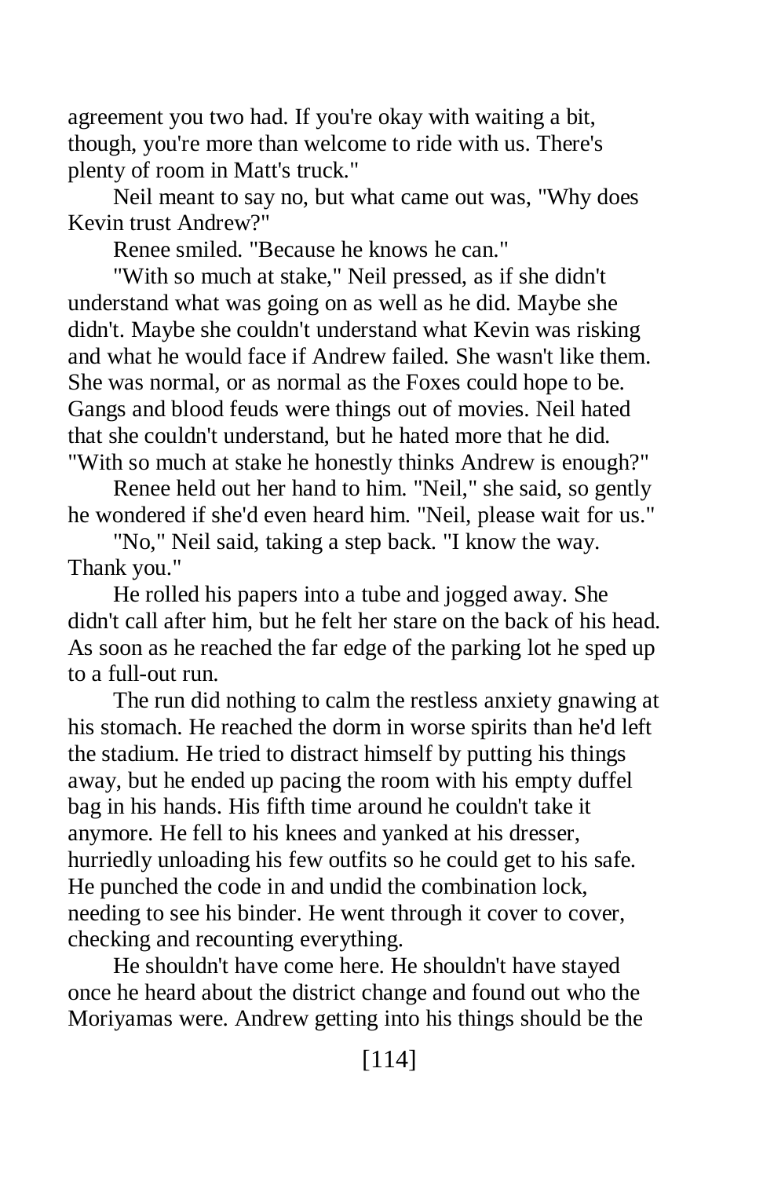agreement you two had. If you're okay with waiting a bit, though, you're more than welcome to ride with us. There's plenty of room in Matt's truck."

Neil meant to say no, but what came out was, "Why does Kevin trust Andrew?"

Renee smiled. "Because he knows he can."

"With so much at stake," Neil pressed, as if she didn't understand what was going on as well as he did. Maybe she didn't. Maybe she couldn't understand what Kevin was risking and what he would face if Andrew failed. She wasn't like them. She was normal, or as normal as the Foxes could hope to be. Gangs and blood feuds were things out of movies. Neil hated that she couldn't understand, but he hated more that he did. "With so much at stake he honestly thinks Andrew is enough?"

Renee held out her hand to him. "Neil," she said, so gently he wondered if she'd even heard him. "Neil, please wait for us."

"No," Neil said, taking a step back. "I know the way. Thank you."

He rolled his papers into a tube and jogged away. She didn't call after him, but he felt her stare on the back of his head. As soon as he reached the far edge of the parking lot he sped up to a full-out run.

The run did nothing to calm the restless anxiety gnawing at his stomach. He reached the dorm in worse spirits than he'd left the stadium. He tried to distract himself by putting his things away, but he ended up pacing the room with his empty duffel bag in his hands. His fifth time around he couldn't take it anymore. He fell to his knees and yanked at his dresser, hurriedly unloading his few outfits so he could get to his safe. He punched the code in and undid the combination lock, needing to see his binder. He went through it cover to cover, checking and recounting everything.

He shouldn't have come here. He shouldn't have stayed once he heard about the district change and found out who the Moriyamas were. Andrew getting into his things should be the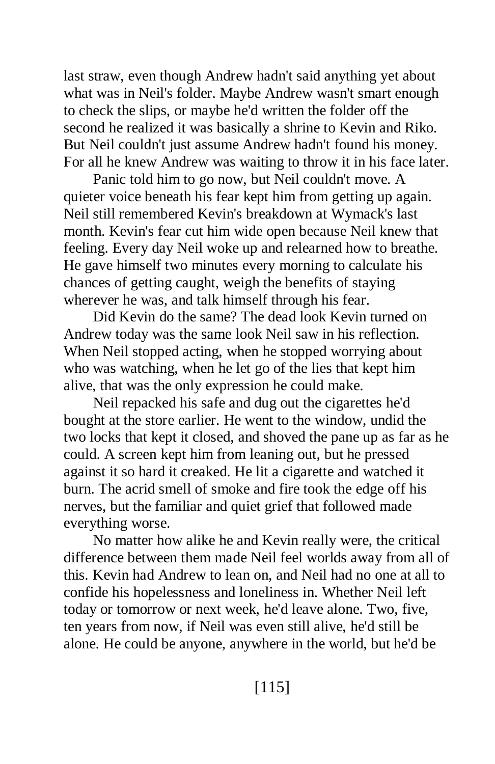last straw, even though Andrew hadn't said anything yet about what was in Neil's folder. Maybe Andrew wasn't smart enough to check the slips, or maybe he'd written the folder off the second he realized it was basically a shrine to Kevin and Riko. But Neil couldn't just assume Andrew hadn't found his money. For all he knew Andrew was waiting to throw it in his face later.

Panic told him to go now, but Neil couldn't move. A quieter voice beneath his fear kept him from getting up again. Neil still remembered Kevin's breakdown at Wymack's last month. Kevin's fear cut him wide open because Neil knew that feeling. Every day Neil woke up and relearned how to breathe. He gave himself two minutes every morning to calculate his chances of getting caught, weigh the benefits of staying wherever he was, and talk himself through his fear.

Did Kevin do the same? The dead look Kevin turned on Andrew today was the same look Neil saw in his reflection. When Neil stopped acting, when he stopped worrying about who was watching, when he let go of the lies that kept him alive, that was the only expression he could make.

Neil repacked his safe and dug out the cigarettes he'd bought at the store earlier. He went to the window, undid the two locks that kept it closed, and shoved the pane up as far as he could. A screen kept him from leaning out, but he pressed against it so hard it creaked. He lit a cigarette and watched it burn. The acrid smell of smoke and fire took the edge off his nerves, but the familiar and quiet grief that followed made everything worse.

No matter how alike he and Kevin really were, the critical difference between them made Neil feel worlds away from all of this. Kevin had Andrew to lean on, and Neil had no one at all to confide his hopelessness and loneliness in. Whether Neil left today or tomorrow or next week, he'd leave alone. Two, five, ten years from now, if Neil was even still alive, he'd still be alone. He could be anyone, anywhere in the world, but he'd be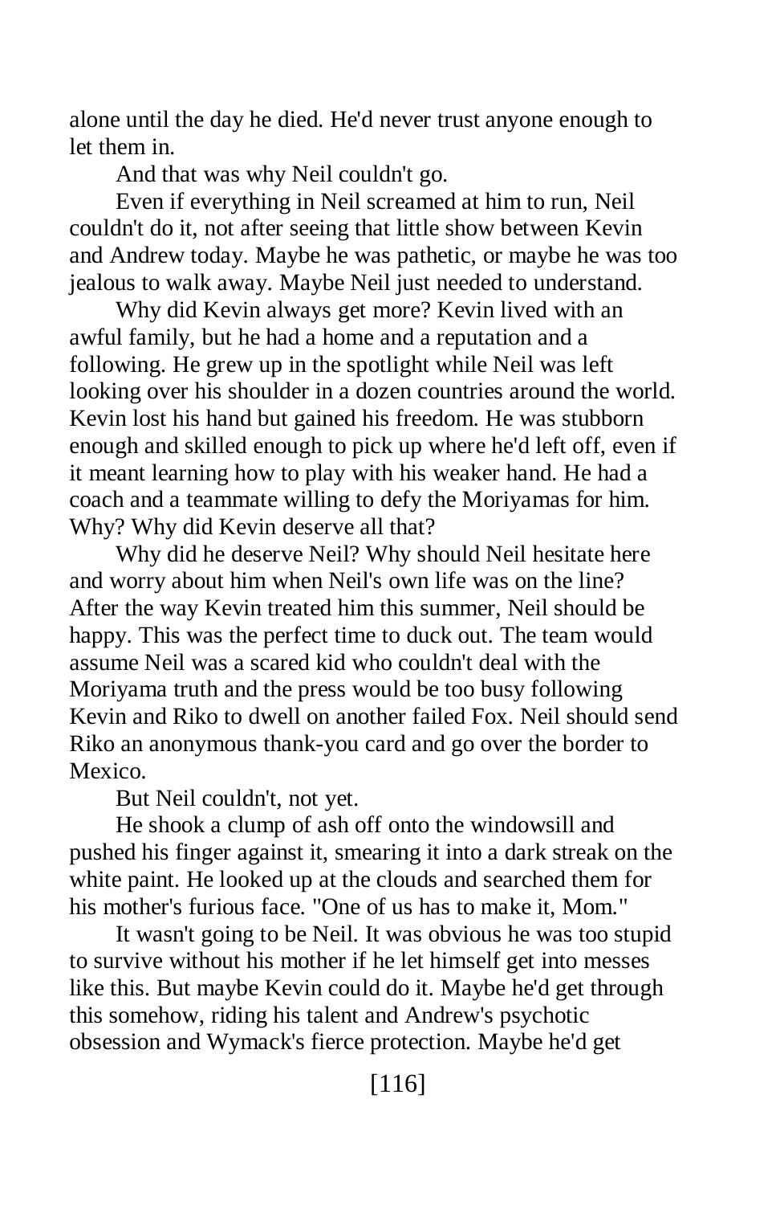alone until the day he died. He'd never trust anyone enough to let them in.

And that was why Neil couldn't go.

Even if everything in Neil screamed at him to run, Neil couldn't do it, not after seeing that little show between Kevin and Andrew today. Maybe he was pathetic, or maybe he was too jealous to walk away. Maybe Neil just needed to understand.

Why did Kevin always get more? Kevin lived with an awful family, but he had a home and a reputation and a following. He grew up in the spotlight while Neil was left looking over his shoulder in a dozen countries around the world. Kevin lost his hand but gained his freedom. He was stubborn enough and skilled enough to pick up where he'd left off, even if it meant learning how to play with his weaker hand. He had a coach and a teammate willing to defy the Moriyamas for him. Why? Why did Kevin deserve all that?

Why did he deserve Neil? Why should Neil hesitate here and worry about him when Neil's own life was on the line? After the way Kevin treated him this summer, Neil should be happy. This was the perfect time to duck out. The team would assume Neil was a scared kid who couldn't deal with the Moriyama truth and the press would be too busy following Kevin and Riko to dwell on another failed Fox. Neil should send Riko an anonymous thank-you card and go over the border to Mexico.

But Neil couldn't, not yet.

He shook a clump of ash off onto the windowsill and pushed his finger against it, smearing it into a dark streak on the white paint. He looked up at the clouds and searched them for his mother's furious face. "One of us has to make it, Mom."

It wasn't going to be Neil. It was obvious he was too stupid to survive without his mother if he let himself get into messes like this. But maybe Kevin could do it. Maybe he'd get through this somehow, riding his talent and Andrew's psychotic obsession and Wymack's fierce protection. Maybe he'd get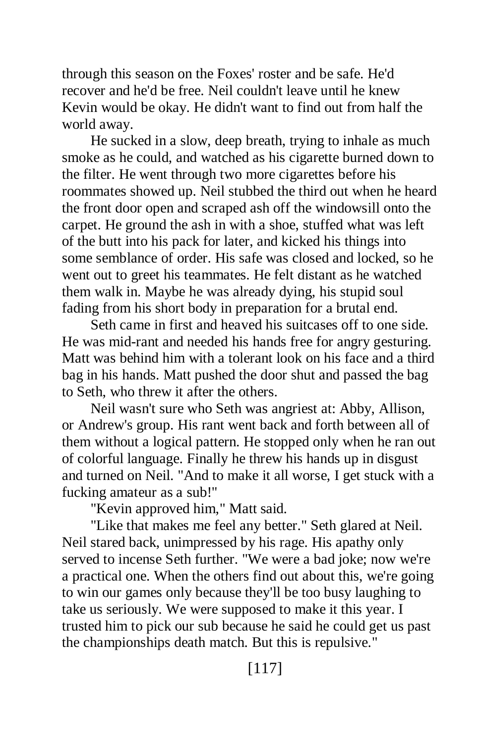through this season on the Foxes' roster and be safe. He'd recover and he'd be free. Neil couldn't leave until he knew Kevin would be okay. He didn't want to find out from half the world away.

He sucked in a slow, deep breath, trying to inhale as much smoke as he could, and watched as his cigarette burned down to the filter. He went through two more cigarettes before his roommates showed up. Neil stubbed the third out when he heard the front door open and scraped ash off the windowsill onto the carpet. He ground the ash in with a shoe, stuffed what was left of the butt into his pack for later, and kicked his things into some semblance of order. His safe was closed and locked, so he went out to greet his teammates. He felt distant as he watched them walk in. Maybe he was already dying, his stupid soul fading from his short body in preparation for a brutal end.

Seth came in first and heaved his suitcases off to one side. He was mid-rant and needed his hands free for angry gesturing. Matt was behind him with a tolerant look on his face and a third bag in his hands. Matt pushed the door shut and passed the bag to Seth, who threw it after the others.

Neil wasn't sure who Seth was angriest at: Abby, Allison, or Andrew's group. His rant went back and forth between all of them without a logical pattern. He stopped only when he ran out of colorful language. Finally he threw his hands up in disgust and turned on Neil. "And to make it all worse, I get stuck with a fucking amateur as a sub!"

"Kevin approved him," Matt said.

"Like that makes me feel any better." Seth glared at Neil. Neil stared back, unimpressed by his rage. His apathy only served to incense Seth further. "We were a bad joke; now we're a practical one. When the others find out about this, we're going to win our games only because they'll be too busy laughing to take us seriously. We were supposed to make it this year. I trusted him to pick our sub because he said he could get us past the championships death match. But this is repulsive."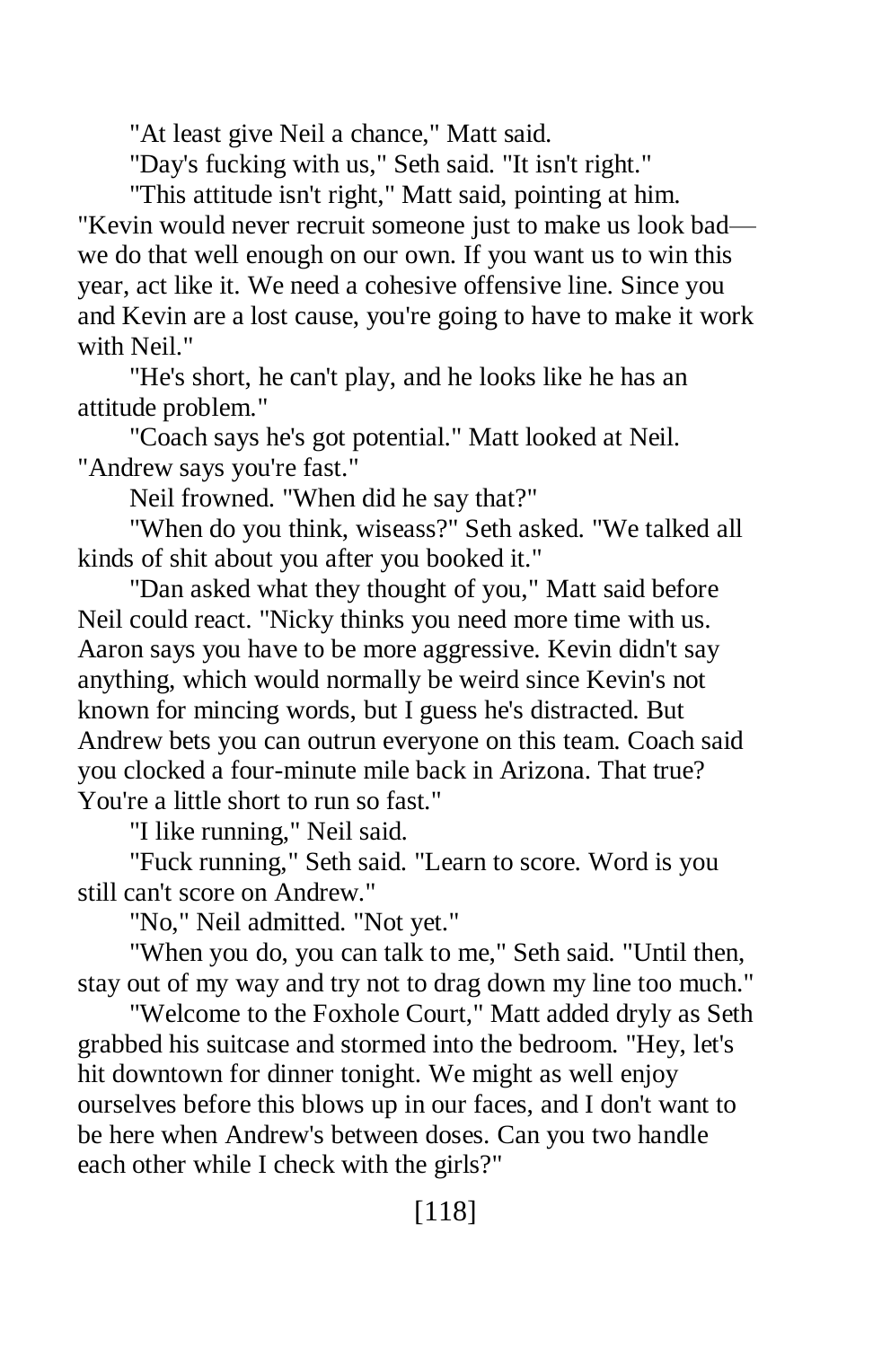"At least give Neil a chance," Matt said.

"Day's fucking with us," Seth said. "It isn't right."

"This attitude isn't right," Matt said, pointing at him. "Kevin would never recruit someone just to make us look bad—we do that well enough on our own. If you want us to win this year, act like it. We need a cohesive offensive line. Since you and Kevin are a lost cause, you're going to have to make it work with Neil."

"He's short, he can't play, and he looks like he has an attitude problem."

"Coach says he's got potential." Matt looked at Neil. "Andrew says you're fast."

Neil frowned. "When did he say that?"

"When do you think, wiseass?" Seth asked. "We talked all kinds of shit about you after you booked it."

"Dan asked what they thought of you," Matt said before Neil could react. "Nicky thinks you need more time with us. Aaron says you have to be more aggressive. Kevin didn't say anything, which would normally be weird since Kevin's not known for mincing words, but I guess he's distracted. But Andrew bets you can outrun everyone on this team. Coach said you clocked a four-minute mile back in Arizona. That true? You're a little short to run so fast."

"I like running," Neil said.

"Fuck running," Seth said. "Learn to score. Word is you still can't score on Andrew."

"No," Neil admitted. "Not yet."

"When you do, you can talk to me," Seth said. "Until then, stay out of my way and try not to drag down my line too much."

"Welcome to the Foxhole Court," Matt added dryly as Seth grabbed his suitcase and stormed into the bedroom. "Hey, let's hit downtown for dinner tonight. We might as well enjoy ourselves before this blows up in our faces, and I don't want to be here when Andrew's between doses. Can you two handle each other while I check with the girls?"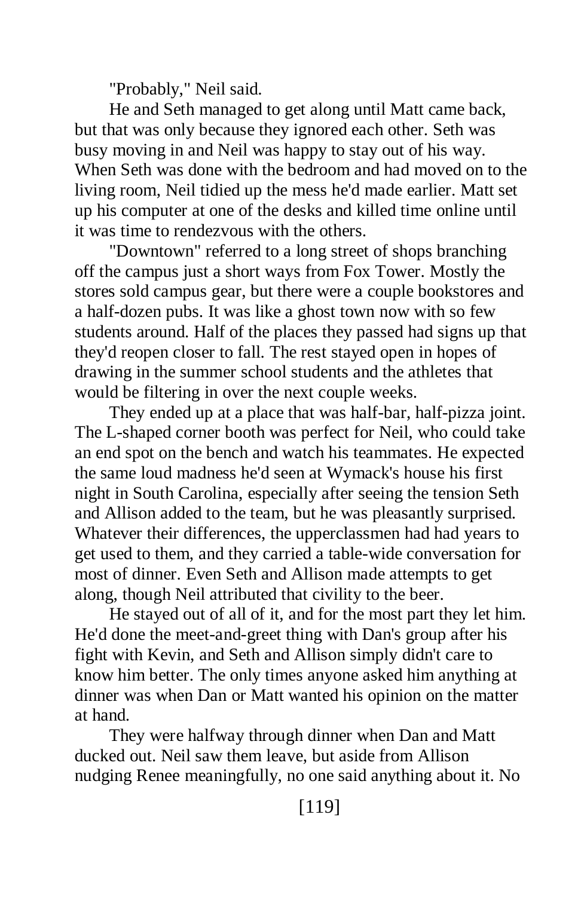"Probably," Neil said.

He and Seth managed to get along until Matt came back, but that was only because they ignored each other. Seth was busy moving in and Neil was happy to stay out of his way. When Seth was done with the bedroom and had moved on to the living room, Neil tidied up the mess he'd made earlier. Matt set up his computer at one of the desks and killed time online until it was time to rendezvous with the others.

"Downtown" referred to a long street of shops branching off the campus just a short ways from Fox Tower. Mostly the stores sold campus gear, but there were a couple bookstores and a half-dozen pubs. It was like a ghost town now with so few students around. Half of the places they passed had signs up that they'd reopen closer to fall. The rest stayed open in hopes of drawing in the summer school students and the athletes that would be filtering in over the next couple weeks.

They ended up at a place that was half-bar, half-pizza joint. The L-shaped corner booth was perfect for Neil, who could take an end spot on the bench and watch his teammates. He expected the same loud madness he'd seen at Wymack's house his first night in South Carolina, especially after seeing the tension Seth and Allison added to the team, but he was pleasantly surprised. Whatever their differences, the upperclassmen had had years to get used to them, and they carried a table-wide conversation for most of dinner. Even Seth and Allison made attempts to get along, though Neil attributed that civility to the beer.

He stayed out of all of it, and for the most part they let him. He'd done the meet-and-greet thing with Dan's group after his fight with Kevin, and Seth and Allison simply didn't care to know him better. The only times anyone asked him anything at dinner was when Dan or Matt wanted his opinion on the matter at hand.

They were halfway through dinner when Dan and Matt ducked out. Neil saw them leave, but aside from Allison nudging Renee meaningfully, no one said anything about it. No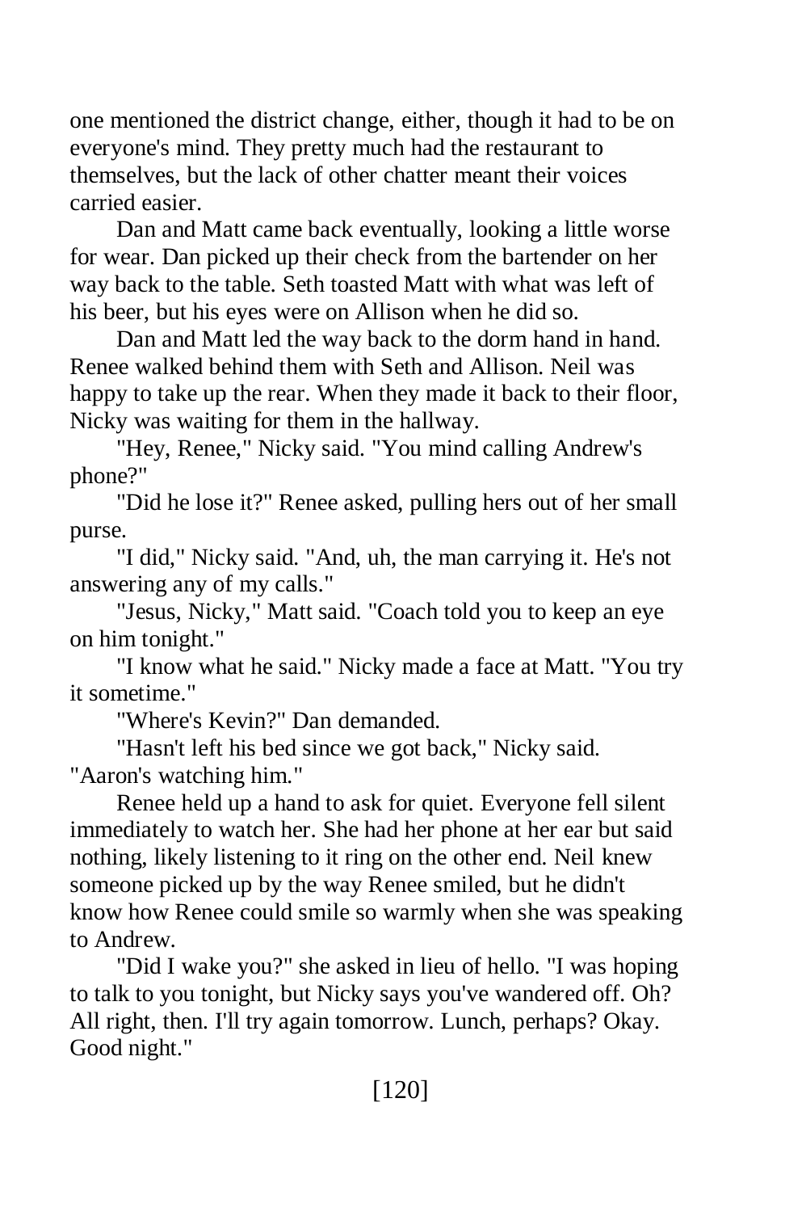one mentioned the district change, either, though it had to be on everyone's mind. They pretty much had the restaurant to themselves, but the lack of other chatter meant their voices carried easier.

Dan and Matt came back eventually, looking a little worse for wear. Dan picked up their check from the bartender on her way back to the table. Seth toasted Matt with what was left of his beer, but his eyes were on Allison when he did so.

Dan and Matt led the way back to the dorm hand in hand. Renee walked behind them with Seth and Allison. Neil was happy to take up the rear. When they made it back to their floor, Nicky was waiting for them in the hallway.

"Hey, Renee," Nicky said. "You mind calling Andrew's phone?"

"Did he lose it?" Renee asked, pulling hers out of her small purse.

"I did," Nicky said. "And, uh, the man carrying it. He's not answering any of my calls."

"Jesus, Nicky," Matt said. "Coach told you to keep an eye on him tonight."

"I know what he said." Nicky made a face at Matt. "You try it sometime."

"Where's Kevin?" Dan demanded.

"Hasn't left his bed since we got back," Nicky said. "Aaron's watching him."

Renee held up a hand to ask for quiet. Everyone fell silent immediately to watch her. She had her phone at her ear but said nothing, likely listening to it ring on the other end. Neil knew someone picked up by the way Renee smiled, but he didn't know how Renee could smile so warmly when she was speaking to Andrew.

"Did I wake you?" she asked in lieu of hello. "I was hoping to talk to you tonight, but Nicky says you've wandered off. Oh? All right, then. I'll try again tomorrow. Lunch, perhaps? Okay. Good night."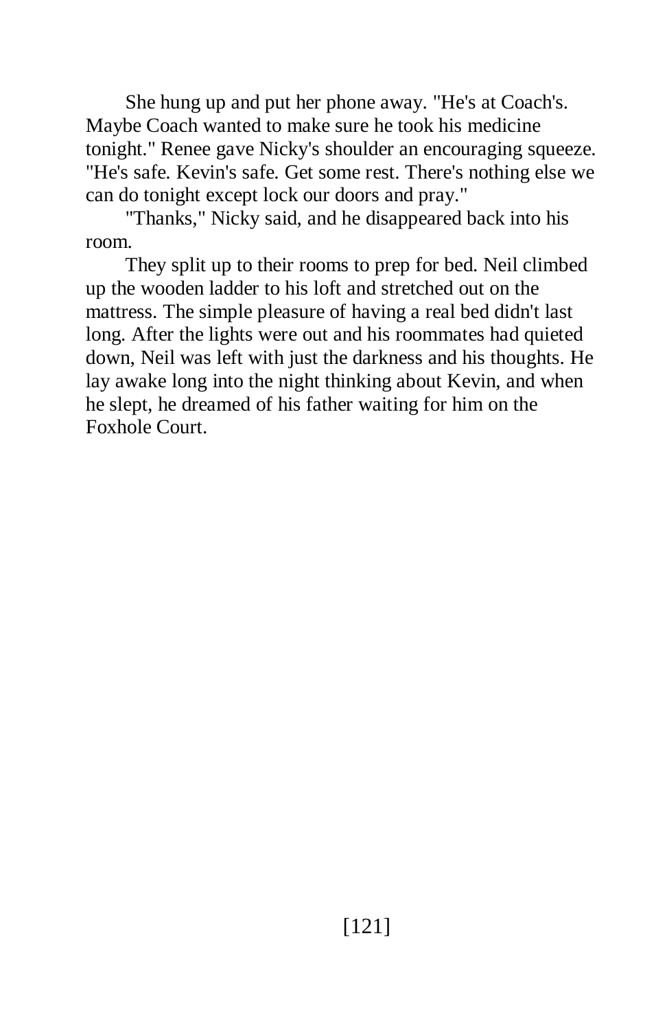She hung up and put her phone away. "He's at Coach's. Maybe Coach wanted to make sure he took his medicine tonight." Renee gave Nicky's shoulder an encouraging squeeze. "He's safe. Kevin's safe. Get some rest. There's nothing else we can do tonight except lock our doors and pray."

"Thanks," Nicky said, and he disappeared back into his room.

They split up to their rooms to prep for bed. Neil climbed up the wooden ladder to his loft and stretched out on the mattress. The simple pleasure of having a real bed didn't last long. After the lights were out and his roommates had quieted down, Neil was left with just the darkness and his thoughts. He lay awake long into the night thinking about Kevin, and when he slept, he dreamed of his father waiting for him on the Foxhole Court.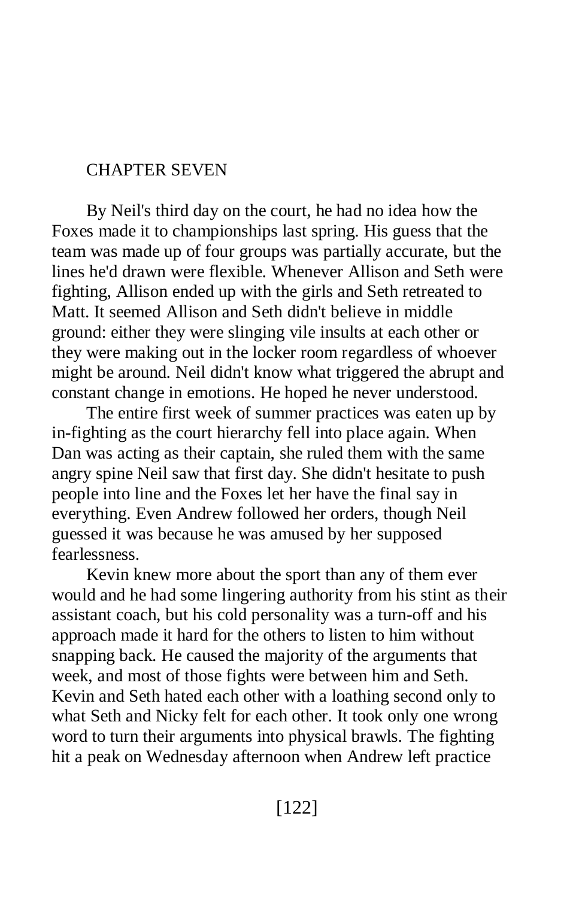# CHAPTER SEVEN

By Neil's third day on the court, he had no idea how the Foxes made it to championships last spring. His guess that the team was made up of four groups was partially accurate, but the lines he'd drawn were flexible. Whenever Allison and Seth were fighting, Allison ended up with the girls and Seth retreated to Matt. It seemed Allison and Seth didn't believe in middle ground: either they were slinging vile insults at each other or they were making out in the locker room regardless of whoever might be around. Neil didn't know what triggered the abrupt and constant change in emotions. He hoped he never understood.

The entire first week of summer practices was eaten up by in-fighting as the court hierarchy fell into place again. When Dan was acting as their captain, she ruled them with the same angry spine Neil saw that first day. She didn't hesitate to push people into line and the Foxes let her have the final say in everything. Even Andrew followed her orders, though Neil guessed it was because he was amused by her supposed fearlessness.

Kevin knew more about the sport than any of them ever would and he had some lingering authority from his stint as their assistant coach, but his cold personality was a turn-off and his approach made it hard for the others to listen to him without snapping back. He caused the majority of the arguments that week, and most of those fights were between him and Seth. Kevin and Seth hated each other with a loathing second only to what Seth and Nicky felt for each other. It took only one wrong word to turn their arguments into physical brawls. The fighting hit a peak on Wednesday afternoon when Andrew left practice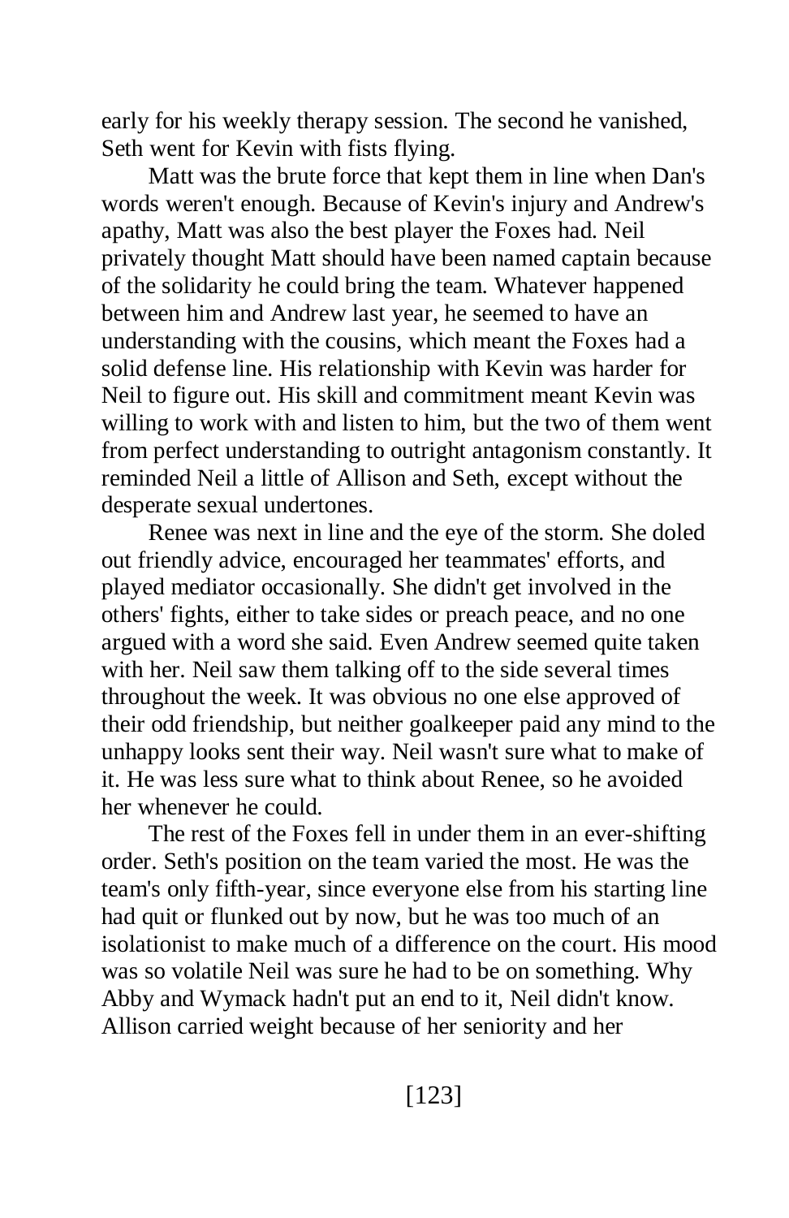early for his weekly therapy session. The second he vanished, Seth went for Kevin with fists flying.

Matt was the brute force that kept them in line when Dan's words weren't enough. Because of Kevin's injury and Andrew's apathy, Matt was also the best player the Foxes had. Neil privately thought Matt should have been named captain because of the solidarity he could bring the team. Whatever happened between him and Andrew last year, he seemed to have an understanding with the cousins, which meant the Foxes had a solid defense line. His relationship with Kevin was harder for Neil to figure out. His skill and commitment meant Kevin was willing to work with and listen to him, but the two of them went from perfect understanding to outright antagonism constantly. It reminded Neil a little of Allison and Seth, except without the desperate sexual undertones.

Renee was next in line and the eye of the storm. She doled out friendly advice, encouraged her teammates' efforts, and played mediator occasionally. She didn't get involved in the others' fights, either to take sides or preach peace, and no one argued with a word she said. Even Andrew seemed quite taken with her. Neil saw them talking off to the side several times throughout the week. It was obvious no one else approved of their odd friendship, but neither goalkeeper paid any mind to the unhappy looks sent their way. Neil wasn't sure what to make of it. He was less sure what to think about Renee, so he avoided her whenever he could.

The rest of the Foxes fell in under them in an ever-shifting order. Seth's position on the team varied the most. He was the team's only fifth-year, since everyone else from his starting line had quit or flunked out by now, but he was too much of an isolationist to make much of a difference on the court. His mood was so volatile Neil was sure he had to be on something. Why Abby and Wymack hadn't put an end to it, Neil didn't know. Allison carried weight because of her seniority and her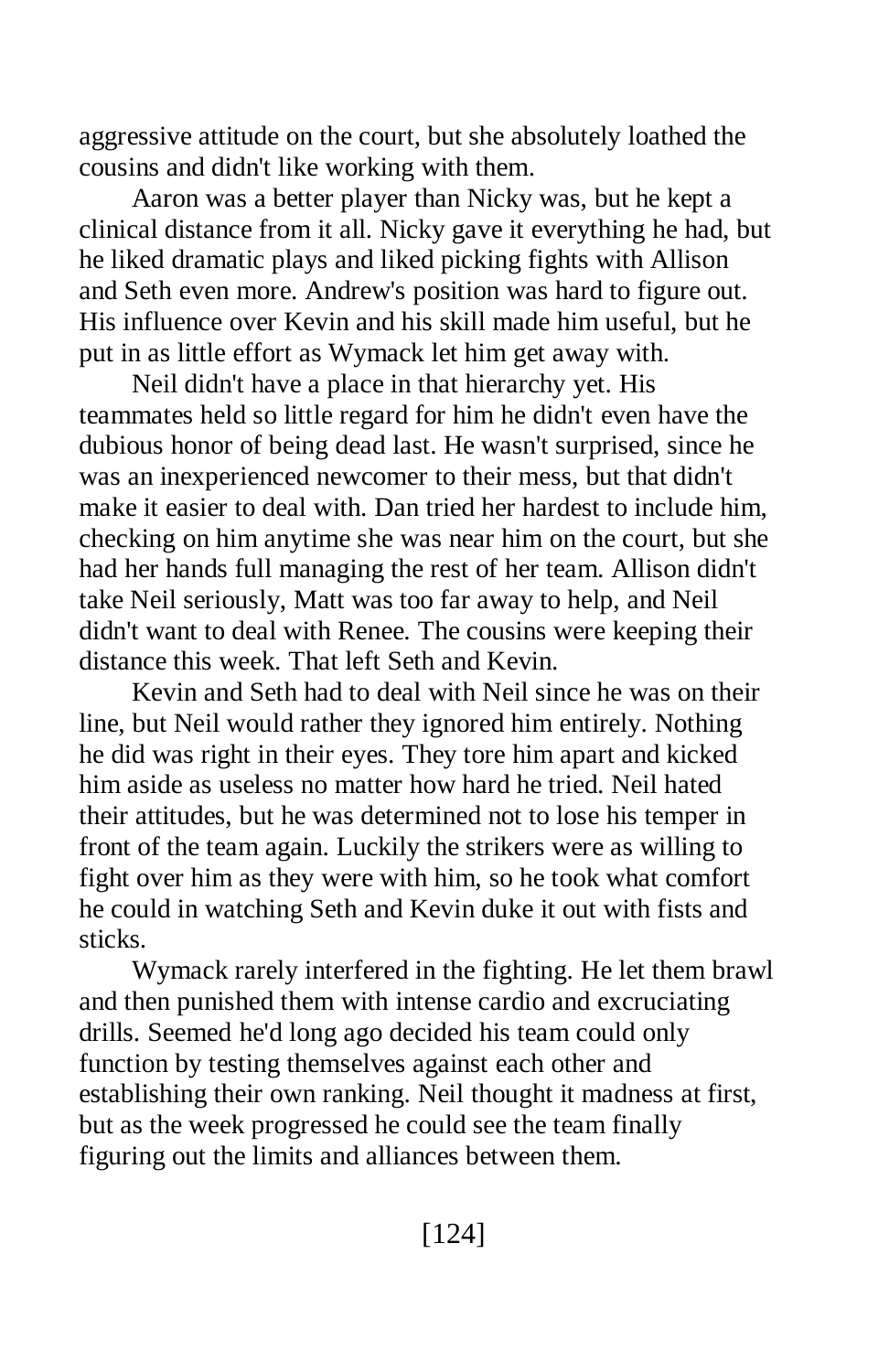aggressive attitude on the court, but she absolutely loathed the cousins and didn't like working with them.

Aaron was a better player than Nicky was, but he kept a clinical distance from it all. Nicky gave it everything he had, but he liked dramatic plays and liked picking fights with Allison and Seth even more. Andrew's position was hard to figure out. His influence over Kevin and his skill made him useful, but he put in as little effort as Wymack let him get away with.

Neil didn't have a place in that hierarchy yet. His teammates held so little regard for him he didn't even have the dubious honor of being dead last. He wasn't surprised, since he was an inexperienced newcomer to their mess, but that didn't make it easier to deal with. Dan tried her hardest to include him, checking on him anytime she was near him on the court, but she had her hands full managing the rest of her team. Allison didn't take Neil seriously, Matt was too far away to help, and Neil didn't want to deal with Renee. The cousins were keeping their distance this week. That left Seth and Kevin.

Kevin and Seth had to deal with Neil since he was on their line, but Neil would rather they ignored him entirely. Nothing he did was right in their eyes. They tore him apart and kicked him aside as useless no matter how hard he tried. Neil hated their attitudes, but he was determined not to lose his temper in front of the team again. Luckily the strikers were as willing to fight over him as they were with him, so he took what comfort he could in watching Seth and Kevin duke it out with fists and sticks.

Wymack rarely interfered in the fighting. He let them brawl and then punished them with intense cardio and excruciating drills. Seemed he'd long ago decided his team could only function by testing themselves against each other and establishing their own ranking. Neil thought it madness at first, but as the week progressed he could see the team finally figuring out the limits and alliances between them.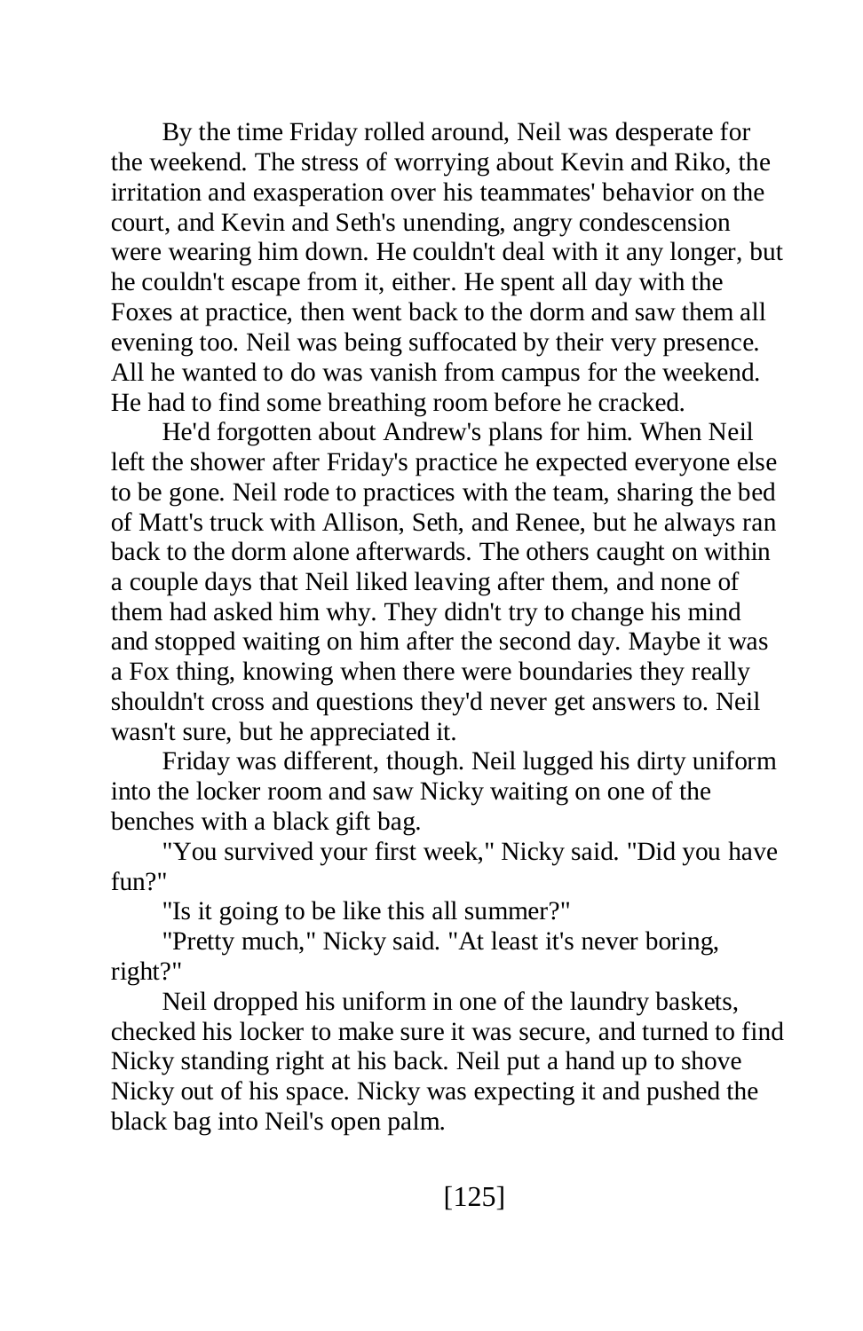By the time Friday rolled around, Neil was desperate for the weekend. The stress of worrying about Kevin and Riko, the irritation and exasperation over his teammates' behavior on the court, and Kevin and Seth's unending, angry condescension were wearing him down. He couldn't deal with it any longer, but he couldn't escape from it, either. He spent all day with the Foxes at practice, then went back to the dorm and saw them all evening too. Neil was being suffocated by their very presence. All he wanted to do was vanish from campus for the weekend. He had to find some breathing room before he cracked.

He'd forgotten about Andrew's plans for him. When Neil left the shower after Friday's practice he expected everyone else to be gone. Neil rode to practices with the team, sharing the bed of Matt's truck with Allison, Seth, and Renee, but he always ran back to the dorm alone afterwards. The others caught on within a couple days that Neil liked leaving after them, and none of them had asked him why. They didn't try to change his mind and stopped waiting on him after the second day. Maybe it was a Fox thing, knowing when there were boundaries they really shouldn't cross and questions they'd never get answers to. Neil wasn't sure, but he appreciated it.

Friday was different, though. Neil lugged his dirty uniform into the locker room and saw Nicky waiting on one of the benches with a black gift bag.

"You survived your first week," Nicky said. "Did you have fun?"

"Is it going to be like this all summer?"

"Pretty much," Nicky said. "At least it's never boring, right?"

Neil dropped his uniform in one of the laundry baskets, checked his locker to make sure it was secure, and turned to find Nicky standing right at his back. Neil put a hand up to shove Nicky out of his space. Nicky was expecting it and pushed the black bag into Neil's open palm.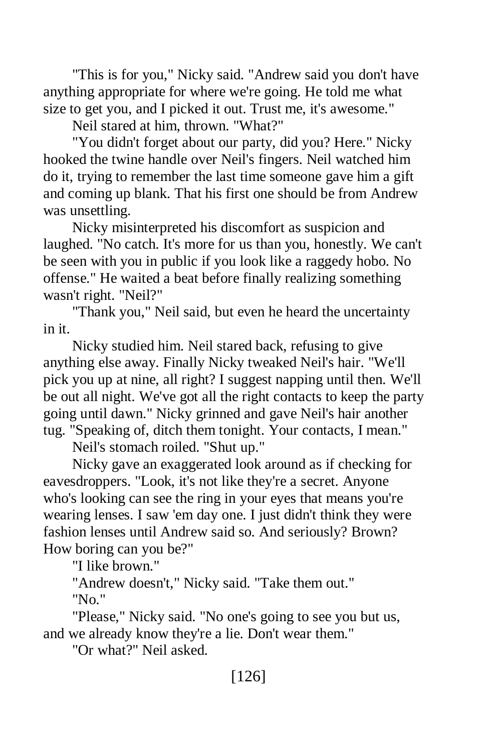"This is for you," Nicky said. "Andrew said you don't have anything appropriate for where we're going. He told me what size to get you, and I picked it out. Trust me, it's awesome."

Neil stared at him, thrown. "What?"

"You didn't forget about our party, did you? Here." Nicky hooked the twine handle over Neil's fingers. Neil watched him do it, trying to remember the last time someone gave him a gift and coming up blank. That his first one should be from Andrew was unsettling.

Nicky misinterpreted his discomfort as suspicion and laughed. "No catch. It's more for us than you, honestly. We can't be seen with you in public if you look like a raggedy hobo. No offense." He waited a beat before finally realizing something wasn't right. "Neil?"

"Thank you," Neil said, but even he heard the uncertainty in it.

Nicky studied him. Neil stared back, refusing to give anything else away. Finally Nicky tweaked Neil's hair. "We'll pick you up at nine, all right? I suggest napping until then. We'll be out all night. We've got all the right contacts to keep the party going until dawn." Nicky grinned and gave Neil's hair another tug. "Speaking of, ditch them tonight. Your contacts, I mean."

Neil's stomach roiled. "Shut up."

Nicky gave an exaggerated look around as if checking for eavesdroppers. "Look, it's not like they're a secret. Anyone who's looking can see the ring in your eyes that means you're wearing lenses. I saw 'em day one. I just didn't think they were fashion lenses until Andrew said so. And seriously? Brown? How boring can you be?"

"I like brown."

"Andrew doesn't," Nicky said. "Take them out."

"No."

"Please," Nicky said. "No one's going to see you but us, and we already know they're a lie. Don't wear them."

"Or what?" Neil asked.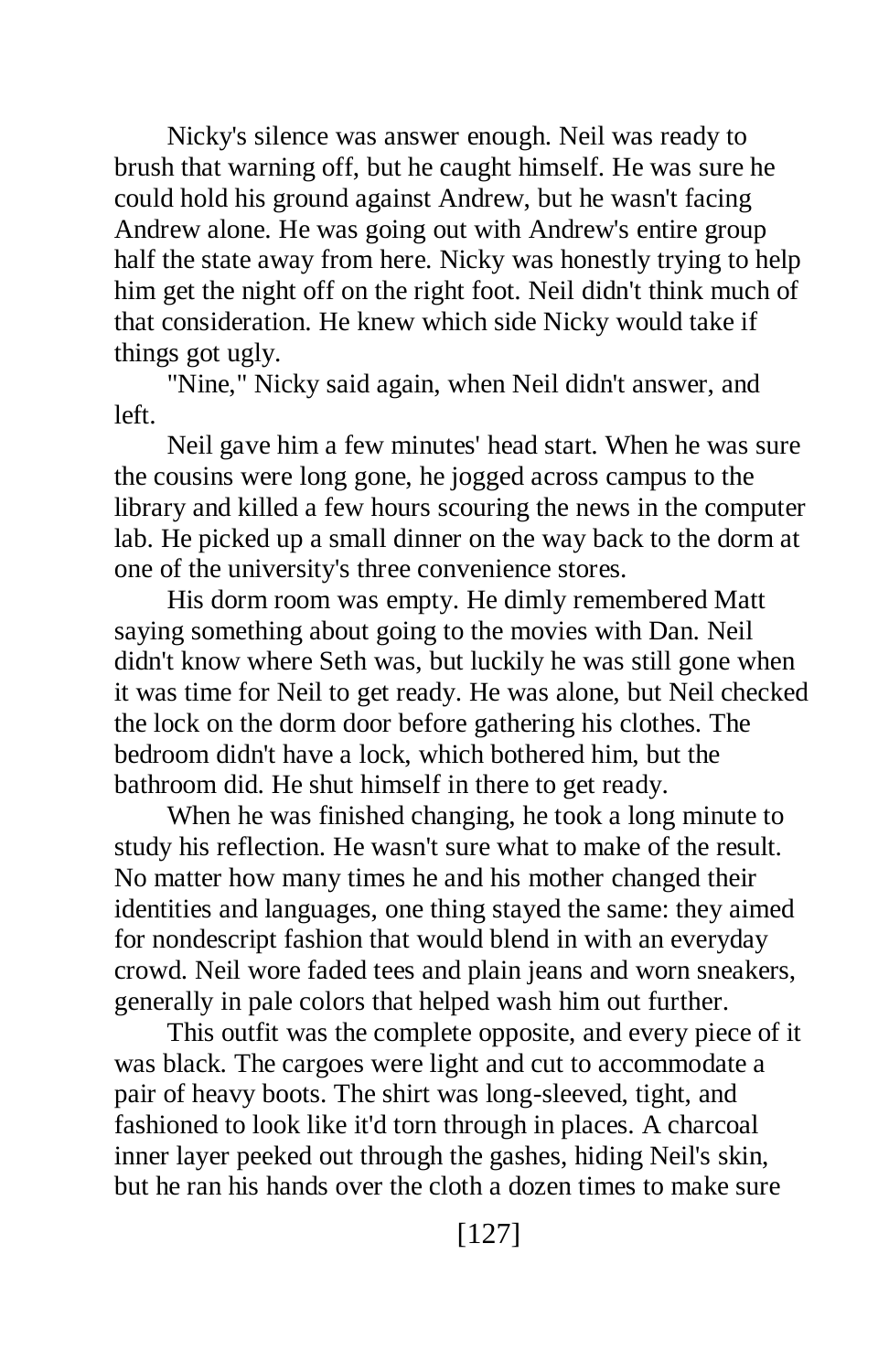Nicky's silence was answer enough. Neil was ready to brush that warning off, but he caught himself. He was sure he could hold his ground against Andrew, but he wasn't facing Andrew alone. He was going out with Andrew's entire group half the state away from here. Nicky was honestly trying to help him get the night off on the right foot. Neil didn't think much of that consideration. He knew which side Nicky would take if things got ugly.

"Nine," Nicky said again, when Neil didn't answer, and left.

Neil gave him a few minutes' head start. When he was sure the cousins were long gone, he jogged across campus to the library and killed a few hours scouring the news in the computer lab. He picked up a small dinner on the way back to the dorm at one of the university's three convenience stores.

His dorm room was empty. He dimly remembered Matt saying something about going to the movies with Dan. Neil didn't know where Seth was, but luckily he was still gone when it was time for Neil to get ready. He was alone, but Neil checked the lock on the dorm door before gathering his clothes. The bedroom didn't have a lock, which bothered him, but the bathroom did. He shut himself in there to get ready.

When he was finished changing, he took a long minute to study his reflection. He wasn't sure what to make of the result. No matter how many times he and his mother changed their identities and languages, one thing stayed the same: they aimed for nondescript fashion that would blend in with an everyday crowd. Neil wore faded tees and plain jeans and worn sneakers, generally in pale colors that helped wash him out further.

This outfit was the complete opposite, and every piece of it was black. The cargoes were light and cut to accommodate a pair of heavy boots. The shirt was long-sleeved, tight, and fashioned to look like it'd torn through in places. A charcoal inner layer peeked out through the gashes, hiding Neil's skin, but he ran his hands over the cloth a dozen times to make sure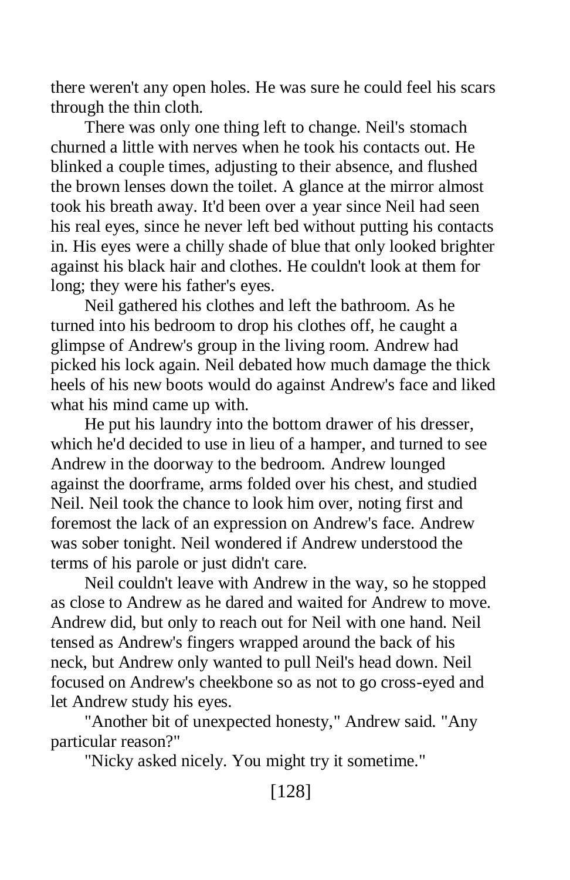there weren't any open holes. He was sure he could feel his scars through the thin cloth.

There was only one thing left to change. Neil's stomach churned a little with nerves when he took his contacts out. He blinked a couple times, adjusting to their absence, and flushed the brown lenses down the toilet. A glance at the mirror almost took his breath away. It'd been over a year since Neil had seen his real eyes, since he never left bed without putting his contacts in. His eyes were a chilly shade of blue that only looked brighter against his black hair and clothes. He couldn't look at them for long; they were his father's eyes.

Neil gathered his clothes and left the bathroom. As he turned into his bedroom to drop his clothes off, he caught a glimpse of Andrew's group in the living room. Andrew had picked his lock again. Neil debated how much damage the thick heels of his new boots would do against Andrew's face and liked what his mind came up with.

He put his laundry into the bottom drawer of his dresser, which he'd decided to use in lieu of a hamper, and turned to see Andrew in the doorway to the bedroom. Andrew lounged against the doorframe, arms folded over his chest, and studied Neil. Neil took the chance to look him over, noting first and foremost the lack of an expression on Andrew's face. Andrew was sober tonight. Neil wondered if Andrew understood the terms of his parole or just didn't care.

Neil couldn't leave with Andrew in the way, so he stopped as close to Andrew as he dared and waited for Andrew to move. Andrew did, but only to reach out for Neil with one hand. Neil tensed as Andrew's fingers wrapped around the back of his neck, but Andrew only wanted to pull Neil's head down. Neil focused on Andrew's cheekbone so as not to go cross-eyed and let Andrew study his eyes.

"Another bit of unexpected honesty," Andrew said. "Any particular reason?"

"Nicky asked nicely. You might try it sometime."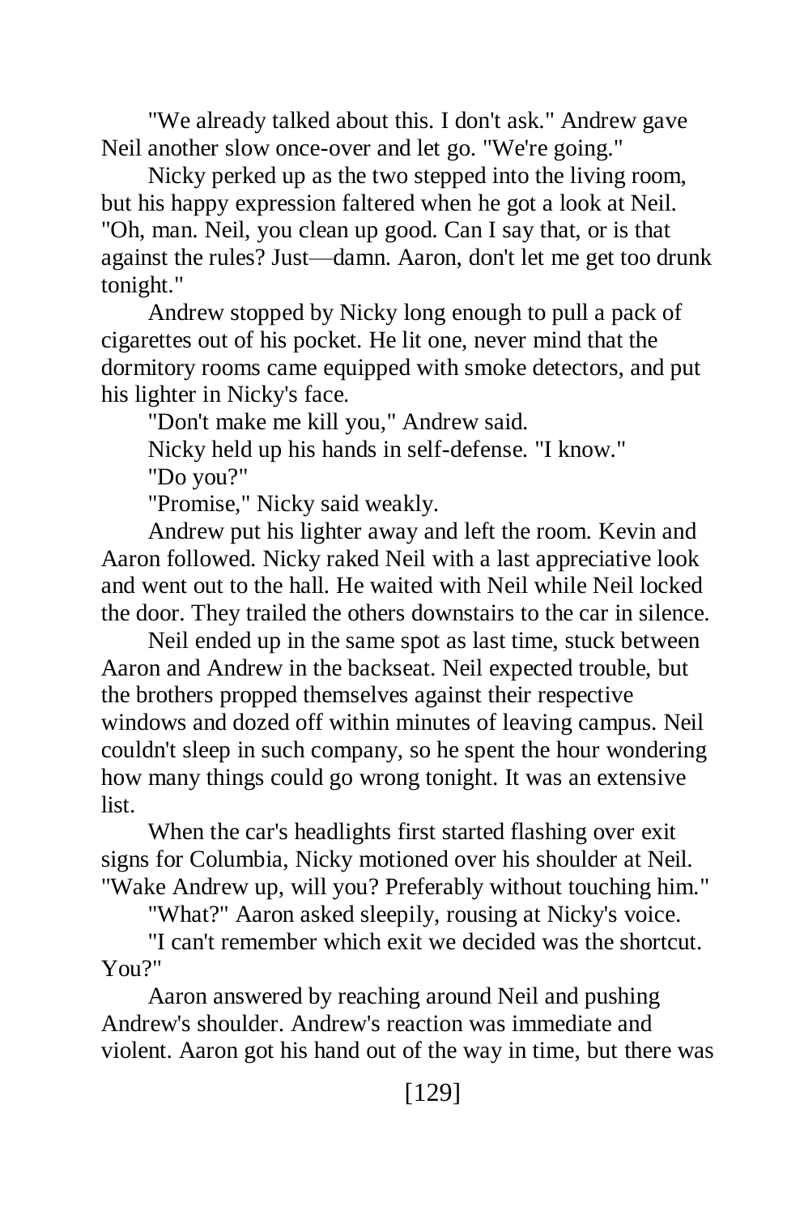"We already talked about this. I don't ask." Andrew gave Neil another slow once-over and let go. "We're going."

Nicky perked up as the two stepped into the living room, but his happy expression faltered when he got a look at Neil. "Oh, man. Neil, you clean up good. Can I say that, or is that against the rules? Just—damn. Aaron, don't let me get too drunk tonight."

Andrew stopped by Nicky long enough to pull a pack of cigarettes out of his pocket. He lit one, never mind that the dormitory rooms came equipped with smoke detectors, and put his lighter in Nicky's face.

"Don't make me kill you," Andrew said.

Nicky held up his hands in self-defense. "I know."

"Do you?"

"Promise," Nicky said weakly.

Andrew put his lighter away and left the room. Kevin and Aaron followed. Nicky raked Neil with a last appreciative look and went out to the hall. He waited with Neil while Neil locked the door. They trailed the others downstairs to the car in silence.

Neil ended up in the same spot as last time, stuck between Aaron and Andrew in the backseat. Neil expected trouble, but the brothers propped themselves against their respective windows and dozed off within minutes of leaving campus. Neil couldn't sleep in such company, so he spent the hour wondering how many things could go wrong tonight. It was an extensive list.

When the car's headlights first started flashing over exit signs for Columbia, Nicky motioned over his shoulder at Neil. "Wake Andrew up, will you? Preferably without touching him."

"What?" Aaron asked sleepily, rousing at Nicky's voice.

"I can't remember which exit we decided was the shortcut. You?"

Aaron answered by reaching around Neil and pushing Andrew's shoulder. Andrew's reaction was immediate and violent. Aaron got his hand out of the way in time, but there was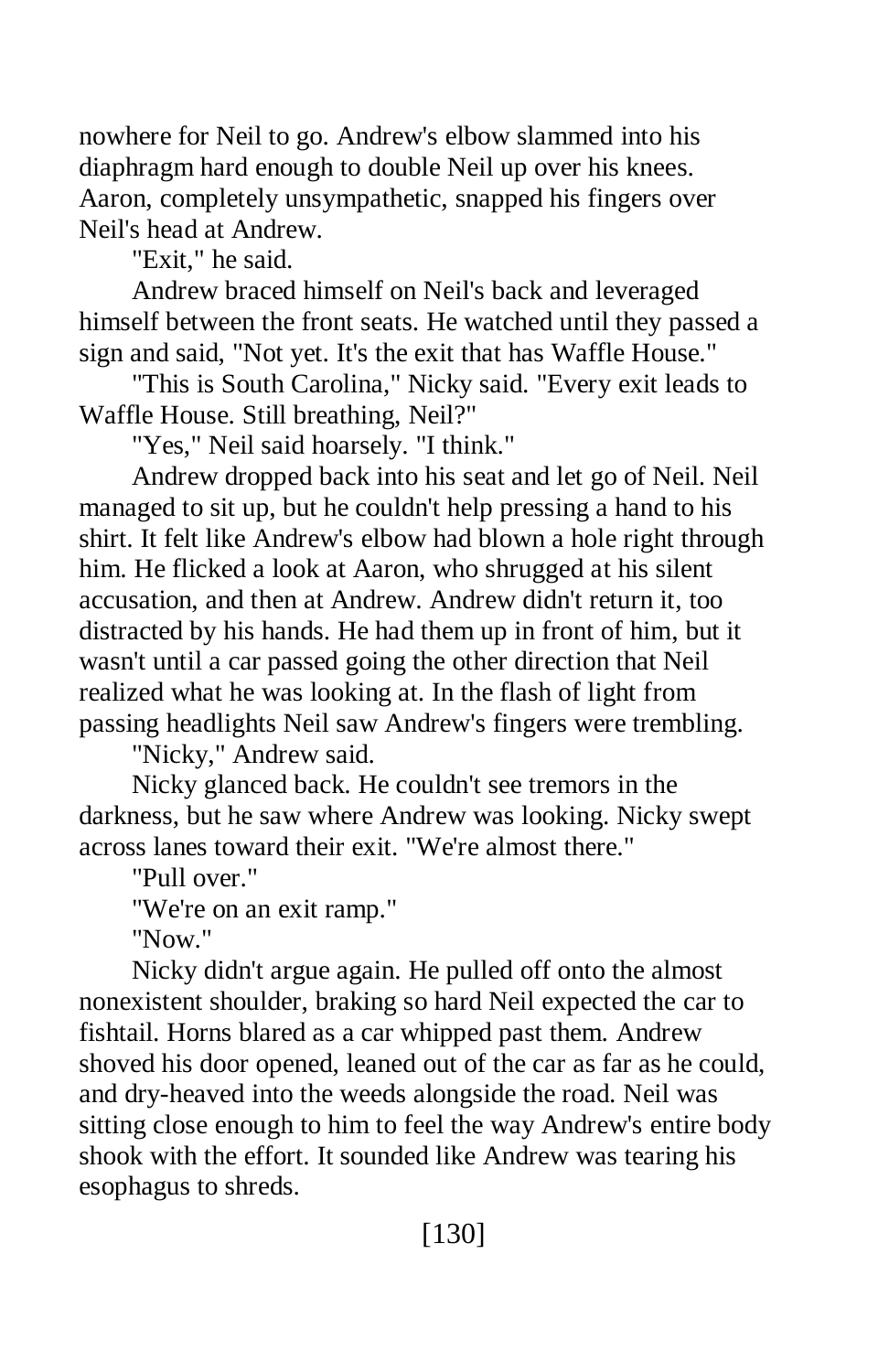nowhere for Neil to go. Andrew's elbow slammed into his diaphragm hard enough to double Neil up over his knees. Aaron, completely unsympathetic, snapped his fingers over Neil's head at Andrew.

"Exit," he said.

Andrew braced himself on Neil's back and leveraged himself between the front seats. He watched until they passed a sign and said, "Not yet. It's the exit that has Waffle House."

"This is South Carolina," Nicky said. "Every exit leads to Waffle House. Still breathing, Neil?"

"Yes," Neil said hoarsely. "I think."

Andrew dropped back into his seat and let go of Neil. Neil managed to sit up, but he couldn't help pressing a hand to his shirt. It felt like Andrew's elbow had blown a hole right through him. He flicked a look at Aaron, who shrugged at his silent accusation, and then at Andrew. Andrew didn't return it, too distracted by his hands. He had them up in front of him, but it wasn't until a car passed going the other direction that Neil realized what he was looking at. In the flash of light from passing headlights Neil saw Andrew's fingers were trembling.

"Nicky," Andrew said.

Nicky glanced back. He couldn't see tremors in the darkness, but he saw where Andrew was looking. Nicky swept across lanes toward their exit. "We're almost there."

"Pull over."

"We're on an exit ramp."

"Now."

Nicky didn't argue again. He pulled off onto the almost nonexistent shoulder, braking so hard Neil expected the car to fishtail. Horns blared as a car whipped past them. Andrew shoved his door opened, leaned out of the car as far as he could, and dry-heaved into the weeds alongside the road. Neil was sitting close enough to him to feel the way Andrew's entire body shook with the effort. It sounded like Andrew was tearing his esophagus to shreds.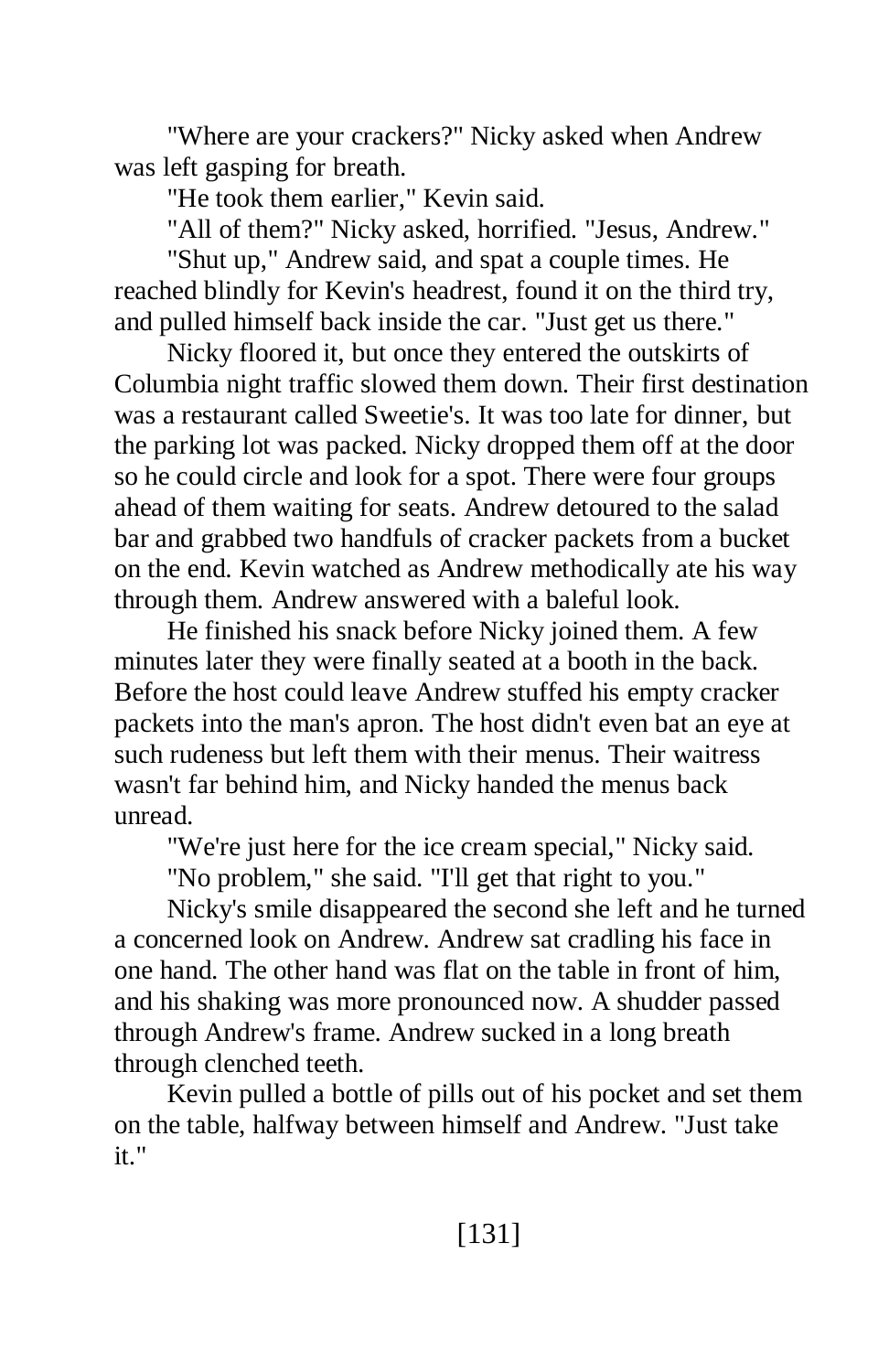"Where are your crackers?" Nicky asked when Andrew was left gasping for breath.

"He took them earlier," Kevin said.

"All of them?" Nicky asked, horrified. "Jesus, Andrew."

"Shut up," Andrew said, and spat a couple times. He reached blindly for Kevin's headrest, found it on the third try, and pulled himself back inside the car. "Just get us there."

Nicky floored it, but once they entered the outskirts of Columbia night traffic slowed them down. Their first destination was a restaurant called Sweetie's. It was too late for dinner, but the parking lot was packed. Nicky dropped them off at the door so he could circle and look for a spot. There were four groups ahead of them waiting for seats. Andrew detoured to the salad bar and grabbed two handfuls of cracker packets from a bucket on the end. Kevin watched as Andrew methodically ate his way through them. Andrew answered with a baleful look.

He finished his snack before Nicky joined them. A few minutes later they were finally seated at a booth in the back. Before the host could leave Andrew stuffed his empty cracker packets into the man's apron. The host didn't even bat an eye at such rudeness but left them with their menus. Their waitress wasn't far behind him, and Nicky handed the menus back unread.

"We're just here for the ice cream special," Nicky said.

"No problem," she said. "I'll get that right to you."

Nicky's smile disappeared the second she left and he turned a concerned look on Andrew. Andrew sat cradling his face in one hand. The other hand was flat on the table in front of him, and his shaking was more pronounced now. A shudder passed through Andrew's frame. Andrew sucked in a long breath through clenched teeth.

Kevin pulled a bottle of pills out of his pocket and set them on the table, halfway between himself and Andrew. "Just take it."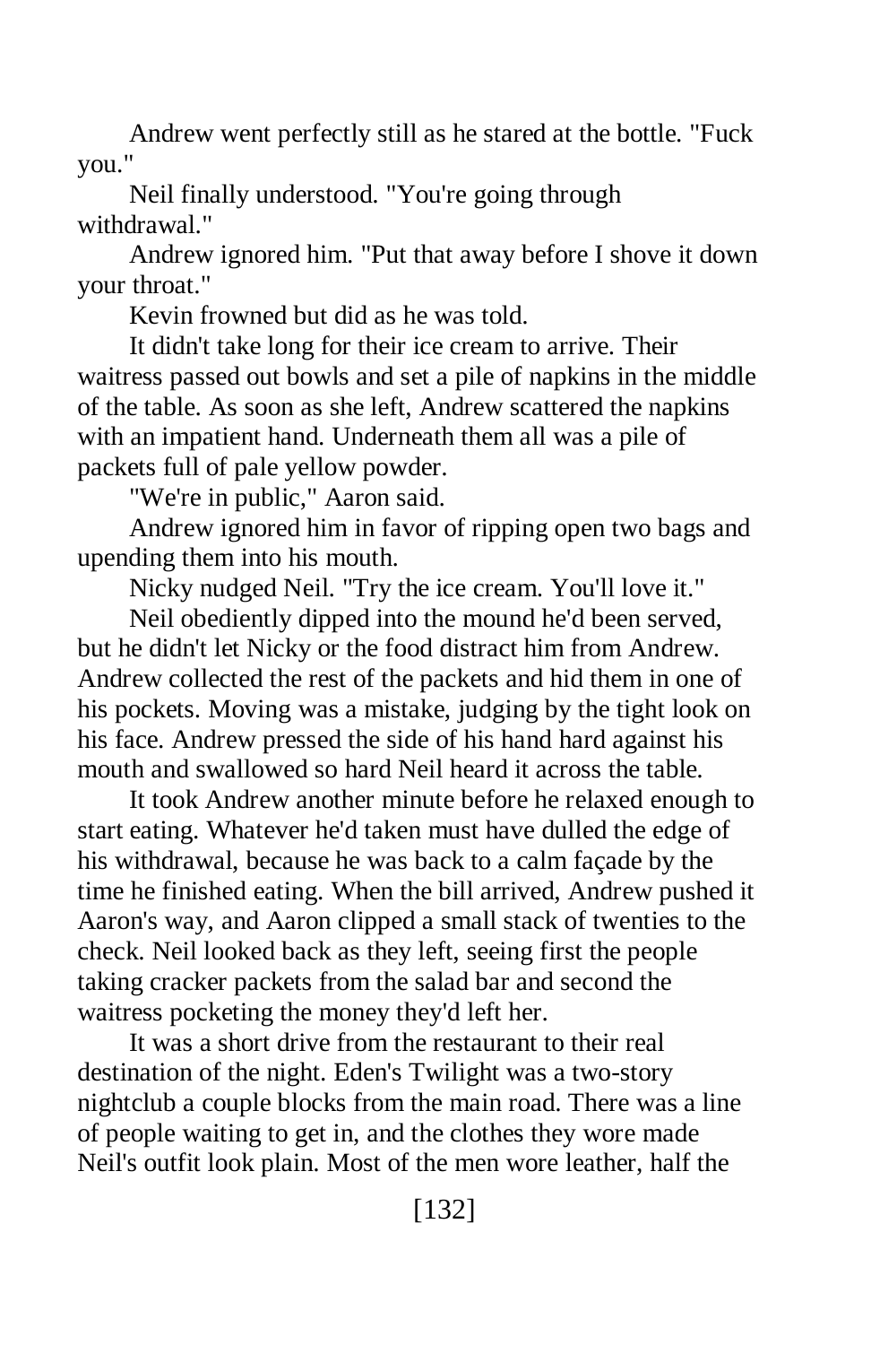Andrew went perfectly still as he stared at the bottle. "Fuck you."

Neil finally understood. "You're going through withdrawal."

Andrew ignored him. "Put that away before I shove it down your throat."

Kevin frowned but did as he was told.

It didn't take long for their ice cream to arrive. Their waitress passed out bowls and set a pile of napkins in the middle of the table. As soon as she left, Andrew scattered the napkins with an impatient hand. Underneath them all was a pile of packets full of pale yellow powder.

"We're in public," Aaron said.

Andrew ignored him in favor of ripping open two bags and upending them into his mouth.

Nicky nudged Neil. "Try the ice cream. You'll love it."

Neil obediently dipped into the mound he'd been served, but he didn't let Nicky or the food distract him from Andrew. Andrew collected the rest of the packets and hid them in one of his pockets. Moving was a mistake, judging by the tight look on his face. Andrew pressed the side of his hand hard against his mouth and swallowed so hard Neil heard it across the table.

It took Andrew another minute before he relaxed enough to start eating. Whatever he'd taken must have dulled the edge of his withdrawal, because he was back to a calm façade by the time he finished eating. When the bill arrived, Andrew pushed it Aaron's way, and Aaron clipped a small stack of twenties to the check. Neil looked back as they left, seeing first the people taking cracker packets from the salad bar and second the waitress pocketing the money they'd left her.

It was a short drive from the restaurant to their real destination of the night. Eden's Twilight was a two-story nightclub a couple blocks from the main road. There was a line of people waiting to get in, and the clothes they wore made Neil's outfit look plain. Most of the men wore leather, half the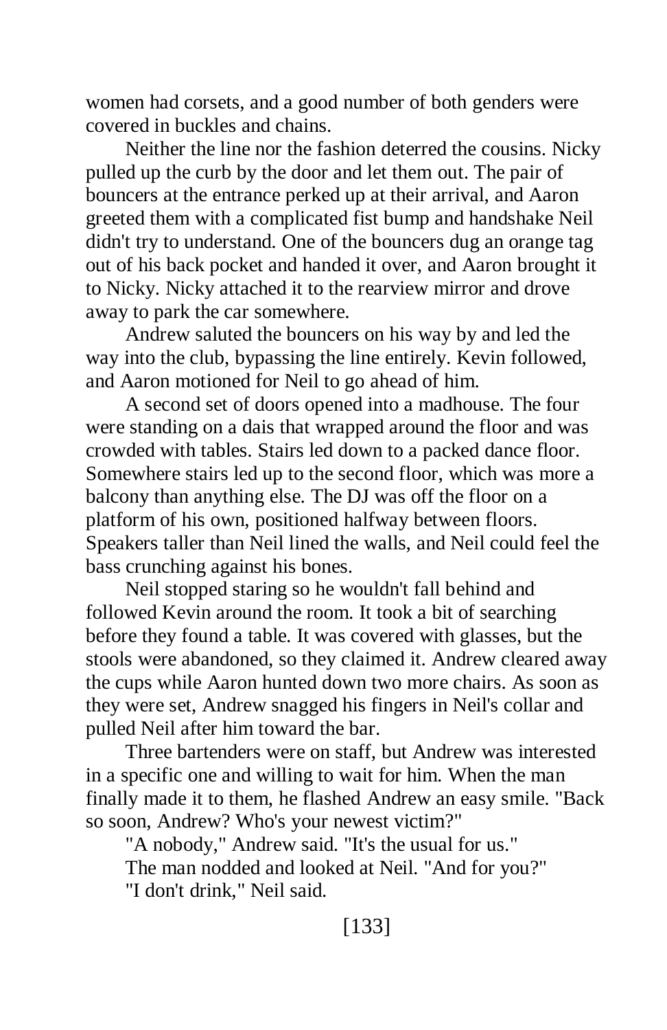women had corsets, and a good number of both genders were covered in buckles and chains.

Neither the line nor the fashion deterred the cousins. Nicky pulled up the curb by the door and let them out. The pair of bouncers at the entrance perked up at their arrival, and Aaron greeted them with a complicated fist bump and handshake Neil didn't try to understand. One of the bouncers dug an orange tag out of his back pocket and handed it over, and Aaron brought it to Nicky. Nicky attached it to the rearview mirror and drove away to park the car somewhere.

Andrew saluted the bouncers on his way by and led the way into the club, bypassing the line entirely. Kevin followed, and Aaron motioned for Neil to go ahead of him.

A second set of doors opened into a madhouse. The four were standing on a dais that wrapped around the floor and was crowded with tables. Stairs led down to a packed dance floor. Somewhere stairs led up to the second floor, which was more a balcony than anything else. The DJ was off the floor on a platform of his own, positioned halfway between floors. Speakers taller than Neil lined the walls, and Neil could feel the bass crunching against his bones.

Neil stopped staring so he wouldn't fall behind and followed Kevin around the room. It took a bit of searching before they found a table. It was covered with glasses, but the stools were abandoned, so they claimed it. Andrew cleared away the cups while Aaron hunted down two more chairs. As soon as they were set, Andrew snagged his fingers in Neil's collar and pulled Neil after him toward the bar.

Three bartenders were on staff, but Andrew was interested in a specific one and willing to wait for him. When the man finally made it to them, he flashed Andrew an easy smile. "Back so soon, Andrew? Who's your newest victim?"

"A nobody," Andrew said. "It's the usual for us."

The man nodded and looked at Neil. "And for you?"

"I don't drink," Neil said.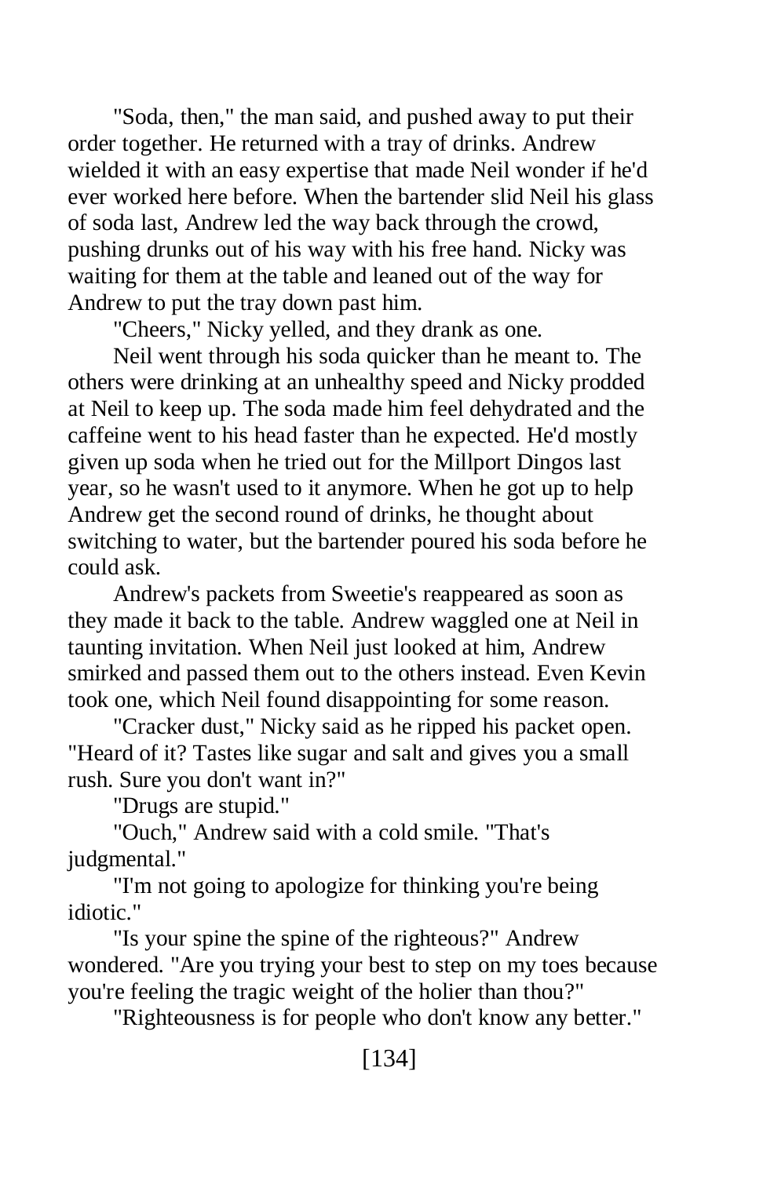"Soda, then," the man said, and pushed away to put their order together. He returned with a tray of drinks. Andrew wielded it with an easy expertise that made Neil wonder if he'd ever worked here before. When the bartender slid Neil his glass of soda last, Andrew led the way back through the crowd, pushing drunks out of his way with his free hand. Nicky was waiting for them at the table and leaned out of the way for Andrew to put the tray down past him.

"Cheers," Nicky yelled, and they drank as one.

Neil went through his soda quicker than he meant to. The others were drinking at an unhealthy speed and Nicky prodded at Neil to keep up. The soda made him feel dehydrated and the caffeine went to his head faster than he expected. He'd mostly given up soda when he tried out for the Millport Dingos last year, so he wasn't used to it anymore. When he got up to help Andrew get the second round of drinks, he thought about switching to water, but the bartender poured his soda before he could ask.

Andrew's packets from Sweetie's reappeared as soon as they made it back to the table. Andrew waggled one at Neil in taunting invitation. When Neil just looked at him, Andrew smirked and passed them out to the others instead. Even Kevin took one, which Neil found disappointing for some reason.

"Cracker dust," Nicky said as he ripped his packet open. "Heard of it? Tastes like sugar and salt and gives you a small rush. Sure you don't want in?"

"Drugs are stupid."

"Ouch," Andrew said with a cold smile. "That's judgmental."

"I'm not going to apologize for thinking you're being idiotic."

"Is your spine the spine of the righteous?" Andrew wondered. "Are you trying your best to step on my toes because you're feeling the tragic weight of the holier than thou?"

"Righteousness is for people who don't know any better."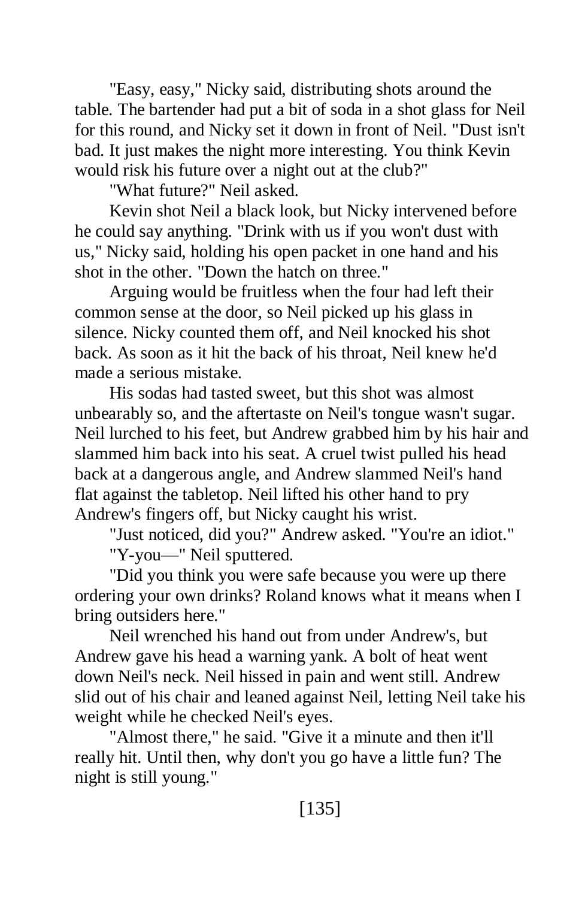"Easy, easy," Nicky said, distributing shots around the table. The bartender had put a bit of soda in a shot glass for Neil for this round, and Nicky set it down in front of Neil. "Dust isn't bad. It just makes the night more interesting. You think Kevin would risk his future over a night out at the club?"

"What future?" Neil asked.

Kevin shot Neil a black look, but Nicky intervened before he could say anything. "Drink with us if you won't dust with us," Nicky said, holding his open packet in one hand and his shot in the other. "Down the hatch on three."

Arguing would be fruitless when the four had left their common sense at the door, so Neil picked up his glass in silence. Nicky counted them off, and Neil knocked his shot back. As soon as it hit the back of his throat, Neil knew he'd made a serious mistake.

His sodas had tasted sweet, but this shot was almost unbearably so, and the aftertaste on Neil's tongue wasn't sugar. Neil lurched to his feet, but Andrew grabbed him by his hair and slammed him back into his seat. A cruel twist pulled his head back at a dangerous angle, and Andrew slammed Neil's hand flat against the tabletop. Neil lifted his other hand to pry Andrew's fingers off, but Nicky caught his wrist.

"Just noticed, did you?" Andrew asked. "You're an idiot."

"Y-you—" Neil sputtered.

"Did you think you were safe because you were up there ordering your own drinks? Roland knows what it means when I bring outsiders here."

Neil wrenched his hand out from under Andrew's, but Andrew gave his head a warning yank. A bolt of heat went down Neil's neck. Neil hissed in pain and went still. Andrew slid out of his chair and leaned against Neil, letting Neil take his weight while he checked Neil's eyes.

"Almost there," he said. "Give it a minute and then it'll really hit. Until then, why don't you go have a little fun? The night is still young."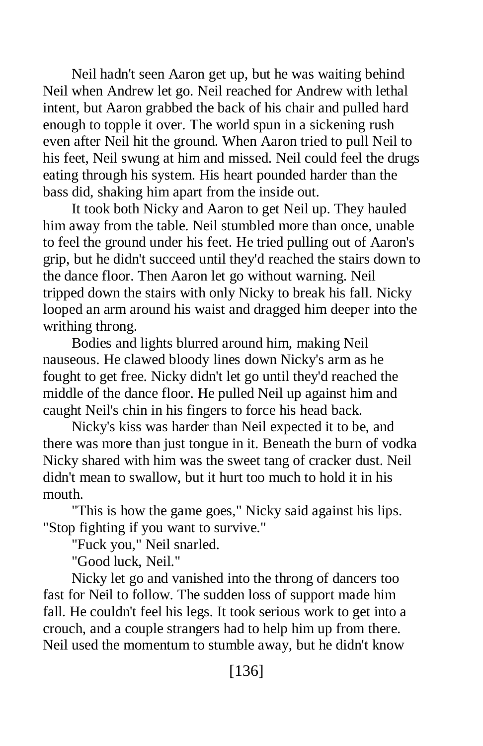Neil hadn't seen Aaron get up, but he was waiting behind Neil when Andrew let go. Neil reached for Andrew with lethal intent, but Aaron grabbed the back of his chair and pulled hard enough to topple it over. The world spun in a sickening rush even after Neil hit the ground. When Aaron tried to pull Neil to his feet, Neil swung at him and missed. Neil could feel the drugs eating through his system. His heart pounded harder than the bass did, shaking him apart from the inside out.

It took both Nicky and Aaron to get Neil up. They hauled him away from the table. Neil stumbled more than once, unable to feel the ground under his feet. He tried pulling out of Aaron's grip, but he didn't succeed until they'd reached the stairs down to the dance floor. Then Aaron let go without warning. Neil tripped down the stairs with only Nicky to break his fall. Nicky looped an arm around his waist and dragged him deeper into the writhing throng.

Bodies and lights blurred around him, making Neil nauseous. He clawed bloody lines down Nicky's arm as he fought to get free. Nicky didn't let go until they'd reached the middle of the dance floor. He pulled Neil up against him and caught Neil's chin in his fingers to force his head back.

Nicky's kiss was harder than Neil expected it to be, and there was more than just tongue in it. Beneath the burn of vodka Nicky shared with him was the sweet tang of cracker dust. Neil didn't mean to swallow, but it hurt too much to hold it in his mouth.

"This is how the game goes," Nicky said against his lips. "Stop fighting if you want to survive."

"Fuck you," Neil snarled.

"Good luck, Neil."

Nicky let go and vanished into the throng of dancers too fast for Neil to follow. The sudden loss of support made him fall. He couldn't feel his legs. It took serious work to get into a crouch, and a couple strangers had to help him up from there. Neil used the momentum to stumble away, but he didn't know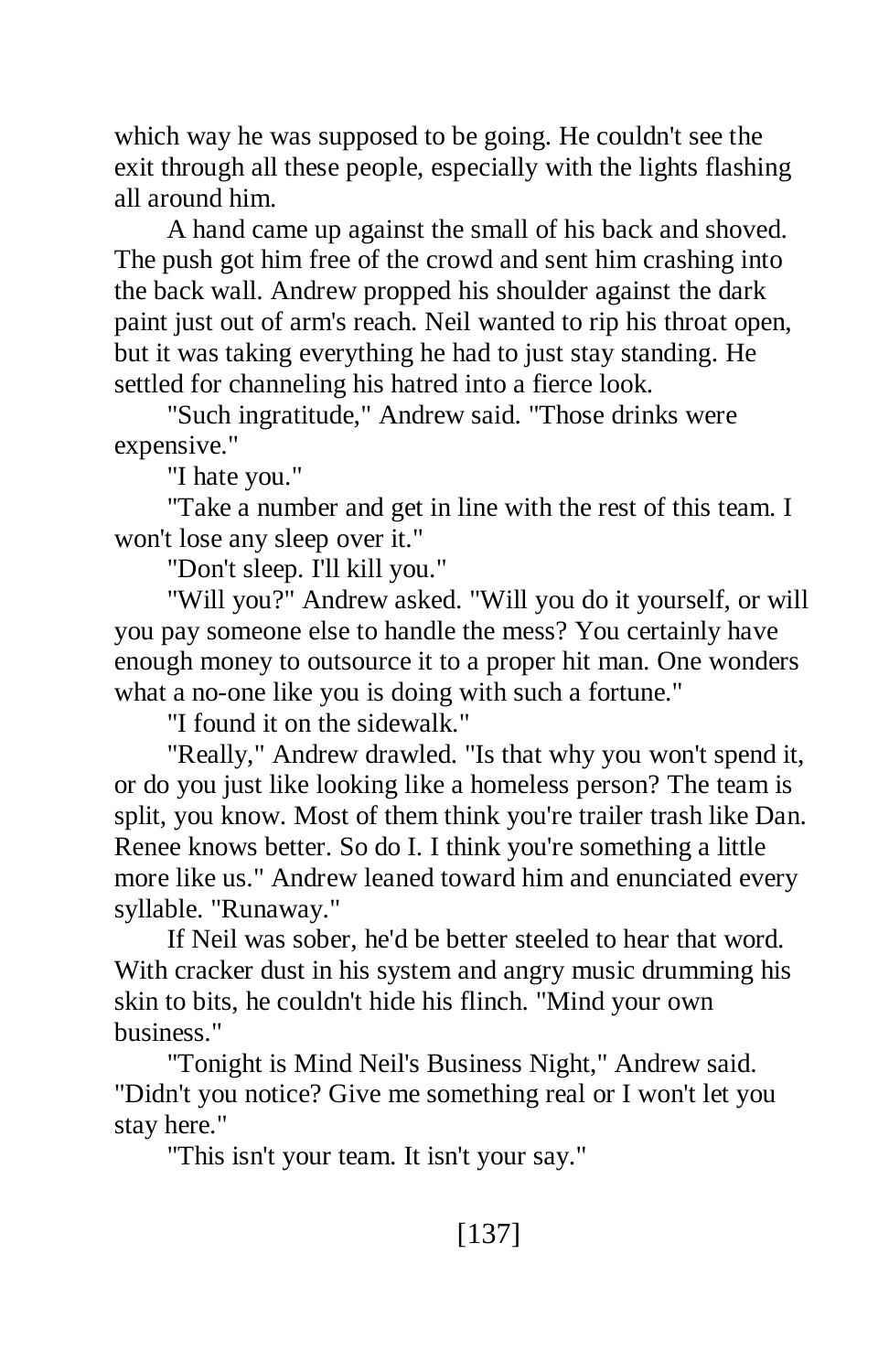which way he was supposed to be going. He couldn't see the exit through all these people, especially with the lights flashing all around him.

A hand came up against the small of his back and shoved. The push got him free of the crowd and sent him crashing into the back wall. Andrew propped his shoulder against the dark paint just out of arm's reach. Neil wanted to rip his throat open, but it was taking everything he had to just stay standing. He settled for channeling his hatred into a fierce look.

"Such ingratitude," Andrew said. "Those drinks were expensive."

"I hate you."

"Take a number and get in line with the rest of this team. I won't lose any sleep over it."

"Don't sleep. I'll kill you."

"Will you?" Andrew asked. "Will you do it yourself, or will you pay someone else to handle the mess? You certainly have enough money to outsource it to a proper hit man. One wonders what a no-one like you is doing with such a fortune."

"I found it on the sidewalk."

"Really," Andrew drawled. "Is that why you won't spend it, or do you just like looking like a homeless person? The team is split, you know. Most of them think you're trailer trash like Dan. Renee knows better. So do I. I think you're something a little more like us." Andrew leaned toward him and enunciated every syllable. "Runaway."

If Neil was sober, he'd be better steeled to hear that word. With cracker dust in his system and angry music drumming his skin to bits, he couldn't hide his flinch. "Mind your own business."

"Tonight is Mind Neil's Business Night," Andrew said. "Didn't you notice? Give me something real or I won't let you stay here."

"This isn't your team. It isn't your say."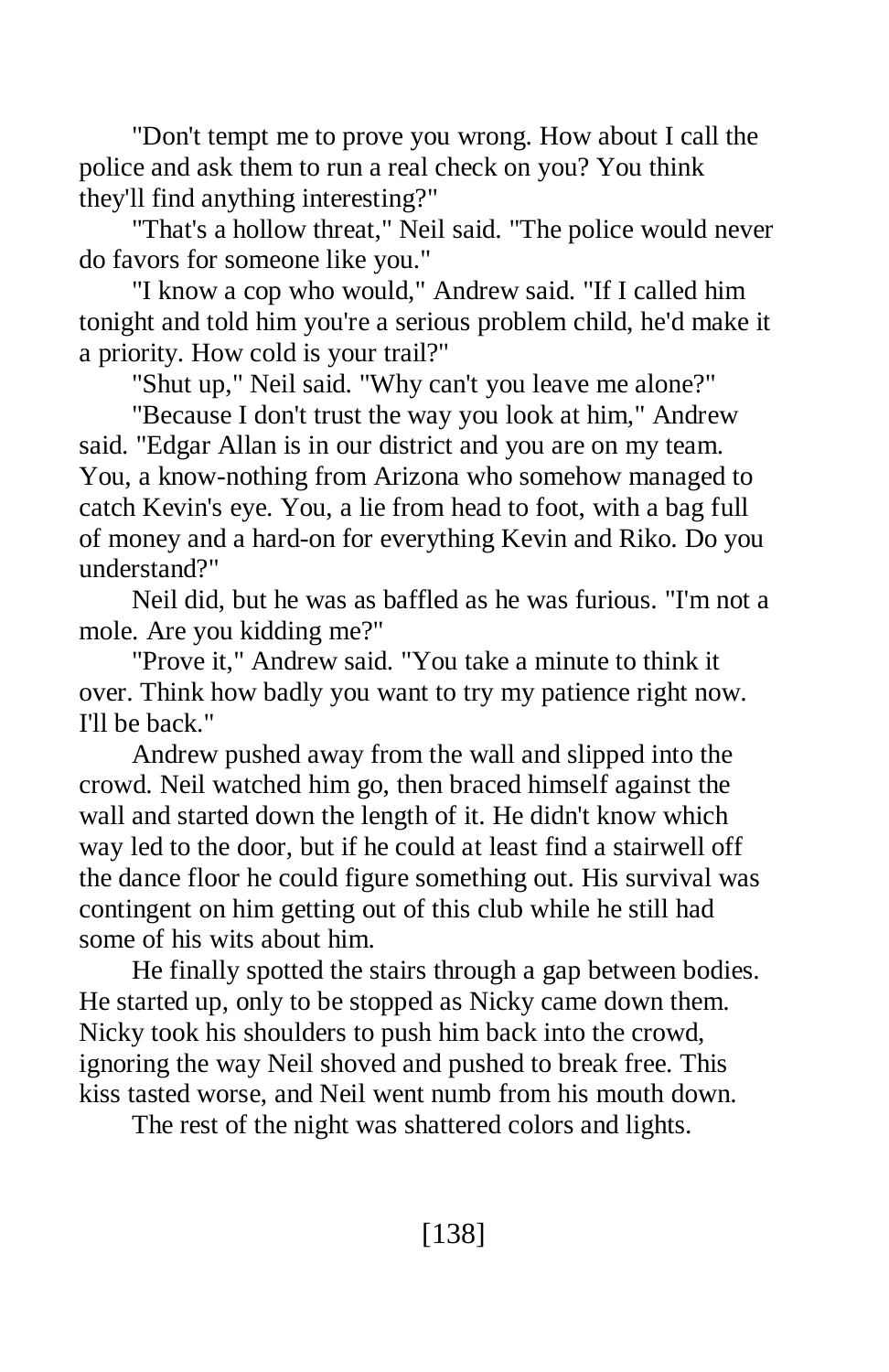"Don't tempt me to prove you wrong. How about I call the police and ask them to run a real check on you? You think they'll find anything interesting?"

"That's a hollow threat," Neil said. "The police would never do favors for someone like you."

"I know a cop who would," Andrew said. "If I called him tonight and told him you're a serious problem child, he'd make it a priority. How cold is your trail?"

"Shut up," Neil said. "Why can't you leave me alone?"

"Because I don't trust the way you look at him," Andrew said. "Edgar Allan is in our district and you are on my team. You, a know-nothing from Arizona who somehow managed to catch Kevin's eye. You, a lie from head to foot, with a bag full of money and a hard-on for everything Kevin and Riko. Do you understand?"

Neil did, but he was as baffled as he was furious. "I'm not a mole. Are you kidding me?"

"Prove it," Andrew said. "You take a minute to think it over. Think how badly you want to try my patience right now. I'll be back."

Andrew pushed away from the wall and slipped into the crowd. Neil watched him go, then braced himself against the wall and started down the length of it. He didn't know which way led to the door, but if he could at least find a stairwell off the dance floor he could figure something out. His survival was contingent on him getting out of this club while he still had some of his wits about him.

He finally spotted the stairs through a gap between bodies. He started up, only to be stopped as Nicky came down them. Nicky took his shoulders to push him back into the crowd, ignoring the way Neil shoved and pushed to break free. This kiss tasted worse, and Neil went numb from his mouth down.

The rest of the night was shattered colors and lights.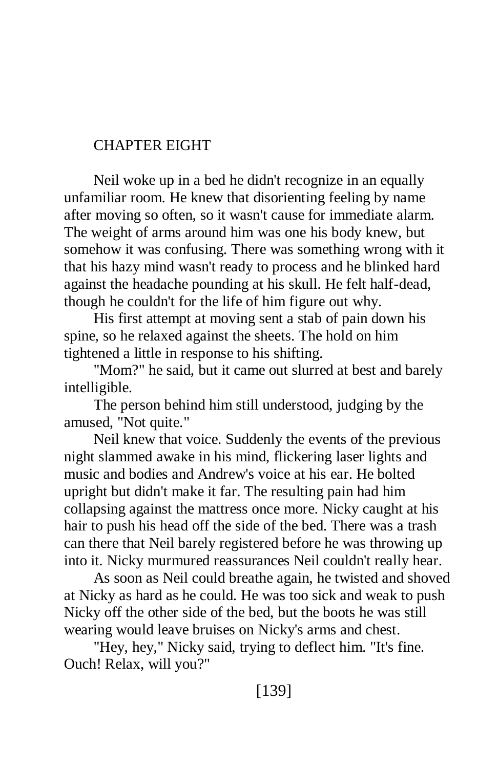# CHAPTER EIGHT

Neil woke up in a bed he didn't recognize in an equally unfamiliar room. He knew that disorienting feeling by name after moving so often, so it wasn't cause for immediate alarm. The weight of arms around him was one his body knew, but somehow it was confusing. There was something wrong with it that his hazy mind wasn't ready to process and he blinked hard against the headache pounding at his skull. He felt half-dead, though he couldn't for the life of him figure out why.

His first attempt at moving sent a stab of pain down his spine, so he relaxed against the sheets. The hold on him tightened a little in response to his shifting.

"Mom?" he said, but it came out slurred at best and barely intelligible.

The person behind him still understood, judging by the amused, "Not quite."

Neil knew that voice. Suddenly the events of the previous night slammed awake in his mind, flickering laser lights and music and bodies and Andrew's voice at his ear. He bolted upright but didn't make it far. The resulting pain had him collapsing against the mattress once more. Nicky caught at his hair to push his head off the side of the bed. There was a trash can there that Neil barely registered before he was throwing up into it. Nicky murmured reassurances Neil couldn't really hear.

As soon as Neil could breathe again, he twisted and shoved at Nicky as hard as he could. He was too sick and weak to push Nicky off the other side of the bed, but the boots he was still wearing would leave bruises on Nicky's arms and chest.

"Hey, hey," Nicky said, trying to deflect him. "It's fine. Ouch! Relax, will you?"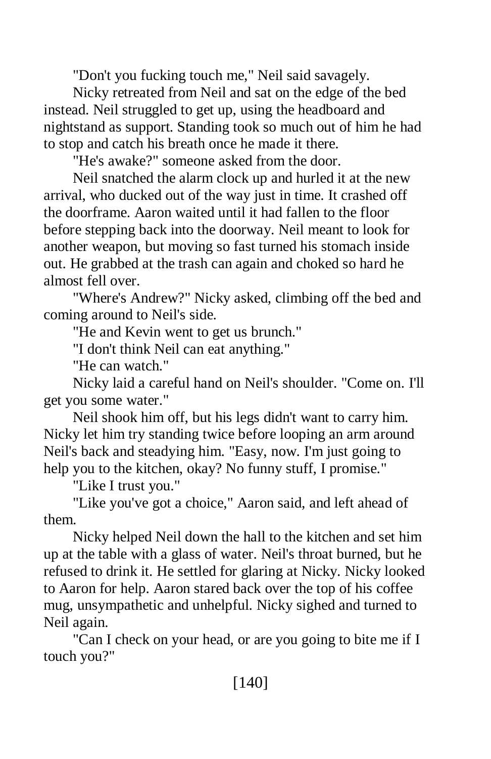"Don't you fucking touch me," Neil said savagely.

Nicky retreated from Neil and sat on the edge of the bed instead. Neil struggled to get up, using the headboard and nightstand as support. Standing took so much out of him he had to stop and catch his breath once he made it there.

"He's awake?" someone asked from the door.

Neil snatched the alarm clock up and hurled it at the new arrival, who ducked out of the way just in time. It crashed off the doorframe. Aaron waited until it had fallen to the floor before stepping back into the doorway. Neil meant to look for another weapon, but moving so fast turned his stomach inside out. He grabbed at the trash can again and choked so hard he almost fell over.

"Where's Andrew?" Nicky asked, climbing off the bed and coming around to Neil's side.

"He and Kevin went to get us brunch."

"I don't think Neil can eat anything."

"He can watch."

Nicky laid a careful hand on Neil's shoulder. "Come on. I'll get you some water."

Neil shook him off, but his legs didn't want to carry him. Nicky let him try standing twice before looping an arm around Neil's back and steadying him. "Easy, now. I'm just going to help you to the kitchen, okay? No funny stuff, I promise."

"Like I trust you."

"Like you've got a choice," Aaron said, and left ahead of them.

Nicky helped Neil down the hall to the kitchen and set him up at the table with a glass of water. Neil's throat burned, but he refused to drink it. He settled for glaring at Nicky. Nicky looked to Aaron for help. Aaron stared back over the top of his coffee mug, unsympathetic and unhelpful. Nicky sighed and turned to Neil again.

"Can I check on your head, or are you going to bite me if I touch you?"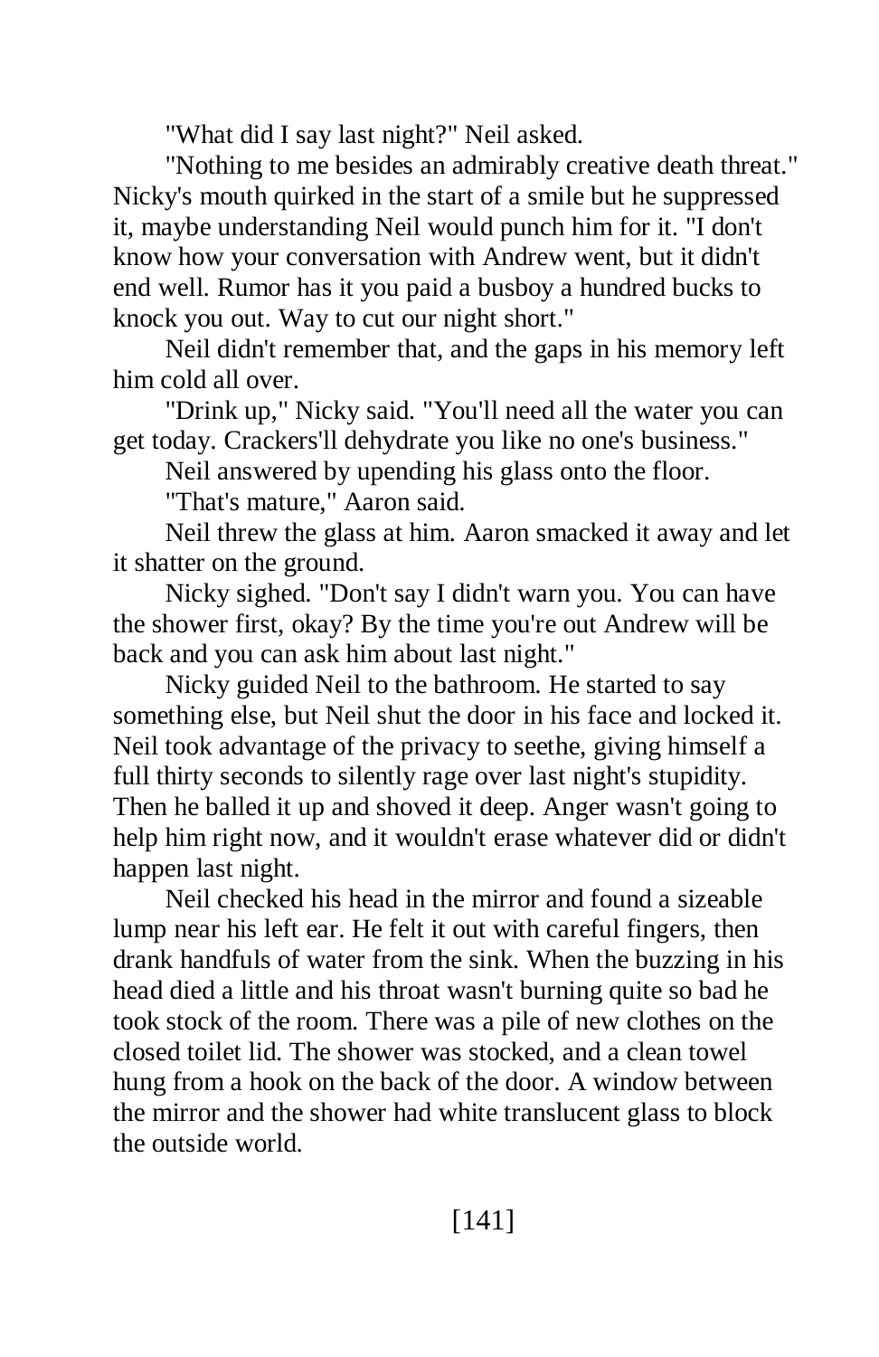"What did I say last night?" Neil asked.

"Nothing to me besides an admirably creative death threat." Nicky's mouth quirked in the start of a smile but he suppressed it, maybe understanding Neil would punch him for it. "I don't know how your conversation with Andrew went, but it didn't end well. Rumor has it you paid a busboy a hundred bucks to knock you out. Way to cut our night short."

Neil didn't remember that, and the gaps in his memory left him cold all over.

"Drink up," Nicky said. "You'll need all the water you can get today. Crackers'll dehydrate you like no one's business."

Neil answered by upending his glass onto the floor.

"That's mature," Aaron said.

Neil threw the glass at him. Aaron smacked it away and let it shatter on the ground.

Nicky sighed. "Don't say I didn't warn you. You can have the shower first, okay? By the time you're out Andrew will be back and you can ask him about last night."

Nicky guided Neil to the bathroom. He started to say something else, but Neil shut the door in his face and locked it. Neil took advantage of the privacy to seethe, giving himself a full thirty seconds to silently rage over last night's stupidity. Then he balled it up and shoved it deep. Anger wasn't going to help him right now, and it wouldn't erase whatever did or didn't happen last night.

Neil checked his head in the mirror and found a sizeable lump near his left ear. He felt it out with careful fingers, then drank handfuls of water from the sink. When the buzzing in his head died a little and his throat wasn't burning quite so bad he took stock of the room. There was a pile of new clothes on the closed toilet lid. The shower was stocked, and a clean towel hung from a hook on the back of the door. A window between the mirror and the shower had white translucent glass to block the outside world.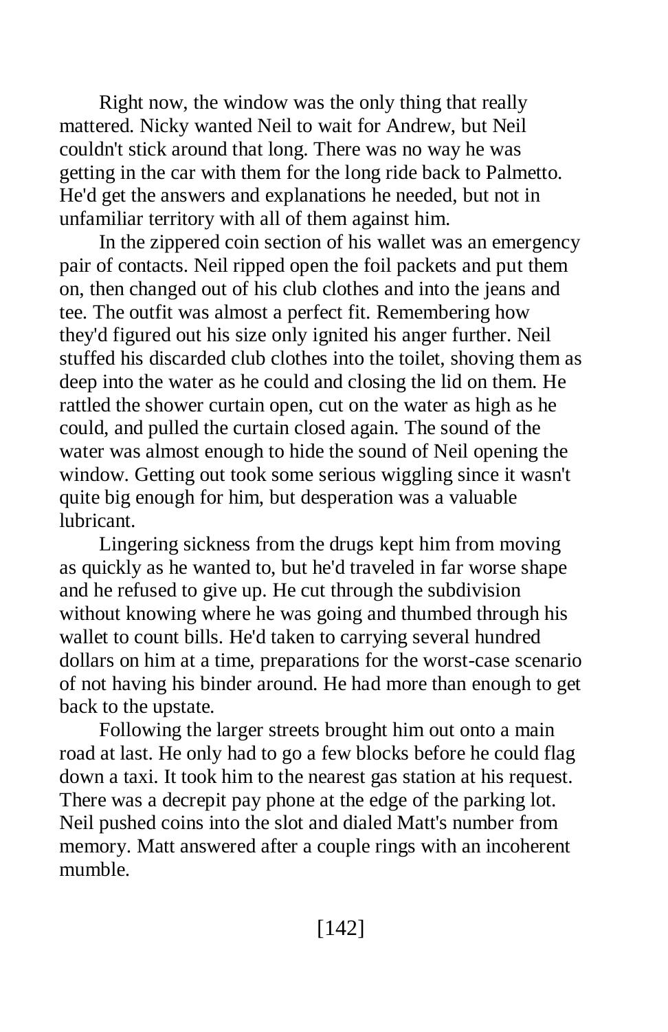Right now, the window was the only thing that really mattered. Nicky wanted Neil to wait for Andrew, but Neil couldn't stick around that long. There was no way he was getting in the car with them for the long ride back to Palmetto. He'd get the answers and explanations he needed, but not in unfamiliar territory with all of them against him.

In the zippered coin section of his wallet was an emergency pair of contacts. Neil ripped open the foil packets and put them on, then changed out of his club clothes and into the jeans and tee. The outfit was almost a perfect fit. Remembering how they'd figured out his size only ignited his anger further. Neil stuffed his discarded club clothes into the toilet, shoving them as deep into the water as he could and closing the lid on them. He rattled the shower curtain open, cut on the water as high as he could, and pulled the curtain closed again. The sound of the water was almost enough to hide the sound of Neil opening the window. Getting out took some serious wiggling since it wasn't quite big enough for him, but desperation was a valuable lubricant.

Lingering sickness from the drugs kept him from moving as quickly as he wanted to, but he'd traveled in far worse shape and he refused to give up. He cut through the subdivision without knowing where he was going and thumbed through his wallet to count bills. He'd taken to carrying several hundred dollars on him at a time, preparations for the worst-case scenario of not having his binder around. He had more than enough to get back to the upstate.

Following the larger streets brought him out onto a main road at last. He only had to go a few blocks before he could flag down a taxi. It took him to the nearest gas station at his request. There was a decrepit pay phone at the edge of the parking lot. Neil pushed coins into the slot and dialed Matt's number from memory. Matt answered after a couple rings with an incoherent mumble.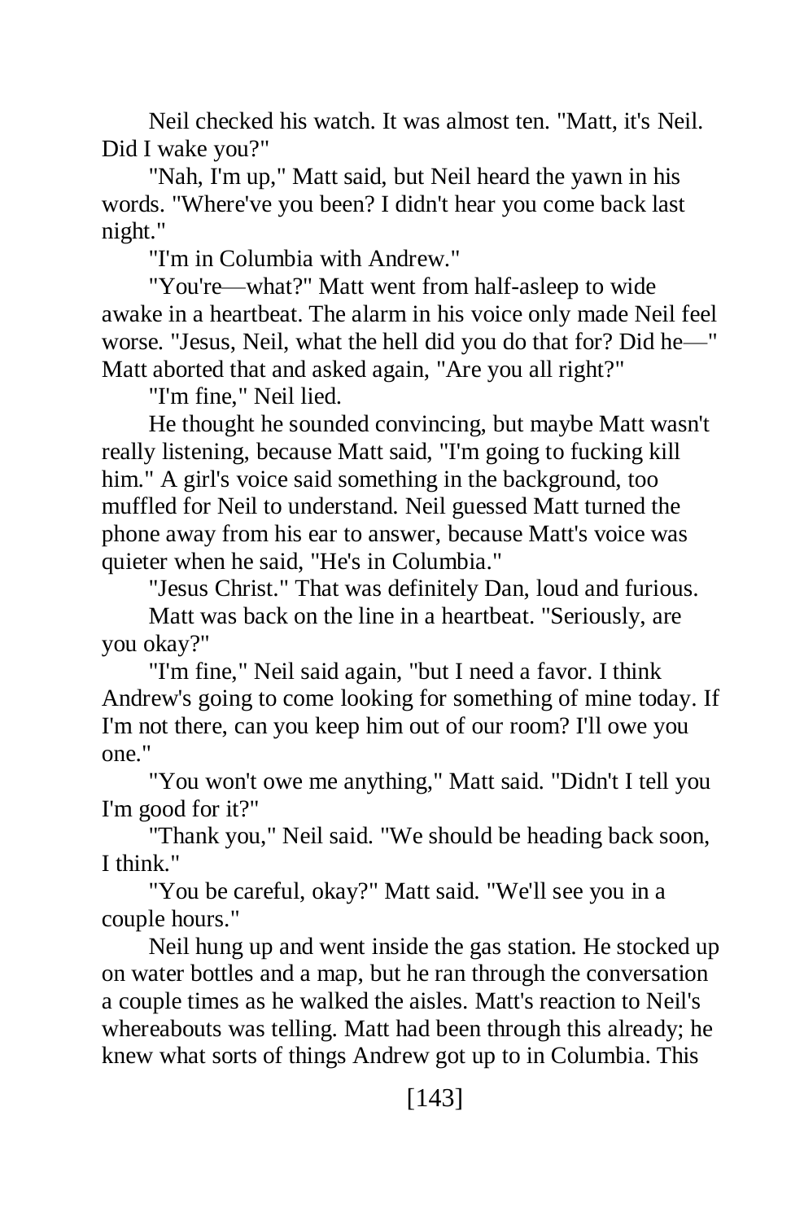Neil checked his watch. It was almost ten. "Matt, it's Neil. Did I wake you?"

"Nah, I'm up," Matt said, but Neil heard the yawn in his words. "Where've you been? I didn't hear you come back last night."

"I'm in Columbia with Andrew."

"You're—what?" Matt went from half-asleep to wide awake in a heartbeat. The alarm in his voice only made Neil feel worse. "Jesus, Neil, what the hell did you do that for? Did he—" Matt aborted that and asked again, "Are you all right?"

"I'm fine," Neil lied.

He thought he sounded convincing, but maybe Matt wasn't really listening, because Matt said, "I'm going to fucking kill him." A girl's voice said something in the background, too muffled for Neil to understand. Neil guessed Matt turned the phone away from his ear to answer, because Matt's voice was quieter when he said, "He's in Columbia."

"Jesus Christ." That was definitely Dan, loud and furious.

Matt was back on the line in a heartbeat. "Seriously, are you okay?"

"I'm fine," Neil said again, "but I need a favor. I think Andrew's going to come looking for something of mine today. If I'm not there, can you keep him out of our room? I'll owe you one."

"You won't owe me anything," Matt said. "Didn't I tell you I'm good for it?"

"Thank you," Neil said. "We should be heading back soon, I think."

"You be careful, okay?" Matt said. "We'll see you in a couple hours."

Neil hung up and went inside the gas station. He stocked up on water bottles and a map, but he ran through the conversation a couple times as he walked the aisles. Matt's reaction to Neil's whereabouts was telling. Matt had been through this already; he knew what sorts of things Andrew got up to in Columbia. This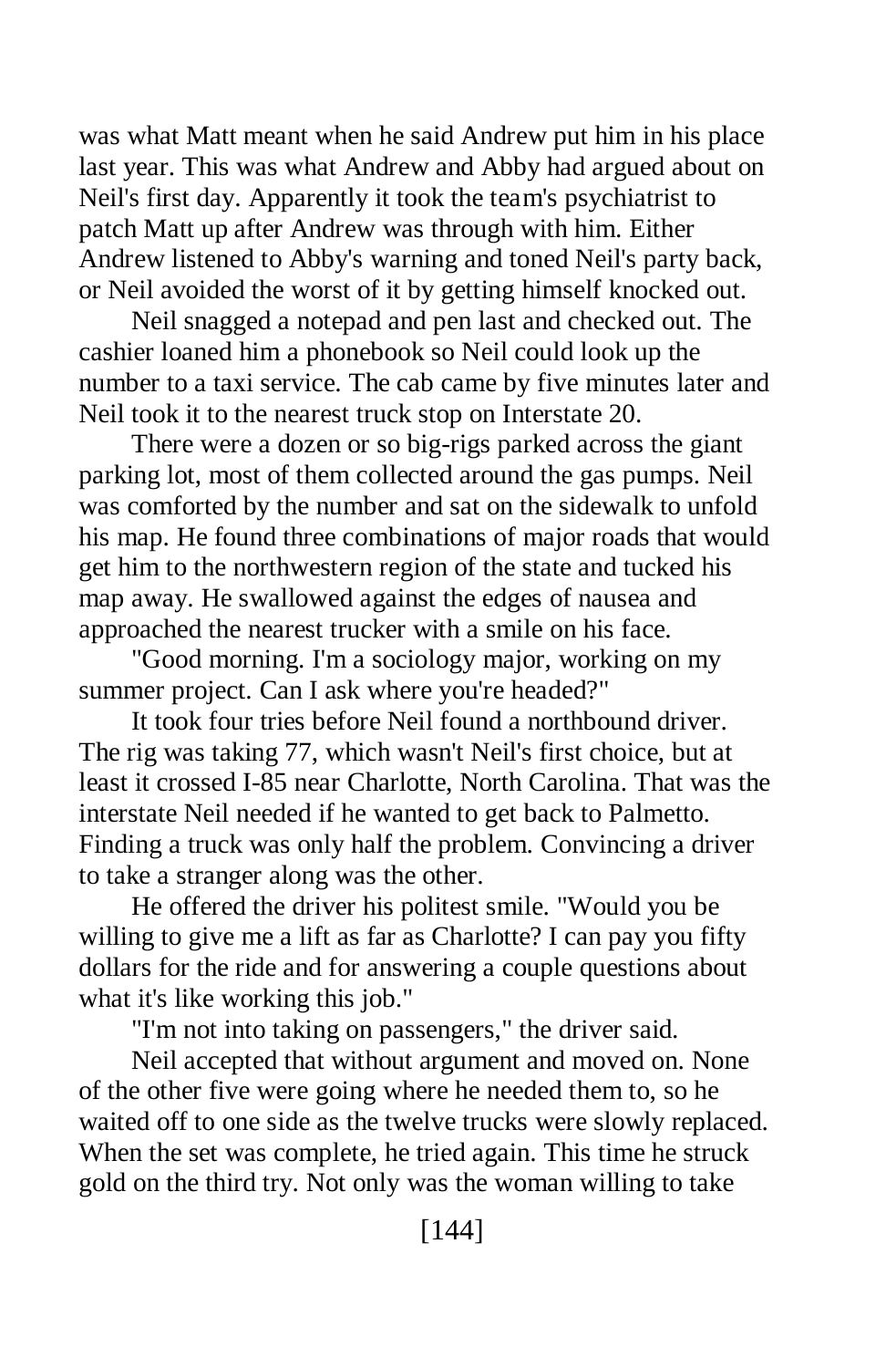was what Matt meant when he said Andrew put him in his place last year. This was what Andrew and Abby had argued about on Neil's first day. Apparently it took the team's psychiatrist to patch Matt up after Andrew was through with him. Either Andrew listened to Abby's warning and toned Neil's party back, or Neil avoided the worst of it by getting himself knocked out.

Neil snagged a notepad and pen last and checked out. The cashier loaned him a phonebook so Neil could look up the number to a taxi service. The cab came by five minutes later and Neil took it to the nearest truck stop on Interstate 20.

There were a dozen or so big-rigs parked across the giant parking lot, most of them collected around the gas pumps. Neil was comforted by the number and sat on the sidewalk to unfold his map. He found three combinations of major roads that would get him to the northwestern region of the state and tucked his map away. He swallowed against the edges of nausea and approached the nearest trucker with a smile on his face.

"Good morning. I'm a sociology major, working on my summer project. Can I ask where you're headed?"

It took four tries before Neil found a northbound driver. The rig was taking 77, which wasn't Neil's first choice, but at least it crossed I-85 near Charlotte, North Carolina. That was the interstate Neil needed if he wanted to get back to Palmetto. Finding a truck was only half the problem. Convincing a driver to take a stranger along was the other.

He offered the driver his politest smile. "Would you be willing to give me a lift as far as Charlotte? I can pay you fifty dollars for the ride and for answering a couple questions about what it's like working this job."

"I'm not into taking on passengers," the driver said.

Neil accepted that without argument and moved on. None of the other five were going where he needed them to, so he waited off to one side as the twelve trucks were slowly replaced. When the set was complete, he tried again. This time he struck gold on the third try. Not only was the woman willing to take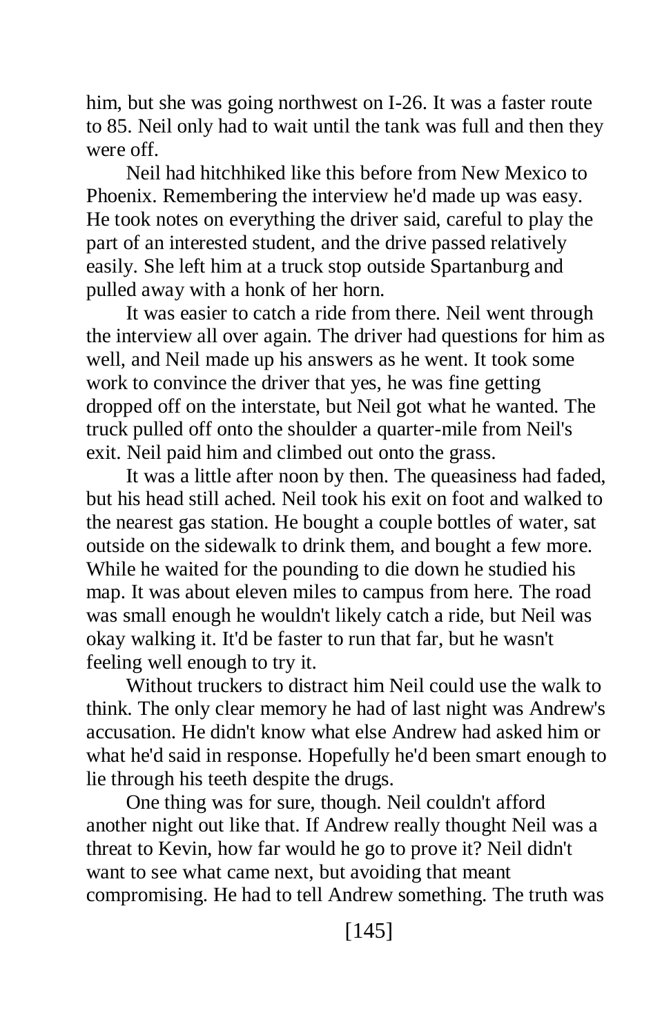him, but she was going northwest on I-26. It was a faster route to 85. Neil only had to wait until the tank was full and then they were off.

Neil had hitchhiked like this before from New Mexico to Phoenix. Remembering the interview he'd made up was easy. He took notes on everything the driver said, careful to play the part of an interested student, and the drive passed relatively easily. She left him at a truck stop outside Spartanburg and pulled away with a honk of her horn.

It was easier to catch a ride from there. Neil went through the interview all over again. The driver had questions for him as well, and Neil made up his answers as he went. It took some work to convince the driver that yes, he was fine getting dropped off on the interstate, but Neil got what he wanted. The truck pulled off onto the shoulder a quarter-mile from Neil's exit. Neil paid him and climbed out onto the grass.

It was a little after noon by then. The queasiness had faded, but his head still ached. Neil took his exit on foot and walked to the nearest gas station. He bought a couple bottles of water, sat outside on the sidewalk to drink them, and bought a few more. While he waited for the pounding to die down he studied his map. It was about eleven miles to campus from here. The road was small enough he wouldn't likely catch a ride, but Neil was okay walking it. It'd be faster to run that far, but he wasn't feeling well enough to try it.

Without truckers to distract him Neil could use the walk to think. The only clear memory he had of last night was Andrew's accusation. He didn't know what else Andrew had asked him or what he'd said in response. Hopefully he'd been smart enough to lie through his teeth despite the drugs.

One thing was for sure, though. Neil couldn't afford another night out like that. If Andrew really thought Neil was a threat to Kevin, how far would he go to prove it? Neil didn't want to see what came next, but avoiding that meant compromising. He had to tell Andrew something. The truth was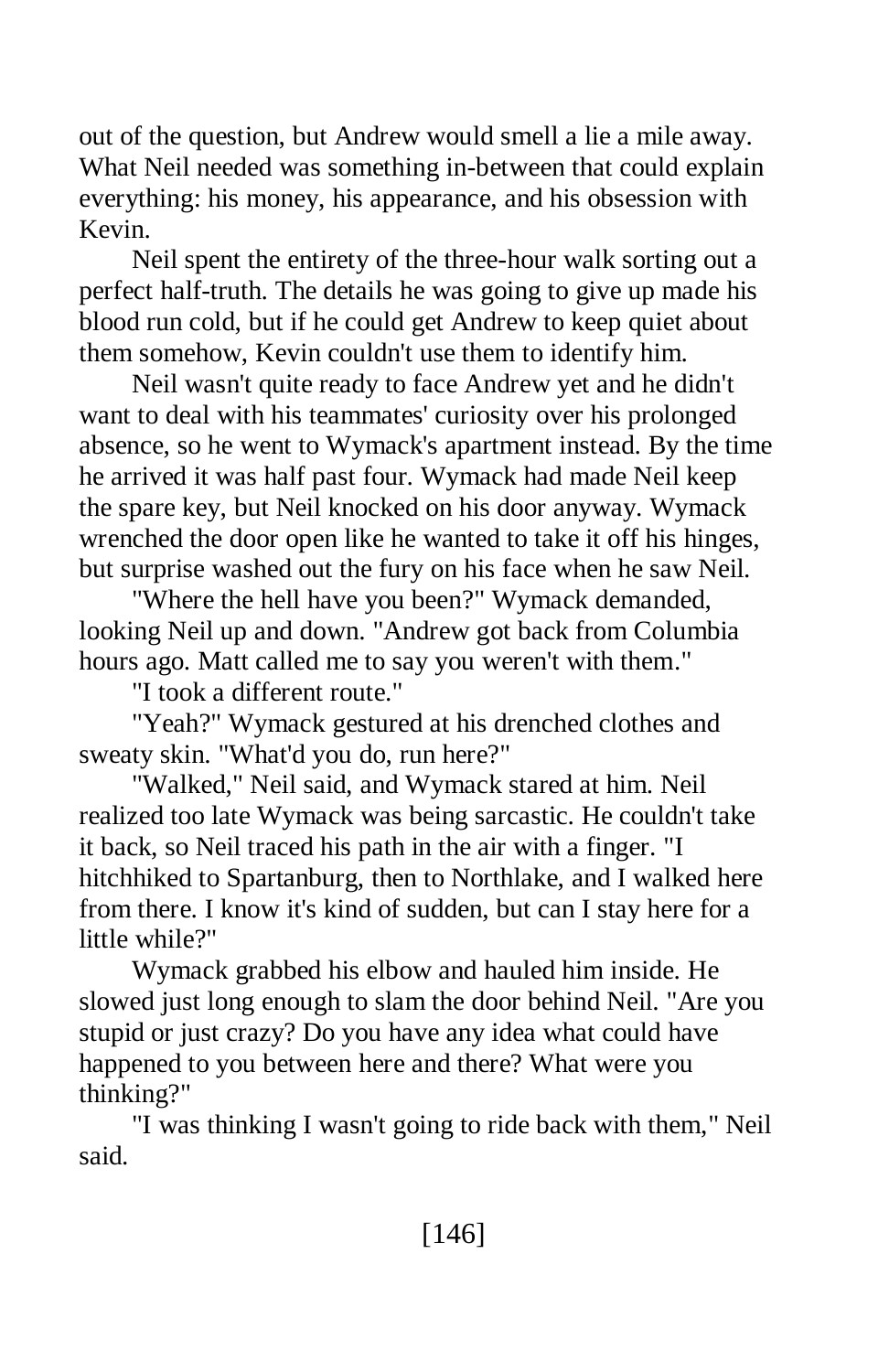out of the question, but Andrew would smell a lie a mile away. What Neil needed was something in-between that could explain everything: his money, his appearance, and his obsession with Kevin.

Neil spent the entirety of the three-hour walk sorting out a perfect half-truth. The details he was going to give up made his blood run cold, but if he could get Andrew to keep quiet about them somehow, Kevin couldn't use them to identify him.

Neil wasn't quite ready to face Andrew yet and he didn't want to deal with his teammates' curiosity over his prolonged absence, so he went to Wymack's apartment instead. By the time he arrived it was half past four. Wymack had made Neil keep the spare key, but Neil knocked on his door anyway. Wymack wrenched the door open like he wanted to take it off his hinges, but surprise washed out the fury on his face when he saw Neil.

"Where the hell have you been?" Wymack demanded, looking Neil up and down. "Andrew got back from Columbia hours ago. Matt called me to say you weren't with them."

"I took a different route."

"Yeah?" Wymack gestured at his drenched clothes and sweaty skin. "What'd you do, run here?"

"Walked," Neil said, and Wymack stared at him. Neil realized too late Wymack was being sarcastic. He couldn't take it back, so Neil traced his path in the air with a finger. "I hitchhiked to Spartanburg, then to Northlake, and I walked here from there. I know it's kind of sudden, but can I stay here for a little while?"

Wymack grabbed his elbow and hauled him inside. He slowed just long enough to slam the door behind Neil. "Are you stupid or just crazy? Do you have any idea what could have happened to you between here and there? What were you thinking?"

"I was thinking I wasn't going to ride back with them," Neil said.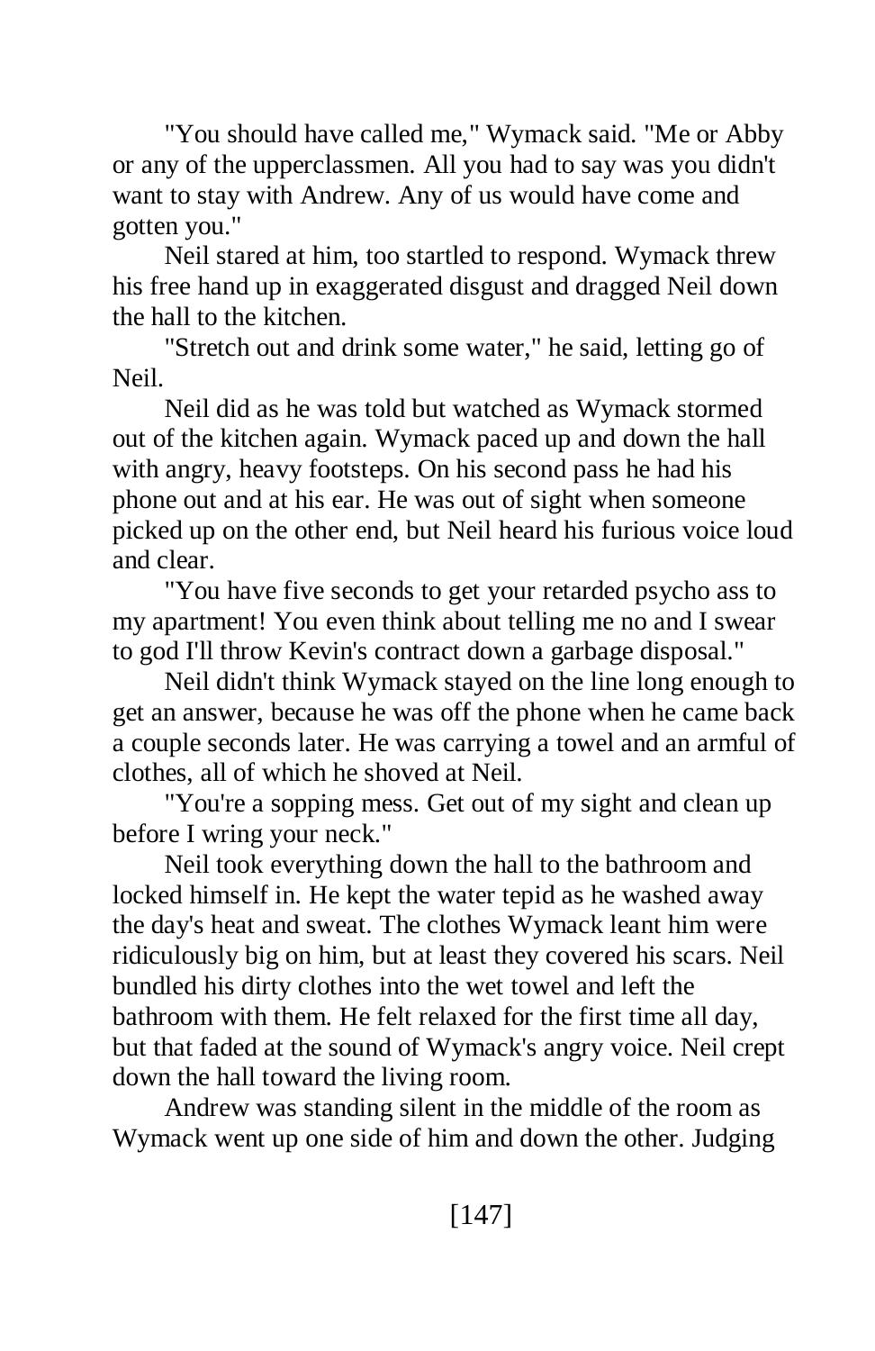"You should have called me," Wymack said. "Me or Abby or any of the upperclassmen. All you had to say was you didn't want to stay with Andrew. Any of us would have come and gotten you."

Neil stared at him, too startled to respond. Wymack threw his free hand up in exaggerated disgust and dragged Neil down the hall to the kitchen.

"Stretch out and drink some water," he said, letting go of Neil.

Neil did as he was told but watched as Wymack stormed out of the kitchen again. Wymack paced up and down the hall with angry, heavy footsteps. On his second pass he had his phone out and at his ear. He was out of sight when someone picked up on the other end, but Neil heard his furious voice loud and clear.

"You have five seconds to get your retarded psycho ass to my apartment! You even think about telling me no and I swear to god I'll throw Kevin's contract down a garbage disposal."

Neil didn't think Wymack stayed on the line long enough to get an answer, because he was off the phone when he came back a couple seconds later. He was carrying a towel and an armful of clothes, all of which he shoved at Neil.

"You're a sopping mess. Get out of my sight and clean up before I wring your neck."

Neil took everything down the hall to the bathroom and locked himself in. He kept the water tepid as he washed away the day's heat and sweat. The clothes Wymack leant him were ridiculously big on him, but at least they covered his scars. Neil bundled his dirty clothes into the wet towel and left the bathroom with them. He felt relaxed for the first time all day, but that faded at the sound of Wymack's angry voice. Neil crept down the hall toward the living room.

Andrew was standing silent in the middle of the room as Wymack went up one side of him and down the other. Judging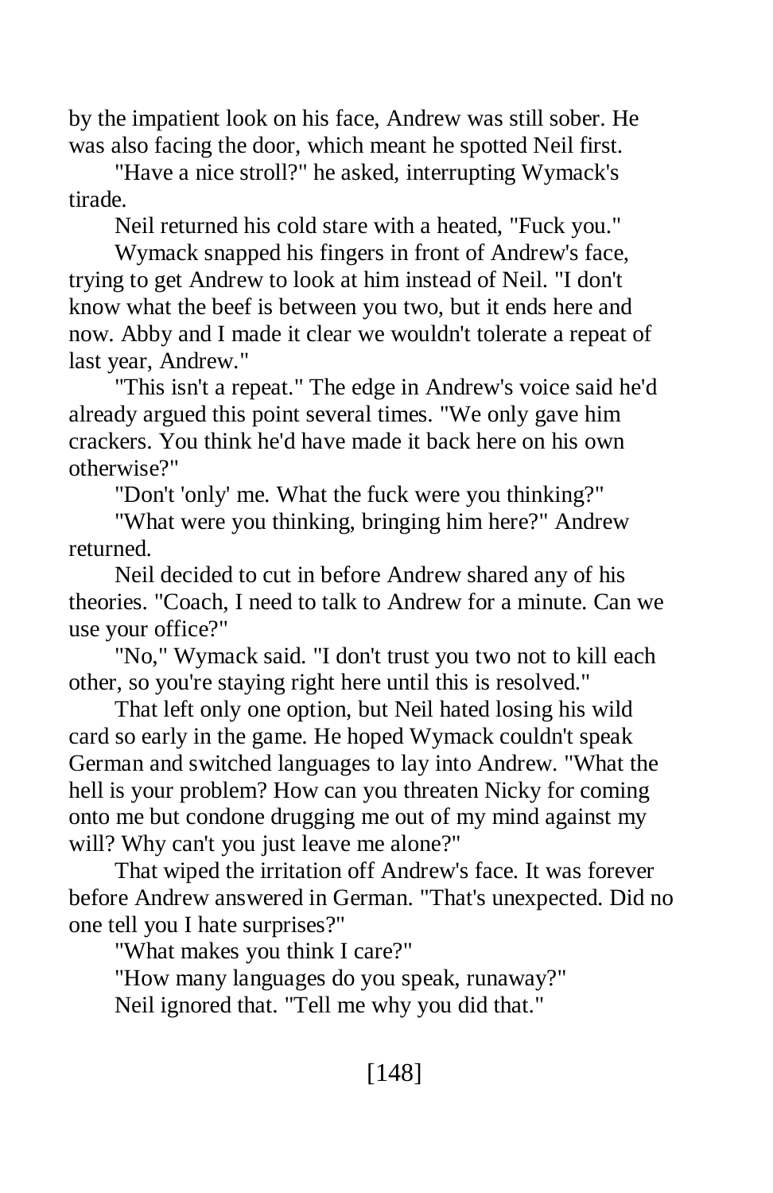by the impatient look on his face, Andrew was still sober. He was also facing the door, which meant he spotted Neil first.

"Have a nice stroll?" he asked, interrupting Wymack's tirade.

Neil returned his cold stare with a heated, "Fuck you."

Wymack snapped his fingers in front of Andrew's face, trying to get Andrew to look at him instead of Neil. "I don't know what the beef is between you two, but it ends here and now. Abby and I made it clear we wouldn't tolerate a repeat of last year, Andrew."

"This isn't a repeat." The edge in Andrew's voice said he'd already argued this point several times. "We only gave him crackers. You think he'd have made it back here on his own otherwise?"

"Don't 'only' me. What the fuck were you thinking?"

"What were you thinking, bringing him here?" Andrew returned.

Neil decided to cut in before Andrew shared any of his theories. "Coach, I need to talk to Andrew for a minute. Can we use your office?"

"No," Wymack said. "I don't trust you two not to kill each other, so you're staying right here until this is resolved."

That left only one option, but Neil hated losing his wild card so early in the game. He hoped Wymack couldn't speak German and switched languages to lay into Andrew. "What the hell is your problem? How can you threaten Nicky for coming onto me but condone drugging me out of my mind against my will? Why can't you just leave me alone?"

That wiped the irritation off Andrew's face. It was forever before Andrew answered in German. "That's unexpected. Did no one tell you I hate surprises?"

"What makes you think I care?"

"How many languages do you speak, runaway?"

Neil ignored that. "Tell me why you did that."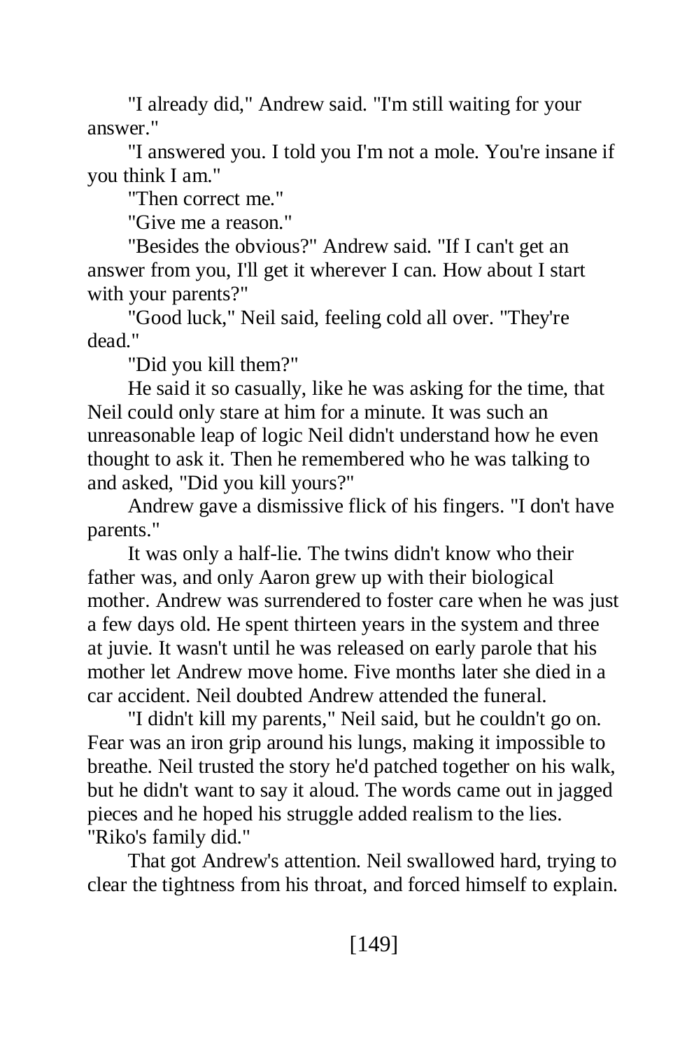"I already did," Andrew said. "I'm still waiting for your answer."

"I answered you. I told you I'm not a mole. You're insane if you think I am."

"Then correct me."

"Give me a reason."

"Besides the obvious?" Andrew said. "If I can't get an answer from you, I'll get it wherever I can. How about I start with your parents?"

"Good luck," Neil said, feeling cold all over. "They're dead."

"Did you kill them?"

He said it so casually, like he was asking for the time, that Neil could only stare at him for a minute. It was such an unreasonable leap of logic Neil didn't understand how he even thought to ask it. Then he remembered who he was talking to and asked, "Did you kill yours?"

Andrew gave a dismissive flick of his fingers. "I don't have parents."

It was only a half-lie. The twins didn't know who their father was, and only Aaron grew up with their biological mother. Andrew was surrendered to foster care when he was just a few days old. He spent thirteen years in the system and three at juvie. It wasn't until he was released on early parole that his mother let Andrew move home. Five months later she died in a car accident. Neil doubted Andrew attended the funeral.

"I didn't kill my parents," Neil said, but he couldn't go on. Fear was an iron grip around his lungs, making it impossible to breathe. Neil trusted the story he'd patched together on his walk, but he didn't want to say it aloud. The words came out in jagged pieces and he hoped his struggle added realism to the lies. "Riko's family did."

That got Andrew's attention. Neil swallowed hard, trying to clear the tightness from his throat, and forced himself to explain.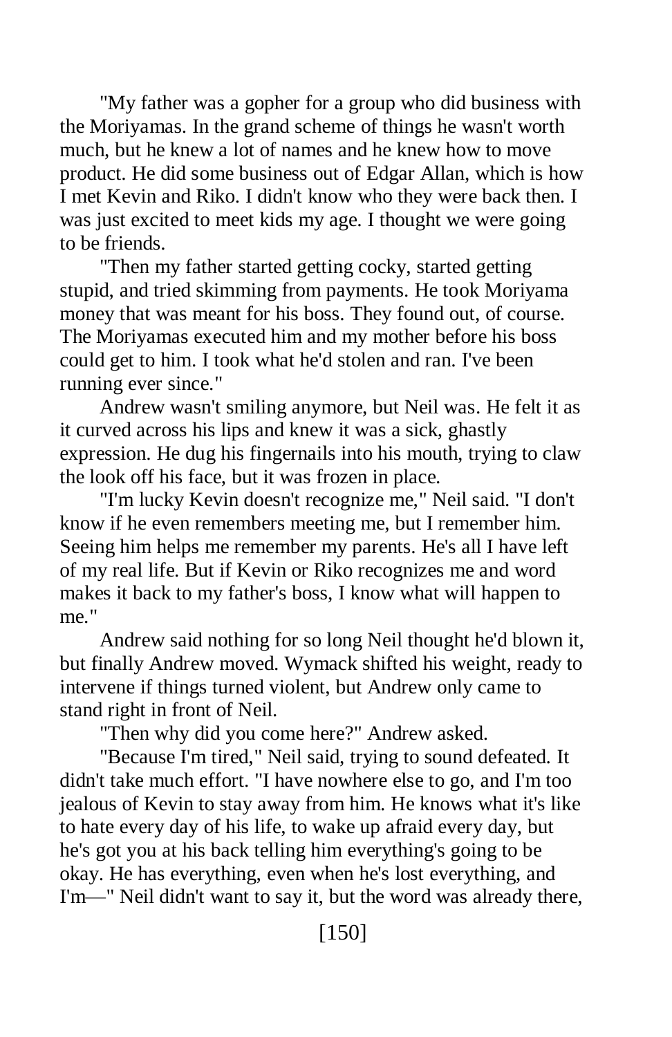"My father was a gopher for a group who did business with the Moriyamas. In the grand scheme of things he wasn't worth much, but he knew a lot of names and he knew how to move product. He did some business out of Edgar Allan, which is how I met Kevin and Riko. I didn't know who they were back then. I was just excited to meet kids my age. I thought we were going to be friends.

"Then my father started getting cocky, started getting stupid, and tried skimming from payments. He took Moriyama money that was meant for his boss. They found out, of course. The Moriyamas executed him and my mother before his boss could get to him. I took what he'd stolen and ran. I've been running ever since."

Andrew wasn't smiling anymore, but Neil was. He felt it as it curved across his lips and knew it was a sick, ghastly expression. He dug his fingernails into his mouth, trying to claw the look off his face, but it was frozen in place.

"I'm lucky Kevin doesn't recognize me," Neil said. "I don't know if he even remembers meeting me, but I remember him. Seeing him helps me remember my parents. He's all I have left of my real life. But if Kevin or Riko recognizes me and word makes it back to my father's boss, I know what will happen to me."

Andrew said nothing for so long Neil thought he'd blown it, but finally Andrew moved. Wymack shifted his weight, ready to intervene if things turned violent, but Andrew only came to stand right in front of Neil.

"Then why did you come here?" Andrew asked.

"Because I'm tired," Neil said, trying to sound defeated. It didn't take much effort. "I have nowhere else to go, and I'm too jealous of Kevin to stay away from him. He knows what it's like to hate every day of his life, to wake up afraid every day, but he's got you at his back telling him everything's going to be okay. He has everything, even when he's lost everything, and I'm—" Neil didn't want to say it, but the word was already there,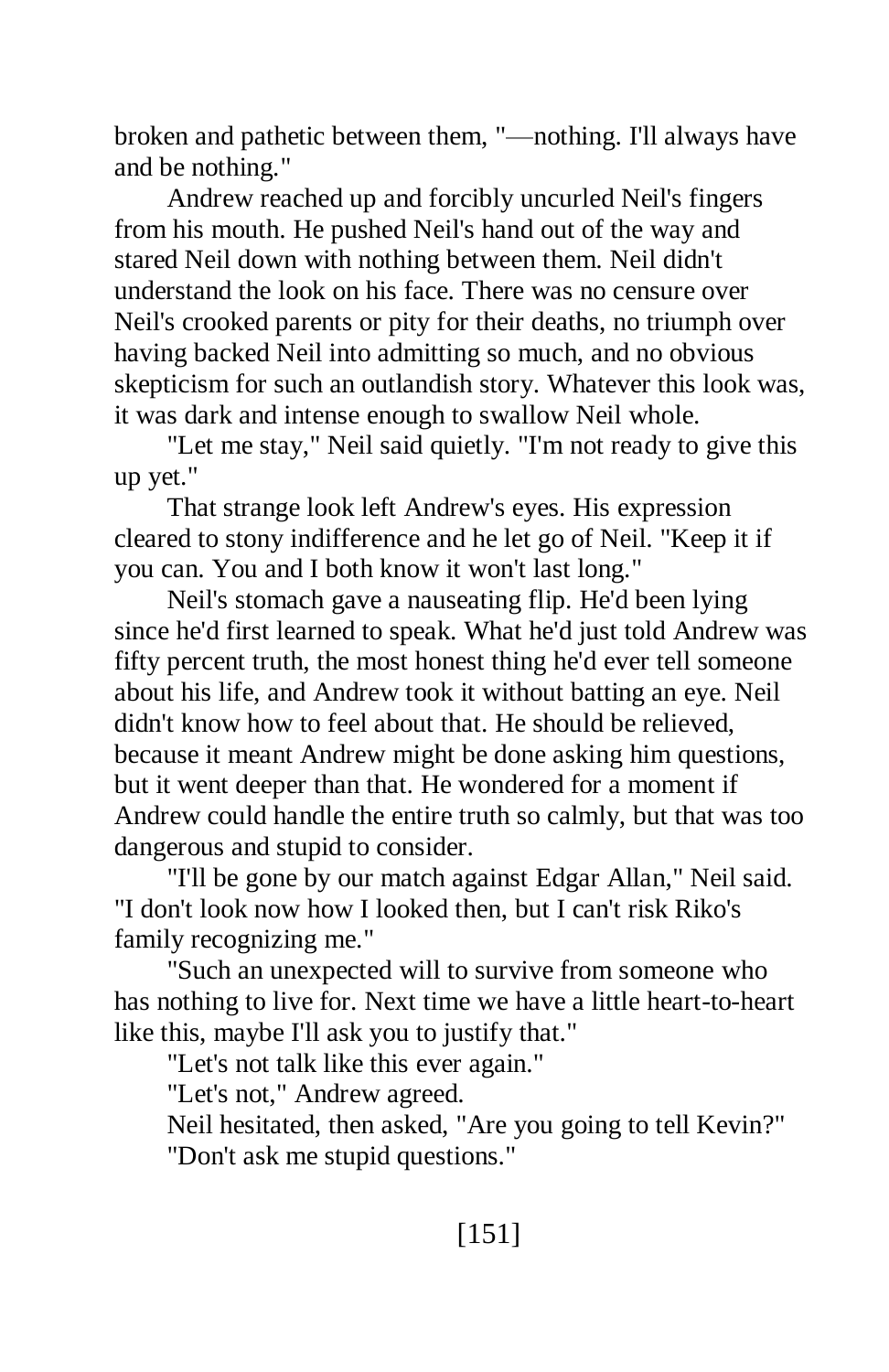broken and pathetic between them, "—nothing. I'll always have and be nothing."

Andrew reached up and forcibly uncurled Neil's fingers from his mouth. He pushed Neil's hand out of the way and stared Neil down with nothing between them. Neil didn't understand the look on his face. There was no censure over Neil's crooked parents or pity for their deaths, no triumph over having backed Neil into admitting so much, and no obvious skepticism for such an outlandish story. Whatever this look was, it was dark and intense enough to swallow Neil whole.

"Let me stay," Neil said quietly. "I'm not ready to give this up yet."

That strange look left Andrew's eyes. His expression cleared to stony indifference and he let go of Neil. "Keep it if you can. You and I both know it won't last long."

Neil's stomach gave a nauseating flip. He'd been lying since he'd first learned to speak. What he'd just told Andrew was fifty percent truth, the most honest thing he'd ever tell someone about his life, and Andrew took it without batting an eye. Neil didn't know how to feel about that. He should be relieved, because it meant Andrew might be done asking him questions, but it went deeper than that. He wondered for a moment if Andrew could handle the entire truth so calmly, but that was too dangerous and stupid to consider.

"I'll be gone by our match against Edgar Allan," Neil said. "I don't look now how I looked then, but I can't risk Riko's family recognizing me."

"Such an unexpected will to survive from someone who has nothing to live for. Next time we have a little heart-to-heart like this, maybe I'll ask you to justify that."

"Let's not talk like this ever again."

"Let's not," Andrew agreed.

Neil hesitated, then asked, "Are you going to tell Kevin?"

"Don't ask me stupid questions."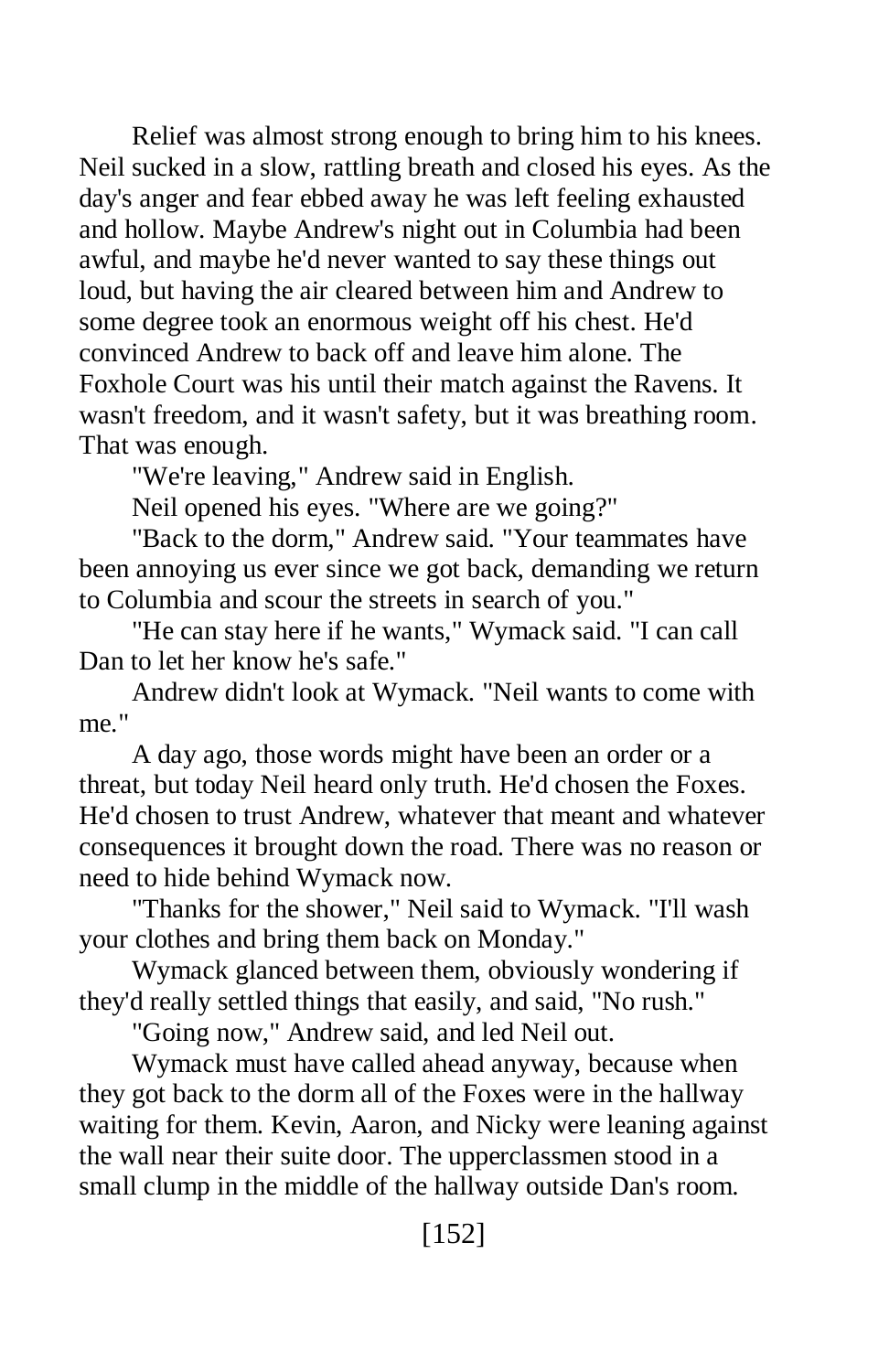Relief was almost strong enough to bring him to his knees. Neil sucked in a slow, rattling breath and closed his eyes. As the day's anger and fear ebbed away he was left feeling exhausted and hollow. Maybe Andrew's night out in Columbia had been awful, and maybe he'd never wanted to say these things out loud, but having the air cleared between him and Andrew to some degree took an enormous weight off his chest. He'd convinced Andrew to back off and leave him alone. The Foxhole Court was his until their match against the Ravens. It wasn't freedom, and it wasn't safety, but it was breathing room. That was enough.

"We're leaving," Andrew said in English.

Neil opened his eyes. "Where are we going?"

"Back to the dorm," Andrew said. "Your teammates have been annoying us ever since we got back, demanding we return to Columbia and scour the streets in search of you."

"He can stay here if he wants," Wymack said. "I can call Dan to let her know he's safe."

Andrew didn't look at Wymack. "Neil wants to come with me."

A day ago, those words might have been an order or a threat, but today Neil heard only truth. He'd chosen the Foxes. He'd chosen to trust Andrew, whatever that meant and whatever consequences it brought down the road. There was no reason or need to hide behind Wymack now.

"Thanks for the shower," Neil said to Wymack. "I'll wash your clothes and bring them back on Monday."

Wymack glanced between them, obviously wondering if they'd really settled things that easily, and said, "No rush."

"Going now," Andrew said, and led Neil out.

Wymack must have called ahead anyway, because when they got back to the dorm all of the Foxes were in the hallway waiting for them. Kevin, Aaron, and Nicky were leaning against the wall near their suite door. The upperclassmen stood in a small clump in the middle of the hallway outside Dan's room.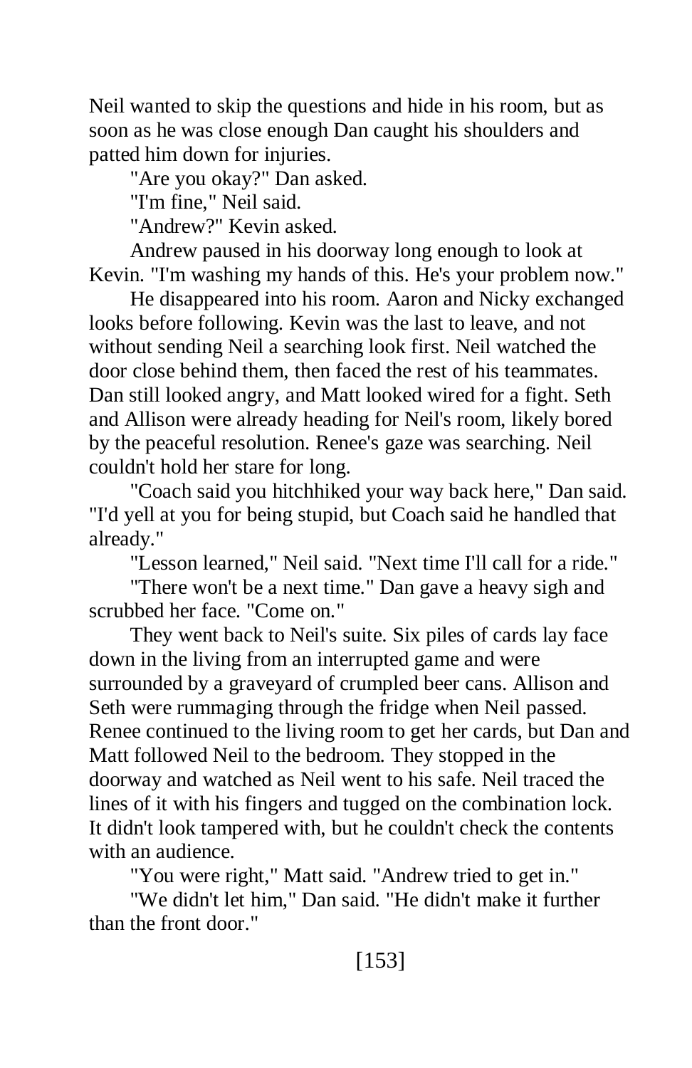Neil wanted to skip the questions and hide in his room, but as soon as he was close enough Dan caught his shoulders and patted him down for injuries.

"Are you okay?" Dan asked.

"I'm fine," Neil said.

"Andrew?" Kevin asked.

Andrew paused in his doorway long enough to look at Kevin. "I'm washing my hands of this. He's your problem now."

He disappeared into his room. Aaron and Nicky exchanged looks before following. Kevin was the last to leave, and not without sending Neil a searching look first. Neil watched the door close behind them, then faced the rest of his teammates. Dan still looked angry, and Matt looked wired for a fight. Seth and Allison were already heading for Neil's room, likely bored by the peaceful resolution. Renee's gaze was searching. Neil couldn't hold her stare for long.

"Coach said you hitchhiked your way back here," Dan said. "I'd yell at you for being stupid, but Coach said he handled that already."

"Lesson learned," Neil said. "Next time I'll call for a ride."

"There won't be a next time." Dan gave a heavy sigh and scrubbed her face. "Come on."

They went back to Neil's suite. Six piles of cards lay face down in the living from an interrupted game and were surrounded by a graveyard of crumpled beer cans. Allison and Seth were rummaging through the fridge when Neil passed. Renee continued to the living room to get her cards, but Dan and Matt followed Neil to the bedroom. They stopped in the doorway and watched as Neil went to his safe. Neil traced the lines of it with his fingers and tugged on the combination lock. It didn't look tampered with, but he couldn't check the contents with an audience.

"You were right," Matt said. "Andrew tried to get in."

"We didn't let him," Dan said. "He didn't make it further than the front door."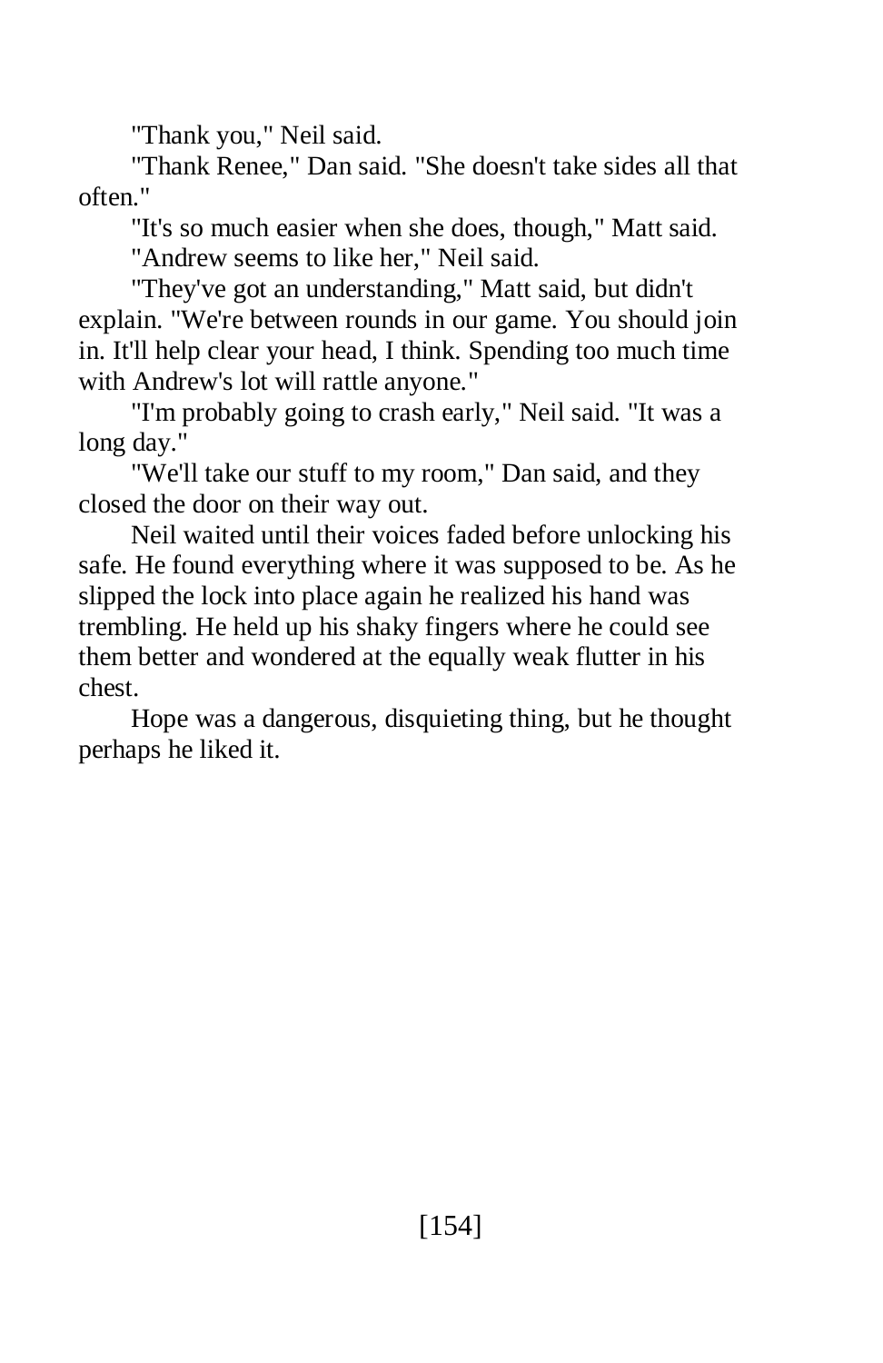"Thank you," Neil said.

"Thank Renee," Dan said. "She doesn't take sides all that often."

"It's so much easier when she does, though," Matt said.

"Andrew seems to like her," Neil said.

"They've got an understanding," Matt said, but didn't explain. "We're between rounds in our game. You should join in. It'll help clear your head, I think. Spending too much time with Andrew's lot will rattle anyone."

"I'm probably going to crash early," Neil said. "It was a long day."

"We'll take our stuff to my room," Dan said, and they closed the door on their way out.

Neil waited until their voices faded before unlocking his safe. He found everything where it was supposed to be. As he slipped the lock into place again he realized his hand was trembling. He held up his shaky fingers where he could see them better and wondered at the equally weak flutter in his chest.

Hope was a dangerous, disquieting thing, but he thought perhaps he liked it.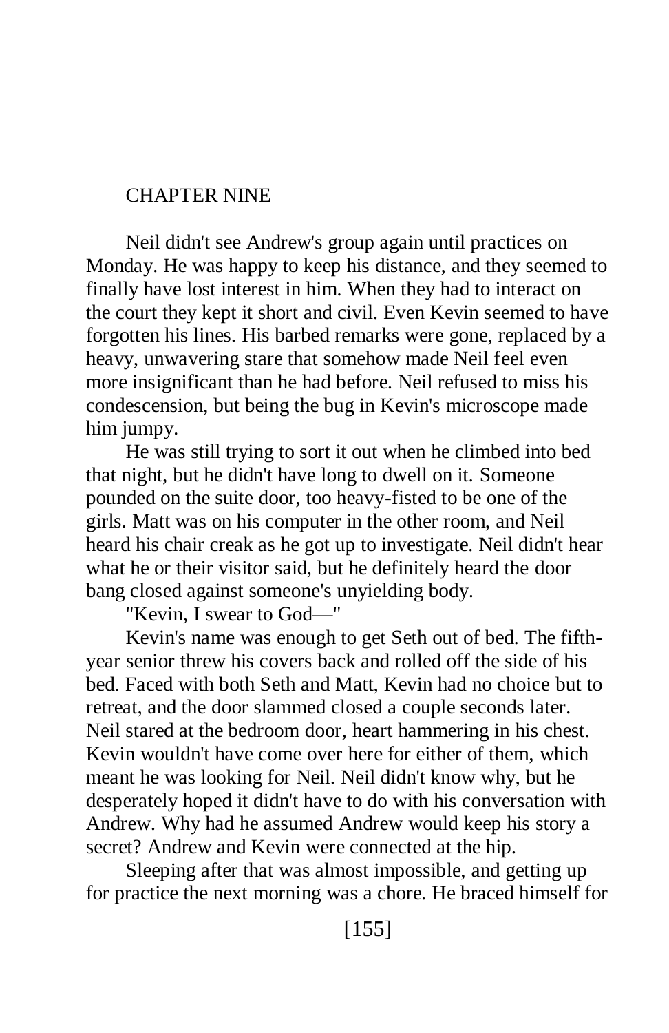# CHAPTER NINE

Neil didn't see Andrew's group again until practices on Monday. He was happy to keep his distance, and they seemed to finally have lost interest in him. When they had to interact on the court they kept it short and civil. Even Kevin seemed to have forgotten his lines. His barbed remarks were gone, replaced by a heavy, unwavering stare that somehow made Neil feel even more insignificant than he had before. Neil refused to miss his condescension, but being the bug in Kevin's microscope made him jumpy.

He was still trying to sort it out when he climbed into bed that night, but he didn't have long to dwell on it. Someone pounded on the suite door, too heavy-fisted to be one of the girls. Matt was on his computer in the other room, and Neil heard his chair creak as he got up to investigate. Neil didn't hear what he or their visitor said, but he definitely heard the door bang closed against someone's unyielding body.

"Kevin, I swear to God—"

Kevin's name was enough to get Seth out of bed. The fifth-year senior threw his covers back and rolled off the side of his bed. Faced with both Seth and Matt, Kevin had no choice but to retreat, and the door slammed closed a couple seconds later. Neil stared at the bedroom door, heart hammering in his chest. Kevin wouldn't have come over here for either of them, which meant he was looking for Neil. Neil didn't know why, but he desperately hoped it didn't have to do with his conversation with Andrew. Why had he assumed Andrew would keep his story a secret? Andrew and Kevin were connected at the hip.

Sleeping after that was almost impossible, and getting up for practice the next morning was a chore. He braced himself for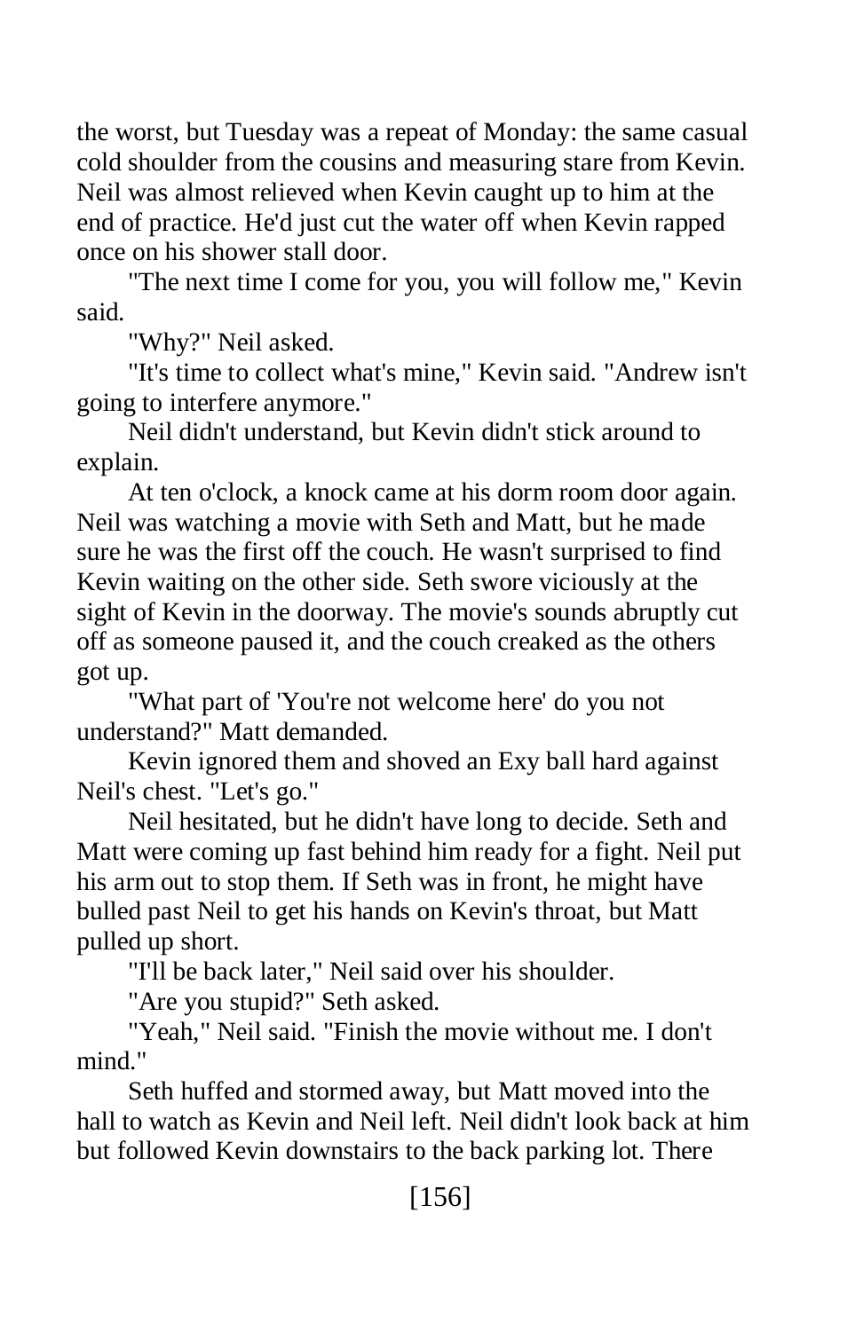the worst, but Tuesday was a repeat of Monday: the same casual cold shoulder from the cousins and measuring stare from Kevin. Neil was almost relieved when Kevin caught up to him at the end of practice. He'd just cut the water off when Kevin rapped once on his shower stall door.

"The next time I come for you, you will follow me," Kevin said.

"Why?" Neil asked.

"It's time to collect what's mine," Kevin said. "Andrew isn't going to interfere anymore."

Neil didn't understand, but Kevin didn't stick around to explain.

At ten o'clock, a knock came at his dorm room door again. Neil was watching a movie with Seth and Matt, but he made sure he was the first off the couch. He wasn't surprised to find Kevin waiting on the other side. Seth swore viciously at the sight of Kevin in the doorway. The movie's sounds abruptly cut off as someone paused it, and the couch creaked as the others got up.

"What part of 'You're not welcome here' do you not understand?" Matt demanded.

Kevin ignored them and shoved an Exy ball hard against Neil's chest. "Let's go."

Neil hesitated, but he didn't have long to decide. Seth and Matt were coming up fast behind him ready for a fight. Neil put his arm out to stop them. If Seth was in front, he might have bulled past Neil to get his hands on Kevin's throat, but Matt pulled up short.

"I'll be back later," Neil said over his shoulder.

"Are you stupid?" Seth asked.

"Yeah," Neil said. "Finish the movie without me. I don't mind."

Seth huffed and stormed away, but Matt moved into the hall to watch as Kevin and Neil left. Neil didn't look back at him but followed Kevin downstairs to the back parking lot. There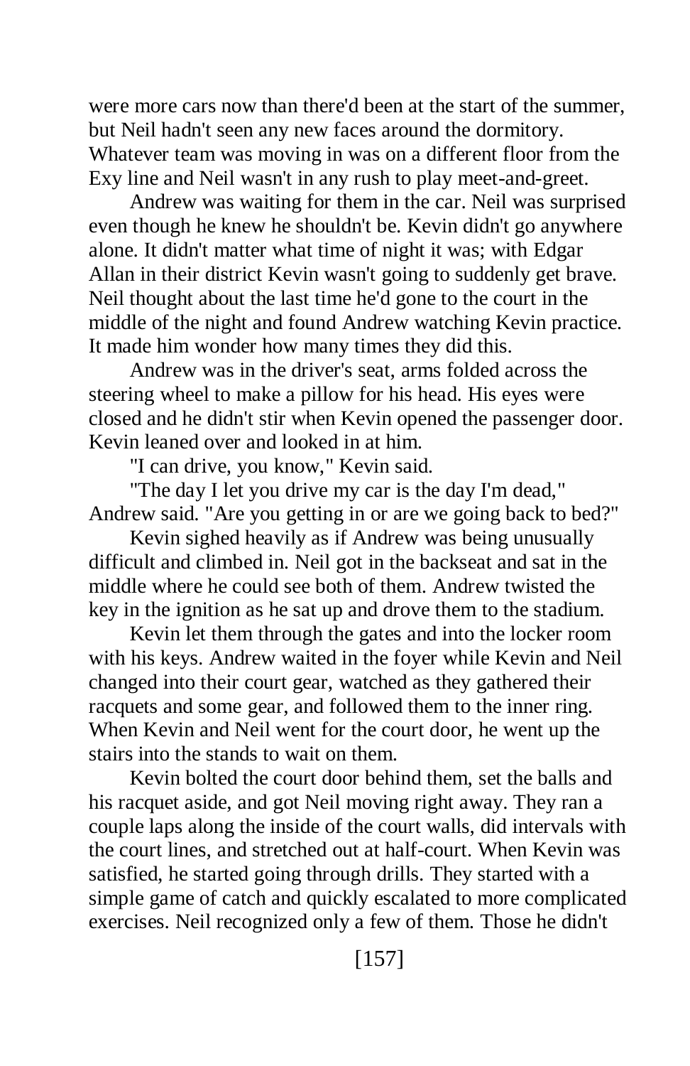were more cars now than there'd been at the start of the summer, but Neil hadn't seen any new faces around the dormitory. Whatever team was moving in was on a different floor from the Exy line and Neil wasn't in any rush to play meet-and-greet.

Andrew was waiting for them in the car. Neil was surprised even though he knew he shouldn't be. Kevin didn't go anywhere alone. It didn't matter what time of night it was; with Edgar Allan in their district Kevin wasn't going to suddenly get brave. Neil thought about the last time he'd gone to the court in the middle of the night and found Andrew watching Kevin practice. It made him wonder how many times they did this.

Andrew was in the driver's seat, arms folded across the steering wheel to make a pillow for his head. His eyes were closed and he didn't stir when Kevin opened the passenger door. Kevin leaned over and looked in at him.

"I can drive, you know," Kevin said.

"The day I let you drive my car is the day I'm dead," Andrew said. "Are you getting in or are we going back to bed?"

Kevin sighed heavily as if Andrew was being unusually difficult and climbed in. Neil got in the backseat and sat in the middle where he could see both of them. Andrew twisted the key in the ignition as he sat up and drove them to the stadium.

Kevin let them through the gates and into the locker room with his keys. Andrew waited in the foyer while Kevin and Neil changed into their court gear, watched as they gathered their racquets and some gear, and followed them to the inner ring. When Kevin and Neil went for the court door, he went up the stairs into the stands to wait on them.

Kevin bolted the court door behind them, set the balls and his racquet aside, and got Neil moving right away. They ran a couple laps along the inside of the court walls, did intervals with the court lines, and stretched out at half-court. When Kevin was satisfied, he started going through drills. They started with a simple game of catch and quickly escalated to more complicated exercises. Neil recognized only a few of them. Those he didn't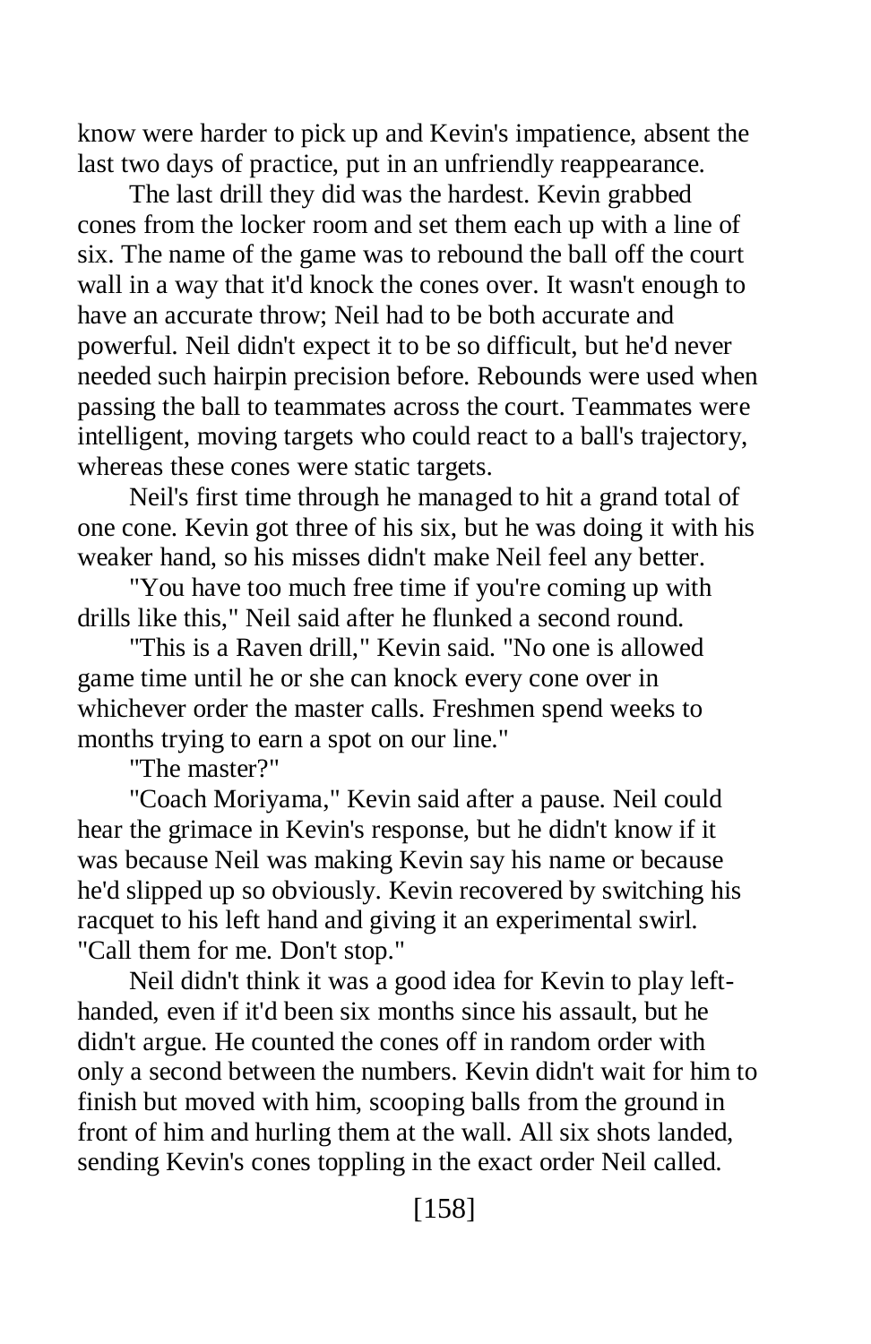know were harder to pick up and Kevin's impatience, absent the last two days of practice, put in an unfriendly reappearance.

The last drill they did was the hardest. Kevin grabbed cones from the locker room and set them each up with a line of six. The name of the game was to rebound the ball off the court wall in a way that it'd knock the cones over. It wasn't enough to have an accurate throw; Neil had to be both accurate and powerful. Neil didn't expect it to be so difficult, but he'd never needed such hairpin precision before. Rebounds were used when passing the ball to teammates across the court. Teammates were intelligent, moving targets who could react to a ball's trajectory, whereas these cones were static targets.

Neil's first time through he managed to hit a grand total of one cone. Kevin got three of his six, but he was doing it with his weaker hand, so his misses didn't make Neil feel any better.

"You have too much free time if you're coming up with drills like this," Neil said after he flunked a second round.

"This is a Raven drill," Kevin said. "No one is allowed game time until he or she can knock every cone over in whichever order the master calls. Freshmen spend weeks to months trying to earn a spot on our line."

"The master?"

"Coach Moriyama," Kevin said after a pause. Neil could hear the grimace in Kevin's response, but he didn't know if it was because Neil was making Kevin say his name or because he'd slipped up so obviously. Kevin recovered by switching his racquet to his left hand and giving it an experimental swirl. "Call them for me. Don't stop."

Neil didn't think it was a good idea for Kevin to play left-handed, even if it'd been six months since his assault, but he didn't argue. He counted the cones off in random order with only a second between the numbers. Kevin didn't wait for him to finish but moved with him, scooping balls from the ground in front of him and hurling them at the wall. All six shots landed, sending Kevin's cones toppling in the exact order Neil called.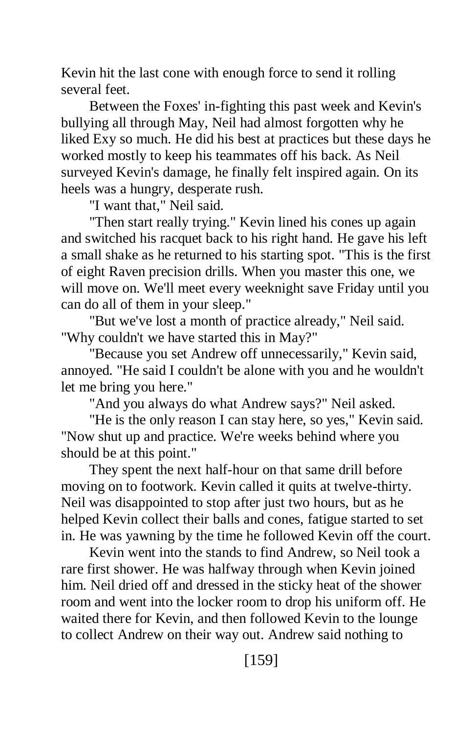Kevin hit the last cone with enough force to send it rolling several feet.

Between the Foxes' in-fighting this past week and Kevin's bullying all through May, Neil had almost forgotten why he liked Exy so much. He did his best at practices but these days he worked mostly to keep his teammates off his back. As Neil surveyed Kevin's damage, he finally felt inspired again. On its heels was a hungry, desperate rush.

"I want that," Neil said.

"Then start really trying." Kevin lined his cones up again and switched his racquet back to his right hand. He gave his left a small shake as he returned to his starting spot. "This is the first of eight Raven precision drills. When you master this one, we will move on. We'll meet every weeknight save Friday until you can do all of them in your sleep."

"But we've lost a month of practice already," Neil said. "Why couldn't we have started this in May?"

"Because you set Andrew off unnecessarily," Kevin said, annoyed. "He said I couldn't be alone with you and he wouldn't let me bring you here."

"And you always do what Andrew says?" Neil asked.

"He is the only reason I can stay here, so yes," Kevin said. "Now shut up and practice. We're weeks behind where you should be at this point."

They spent the next half-hour on that same drill before moving on to footwork. Kevin called it quits at twelve-thirty. Neil was disappointed to stop after just two hours, but as he helped Kevin collect their balls and cones, fatigue started to set in. He was yawning by the time he followed Kevin off the court.

Kevin went into the stands to find Andrew, so Neil took a rare first shower. He was halfway through when Kevin joined him. Neil dried off and dressed in the sticky heat of the shower room and went into the locker room to drop his uniform off. He waited there for Kevin, and then followed Kevin to the lounge to collect Andrew on their way out. Andrew said nothing to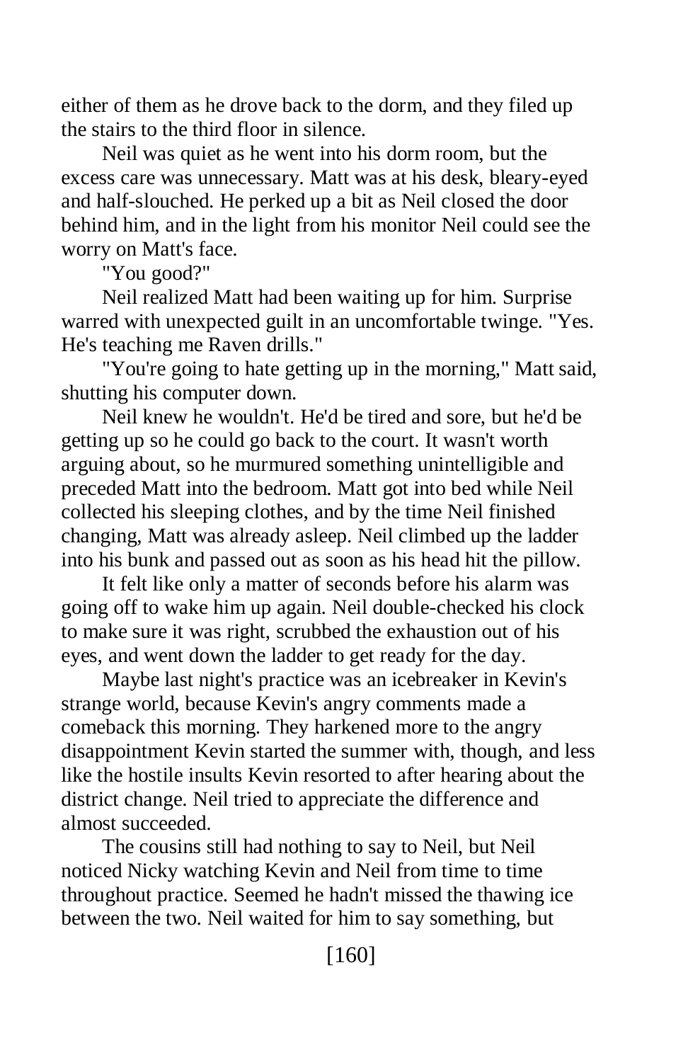either of them as he drove back to the dorm, and they filed up the stairs to the third floor in silence.

Neil was quiet as he went into his dorm room, but the excess care was unnecessary. Matt was at his desk, bleary-eyed and half-slouched. He perked up a bit as Neil closed the door behind him, and in the light from his monitor Neil could see the worry on Matt's face.

"You good?"

Neil realized Matt had been waiting up for him. Surprise warred with unexpected guilt in an uncomfortable twinge. "Yes. He's teaching me Raven drills."

"You're going to hate getting up in the morning," Matt said, shutting his computer down.

Neil knew he wouldn't. He'd be tired and sore, but he'd be getting up so he could go back to the court. It wasn't worth arguing about, so he murmured something unintelligible and preceded Matt into the bedroom. Matt got into bed while Neil collected his sleeping clothes, and by the time Neil finished changing, Matt was already asleep. Neil climbed up the ladder into his bunk and passed out as soon as his head hit the pillow.

It felt like only a matter of seconds before his alarm was going off to wake him up again. Neil double-checked his clock to make sure it was right, scrubbed the exhaustion out of his eyes, and went down the ladder to get ready for the day.

Maybe last night's practice was an icebreaker in Kevin's strange world, because Kevin's angry comments made a comeback this morning. They harkened more to the angry disappointment Kevin started the summer with, though, and less like the hostile insults Kevin resorted to after hearing about the district change. Neil tried to appreciate the difference and almost succeeded.

The cousins still had nothing to say to Neil, but Neil noticed Nicky watching Kevin and Neil from time to time throughout practice. Seemed he hadn't missed the thawing ice between the two. Neil waited for him to say something, but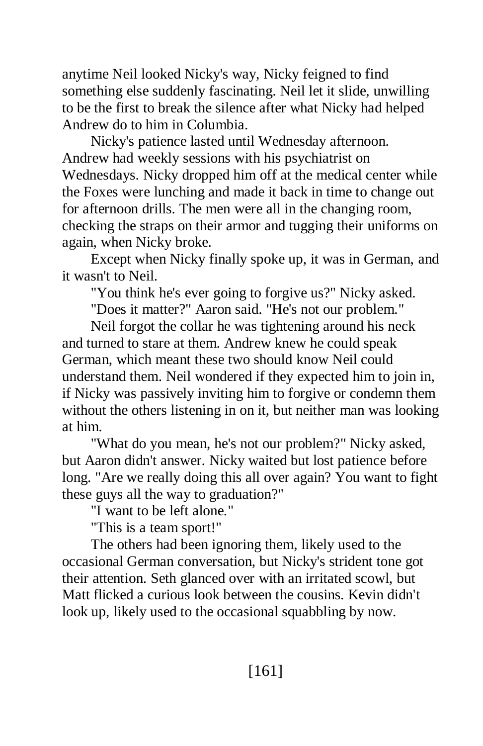anytime Neil looked Nicky's way, Nicky feigned to find something else suddenly fascinating. Neil let it slide, unwilling to be the first to break the silence after what Nicky had helped Andrew do to him in Columbia.

Nicky's patience lasted until Wednesday afternoon. Andrew had weekly sessions with his psychiatrist on Wednesdays. Nicky dropped him off at the medical center while the Foxes were lunching and made it back in time to change out for afternoon drills. The men were all in the changing room, checking the straps on their armor and tugging their uniforms on again, when Nicky broke.

Except when Nicky finally spoke up, it was in German, and it wasn't to Neil.

"You think he's ever going to forgive us?" Nicky asked.

"Does it matter?" Aaron said. "He's not our problem."

Neil forgot the collar he was tightening around his neck and turned to stare at them. Andrew knew he could speak German, which meant these two should know Neil could understand them. Neil wondered if they expected him to join in, if Nicky was passively inviting him to forgive or condemn them without the others listening in on it, but neither man was looking at him.

"What do you mean, he's not our problem?" Nicky asked, but Aaron didn't answer. Nicky waited but lost patience before long. "Are we really doing this all over again? You want to fight these guys all the way to graduation?"

"I want to be left alone."

"This is a team sport!"

The others had been ignoring them, likely used to the occasional German conversation, but Nicky's strident tone got their attention. Seth glanced over with an irritated scowl, but Matt flicked a curious look between the cousins. Kevin didn't look up, likely used to the occasional squabbling by now.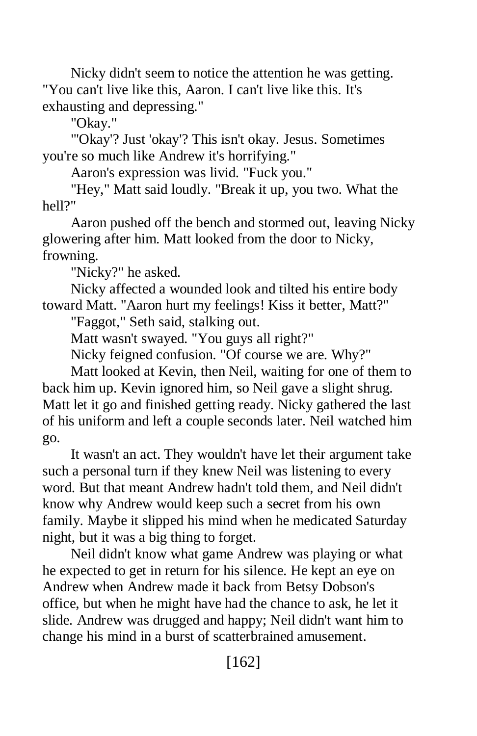Nicky didn't seem to notice the attention he was getting. "You can't live like this, Aaron. I can't live like this. It's exhausting and depressing."

"Okay."

"'Okay'? Just 'okay'? This isn't okay. Jesus. Sometimes you're so much like Andrew it's horrifying."

Aaron's expression was livid. "Fuck you."

"Hey," Matt said loudly. "Break it up, you two. What the hell?"

Aaron pushed off the bench and stormed out, leaving Nicky glowering after him. Matt looked from the door to Nicky, frowning.

"Nicky?" he asked.

Nicky affected a wounded look and tilted his entire body toward Matt. "Aaron hurt my feelings! Kiss it better, Matt?"

"Faggot," Seth said, stalking out.

Matt wasn't swayed. "You guys all right?"

Nicky feigned confusion. "Of course we are. Why?"

Matt looked at Kevin, then Neil, waiting for one of them to back him up. Kevin ignored him, so Neil gave a slight shrug. Matt let it go and finished getting ready. Nicky gathered the last of his uniform and left a couple seconds later. Neil watched him go.

It wasn't an act. They wouldn't have let their argument take such a personal turn if they knew Neil was listening to every word. But that meant Andrew hadn't told them, and Neil didn't know why Andrew would keep such a secret from his own family. Maybe it slipped his mind when he medicated Saturday night, but it was a big thing to forget.

Neil didn't know what game Andrew was playing or what he expected to get in return for his silence. He kept an eye on Andrew when Andrew made it back from Betsy Dobson's office, but when he might have had the chance to ask, he let it slide. Andrew was drugged and happy; Neil didn't want him to change his mind in a burst of scatterbrained amusement.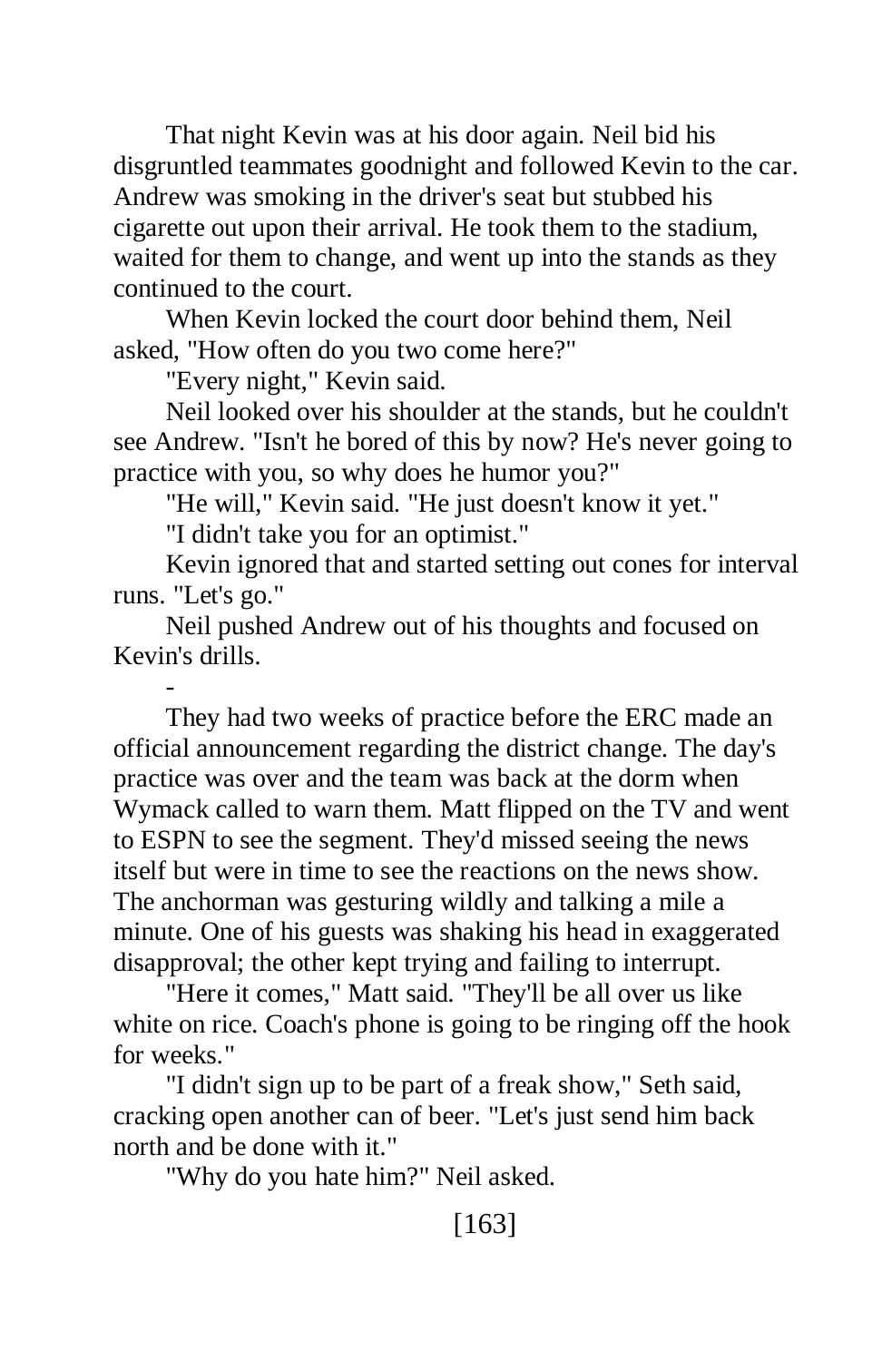That night Kevin was at his door again. Neil bid his disgruntled teammates goodnight and followed Kevin to the car. Andrew was smoking in the driver's seat but stubbed his cigarette out upon their arrival. He took them to the stadium, waited for them to change, and went up into the stands as they continued to the court.

When Kevin locked the court door behind them, Neil asked, "How often do you two come here?"

"Every night," Kevin said.

Neil looked over his shoulder at the stands, but he couldn't see Andrew. "Isn't he bored of this by now? He's never going to practice with you, so why does he humor you?"

"He will," Kevin said. "He just doesn't know it yet."

"I didn't take you for an optimist."

Kevin ignored that and started setting out cones for interval runs. "Let's go."

Neil pushed Andrew out of his thoughts and focused on Kevin's drills.

-

They had two weeks of practice before the ERC made an official announcement regarding the district change. The day's practice was over and the team was back at the dorm when Wymack called to warn them. Matt flipped on the TV and went to ESPN to see the segment. They'd missed seeing the news itself but were in time to see the reactions on the news show. The anchorman was gesturing wildly and talking a mile a minute. One of his guests was shaking his head in exaggerated disapproval; the other kept trying and failing to interrupt.

"Here it comes," Matt said. "They'll be all over us like white on rice. Coach's phone is going to be ringing off the hook for weeks."

"I didn't sign up to be part of a freak show," Seth said, cracking open another can of beer. "Let's just send him back north and be done with it."

"Why do you hate him?" Neil asked.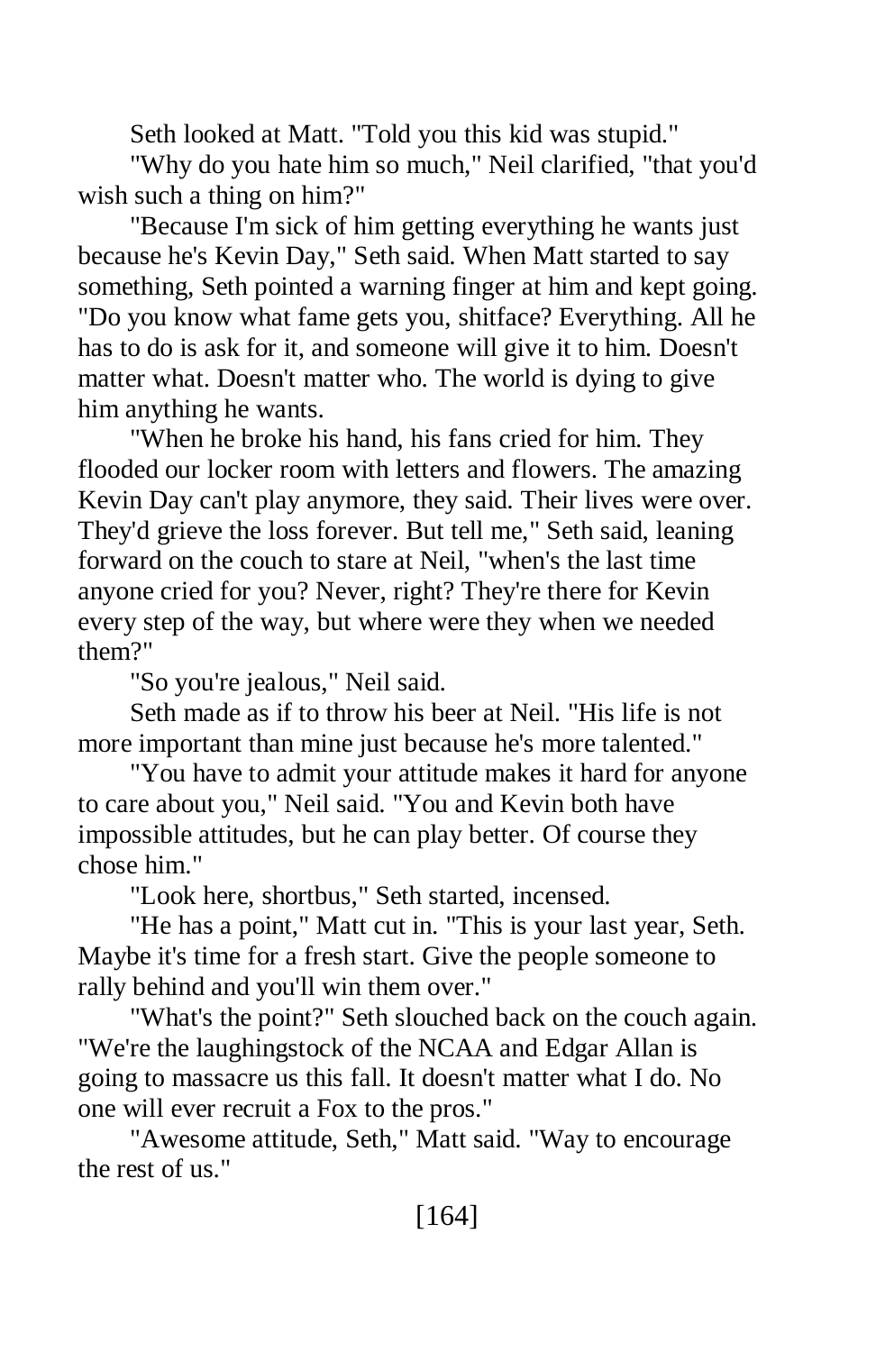Seth looked at Matt. "Told you this kid was stupid."

"Why do you hate him so much," Neil clarified, "that you'd wish such a thing on him?"

"Because I'm sick of him getting everything he wants just because he's Kevin Day," Seth said. When Matt started to say something, Seth pointed a warning finger at him and kept going. "Do you know what fame gets you, shitface? Everything. All he has to do is ask for it, and someone will give it to him. Doesn't matter what. Doesn't matter who. The world is dying to give him anything he wants.

"When he broke his hand, his fans cried for him. They flooded our locker room with letters and flowers. The amazing Kevin Day can't play anymore, they said. Their lives were over. They'd grieve the loss forever. But tell me," Seth said, leaning forward on the couch to stare at Neil, "when's the last time anyone cried for you? Never, right? They're there for Kevin every step of the way, but where were they when we needed them?"

"So you're jealous," Neil said.

Seth made as if to throw his beer at Neil. "His life is not more important than mine just because he's more talented."

"You have to admit your attitude makes it hard for anyone to care about you," Neil said. "You and Kevin both have impossible attitudes, but he can play better. Of course they chose him."

"Look here, shortbus," Seth started, incensed.

"He has a point," Matt cut in. "This is your last year, Seth. Maybe it's time for a fresh start. Give the people someone to rally behind and you'll win them over."

"What's the point?" Seth slouched back on the couch again. "We're the laughingstock of the NCAA and Edgar Allan is going to massacre us this fall. It doesn't matter what I do. No one will ever recruit a Fox to the pros."

"Awesome attitude, Seth," Matt said. "Way to encourage the rest of us."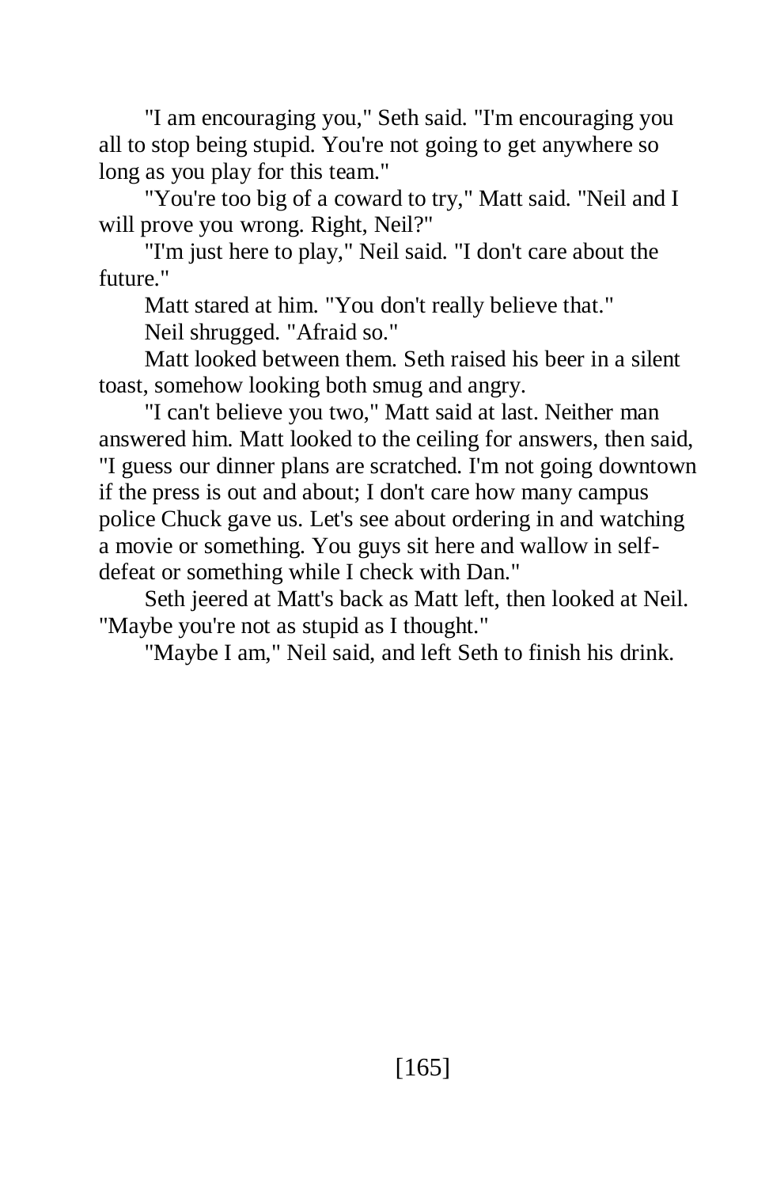"I am encouraging you," Seth said. "I'm encouraging you all to stop being stupid. You're not going to get anywhere so long as you play for this team."

"You're too big of a coward to try," Matt said. "Neil and I will prove you wrong. Right, Neil?"

"I'm just here to play," Neil said. "I don't care about the future."

Matt stared at him. "You don't really believe that."

Neil shrugged. "Afraid so."

Matt looked between them. Seth raised his beer in a silent toast, somehow looking both smug and angry.

"I can't believe you two," Matt said at last. Neither man answered him. Matt looked to the ceiling for answers, then said, "I guess our dinner plans are scratched. I'm not going downtown if the press is out and about; I don't care how many campus police Chuck gave us. Let's see about ordering in and watching a movie or something. You guys sit here and wallow in self-defeat or something while I check with Dan."

Seth jeered at Matt's back as Matt left, then looked at Neil. "Maybe you're not as stupid as I thought."

"Maybe I am," Neil said, and left Seth to finish his drink.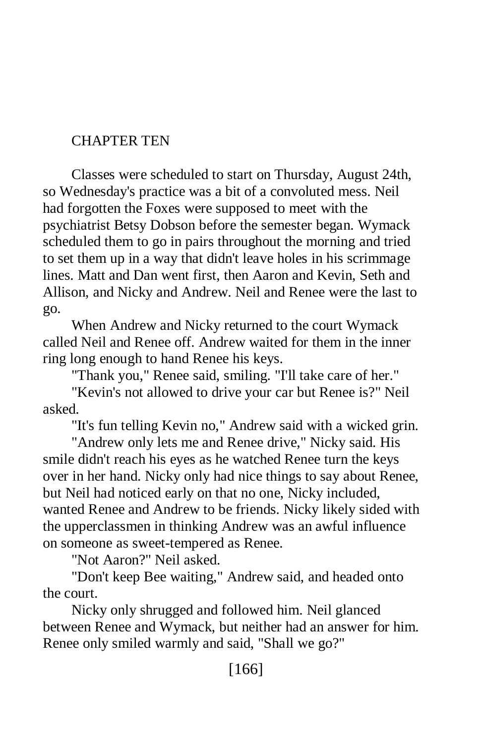# CHAPTER TEN

Classes were scheduled to start on Thursday, August 24th, so Wednesday's practice was a bit of a convoluted mess. Neil had forgotten the Foxes were supposed to meet with the psychiatrist Betsy Dobson before the semester began. Wymack scheduled them to go in pairs throughout the morning and tried to set them up in a way that didn't leave holes in his scrimmage lines. Matt and Dan went first, then Aaron and Kevin, Seth and Allison, and Nicky and Andrew. Neil and Renee were the last to go.

When Andrew and Nicky returned to the court Wymack called Neil and Renee off. Andrew waited for them in the inner ring long enough to hand Renee his keys.

"Thank you," Renee said, smiling. "I'll take care of her."

"Kevin's not allowed to drive your car but Renee is?" Neil asked.

"It's fun telling Kevin no," Andrew said with a wicked grin.

"Andrew only lets me and Renee drive," Nicky said. His smile didn't reach his eyes as he watched Renee turn the keys over in her hand. Nicky only had nice things to say about Renee, but Neil had noticed early on that no one, Nicky included, wanted Renee and Andrew to be friends. Nicky likely sided with the upperclassmen in thinking Andrew was an awful influence on someone as sweet-tempered as Renee.

"Not Aaron?" Neil asked.

"Don't keep Bee waiting," Andrew said, and headed onto the court.

Nicky only shrugged and followed him. Neil glanced between Renee and Wymack, but neither had an answer for him. Renee only smiled warmly and said, "Shall we go?"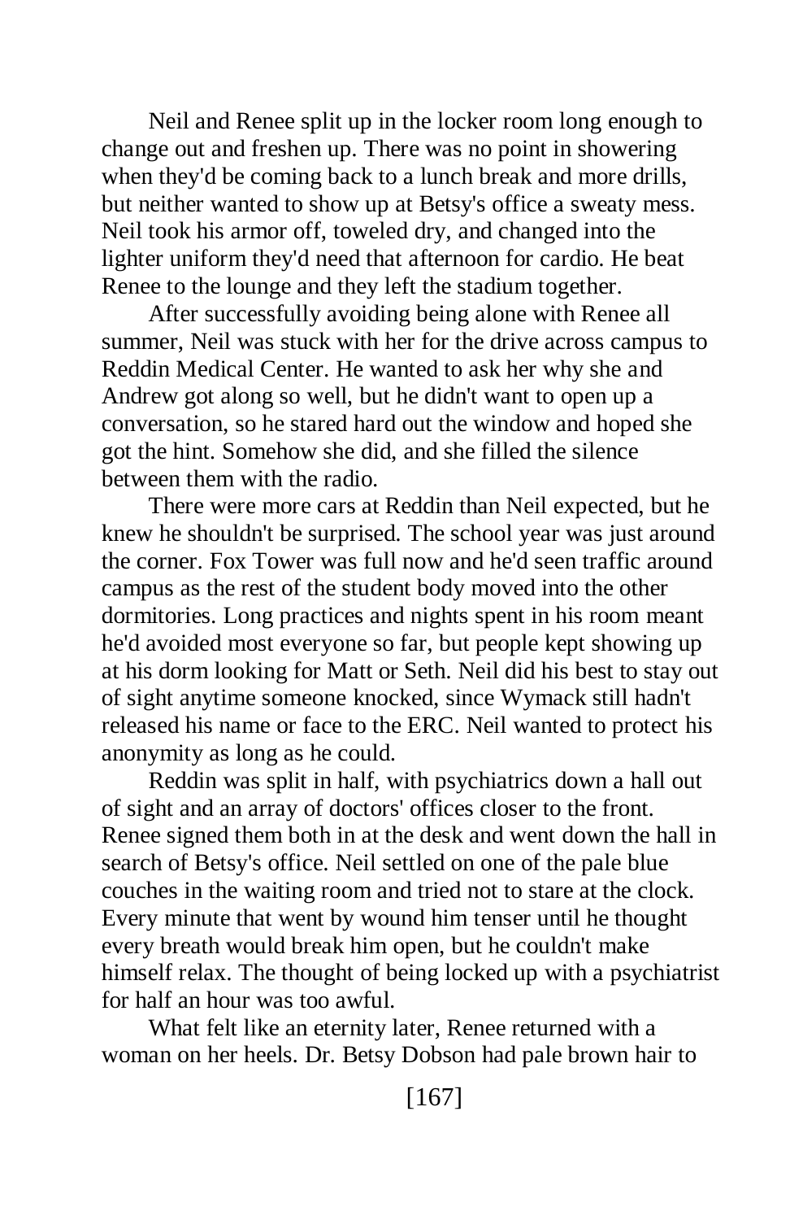Neil and Renee split up in the locker room long enough to change out and freshen up. There was no point in showering when they'd be coming back to a lunch break and more drills, but neither wanted to show up at Betsy's office a sweaty mess. Neil took his armor off, toweled dry, and changed into the lighter uniform they'd need that afternoon for cardio. He beat Renee to the lounge and they left the stadium together.

After successfully avoiding being alone with Renee all summer, Neil was stuck with her for the drive across campus to Reddin Medical Center. He wanted to ask her why she and Andrew got along so well, but he didn't want to open up a conversation, so he stared hard out the window and hoped she got the hint. Somehow she did, and she filled the silence between them with the radio.

There were more cars at Reddin than Neil expected, but he knew he shouldn't be surprised. The school year was just around the corner. Fox Tower was full now and he'd seen traffic around campus as the rest of the student body moved into the other dormitories. Long practices and nights spent in his room meant he'd avoided most everyone so far, but people kept showing up at his dorm looking for Matt or Seth. Neil did his best to stay out of sight anytime someone knocked, since Wymack still hadn't released his name or face to the ERC. Neil wanted to protect his anonymity as long as he could.

Reddin was split in half, with psychiatrics down a hall out of sight and an array of doctors' offices closer to the front. Renee signed them both in at the desk and went down the hall in search of Betsy's office. Neil settled on one of the pale blue couches in the waiting room and tried not to stare at the clock. Every minute that went by wound him tenser until he thought every breath would break him open, but he couldn't make himself relax. The thought of being locked up with a psychiatrist for half an hour was too awful.

What felt like an eternity later, Renee returned with a woman on her heels. Dr. Betsy Dobson had pale brown hair to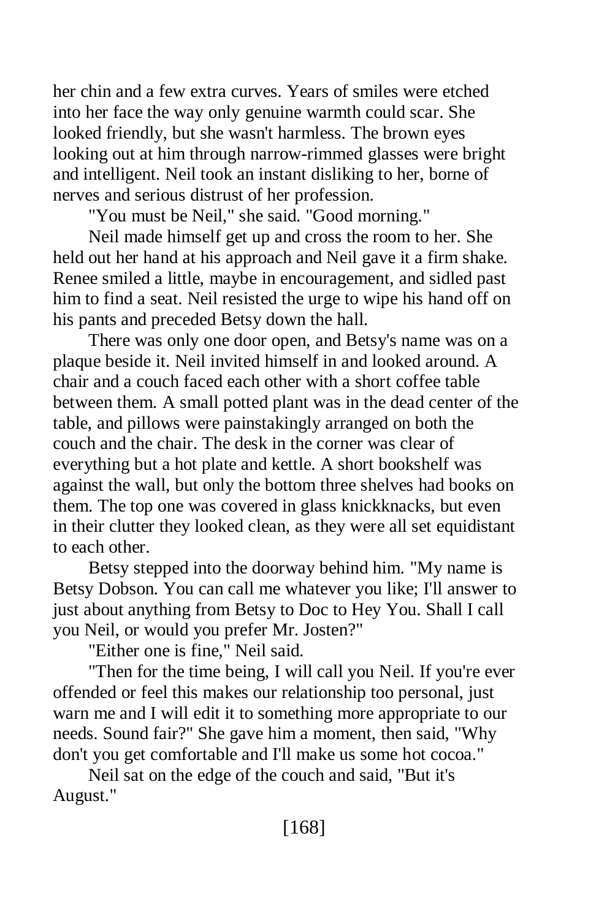her chin and a few extra curves. Years of smiles were etched into her face the way only genuine warmth could scar. She looked friendly, but she wasn't harmless. The brown eyes looking out at him through narrow-rimmed glasses were bright and intelligent. Neil took an instant disliking to her, borne of nerves and serious distrust of her profession.

"You must be Neil," she said. "Good morning."

Neil made himself get up and cross the room to her. She held out her hand at his approach and Neil gave it a firm shake. Renee smiled a little, maybe in encouragement, and sidled past him to find a seat. Neil resisted the urge to wipe his hand off on his pants and preceded Betsy down the hall.

There was only one door open, and Betsy's name was on a plaque beside it. Neil invited himself in and looked around. A chair and a couch faced each other with a short coffee table between them. A small potted plant was in the dead center of the table, and pillows were painstakingly arranged on both the couch and the chair. The desk in the corner was clear of everything but a hot plate and kettle. A short bookshelf was against the wall, but only the bottom three shelves had books on them. The top one was covered in glass knickknacks, but even in their clutter they looked clean, as they were all set equidistant to each other.

Betsy stepped into the doorway behind him. "My name is Betsy Dobson. You can call me whatever you like; I'll answer to just about anything from Betsy to Doc to Hey You. Shall I call you Neil, or would you prefer Mr. Josten?"

"Either one is fine," Neil said.

"Then for the time being, I will call you Neil. If you're ever offended or feel this makes our relationship too personal, just warn me and I will edit it to something more appropriate to our needs. Sound fair?" She gave him a moment, then said, "Why don't you get comfortable and I'll make us some hot cocoa."

Neil sat on the edge of the couch and said, "But it's August."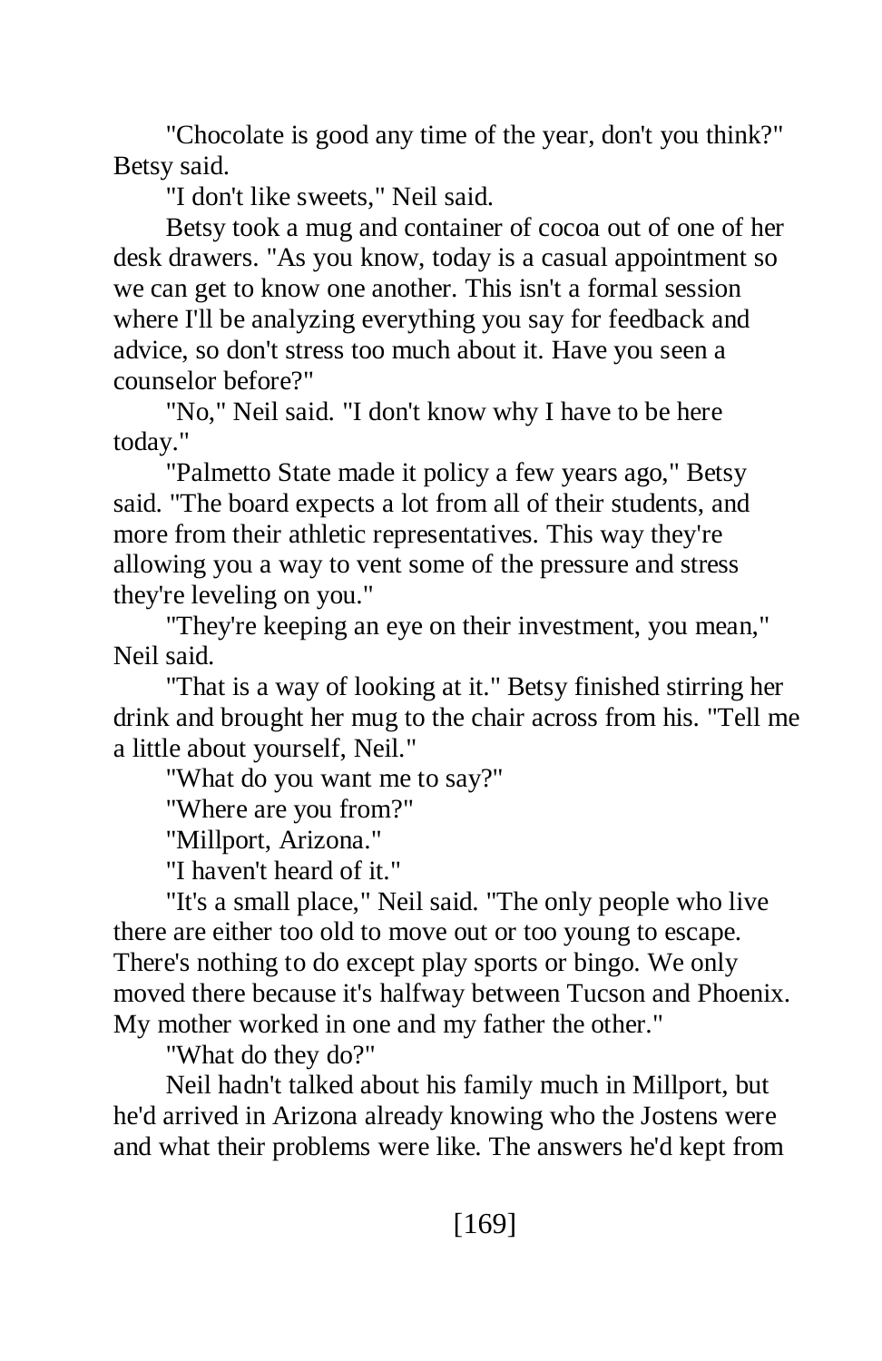"Chocolate is good any time of the year, don't you think?" Betsy said.

"I don't like sweets," Neil said.

Betsy took a mug and container of cocoa out of one of her desk drawers. "As you know, today is a casual appointment so we can get to know one another. This isn't a formal session where I'll be analyzing everything you say for feedback and advice, so don't stress too much about it. Have you seen a counselor before?"

"No," Neil said. "I don't know why I have to be here today."

"Palmetto State made it policy a few years ago," Betsy said. "The board expects a lot from all of their students, and more from their athletic representatives. This way they're allowing you a way to vent some of the pressure and stress they're leveling on you."

"They're keeping an eye on their investment, you mean," Neil said.

"That is a way of looking at it." Betsy finished stirring her drink and brought her mug to the chair across from his. "Tell me a little about yourself, Neil."

"What do you want me to say?"

"Where are you from?"

"Millport, Arizona."

"I haven't heard of it."

"It's a small place," Neil said. "The only people who live there are either too old to move out or too young to escape. There's nothing to do except play sports or bingo. We only moved there because it's halfway between Tucson and Phoenix. My mother worked in one and my father the other."

"What do they do?"

Neil hadn't talked about his family much in Millport, but he'd arrived in Arizona already knowing who the Jostens were and what their problems were like. The answers he'd kept from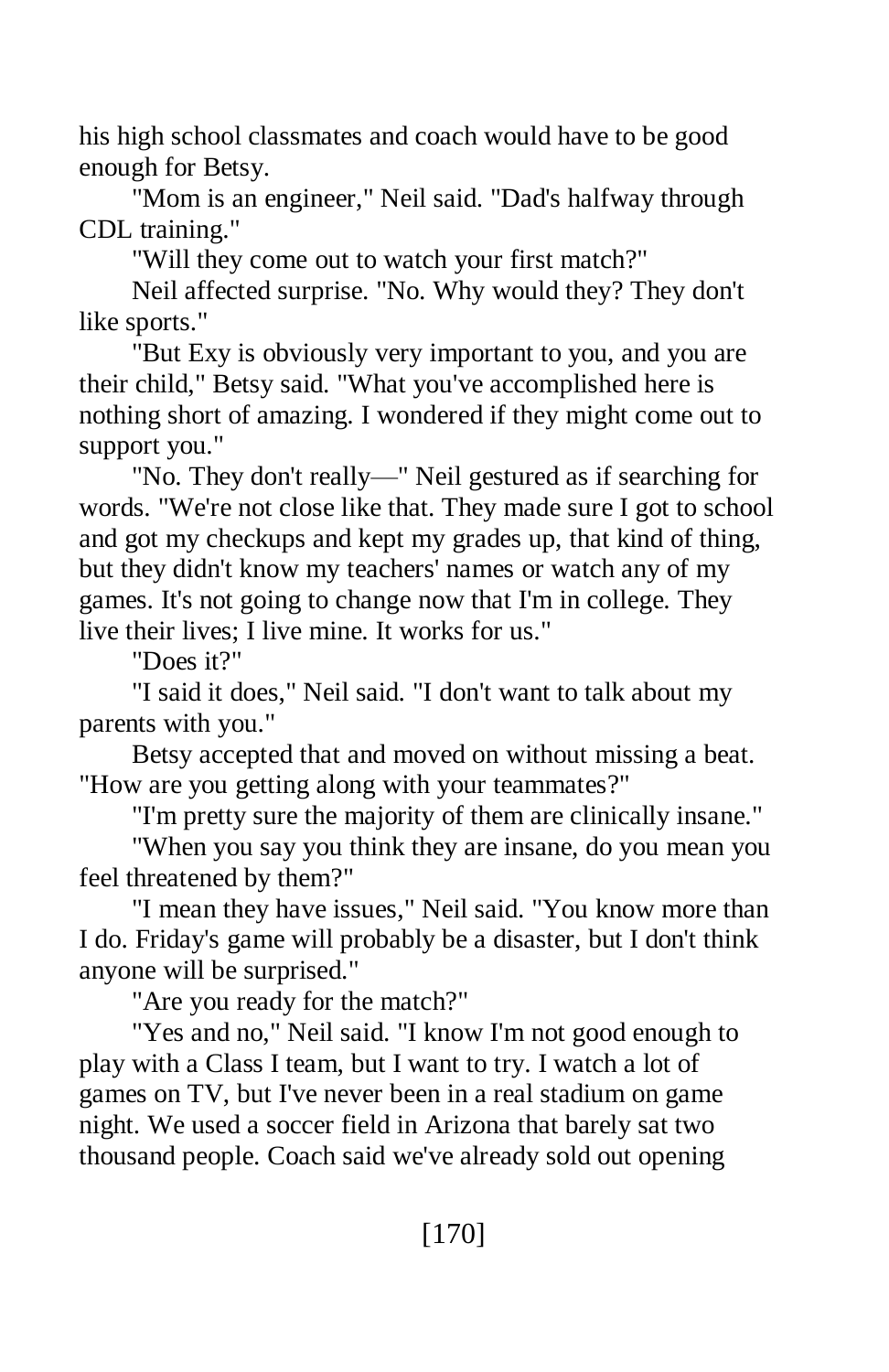his high school classmates and coach would have to be good enough for Betsy.

"Mom is an engineer," Neil said. "Dad's halfway through CDL training."

"Will they come out to watch your first match?"

Neil affected surprise. "No. Why would they? They don't like sports."

"But Exy is obviously very important to you, and you are their child," Betsy said. "What you've accomplished here is nothing short of amazing. I wondered if they might come out to support you."

"No. They don't really—" Neil gestured as if searching for words. "We're not close like that. They made sure I got to school and got my checkups and kept my grades up, that kind of thing, but they didn't know my teachers' names or watch any of my games. It's not going to change now that I'm in college. They live their lives; I live mine. It works for us."

"Does it?"

"I said it does," Neil said. "I don't want to talk about my parents with you."

Betsy accepted that and moved on without missing a beat. "How are you getting along with your teammates?"

"I'm pretty sure the majority of them are clinically insane."

"When you say you think they are insane, do you mean you feel threatened by them?"

"I mean they have issues," Neil said. "You know more than I do. Friday's game will probably be a disaster, but I don't think anyone will be surprised."

"Are you ready for the match?"

"Yes and no," Neil said. "I know I'm not good enough to play with a Class I team, but I want to try. I watch a lot of games on TV, but I've never been in a real stadium on game night. We used a soccer field in Arizona that barely sat two thousand people. Coach said we've already sold out opening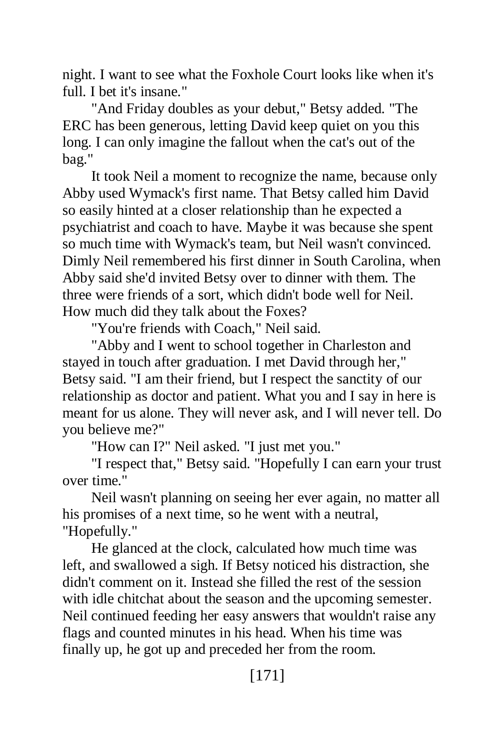night. I want to see what the Foxhole Court looks like when it's full. I bet it's insane."

"And Friday doubles as your debut," Betsy added. "The ERC has been generous, letting David keep quiet on you this long. I can only imagine the fallout when the cat's out of the bag."

It took Neil a moment to recognize the name, because only Abby used Wymack's first name. That Betsy called him David so easily hinted at a closer relationship than he expected a psychiatrist and coach to have. Maybe it was because she spent so much time with Wymack's team, but Neil wasn't convinced. Dimly Neil remembered his first dinner in South Carolina, when Abby said she'd invited Betsy over to dinner with them. The three were friends of a sort, which didn't bode well for Neil. How much did they talk about the Foxes?

"You're friends with Coach," Neil said.

"Abby and I went to school together in Charleston and stayed in touch after graduation. I met David through her," Betsy said. "I am their friend, but I respect the sanctity of our relationship as doctor and patient. What you and I say in here is meant for us alone. They will never ask, and I will never tell. Do you believe me?"

"How can I?" Neil asked. "I just met you."

"I respect that," Betsy said. "Hopefully I can earn your trust over time."

Neil wasn't planning on seeing her ever again, no matter all his promises of a next time, so he went with a neutral, "Hopefully."

He glanced at the clock, calculated how much time was left, and swallowed a sigh. If Betsy noticed his distraction, she didn't comment on it. Instead she filled the rest of the session with idle chitchat about the season and the upcoming semester. Neil continued feeding her easy answers that wouldn't raise any flags and counted minutes in his head. When his time was finally up, he got up and preceded her from the room.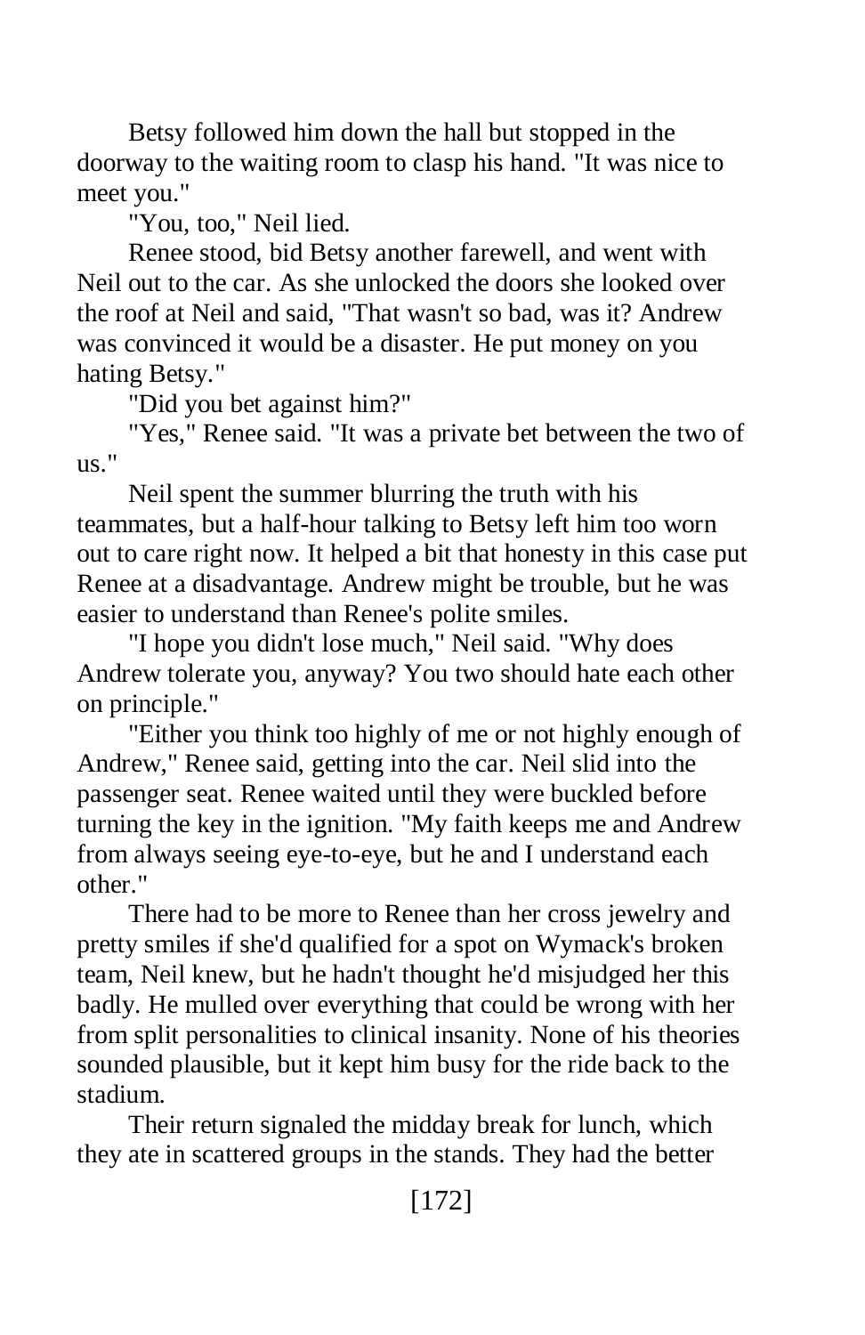Betsy followed him down the hall but stopped in the doorway to the waiting room to clasp his hand. "It was nice to meet you."

"You, too," Neil lied.

Renee stood, bid Betsy another farewell, and went with Neil out to the car. As she unlocked the doors she looked over the roof at Neil and said, "That wasn't so bad, was it? Andrew was convinced it would be a disaster. He put money on you hating Betsy."

"Did you bet against him?"

"Yes," Renee said. "It was a private bet between the two of us."

Neil spent the summer blurring the truth with his teammates, but a half-hour talking to Betsy left him too worn out to care right now. It helped a bit that honesty in this case put Renee at a disadvantage. Andrew might be trouble, but he was easier to understand than Renee's polite smiles.

"I hope you didn't lose much," Neil said. "Why does Andrew tolerate you, anyway? You two should hate each other on principle."

"Either you think too highly of me or not highly enough of Andrew," Renee said, getting into the car. Neil slid into the passenger seat. Renee waited until they were buckled before turning the key in the ignition. "My faith keeps me and Andrew from always seeing eye-to-eye, but he and I understand each other."

There had to be more to Renee than her cross jewelry and pretty smiles if she'd qualified for a spot on Wymack's broken team, Neil knew, but he hadn't thought he'd misjudged her this badly. He mulled over everything that could be wrong with her from split personalities to clinical insanity. None of his theories sounded plausible, but it kept him busy for the ride back to the stadium.

Their return signaled the midday break for lunch, which they ate in scattered groups in the stands. They had the better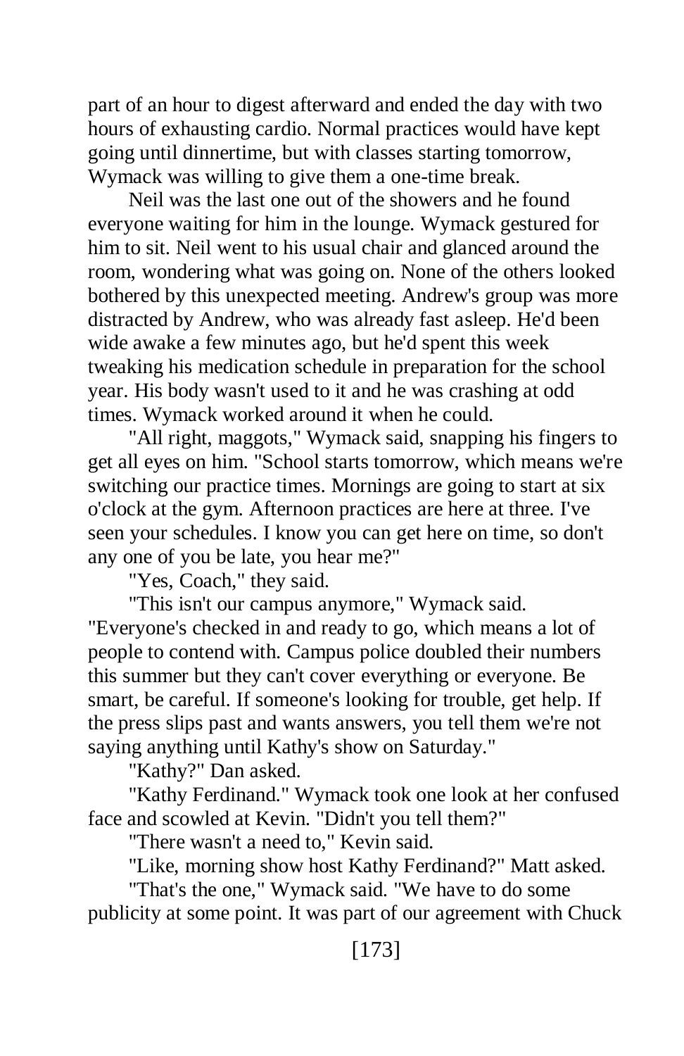part of an hour to digest afterward and ended the day with two hours of exhausting cardio. Normal practices would have kept going until dinnertime, but with classes starting tomorrow, Wymack was willing to give them a one-time break.

Neil was the last one out of the showers and he found everyone waiting for him in the lounge. Wymack gestured for him to sit. Neil went to his usual chair and glanced around the room, wondering what was going on. None of the others looked bothered by this unexpected meeting. Andrew's group was more distracted by Andrew, who was already fast asleep. He'd been wide awake a few minutes ago, but he'd spent this week tweaking his medication schedule in preparation for the school year. His body wasn't used to it and he was crashing at odd times. Wymack worked around it when he could.

"All right, maggots," Wymack said, snapping his fingers to get all eyes on him. "School starts tomorrow, which means we're switching our practice times. Mornings are going to start at six o'clock at the gym. Afternoon practices are here at three. I've seen your schedules. I know you can get here on time, so don't any one of you be late, you hear me?"

"Yes, Coach," they said.

"This isn't our campus anymore," Wymack said. "Everyone's checked in and ready to go, which means a lot of people to contend with. Campus police doubled their numbers this summer but they can't cover everything or everyone. Be smart, be careful. If someone's looking for trouble, get help. If the press slips past and wants answers, you tell them we're not saying anything until Kathy's show on Saturday."

"Kathy?" Dan asked.

"Kathy Ferdinand." Wymack took one look at her confused face and scowled at Kevin. "Didn't you tell them?"

"There wasn't a need to," Kevin said.

"Like, morning show host Kathy Ferdinand?" Matt asked.

"That's the one," Wymack said. "We have to do some publicity at some point. It was part of our agreement with Chuck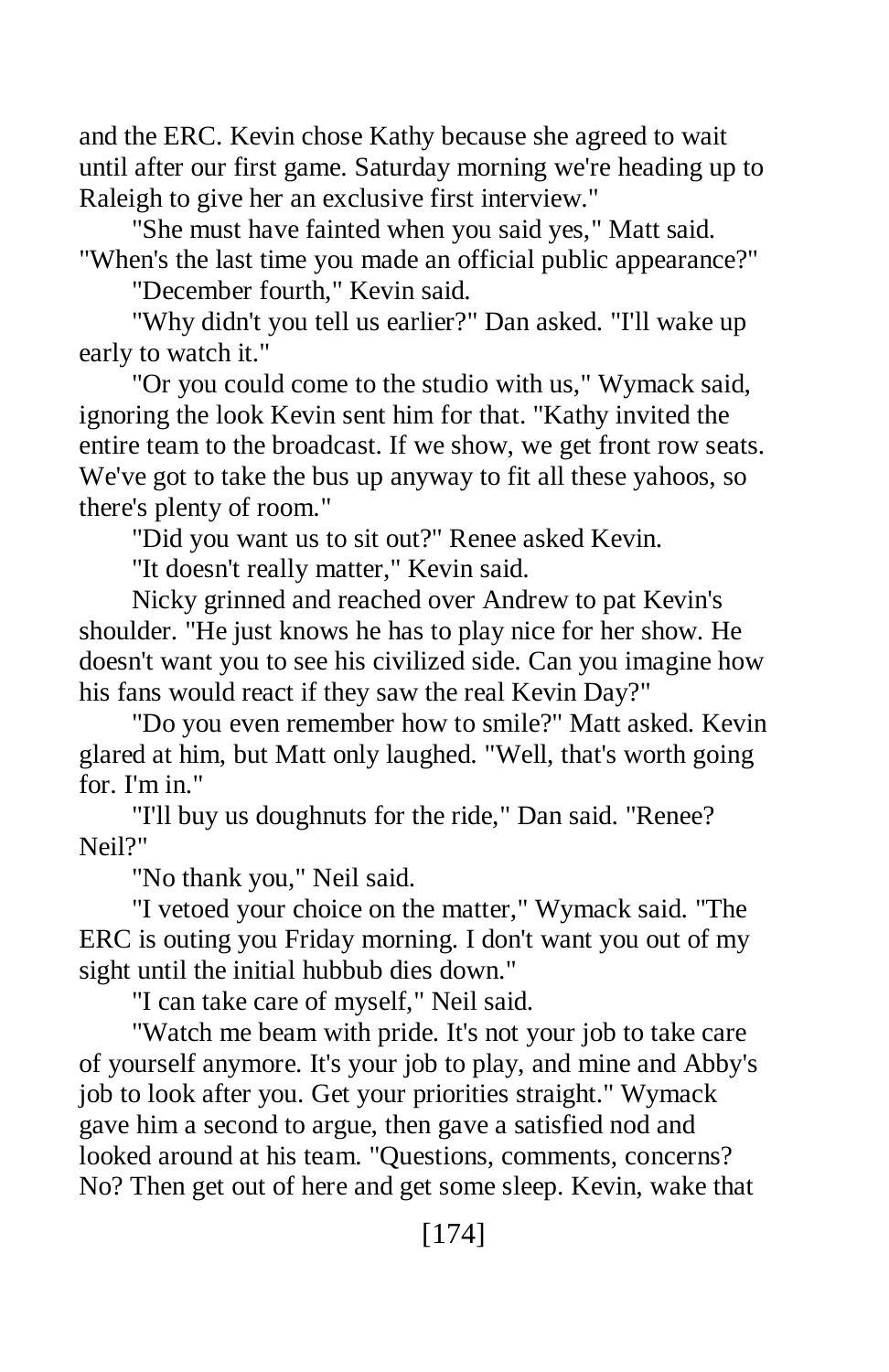and the ERC. Kevin chose Kathy because she agreed to wait until after our first game. Saturday morning we're heading up to Raleigh to give her an exclusive first interview."

"She must have fainted when you said yes," Matt said. "When's the last time you made an official public appearance?"

"December fourth," Kevin said.

"Why didn't you tell us earlier?" Dan asked. "I'll wake up early to watch it."

"Or you could come to the studio with us," Wymack said, ignoring the look Kevin sent him for that. "Kathy invited the entire team to the broadcast. If we show, we get front row seats. We've got to take the bus up anyway to fit all these yahoos, so there's plenty of room."

"Did you want us to sit out?" Renee asked Kevin.

"It doesn't really matter," Kevin said.

Nicky grinned and reached over Andrew to pat Kevin's shoulder. "He just knows he has to play nice for her show. He doesn't want you to see his civilized side. Can you imagine how his fans would react if they saw the real Kevin Day?"

"Do you even remember how to smile?" Matt asked. Kevin glared at him, but Matt only laughed. "Well, that's worth going for. I'm in."

"I'll buy us doughnuts for the ride," Dan said. "Renee? Neil?"

"No thank you," Neil said.

"I vetoed your choice on the matter," Wymack said. "The ERC is outing you Friday morning. I don't want you out of my sight until the initial hubbub dies down."

"I can take care of myself," Neil said.

"Watch me beam with pride. It's not your job to take care of yourself anymore. It's your job to play, and mine and Abby's job to look after you. Get your priorities straight." Wymack gave him a second to argue, then gave a satisfied nod and looked around at his team. "Questions, comments, concerns? No? Then get out of here and get some sleep. Kevin, wake that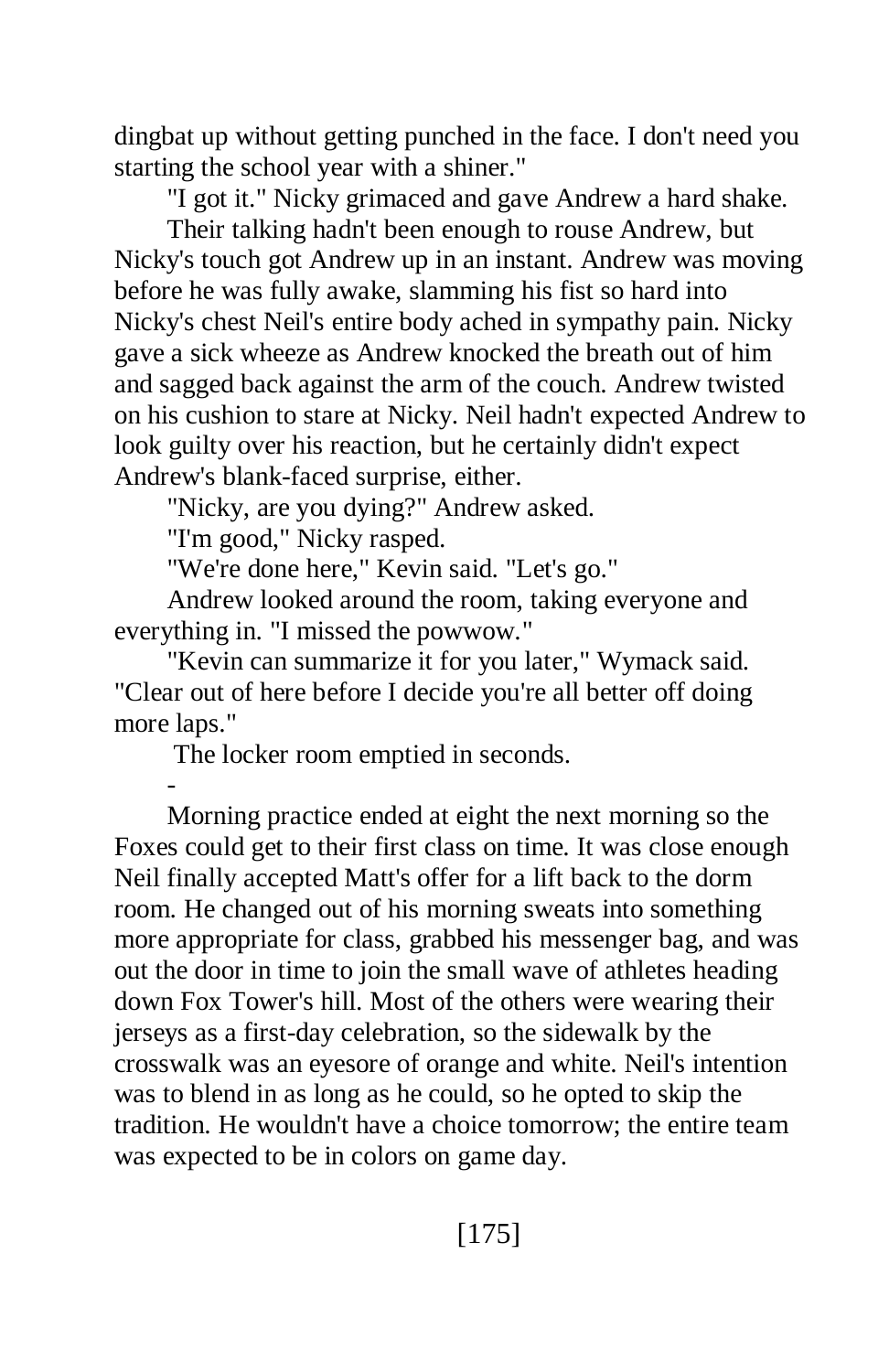dingbat up without getting punched in the face. I don't need you starting the school year with a shiner."

"I got it." Nicky grimaced and gave Andrew a hard shake.

Their talking hadn't been enough to rouse Andrew, but Nicky's touch got Andrew up in an instant. Andrew was moving before he was fully awake, slamming his fist so hard into Nicky's chest Neil's entire body ached in sympathy pain. Nicky gave a sick wheeze as Andrew knocked the breath out of him and sagged back against the arm of the couch. Andrew twisted on his cushion to stare at Nicky. Neil hadn't expected Andrew to look guilty over his reaction, but he certainly didn't expect Andrew's blank-faced surprise, either.

"Nicky, are you dying?" Andrew asked.

"I'm good," Nicky rasped.

"We're done here," Kevin said. "Let's go."

Andrew looked around the room, taking everyone and everything in. "I missed the powwow."

"Kevin can summarize it for you later," Wymack said. "Clear out of here before I decide you're all better off doing more laps."

The locker room emptied in seconds.

-

Morning practice ended at eight the next morning so the Foxes could get to their first class on time. It was close enough Neil finally accepted Matt's offer for a lift back to the dorm room. He changed out of his morning sweats into something more appropriate for class, grabbed his messenger bag, and was out the door in time to join the small wave of athletes heading down Fox Tower's hill. Most of the others were wearing their jerseys as a first-day celebration, so the sidewalk by the crosswalk was an eyesore of orange and white. Neil's intention was to blend in as long as he could, so he opted to skip the tradition. He wouldn't have a choice tomorrow; the entire team was expected to be in colors on game day.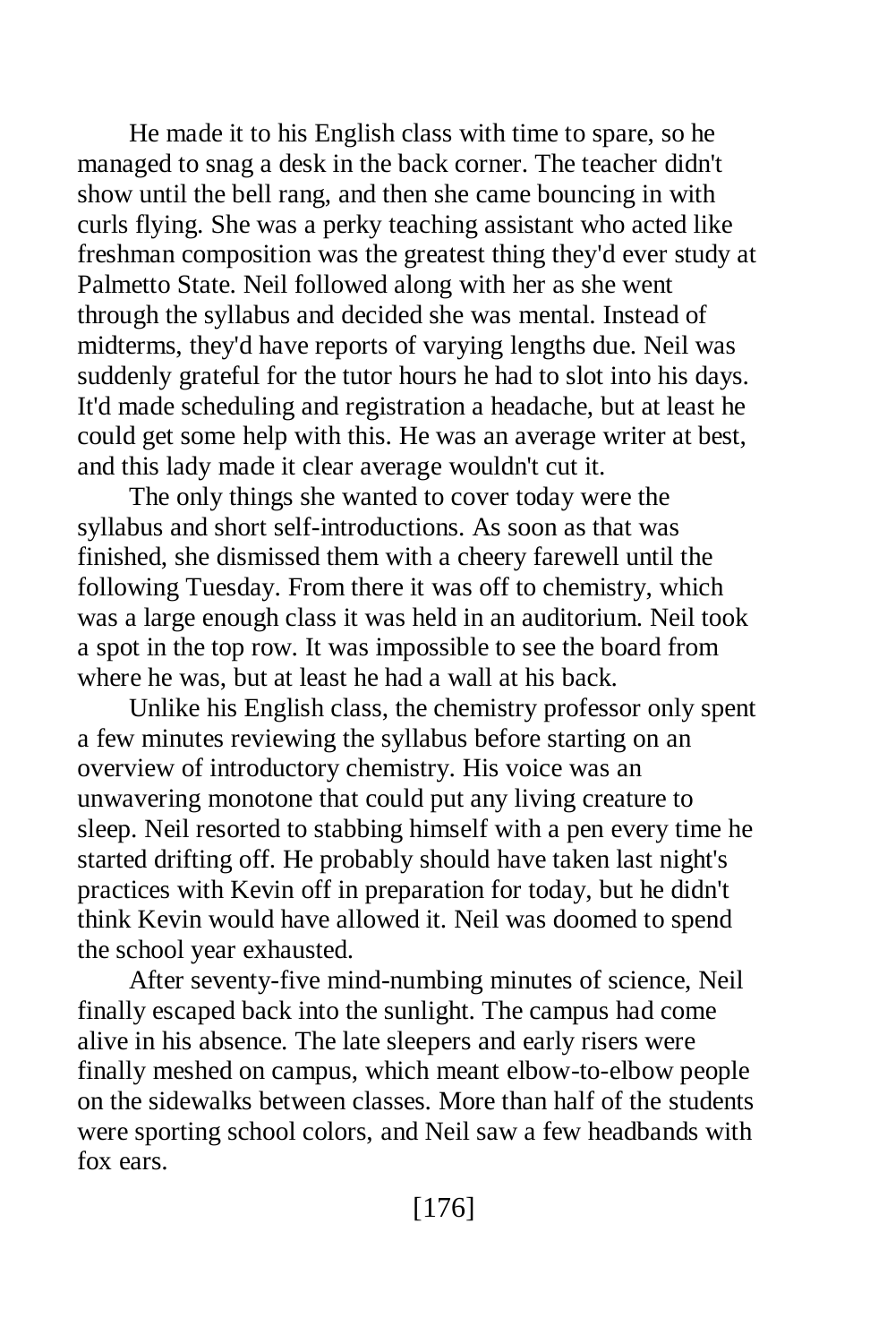He made it to his English class with time to spare, so he managed to snag a desk in the back corner. The teacher didn't show until the bell rang, and then she came bouncing in with curls flying. She was a perky teaching assistant who acted like freshman composition was the greatest thing they'd ever study at Palmetto State. Neil followed along with her as she went through the syllabus and decided she was mental. Instead of midterms, they'd have reports of varying lengths due. Neil was suddenly grateful for the tutor hours he had to slot into his days. It'd made scheduling and registration a headache, but at least he could get some help with this. He was an average writer at best, and this lady made it clear average wouldn't cut it.

The only things she wanted to cover today were the syllabus and short self-introductions. As soon as that was finished, she dismissed them with a cheery farewell until the following Tuesday. From there it was off to chemistry, which was a large enough class it was held in an auditorium. Neil took a spot in the top row. It was impossible to see the board from where he was, but at least he had a wall at his back.

Unlike his English class, the chemistry professor only spent a few minutes reviewing the syllabus before starting on an overview of introductory chemistry. His voice was an unwavering monotone that could put any living creature to sleep. Neil resorted to stabbing himself with a pen every time he started drifting off. He probably should have taken last night's practices with Kevin off in preparation for today, but he didn't think Kevin would have allowed it. Neil was doomed to spend the school year exhausted.

After seventy-five mind-numbing minutes of science, Neil finally escaped back into the sunlight. The campus had come alive in his absence. The late sleepers and early risers were finally meshed on campus, which meant elbow-to-elbow people on the sidewalks between classes. More than half of the students were sporting school colors, and Neil saw a few headbands with fox ears.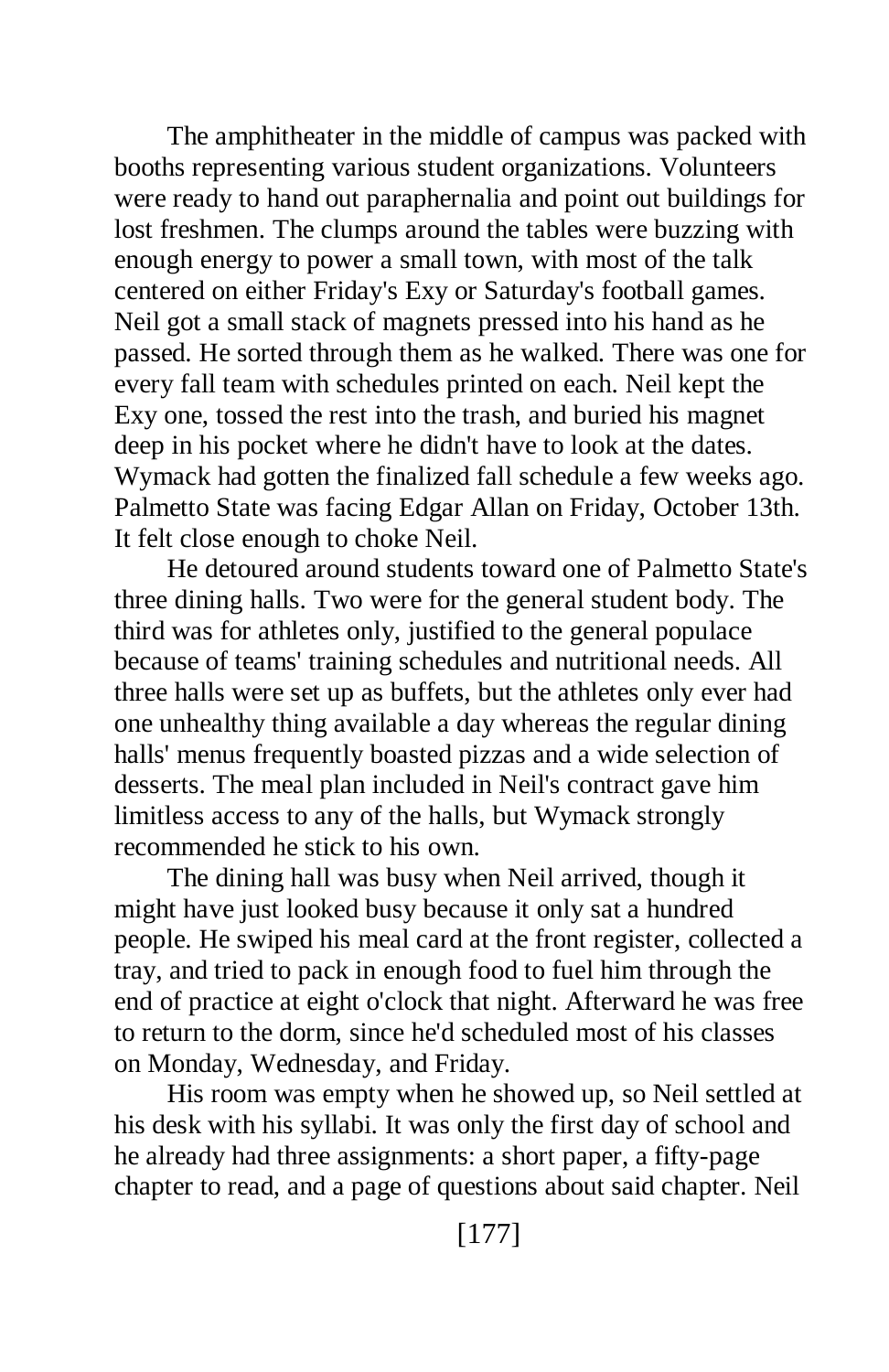The amphitheater in the middle of campus was packed with booths representing various student organizations. Volunteers were ready to hand out paraphernalia and point out buildings for lost freshmen. The clumps around the tables were buzzing with enough energy to power a small town, with most of the talk centered on either Friday's Exy or Saturday's football games. Neil got a small stack of magnets pressed into his hand as he passed. He sorted through them as he walked. There was one for every fall team with schedules printed on each. Neil kept the Exy one, tossed the rest into the trash, and buried his magnet deep in his pocket where he didn't have to look at the dates. Wymack had gotten the finalized fall schedule a few weeks ago. Palmetto State was facing Edgar Allan on Friday, October 13th. It felt close enough to choke Neil.

He detoured around students toward one of Palmetto State's three dining halls. Two were for the general student body. The third was for athletes only, justified to the general populace because of teams' training schedules and nutritional needs. All three halls were set up as buffets, but the athletes only ever had one unhealthy thing available a day whereas the regular dining halls' menus frequently boasted pizzas and a wide selection of desserts. The meal plan included in Neil's contract gave him limitless access to any of the halls, but Wymack strongly recommended he stick to his own.

The dining hall was busy when Neil arrived, though it might have just looked busy because it only sat a hundred people. He swiped his meal card at the front register, collected a tray, and tried to pack in enough food to fuel him through the end of practice at eight o'clock that night. Afterward he was free to return to the dorm, since he'd scheduled most of his classes on Monday, Wednesday, and Friday.

His room was empty when he showed up, so Neil settled at his desk with his syllabi. It was only the first day of school and he already had three assignments: a short paper, a fifty-page chapter to read, and a page of questions about said chapter. Neil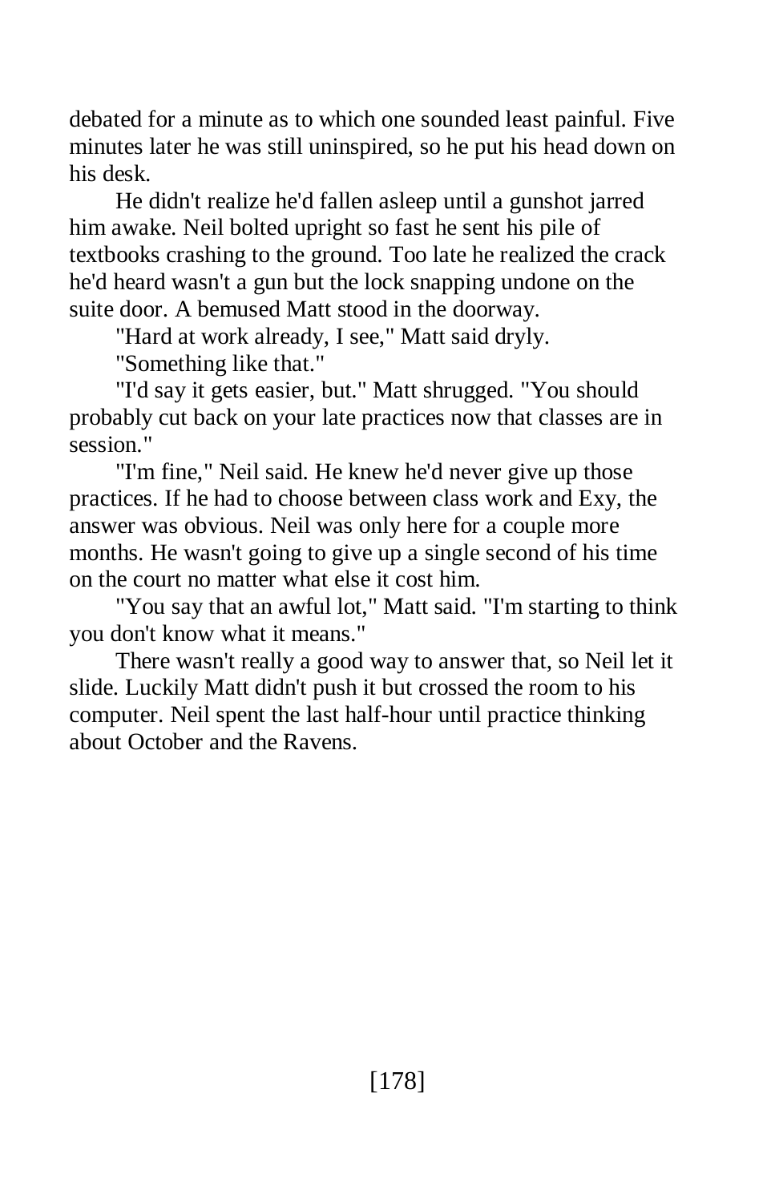debated for a minute as to which one sounded least painful. Five minutes later he was still uninspired, so he put his head down on his desk.

He didn't realize he'd fallen asleep until a gunshot jarred him awake. Neil bolted upright so fast he sent his pile of textbooks crashing to the ground. Too late he realized the crack he'd heard wasn't a gun but the lock snapping undone on the suite door. A bemused Matt stood in the doorway.

"Hard at work already, I see," Matt said dryly.

"Something like that."

"I'd say it gets easier, but." Matt shrugged. "You should probably cut back on your late practices now that classes are in session."

"I'm fine," Neil said. He knew he'd never give up those practices. If he had to choose between class work and Exy, the answer was obvious. Neil was only here for a couple more months. He wasn't going to give up a single second of his time on the court no matter what else it cost him.

"You say that an awful lot," Matt said. "I'm starting to think you don't know what it means."

There wasn't really a good way to answer that, so Neil let it slide. Luckily Matt didn't push it but crossed the room to his computer. Neil spent the last half-hour until practice thinking about October and the Ravens.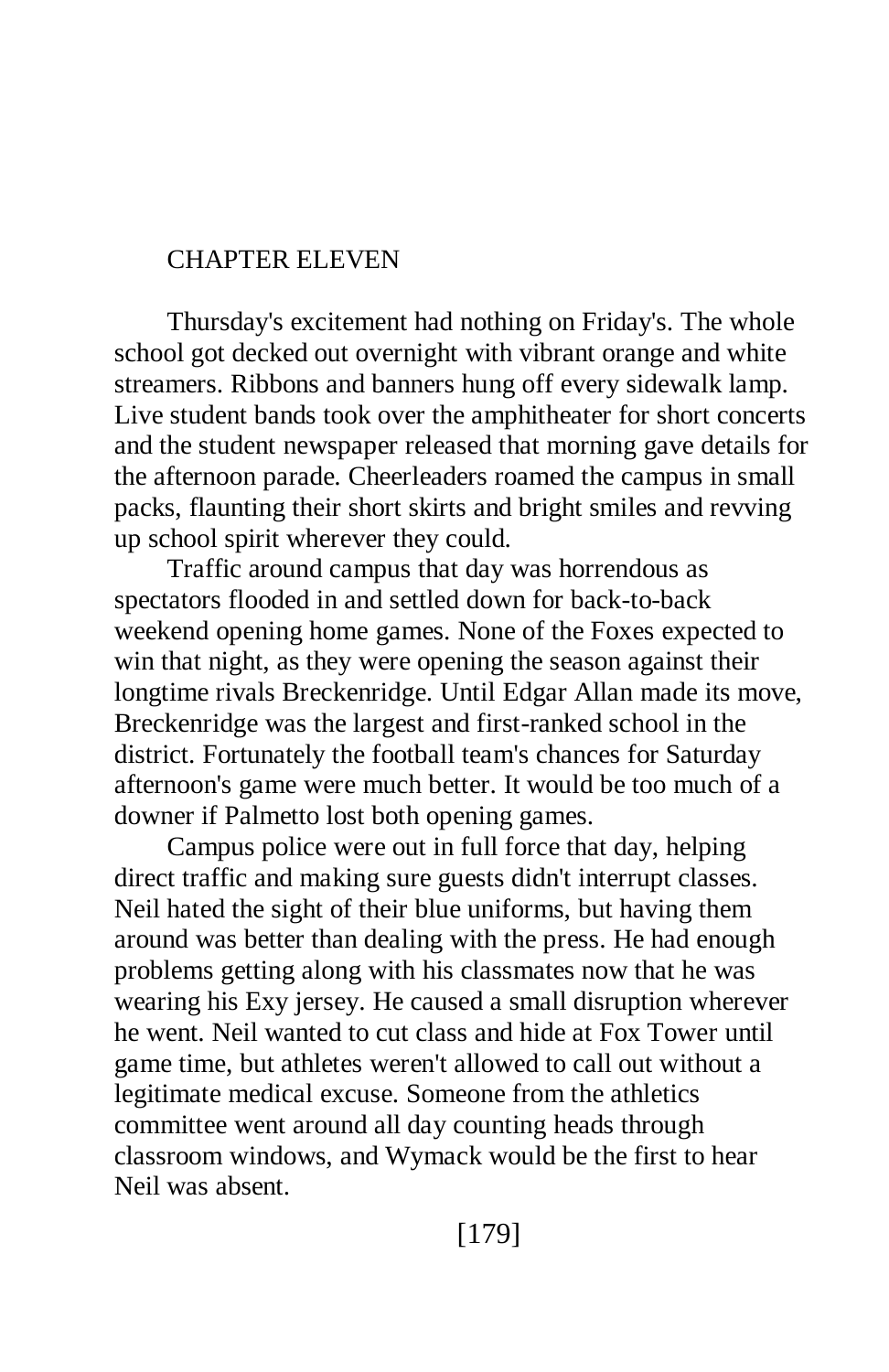# CHAPTER ELEVEN

Thursday's excitement had nothing on Friday's. The whole school got decked out overnight with vibrant orange and white streamers. Ribbons and banners hung off every sidewalk lamp. Live student bands took over the amphitheater for short concerts and the student newspaper released that morning gave details for the afternoon parade. Cheerleaders roamed the campus in small packs, flaunting their short skirts and bright smiles and revving up school spirit wherever they could.

Traffic around campus that day was horrendous as spectators flooded in and settled down for back-to-back weekend opening home games. None of the Foxes expected to win that night, as they were opening the season against their longtime rivals Breckenridge. Until Edgar Allan made its move, Breckenridge was the largest and first-ranked school in the district. Fortunately the football team's chances for Saturday afternoon's game were much better. It would be too much of a downer if Palmetto lost both opening games.

Campus police were out in full force that day, helping direct traffic and making sure guests didn't interrupt classes. Neil hated the sight of their blue uniforms, but having them around was better than dealing with the press. He had enough problems getting along with his classmates now that he was wearing his Exy jersey. He caused a small disruption wherever he went. Neil wanted to cut class and hide at Fox Tower until game time, but athletes weren't allowed to call out without a legitimate medical excuse. Someone from the athletics committee went around all day counting heads through classroom windows, and Wymack would be the first to hear Neil was absent.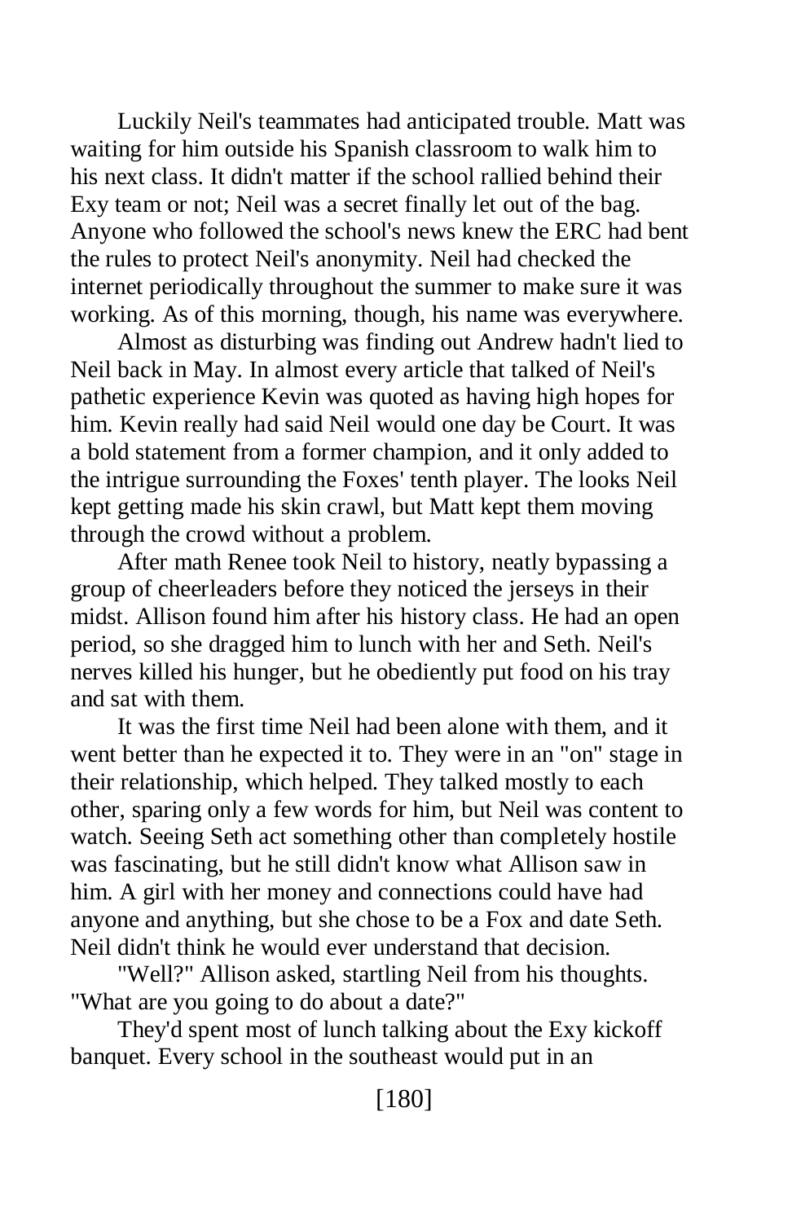Luckily Neil's teammates had anticipated trouble. Matt was waiting for him outside his Spanish classroom to walk him to his next class. It didn't matter if the school rallied behind their Exy team or not; Neil was a secret finally let out of the bag. Anyone who followed the school's news knew the ERC had bent the rules to protect Neil's anonymity. Neil had checked the internet periodically throughout the summer to make sure it was working. As of this morning, though, his name was everywhere.

Almost as disturbing was finding out Andrew hadn't lied to Neil back in May. In almost every article that talked of Neil's pathetic experience Kevin was quoted as having high hopes for him. Kevin really had said Neil would one day be Court. It was a bold statement from a former champion, and it only added to the intrigue surrounding the Foxes' tenth player. The looks Neil kept getting made his skin crawl, but Matt kept them moving through the crowd without a problem.

After math Renee took Neil to history, neatly bypassing a group of cheerleaders before they noticed the jerseys in their midst. Allison found him after his history class. He had an open period, so she dragged him to lunch with her and Seth. Neil's nerves killed his hunger, but he obediently put food on his tray and sat with them.

It was the first time Neil had been alone with them, and it went better than he expected it to. They were in an "on" stage in their relationship, which helped. They talked mostly to each other, sparing only a few words for him, but Neil was content to watch. Seeing Seth act something other than completely hostile was fascinating, but he still didn't know what Allison saw in him. A girl with her money and connections could have had anyone and anything, but she chose to be a Fox and date Seth. Neil didn't think he would ever understand that decision.

"Well?" Allison asked, startling Neil from his thoughts. "What are you going to do about a date?"

They'd spent most of lunch talking about the Exy kickoff banquet. Every school in the southeast would put in an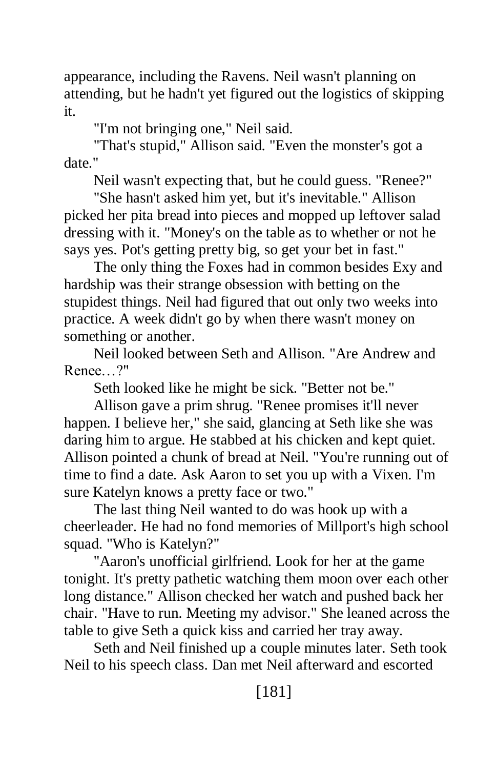appearance, including the Ravens. Neil wasn't planning on attending, but he hadn't yet figured out the logistics of skipping it.

"I'm not bringing one," Neil said.

"That's stupid," Allison said. "Even the monster's got a date."

Neil wasn't expecting that, but he could guess. "Renee?"

"She hasn't asked him yet, but it's inevitable." Allison picked her pita bread into pieces and mopped up leftover salad dressing with it. "Money's on the table as to whether or not he says yes. Pot's getting pretty big, so get your bet in fast."

The only thing the Foxes had in common besides Exy and hardship was their strange obsession with betting on the stupidest things. Neil had figured that out only two weeks into practice. A week didn't go by when there wasn't money on something or another.

Neil looked between Seth and Allison. "Are Andrew and Renee…?"

Seth looked like he might be sick. "Better not be."

Allison gave a prim shrug. "Renee promises it'll never happen. I believe her," she said, glancing at Seth like she was daring him to argue. He stabbed at his chicken and kept quiet. Allison pointed a chunk of bread at Neil. "You're running out of time to find a date. Ask Aaron to set you up with a Vixen. I'm sure Katelyn knows a pretty face or two."

The last thing Neil wanted to do was hook up with a cheerleader. He had no fond memories of Millport's high school squad. "Who is Katelyn?"

"Aaron's unofficial girlfriend. Look for her at the game tonight. It's pretty pathetic watching them moon over each other long distance." Allison checked her watch and pushed back her chair. "Have to run. Meeting my advisor." She leaned across the table to give Seth a quick kiss and carried her tray away.

Seth and Neil finished up a couple minutes later. Seth took Neil to his speech class. Dan met Neil afterward and escorted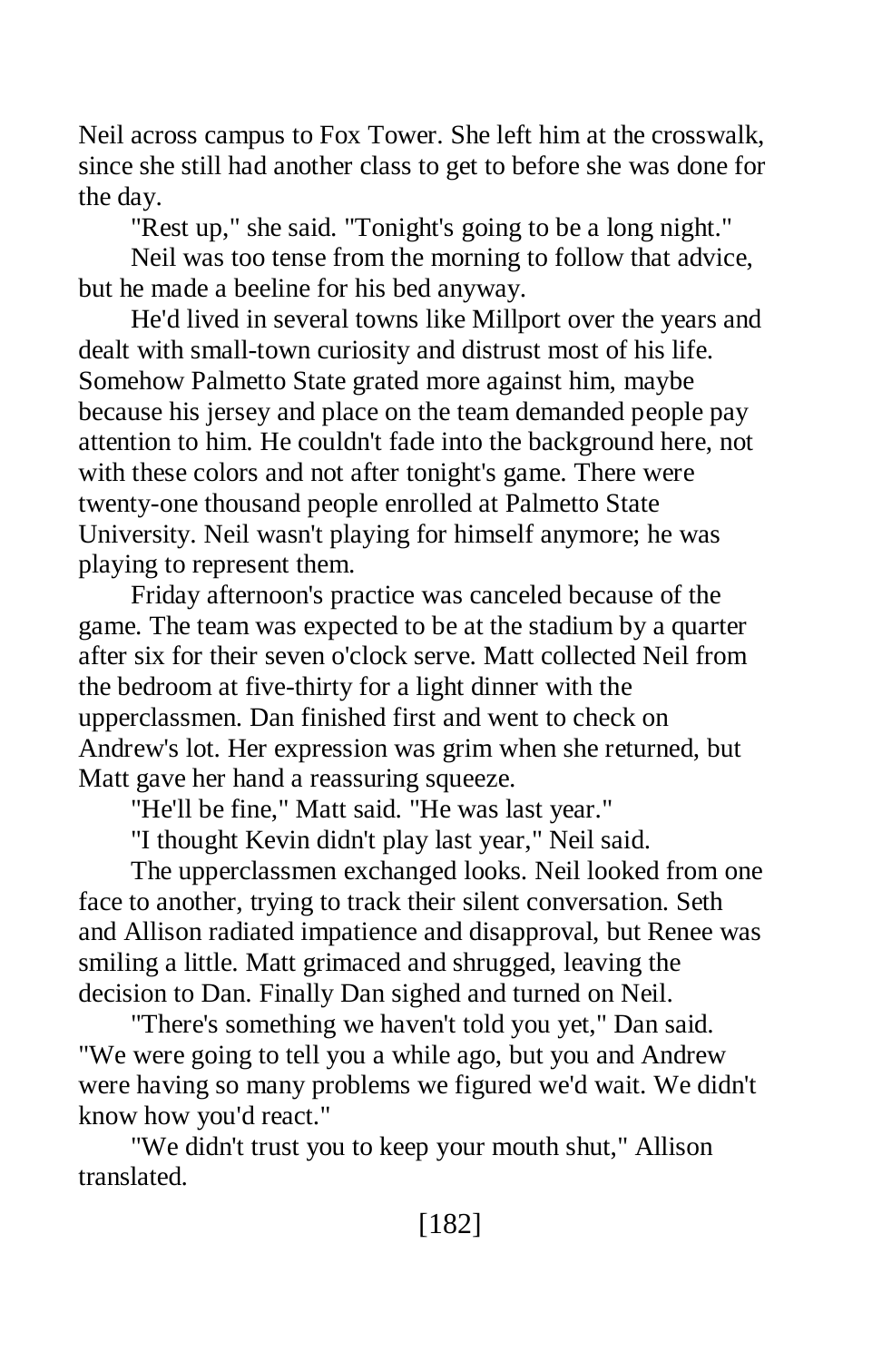Neil across campus to Fox Tower. She left him at the crosswalk, since she still had another class to get to before she was done for the day.

"Rest up," she said. "Tonight's going to be a long night."

Neil was too tense from the morning to follow that advice, but he made a beeline for his bed anyway.

He'd lived in several towns like Millport over the years and dealt with small-town curiosity and distrust most of his life. Somehow Palmetto State grated more against him, maybe because his jersey and place on the team demanded people pay attention to him. He couldn't fade into the background here, not with these colors and not after tonight's game. There were twenty-one thousand people enrolled at Palmetto State University. Neil wasn't playing for himself anymore; he was playing to represent them.

Friday afternoon's practice was canceled because of the game. The team was expected to be at the stadium by a quarter after six for their seven o'clock serve. Matt collected Neil from the bedroom at five-thirty for a light dinner with the upperclassmen. Dan finished first and went to check on Andrew's lot. Her expression was grim when she returned, but Matt gave her hand a reassuring squeeze.

"He'll be fine," Matt said. "He was last year."

"I thought Kevin didn't play last year," Neil said.

The upperclassmen exchanged looks. Neil looked from one face to another, trying to track their silent conversation. Seth and Allison radiated impatience and disapproval, but Renee was smiling a little. Matt grimaced and shrugged, leaving the decision to Dan. Finally Dan sighed and turned on Neil.

"There's something we haven't told you yet," Dan said. "We were going to tell you a while ago, but you and Andrew were having so many problems we figured we'd wait. We didn't know how you'd react."

"We didn't trust you to keep your mouth shut," Allison translated.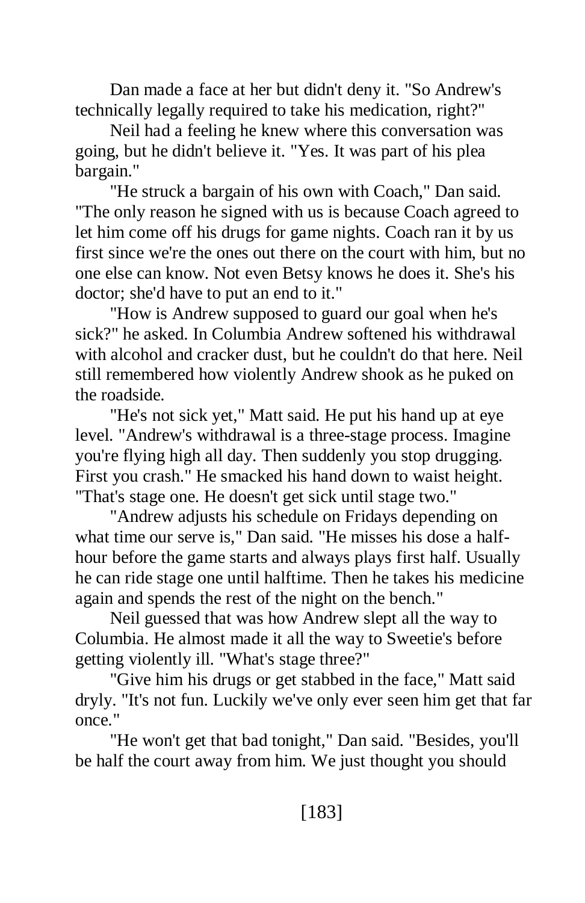Dan made a face at her but didn't deny it. "So Andrew's technically legally required to take his medication, right?"

Neil had a feeling he knew where this conversation was going, but he didn't believe it. "Yes. It was part of his plea bargain."

"He struck a bargain of his own with Coach," Dan said. "The only reason he signed with us is because Coach agreed to let him come off his drugs for game nights. Coach ran it by us first since we're the ones out there on the court with him, but no one else can know. Not even Betsy knows he does it. She's his doctor; she'd have to put an end to it."

"How is Andrew supposed to guard our goal when he's sick?" he asked. In Columbia Andrew softened his withdrawal with alcohol and cracker dust, but he couldn't do that here. Neil still remembered how violently Andrew shook as he puked on the roadside.

"He's not sick yet," Matt said. He put his hand up at eye level. "Andrew's withdrawal is a three-stage process. Imagine you're flying high all day. Then suddenly you stop drugging. First you crash." He smacked his hand down to waist height. "That's stage one. He doesn't get sick until stage two."

"Andrew adjusts his schedule on Fridays depending on what time our serve is," Dan said. "He misses his dose a half-hour before the game starts and always plays first half. Usually he can ride stage one until halftime. Then he takes his medicine again and spends the rest of the night on the bench."

Neil guessed that was how Andrew slept all the way to Columbia. He almost made it all the way to Sweetie's before getting violently ill. "What's stage three?"

"Give him his drugs or get stabbed in the face," Matt said dryly. "It's not fun. Luckily we've only ever seen him get that far once."

"He won't get that bad tonight," Dan said. "Besides, you'll be half the court away from him. We just thought you should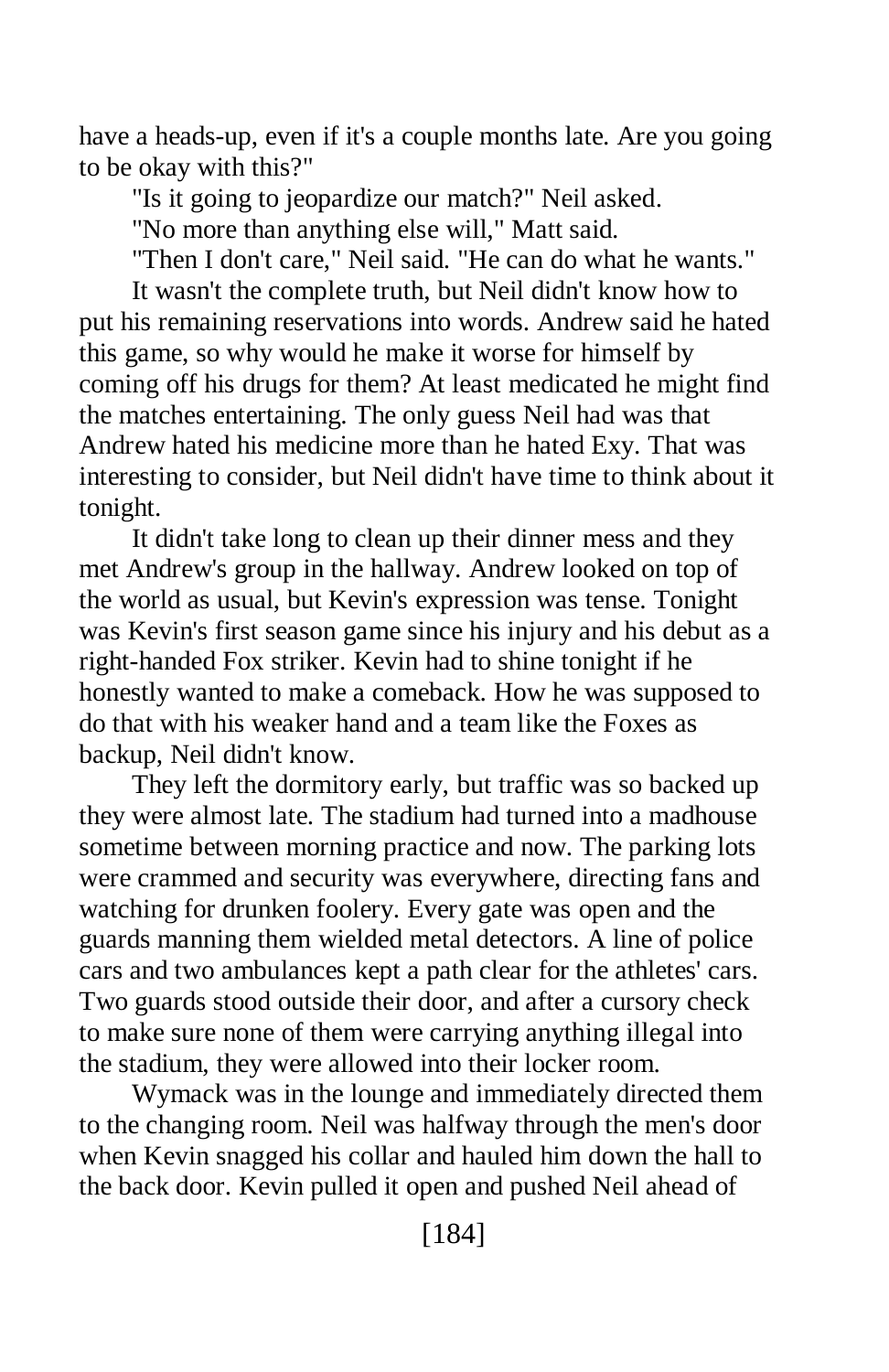have a heads-up, even if it's a couple months late. Are you going to be okay with this?"

"Is it going to jeopardize our match?" Neil asked.

"No more than anything else will," Matt said.

"Then I don't care," Neil said. "He can do what he wants."

It wasn't the complete truth, but Neil didn't know how to put his remaining reservations into words. Andrew said he hated this game, so why would he make it worse for himself by coming off his drugs for them? At least medicated he might find the matches entertaining. The only guess Neil had was that Andrew hated his medicine more than he hated Exy. That was interesting to consider, but Neil didn't have time to think about it tonight.

It didn't take long to clean up their dinner mess and they met Andrew's group in the hallway. Andrew looked on top of the world as usual, but Kevin's expression was tense. Tonight was Kevin's first season game since his injury and his debut as a right-handed Fox striker. Kevin had to shine tonight if he honestly wanted to make a comeback. How he was supposed to do that with his weaker hand and a team like the Foxes as backup, Neil didn't know.

They left the dormitory early, but traffic was so backed up they were almost late. The stadium had turned into a madhouse sometime between morning practice and now. The parking lots were crammed and security was everywhere, directing fans and watching for drunken foolery. Every gate was open and the guards manning them wielded metal detectors. A line of police cars and two ambulances kept a path clear for the athletes' cars. Two guards stood outside their door, and after a cursory check to make sure none of them were carrying anything illegal into the stadium, they were allowed into their locker room.

Wymack was in the lounge and immediately directed them to the changing room. Neil was halfway through the men's door when Kevin snagged his collar and hauled him down the hall to the back door. Kevin pulled it open and pushed Neil ahead of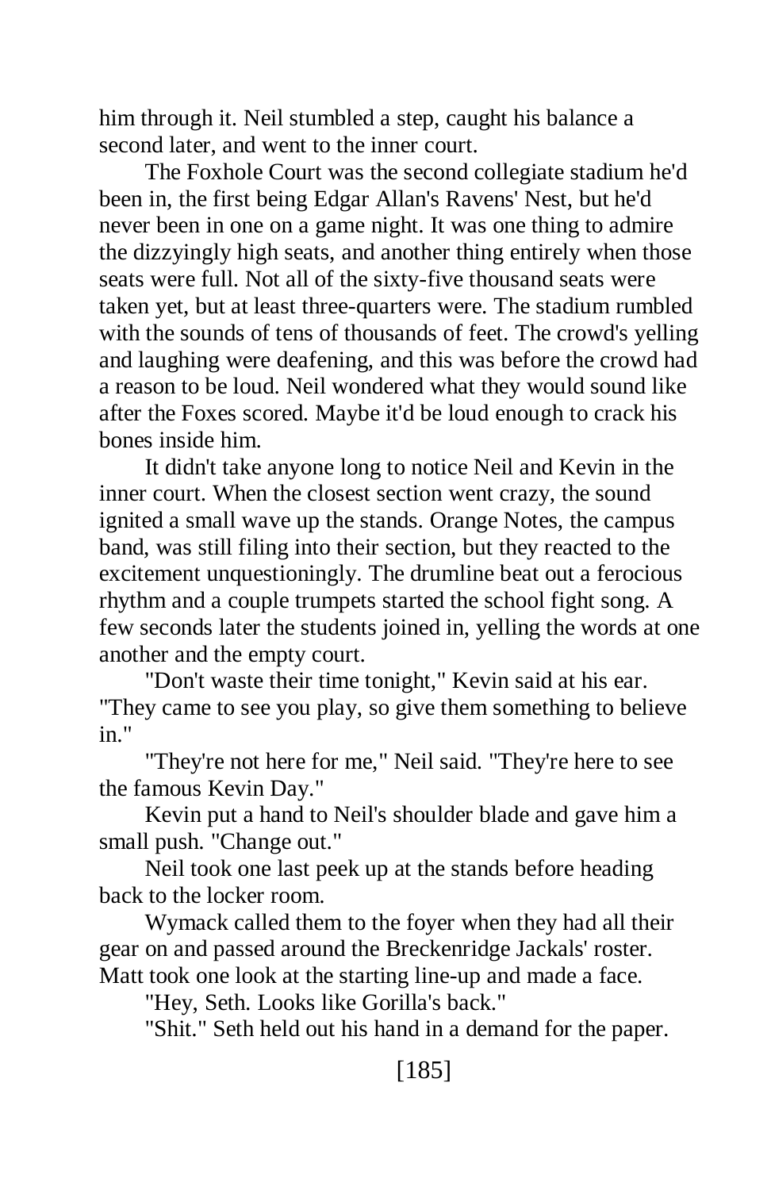him through it. Neil stumbled a step, caught his balance a second later, and went to the inner court.

The Foxhole Court was the second collegiate stadium he'd been in, the first being Edgar Allan's Ravens' Nest, but he'd never been in one on a game night. It was one thing to admire the dizzyingly high seats, and another thing entirely when those seats were full. Not all of the sixty-five thousand seats were taken yet, but at least three-quarters were. The stadium rumbled with the sounds of tens of thousands of feet. The crowd's yelling and laughing were deafening, and this was before the crowd had a reason to be loud. Neil wondered what they would sound like after the Foxes scored. Maybe it'd be loud enough to crack his bones inside him.

It didn't take anyone long to notice Neil and Kevin in the inner court. When the closest section went crazy, the sound ignited a small wave up the stands. Orange Notes, the campus band, was still filing into their section, but they reacted to the excitement unquestioningly. The drumline beat out a ferocious rhythm and a couple trumpets started the school fight song. A few seconds later the students joined in, yelling the words at one another and the empty court.

"Don't waste their time tonight," Kevin said at his ear. "They came to see you play, so give them something to believe in."

"They're not here for me," Neil said. "They're here to see the famous Kevin Day."

Kevin put a hand to Neil's shoulder blade and gave him a small push. "Change out."

Neil took one last peek up at the stands before heading back to the locker room.

Wymack called them to the foyer when they had all their gear on and passed around the Breckenridge Jackals' roster. Matt took one look at the starting line-up and made a face.

"Hey, Seth. Looks like Gorilla's back."

"Shit." Seth held out his hand in a demand for the paper.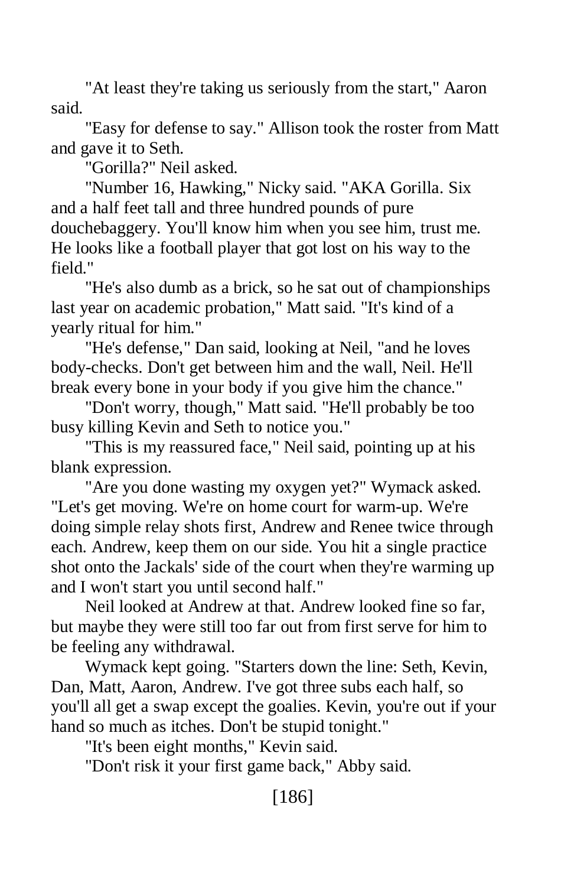"At least they're taking us seriously from the start," Aaron said.

"Easy for defense to say." Allison took the roster from Matt and gave it to Seth.

"Gorilla?" Neil asked.

"Number 16, Hawking," Nicky said. "AKA Gorilla. Six and a half feet tall and three hundred pounds of pure douchebaggery. You'll know him when you see him, trust me. He looks like a football player that got lost on his way to the field."

"He's also dumb as a brick, so he sat out of championships last year on academic probation," Matt said. "It's kind of a yearly ritual for him."

"He's defense," Dan said, looking at Neil, "and he loves body-checks. Don't get between him and the wall, Neil. He'll break every bone in your body if you give him the chance."

"Don't worry, though," Matt said. "He'll probably be too busy killing Kevin and Seth to notice you."

"This is my reassured face," Neil said, pointing up at his blank expression.

"Are you done wasting my oxygen yet?" Wymack asked. "Let's get moving. We're on home court for warm-up. We're doing simple relay shots first, Andrew and Renee twice through each. Andrew, keep them on our side. You hit a single practice shot onto the Jackals' side of the court when they're warming up and I won't start you until second half."

Neil looked at Andrew at that. Andrew looked fine so far, but maybe they were still too far out from first serve for him to be feeling any withdrawal.

Wymack kept going. "Starters down the line: Seth, Kevin, Dan, Matt, Aaron, Andrew. I've got three subs each half, so you'll all get a swap except the goalies. Kevin, you're out if your hand so much as itches. Don't be stupid tonight."

"It's been eight months," Kevin said.

"Don't risk it your first game back," Abby said.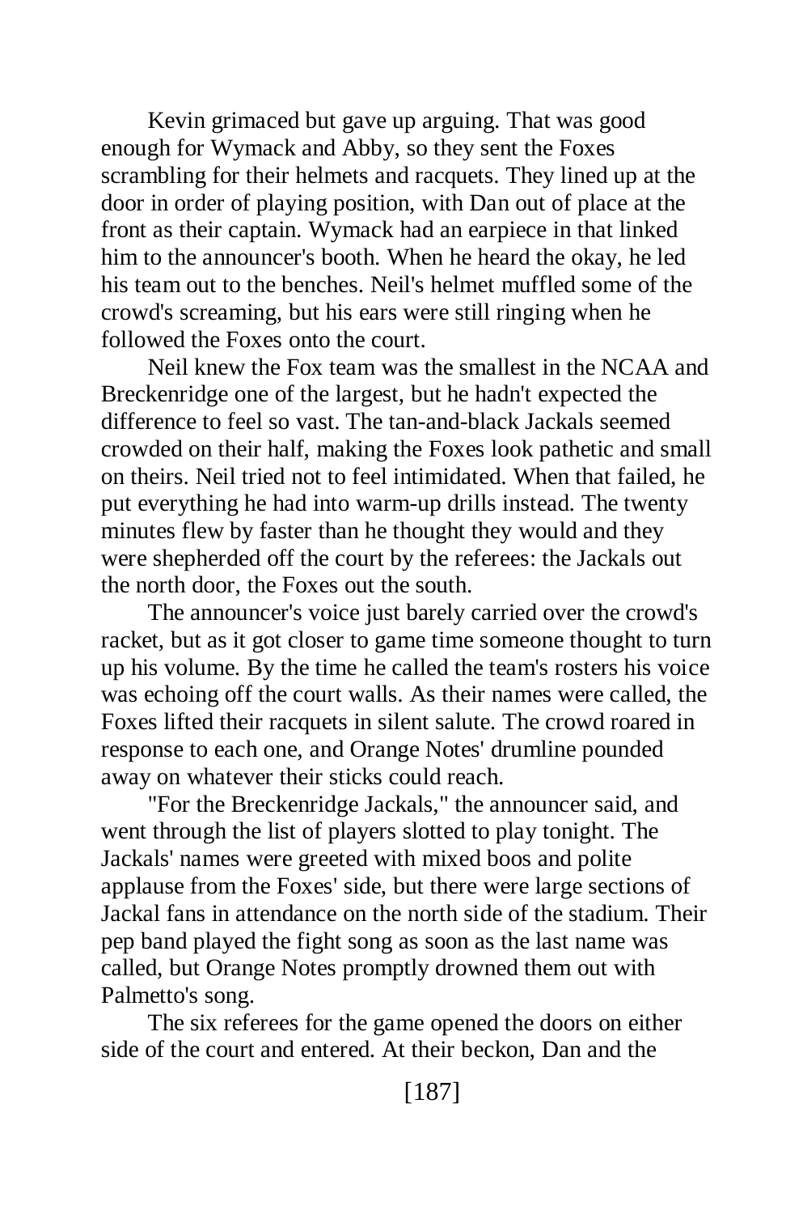Kevin grimaced but gave up arguing. That was good enough for Wymack and Abby, so they sent the Foxes scrambling for their helmets and racquets. They lined up at the door in order of playing position, with Dan out of place at the front as their captain. Wymack had an earpiece in that linked him to the announcer's booth. When he heard the okay, he led his team out to the benches. Neil's helmet muffled some of the crowd's screaming, but his ears were still ringing when he followed the Foxes onto the court.

Neil knew the Fox team was the smallest in the NCAA and Breckenridge one of the largest, but he hadn't expected the difference to feel so vast. The tan-and-black Jackals seemed crowded on their half, making the Foxes look pathetic and small on theirs. Neil tried not to feel intimidated. When that failed, he put everything he had into warm-up drills instead. The twenty minutes flew by faster than he thought they would and they were shepherded off the court by the referees: the Jackals out the north door, the Foxes out the south.

The announcer's voice just barely carried over the crowd's racket, but as it got closer to game time someone thought to turn up his volume. By the time he called the team's rosters his voice was echoing off the court walls. As their names were called, the Foxes lifted their racquets in silent salute. The crowd roared in response to each one, and Orange Notes' drumline pounded away on whatever their sticks could reach.

"For the Breckenridge Jackals," the announcer said, and went through the list of players slotted to play tonight. The Jackals' names were greeted with mixed boos and polite applause from the Foxes' side, but there were large sections of Jackal fans in attendance on the north side of the stadium. Their pep band played the fight song as soon as the last name was called, but Orange Notes promptly drowned them out with Palmetto's song.

The six referees for the game opened the doors on either side of the court and entered. At their beckon, Dan and the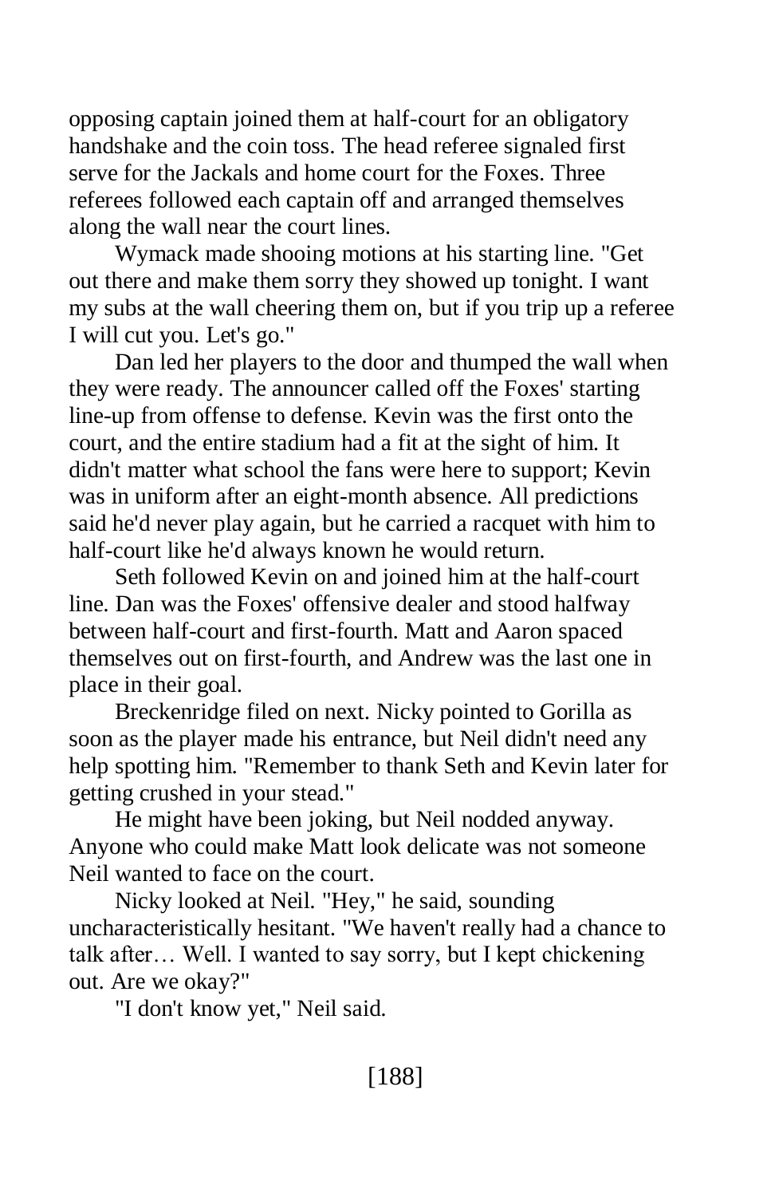opposing captain joined them at half-court for an obligatory handshake and the coin toss. The head referee signaled first serve for the Jackals and home court for the Foxes. Three referees followed each captain off and arranged themselves along the wall near the court lines.

Wymack made shooing motions at his starting line. "Get out there and make them sorry they showed up tonight. I want my subs at the wall cheering them on, but if you trip up a referee I will cut you. Let's go."

Dan led her players to the door and thumped the wall when they were ready. The announcer called off the Foxes' starting line-up from offense to defense. Kevin was the first onto the court, and the entire stadium had a fit at the sight of him. It didn't matter what school the fans were here to support; Kevin was in uniform after an eight-month absence. All predictions said he'd never play again, but he carried a racquet with him to half-court like he'd always known he would return.

Seth followed Kevin on and joined him at the half-court line. Dan was the Foxes' offensive dealer and stood halfway between half-court and first-fourth. Matt and Aaron spaced themselves out on first-fourth, and Andrew was the last one in place in their goal.

Breckenridge filed on next. Nicky pointed to Gorilla as soon as the player made his entrance, but Neil didn't need any help spotting him. "Remember to thank Seth and Kevin later for getting crushed in your stead."

He might have been joking, but Neil nodded anyway. Anyone who could make Matt look delicate was not someone Neil wanted to face on the court.

Nicky looked at Neil. "Hey," he said, sounding uncharacteristically hesitant. "We haven't really had a chance to talk after… Well. I wanted to say sorry, but I kept chickening out. Are we okay?"

"I don't know yet," Neil said.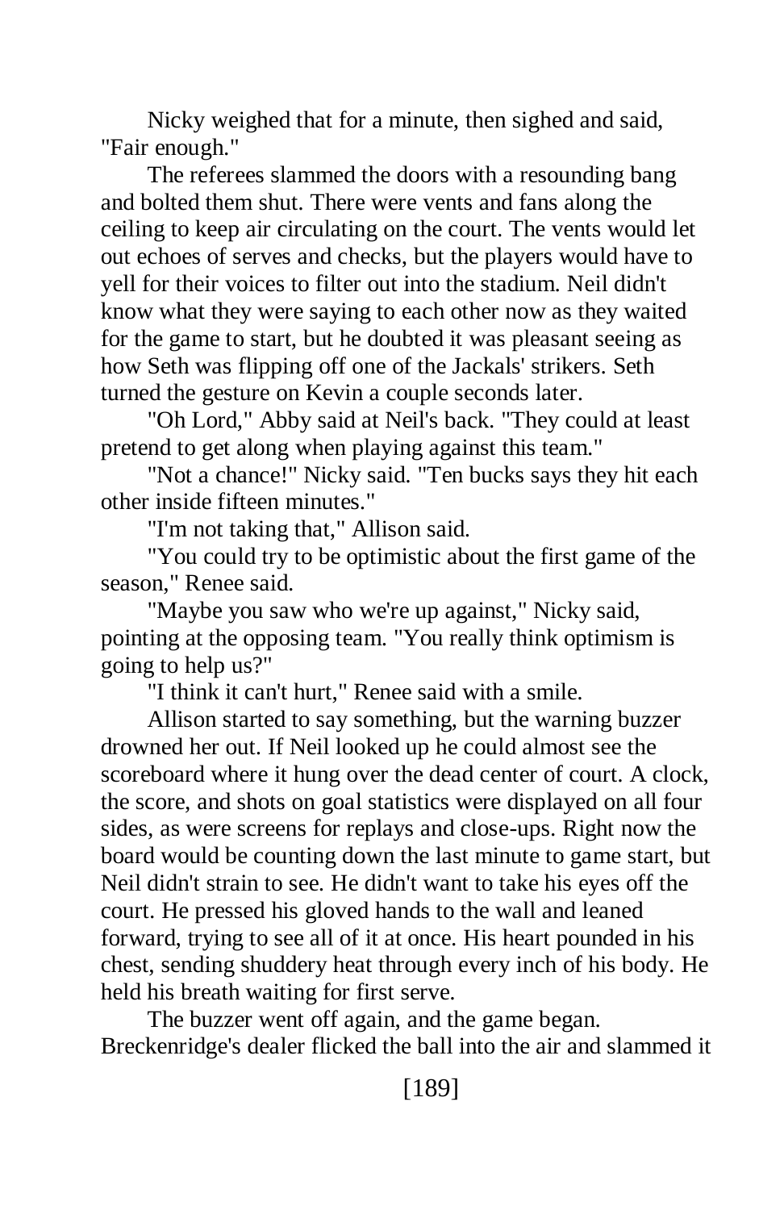Nicky weighed that for a minute, then sighed and said, "Fair enough."

The referees slammed the doors with a resounding bang and bolted them shut. There were vents and fans along the ceiling to keep air circulating on the court. The vents would let out echoes of serves and checks, but the players would have to yell for their voices to filter out into the stadium. Neil didn't know what they were saying to each other now as they waited for the game to start, but he doubted it was pleasant seeing as how Seth was flipping off one of the Jackals' strikers. Seth turned the gesture on Kevin a couple seconds later.

"Oh Lord," Abby said at Neil's back. "They could at least pretend to get along when playing against this team."

"Not a chance!" Nicky said. "Ten bucks says they hit each other inside fifteen minutes."

"I'm not taking that," Allison said.

"You could try to be optimistic about the first game of the season," Renee said.

"Maybe you saw who we're up against," Nicky said, pointing at the opposing team. "You really think optimism is going to help us?"

"I think it can't hurt," Renee said with a smile.

Allison started to say something, but the warning buzzer drowned her out. If Neil looked up he could almost see the scoreboard where it hung over the dead center of court. A clock, the score, and shots on goal statistics were displayed on all four sides, as were screens for replays and close-ups. Right now the board would be counting down the last minute to game start, but Neil didn't strain to see. He didn't want to take his eyes off the court. He pressed his gloved hands to the wall and leaned forward, trying to see all of it at once. His heart pounded in his chest, sending shuddery heat through every inch of his body. He held his breath waiting for first serve.

The buzzer went off again, and the game began. Breckenridge's dealer flicked the ball into the air and slammed it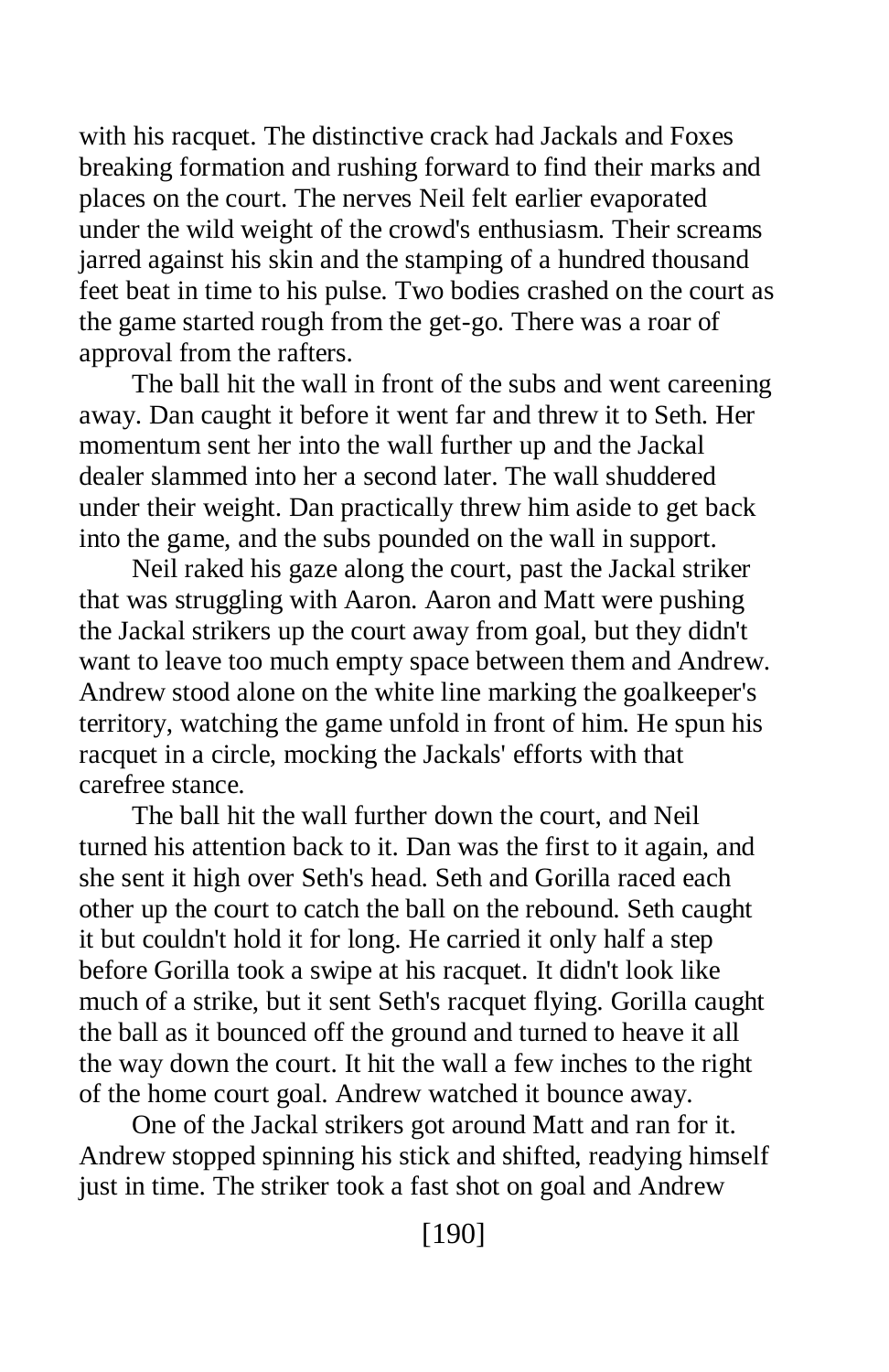with his racquet. The distinctive crack had Jackals and Foxes breaking formation and rushing forward to find their marks and places on the court. The nerves Neil felt earlier evaporated under the wild weight of the crowd's enthusiasm. Their screams jarred against his skin and the stamping of a hundred thousand feet beat in time to his pulse. Two bodies crashed on the court as the game started rough from the get-go. There was a roar of approval from the rafters.

The ball hit the wall in front of the subs and went careening away. Dan caught it before it went far and threw it to Seth. Her momentum sent her into the wall further up and the Jackal dealer slammed into her a second later. The wall shuddered under their weight. Dan practically threw him aside to get back into the game, and the subs pounded on the wall in support.

Neil raked his gaze along the court, past the Jackal striker that was struggling with Aaron. Aaron and Matt were pushing the Jackal strikers up the court away from goal, but they didn't want to leave too much empty space between them and Andrew. Andrew stood alone on the white line marking the goalkeeper's territory, watching the game unfold in front of him. He spun his racquet in a circle, mocking the Jackals' efforts with that carefree stance.

The ball hit the wall further down the court, and Neil turned his attention back to it. Dan was the first to it again, and she sent it high over Seth's head. Seth and Gorilla raced each other up the court to catch the ball on the rebound. Seth caught it but couldn't hold it for long. He carried it only half a step before Gorilla took a swipe at his racquet. It didn't look like much of a strike, but it sent Seth's racquet flying. Gorilla caught the ball as it bounced off the ground and turned to heave it all the way down the court. It hit the wall a few inches to the right of the home court goal. Andrew watched it bounce away.

One of the Jackal strikers got around Matt and ran for it. Andrew stopped spinning his stick and shifted, readying himself just in time. The striker took a fast shot on goal and Andrew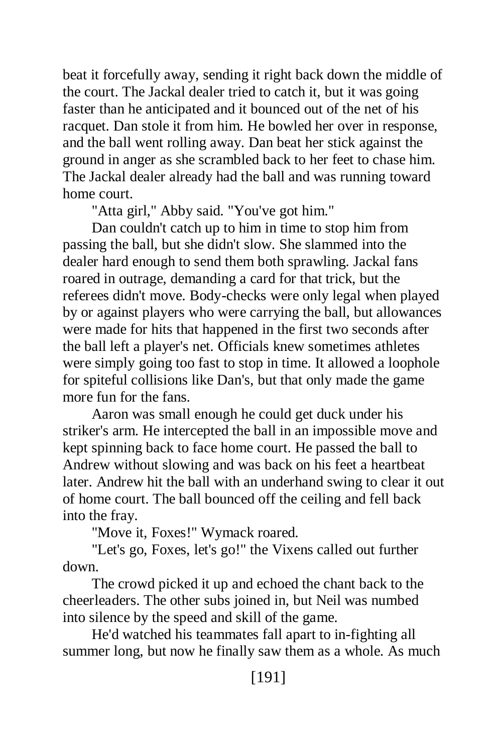beat it forcefully away, sending it right back down the middle of the court. The Jackal dealer tried to catch it, but it was going faster than he anticipated and it bounced out of the net of his racquet. Dan stole it from him. He bowled her over in response, and the ball went rolling away. Dan beat her stick against the ground in anger as she scrambled back to her feet to chase him. The Jackal dealer already had the ball and was running toward home court.

"Atta girl," Abby said. "You've got him."

Dan couldn't catch up to him in time to stop him from passing the ball, but she didn't slow. She slammed into the dealer hard enough to send them both sprawling. Jackal fans roared in outrage, demanding a card for that trick, but the referees didn't move. Body-checks were only legal when played by or against players who were carrying the ball, but allowances were made for hits that happened in the first two seconds after the ball left a player's net. Officials knew sometimes athletes were simply going too fast to stop in time. It allowed a loophole for spiteful collisions like Dan's, but that only made the game more fun for the fans.

Aaron was small enough he could get duck under his striker's arm. He intercepted the ball in an impossible move and kept spinning back to face home court. He passed the ball to Andrew without slowing and was back on his feet a heartbeat later. Andrew hit the ball with an underhand swing to clear it out of home court. The ball bounced off the ceiling and fell back into the fray.

"Move it, Foxes!" Wymack roared.

"Let's go, Foxes, let's go!" the Vixens called out further down.

The crowd picked it up and echoed the chant back to the cheerleaders. The other subs joined in, but Neil was numbed into silence by the speed and skill of the game.

He'd watched his teammates fall apart to in-fighting all summer long, but now he finally saw them as a whole. As much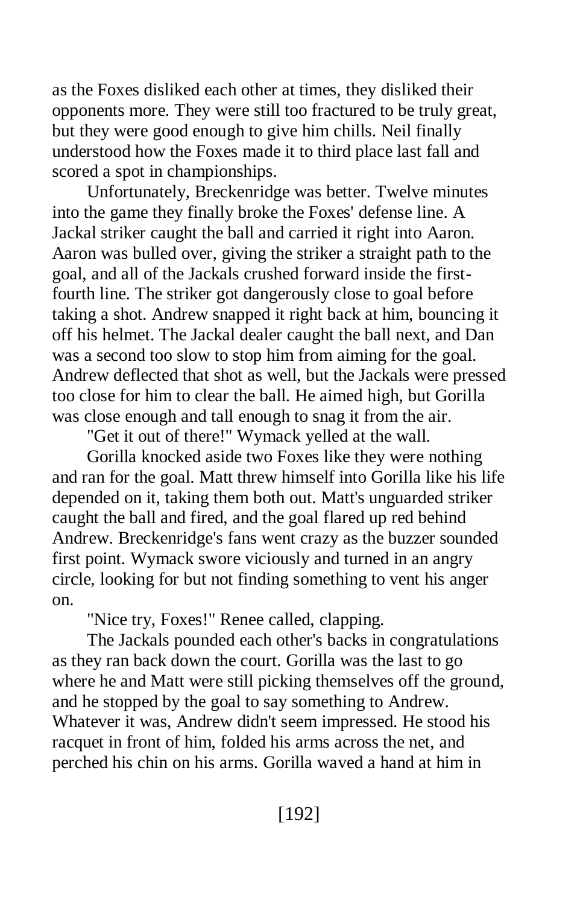as the Foxes disliked each other at times, they disliked their opponents more. They were still too fractured to be truly great, but they were good enough to give him chills. Neil finally understood how the Foxes made it to third place last fall and scored a spot in championships.

Unfortunately, Breckenridge was better. Twelve minutes into the game they finally broke the Foxes' defense line. A Jackal striker caught the ball and carried it right into Aaron. Aaron was bulled over, giving the striker a straight path to the goal, and all of the Jackals crushed forward inside the first-fourth line. The striker got dangerously close to goal before taking a shot. Andrew snapped it right back at him, bouncing it off his helmet. The Jackal dealer caught the ball next, and Dan was a second too slow to stop him from aiming for the goal. Andrew deflected that shot as well, but the Jackals were pressed too close for him to clear the ball. He aimed high, but Gorilla was close enough and tall enough to snag it from the air.

"Get it out of there!" Wymack yelled at the wall.

Gorilla knocked aside two Foxes like they were nothing and ran for the goal. Matt threw himself into Gorilla like his life depended on it, taking them both out. Matt's unguarded striker caught the ball and fired, and the goal flared up red behind Andrew. Breckenridge's fans went crazy as the buzzer sounded first point. Wymack swore viciously and turned in an angry circle, looking for but not finding something to vent his anger on.

"Nice try, Foxes!" Renee called, clapping.

The Jackals pounded each other's backs in congratulations as they ran back down the court. Gorilla was the last to go where he and Matt were still picking themselves off the ground, and he stopped by the goal to say something to Andrew. Whatever it was, Andrew didn't seem impressed. He stood his racquet in front of him, folded his arms across the net, and perched his chin on his arms. Gorilla waved a hand at him in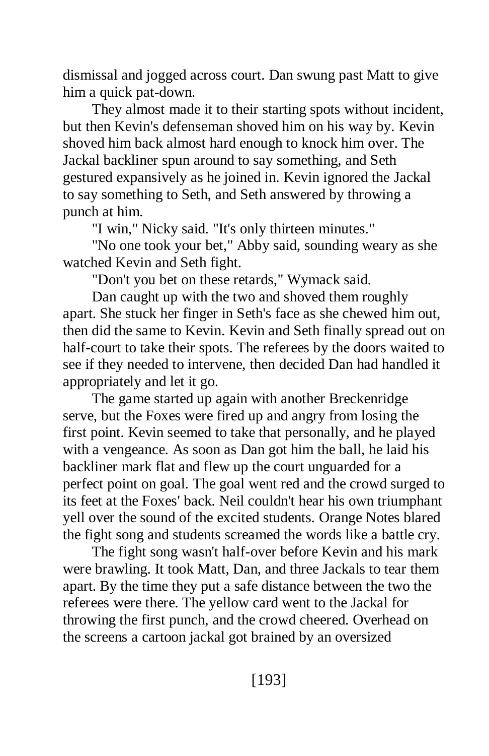dismissal and jogged across court. Dan swung past Matt to give him a quick pat-down.

They almost made it to their starting spots without incident, but then Kevin's defenseman shoved him on his way by. Kevin shoved him back almost hard enough to knock him over. The Jackal backliner spun around to say something, and Seth gestured expansively as he joined in. Kevin ignored the Jackal to say something to Seth, and Seth answered by throwing a punch at him.

"I win," Nicky said. "It's only thirteen minutes."

"No one took your bet," Abby said, sounding weary as she watched Kevin and Seth fight.

"Don't you bet on these retards," Wymack said.

Dan caught up with the two and shoved them roughly apart. She stuck her finger in Seth's face as she chewed him out, then did the same to Kevin. Kevin and Seth finally spread out on half-court to take their spots. The referees by the doors waited to see if they needed to intervene, then decided Dan had handled it appropriately and let it go.

The game started up again with another Breckenridge serve, but the Foxes were fired up and angry from losing the first point. Kevin seemed to take that personally, and he played with a vengeance. As soon as Dan got him the ball, he laid his backliner mark flat and flew up the court unguarded for a perfect point on goal. The goal went red and the crowd surged to its feet at the Foxes' back. Neil couldn't hear his own triumphant yell over the sound of the excited students. Orange Notes blared the fight song and students screamed the words like a battle cry.

The fight song wasn't half-over before Kevin and his mark were brawling. It took Matt, Dan, and three Jackals to tear them apart. By the time they put a safe distance between the two the referees were there. The yellow card went to the Jackal for throwing the first punch, and the crowd cheered. Overhead on the screens a cartoon jackal got brained by an oversized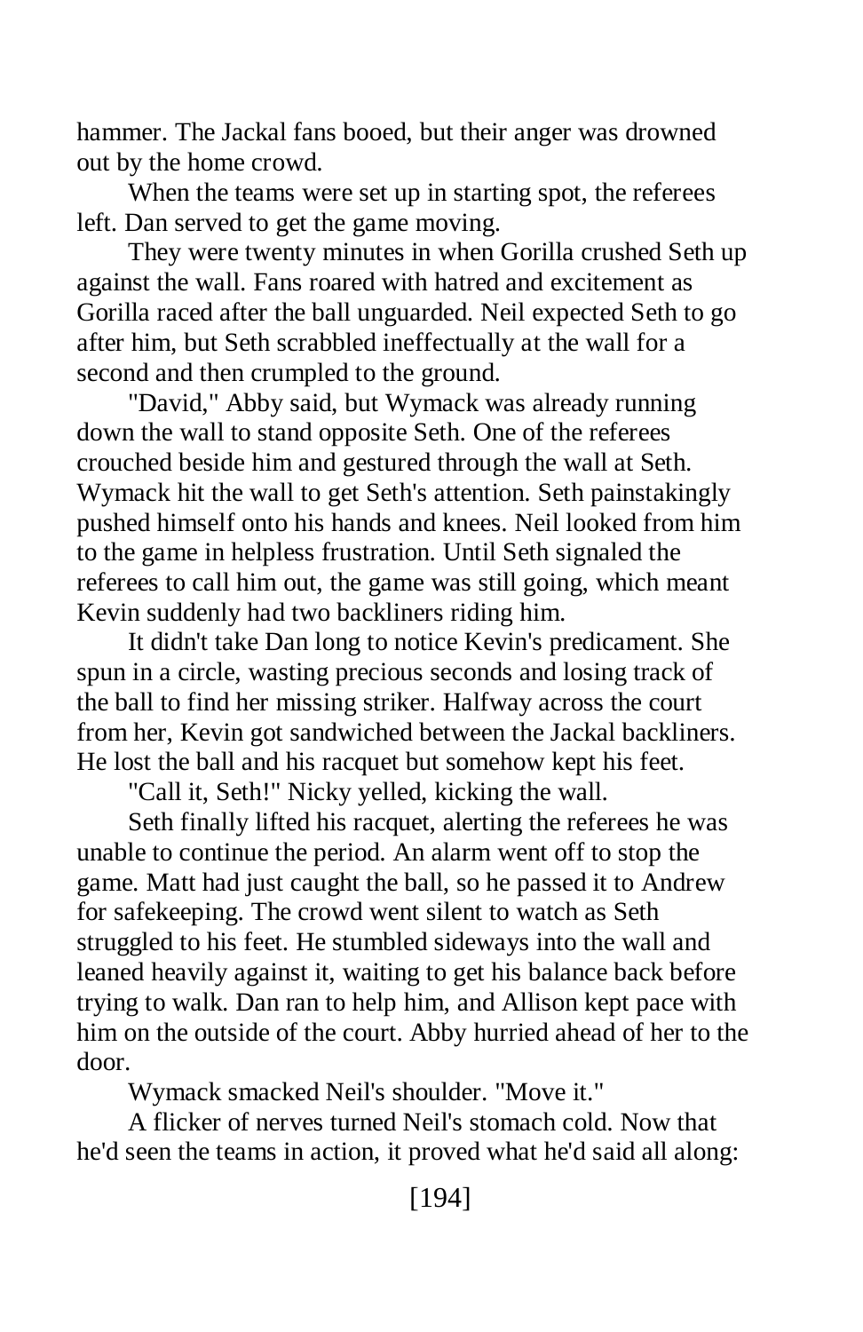hammer. The Jackal fans booed, but their anger was drowned out by the home crowd.

When the teams were set up in starting spot, the referees left. Dan served to get the game moving.

They were twenty minutes in when Gorilla crushed Seth up against the wall. Fans roared with hatred and excitement as Gorilla raced after the ball unguarded. Neil expected Seth to go after him, but Seth scrabbled ineffectually at the wall for a second and then crumpled to the ground.

"David," Abby said, but Wymack was already running down the wall to stand opposite Seth. One of the referees crouched beside him and gestured through the wall at Seth. Wymack hit the wall to get Seth's attention. Seth painstakingly pushed himself onto his hands and knees. Neil looked from him to the game in helpless frustration. Until Seth signaled the referees to call him out, the game was still going, which meant Kevin suddenly had two backliners riding him.

It didn't take Dan long to notice Kevin's predicament. She spun in a circle, wasting precious seconds and losing track of the ball to find her missing striker. Halfway across the court from her, Kevin got sandwiched between the Jackal backliners. He lost the ball and his racquet but somehow kept his feet.

"Call it, Seth!" Nicky yelled, kicking the wall.

Seth finally lifted his racquet, alerting the referees he was unable to continue the period. An alarm went off to stop the game. Matt had just caught the ball, so he passed it to Andrew for safekeeping. The crowd went silent to watch as Seth struggled to his feet. He stumbled sideways into the wall and leaned heavily against it, waiting to get his balance back before trying to walk. Dan ran to help him, and Allison kept pace with him on the outside of the court. Abby hurried ahead of her to the door.

Wymack smacked Neil's shoulder. "Move it."

A flicker of nerves turned Neil's stomach cold. Now that he'd seen the teams in action, it proved what he'd said all along: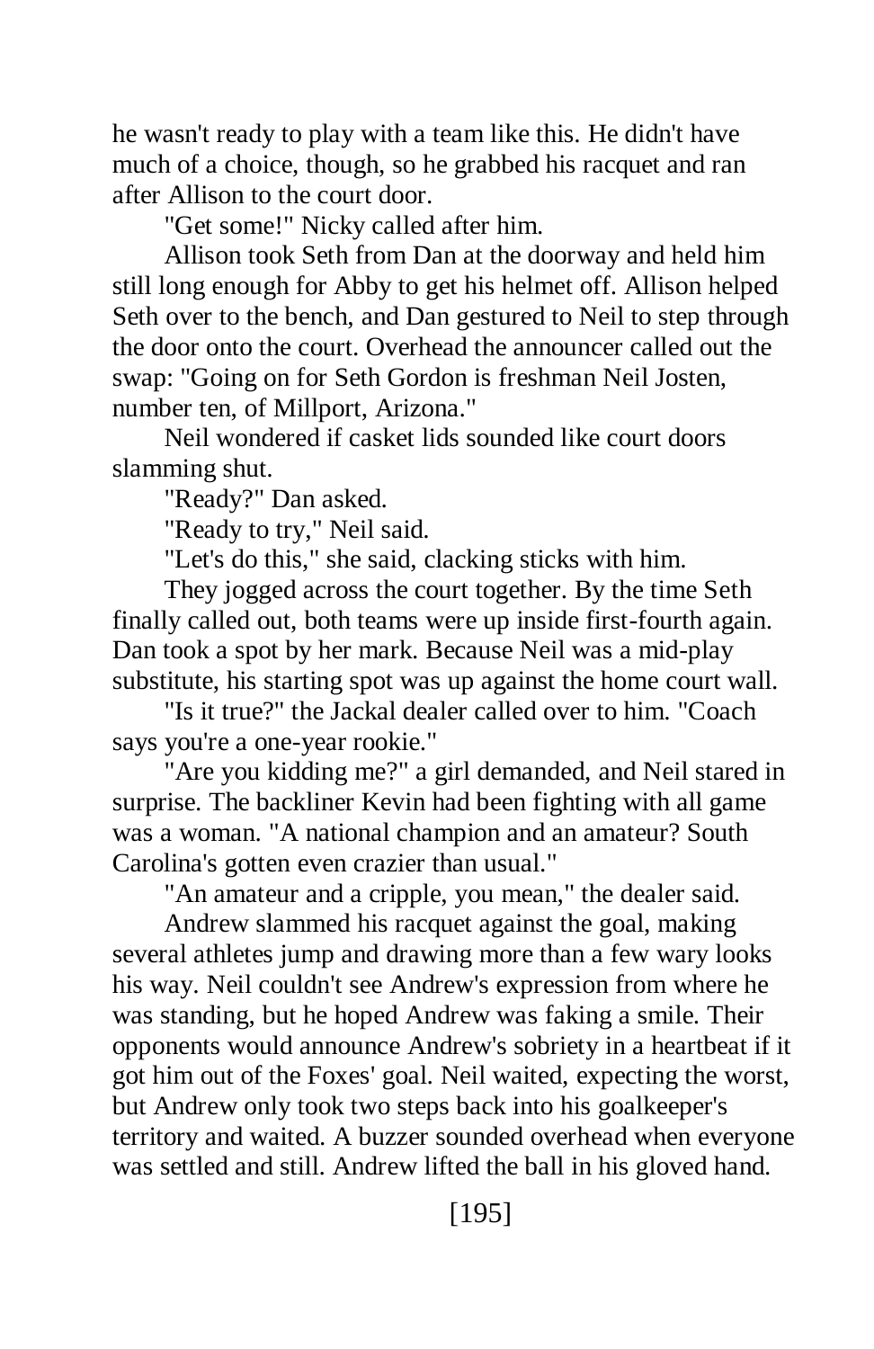he wasn't ready to play with a team like this. He didn't have much of a choice, though, so he grabbed his racquet and ran after Allison to the court door.

"Get some!" Nicky called after him.

Allison took Seth from Dan at the doorway and held him still long enough for Abby to get his helmet off. Allison helped Seth over to the bench, and Dan gestured to Neil to step through the door onto the court. Overhead the announcer called out the swap: "Going on for Seth Gordon is freshman Neil Josten, number ten, of Millport, Arizona."

Neil wondered if casket lids sounded like court doors slamming shut.

"Ready?" Dan asked.

"Ready to try," Neil said.

"Let's do this," she said, clacking sticks with him.

They jogged across the court together. By the time Seth finally called out, both teams were up inside first-fourth again. Dan took a spot by her mark. Because Neil was a mid-play substitute, his starting spot was up against the home court wall.

"Is it true?" the Jackal dealer called over to him. "Coach says you're a one-year rookie."

"Are you kidding me?" a girl demanded, and Neil stared in surprise. The backliner Kevin had been fighting with all game was a woman. "A national champion and an amateur? South Carolina's gotten even crazier than usual."

"An amateur and a cripple, you mean," the dealer said.

Andrew slammed his racquet against the goal, making several athletes jump and drawing more than a few wary looks his way. Neil couldn't see Andrew's expression from where he was standing, but he hoped Andrew was faking a smile. Their opponents would announce Andrew's sobriety in a heartbeat if it got him out of the Foxes' goal. Neil waited, expecting the worst, but Andrew only took two steps back into his goalkeeper's territory and waited. A buzzer sounded overhead when everyone was settled and still. Andrew lifted the ball in his gloved hand.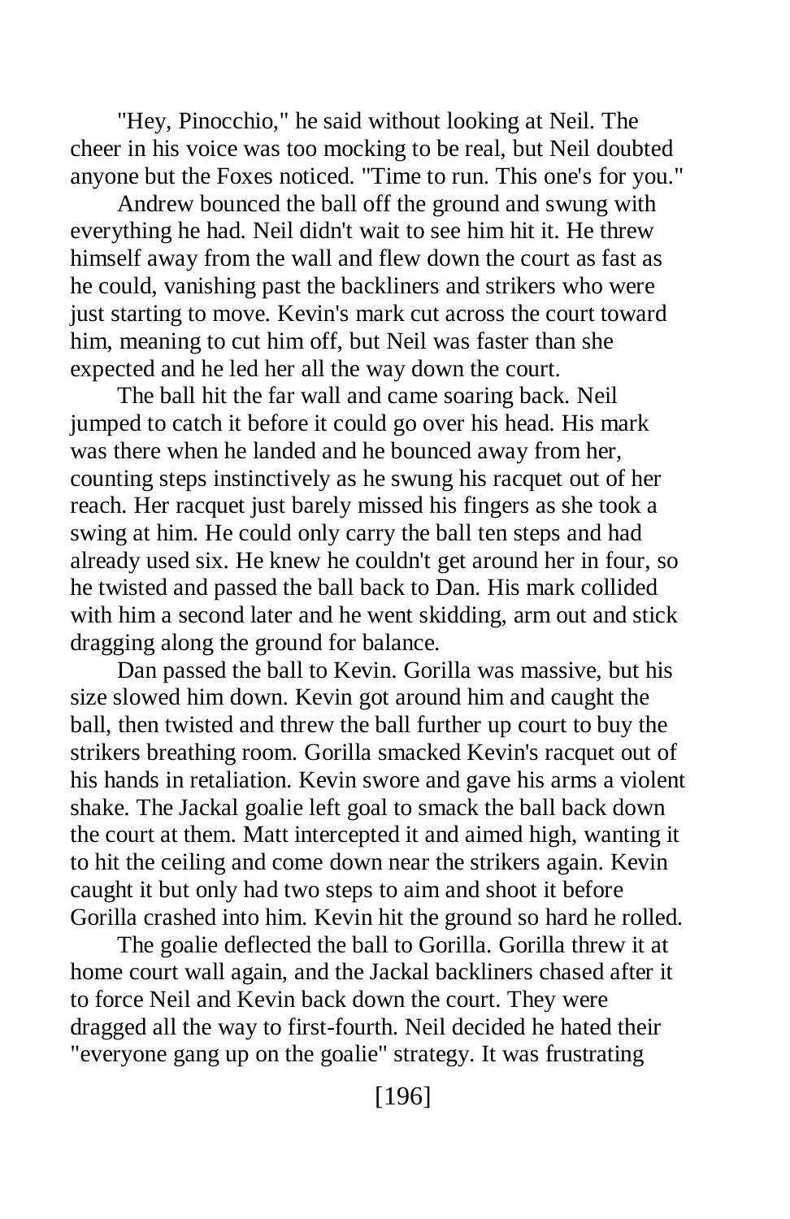"Hey, Pinocchio," he said without looking at Neil. The cheer in his voice was too mocking to be real, but Neil doubted anyone but the Foxes noticed. "Time to run. This one's for you."

Andrew bounced the ball off the ground and swung with everything he had. Neil didn't wait to see him hit it. He threw himself away from the wall and flew down the court as fast as he could, vanishing past the backliners and strikers who were just starting to move. Kevin's mark cut across the court toward him, meaning to cut him off, but Neil was faster than she expected and he led her all the way down the court.

The ball hit the far wall and came soaring back. Neil jumped to catch it before it could go over his head. His mark was there when he landed and he bounced away from her, counting steps instinctively as he swung his racquet out of her reach. Her racquet just barely missed his fingers as she took a swing at him. He could only carry the ball ten steps and had already used six. He knew he couldn't get around her in four, so he twisted and passed the ball back to Dan. His mark collided with him a second later and he went skidding, arm out and stick dragging along the ground for balance.

Dan passed the ball to Kevin. Gorilla was massive, but his size slowed him down. Kevin got around him and caught the ball, then twisted and threw the ball further up court to buy the strikers breathing room. Gorilla smacked Kevin's racquet out of his hands in retaliation. Kevin swore and gave his arms a violent shake. The Jackal goalie left goal to smack the ball back down the court at them. Matt intercepted it and aimed high, wanting it to hit the ceiling and come down near the strikers again. Kevin caught it but only had two steps to aim and shoot it before Gorilla crashed into him. Kevin hit the ground so hard he rolled.

The goalie deflected the ball to Gorilla. Gorilla threw it at home court wall again, and the Jackal backliners chased after it to force Neil and Kevin back down the court. They were dragged all the way to first-fourth. Neil decided he hated their "everyone gang up on the goalie" strategy. It was frustrating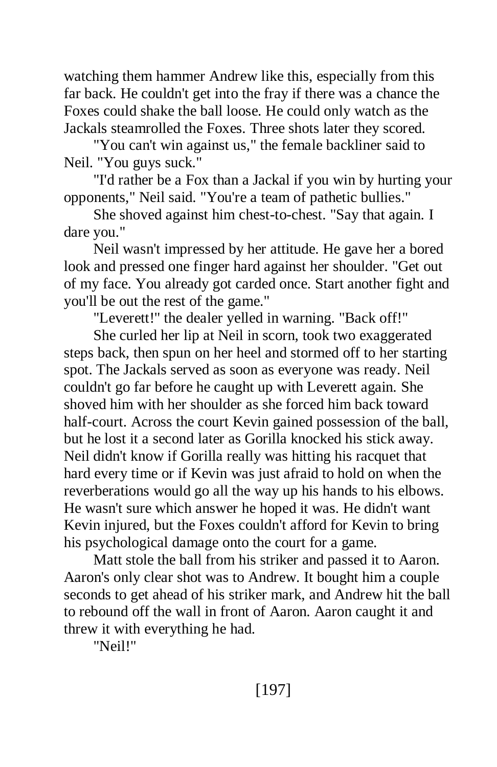watching them hammer Andrew like this, especially from this far back. He couldn't get into the fray if there was a chance the Foxes could shake the ball loose. He could only watch as the Jackals steamrolled the Foxes. Three shots later they scored.

"You can't win against us," the female backliner said to Neil. "You guys suck."

"I'd rather be a Fox than a Jackal if you win by hurting your opponents," Neil said. "You're a team of pathetic bullies."

She shoved against him chest-to-chest. "Say that again. I dare you."

Neil wasn't impressed by her attitude. He gave her a bored look and pressed one finger hard against her shoulder. "Get out of my face. You already got carded once. Start another fight and you'll be out the rest of the game."

"Leverett!" the dealer yelled in warning. "Back off!"

She curled her lip at Neil in scorn, took two exaggerated steps back, then spun on her heel and stormed off to her starting spot. The Jackals served as soon as everyone was ready. Neil couldn't go far before he caught up with Leverett again. She shoved him with her shoulder as she forced him back toward half-court. Across the court Kevin gained possession of the ball, but he lost it a second later as Gorilla knocked his stick away. Neil didn't know if Gorilla really was hitting his racquet that hard every time or if Kevin was just afraid to hold on when the reverberations would go all the way up his hands to his elbows. He wasn't sure which answer he hoped it was. He didn't want Kevin injured, but the Foxes couldn't afford for Kevin to bring his psychological damage onto the court for a game.

Matt stole the ball from his striker and passed it to Aaron. Aaron's only clear shot was to Andrew. It bought him a couple seconds to get ahead of his striker mark, and Andrew hit the ball to rebound off the wall in front of Aaron. Aaron caught it and threw it with everything he had.

"Neil!"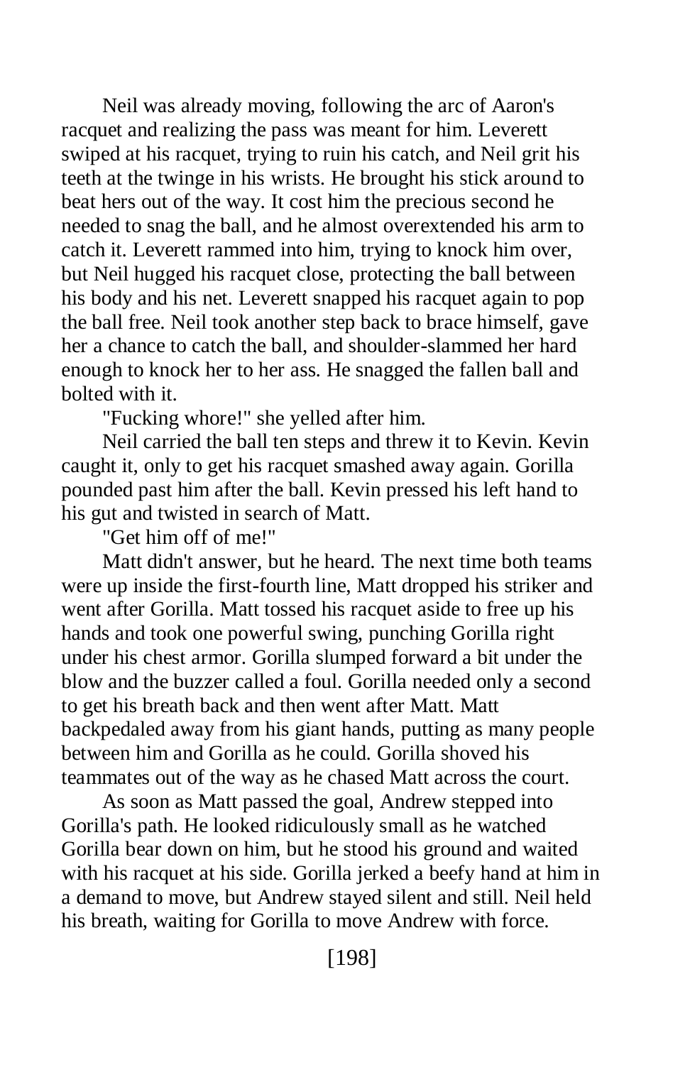Neil was already moving, following the arc of Aaron's racquet and realizing the pass was meant for him. Leverett swiped at his racquet, trying to ruin his catch, and Neil grit his teeth at the twinge in his wrists. He brought his stick around to beat hers out of the way. It cost him the precious second he needed to snag the ball, and he almost overextended his arm to catch it. Leverett rammed into him, trying to knock him over, but Neil hugged his racquet close, protecting the ball between his body and his net. Leverett snapped his racquet again to pop the ball free. Neil took another step back to brace himself, gave her a chance to catch the ball, and shoulder-slammed her hard enough to knock her to her ass. He snagged the fallen ball and bolted with it.

"Fucking whore!" she yelled after him.

Neil carried the ball ten steps and threw it to Kevin. Kevin caught it, only to get his racquet smashed away again. Gorilla pounded past him after the ball. Kevin pressed his left hand to his gut and twisted in search of Matt.

"Get him off of me!"

Matt didn't answer, but he heard. The next time both teams were up inside the first-fourth line, Matt dropped his striker and went after Gorilla. Matt tossed his racquet aside to free up his hands and took one powerful swing, punching Gorilla right under his chest armor. Gorilla slumped forward a bit under the blow and the buzzer called a foul. Gorilla needed only a second to get his breath back and then went after Matt. Matt backpedaled away from his giant hands, putting as many people between him and Gorilla as he could. Gorilla shoved his teammates out of the way as he chased Matt across the court.

As soon as Matt passed the goal, Andrew stepped into Gorilla's path. He looked ridiculously small as he watched Gorilla bear down on him, but he stood his ground and waited with his racquet at his side. Gorilla jerked a beefy hand at him in a demand to move, but Andrew stayed silent and still. Neil held his breath, waiting for Gorilla to move Andrew with force.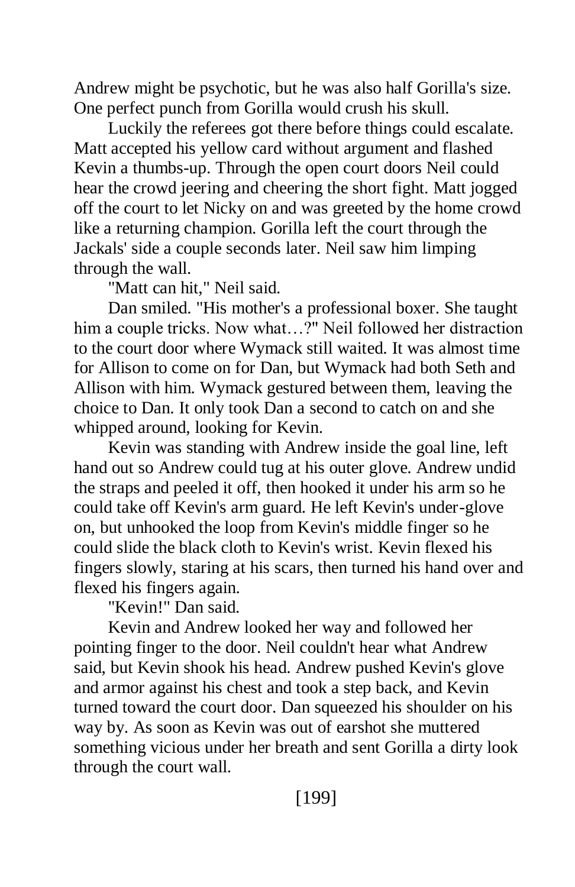Andrew might be psychotic, but he was also half Gorilla's size. One perfect punch from Gorilla would crush his skull.

Luckily the referees got there before things could escalate. Matt accepted his yellow card without argument and flashed Kevin a thumbs-up. Through the open court doors Neil could hear the crowd jeering and cheering the short fight. Matt jogged off the court to let Nicky on and was greeted by the home crowd like a returning champion. Gorilla left the court through the Jackals' side a couple seconds later. Neil saw him limping through the wall.

"Matt can hit," Neil said.

Dan smiled. "His mother's a professional boxer. She taught him a couple tricks. Now what…?" Neil followed her distraction to the court door where Wymack still waited. It was almost time for Allison to come on for Dan, but Wymack had both Seth and Allison with him. Wymack gestured between them, leaving the choice to Dan. It only took Dan a second to catch on and she whipped around, looking for Kevin.

Kevin was standing with Andrew inside the goal line, left hand out so Andrew could tug at his outer glove. Andrew undid the straps and peeled it off, then hooked it under his arm so he could take off Kevin's arm guard. He left Kevin's under-glove on, but unhooked the loop from Kevin's middle finger so he could slide the black cloth to Kevin's wrist. Kevin flexed his fingers slowly, staring at his scars, then turned his hand over and flexed his fingers again.

"Kevin!" Dan said.

Kevin and Andrew looked her way and followed her pointing finger to the door. Neil couldn't hear what Andrew said, but Kevin shook his head. Andrew pushed Kevin's glove and armor against his chest and took a step back, and Kevin turned toward the court door. Dan squeezed his shoulder on his way by. As soon as Kevin was out of earshot she muttered something vicious under her breath and sent Gorilla a dirty look through the court wall.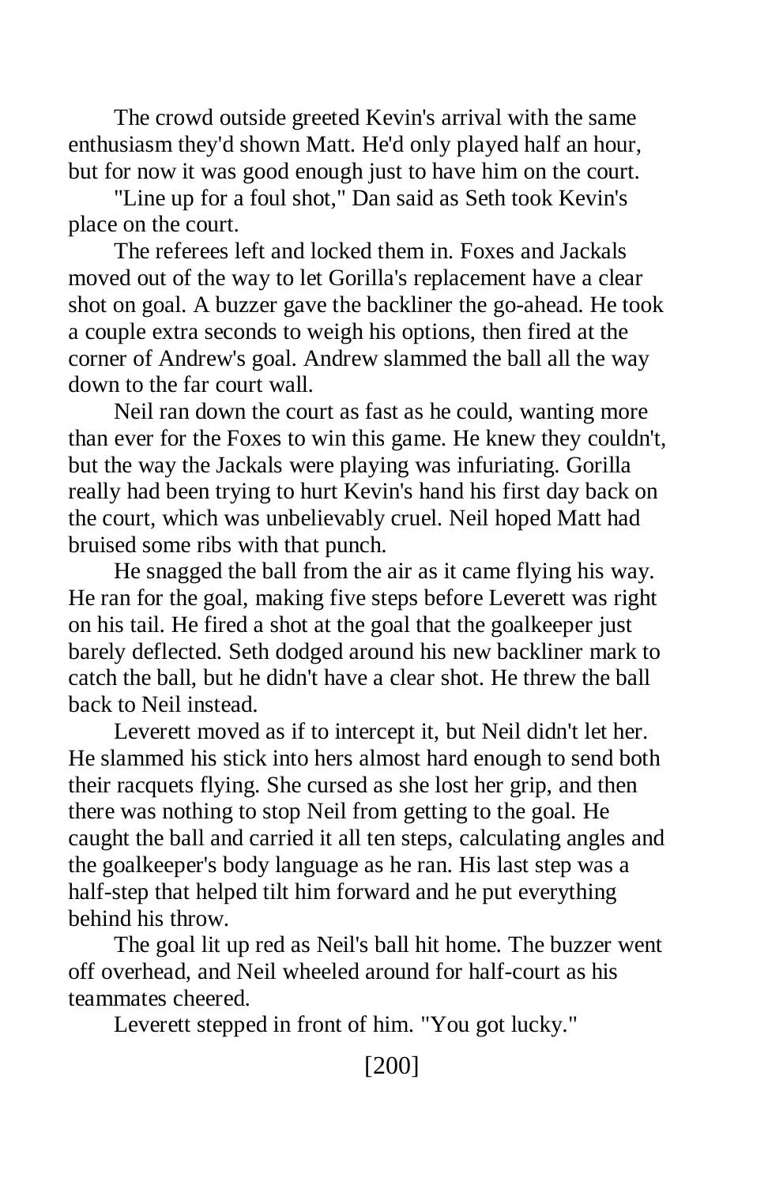The crowd outside greeted Kevin's arrival with the same enthusiasm they'd shown Matt. He'd only played half an hour, but for now it was good enough just to have him on the court.

"Line up for a foul shot," Dan said as Seth took Kevin's place on the court.

The referees left and locked them in. Foxes and Jackals moved out of the way to let Gorilla's replacement have a clear shot on goal. A buzzer gave the backliner the go-ahead. He took a couple extra seconds to weigh his options, then fired at the corner of Andrew's goal. Andrew slammed the ball all the way down to the far court wall.

Neil ran down the court as fast as he could, wanting more than ever for the Foxes to win this game. He knew they couldn't, but the way the Jackals were playing was infuriating. Gorilla really had been trying to hurt Kevin's hand his first day back on the court, which was unbelievably cruel. Neil hoped Matt had bruised some ribs with that punch.

He snagged the ball from the air as it came flying his way. He ran for the goal, making five steps before Leverett was right on his tail. He fired a shot at the goal that the goalkeeper just barely deflected. Seth dodged around his new backliner mark to catch the ball, but he didn't have a clear shot. He threw the ball back to Neil instead.

Leverett moved as if to intercept it, but Neil didn't let her. He slammed his stick into hers almost hard enough to send both their racquets flying. She cursed as she lost her grip, and then there was nothing to stop Neil from getting to the goal. He caught the ball and carried it all ten steps, calculating angles and the goalkeeper's body language as he ran. His last step was a half-step that helped tilt him forward and he put everything behind his throw.

The goal lit up red as Neil's ball hit home. The buzzer went off overhead, and Neil wheeled around for half-court as his teammates cheered.

Leverett stepped in front of him. "You got lucky."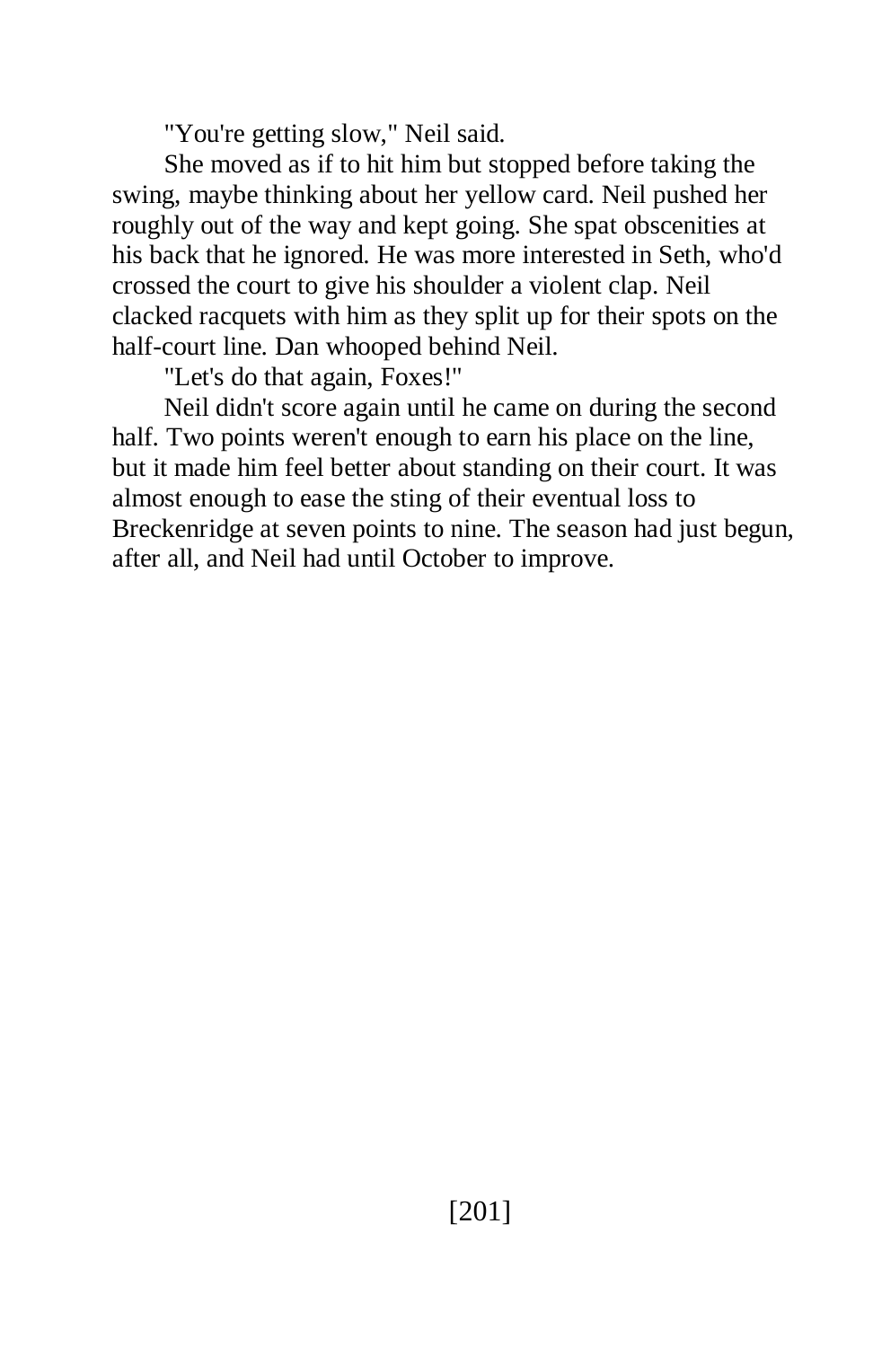"You're getting slow," Neil said.

She moved as if to hit him but stopped before taking the swing, maybe thinking about her yellow card. Neil pushed her roughly out of the way and kept going. She spat obscenities at his back that he ignored. He was more interested in Seth, who'd crossed the court to give his shoulder a violent clap. Neil clacked racquets with him as they split up for their spots on the half-court line. Dan whooped behind Neil.

"Let's do that again, Foxes!"

Neil didn't score again until he came on during the second half. Two points weren't enough to earn his place on the line, but it made him feel better about standing on their court. It was almost enough to ease the sting of their eventual loss to Breckenridge at seven points to nine. The season had just begun, after all, and Neil had until October to improve.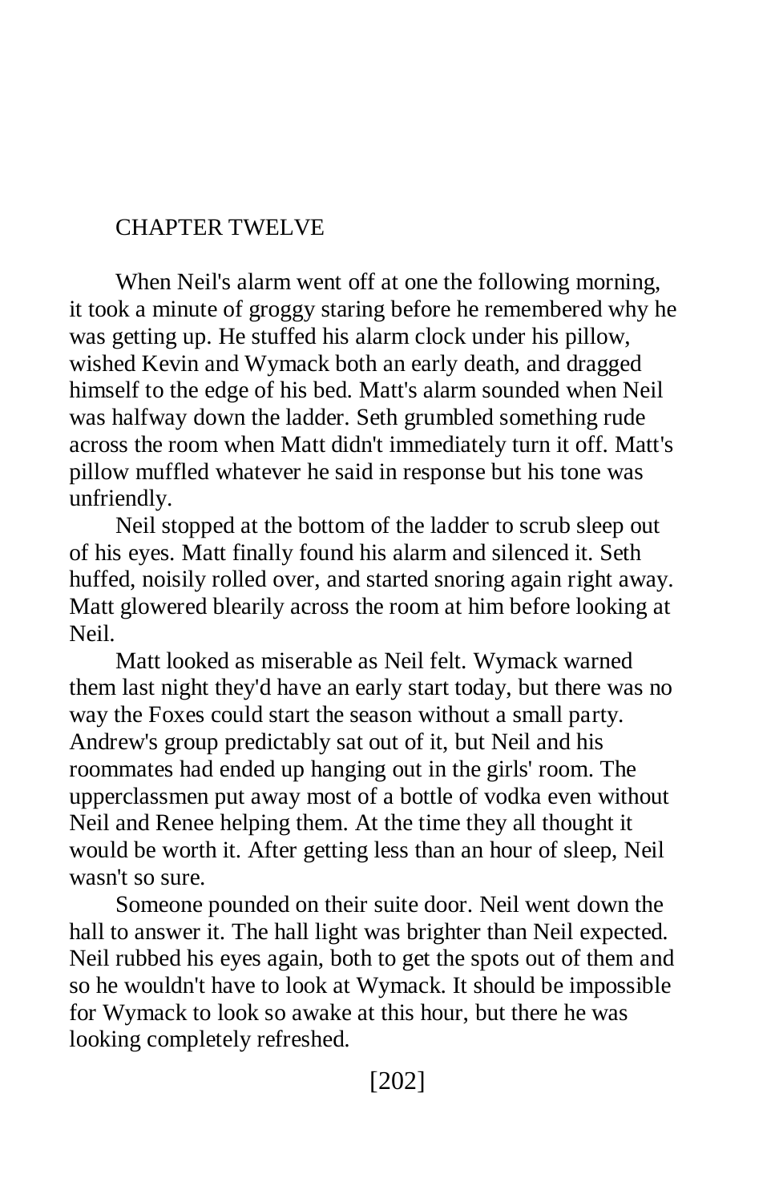## CHAPTER TWELVE

When Neil's alarm went off at one the following morning, it took a minute of groggy staring before he remembered why he was getting up. He stuffed his alarm clock under his pillow, wished Kevin and Wymack both an early death, and dragged himself to the edge of his bed. Matt's alarm sounded when Neil was halfway down the ladder. Seth grumbled something rude across the room when Matt didn't immediately turn it off. Matt's pillow muffled whatever he said in response but his tone was unfriendly.

Neil stopped at the bottom of the ladder to scrub sleep out of his eyes. Matt finally found his alarm and silenced it. Seth huffed, noisily rolled over, and started snoring again right away. Matt glowered blearily across the room at him before looking at Neil.

Matt looked as miserable as Neil felt. Wymack warned them last night they'd have an early start today, but there was no way the Foxes could start the season without a small party. Andrew's group predictably sat out of it, but Neil and his roommates had ended up hanging out in the girls' room. The upperclassmen put away most of a bottle of vodka even without Neil and Renee helping them. At the time they all thought it would be worth it. After getting less than an hour of sleep, Neil wasn't so sure.

Someone pounded on their suite door. Neil went down the hall to answer it. The hall light was brighter than Neil expected. Neil rubbed his eyes again, both to get the spots out of them and so he wouldn't have to look at Wymack. It should be impossible for Wymack to look so awake at this hour, but there he was looking completely refreshed.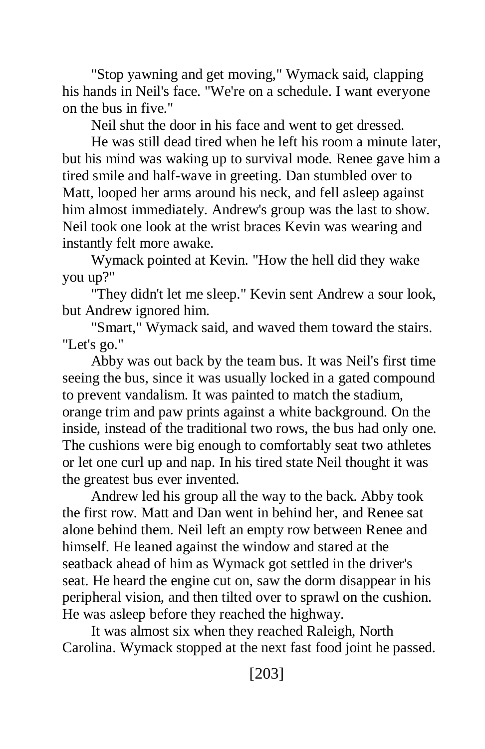"Stop yawning and get moving," Wymack said, clapping his hands in Neil's face. "We're on a schedule. I want everyone on the bus in five."

Neil shut the door in his face and went to get dressed.

He was still dead tired when he left his room a minute later, but his mind was waking up to survival mode. Renee gave him a tired smile and half-wave in greeting. Dan stumbled over to Matt, looped her arms around his neck, and fell asleep against him almost immediately. Andrew's group was the last to show. Neil took one look at the wrist braces Kevin was wearing and instantly felt more awake.

Wymack pointed at Kevin. "How the hell did they wake you up?"

"They didn't let me sleep." Kevin sent Andrew a sour look, but Andrew ignored him.

"Smart," Wymack said, and waved them toward the stairs. "Let's go."

Abby was out back by the team bus. It was Neil's first time seeing the bus, since it was usually locked in a gated compound to prevent vandalism. It was painted to match the stadium, orange trim and paw prints against a white background. On the inside, instead of the traditional two rows, the bus had only one. The cushions were big enough to comfortably seat two athletes or let one curl up and nap. In his tired state Neil thought it was the greatest bus ever invented.

Andrew led his group all the way to the back. Abby took the first row. Matt and Dan went in behind her, and Renee sat alone behind them. Neil left an empty row between Renee and himself. He leaned against the window and stared at the seatback ahead of him as Wymack got settled in the driver's seat. He heard the engine cut on, saw the dorm disappear in his peripheral vision, and then tilted over to sprawl on the cushion. He was asleep before they reached the highway.

It was almost six when they reached Raleigh, North Carolina. Wymack stopped at the next fast food joint he passed.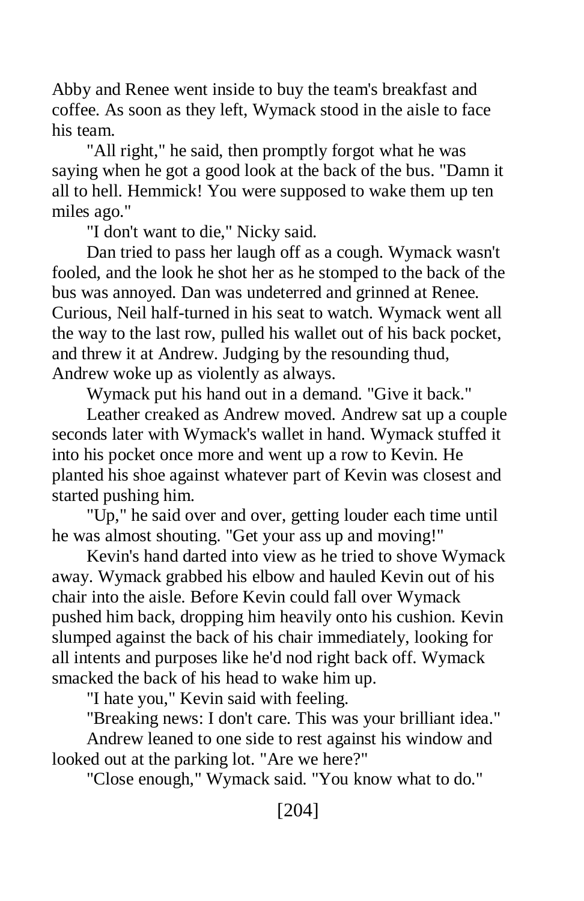Abby and Renee went inside to buy the team's breakfast and coffee. As soon as they left, Wymack stood in the aisle to face his team.

"All right," he said, then promptly forgot what he was saying when he got a good look at the back of the bus. "Damn it all to hell. Hemmick! You were supposed to wake them up ten miles ago."

"I don't want to die," Nicky said.

Dan tried to pass her laugh off as a cough. Wymack wasn't fooled, and the look he shot her as he stomped to the back of the bus was annoyed. Dan was undeterred and grinned at Renee. Curious, Neil half-turned in his seat to watch. Wymack went all the way to the last row, pulled his wallet out of his back pocket, and threw it at Andrew. Judging by the resounding thud, Andrew woke up as violently as always.

Wymack put his hand out in a demand. "Give it back."

Leather creaked as Andrew moved. Andrew sat up a couple seconds later with Wymack's wallet in hand. Wymack stuffed it into his pocket once more and went up a row to Kevin. He planted his shoe against whatever part of Kevin was closest and started pushing him.

"Up," he said over and over, getting louder each time until he was almost shouting. "Get your ass up and moving!"

Kevin's hand darted into view as he tried to shove Wymack away. Wymack grabbed his elbow and hauled Kevin out of his chair into the aisle. Before Kevin could fall over Wymack pushed him back, dropping him heavily onto his cushion. Kevin slumped against the back of his chair immediately, looking for all intents and purposes like he'd nod right back off. Wymack smacked the back of his head to wake him up.

"I hate you," Kevin said with feeling.

"Breaking news: I don't care. This was your brilliant idea."

Andrew leaned to one side to rest against his window and looked out at the parking lot. "Are we here?"

"Close enough," Wymack said. "You know what to do."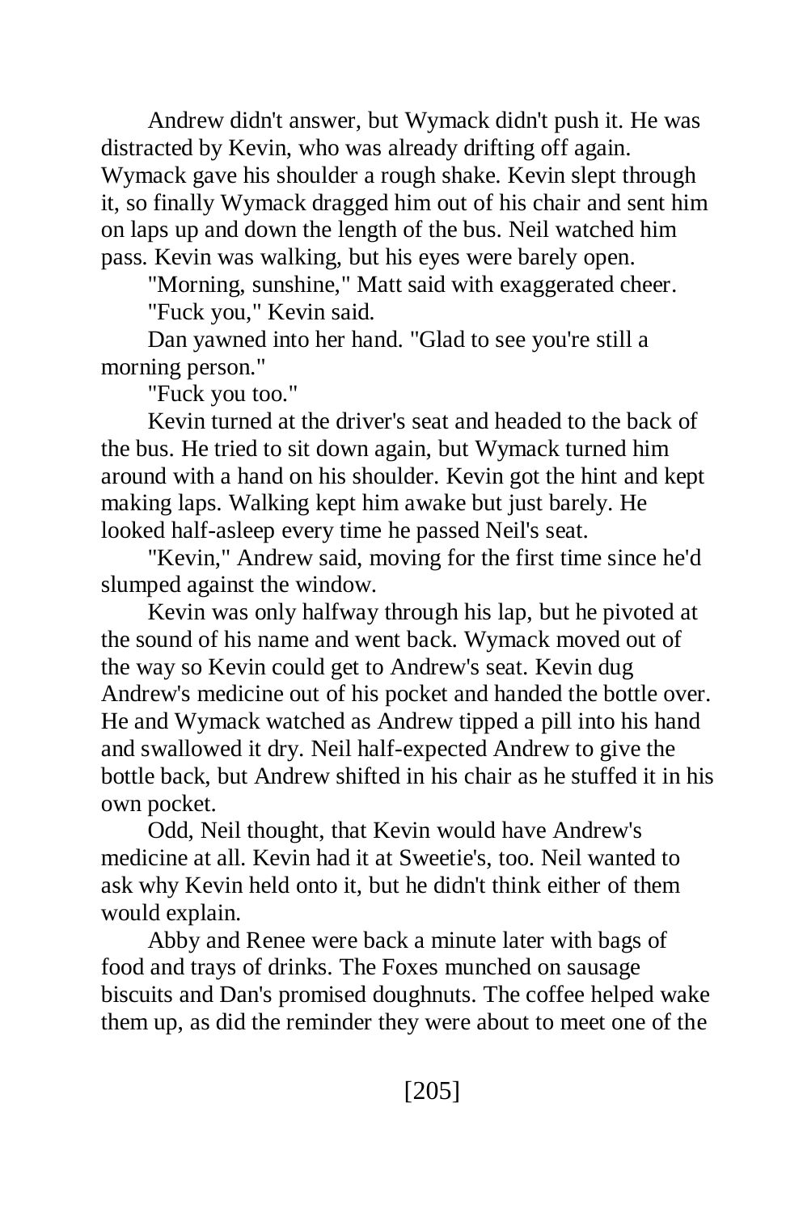Andrew didn't answer, but Wymack didn't push it. He was distracted by Kevin, who was already drifting off again. Wymack gave his shoulder a rough shake. Kevin slept through it, so finally Wymack dragged him out of his chair and sent him on laps up and down the length of the bus. Neil watched him pass. Kevin was walking, but his eyes were barely open.

"Morning, sunshine," Matt said with exaggerated cheer.

"Fuck you," Kevin said.

Dan yawned into her hand. "Glad to see you're still a morning person."

"Fuck you too."

Kevin turned at the driver's seat and headed to the back of the bus. He tried to sit down again, but Wymack turned him around with a hand on his shoulder. Kevin got the hint and kept making laps. Walking kept him awake but just barely. He looked half-asleep every time he passed Neil's seat.

"Kevin," Andrew said, moving for the first time since he'd slumped against the window.

Kevin was only halfway through his lap, but he pivoted at the sound of his name and went back. Wymack moved out of the way so Kevin could get to Andrew's seat. Kevin dug Andrew's medicine out of his pocket and handed the bottle over. He and Wymack watched as Andrew tipped a pill into his hand and swallowed it dry. Neil half-expected Andrew to give the bottle back, but Andrew shifted in his chair as he stuffed it in his own pocket.

Odd, Neil thought, that Kevin would have Andrew's medicine at all. Kevin had it at Sweetie's, too. Neil wanted to ask why Kevin held onto it, but he didn't think either of them would explain.

Abby and Renee were back a minute later with bags of food and trays of drinks. The Foxes munched on sausage biscuits and Dan's promised doughnuts. The coffee helped wake them up, as did the reminder they were about to meet one of the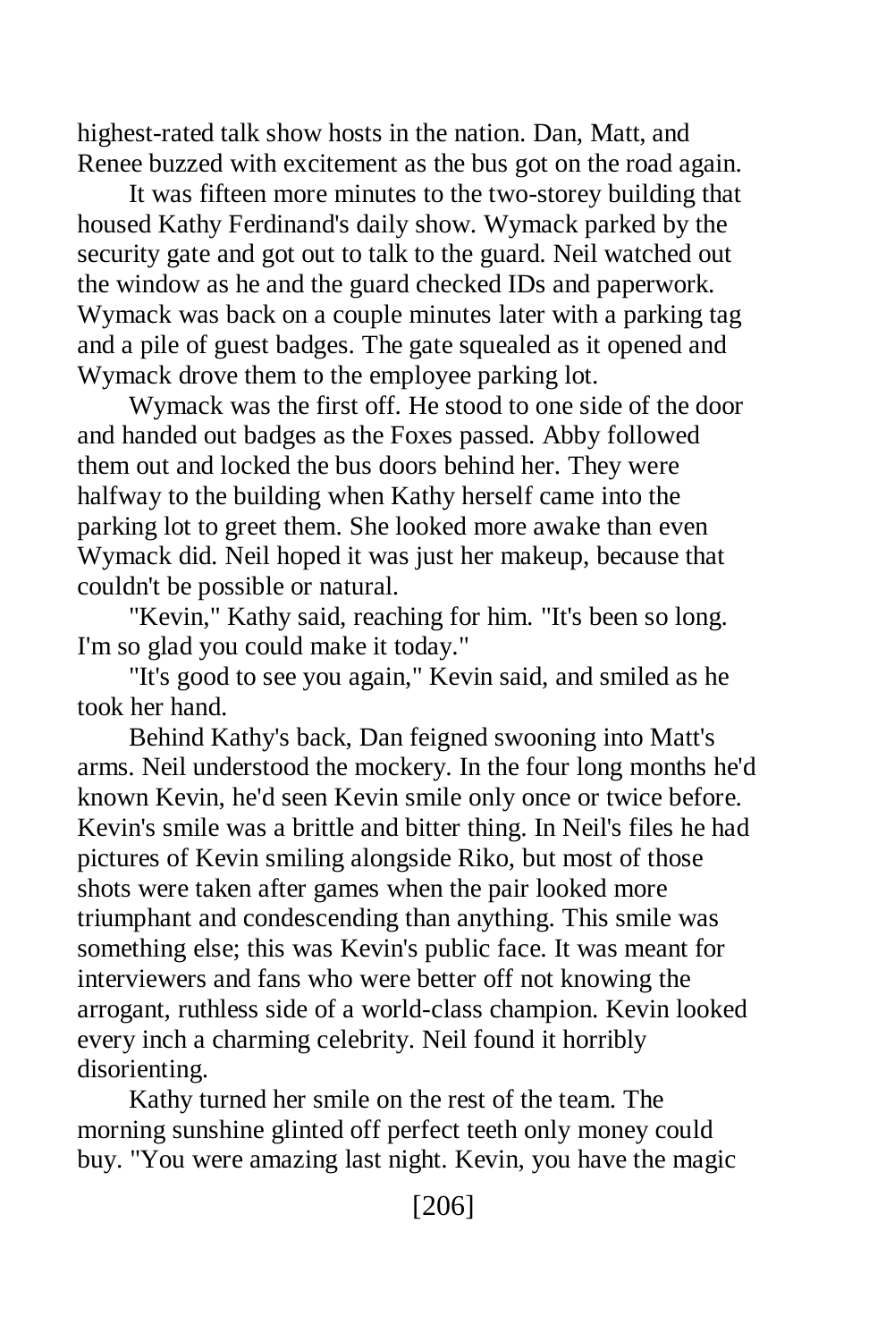highest-rated talk show hosts in the nation. Dan, Matt, and Renee buzzed with excitement as the bus got on the road again.

It was fifteen more minutes to the two-storey building that housed Kathy Ferdinand's daily show. Wymack parked by the security gate and got out to talk to the guard. Neil watched out the window as he and the guard checked IDs and paperwork. Wymack was back on a couple minutes later with a parking tag and a pile of guest badges. The gate squealed as it opened and Wymack drove them to the employee parking lot.

Wymack was the first off. He stood to one side of the door and handed out badges as the Foxes passed. Abby followed them out and locked the bus doors behind her. They were halfway to the building when Kathy herself came into the parking lot to greet them. She looked more awake than even Wymack did. Neil hoped it was just her makeup, because that couldn't be possible or natural.

"Kevin," Kathy said, reaching for him. "It's been so long. I'm so glad you could make it today."

"It's good to see you again," Kevin said, and smiled as he took her hand.

Behind Kathy's back, Dan feigned swooning into Matt's arms. Neil understood the mockery. In the four long months he'd known Kevin, he'd seen Kevin smile only once or twice before. Kevin's smile was a brittle and bitter thing. In Neil's files he had pictures of Kevin smiling alongside Riko, but most of those shots were taken after games when the pair looked more triumphant and condescending than anything. This smile was something else; this was Kevin's public face. It was meant for interviewers and fans who were better off not knowing the arrogant, ruthless side of a world-class champion. Kevin looked every inch a charming celebrity. Neil found it horribly disorienting.

Kathy turned her smile on the rest of the team. The morning sunshine glinted off perfect teeth only money could buy. "You were amazing last night. Kevin, you have the magic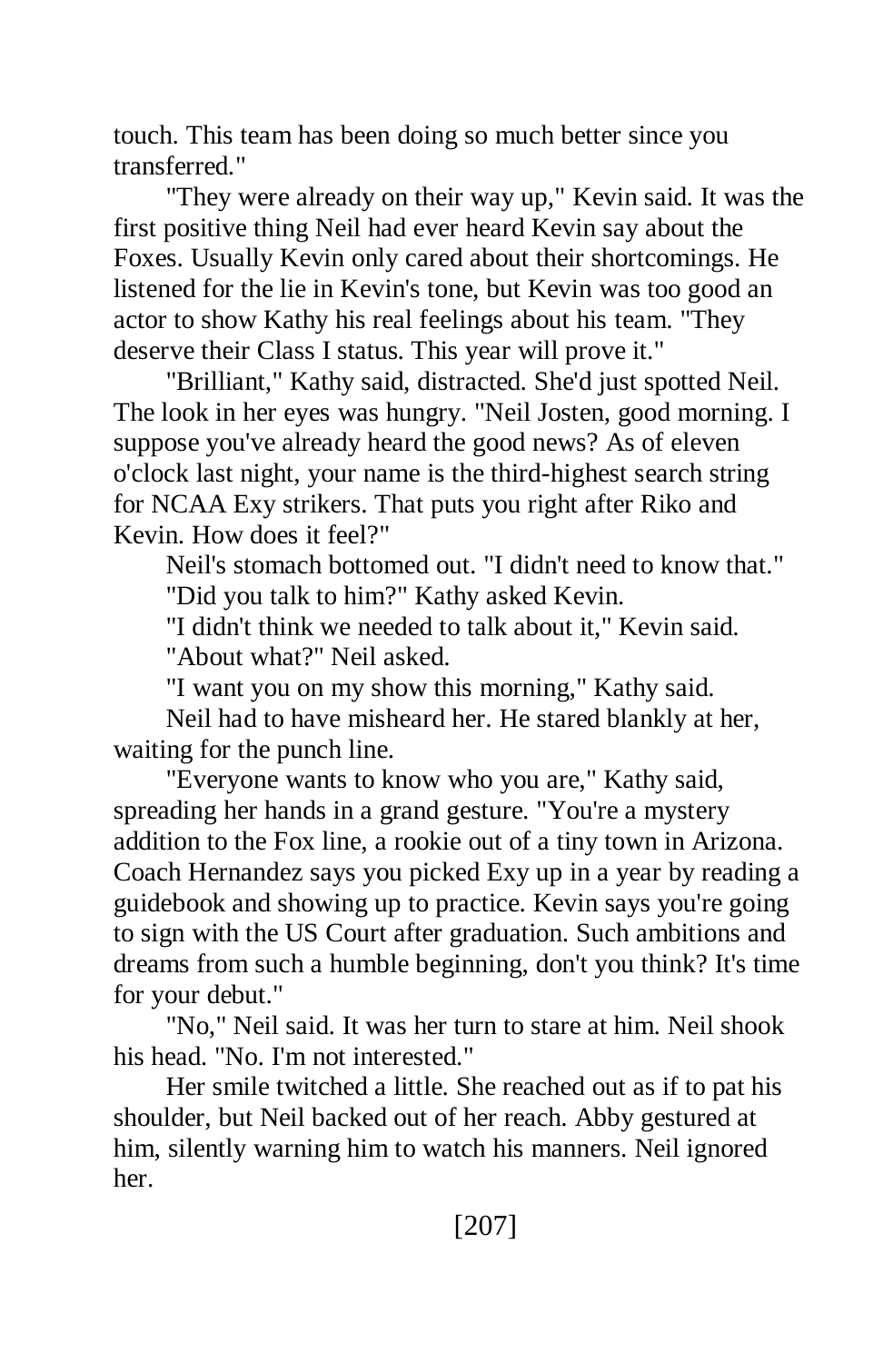touch. This team has been doing so much better since you transferred."

"They were already on their way up," Kevin said. It was the first positive thing Neil had ever heard Kevin say about the Foxes. Usually Kevin only cared about their shortcomings. He listened for the lie in Kevin's tone, but Kevin was too good an actor to show Kathy his real feelings about his team. "They deserve their Class I status. This year will prove it."

"Brilliant," Kathy said, distracted. She'd just spotted Neil. The look in her eyes was hungry. "Neil Josten, good morning. I suppose you've already heard the good news? As of eleven o'clock last night, your name is the third-highest search string for NCAA Exy strikers. That puts you right after Riko and Kevin. How does it feel?"

Neil's stomach bottomed out. "I didn't need to know that."

"Did you talk to him?" Kathy asked Kevin.

"I didn't think we needed to talk about it," Kevin said.

"About what?" Neil asked.

"I want you on my show this morning," Kathy said.

Neil had to have misheard her. He stared blankly at her, waiting for the punch line.

"Everyone wants to know who you are," Kathy said, spreading her hands in a grand gesture. "You're a mystery addition to the Fox line, a rookie out of a tiny town in Arizona. Coach Hernandez says you picked Exy up in a year by reading a guidebook and showing up to practice. Kevin says you're going to sign with the US Court after graduation. Such ambitions and dreams from such a humble beginning, don't you think? It's time for your debut."

"No," Neil said. It was her turn to stare at him. Neil shook his head. "No. I'm not interested."

Her smile twitched a little. She reached out as if to pat his shoulder, but Neil backed out of her reach. Abby gestured at him, silently warning him to watch his manners. Neil ignored her.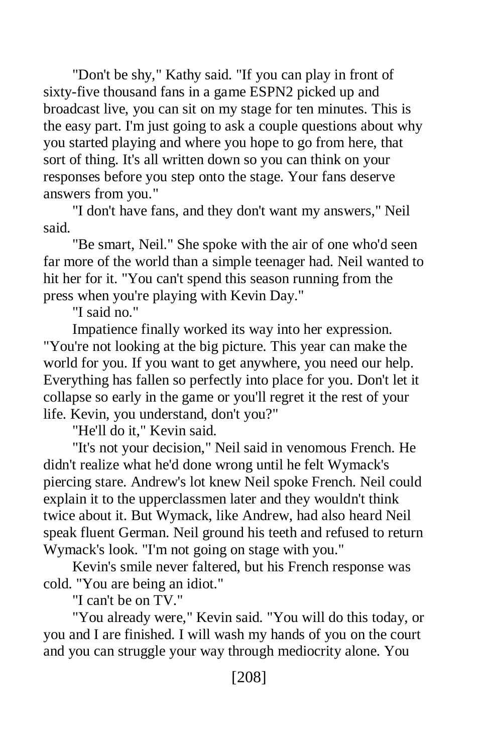"Don't be shy," Kathy said. "If you can play in front of sixty-five thousand fans in a game ESPN2 picked up and broadcast live, you can sit on my stage for ten minutes. This is the easy part. I'm just going to ask a couple questions about why you started playing and where you hope to go from here, that sort of thing. It's all written down so you can think on your responses before you step onto the stage. Your fans deserve answers from you."

"I don't have fans, and they don't want my answers," Neil said.

"Be smart, Neil." She spoke with the air of one who'd seen far more of the world than a simple teenager had. Neil wanted to hit her for it. "You can't spend this season running from the press when you're playing with Kevin Day."

"I said no."

Impatience finally worked its way into her expression. "You're not looking at the big picture. This year can make the world for you. If you want to get anywhere, you need our help. Everything has fallen so perfectly into place for you. Don't let it collapse so early in the game or you'll regret it the rest of your life. Kevin, you understand, don't you?"

"He'll do it," Kevin said.

"It's not your decision," Neil said in venomous French. He didn't realize what he'd done wrong until he felt Wymack's piercing stare. Andrew's lot knew Neil spoke French. Neil could explain it to the upperclassmen later and they wouldn't think twice about it. But Wymack, like Andrew, had also heard Neil speak fluent German. Neil ground his teeth and refused to return Wymack's look. "I'm not going on stage with you."

Kevin's smile never faltered, but his French response was cold. "You are being an idiot."

"I can't be on TV."

"You already were," Kevin said. "You will do this today, or you and I are finished. I will wash my hands of you on the court and you can struggle your way through mediocrity alone. You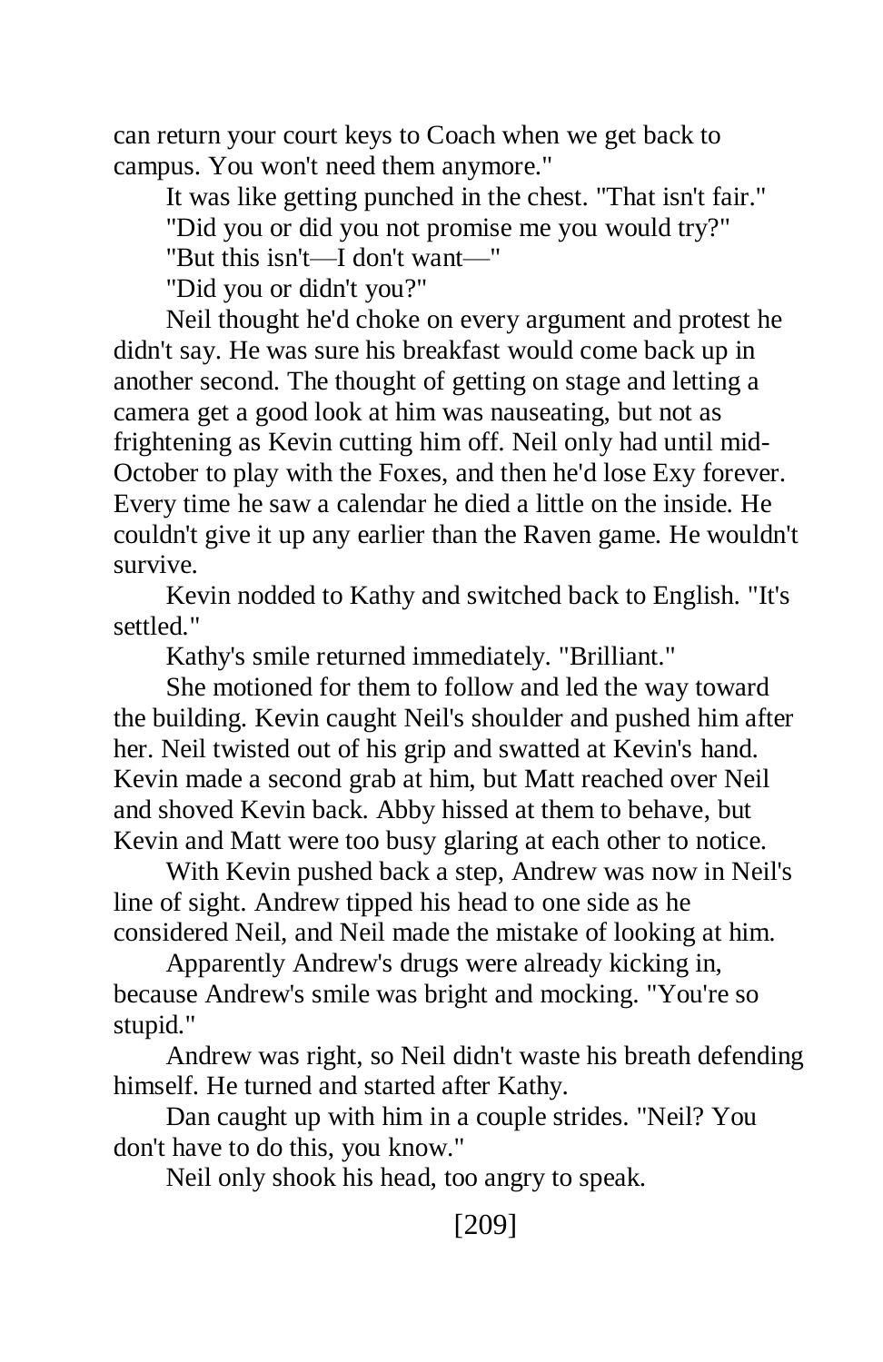can return your court keys to Coach when we get back to campus. You won't need them anymore."

It was like getting punched in the chest. "That isn't fair."

"Did you or did you not promise me you would try?"

"But this isn't—I don't want—"

"Did you or didn't you?"

Neil thought he'd choke on every argument and protest he didn't say. He was sure his breakfast would come back up in another second. The thought of getting on stage and letting a camera get a good look at him was nauseating, but not as frightening as Kevin cutting him off. Neil only had until mid-October to play with the Foxes, and then he'd lose Exy forever. Every time he saw a calendar he died a little on the inside. He couldn't give it up any earlier than the Raven game. He wouldn't survive.

Kevin nodded to Kathy and switched back to English. "It's settled."

Kathy's smile returned immediately. "Brilliant."

She motioned for them to follow and led the way toward the building. Kevin caught Neil's shoulder and pushed him after her. Neil twisted out of his grip and swatted at Kevin's hand. Kevin made a second grab at him, but Matt reached over Neil and shoved Kevin back. Abby hissed at them to behave, but Kevin and Matt were too busy glaring at each other to notice.

With Kevin pushed back a step, Andrew was now in Neil's line of sight. Andrew tipped his head to one side as he considered Neil, and Neil made the mistake of looking at him.

Apparently Andrew's drugs were already kicking in, because Andrew's smile was bright and mocking. "You're so stupid."

Andrew was right, so Neil didn't waste his breath defending himself. He turned and started after Kathy.

Dan caught up with him in a couple strides. "Neil? You don't have to do this, you know."

Neil only shook his head, too angry to speak.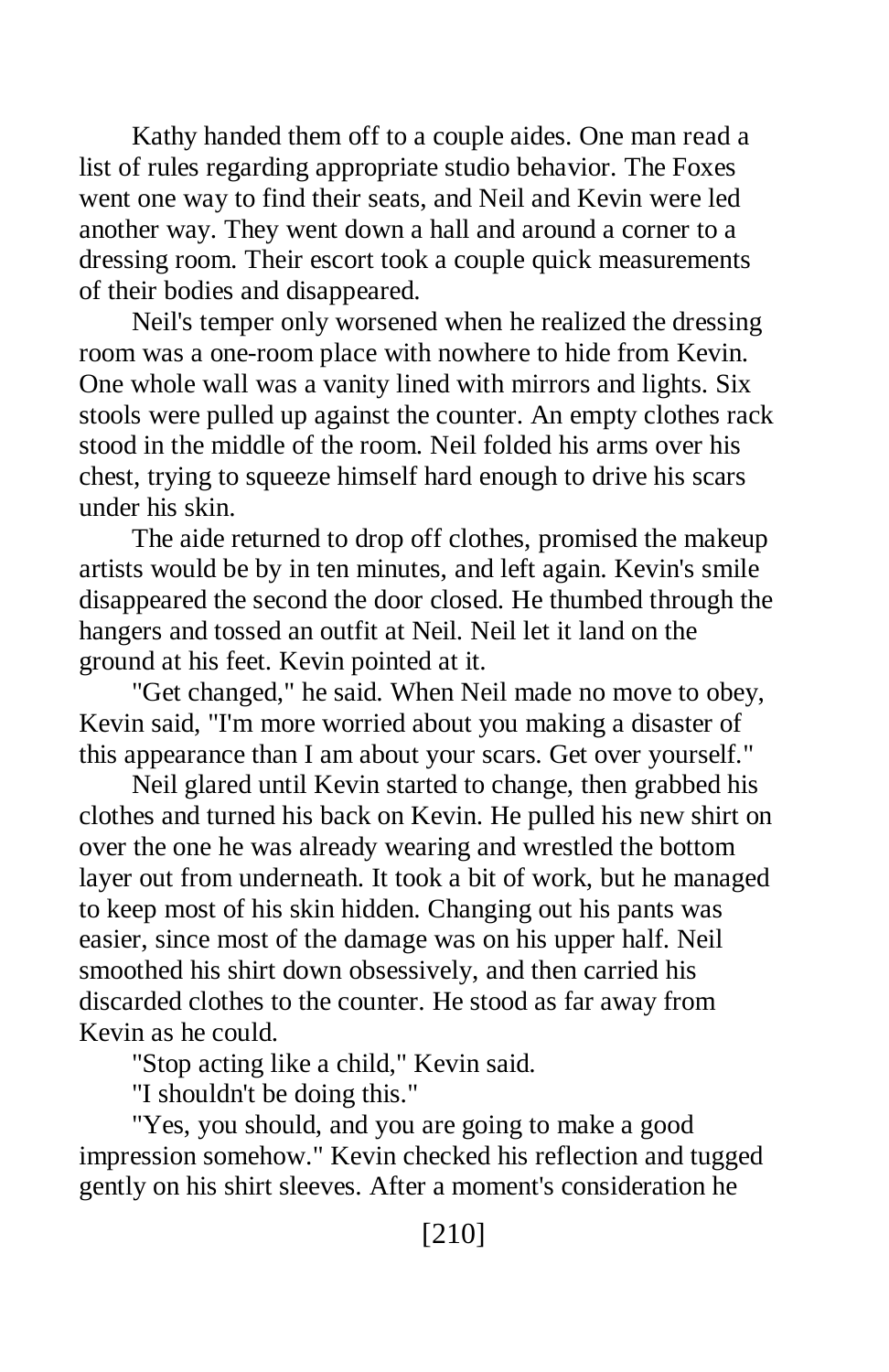Kathy handed them off to a couple aides. One man read a list of rules regarding appropriate studio behavior. The Foxes went one way to find their seats, and Neil and Kevin were led another way. They went down a hall and around a corner to a dressing room. Their escort took a couple quick measurements of their bodies and disappeared.

Neil's temper only worsened when he realized the dressing room was a one-room place with nowhere to hide from Kevin. One whole wall was a vanity lined with mirrors and lights. Six stools were pulled up against the counter. An empty clothes rack stood in the middle of the room. Neil folded his arms over his chest, trying to squeeze himself hard enough to drive his scars under his skin.

The aide returned to drop off clothes, promised the makeup artists would be by in ten minutes, and left again. Kevin's smile disappeared the second the door closed. He thumbed through the hangers and tossed an outfit at Neil. Neil let it land on the ground at his feet. Kevin pointed at it.

"Get changed," he said. When Neil made no move to obey, Kevin said, "I'm more worried about you making a disaster of this appearance than I am about your scars. Get over yourself."

Neil glared until Kevin started to change, then grabbed his clothes and turned his back on Kevin. He pulled his new shirt on over the one he was already wearing and wrestled the bottom layer out from underneath. It took a bit of work, but he managed to keep most of his skin hidden. Changing out his pants was easier, since most of the damage was on his upper half. Neil smoothed his shirt down obsessively, and then carried his discarded clothes to the counter. He stood as far away from Kevin as he could.

"Stop acting like a child," Kevin said.

"I shouldn't be doing this."

"Yes, you should, and you are going to make a good impression somehow." Kevin checked his reflection and tugged gently on his shirt sleeves. After a moment's consideration he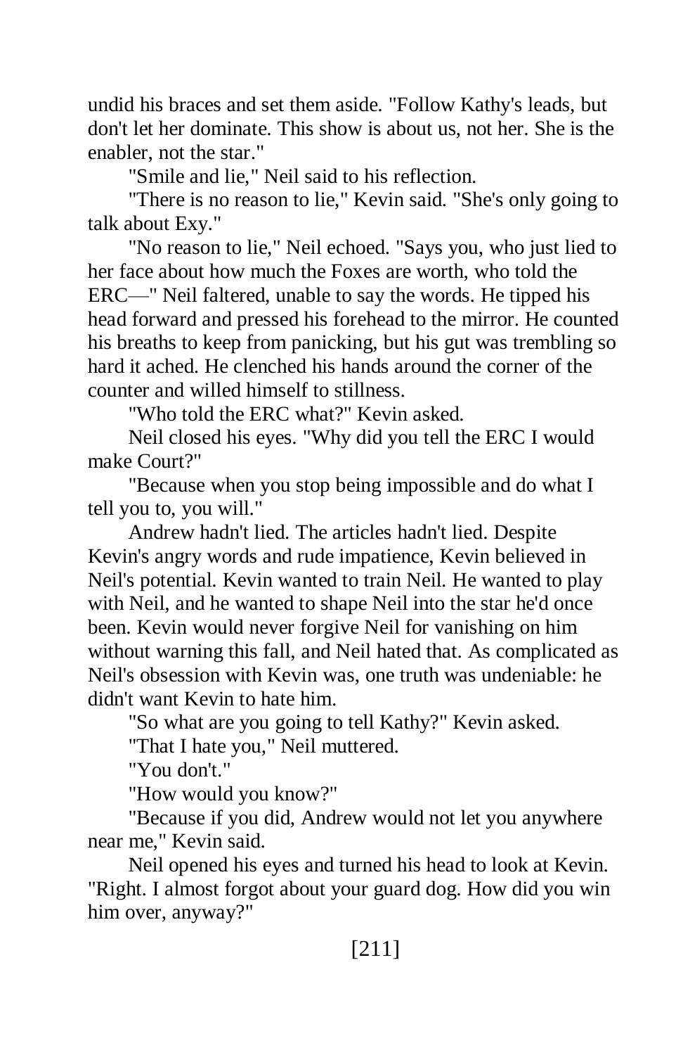undid his braces and set them aside. "Follow Kathy's leads, but don't let her dominate. This show is about us, not her. She is the enabler, not the star."

"Smile and lie," Neil said to his reflection.

"There is no reason to lie," Kevin said. "She's only going to talk about Exy."

"No reason to lie," Neil echoed. "Says you, who just lied to her face about how much the Foxes are worth, who told the ERC—" Neil faltered, unable to say the words. He tipped his head forward and pressed his forehead to the mirror. He counted his breaths to keep from panicking, but his gut was trembling so hard it ached. He clenched his hands around the corner of the counter and willed himself to stillness.

"Who told the ERC what?" Kevin asked.

Neil closed his eyes. "Why did you tell the ERC I would make Court?"

"Because when you stop being impossible and do what I tell you to, you will."

Andrew hadn't lied. The articles hadn't lied. Despite Kevin's angry words and rude impatience, Kevin believed in Neil's potential. Kevin wanted to train Neil. He wanted to play with Neil, and he wanted to shape Neil into the star he'd once been. Kevin would never forgive Neil for vanishing on him without warning this fall, and Neil hated that. As complicated as Neil's obsession with Kevin was, one truth was undeniable: he didn't want Kevin to hate him.

"So what are you going to tell Kathy?" Kevin asked.

"That I hate you," Neil muttered.

"You don't."

"How would you know?"

"Because if you did, Andrew would not let you anywhere near me," Kevin said.

Neil opened his eyes and turned his head to look at Kevin. "Right. I almost forgot about your guard dog. How did you win him over, anyway?"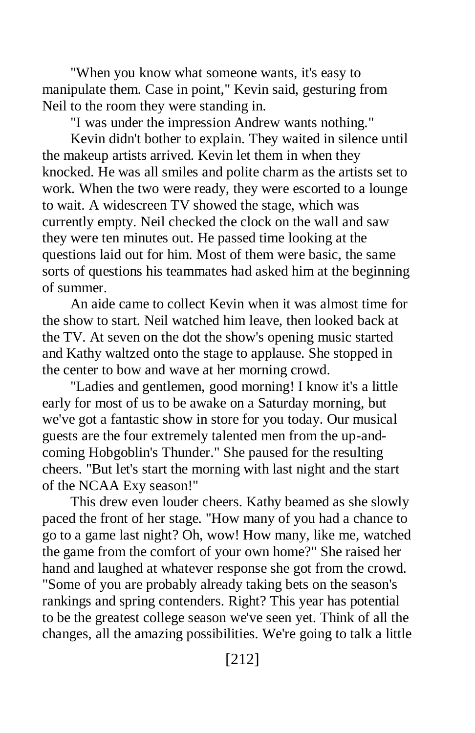"When you know what someone wants, it's easy to manipulate them. Case in point," Kevin said, gesturing from Neil to the room they were standing in.

"I was under the impression Andrew wants nothing."

Kevin didn't bother to explain. They waited in silence until the makeup artists arrived. Kevin let them in when they knocked. He was all smiles and polite charm as the artists set to work. When the two were ready, they were escorted to a lounge to wait. A widescreen TV showed the stage, which was currently empty. Neil checked the clock on the wall and saw they were ten minutes out. He passed time looking at the questions laid out for him. Most of them were basic, the same sorts of questions his teammates had asked him at the beginning of summer.

An aide came to collect Kevin when it was almost time for the show to start. Neil watched him leave, then looked back at the TV. At seven on the dot the show's opening music started and Kathy waltzed onto the stage to applause. She stopped in the center to bow and wave at her morning crowd.

"Ladies and gentlemen, good morning! I know it's a little early for most of us to be awake on a Saturday morning, but we've got a fantastic show in store for you today. Our musical guests are the four extremely talented men from the up-and-coming Hobgoblin's Thunder." She paused for the resulting cheers. "But let's start the morning with last night and the start of the NCAA Exy season!"

This drew even louder cheers. Kathy beamed as she slowly paced the front of her stage. "How many of you had a chance to go to a game last night? Oh, wow! How many, like me, watched the game from the comfort of your own home?" She raised her hand and laughed at whatever response she got from the crowd. "Some of you are probably already taking bets on the season's rankings and spring contenders. Right? This year has potential to be the greatest college season we've seen yet. Think of all the changes, all the amazing possibilities. We're going to talk a little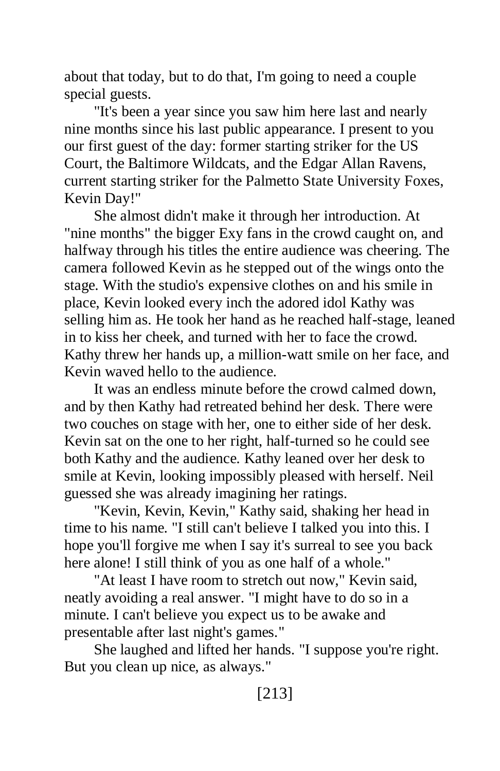about that today, but to do that, I'm going to need a couple special guests.

"It's been a year since you saw him here last and nearly nine months since his last public appearance. I present to you our first guest of the day: former starting striker for the US Court, the Baltimore Wildcats, and the Edgar Allan Ravens, current starting striker for the Palmetto State University Foxes, Kevin Day!"

She almost didn't make it through her introduction. At "nine months" the bigger Exy fans in the crowd caught on, and halfway through his titles the entire audience was cheering. The camera followed Kevin as he stepped out of the wings onto the stage. With the studio's expensive clothes on and his smile in place, Kevin looked every inch the adored idol Kathy was selling him as. He took her hand as he reached half-stage, leaned in to kiss her cheek, and turned with her to face the crowd. Kathy threw her hands up, a million-watt smile on her face, and Kevin waved hello to the audience.

It was an endless minute before the crowd calmed down, and by then Kathy had retreated behind her desk. There were two couches on stage with her, one to either side of her desk. Kevin sat on the one to her right, half-turned so he could see both Kathy and the audience. Kathy leaned over her desk to smile at Kevin, looking impossibly pleased with herself. Neil guessed she was already imagining her ratings.

"Kevin, Kevin, Kevin," Kathy said, shaking her head in time to his name. "I still can't believe I talked you into this. I hope you'll forgive me when I say it's surreal to see you back here alone! I still think of you as one half of a whole."

"At least I have room to stretch out now," Kevin said, neatly avoiding a real answer. "I might have to do so in a minute. I can't believe you expect us to be awake and presentable after last night's games."

She laughed and lifted her hands. "I suppose you're right. But you clean up nice, as always."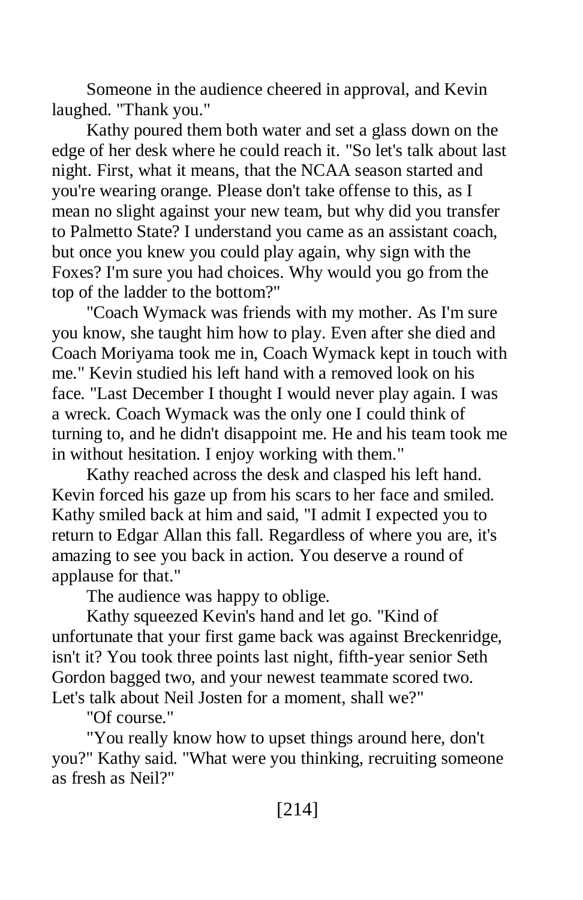Someone in the audience cheered in approval, and Kevin laughed. "Thank you."

Kathy poured them both water and set a glass down on the edge of her desk where he could reach it. "So let's talk about last night. First, what it means, that the NCAA season started and you're wearing orange. Please don't take offense to this, as I mean no slight against your new team, but why did you transfer to Palmetto State? I understand you came as an assistant coach, but once you knew you could play again, why sign with the Foxes? I'm sure you had choices. Why would you go from the top of the ladder to the bottom?"

"Coach Wymack was friends with my mother. As I'm sure you know, she taught him how to play. Even after she died and Coach Moriyama took me in, Coach Wymack kept in touch with me." Kevin studied his left hand with a removed look on his face. "Last December I thought I would never play again. I was a wreck. Coach Wymack was the only one I could think of turning to, and he didn't disappoint me. He and his team took me in without hesitation. I enjoy working with them."

Kathy reached across the desk and clasped his left hand. Kevin forced his gaze up from his scars to her face and smiled. Kathy smiled back at him and said, "I admit I expected you to return to Edgar Allan this fall. Regardless of where you are, it's amazing to see you back in action. You deserve a round of applause for that."

The audience was happy to oblige.

Kathy squeezed Kevin's hand and let go. "Kind of unfortunate that your first game back was against Breckenridge, isn't it? You took three points last night, fifth-year senior Seth Gordon bagged two, and your newest teammate scored two. Let's talk about Neil Josten for a moment, shall we?"

"Of course."

"You really know how to upset things around here, don't you?" Kathy said. "What were you thinking, recruiting someone as fresh as Neil?"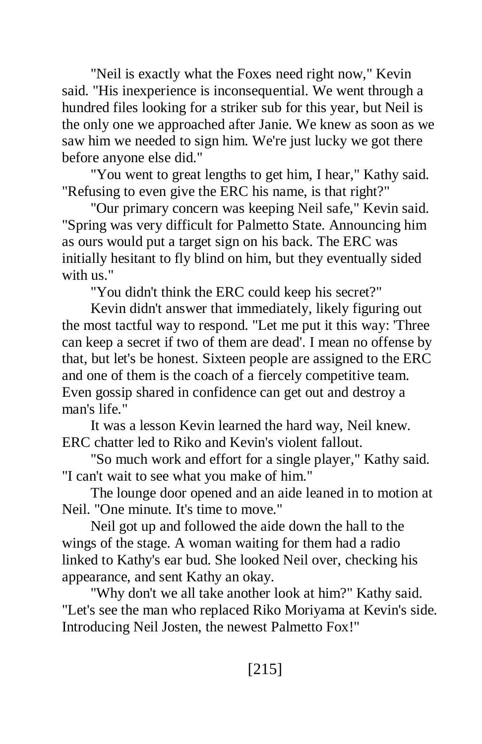"Neil is exactly what the Foxes need right now," Kevin said. "His inexperience is inconsequential. We went through a hundred files looking for a striker sub for this year, but Neil is the only one we approached after Janie. We knew as soon as we saw him we needed to sign him. We're just lucky we got there before anyone else did."

"You went to great lengths to get him, I hear," Kathy said. "Refusing to even give the ERC his name, is that right?"

"Our primary concern was keeping Neil safe," Kevin said. "Spring was very difficult for Palmetto State. Announcing him as ours would put a target sign on his back. The ERC was initially hesitant to fly blind on him, but they eventually sided with us."

"You didn't think the ERC could keep his secret?"

Kevin didn't answer that immediately, likely figuring out the most tactful way to respond. "Let me put it this way: 'Three can keep a secret if two of them are dead'. I mean no offense by that, but let's be honest. Sixteen people are assigned to the ERC and one of them is the coach of a fiercely competitive team. Even gossip shared in confidence can get out and destroy a man's life."

It was a lesson Kevin learned the hard way, Neil knew. ERC chatter led to Riko and Kevin's violent fallout.

"So much work and effort for a single player," Kathy said. "I can't wait to see what you make of him."

The lounge door opened and an aide leaned in to motion at Neil. "One minute. It's time to move."

Neil got up and followed the aide down the hall to the wings of the stage. A woman waiting for them had a radio linked to Kathy's ear bud. She looked Neil over, checking his appearance, and sent Kathy an okay.

"Why don't we all take another look at him?" Kathy said. "Let's see the man who replaced Riko Moriyama at Kevin's side. Introducing Neil Josten, the newest Palmetto Fox!"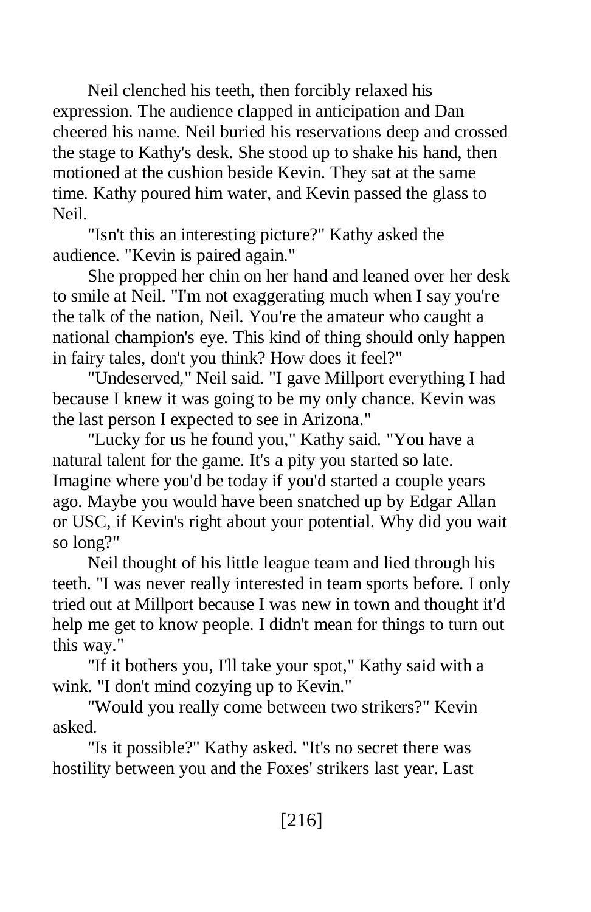Neil clenched his teeth, then forcibly relaxed his expression. The audience clapped in anticipation and Dan cheered his name. Neil buried his reservations deep and crossed the stage to Kathy's desk. She stood up to shake his hand, then motioned at the cushion beside Kevin. They sat at the same time. Kathy poured him water, and Kevin passed the glass to Neil.

"Isn't this an interesting picture?" Kathy asked the audience. "Kevin is paired again."

She propped her chin on her hand and leaned over her desk to smile at Neil. "I'm not exaggerating much when I say you're the talk of the nation, Neil. You're the amateur who caught a national champion's eye. This kind of thing should only happen in fairy tales, don't you think? How does it feel?"

"Undeserved," Neil said. "I gave Millport everything I had because I knew it was going to be my only chance. Kevin was the last person I expected to see in Arizona."

"Lucky for us he found you," Kathy said. "You have a natural talent for the game. It's a pity you started so late. Imagine where you'd be today if you'd started a couple years ago. Maybe you would have been snatched up by Edgar Allan or USC, if Kevin's right about your potential. Why did you wait so long?"

Neil thought of his little league team and lied through his teeth. "I was never really interested in team sports before. I only tried out at Millport because I was new in town and thought it'd help me get to know people. I didn't mean for things to turn out this way."

"If it bothers you, I'll take your spot," Kathy said with a wink. "I don't mind cozying up to Kevin."

"Would you really come between two strikers?" Kevin asked.

"Is it possible?" Kathy asked. "It's no secret there was hostility between you and the Foxes' strikers last year. Last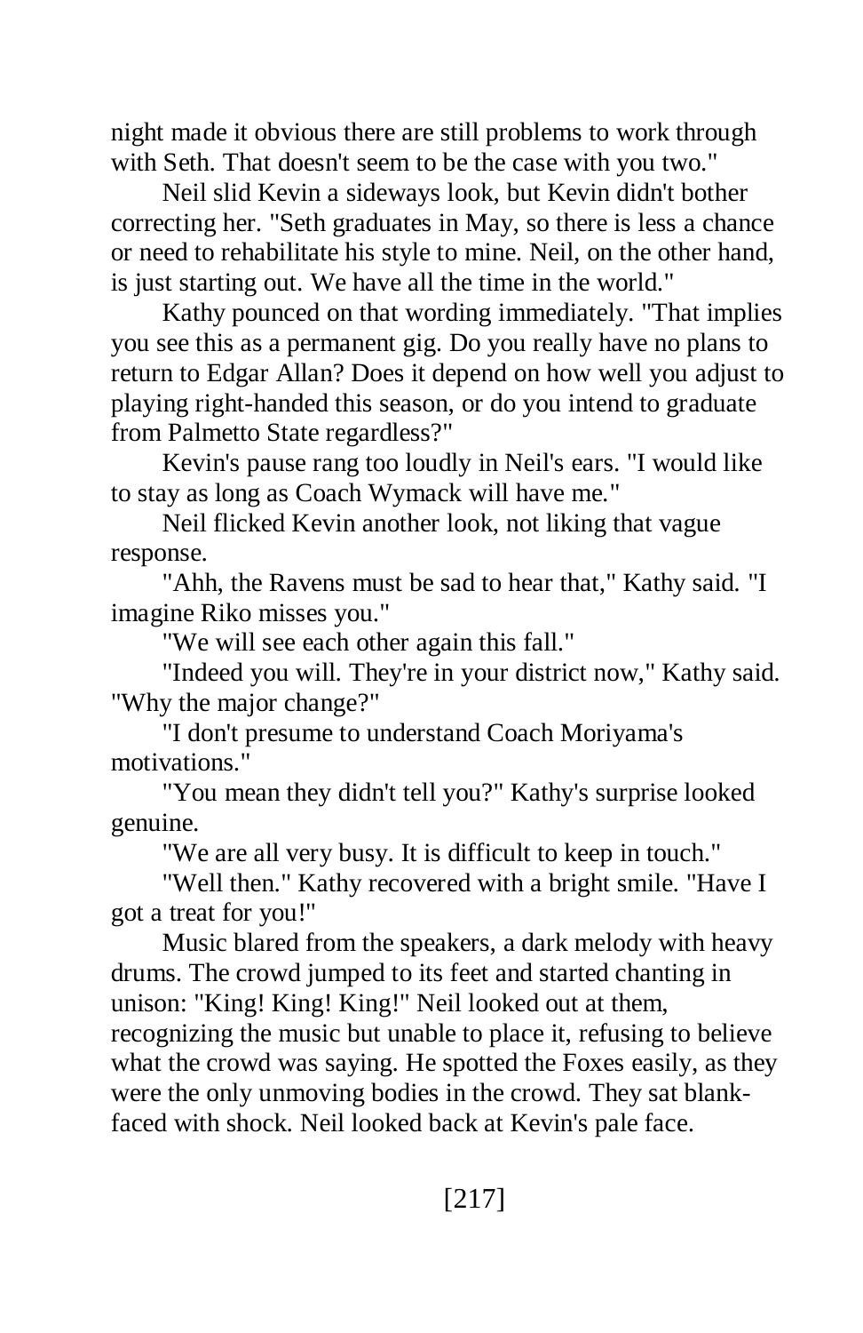night made it obvious there are still problems to work through with Seth. That doesn't seem to be the case with you two."

Neil slid Kevin a sideways look, but Kevin didn't bother correcting her. "Seth graduates in May, so there is less a chance or need to rehabilitate his style to mine. Neil, on the other hand, is just starting out. We have all the time in the world."

Kathy pounced on that wording immediately. "That implies you see this as a permanent gig. Do you really have no plans to return to Edgar Allan? Does it depend on how well you adjust to playing right-handed this season, or do you intend to graduate from Palmetto State regardless?"

Kevin's pause rang too loudly in Neil's ears. "I would like to stay as long as Coach Wymack will have me."

Neil flicked Kevin another look, not liking that vague response.

"Ahh, the Ravens must be sad to hear that," Kathy said. "I imagine Riko misses you."

"We will see each other again this fall."

"Indeed you will. They're in your district now," Kathy said. "Why the major change?"

"I don't presume to understand Coach Moriyama's motivations."

"You mean they didn't tell you?" Kathy's surprise looked genuine.

"We are all very busy. It is difficult to keep in touch."

"Well then." Kathy recovered with a bright smile. "Have I got a treat for you!"

Music blared from the speakers, a dark melody with heavy drums. The crowd jumped to its feet and started chanting in unison: "King! King! King!" Neil looked out at them, recognizing the music but unable to place it, refusing to believe what the crowd was saying. He spotted the Foxes easily, as they were the only unmoving bodies in the crowd. They sat blank-faced with shock. Neil looked back at Kevin's pale face.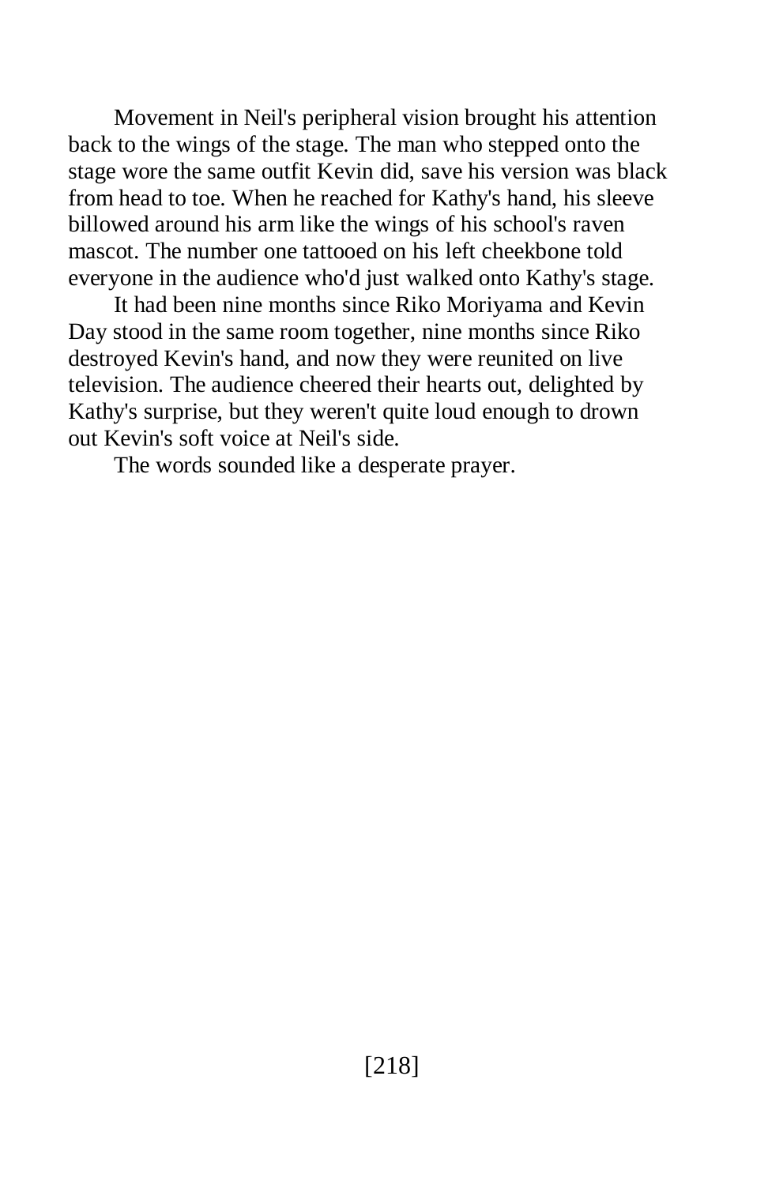Movement in Neil's peripheral vision brought his attention back to the wings of the stage. The man who stepped onto the stage wore the same outfit Kevin did, save his version was black from head to toe. When he reached for Kathy's hand, his sleeve billowed around his arm like the wings of his school's raven mascot. The number one tattooed on his left cheekbone told everyone in the audience who'd just walked onto Kathy's stage.

It had been nine months since Riko Moriyama and Kevin Day stood in the same room together, nine months since Riko destroyed Kevin's hand, and now they were reunited on live television. The audience cheered their hearts out, delighted by Kathy's surprise, but they weren't quite loud enough to drown out Kevin's soft voice at Neil's side.

The words sounded like a desperate prayer.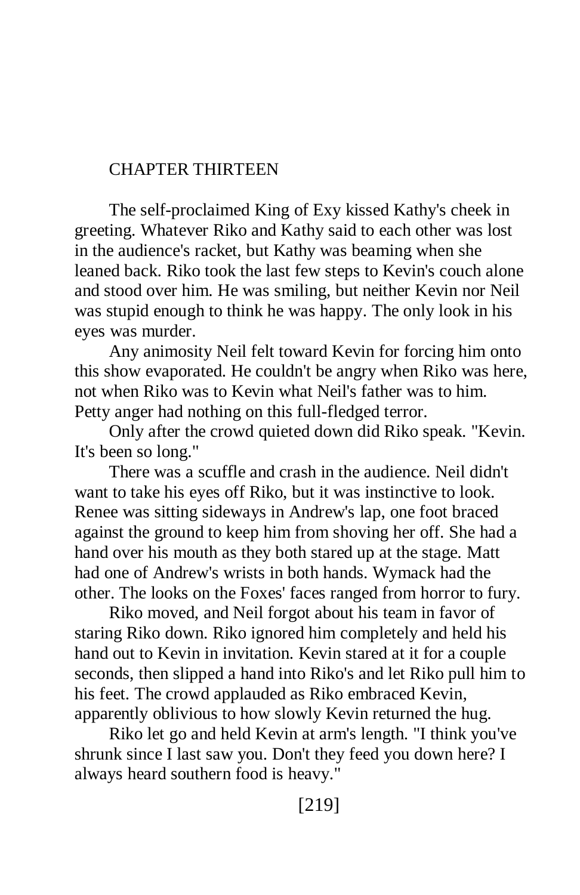# CHAPTER THIRTEEN

The self-proclaimed King of Exy kissed Kathy's cheek in greeting. Whatever Riko and Kathy said to each other was lost in the audience's racket, but Kathy was beaming when she leaned back. Riko took the last few steps to Kevin's couch alone and stood over him. He was smiling, but neither Kevin nor Neil was stupid enough to think he was happy. The only look in his eyes was murder.

Any animosity Neil felt toward Kevin for forcing him onto this show evaporated. He couldn't be angry when Riko was here, not when Riko was to Kevin what Neil's father was to him. Petty anger had nothing on this full-fledged terror.

Only after the crowd quieted down did Riko speak. "Kevin. It's been so long."

There was a scuffle and crash in the audience. Neil didn't want to take his eyes off Riko, but it was instinctive to look. Renee was sitting sideways in Andrew's lap, one foot braced against the ground to keep him from shoving her off. She had a hand over his mouth as they both stared up at the stage. Matt had one of Andrew's wrists in both hands. Wymack had the other. The looks on the Foxes' faces ranged from horror to fury.

Riko moved, and Neil forgot about his team in favor of staring Riko down. Riko ignored him completely and held his hand out to Kevin in invitation. Kevin stared at it for a couple seconds, then slipped a hand into Riko's and let Riko pull him to his feet. The crowd applauded as Riko embraced Kevin, apparently oblivious to how slowly Kevin returned the hug.

Riko let go and held Kevin at arm's length. "I think you've shrunk since I last saw you. Don't they feed you down here? I always heard southern food is heavy."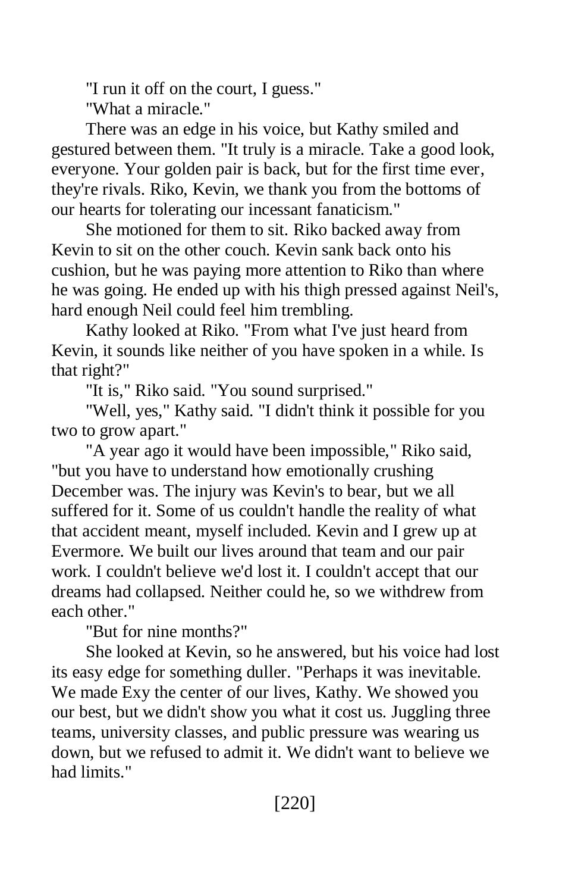"I run it off on the court, I guess."

"What a miracle."

There was an edge in his voice, but Kathy smiled and gestured between them. "It truly is a miracle. Take a good look, everyone. Your golden pair is back, but for the first time ever, they're rivals. Riko, Kevin, we thank you from the bottoms of our hearts for tolerating our incessant fanaticism."

She motioned for them to sit. Riko backed away from Kevin to sit on the other couch. Kevin sank back onto his cushion, but he was paying more attention to Riko than where he was going. He ended up with his thigh pressed against Neil's, hard enough Neil could feel him trembling.

Kathy looked at Riko. "From what I've just heard from Kevin, it sounds like neither of you have spoken in a while. Is that right?"

"It is," Riko said. "You sound surprised."

"Well, yes," Kathy said. "I didn't think it possible for you two to grow apart."

"A year ago it would have been impossible," Riko said, "but you have to understand how emotionally crushing December was. The injury was Kevin's to bear, but we all suffered for it. Some of us couldn't handle the reality of what that accident meant, myself included. Kevin and I grew up at Evermore. We built our lives around that team and our pair work. I couldn't believe we'd lost it. I couldn't accept that our dreams had collapsed. Neither could he, so we withdrew from each other."

"But for nine months?"

She looked at Kevin, so he answered, but his voice had lost its easy edge for something duller. "Perhaps it was inevitable. We made Exy the center of our lives, Kathy. We showed you our best, but we didn't show you what it cost us. Juggling three teams, university classes, and public pressure was wearing us down, but we refused to admit it. We didn't want to believe we had limits."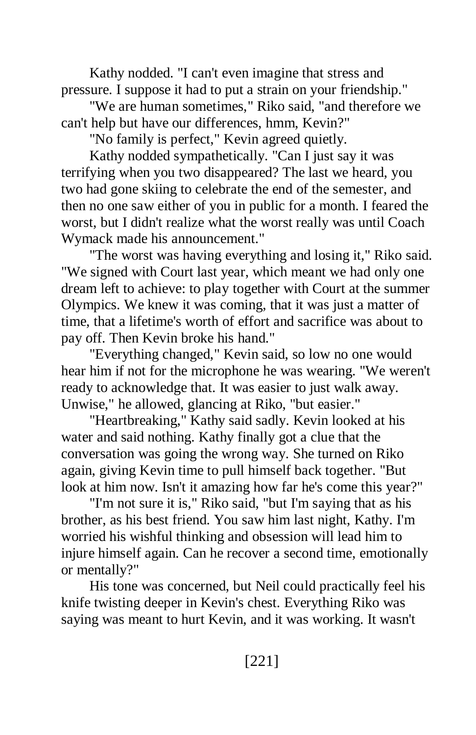Kathy nodded. "I can't even imagine that stress and pressure. I suppose it had to put a strain on your friendship."

"We are human sometimes," Riko said, "and therefore we can't help but have our differences, hmm, Kevin?"

"No family is perfect," Kevin agreed quietly.

Kathy nodded sympathetically. "Can I just say it was terrifying when you two disappeared? The last we heard, you two had gone skiing to celebrate the end of the semester, and then no one saw either of you in public for a month. I feared the worst, but I didn't realize what the worst really was until Coach Wymack made his announcement."

"The worst was having everything and losing it," Riko said. "We signed with Court last year, which meant we had only one dream left to achieve: to play together with Court at the summer Olympics. We knew it was coming, that it was just a matter of time, that a lifetime's worth of effort and sacrifice was about to pay off. Then Kevin broke his hand."

"Everything changed," Kevin said, so low no one would hear him if not for the microphone he was wearing. "We weren't ready to acknowledge that. It was easier to just walk away. Unwise," he allowed, glancing at Riko, "but easier."

"Heartbreaking," Kathy said sadly. Kevin looked at his water and said nothing. Kathy finally got a clue that the conversation was going the wrong way. She turned on Riko again, giving Kevin time to pull himself back together. "But look at him now. Isn't it amazing how far he's come this year?"

"I'm not sure it is," Riko said, "but I'm saying that as his brother, as his best friend. You saw him last night, Kathy. I'm worried his wishful thinking and obsession will lead him to injure himself again. Can he recover a second time, emotionally or mentally?"

His tone was concerned, but Neil could practically feel his knife twisting deeper in Kevin's chest. Everything Riko was saying was meant to hurt Kevin, and it was working. It wasn't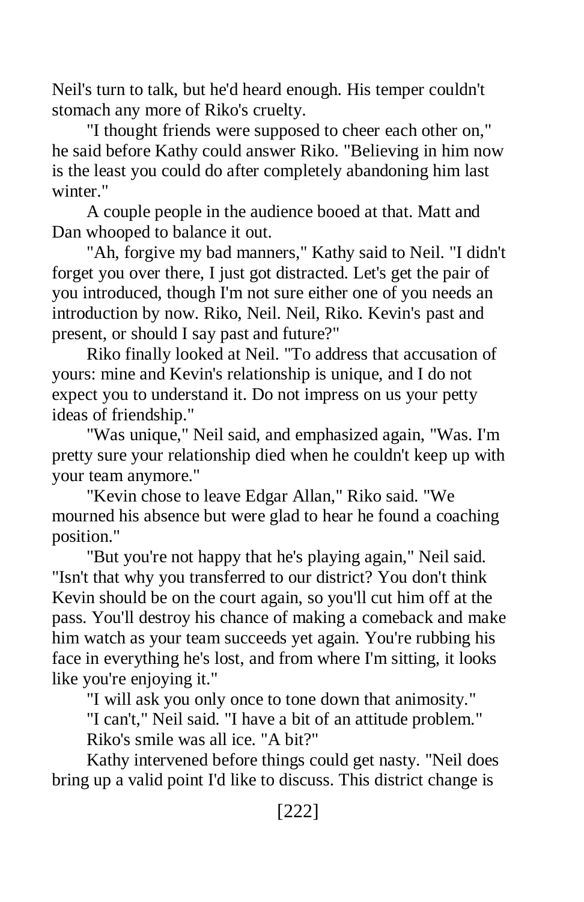Neil's turn to talk, but he'd heard enough. His temper couldn't stomach any more of Riko's cruelty.

"I thought friends were supposed to cheer each other on," he said before Kathy could answer Riko. "Believing in him now is the least you could do after completely abandoning him last winter."

A couple people in the audience booed at that. Matt and Dan whooped to balance it out.

"Ah, forgive my bad manners," Kathy said to Neil. "I didn't forget you over there, I just got distracted. Let's get the pair of you introduced, though I'm not sure either one of you needs an introduction by now. Riko, Neil. Neil, Riko. Kevin's past and present, or should I say past and future?"

Riko finally looked at Neil. "To address that accusation of yours: mine and Kevin's relationship is unique, and I do not expect you to understand it. Do not impress on us your petty ideas of friendship."

"Was unique," Neil said, and emphasized again, "Was. I'm pretty sure your relationship died when he couldn't keep up with your team anymore."

"Kevin chose to leave Edgar Allan," Riko said. "We mourned his absence but were glad to hear he found a coaching position."

"But you're not happy that he's playing again," Neil said. "Isn't that why you transferred to our district? You don't think Kevin should be on the court again, so you'll cut him off at the pass. You'll destroy his chance of making a comeback and make him watch as your team succeeds yet again. You're rubbing his face in everything he's lost, and from where I'm sitting, it looks like you're enjoying it."

"I will ask you only once to tone down that animosity."

"I can't," Neil said. "I have a bit of an attitude problem."

Riko's smile was all ice. "A bit?"

Kathy intervened before things could get nasty. "Neil does bring up a valid point I'd like to discuss. This district change is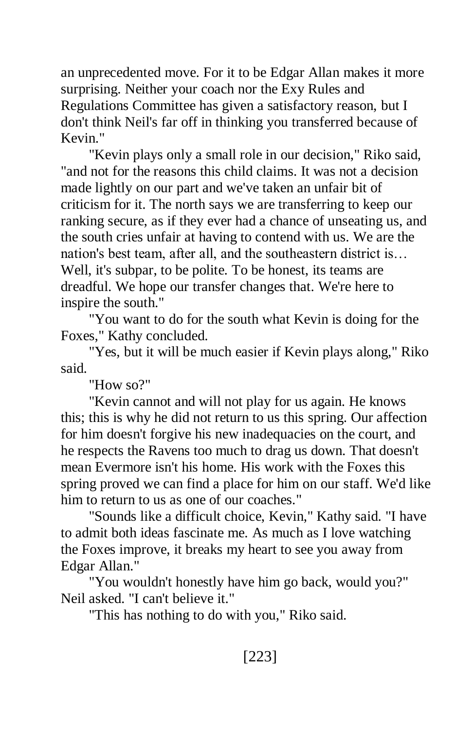an unprecedented move. For it to be Edgar Allan makes it more surprising. Neither your coach nor the Exy Rules and Regulations Committee has given a satisfactory reason, but I don't think Neil's far off in thinking you transferred because of Kevin."

"Kevin plays only a small role in our decision," Riko said, "and not for the reasons this child claims. It was not a decision made lightly on our part and we've taken an unfair bit of criticism for it. The north says we are transferring to keep our ranking secure, as if they ever had a chance of unseating us, and the south cries unfair at having to contend with us. We are the nation's best team, after all, and the southeastern district is… Well, it's subpar, to be polite. To be honest, its teams are dreadful. We hope our transfer changes that. We're here to inspire the south."

"You want to do for the south what Kevin is doing for the Foxes," Kathy concluded.

"Yes, but it will be much easier if Kevin plays along," Riko said.

"How so?"

"Kevin cannot and will not play for us again. He knows this; this is why he did not return to us this spring. Our affection for him doesn't forgive his new inadequacies on the court, and he respects the Ravens too much to drag us down. That doesn't mean Evermore isn't his home. His work with the Foxes this spring proved we can find a place for him on our staff. We'd like him to return to us as one of our coaches."

"Sounds like a difficult choice, Kevin," Kathy said. "I have to admit both ideas fascinate me. As much as I love watching the Foxes improve, it breaks my heart to see you away from Edgar Allan."

"You wouldn't honestly have him go back, would you?" Neil asked. "I can't believe it."

"This has nothing to do with you," Riko said.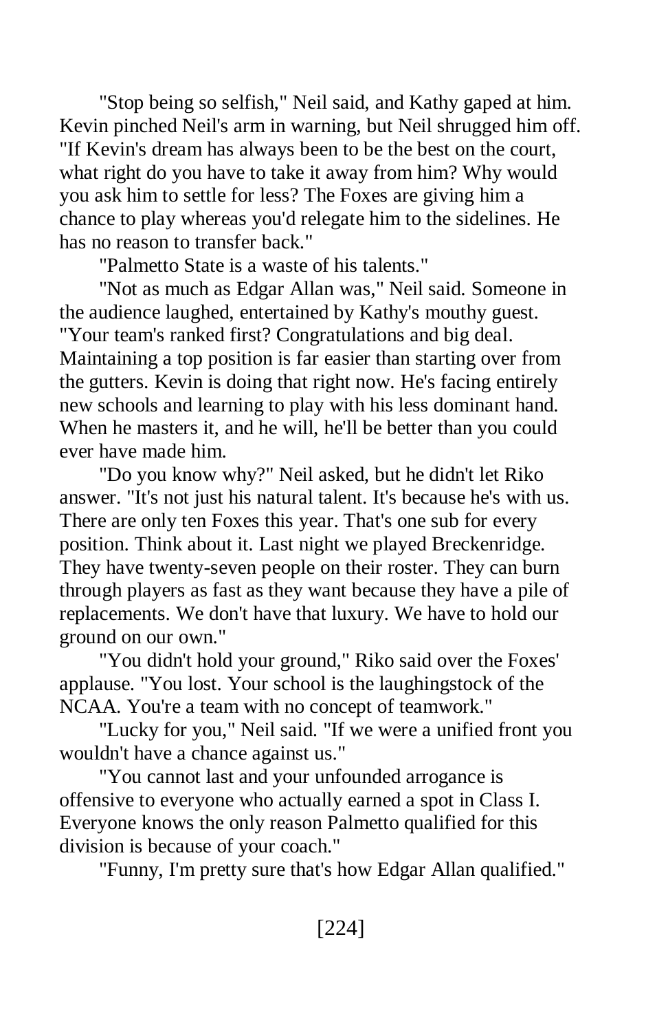"Stop being so selfish," Neil said, and Kathy gaped at him. Kevin pinched Neil's arm in warning, but Neil shrugged him off. "If Kevin's dream has always been to be the best on the court, what right do you have to take it away from him? Why would you ask him to settle for less? The Foxes are giving him a chance to play whereas you'd relegate him to the sidelines. He has no reason to transfer back."

"Palmetto State is a waste of his talents."

"Not as much as Edgar Allan was," Neil said. Someone in the audience laughed, entertained by Kathy's mouthy guest. "Your team's ranked first? Congratulations and big deal. Maintaining a top position is far easier than starting over from the gutters. Kevin is doing that right now. He's facing entirely new schools and learning to play with his less dominant hand. When he masters it, and he will, he'll be better than you could ever have made him.

"Do you know why?" Neil asked, but he didn't let Riko answer. "It's not just his natural talent. It's because he's with us. There are only ten Foxes this year. That's one sub for every position. Think about it. Last night we played Breckenridge. They have twenty-seven people on their roster. They can burn through players as fast as they want because they have a pile of replacements. We don't have that luxury. We have to hold our ground on our own."

"You didn't hold your ground," Riko said over the Foxes' applause. "You lost. Your school is the laughingstock of the NCAA. You're a team with no concept of teamwork."

"Lucky for you," Neil said. "If we were a unified front you wouldn't have a chance against us."

"You cannot last and your unfounded arrogance is offensive to everyone who actually earned a spot in Class I. Everyone knows the only reason Palmetto qualified for this division is because of your coach."

"Funny, I'm pretty sure that's how Edgar Allan qualified."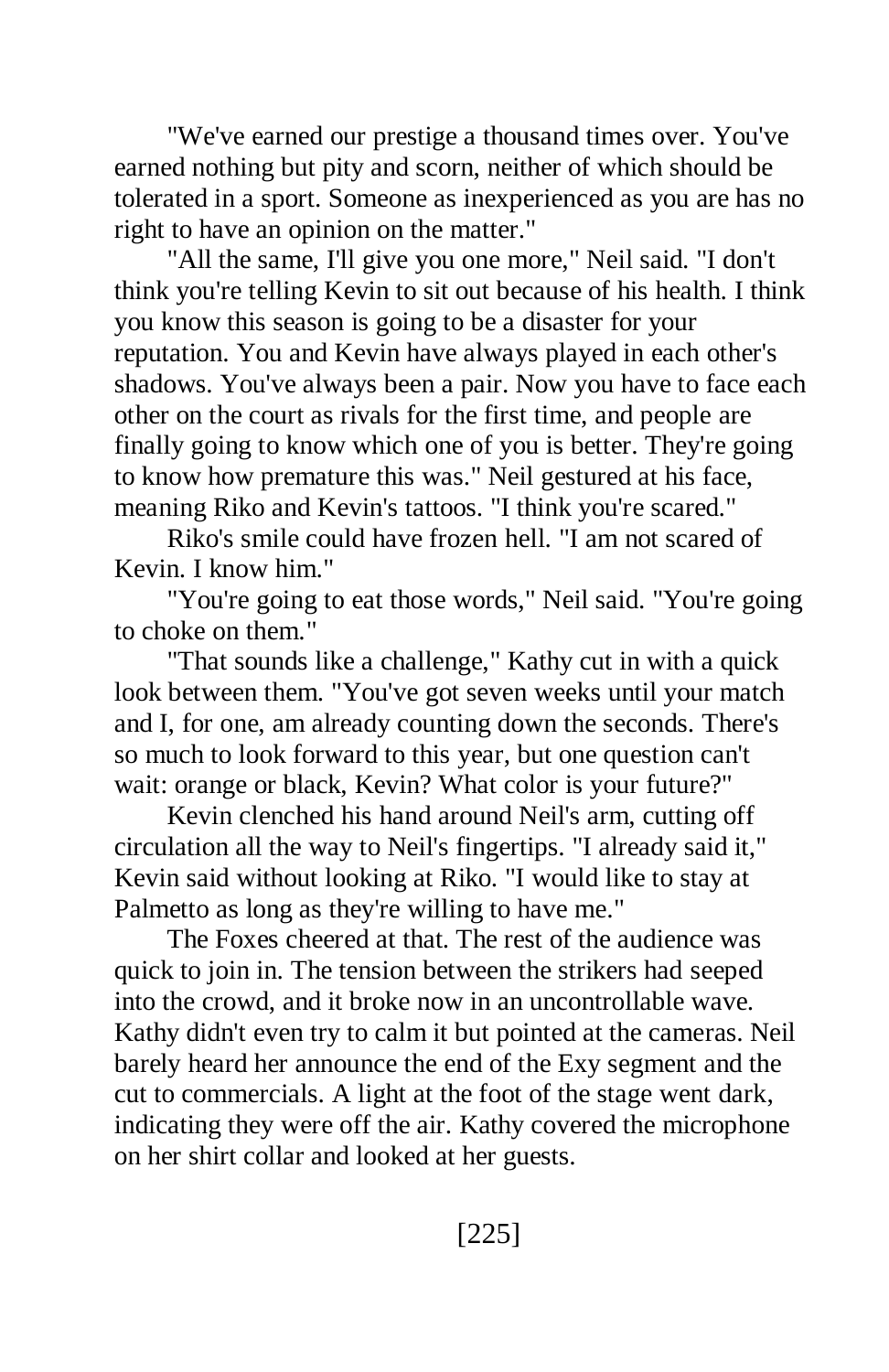"We've earned our prestige a thousand times over. You've earned nothing but pity and scorn, neither of which should be tolerated in a sport. Someone as inexperienced as you are has no right to have an opinion on the matter."

"All the same, I'll give you one more," Neil said. "I don't think you're telling Kevin to sit out because of his health. I think you know this season is going to be a disaster for your reputation. You and Kevin have always played in each other's shadows. You've always been a pair. Now you have to face each other on the court as rivals for the first time, and people are finally going to know which one of you is better. They're going to know how premature this was." Neil gestured at his face, meaning Riko and Kevin's tattoos. "I think you're scared."

Riko's smile could have frozen hell. "I am not scared of Kevin. I know him."

"You're going to eat those words," Neil said. "You're going to choke on them."

"That sounds like a challenge," Kathy cut in with a quick look between them. "You've got seven weeks until your match and I, for one, am already counting down the seconds. There's so much to look forward to this year, but one question can't wait: orange or black, Kevin? What color is your future?"

Kevin clenched his hand around Neil's arm, cutting off circulation all the way to Neil's fingertips. "I already said it," Kevin said without looking at Riko. "I would like to stay at Palmetto as long as they're willing to have me."

The Foxes cheered at that. The rest of the audience was quick to join in. The tension between the strikers had seeped into the crowd, and it broke now in an uncontrollable wave. Kathy didn't even try to calm it but pointed at the cameras. Neil barely heard her announce the end of the Exy segment and the cut to commercials. A light at the foot of the stage went dark, indicating they were off the air. Kathy covered the microphone on her shirt collar and looked at her guests.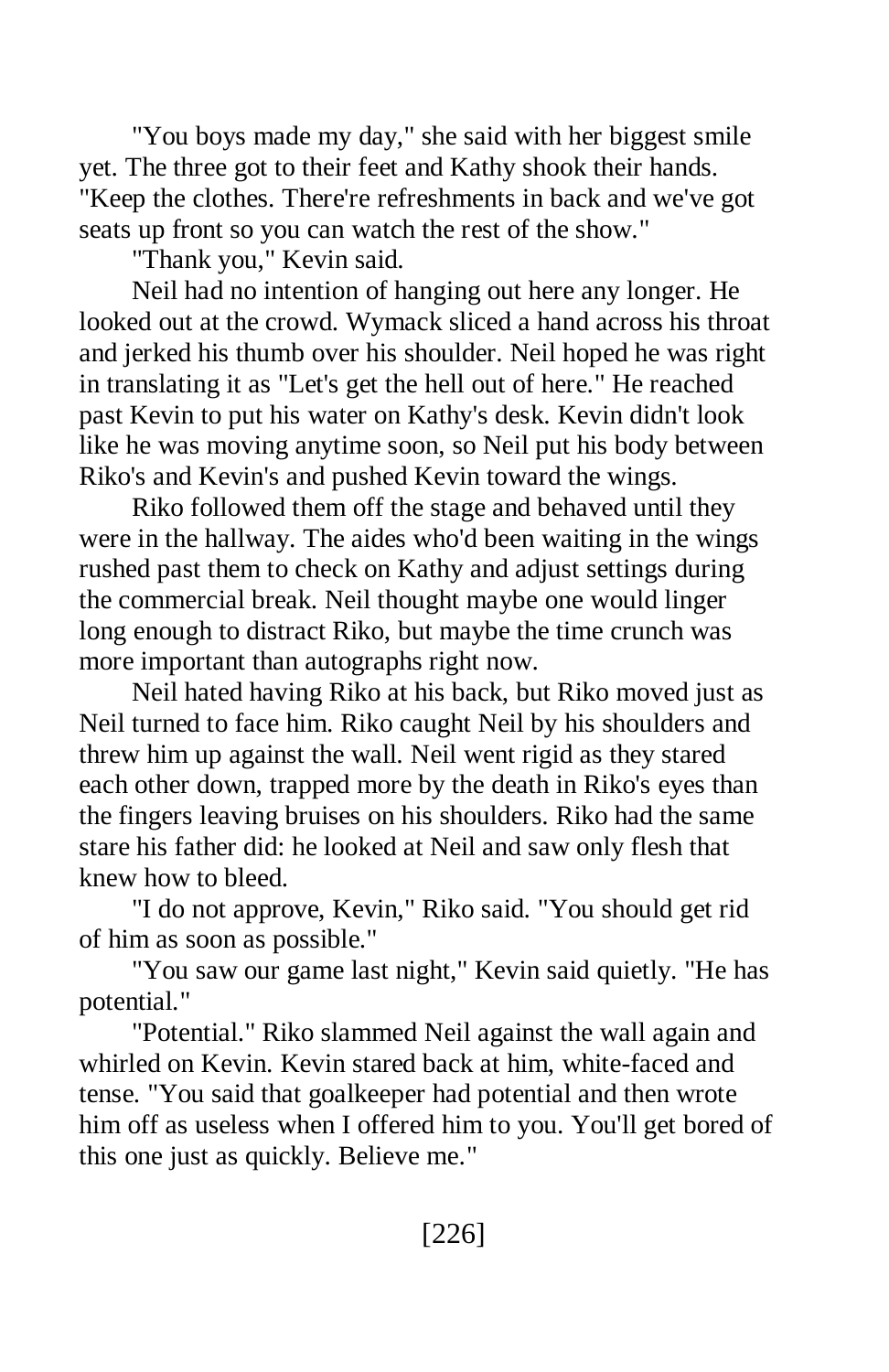"You boys made my day," she said with her biggest smile yet. The three got to their feet and Kathy shook their hands. "Keep the clothes. There're refreshments in back and we've got seats up front so you can watch the rest of the show."

"Thank you," Kevin said.

Neil had no intention of hanging out here any longer. He looked out at the crowd. Wymack sliced a hand across his throat and jerked his thumb over his shoulder. Neil hoped he was right in translating it as "Let's get the hell out of here." He reached past Kevin to put his water on Kathy's desk. Kevin didn't look like he was moving anytime soon, so Neil put his body between Riko's and Kevin's and pushed Kevin toward the wings.

Riko followed them off the stage and behaved until they were in the hallway. The aides who'd been waiting in the wings rushed past them to check on Kathy and adjust settings during the commercial break. Neil thought maybe one would linger long enough to distract Riko, but maybe the time crunch was more important than autographs right now.

Neil hated having Riko at his back, but Riko moved just as Neil turned to face him. Riko caught Neil by his shoulders and threw him up against the wall. Neil went rigid as they stared each other down, trapped more by the death in Riko's eyes than the fingers leaving bruises on his shoulders. Riko had the same stare his father did: he looked at Neil and saw only flesh that knew how to bleed.

"I do not approve, Kevin," Riko said. "You should get rid of him as soon as possible."

"You saw our game last night," Kevin said quietly. "He has potential."

"Potential." Riko slammed Neil against the wall again and whirled on Kevin. Kevin stared back at him, white-faced and tense. "You said that goalkeeper had potential and then wrote him off as useless when I offered him to you. You'll get bored of this one just as quickly. Believe me."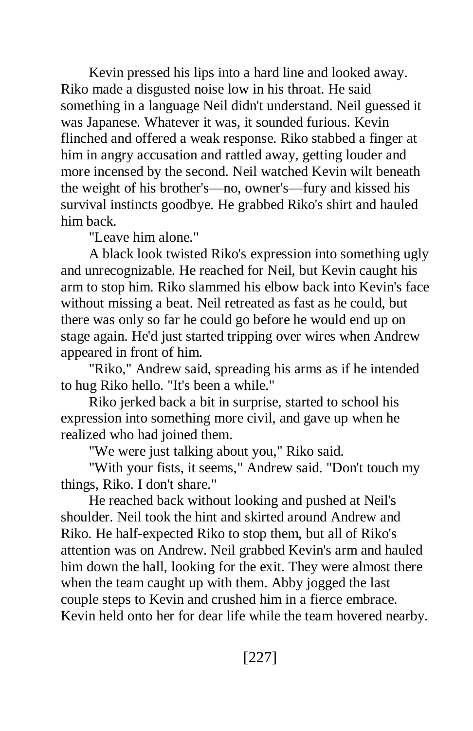Kevin pressed his lips into a hard line and looked away. Riko made a disgusted noise low in his throat. He said something in a language Neil didn't understand. Neil guessed it was Japanese. Whatever it was, it sounded furious. Kevin flinched and offered a weak response. Riko stabbed a finger at him in angry accusation and rattled away, getting louder and more incensed by the second. Neil watched Kevin wilt beneath the weight of his brother's—no, owner's—fury and kissed his survival instincts goodbye. He grabbed Riko's shirt and hauled him back.

"Leave him alone."

A black look twisted Riko's expression into something ugly and unrecognizable. He reached for Neil, but Kevin caught his arm to stop him. Riko slammed his elbow back into Kevin's face without missing a beat. Neil retreated as fast as he could, but there was only so far he could go before he would end up on stage again. He'd just started tripping over wires when Andrew appeared in front of him.

"Riko," Andrew said, spreading his arms as if he intended to hug Riko hello. "It's been a while."

Riko jerked back a bit in surprise, started to school his expression into something more civil, and gave up when he realized who had joined them.

"We were just talking about you," Riko said.

"With your fists, it seems," Andrew said. "Don't touch my things, Riko. I don't share."

He reached back without looking and pushed at Neil's shoulder. Neil took the hint and skirted around Andrew and Riko. He half-expected Riko to stop them, but all of Riko's attention was on Andrew. Neil grabbed Kevin's arm and hauled him down the hall, looking for the exit. They were almost there when the team caught up with them. Abby jogged the last couple steps to Kevin and crushed him in a fierce embrace. Kevin held onto her for dear life while the team hovered nearby.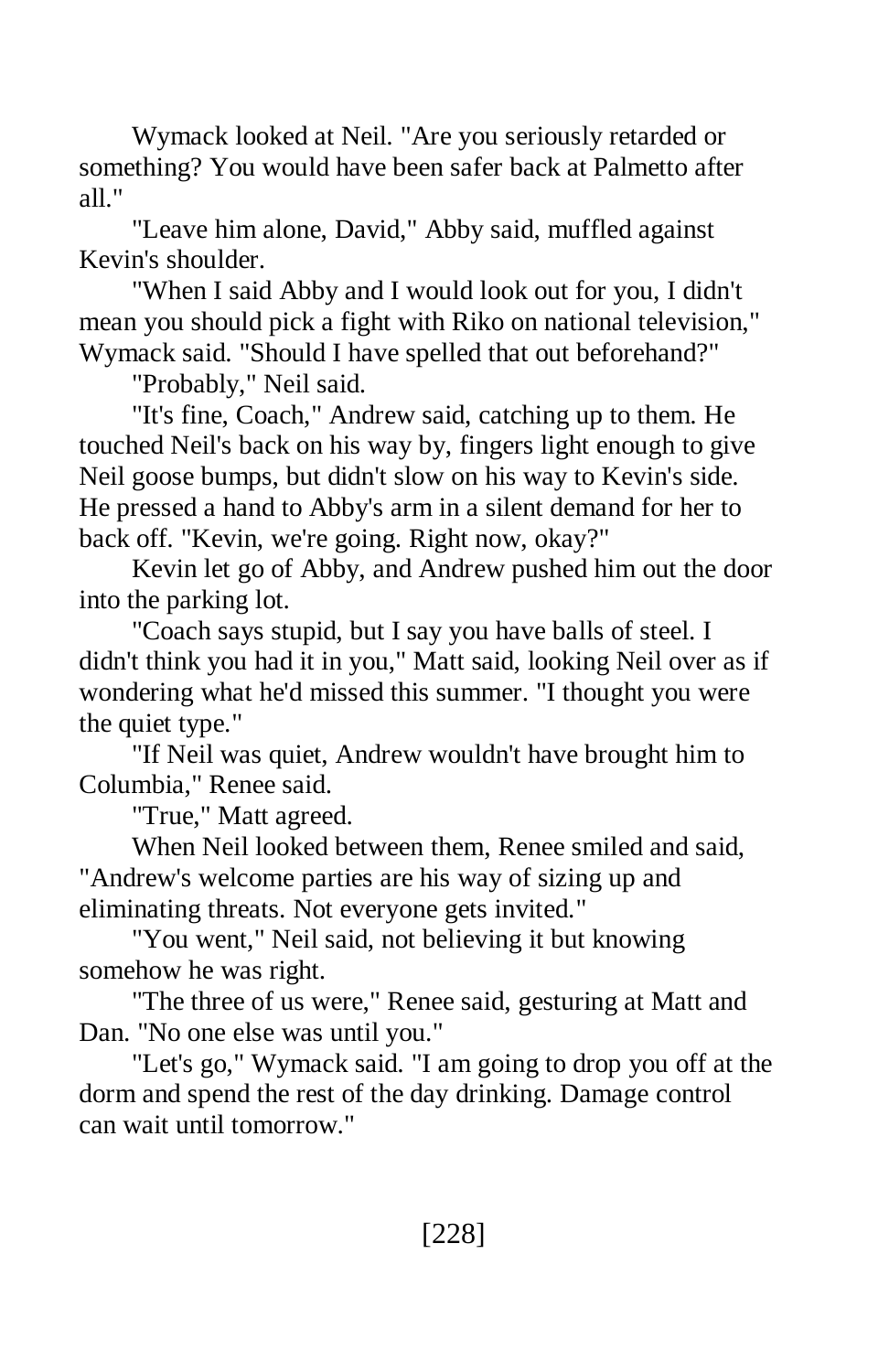Wymack looked at Neil. "Are you seriously retarded or something? You would have been safer back at Palmetto after all."

"Leave him alone, David," Abby said, muffled against Kevin's shoulder.

"When I said Abby and I would look out for you, I didn't mean you should pick a fight with Riko on national television," Wymack said. "Should I have spelled that out beforehand?"

"Probably," Neil said.

"It's fine, Coach," Andrew said, catching up to them. He touched Neil's back on his way by, fingers light enough to give Neil goose bumps, but didn't slow on his way to Kevin's side. He pressed a hand to Abby's arm in a silent demand for her to back off. "Kevin, we're going. Right now, okay?"

Kevin let go of Abby, and Andrew pushed him out the door into the parking lot.

"Coach says stupid, but I say you have balls of steel. I didn't think you had it in you," Matt said, looking Neil over as if wondering what he'd missed this summer. "I thought you were the quiet type."

"If Neil was quiet, Andrew wouldn't have brought him to Columbia," Renee said.

"True," Matt agreed.

When Neil looked between them, Renee smiled and said, "Andrew's welcome parties are his way of sizing up and eliminating threats. Not everyone gets invited."

"You went," Neil said, not believing it but knowing somehow he was right.

"The three of us were," Renee said, gesturing at Matt and Dan. "No one else was until you."

"Let's go," Wymack said. "I am going to drop you off at the dorm and spend the rest of the day drinking. Damage control can wait until tomorrow."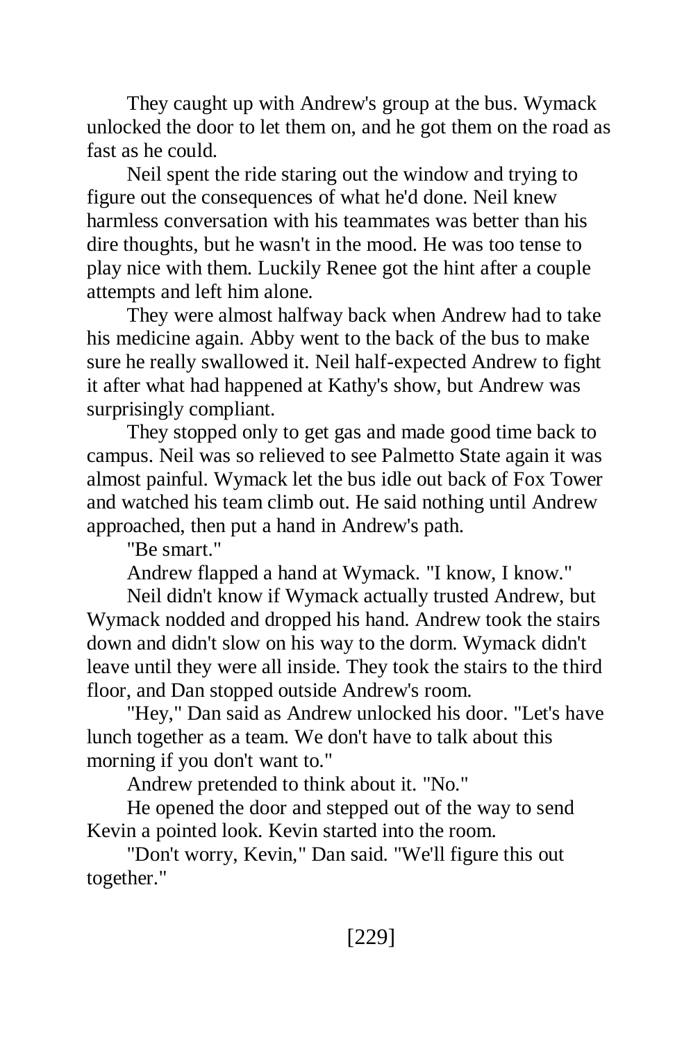They caught up with Andrew's group at the bus. Wymack unlocked the door to let them on, and he got them on the road as fast as he could.

Neil spent the ride staring out the window and trying to figure out the consequences of what he'd done. Neil knew harmless conversation with his teammates was better than his dire thoughts, but he wasn't in the mood. He was too tense to play nice with them. Luckily Renee got the hint after a couple attempts and left him alone.

They were almost halfway back when Andrew had to take his medicine again. Abby went to the back of the bus to make sure he really swallowed it. Neil half-expected Andrew to fight it after what had happened at Kathy's show, but Andrew was surprisingly compliant.

They stopped only to get gas and made good time back to campus. Neil was so relieved to see Palmetto State again it was almost painful. Wymack let the bus idle out back of Fox Tower and watched his team climb out. He said nothing until Andrew approached, then put a hand in Andrew's path.

"Be smart."

Andrew flapped a hand at Wymack. "I know, I know."

Neil didn't know if Wymack actually trusted Andrew, but Wymack nodded and dropped his hand. Andrew took the stairs down and didn't slow on his way to the dorm. Wymack didn't leave until they were all inside. They took the stairs to the third floor, and Dan stopped outside Andrew's room.

"Hey," Dan said as Andrew unlocked his door. "Let's have lunch together as a team. We don't have to talk about this morning if you don't want to."

Andrew pretended to think about it. "No."

He opened the door and stepped out of the way to send Kevin a pointed look. Kevin started into the room.

"Don't worry, Kevin," Dan said. "We'll figure this out together."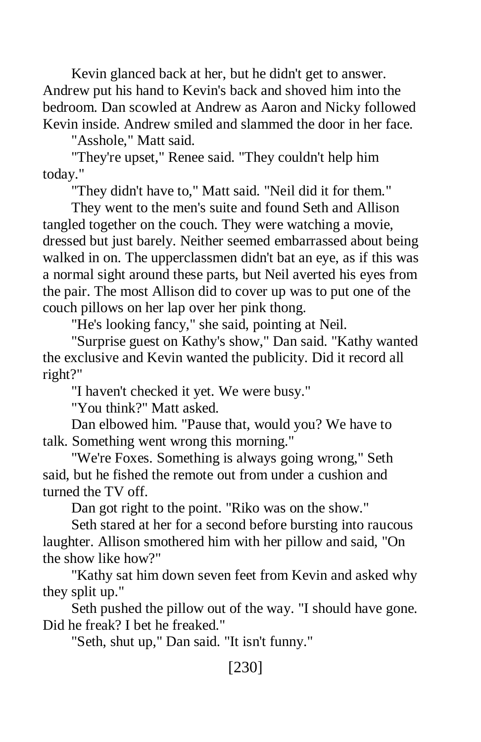Kevin glanced back at her, but he didn't get to answer. Andrew put his hand to Kevin's back and shoved him into the bedroom. Dan scowled at Andrew as Aaron and Nicky followed Kevin inside. Andrew smiled and slammed the door in her face.

"Asshole," Matt said.

"They're upset," Renee said. "They couldn't help him today."

"They didn't have to," Matt said. "Neil did it for them."

They went to the men's suite and found Seth and Allison tangled together on the couch. They were watching a movie, dressed but just barely. Neither seemed embarrassed about being walked in on. The upperclassmen didn't bat an eye, as if this was a normal sight around these parts, but Neil averted his eyes from the pair. The most Allison did to cover up was to put one of the couch pillows on her lap over her pink thong.

"He's looking fancy," she said, pointing at Neil.

"Surprise guest on Kathy's show," Dan said. "Kathy wanted the exclusive and Kevin wanted the publicity. Did it record all right?"

"I haven't checked it yet. We were busy."

"You think?" Matt asked.

Dan elbowed him. "Pause that, would you? We have to talk. Something went wrong this morning."

"We're Foxes. Something is always going wrong," Seth said, but he fished the remote out from under a cushion and turned the TV off.

Dan got right to the point. "Riko was on the show."

Seth stared at her for a second before bursting into raucous laughter. Allison smothered him with her pillow and said, "On the show like how?"

"Kathy sat him down seven feet from Kevin and asked why they split up."

Seth pushed the pillow out of the way. "I should have gone. Did he freak? I bet he freaked."

"Seth, shut up," Dan said. "It isn't funny."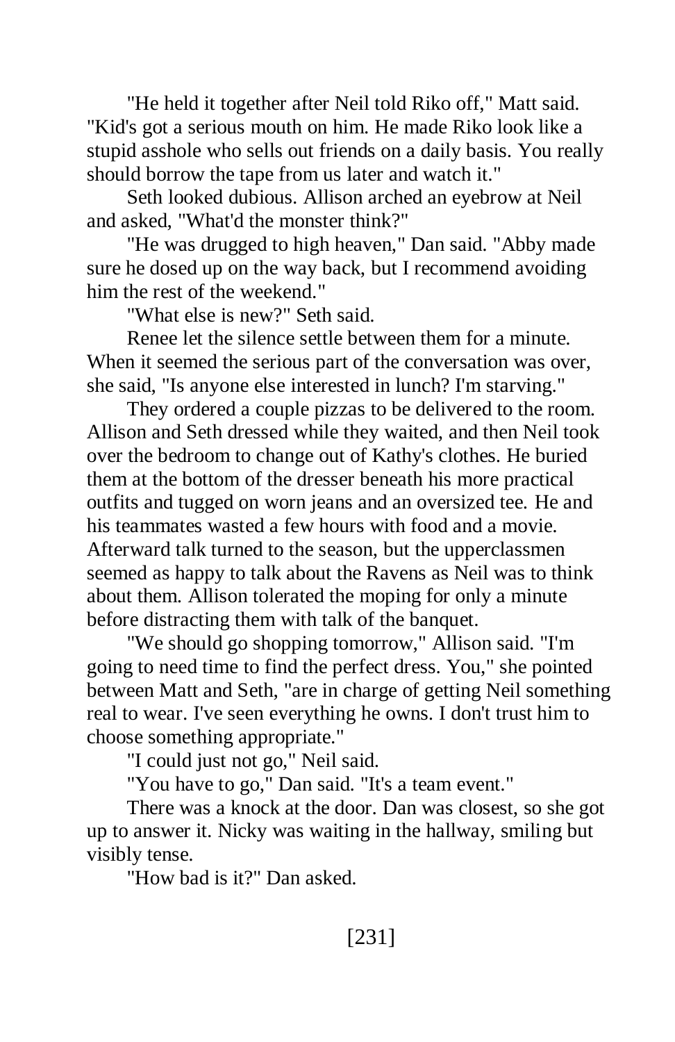"He held it together after Neil told Riko off," Matt said. "Kid's got a serious mouth on him. He made Riko look like a stupid asshole who sells out friends on a daily basis. You really should borrow the tape from us later and watch it."

Seth looked dubious. Allison arched an eyebrow at Neil and asked, "What'd the monster think?"

"He was drugged to high heaven," Dan said. "Abby made sure he dosed up on the way back, but I recommend avoiding him the rest of the weekend."

"What else is new?" Seth said.

Renee let the silence settle between them for a minute. When it seemed the serious part of the conversation was over, she said, "Is anyone else interested in lunch? I'm starving."

They ordered a couple pizzas to be delivered to the room. Allison and Seth dressed while they waited, and then Neil took over the bedroom to change out of Kathy's clothes. He buried them at the bottom of the dresser beneath his more practical outfits and tugged on worn jeans and an oversized tee. He and his teammates wasted a few hours with food and a movie. Afterward talk turned to the season, but the upperclassmen seemed as happy to talk about the Ravens as Neil was to think about them. Allison tolerated the moping for only a minute before distracting them with talk of the banquet.

"We should go shopping tomorrow," Allison said. "I'm going to need time to find the perfect dress. You," she pointed between Matt and Seth, "are in charge of getting Neil something real to wear. I've seen everything he owns. I don't trust him to choose something appropriate."

"I could just not go," Neil said.

"You have to go," Dan said. "It's a team event."

There was a knock at the door. Dan was closest, so she got up to answer it. Nicky was waiting in the hallway, smiling but visibly tense.

"How bad is it?" Dan asked.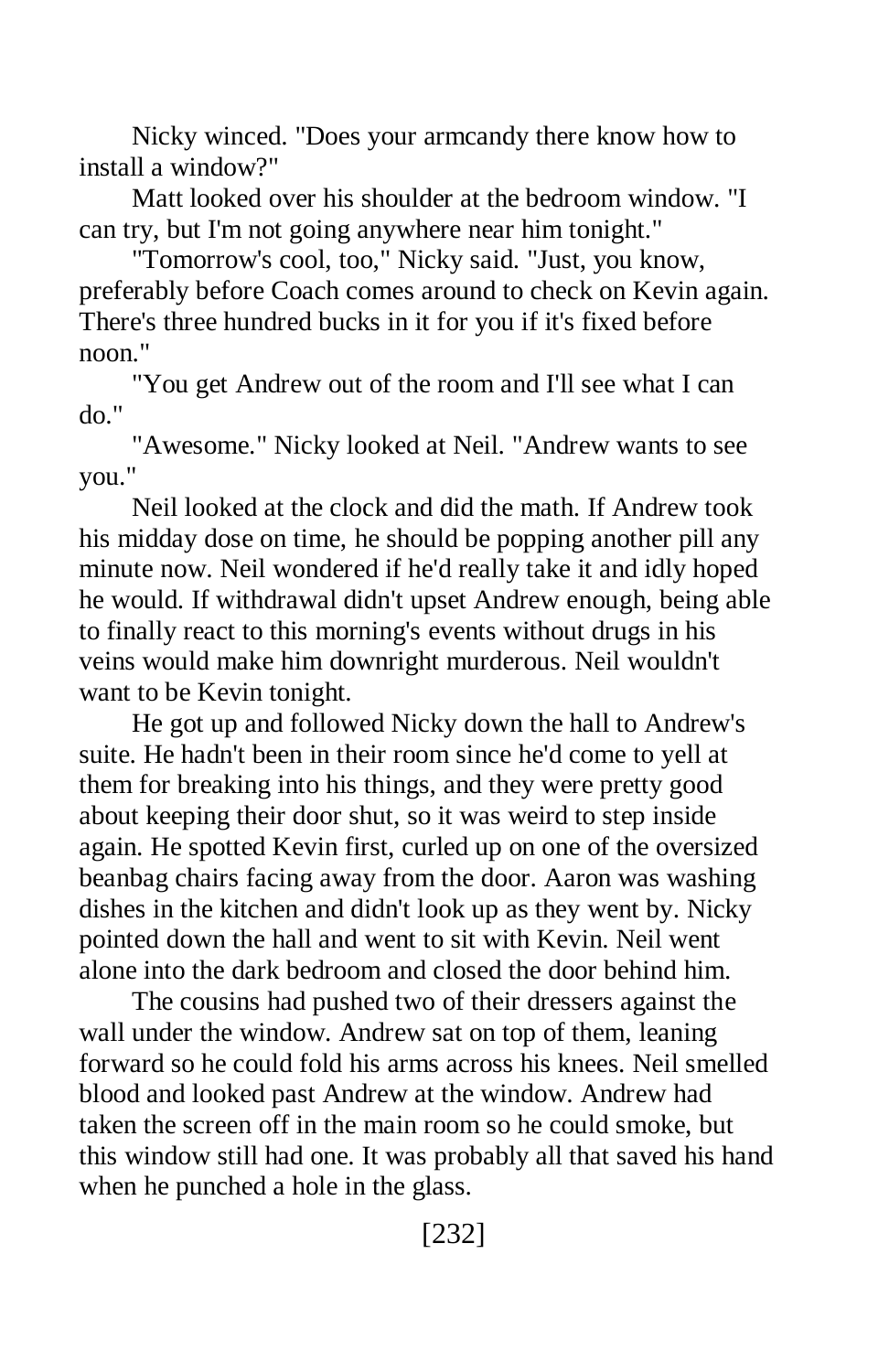Nicky winced. "Does your armcandy there know how to install a window?"

Matt looked over his shoulder at the bedroom window. "I can try, but I'm not going anywhere near him tonight."

"Tomorrow's cool, too," Nicky said. "Just, you know, preferably before Coach comes around to check on Kevin again. There's three hundred bucks in it for you if it's fixed before noon."

"You get Andrew out of the room and I'll see what I can do."

"Awesome." Nicky looked at Neil. "Andrew wants to see you."

Neil looked at the clock and did the math. If Andrew took his midday dose on time, he should be popping another pill any minute now. Neil wondered if he'd really take it and idly hoped he would. If withdrawal didn't upset Andrew enough, being able to finally react to this morning's events without drugs in his veins would make him downright murderous. Neil wouldn't want to be Kevin tonight.

He got up and followed Nicky down the hall to Andrew's suite. He hadn't been in their room since he'd come to yell at them for breaking into his things, and they were pretty good about keeping their door shut, so it was weird to step inside again. He spotted Kevin first, curled up on one of the oversized beanbag chairs facing away from the door. Aaron was washing dishes in the kitchen and didn't look up as they went by. Nicky pointed down the hall and went to sit with Kevin. Neil went alone into the dark bedroom and closed the door behind him.

The cousins had pushed two of their dressers against the wall under the window. Andrew sat on top of them, leaning forward so he could fold his arms across his knees. Neil smelled blood and looked past Andrew at the window. Andrew had taken the screen off in the main room so he could smoke, but this window still had one. It was probably all that saved his hand when he punched a hole in the glass.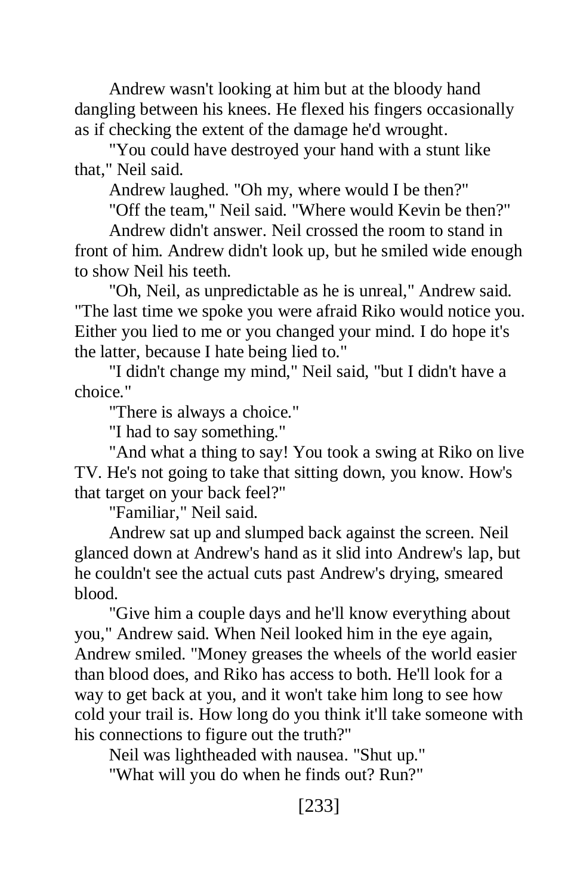Andrew wasn't looking at him but at the bloody hand dangling between his knees. He flexed his fingers occasionally as if checking the extent of the damage he'd wrought.

"You could have destroyed your hand with a stunt like that," Neil said.

Andrew laughed. "Oh my, where would I be then?"

"Off the team," Neil said. "Where would Kevin be then?"

Andrew didn't answer. Neil crossed the room to stand in front of him. Andrew didn't look up, but he smiled wide enough to show Neil his teeth.

"Oh, Neil, as unpredictable as he is unreal," Andrew said. "The last time we spoke you were afraid Riko would notice you. Either you lied to me or you changed your mind. I do hope it's the latter, because I hate being lied to."

"I didn't change my mind," Neil said, "but I didn't have a choice."

"There is always a choice."

"I had to say something."

"And what a thing to say! You took a swing at Riko on live TV. He's not going to take that sitting down, you know. How's that target on your back feel?"

"Familiar," Neil said.

Andrew sat up and slumped back against the screen. Neil glanced down at Andrew's hand as it slid into Andrew's lap, but he couldn't see the actual cuts past Andrew's drying, smeared blood.

"Give him a couple days and he'll know everything about you," Andrew said. When Neil looked him in the eye again, Andrew smiled. "Money greases the wheels of the world easier than blood does, and Riko has access to both. He'll look for a way to get back at you, and it won't take him long to see how cold your trail is. How long do you think it'll take someone with his connections to figure out the truth?"

Neil was lightheaded with nausea. "Shut up."

"What will you do when he finds out? Run?"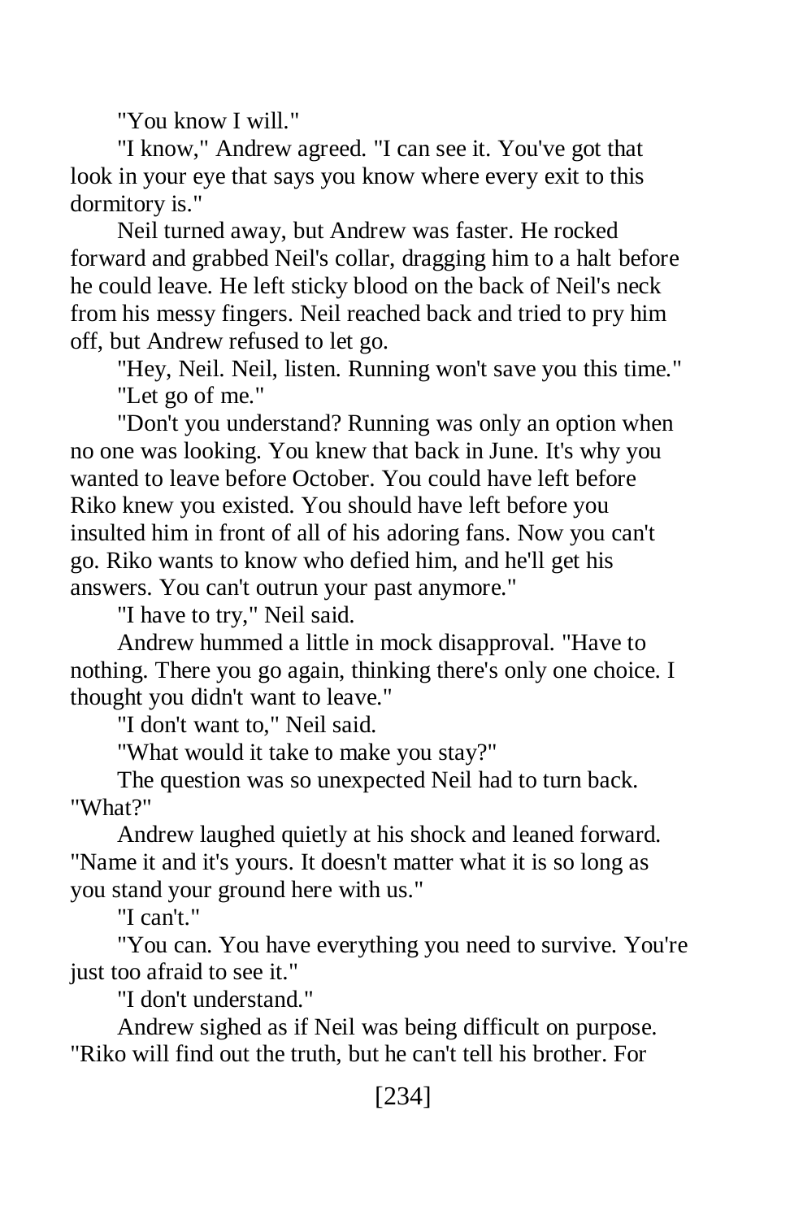"You know I will."

"I know," Andrew agreed. "I can see it. You've got that look in your eye that says you know where every exit to this dormitory is."

Neil turned away, but Andrew was faster. He rocked forward and grabbed Neil's collar, dragging him to a halt before he could leave. He left sticky blood on the back of Neil's neck from his messy fingers. Neil reached back and tried to pry him off, but Andrew refused to let go.

"Hey, Neil. Neil, listen. Running won't save you this time."

"Let go of me."

"Don't you understand? Running was only an option when no one was looking. You knew that back in June. It's why you wanted to leave before October. You could have left before Riko knew you existed. You should have left before you insulted him in front of all of his adoring fans. Now you can't go. Riko wants to know who defied him, and he'll get his answers. You can't outrun your past anymore."

"I have to try," Neil said.

Andrew hummed a little in mock disapproval. "Have to nothing. There you go again, thinking there's only one choice. I thought you didn't want to leave."

"I don't want to," Neil said.

"What would it take to make you stay?"

The question was so unexpected Neil had to turn back. "What?"

Andrew laughed quietly at his shock and leaned forward. "Name it and it's yours. It doesn't matter what it is so long as you stand your ground here with us."

"I can't."

"You can. You have everything you need to survive. You're just too afraid to see it."

"I don't understand."

Andrew sighed as if Neil was being difficult on purpose. "Riko will find out the truth, but he can't tell his brother. For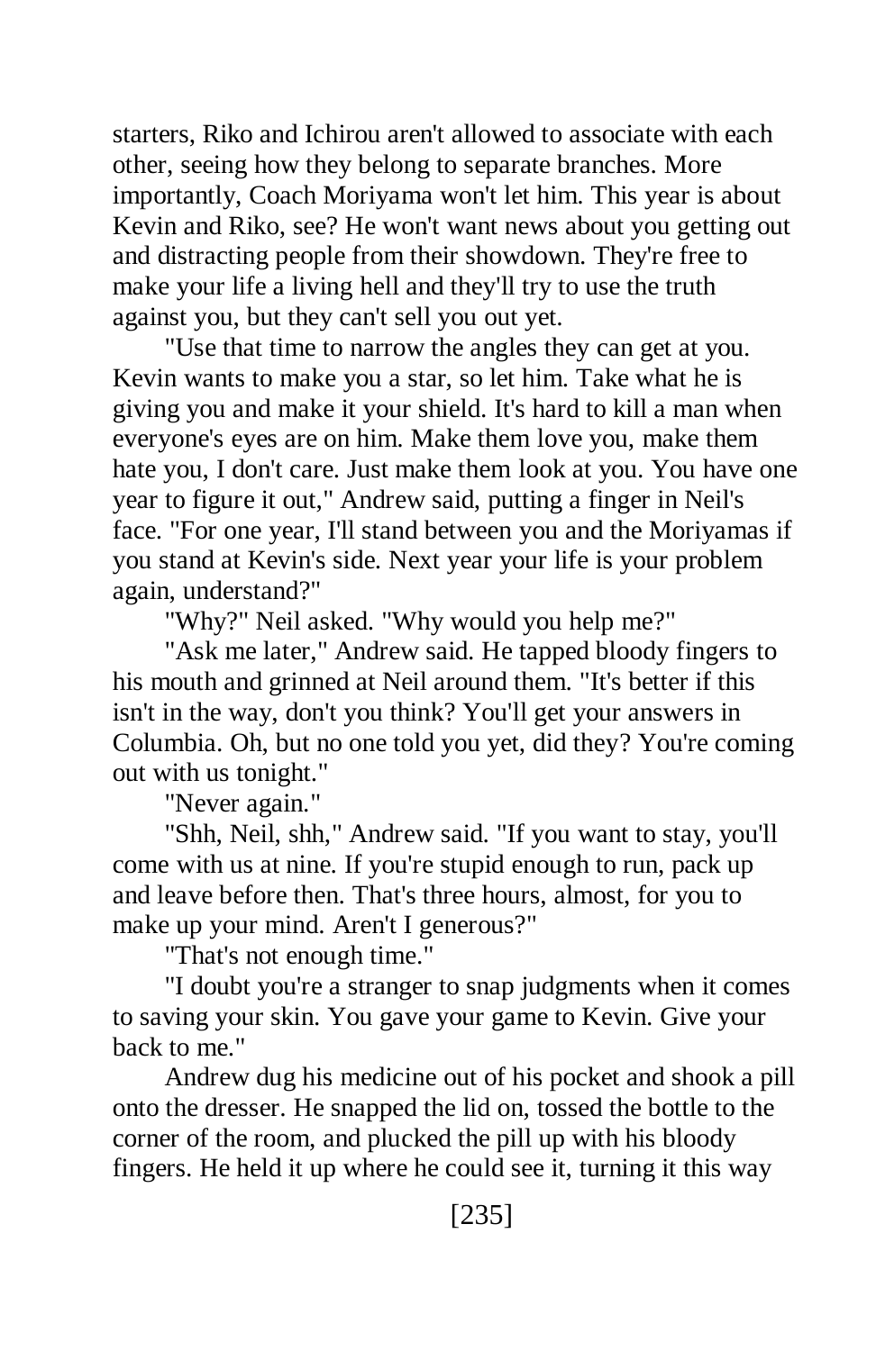starters, Riko and Ichirou aren't allowed to associate with each other, seeing how they belong to separate branches. More importantly, Coach Moriyama won't let him. This year is about Kevin and Riko, see? He won't want news about you getting out and distracting people from their showdown. They're free to make your life a living hell and they'll try to use the truth against you, but they can't sell you out yet.

"Use that time to narrow the angles they can get at you. Kevin wants to make you a star, so let him. Take what he is giving you and make it your shield. It's hard to kill a man when everyone's eyes are on him. Make them love you, make them hate you, I don't care. Just make them look at you. You have one year to figure it out," Andrew said, putting a finger in Neil's face. "For one year, I'll stand between you and the Moriyamas if you stand at Kevin's side. Next year your life is your problem again, understand?"

"Why?" Neil asked. "Why would you help me?"

"Ask me later," Andrew said. He tapped bloody fingers to his mouth and grinned at Neil around them. "It's better if this isn't in the way, don't you think? You'll get your answers in Columbia. Oh, but no one told you yet, did they? You're coming out with us tonight."

"Never again."

"Shh, Neil, shh," Andrew said. "If you want to stay, you'll come with us at nine. If you're stupid enough to run, pack up and leave before then. That's three hours, almost, for you to make up your mind. Aren't I generous?"

"That's not enough time."

"I doubt you're a stranger to snap judgments when it comes to saving your skin. You gave your game to Kevin. Give your back to me."

Andrew dug his medicine out of his pocket and shook a pill onto the dresser. He snapped the lid on, tossed the bottle to the corner of the room, and plucked the pill up with his bloody fingers. He held it up where he could see it, turning it this way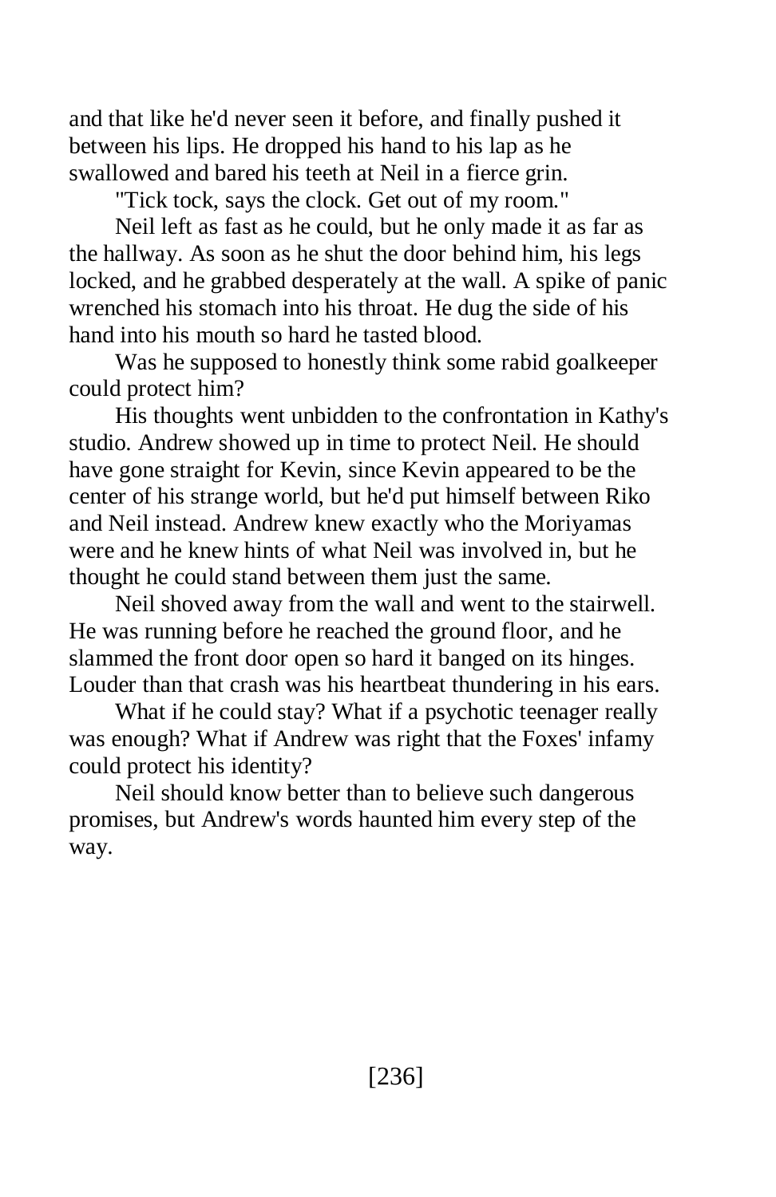and that like he'd never seen it before, and finally pushed it between his lips. He dropped his hand to his lap as he swallowed and bared his teeth at Neil in a fierce grin.

"Tick tock, says the clock. Get out of my room."

Neil left as fast as he could, but he only made it as far as the hallway. As soon as he shut the door behind him, his legs locked, and he grabbed desperately at the wall. A spike of panic wrenched his stomach into his throat. He dug the side of his hand into his mouth so hard he tasted blood.

Was he supposed to honestly think some rabid goalkeeper could protect him?

His thoughts went unbidden to the confrontation in Kathy's studio. Andrew showed up in time to protect Neil. He should have gone straight for Kevin, since Kevin appeared to be the center of his strange world, but he'd put himself between Riko and Neil instead. Andrew knew exactly who the Moriyamas were and he knew hints of what Neil was involved in, but he thought he could stand between them just the same.

Neil shoved away from the wall and went to the stairwell. He was running before he reached the ground floor, and he slammed the front door open so hard it banged on its hinges. Louder than that crash was his heartbeat thundering in his ears.

What if he could stay? What if a psychotic teenager really was enough? What if Andrew was right that the Foxes' infamy could protect his identity?

Neil should know better than to believe such dangerous promises, but Andrew's words haunted him every step of the way.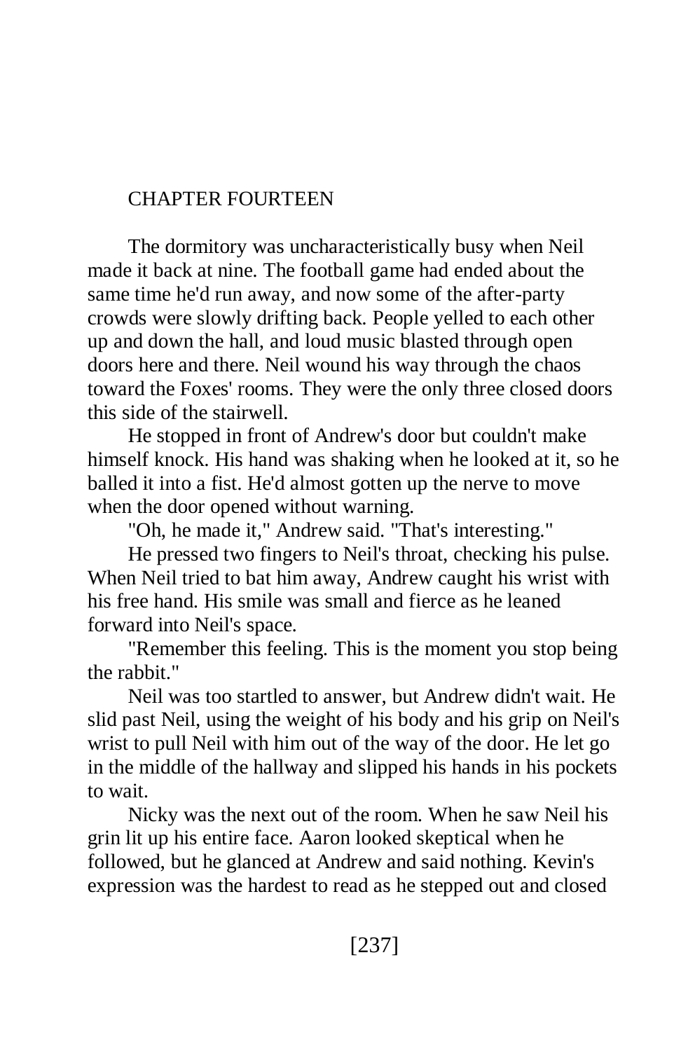# CHAPTER FOURTEEN

The dormitory was uncharacteristically busy when Neil made it back at nine. The football game had ended about the same time he'd run away, and now some of the after-party crowds were slowly drifting back. People yelled to each other up and down the hall, and loud music blasted through open doors here and there. Neil wound his way through the chaos toward the Foxes' rooms. They were the only three closed doors this side of the stairwell.

He stopped in front of Andrew's door but couldn't make himself knock. His hand was shaking when he looked at it, so he balled it into a fist. He'd almost gotten up the nerve to move when the door opened without warning.

"Oh, he made it," Andrew said. "That's interesting."

He pressed two fingers to Neil's throat, checking his pulse. When Neil tried to bat him away, Andrew caught his wrist with his free hand. His smile was small and fierce as he leaned forward into Neil's space.

"Remember this feeling. This is the moment you stop being the rabbit."

Neil was too startled to answer, but Andrew didn't wait. He slid past Neil, using the weight of his body and his grip on Neil's wrist to pull Neil with him out of the way of the door. He let go in the middle of the hallway and slipped his hands in his pockets to wait.

Nicky was the next out of the room. When he saw Neil his grin lit up his entire face. Aaron looked skeptical when he followed, but he glanced at Andrew and said nothing. Kevin's expression was the hardest to read as he stepped out and closed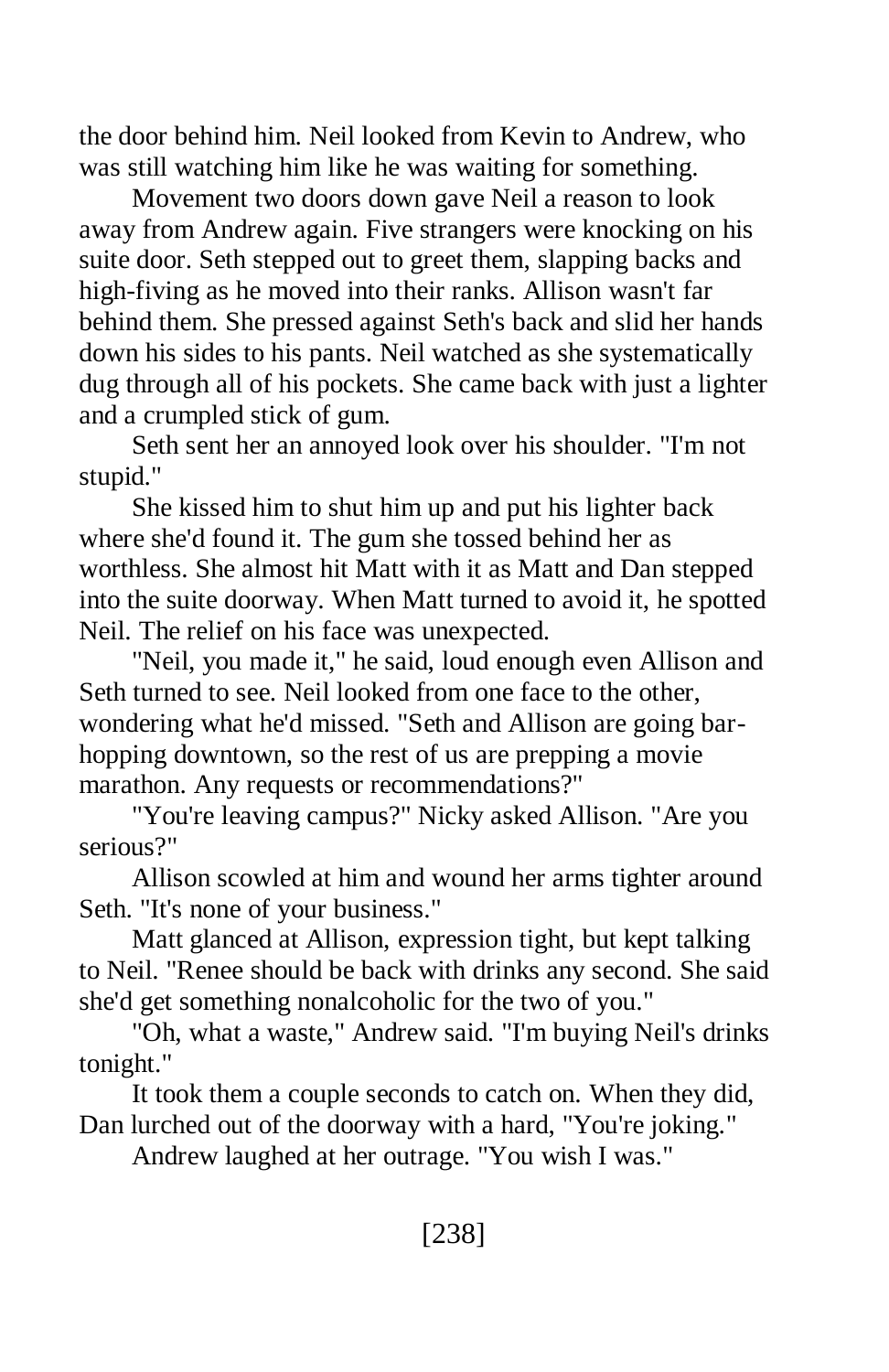the door behind him. Neil looked from Kevin to Andrew, who was still watching him like he was waiting for something.

Movement two doors down gave Neil a reason to look away from Andrew again. Five strangers were knocking on his suite door. Seth stepped out to greet them, slapping backs and high-fiving as he moved into their ranks. Allison wasn't far behind them. She pressed against Seth's back and slid her hands down his sides to his pants. Neil watched as she systematically dug through all of his pockets. She came back with just a lighter and a crumpled stick of gum.

Seth sent her an annoyed look over his shoulder. "I'm not stupid."

She kissed him to shut him up and put his lighter back where she'd found it. The gum she tossed behind her as worthless. She almost hit Matt with it as Matt and Dan stepped into the suite doorway. When Matt turned to avoid it, he spotted Neil. The relief on his face was unexpected.

"Neil, you made it," he said, loud enough even Allison and Seth turned to see. Neil looked from one face to the other, wondering what he'd missed. "Seth and Allison are going bar-hopping downtown, so the rest of us are prepping a movie marathon. Any requests or recommendations?"

"You're leaving campus?" Nicky asked Allison. "Are you serious?"

Allison scowled at him and wound her arms tighter around Seth. "It's none of your business."

Matt glanced at Allison, expression tight, but kept talking to Neil. "Renee should be back with drinks any second. She said she'd get something nonalcoholic for the two of you."

"Oh, what a waste," Andrew said. "I'm buying Neil's drinks tonight."

It took them a couple seconds to catch on. When they did, Dan lurched out of the doorway with a hard, "You're joking."

Andrew laughed at her outrage. "You wish I was."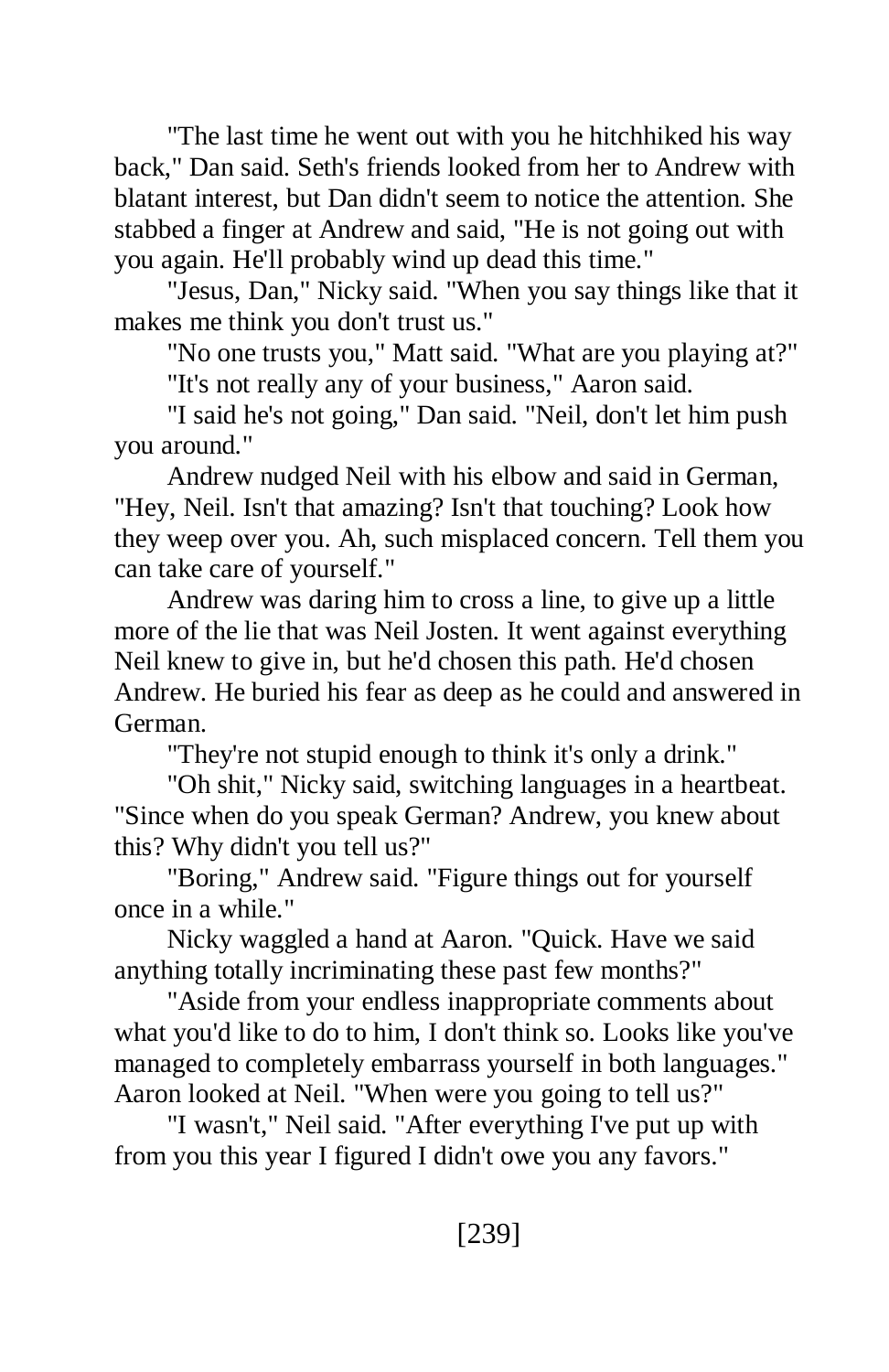"The last time he went out with you he hitchhiked his way back," Dan said. Seth's friends looked from her to Andrew with blatant interest, but Dan didn't seem to notice the attention. She stabbed a finger at Andrew and said, "He is not going out with you again. He'll probably wind up dead this time."

"Jesus, Dan," Nicky said. "When you say things like that it makes me think you don't trust us."

"No one trusts you," Matt said. "What are you playing at?"

"It's not really any of your business," Aaron said.

"I said he's not going," Dan said. "Neil, don't let him push you around."

Andrew nudged Neil with his elbow and said in German, "Hey, Neil. Isn't that amazing? Isn't that touching? Look how they weep over you. Ah, such misplaced concern. Tell them you can take care of yourself."

Andrew was daring him to cross a line, to give up a little more of the lie that was Neil Josten. It went against everything Neil knew to give in, but he'd chosen this path. He'd chosen Andrew. He buried his fear as deep as he could and answered in German.

"They're not stupid enough to think it's only a drink."

"Oh shit," Nicky said, switching languages in a heartbeat. "Since when do you speak German? Andrew, you knew about this? Why didn't you tell us?"

"Boring," Andrew said. "Figure things out for yourself once in a while."

Nicky waggled a hand at Aaron. "Quick. Have we said anything totally incriminating these past few months?"

"Aside from your endless inappropriate comments about what you'd like to do to him, I don't think so. Looks like you've managed to completely embarrass yourself in both languages." Aaron looked at Neil. "When were you going to tell us?"

"I wasn't," Neil said. "After everything I've put up with from you this year I figured I didn't owe you any favors."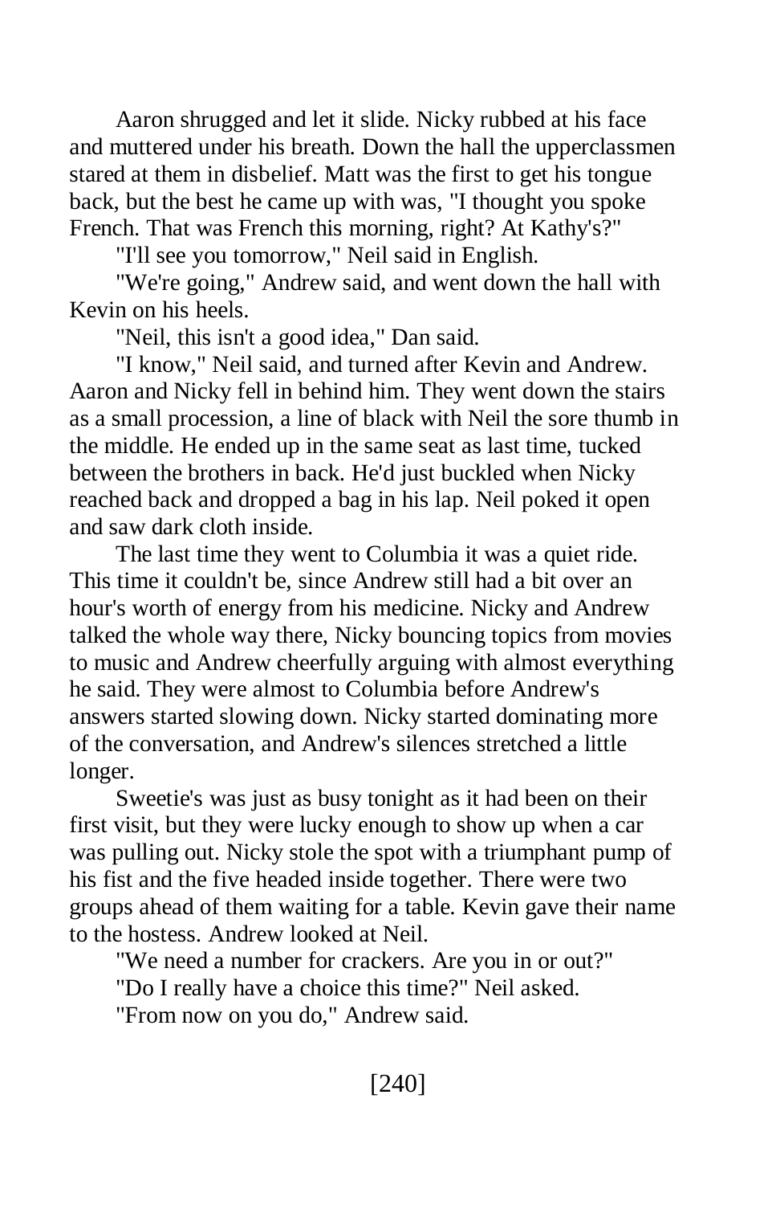Aaron shrugged and let it slide. Nicky rubbed at his face and muttered under his breath. Down the hall the upperclassmen stared at them in disbelief. Matt was the first to get his tongue back, but the best he came up with was, "I thought you spoke French. That was French this morning, right? At Kathy's?"

"I'll see you tomorrow," Neil said in English.

"We're going," Andrew said, and went down the hall with Kevin on his heels.

"Neil, this isn't a good idea," Dan said.

"I know," Neil said, and turned after Kevin and Andrew. Aaron and Nicky fell in behind him. They went down the stairs as a small procession, a line of black with Neil the sore thumb in the middle. He ended up in the same seat as last time, tucked between the brothers in back. He'd just buckled when Nicky reached back and dropped a bag in his lap. Neil poked it open and saw dark cloth inside.

The last time they went to Columbia it was a quiet ride. This time it couldn't be, since Andrew still had a bit over an hour's worth of energy from his medicine. Nicky and Andrew talked the whole way there, Nicky bouncing topics from movies to music and Andrew cheerfully arguing with almost everything he said. They were almost to Columbia before Andrew's answers started slowing down. Nicky started dominating more of the conversation, and Andrew's silences stretched a little longer.

Sweetie's was just as busy tonight as it had been on their first visit, but they were lucky enough to show up when a car was pulling out. Nicky stole the spot with a triumphant pump of his fist and the five headed inside together. There were two groups ahead of them waiting for a table. Kevin gave their name to the hostess. Andrew looked at Neil.

"We need a number for crackers. Are you in or out?"

"Do I really have a choice this time?" Neil asked.

"From now on you do," Andrew said.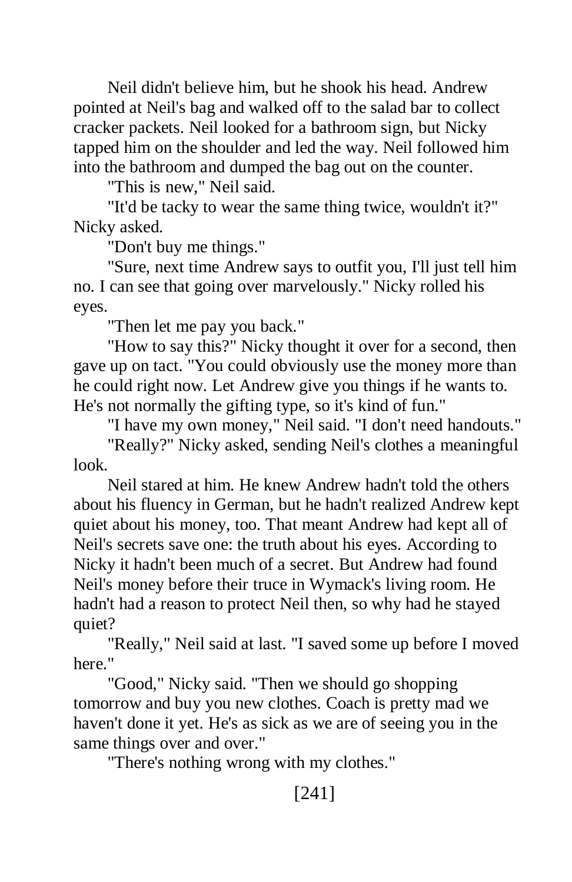Neil didn't believe him, but he shook his head. Andrew pointed at Neil's bag and walked off to the salad bar to collect cracker packets. Neil looked for a bathroom sign, but Nicky tapped him on the shoulder and led the way. Neil followed him into the bathroom and dumped the bag out on the counter.

"This is new," Neil said.

"It'd be tacky to wear the same thing twice, wouldn't it?" Nicky asked.

"Don't buy me things."

"Sure, next time Andrew says to outfit you, I'll just tell him no. I can see that going over marvelously." Nicky rolled his eyes.

"Then let me pay you back."

"How to say this?" Nicky thought it over for a second, then gave up on tact. "You could obviously use the money more than he could right now. Let Andrew give you things if he wants to. He's not normally the gifting type, so it's kind of fun."

"I have my own money," Neil said. "I don't need handouts."

"Really?" Nicky asked, sending Neil's clothes a meaningful look.

Neil stared at him. He knew Andrew hadn't told the others about his fluency in German, but he hadn't realized Andrew kept quiet about his money, too. That meant Andrew had kept all of Neil's secrets save one: the truth about his eyes. According to Nicky it hadn't been much of a secret. But Andrew had found Neil's money before their truce in Wymack's living room. He hadn't had a reason to protect Neil then, so why had he stayed quiet?

"Really," Neil said at last. "I saved some up before I moved here."

"Good," Nicky said. "Then we should go shopping tomorrow and buy you new clothes. Coach is pretty mad we haven't done it yet. He's as sick as we are of seeing you in the same things over and over."

"There's nothing wrong with my clothes."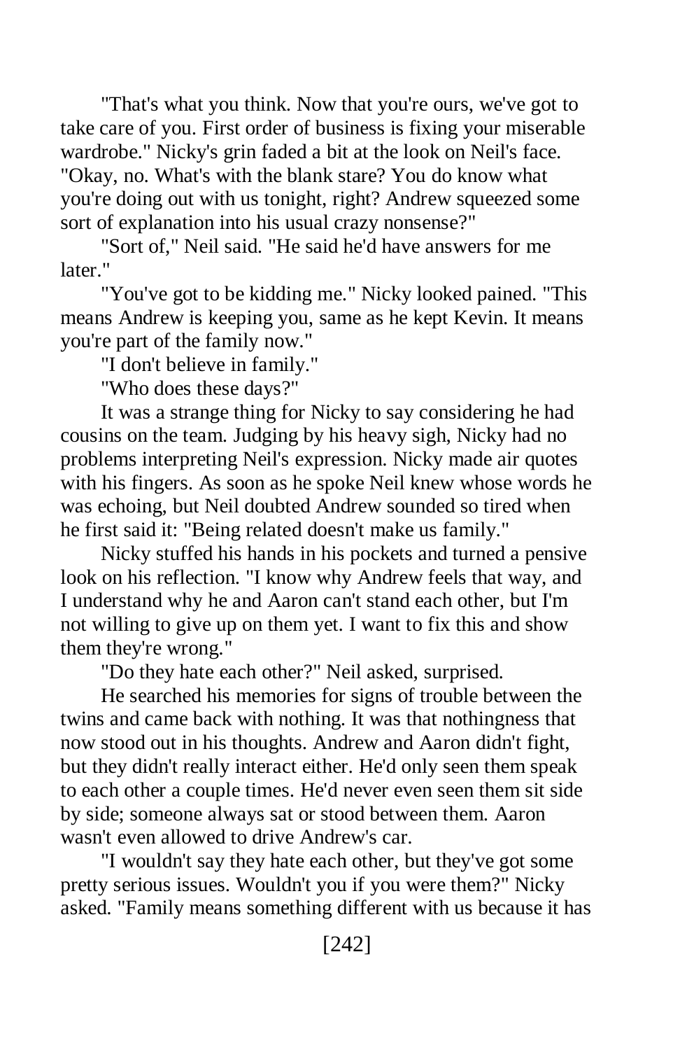"That's what you think. Now that you're ours, we've got to take care of you. First order of business is fixing your miserable wardrobe." Nicky's grin faded a bit at the look on Neil's face. "Okay, no. What's with the blank stare? You do know what you're doing out with us tonight, right? Andrew squeezed some sort of explanation into his usual crazy nonsense?"

"Sort of," Neil said. "He said he'd have answers for me later."

"You've got to be kidding me." Nicky looked pained. "This means Andrew is keeping you, same as he kept Kevin. It means you're part of the family now."

"I don't believe in family."

"Who does these days?"

It was a strange thing for Nicky to say considering he had cousins on the team. Judging by his heavy sigh, Nicky had no problems interpreting Neil's expression. Nicky made air quotes with his fingers. As soon as he spoke Neil knew whose words he was echoing, but Neil doubted Andrew sounded so tired when he first said it: "Being related doesn't make us family."

Nicky stuffed his hands in his pockets and turned a pensive look on his reflection. "I know why Andrew feels that way, and I understand why he and Aaron can't stand each other, but I'm not willing to give up on them yet. I want to fix this and show them they're wrong."

"Do they hate each other?" Neil asked, surprised.

He searched his memories for signs of trouble between the twins and came back with nothing. It was that nothingness that now stood out in his thoughts. Andrew and Aaron didn't fight, but they didn't really interact either. He'd only seen them speak to each other a couple times. He'd never even seen them sit side by side; someone always sat or stood between them. Aaron wasn't even allowed to drive Andrew's car.

"I wouldn't say they hate each other, but they've got some pretty serious issues. Wouldn't you if you were them?" Nicky asked. "Family means something different with us because it has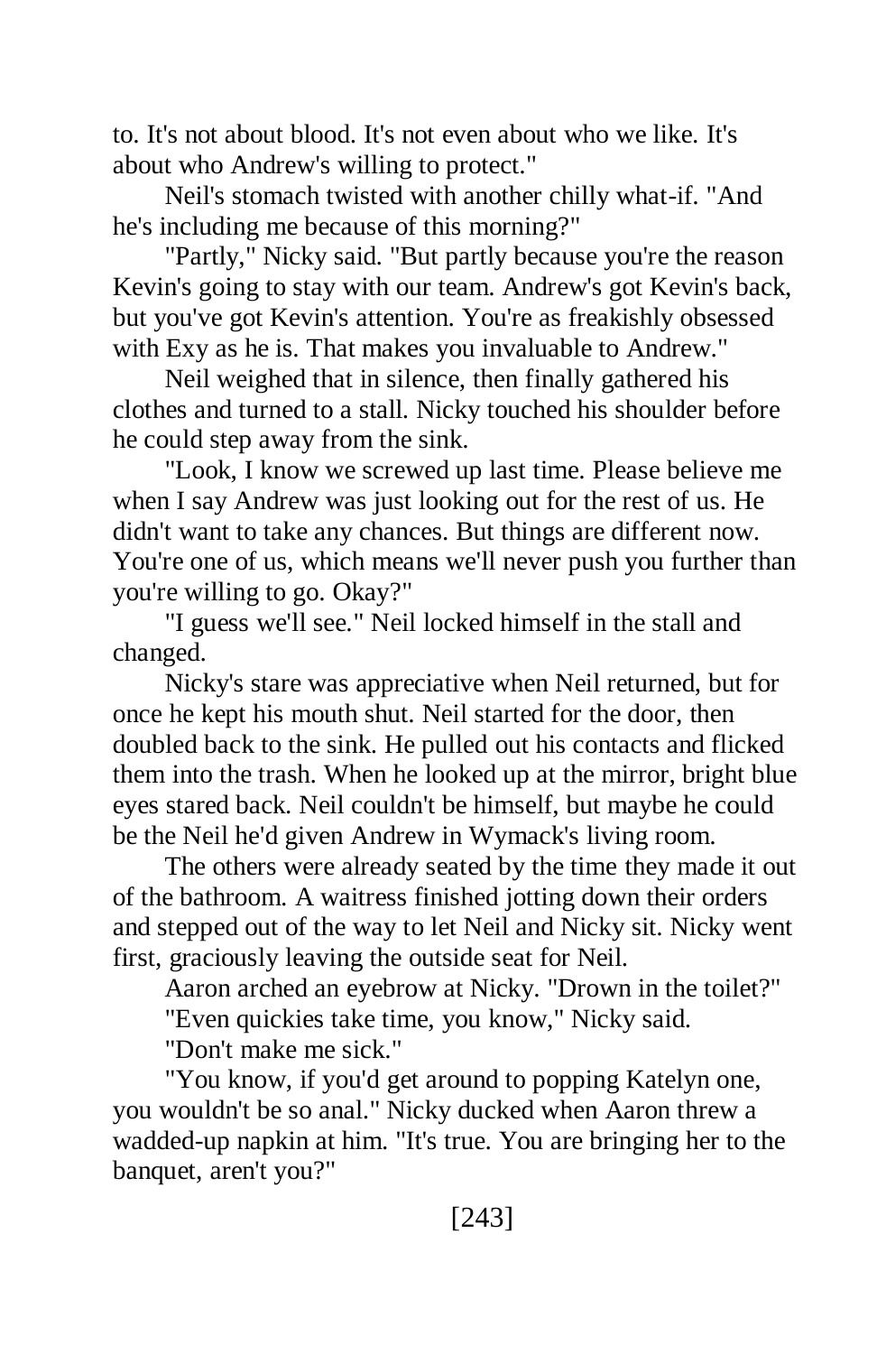to. It's not about blood. It's not even about who we like. It's about who Andrew's willing to protect."

Neil's stomach twisted with another chilly what-if. "And he's including me because of this morning?"

"Partly," Nicky said. "But partly because you're the reason Kevin's going to stay with our team. Andrew's got Kevin's back, but you've got Kevin's attention. You're as freakishly obsessed with Exy as he is. That makes you invaluable to Andrew."

Neil weighed that in silence, then finally gathered his clothes and turned to a stall. Nicky touched his shoulder before he could step away from the sink.

"Look, I know we screwed up last time. Please believe me when I say Andrew was just looking out for the rest of us. He didn't want to take any chances. But things are different now. You're one of us, which means we'll never push you further than you're willing to go. Okay?"

"I guess we'll see." Neil locked himself in the stall and changed.

Nicky's stare was appreciative when Neil returned, but for once he kept his mouth shut. Neil started for the door, then doubled back to the sink. He pulled out his contacts and flicked them into the trash. When he looked up at the mirror, bright blue eyes stared back. Neil couldn't be himself, but maybe he could be the Neil he'd given Andrew in Wymack's living room.

The others were already seated by the time they made it out of the bathroom. A waitress finished jotting down their orders and stepped out of the way to let Neil and Nicky sit. Nicky went first, graciously leaving the outside seat for Neil.

Aaron arched an eyebrow at Nicky. "Drown in the toilet?"

"Even quickies take time, you know," Nicky said.

"Don't make me sick."

"You know, if you'd get around to popping Katelyn one, you wouldn't be so anal." Nicky ducked when Aaron threw a wadded-up napkin at him. "It's true. You are bringing her to the banquet, aren't you?"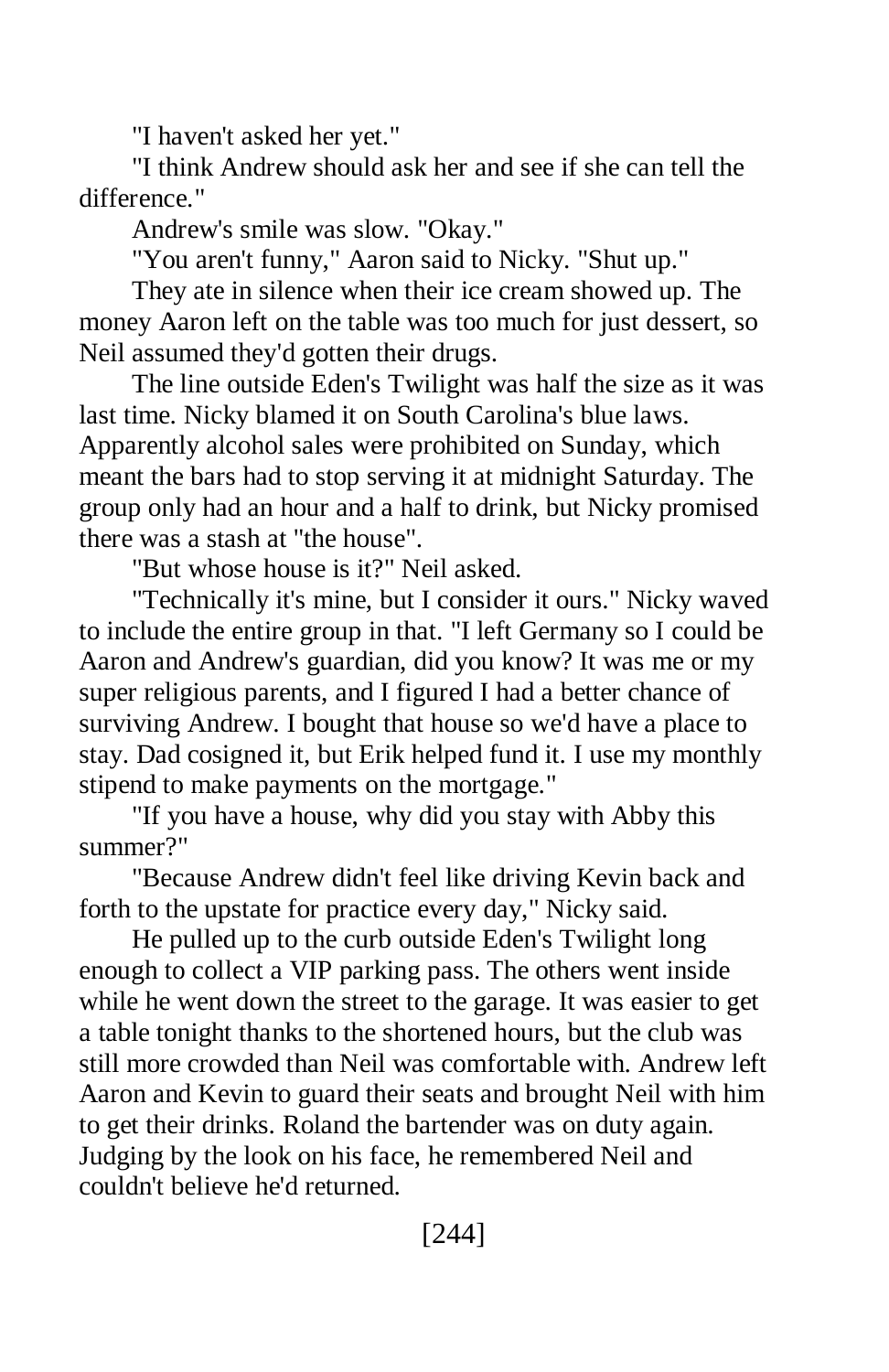"I haven't asked her yet."

"I think Andrew should ask her and see if she can tell the difference."

Andrew's smile was slow. "Okay."

"You aren't funny," Aaron said to Nicky. "Shut up."

They ate in silence when their ice cream showed up. The money Aaron left on the table was too much for just dessert, so Neil assumed they'd gotten their drugs.

The line outside Eden's Twilight was half the size as it was last time. Nicky blamed it on South Carolina's blue laws. Apparently alcohol sales were prohibited on Sunday, which meant the bars had to stop serving it at midnight Saturday. The group only had an hour and a half to drink, but Nicky promised there was a stash at "the house".

"But whose house is it?" Neil asked.

"Technically it's mine, but I consider it ours." Nicky waved to include the entire group in that. "I left Germany so I could be Aaron and Andrew's guardian, did you know? It was me or my super religious parents, and I figured I had a better chance of surviving Andrew. I bought that house so we'd have a place to stay. Dad cosigned it, but Erik helped fund it. I use my monthly stipend to make payments on the mortgage."

"If you have a house, why did you stay with Abby this summer?"

"Because Andrew didn't feel like driving Kevin back and forth to the upstate for practice every day," Nicky said.

He pulled up to the curb outside Eden's Twilight long enough to collect a VIP parking pass. The others went inside while he went down the street to the garage. It was easier to get a table tonight thanks to the shortened hours, but the club was still more crowded than Neil was comfortable with. Andrew left Aaron and Kevin to guard their seats and brought Neil with him to get their drinks. Roland the bartender was on duty again. Judging by the look on his face, he remembered Neil and couldn't believe he'd returned.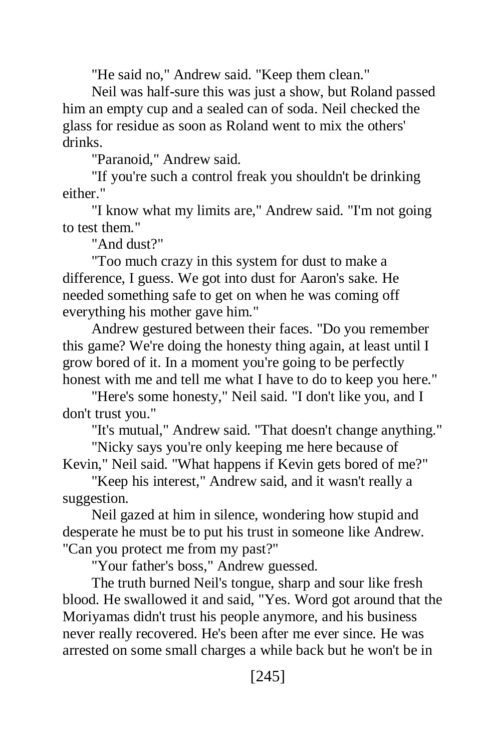"He said no," Andrew said. "Keep them clean."

Neil was half-sure this was just a show, but Roland passed him an empty cup and a sealed can of soda. Neil checked the glass for residue as soon as Roland went to mix the others' drinks.

"Paranoid," Andrew said.

"If you're such a control freak you shouldn't be drinking either."

"I know what my limits are," Andrew said. "I'm not going to test them."

"And dust?"

"Too much crazy in this system for dust to make a difference, I guess. We got into dust for Aaron's sake. He needed something safe to get on when he was coming off everything his mother gave him."

Andrew gestured between their faces. "Do you remember this game? We're doing the honesty thing again, at least until I grow bored of it. In a moment you're going to be perfectly honest with me and tell me what I have to do to keep you here."

"Here's some honesty," Neil said. "I don't like you, and I don't trust you."

"It's mutual," Andrew said. "That doesn't change anything."

"Nicky says you're only keeping me here because of Kevin," Neil said. "What happens if Kevin gets bored of me?"

"Keep his interest," Andrew said, and it wasn't really a suggestion.

Neil gazed at him in silence, wondering how stupid and desperate he must be to put his trust in someone like Andrew. "Can you protect me from my past?"

"Your father's boss," Andrew guessed.

The truth burned Neil's tongue, sharp and sour like fresh blood. He swallowed it and said, "Yes. Word got around that the Moriyamas didn't trust his people anymore, and his business never really recovered. He's been after me ever since. He was arrested on some small charges a while back but he won't be in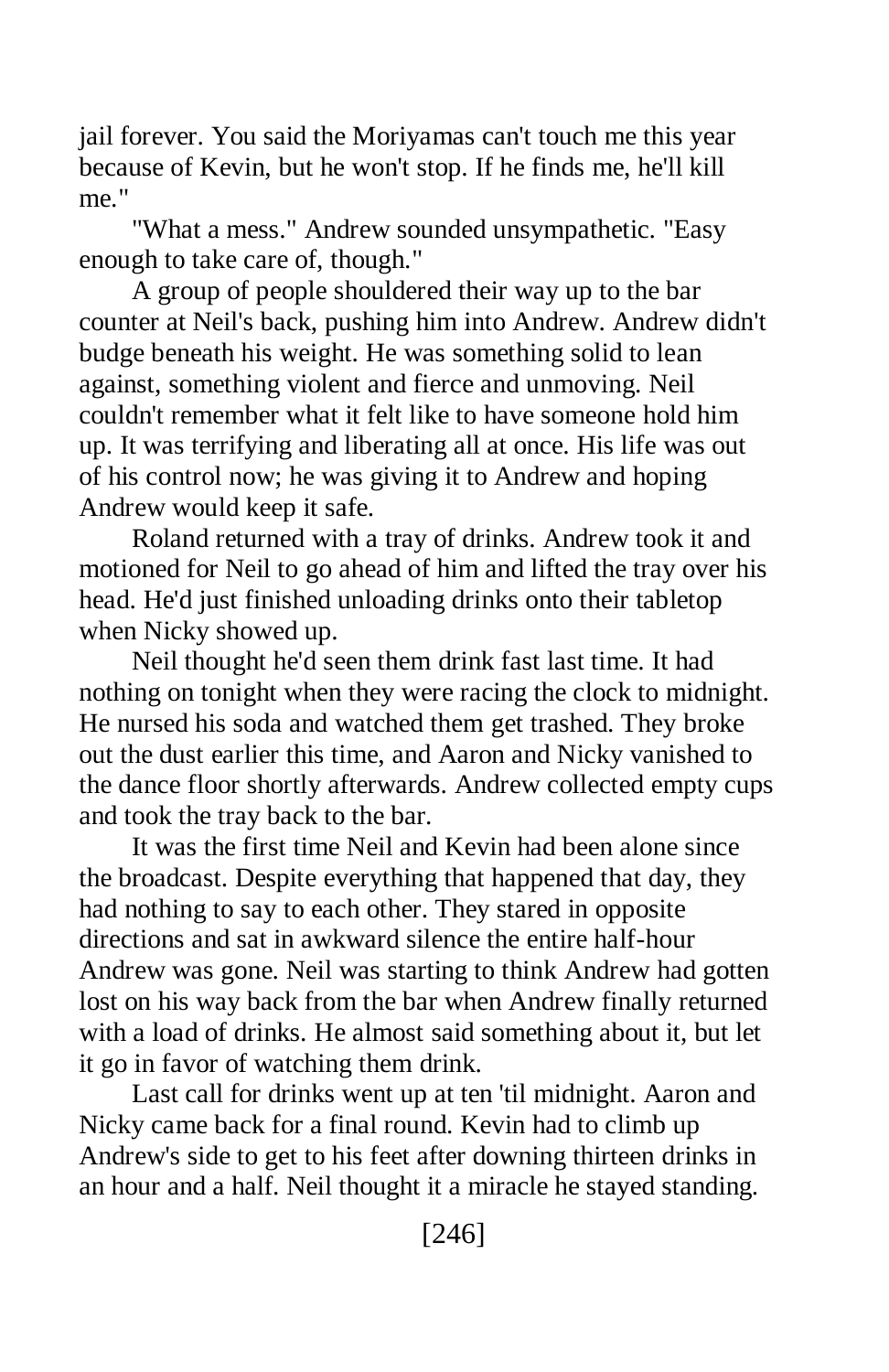jail forever. You said the Moriyamas can't touch me this year because of Kevin, but he won't stop. If he finds me, he'll kill me."

"What a mess." Andrew sounded unsympathetic. "Easy enough to take care of, though."

A group of people shouldered their way up to the bar counter at Neil's back, pushing him into Andrew. Andrew didn't budge beneath his weight. He was something solid to lean against, something violent and fierce and unmoving. Neil couldn't remember what it felt like to have someone hold him up. It was terrifying and liberating all at once. His life was out of his control now; he was giving it to Andrew and hoping Andrew would keep it safe.

Roland returned with a tray of drinks. Andrew took it and motioned for Neil to go ahead of him and lifted the tray over his head. He'd just finished unloading drinks onto their tabletop when Nicky showed up.

Neil thought he'd seen them drink fast last time. It had nothing on tonight when they were racing the clock to midnight. He nursed his soda and watched them get trashed. They broke out the dust earlier this time, and Aaron and Nicky vanished to the dance floor shortly afterwards. Andrew collected empty cups and took the tray back to the bar.

It was the first time Neil and Kevin had been alone since the broadcast. Despite everything that happened that day, they had nothing to say to each other. They stared in opposite directions and sat in awkward silence the entire half-hour Andrew was gone. Neil was starting to think Andrew had gotten lost on his way back from the bar when Andrew finally returned with a load of drinks. He almost said something about it, but let it go in favor of watching them drink.

Last call for drinks went up at ten 'til midnight. Aaron and Nicky came back for a final round. Kevin had to climb up Andrew's side to get to his feet after downing thirteen drinks in an hour and a half. Neil thought it a miracle he stayed standing.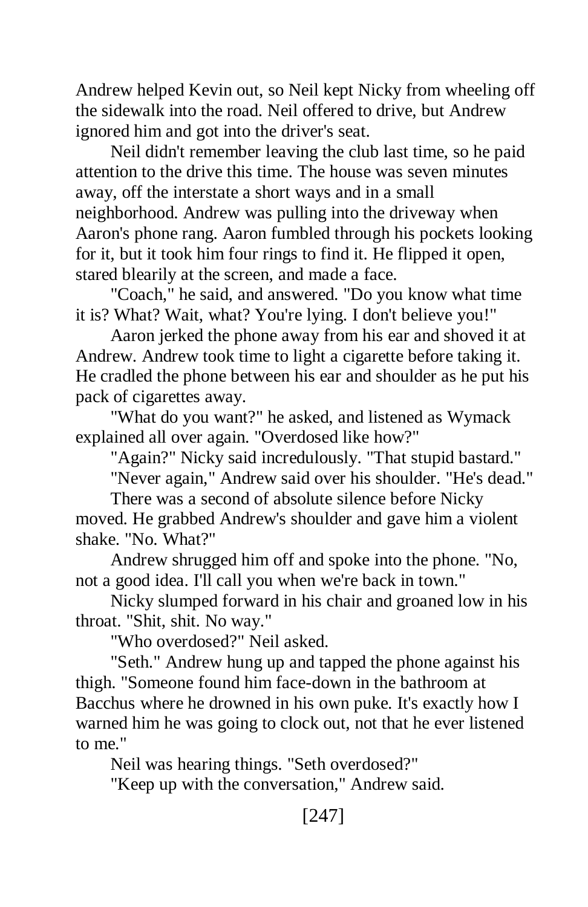Andrew helped Kevin out, so Neil kept Nicky from wheeling off the sidewalk into the road. Neil offered to drive, but Andrew ignored him and got into the driver's seat.

Neil didn't remember leaving the club last time, so he paid attention to the drive this time. The house was seven minutes away, off the interstate a short ways and in a small neighborhood. Andrew was pulling into the driveway when Aaron's phone rang. Aaron fumbled through his pockets looking for it, but it took him four rings to find it. He flipped it open, stared blearily at the screen, and made a face.

"Coach," he said, and answered. "Do you know what time it is? What? Wait, what? You're lying. I don't believe you!"

Aaron jerked the phone away from his ear and shoved it at Andrew. Andrew took time to light a cigarette before taking it. He cradled the phone between his ear and shoulder as he put his pack of cigarettes away.

"What do you want?" he asked, and listened as Wymack explained all over again. "Overdosed like how?"

"Again?" Nicky said incredulously. "That stupid bastard."

"Never again," Andrew said over his shoulder. "He's dead."

There was a second of absolute silence before Nicky moved. He grabbed Andrew's shoulder and gave him a violent shake. "No. What?"

Andrew shrugged him off and spoke into the phone. "No, not a good idea. I'll call you when we're back in town."

Nicky slumped forward in his chair and groaned low in his throat. "Shit, shit. No way."

"Who overdosed?" Neil asked.

"Seth." Andrew hung up and tapped the phone against his thigh. "Someone found him face-down in the bathroom at Bacchus where he drowned in his own puke. It's exactly how I warned him he was going to clock out, not that he ever listened to me."

Neil was hearing things. "Seth overdosed?"

"Keep up with the conversation," Andrew said.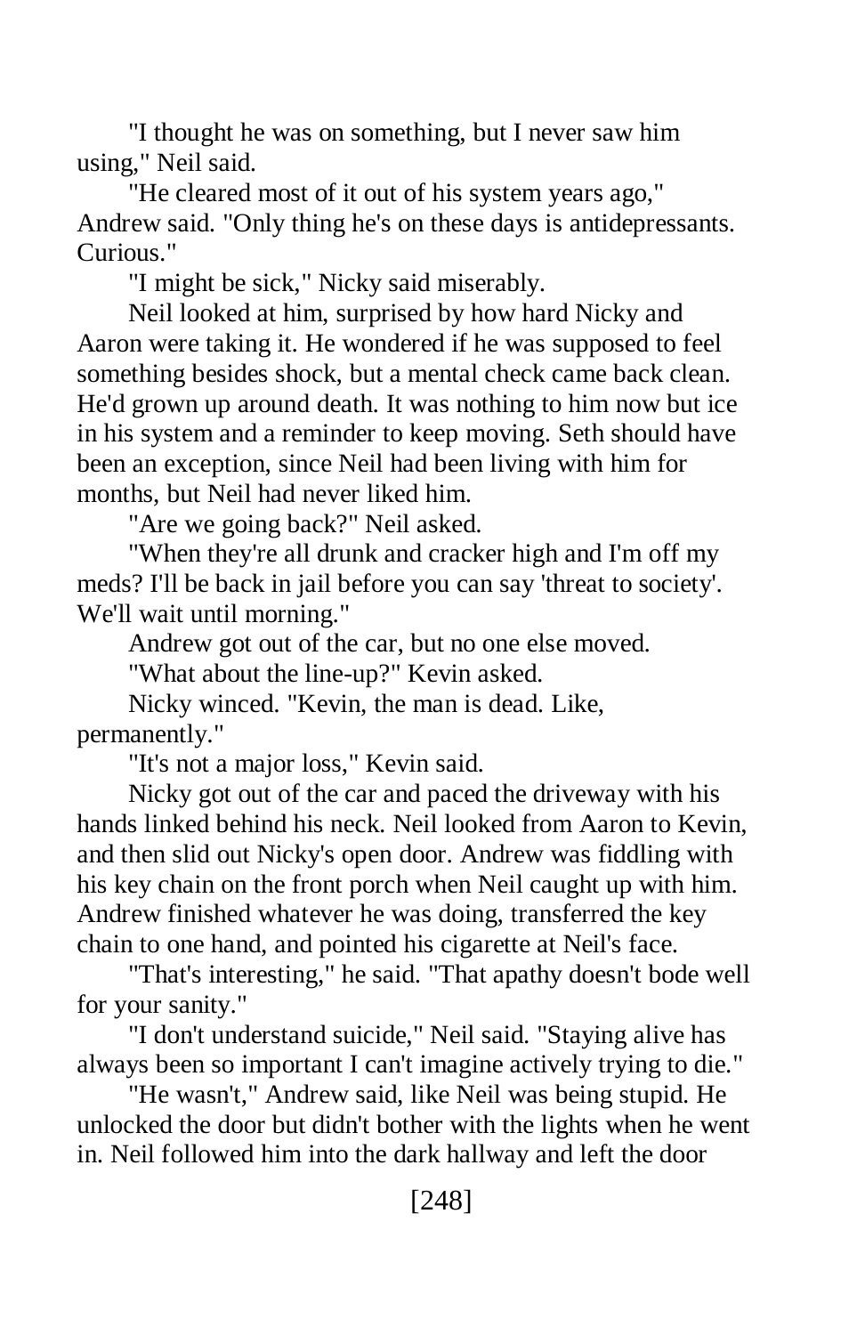"I thought he was on something, but I never saw him using," Neil said.

"He cleared most of it out of his system years ago," Andrew said. "Only thing he's on these days is antidepressants. Curious."

"I might be sick," Nicky said miserably.

Neil looked at him, surprised by how hard Nicky and Aaron were taking it. He wondered if he was supposed to feel something besides shock, but a mental check came back clean. He'd grown up around death. It was nothing to him now but ice in his system and a reminder to keep moving. Seth should have been an exception, since Neil had been living with him for months, but Neil had never liked him.

"Are we going back?" Neil asked.

"When they're all drunk and cracker high and I'm off my meds? I'll be back in jail before you can say 'threat to society'. We'll wait until morning."

Andrew got out of the car, but no one else moved.

"What about the line-up?" Kevin asked.

Nicky winced. "Kevin, the man is dead. Like, permanently."

"It's not a major loss," Kevin said.

Nicky got out of the car and paced the driveway with his hands linked behind his neck. Neil looked from Aaron to Kevin, and then slid out Nicky's open door. Andrew was fiddling with his key chain on the front porch when Neil caught up with him. Andrew finished whatever he was doing, transferred the key chain to one hand, and pointed his cigarette at Neil's face.

"That's interesting," he said. "That apathy doesn't bode well for your sanity."

"I don't understand suicide," Neil said. "Staying alive has always been so important I can't imagine actively trying to die."

"He wasn't," Andrew said, like Neil was being stupid. He unlocked the door but didn't bother with the lights when he went in. Neil followed him into the dark hallway and left the door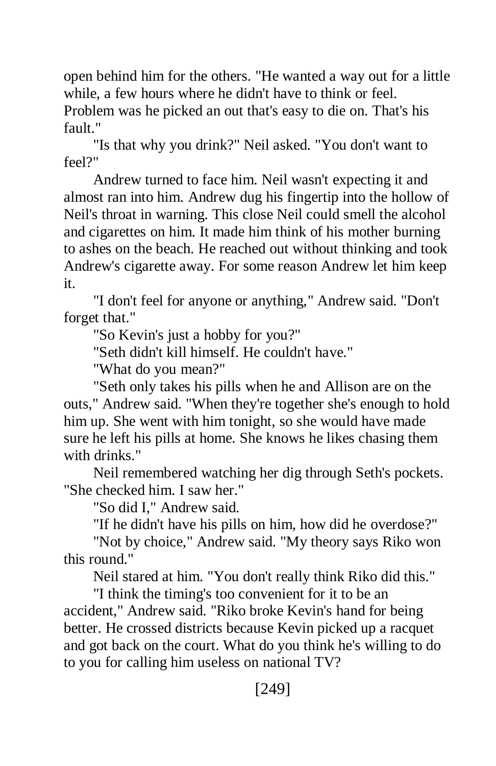open behind him for the others. "He wanted a way out for a little while, a few hours where he didn't have to think or feel. Problem was he picked an out that's easy to die on. That's his fault."

"Is that why you drink?" Neil asked. "You don't want to feel?"

Andrew turned to face him. Neil wasn't expecting it and almost ran into him. Andrew dug his fingertip into the hollow of Neil's throat in warning. This close Neil could smell the alcohol and cigarettes on him. It made him think of his mother burning to ashes on the beach. He reached out without thinking and took Andrew's cigarette away. For some reason Andrew let him keep it.

"I don't feel for anyone or anything," Andrew said. "Don't forget that."

"So Kevin's just a hobby for you?"

"Seth didn't kill himself. He couldn't have."

"What do you mean?"

"Seth only takes his pills when he and Allison are on the outs," Andrew said. "When they're together she's enough to hold him up. She went with him tonight, so she would have made sure he left his pills at home. She knows he likes chasing them with drinks."

Neil remembered watching her dig through Seth's pockets. "She checked him. I saw her."

"So did I," Andrew said.

"If he didn't have his pills on him, how did he overdose?"

"Not by choice," Andrew said. "My theory says Riko won this round."

Neil stared at him. "You don't really think Riko did this."

"I think the timing's too convenient for it to be an accident," Andrew said. "Riko broke Kevin's hand for being better. He crossed districts because Kevin picked up a racquet and got back on the court. What do you think he's willing to do to you for calling him useless on national TV?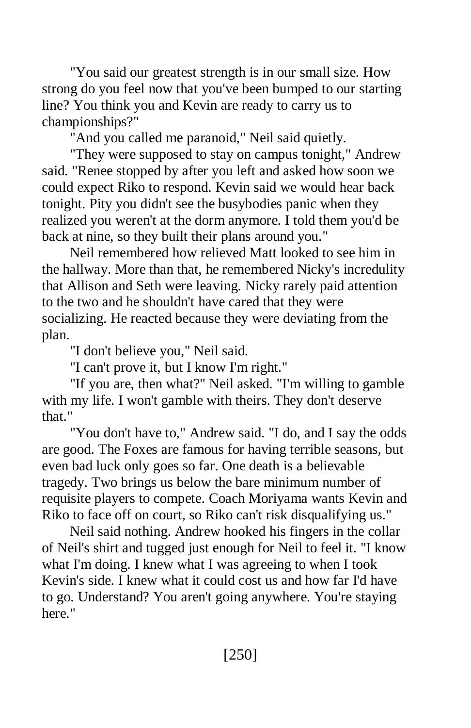"You said our greatest strength is in our small size. How strong do you feel now that you've been bumped to our starting line? You think you and Kevin are ready to carry us to championships?"

"And you called me paranoid," Neil said quietly.

"They were supposed to stay on campus tonight," Andrew said. "Renee stopped by after you left and asked how soon we could expect Riko to respond. Kevin said we would hear back tonight. Pity you didn't see the busybodies panic when they realized you weren't at the dorm anymore. I told them you'd be back at nine, so they built their plans around you."

Neil remembered how relieved Matt looked to see him in the hallway. More than that, he remembered Nicky's incredulity that Allison and Seth were leaving. Nicky rarely paid attention to the two and he shouldn't have cared that they were socializing. He reacted because they were deviating from the plan.

"I don't believe you," Neil said.

"I can't prove it, but I know I'm right."

"If you are, then what?" Neil asked. "I'm willing to gamble with my life. I won't gamble with theirs. They don't deserve that."

"You don't have to," Andrew said. "I do, and I say the odds are good. The Foxes are famous for having terrible seasons, but even bad luck only goes so far. One death is a believable tragedy. Two brings us below the bare minimum number of requisite players to compete. Coach Moriyama wants Kevin and Riko to face off on court, so Riko can't risk disqualifying us."

Neil said nothing. Andrew hooked his fingers in the collar of Neil's shirt and tugged just enough for Neil to feel it. "I know what I'm doing. I knew what I was agreeing to when I took Kevin's side. I knew what it could cost us and how far I'd have to go. Understand? You aren't going anywhere. You're staying here."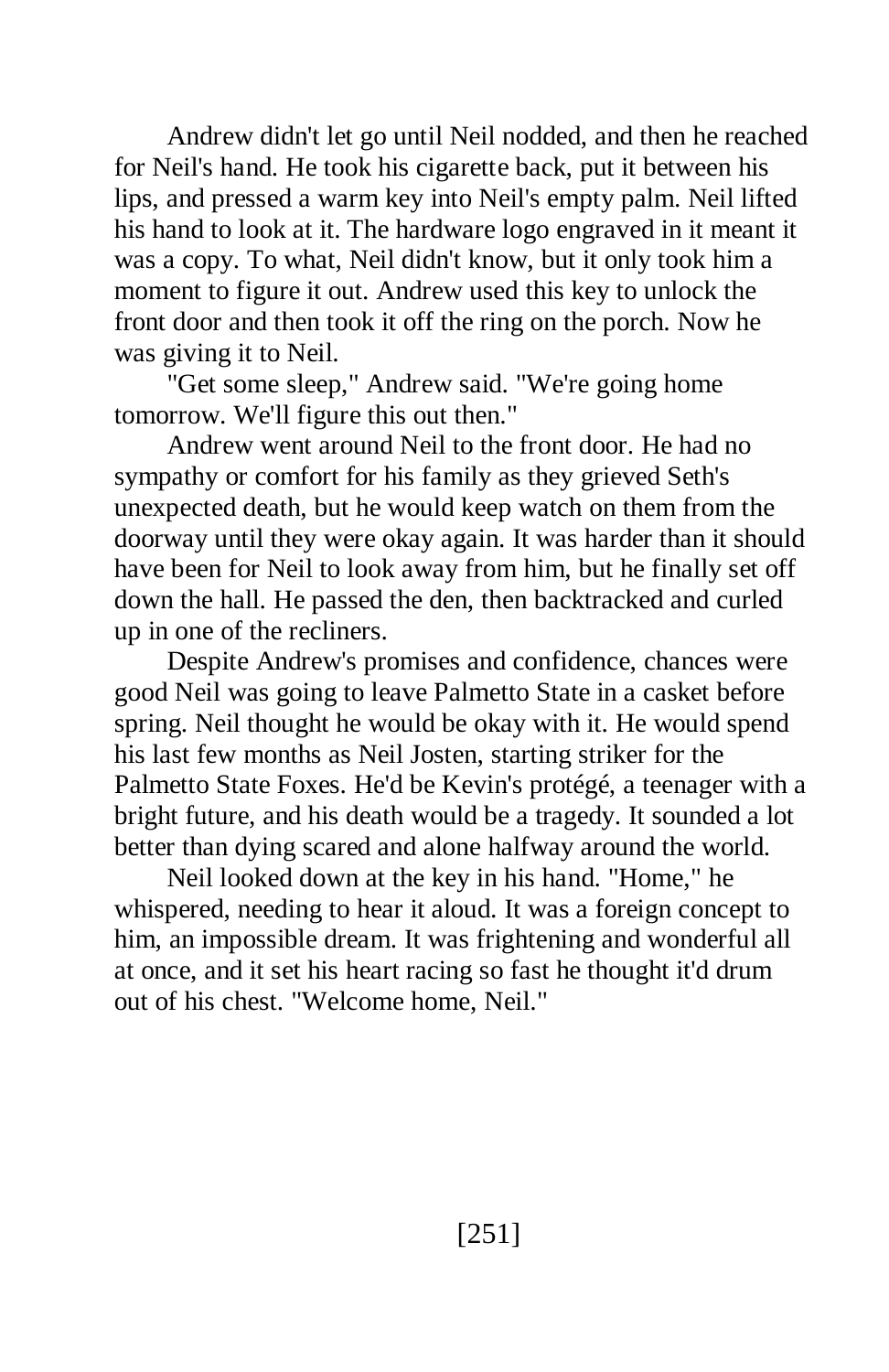Andrew didn't let go until Neil nodded, and then he reached for Neil's hand. He took his cigarette back, put it between his lips, and pressed a warm key into Neil's empty palm. Neil lifted his hand to look at it. The hardware logo engraved in it meant it was a copy. To what, Neil didn't know, but it only took him a moment to figure it out. Andrew used this key to unlock the front door and then took it off the ring on the porch. Now he was giving it to Neil.

"Get some sleep," Andrew said. "We're going home tomorrow. We'll figure this out then."

Andrew went around Neil to the front door. He had no sympathy or comfort for his family as they grieved Seth's unexpected death, but he would keep watch on them from the doorway until they were okay again. It was harder than it should have been for Neil to look away from him, but he finally set off down the hall. He passed the den, then backtracked and curled up in one of the recliners.

Despite Andrew's promises and confidence, chances were good Neil was going to leave Palmetto State in a casket before spring. Neil thought he would be okay with it. He would spend his last few months as Neil Josten, starting striker for the Palmetto State Foxes. He'd be Kevin's protégé, a teenager with a bright future, and his death would be a tragedy. It sounded a lot better than dying scared and alone halfway around the world.

Neil looked down at the key in his hand. "Home," he whispered, needing to hear it aloud. It was a foreign concept to him, an impossible dream. It was frightening and wonderful all at once, and it set his heart racing so fast he thought it'd drum out of his chest. "Welcome home, Neil."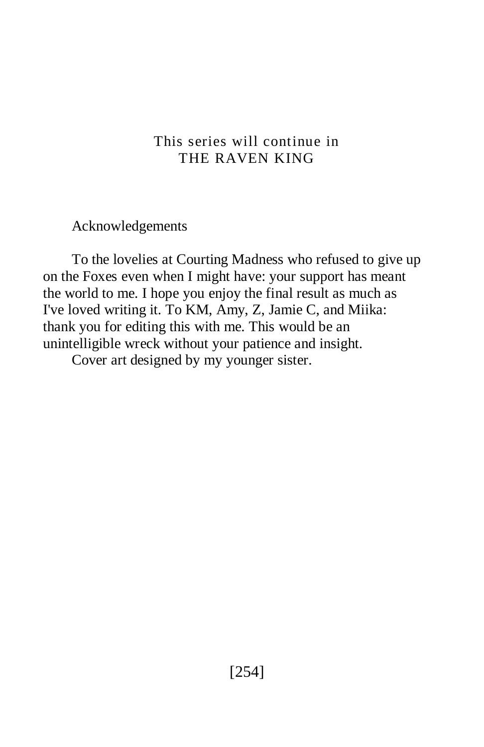This series will continue in
THE RAVEN KING

## Acknowledgements

To the lovelies at Courting Madness who refused to give up on the Foxes even when I might have: your support has meant the world to me. I hope you enjoy the final result as much as I've loved writing it. To KM, Amy, Z, Jamie C, and Miika: thank you for editing this with me. This would be an unintelligible wreck without your patience and insight.

Cover art designed by my younger sister.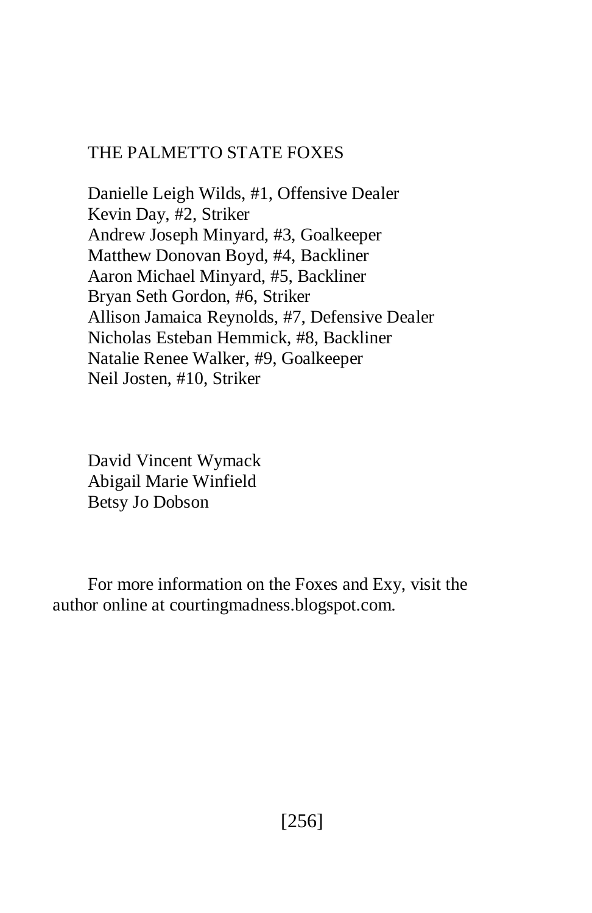THE PALMETTO STATE FOXES

Danielle Leigh Wilds, #1, Offensive Dealer
Kevin Day, #2, Striker
Andrew Joseph Minyard, #3, Goalkeeper
Matthew Donovan Boyd, #4, Backliner
Aaron Michael Minyard, #5, Backliner
Bryan Seth Gordon, #6, Striker
Allison Jamaica Reynolds, #7, Defensive Dealer
Nicholas Esteban Hemmick, #8, Backliner
Natalie Renee Walker, #9, Goalkeeper
Neil Josten, #10, Striker

David Vincent Wymack
Abigail Marie Winfield
Betsy Jo Dobson

For more information on the Foxes and Exy, visit the author online at courtingmadness.blogspot.com.